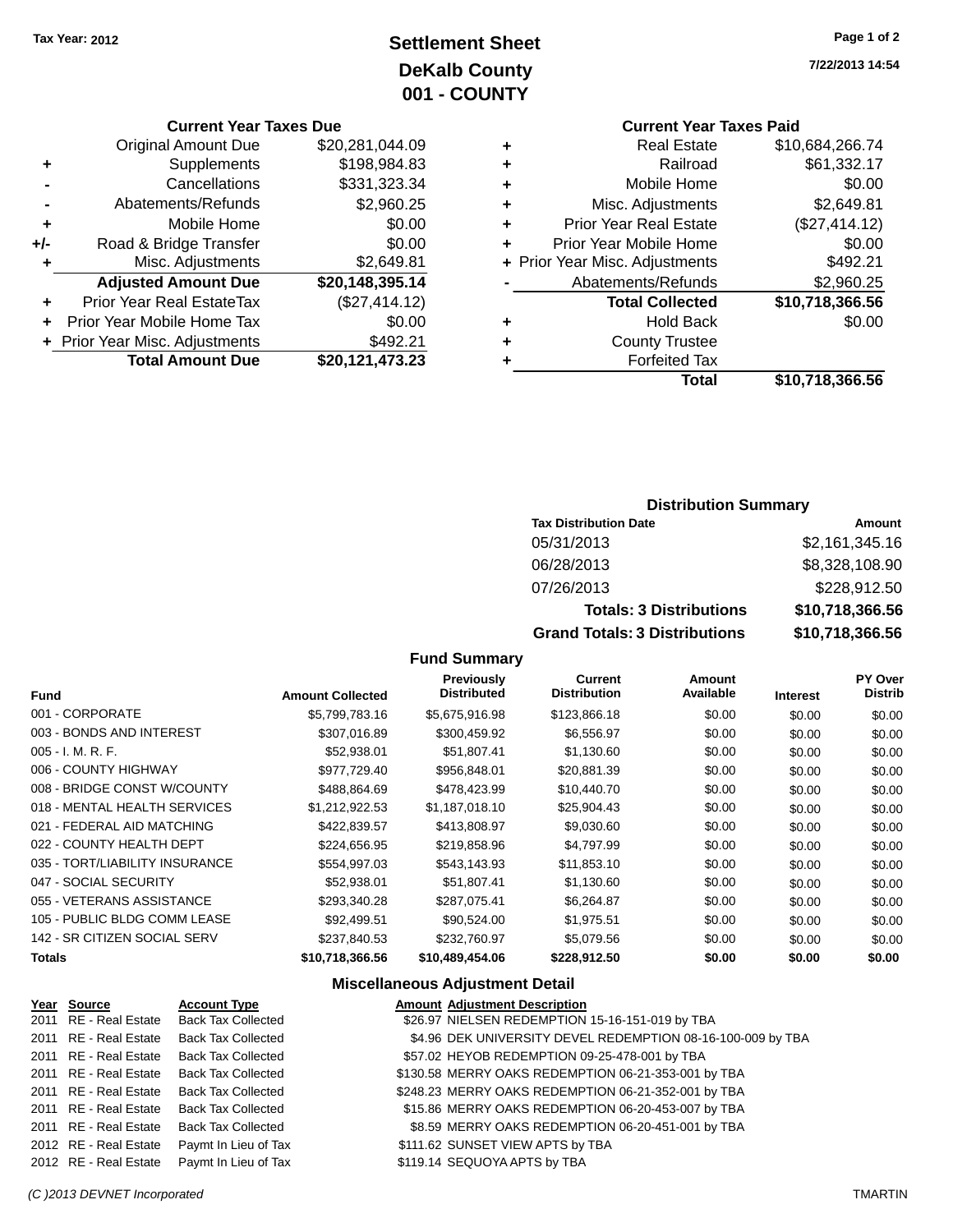Tax Year: 2012

# Settlement Sheet
## DeKalb County
## 001 - COUNTY

7/22/2013 14:54

### Current Year Taxes Due

| | | |
|---|---|---|
| | Original Amount Due | $20,281,044.09 |
| + | Supplements | $198,984.83 |
| - | Cancellations | $331,323.34 |
| - | Abatements/Refunds | $2,960.25 |
| + | Mobile Home | $0.00 |
| +/- | Road & Bridge Transfer | $0.00 |
| + | Misc. Adjustments | $2,649.81 |
| | **Adjusted Amount Due** | **$20,148,395.14** |
| + | Prior Year Real EstateTax | ($27,414.12) |
| + | Prior Year Mobile Home Tax | $0.00 |
| + | Prior Year Misc. Adjustments | $492.21 |
| | **Total Amount Due** | **$20,121,473.23** |

### Current Year Taxes Paid

| | | |
|---|---|---|
| + | Real Estate | $10,684,266.74 |
| + | Railroad | $61,332.17 |
| + | Mobile Home | $0.00 |
| + | Misc. Adjustments | $2,649.81 |
| + | Prior Year Real Estate | ($27,414.12) |
| + | Prior Year Mobile Home | $0.00 |
| + | Prior Year Misc. Adjustments | $492.21 |
| - | Abatements/Refunds | $2,960.25 |
| | **Total Collected** | **$10,718,366.56** |
| + | Hold Back | $0.00 |
| + | County Trustee | |
| + | Forfeited Tax | |
| | **Total** | **$10,718,366.56** |

### Distribution Summary

| Tax Distribution Date | Amount |
|---|---|
| 05/31/2013 | $2,161,345.16 |
| 06/28/2013 | $8,328,108.90 |
| 07/26/2013 | $228,912.50 |
| **Totals: 3 Distributions** | **$10,718,366.56** |
| **Grand Totals: 3 Distributions** | **$10,718,366.56** |

### Fund Summary

| Fund | Amount Collected | Previously Distributed | Current Distribution | Amount Available | Interest | PY Over Distrib |
|---|---|---|---|---|---|---|
| 001 - CORPORATE | $5,799,783.16 | $5,675,916.98 | $123,866.18 | $0.00 | $0.00 | $0.00 |
| 003 - BONDS AND INTEREST | $307,016.89 | $300,459.92 | $6,556.97 | $0.00 | $0.00 | $0.00 |
| 005 - I. M. R. F. | $52,938.01 | $51,807.41 | $1,130.60 | $0.00 | $0.00 | $0.00 |
| 006 - COUNTY HIGHWAY | $977,729.40 | $956,848.01 | $20,881.39 | $0.00 | $0.00 | $0.00 |
| 008 - BRIDGE CONST W/COUNTY | $488,864.69 | $478,423.99 | $10,440.70 | $0.00 | $0.00 | $0.00 |
| 018 - MENTAL HEALTH SERVICES | $1,212,922.53 | $1,187,018.10 | $25,904.43 | $0.00 | $0.00 | $0.00 |
| 021 - FEDERAL AID MATCHING | $422,839.57 | $413,808.97 | $9,030.60 | $0.00 | $0.00 | $0.00 |
| 022 - COUNTY HEALTH DEPT | $224,656.95 | $219,858.96 | $4,797.99 | $0.00 | $0.00 | $0.00 |
| 035 - TORT/LIABILITY INSURANCE | $554,997.03 | $543,143.93 | $11,853.10 | $0.00 | $0.00 | $0.00 |
| 047 - SOCIAL SECURITY | $52,938.01 | $51,807.41 | $1,130.60 | $0.00 | $0.00 | $0.00 |
| 055 - VETERANS ASSISTANCE | $293,340.28 | $287,075.41 | $6,264.87 | $0.00 | $0.00 | $0.00 |
| 105 - PUBLIC BLDG COMM LEASE | $92,499.51 | $90,524.00 | $1,975.51 | $0.00 | $0.00 | $0.00 |
| 142 - SR CITIZEN SOCIAL SERV | $237,840.53 | $232,760.97 | $5,079.56 | $0.00 | $0.00 | $0.00 |
| **Totals** | **$10,718,366.56** | **$10,489,454.06** | **$228,912.50** | **$0.00** | **$0.00** | **$0.00** |

### Miscellaneous Adjustment Detail

| Year | Source | Account Type | Amount | Adjustment Description |
|---|---|---|---|---|
| 2011 | RE - Real Estate | Back Tax Collected | $26.97 | NIELSEN REDEMPTION 15-16-151-019 by TBA |
| 2011 | RE - Real Estate | Back Tax Collected | $4.96 | DEK UNIVERSITY DEVEL REDEMPTION 08-16-100-009 by TBA |
| 2011 | RE - Real Estate | Back Tax Collected | $57.02 | HEYOB REDEMPTION 09-25-478-001 by TBA |
| 2011 | RE - Real Estate | Back Tax Collected | $130.58 | MERRY OAKS REDEMPTION 06-21-353-001 by TBA |
| 2011 | RE - Real Estate | Back Tax Collected | $248.23 | MERRY OAKS REDEMPTION 06-21-352-001 by TBA |
| 2011 | RE - Real Estate | Back Tax Collected | $15.86 | MERRY OAKS REDEMPTION 06-20-453-007 by TBA |
| 2011 | RE - Real Estate | Back Tax Collected | $8.59 | MERRY OAKS REDEMPTION 06-20-451-001 by TBA |
| 2012 | RE - Real Estate | Paymt In Lieu of Tax | $111.62 | SUNSET VIEW APTS by TBA |
| 2012 | RE - Real Estate | Paymt In Lieu of Tax | $119.14 | SEQUOYA APTS by TBA |

(C )2013 DEVNET Incorporated TMARTIN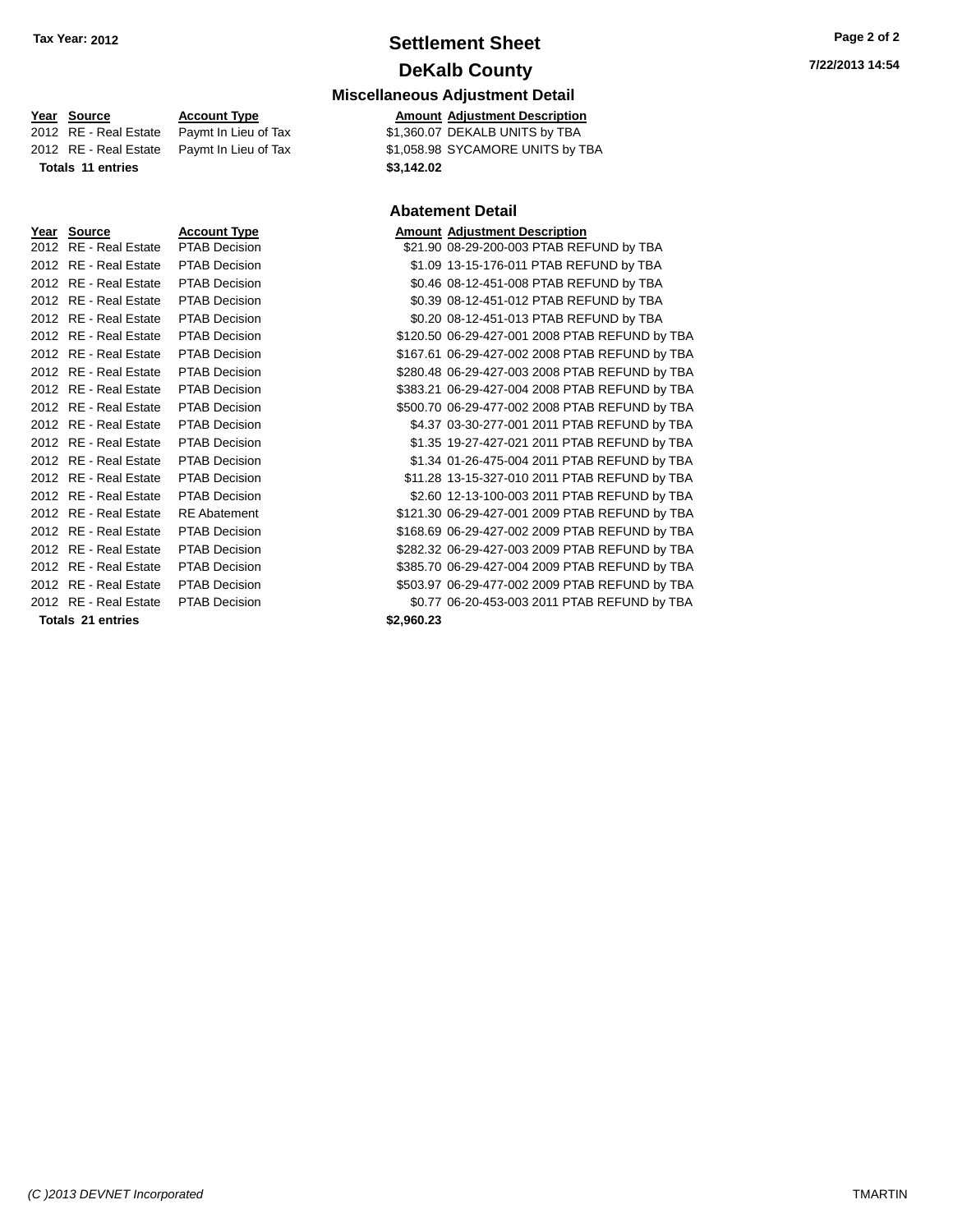# Settlement Sheet

## DeKalb County

Tax Year: 2012

7/22/2013 14:54

### Miscellaneous Adjustment Detail

| Year | Source | Account Type | Amount | Adjustment Description |
|---|---|---|---|---|
| 2012 | RE - Real Estate | Paymt In Lieu of Tax | $1,360.07 | DEKALB UNITS by TBA |
| 2012 | RE - Real Estate | Paymt In Lieu of Tax | $1,058.98 | SYCAMORE UNITS by TBA |
| **Totals** | **11 entries** | | **$3,142.02** | |

### Abatement Detail

| Year | Source | Account Type | Amount | Adjustment Description |
|---|---|---|---|---|
| 2012 | RE - Real Estate | PTAB Decision | $21.90 | 08-29-200-003 PTAB REFUND by TBA |
| 2012 | RE - Real Estate | PTAB Decision | $1.09 | 13-15-176-011 PTAB REFUND by TBA |
| 2012 | RE - Real Estate | PTAB Decision | $0.46 | 08-12-451-008 PTAB REFUND by TBA |
| 2012 | RE - Real Estate | PTAB Decision | $0.39 | 08-12-451-012 PTAB REFUND by TBA |
| 2012 | RE - Real Estate | PTAB Decision | $0.20 | 08-12-451-013 PTAB REFUND by TBA |
| 2012 | RE - Real Estate | PTAB Decision | $120.50 | 06-29-427-001 2008 PTAB REFUND by TBA |
| 2012 | RE - Real Estate | PTAB Decision | $167.61 | 06-29-427-002 2008 PTAB REFUND by TBA |
| 2012 | RE - Real Estate | PTAB Decision | $280.48 | 06-29-427-003 2008 PTAB REFUND by TBA |
| 2012 | RE - Real Estate | PTAB Decision | $383.21 | 06-29-427-004 2008 PTAB REFUND by TBA |
| 2012 | RE - Real Estate | PTAB Decision | $500.70 | 06-29-477-002 2008 PTAB REFUND by TBA |
| 2012 | RE - Real Estate | PTAB Decision | $4.37 | 03-30-277-001 2011 PTAB REFUND by TBA |
| 2012 | RE - Real Estate | PTAB Decision | $1.35 | 19-27-427-021 2011 PTAB REFUND by TBA |
| 2012 | RE - Real Estate | PTAB Decision | $1.34 | 01-26-475-004 2011 PTAB REFUND by TBA |
| 2012 | RE - Real Estate | PTAB Decision | $11.28 | 13-15-327-010 2011 PTAB REFUND by TBA |
| 2012 | RE - Real Estate | PTAB Decision | $2.60 | 12-13-100-003 2011 PTAB REFUND by TBA |
| 2012 | RE - Real Estate | RE Abatement | $121.30 | 06-29-427-001 2009 PTAB REFUND by TBA |
| 2012 | RE - Real Estate | PTAB Decision | $168.69 | 06-29-427-002 2009 PTAB REFUND by TBA |
| 2012 | RE - Real Estate | PTAB Decision | $282.32 | 06-29-427-003 2009 PTAB REFUND by TBA |
| 2012 | RE - Real Estate | PTAB Decision | $385.70 | 06-29-427-004 2009 PTAB REFUND by TBA |
| 2012 | RE - Real Estate | PTAB Decision | $503.97 | 06-29-477-002 2009 PTAB REFUND by TBA |
| 2012 | RE - Real Estate | PTAB Decision | $0.77 | 06-20-453-003 2011 PTAB REFUND by TBA |
| **Totals** | **21 entries** | | **$2,960.23** | |

(C )2013 DEVNET Incorporated TMARTIN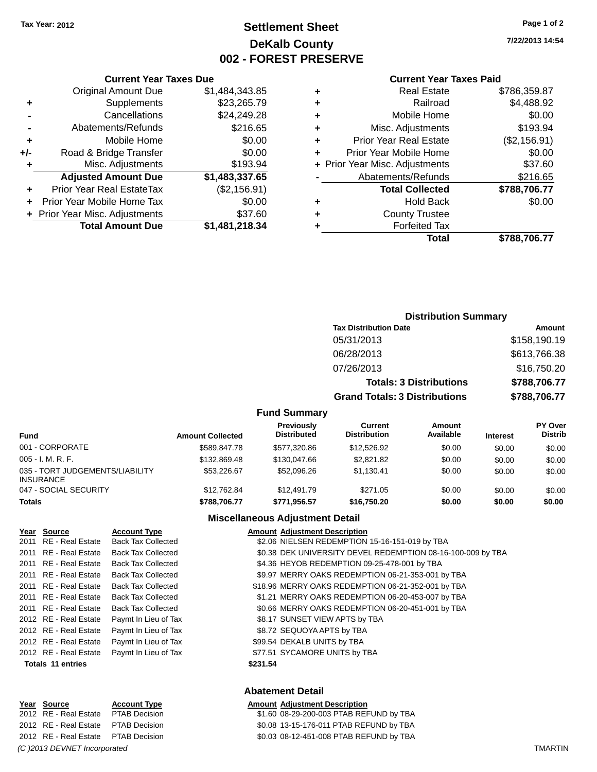Tax Year: 2012

# Settlement Sheet
## DeKalb County
## 002 - FOREST PRESERVE

7/22/2013 14:54

### Current Year Taxes Due

| | | |
|---|---|---|
| | Original Amount Due | $1,484,343.85 |
| + | Supplements | $23,265.79 |
| - | Cancellations | $24,249.28 |
| - | Abatements/Refunds | $216.65 |
| + | Mobile Home | $0.00 |
| +/- | Road & Bridge Transfer | $0.00 |
| + | Misc. Adjustments | $193.94 |
| | **Adjusted Amount Due** | **$1,483,337.65** |
| + | Prior Year Real EstateTax | ($2,156.91) |
| + | Prior Year Mobile Home Tax | $0.00 |
| + | Prior Year Misc. Adjustments | $37.60 |
| | **Total Amount Due** | **$1,481,218.34** |

### Current Year Taxes Paid

| | | |
|---|---|---|
| + | Real Estate | $786,359.87 |
| + | Railroad | $4,488.92 |
| + | Mobile Home | $0.00 |
| + | Misc. Adjustments | $193.94 |
| + | Prior Year Real Estate | ($2,156.91) |
| + | Prior Year Mobile Home | $0.00 |
| + | Prior Year Misc. Adjustments | $37.60 |
| - | Abatements/Refunds | $216.65 |
| | **Total Collected** | **$788,706.77** |
| + | Hold Back | $0.00 |
| + | County Trustee | |
| + | Forfeited Tax | |
| | **Total** | **$788,706.77** |

### Distribution Summary

| Tax Distribution Date | Amount |
|---|---|
| 05/31/2013 | $158,190.19 |
| 06/28/2013 | $613,766.38 |
| 07/26/2013 | $16,750.20 |
| **Totals: 3 Distributions** | **$788,706.77** |
| **Grand Totals: 3 Distributions** | **$788,706.77** |

### Fund Summary

| Fund | Amount Collected | Previously Distributed | Current Distribution | Amount Available | Interest | PY Over Distrib |
|---|---|---|---|---|---|---|
| 001 - CORPORATE | $589,847.78 | $577,320.86 | $12,526.92 | $0.00 | $0.00 | $0.00 |
| 005 - I. M. R. F. | $132,869.48 | $130,047.66 | $2,821.82 | $0.00 | $0.00 | $0.00 |
| 035 - TORT JUDGEMENTS/LIABILITY INSURANCE | $53,226.67 | $52,096.26 | $1,130.41 | $0.00 | $0.00 | $0.00 |
| 047 - SOCIAL SECURITY | $12,762.84 | $12,491.79 | $271.05 | $0.00 | $0.00 | $0.00 |
| **Totals** | **$788,706.77** | **$771,956.57** | **$16,750.20** | **$0.00** | **$0.00** | **$0.00** |

### Miscellaneous Adjustment Detail

| Year | Source | Account Type | Amount | Adjustment Description |
|---|---|---|---|---|
| 2011 | RE - Real Estate | Back Tax Collected | $2.06 | NIELSEN REDEMPTION 15-16-151-019 by TBA |
| 2011 | RE - Real Estate | Back Tax Collected | $0.38 | DEK UNIVERSITY DEVEL REDEMPTION 08-16-100-009 by TBA |
| 2011 | RE - Real Estate | Back Tax Collected | $4.36 | HEYOB REDEMPTION 09-25-478-001 by TBA |
| 2011 | RE - Real Estate | Back Tax Collected | $9.97 | MERRY OAKS REDEMPTION 06-21-353-001 by TBA |
| 2011 | RE - Real Estate | Back Tax Collected | $18.96 | MERRY OAKS REDEMPTION 06-21-352-001 by TBA |
| 2011 | RE - Real Estate | Back Tax Collected | $1.21 | MERRY OAKS REDEMPTION 06-20-453-007 by TBA |
| 2011 | RE - Real Estate | Back Tax Collected | $0.66 | MERRY OAKS REDEMPTION 06-20-451-001 by TBA |
| 2012 | RE - Real Estate | Paymt In Lieu of Tax | $8.17 | SUNSET VIEW APTS by TBA |
| 2012 | RE - Real Estate | Paymt In Lieu of Tax | $8.72 | SEQUOYA APTS by TBA |
| 2012 | RE - Real Estate | Paymt In Lieu of Tax | $99.54 | DEKALB UNITS by TBA |
| 2012 | RE - Real Estate | Paymt In Lieu of Tax | $77.51 | SYCAMORE UNITS by TBA |
| **Totals 11 entries** | | | **$231.54** | |

### Abatement Detail

| Year | Source | Account Type | Amount | Adjustment Description |
|---|---|---|---|---|
| 2012 | RE - Real Estate | PTAB Decision | $1.60 | 08-29-200-003 PTAB REFUND by TBA |
| 2012 | RE - Real Estate | PTAB Decision | $0.08 | 13-15-176-011 PTAB REFUND by TBA |
| 2012 | RE - Real Estate | PTAB Decision | $0.03 | 08-12-451-008 PTAB REFUND by TBA |

*(C )2013 DEVNET Incorporated* TMARTIN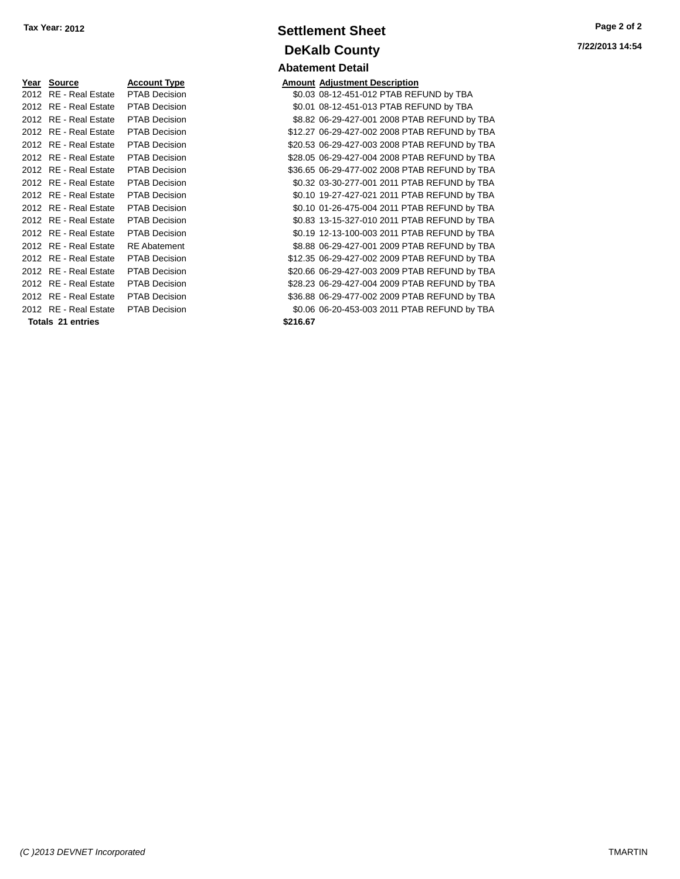**Tax Year: 2012**

# Settlement Sheet

## DeKalb County

### Abatement Detail

| Year | Source | Account Type | Amount | Adjustment Description |
|---|---|---|---|---|
| 2012 | RE - Real Estate | PTAB Decision | $0.03 | 08-12-451-012 PTAB REFUND by TBA |
| 2012 | RE - Real Estate | PTAB Decision | $0.01 | 08-12-451-013 PTAB REFUND by TBA |
| 2012 | RE - Real Estate | PTAB Decision | $8.82 | 06-29-427-001 2008 PTAB REFUND by TBA |
| 2012 | RE - Real Estate | PTAB Decision | $12.27 | 06-29-427-002 2008 PTAB REFUND by TBA |
| 2012 | RE - Real Estate | PTAB Decision | $20.53 | 06-29-427-003 2008 PTAB REFUND by TBA |
| 2012 | RE - Real Estate | PTAB Decision | $28.05 | 06-29-427-004 2008 PTAB REFUND by TBA |
| 2012 | RE - Real Estate | PTAB Decision | $36.65 | 06-29-477-002 2008 PTAB REFUND by TBA |
| 2012 | RE - Real Estate | PTAB Decision | $0.32 | 03-30-277-001 2011 PTAB REFUND by TBA |
| 2012 | RE - Real Estate | PTAB Decision | $0.10 | 19-27-427-021 2011 PTAB REFUND by TBA |
| 2012 | RE - Real Estate | PTAB Decision | $0.10 | 01-26-475-004 2011 PTAB REFUND by TBA |
| 2012 | RE - Real Estate | PTAB Decision | $0.83 | 13-15-327-010 2011 PTAB REFUND by TBA |
| 2012 | RE - Real Estate | PTAB Decision | $0.19 | 12-13-100-003 2011 PTAB REFUND by TBA |
| 2012 | RE - Real Estate | RE Abatement | $8.88 | 06-29-427-001 2009 PTAB REFUND by TBA |
| 2012 | RE - Real Estate | PTAB Decision | $12.35 | 06-29-427-002 2009 PTAB REFUND by TBA |
| 2012 | RE - Real Estate | PTAB Decision | $20.66 | 06-29-427-003 2009 PTAB REFUND by TBA |
| 2012 | RE - Real Estate | PTAB Decision | $28.23 | 06-29-427-004 2009 PTAB REFUND by TBA |
| 2012 | RE - Real Estate | PTAB Decision | $36.88 | 06-29-477-002 2009 PTAB REFUND by TBA |
| 2012 | RE - Real Estate | PTAB Decision | $0.06 | 06-20-453-003 2011 PTAB REFUND by TBA |
| **Totals 21 entries** | | | **$216.67** | |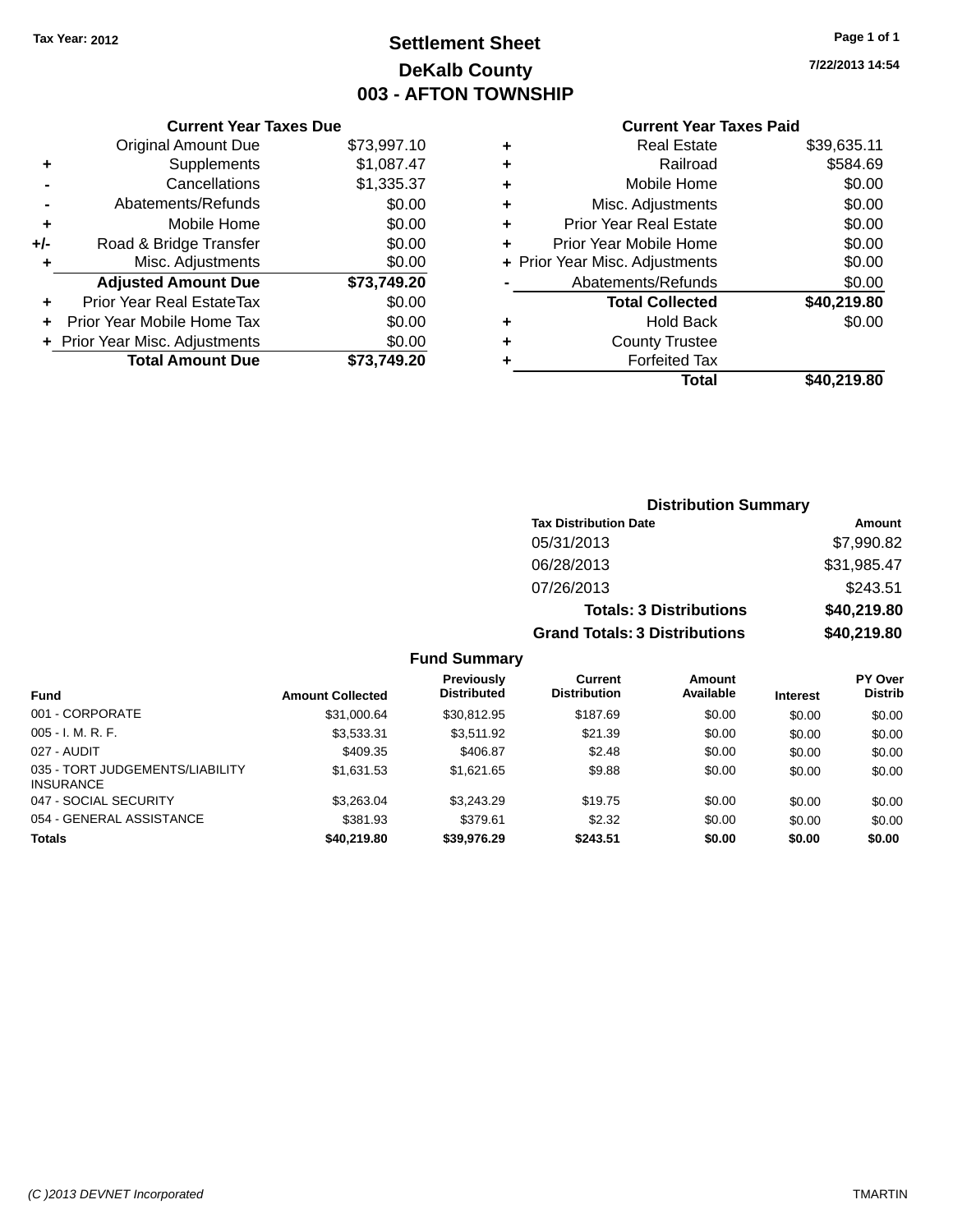Tax Year: 2012

# Settlement Sheet
## DeKalb County
## 003 - AFTON TOWNSHIP

7/22/2013 14:54

### Current Year Taxes Due

| | | |
|---|---|---|
| | Original Amount Due | $73,997.10 |
| + | Supplements | $1,087.47 |
| - | Cancellations | $1,335.37 |
| - | Abatements/Refunds | $0.00 |
| + | Mobile Home | $0.00 |
| +/- | Road & Bridge Transfer | $0.00 |
| + | Misc. Adjustments | $0.00 |
| | **Adjusted Amount Due** | **$73,749.20** |
| + | Prior Year Real EstateTax | $0.00 |
| + | Prior Year Mobile Home Tax | $0.00 |
| + | Prior Year Misc. Adjustments | $0.00 |
| | **Total Amount Due** | **$73,749.20** |

### Current Year Taxes Paid

| | | |
|---|---|---|
| + | Real Estate | $39,635.11 |
| + | Railroad | $584.69 |
| + | Mobile Home | $0.00 |
| + | Misc. Adjustments | $0.00 |
| + | Prior Year Real Estate | $0.00 |
| + | Prior Year Mobile Home | $0.00 |
| + | Prior Year Misc. Adjustments | $0.00 |
| - | Abatements/Refunds | $0.00 |
| | **Total Collected** | **$40,219.80** |
| + | Hold Back | $0.00 |
| + | County Trustee | |
| + | Forfeited Tax | |
| | **Total** | **$40,219.80** |

### Distribution Summary

| Tax Distribution Date | Amount |
|---|---|
| 05/31/2013 | $7,990.82 |
| 06/28/2013 | $31,985.47 |
| 07/26/2013 | $243.51 |
| **Totals: 3 Distributions** | **$40,219.80** |
| **Grand Totals: 3 Distributions** | **$40,219.80** |

### Fund Summary

| Fund | Amount Collected | Previously Distributed | Current Distribution | Amount Available | Interest | PY Over Distrib |
|---|---|---|---|---|---|---|
| 001 - CORPORATE | $31,000.64 | $30,812.95 | $187.69 | $0.00 | $0.00 | $0.00 |
| 005 - I. M. R. F. | $3,533.31 | $3,511.92 | $21.39 | $0.00 | $0.00 | $0.00 |
| 027 - AUDIT | $409.35 | $406.87 | $2.48 | $0.00 | $0.00 | $0.00 |
| 035 - TORT JUDGEMENTS/LIABILITY INSURANCE | $1,631.53 | $1,621.65 | $9.88 | $0.00 | $0.00 | $0.00 |
| 047 - SOCIAL SECURITY | $3,263.04 | $3,243.29 | $19.75 | $0.00 | $0.00 | $0.00 |
| 054 - GENERAL ASSISTANCE | $381.93 | $379.61 | $2.32 | $0.00 | $0.00 | $0.00 |
| **Totals** | **$40,219.80** | **$39,976.29** | **$243.51** | **$0.00** | **$0.00** | **$0.00** |

(C )2013 DEVNET Incorporated TMARTIN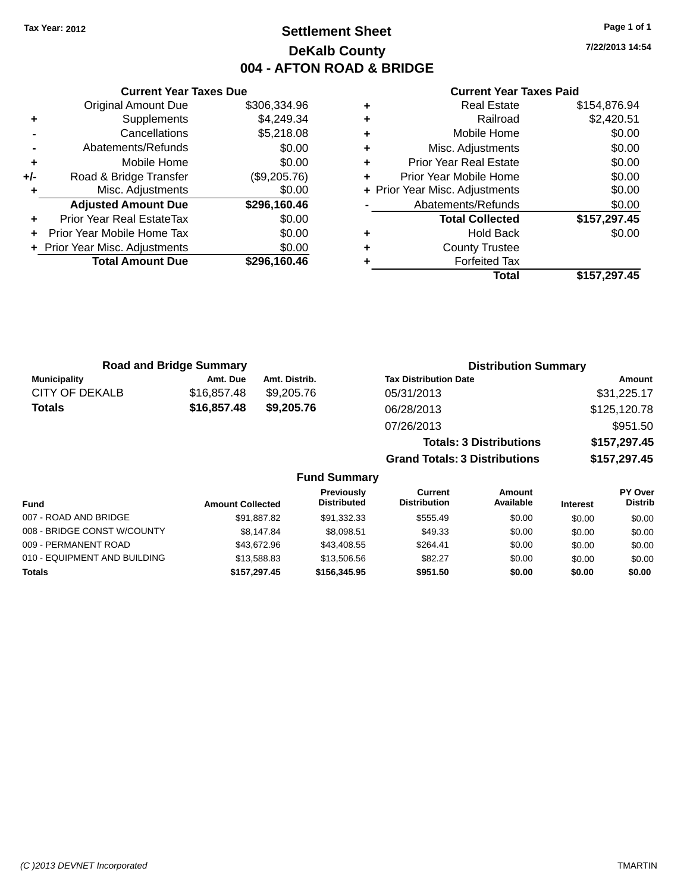Tax Year: 2012

# Settlement Sheet

## DeKalb County

## 004 - AFTON ROAD & BRIDGE

7/22/2013 14:54

### Current Year Taxes Due

| | | |
|---|---|---|
| | Original Amount Due | $306,334.96 |
| + | Supplements | $4,249.34 |
| - | Cancellations | $5,218.08 |
| - | Abatements/Refunds | $0.00 |
| + | Mobile Home | $0.00 |
| +/- | Road & Bridge Transfer | ($9,205.76) |
| + | Misc. Adjustments | $0.00 |
| | **Adjusted Amount Due** | **$296,160.46** |
| + | Prior Year Real EstateTax | $0.00 |
| + | Prior Year Mobile Home Tax | $0.00 |
| + | Prior Year Misc. Adjustments | $0.00 |
| | **Total Amount Due** | **$296,160.46** |

### Current Year Taxes Paid

| | | |
|---|---|---|
| + | Real Estate | $154,876.94 |
| + | Railroad | $2,420.51 |
| + | Mobile Home | $0.00 |
| + | Misc. Adjustments | $0.00 |
| + | Prior Year Real Estate | $0.00 |
| + | Prior Year Mobile Home | $0.00 |
| + | Prior Year Misc. Adjustments | $0.00 |
| - | Abatements/Refunds | $0.00 |
| | **Total Collected** | **$157,297.45** |
| + | Hold Back | $0.00 |
| + | County Trustee | |
| + | Forfeited Tax | |
| | **Total** | **$157,297.45** |

### Road and Bridge Summary

| Municipality | Amt. Due | Amt. Distrib. |
|---|---|---|
| CITY OF DEKALB | $16,857.48 | $9,205.76 |
| **Totals** | **$16,857.48** | **$9,205.76** |

### Distribution Summary

| Tax Distribution Date | Amount |
|---|---|
| 05/31/2013 | $31,225.17 |
| 06/28/2013 | $125,120.78 |
| 07/26/2013 | $951.50 |
| **Totals: 3 Distributions** | **$157,297.45** |
| **Grand Totals: 3 Distributions** | **$157,297.45** |

### Fund Summary

| Fund | Amount Collected | Previously Distributed | Current Distribution | Amount Available | Interest | PY Over Distrib |
|---|---|---|---|---|---|---|
| 007 - ROAD AND BRIDGE | $91,887.82 | $91,332.33 | $555.49 | $0.00 | $0.00 | $0.00 |
| 008 - BRIDGE CONST W/COUNTY | $8,147.84 | $8,098.51 | $49.33 | $0.00 | $0.00 | $0.00 |
| 009 - PERMANENT ROAD | $43,672.96 | $43,408.55 | $264.41 | $0.00 | $0.00 | $0.00 |
| 010 - EQUIPMENT AND BUILDING | $13,588.83 | $13,506.56 | $82.27 | $0.00 | $0.00 | $0.00 |
| **Totals** | **$157,297.45** | **$156,345.95** | **$951.50** | **$0.00** | **$0.00** | **$0.00** |

(C )2013 DEVNET Incorporated TMARTIN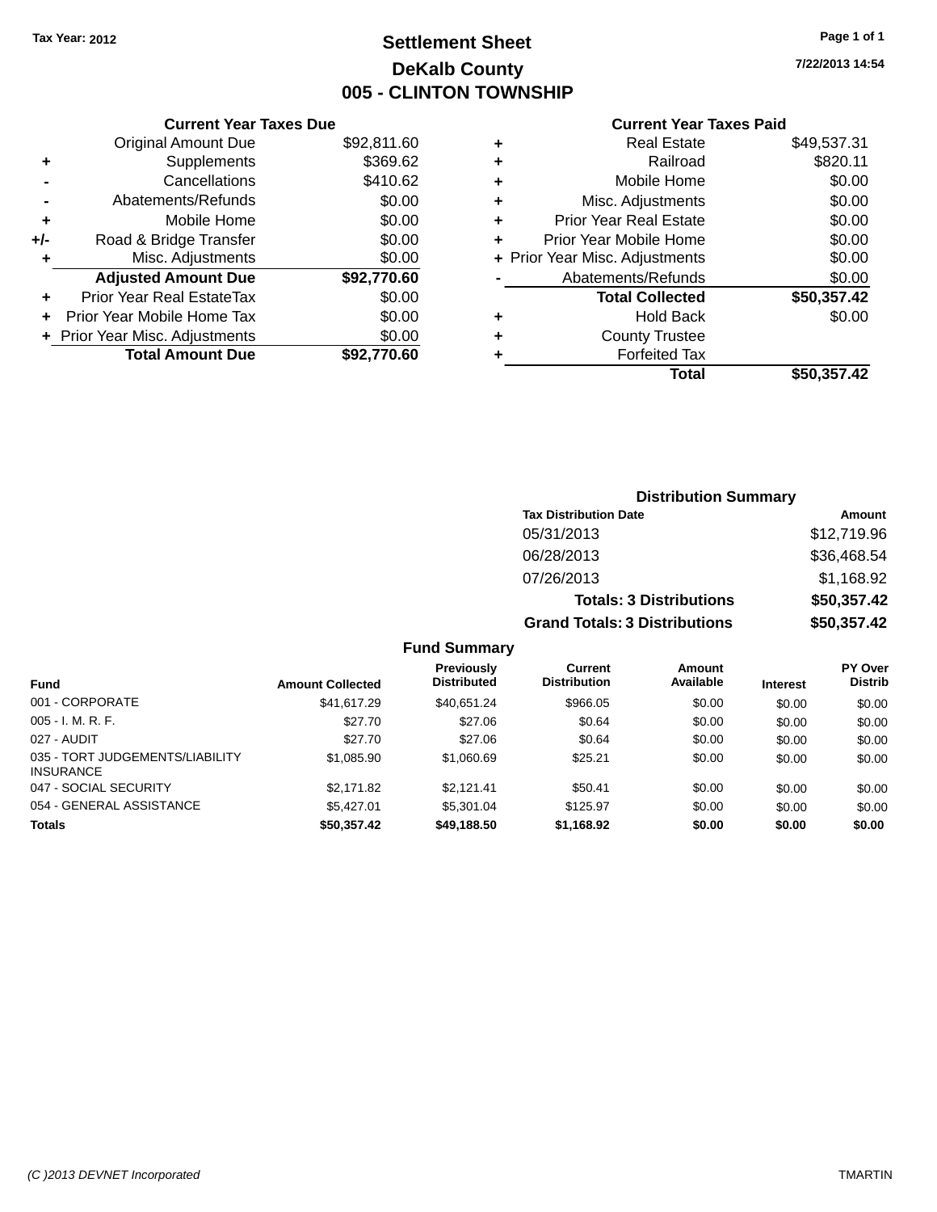**Tax Year: 2012**

# Settlement Sheet

## DeKalb County

## 005 - CLINTON TOWNSHIP

7/22/2013 14:54

### Current Year Taxes Due

| | | |
|---|---|---|
| | Original Amount Due | $92,811.60 |
| + | Supplements | $369.62 |
| - | Cancellations | $410.62 |
| - | Abatements/Refunds | $0.00 |
| + | Mobile Home | $0.00 |
| +/- | Road & Bridge Transfer | $0.00 |
| + | Misc. Adjustments | $0.00 |
| | **Adjusted Amount Due** | **$92,770.60** |
| + | Prior Year Real EstateTax | $0.00 |
| + | Prior Year Mobile Home Tax | $0.00 |
| + | Prior Year Misc. Adjustments | $0.00 |
| | **Total Amount Due** | **$92,770.60** |

### Current Year Taxes Paid

| | | |
|---|---|---|
| + | Real Estate | $49,537.31 |
| + | Railroad | $820.11 |
| + | Mobile Home | $0.00 |
| + | Misc. Adjustments | $0.00 |
| + | Prior Year Real Estate | $0.00 |
| + | Prior Year Mobile Home | $0.00 |
| + | Prior Year Misc. Adjustments | $0.00 |
| - | Abatements/Refunds | $0.00 |
| | **Total Collected** | **$50,357.42** |
| + | Hold Back | $0.00 |
| + | County Trustee | |
| + | Forfeited Tax | |
| | **Total** | **$50,357.42** |

### Distribution Summary

| Tax Distribution Date | Amount |
|---|---|
| 05/31/2013 | $12,719.96 |
| 06/28/2013 | $36,468.54 |
| 07/26/2013 | $1,168.92 |
| **Totals: 3 Distributions** | **$50,357.42** |
| **Grand Totals: 3 Distributions** | **$50,357.42** |

### Fund Summary

| Fund | Amount Collected | Previously Distributed | Current Distribution | Amount Available | Interest | PY Over Distrib |
|---|---|---|---|---|---|---|
| 001 - CORPORATE | $41,617.29 | $40,651.24 | $966.05 | $0.00 | $0.00 | $0.00 |
| 005 - I. M. R. F. | $27.70 | $27.06 | $0.64 | $0.00 | $0.00 | $0.00 |
| 027 - AUDIT | $27.70 | $27.06 | $0.64 | $0.00 | $0.00 | $0.00 |
| 035 - TORT JUDGEMENTS/LIABILITY INSURANCE | $1,085.90 | $1,060.69 | $25.21 | $0.00 | $0.00 | $0.00 |
| 047 - SOCIAL SECURITY | $2,171.82 | $2,121.41 | $50.41 | $0.00 | $0.00 | $0.00 |
| 054 - GENERAL ASSISTANCE | $5,427.01 | $5,301.04 | $125.97 | $0.00 | $0.00 | $0.00 |
| **Totals** | **$50,357.42** | **$49,188.50** | **$1,168.92** | **$0.00** | **$0.00** | **$0.00** |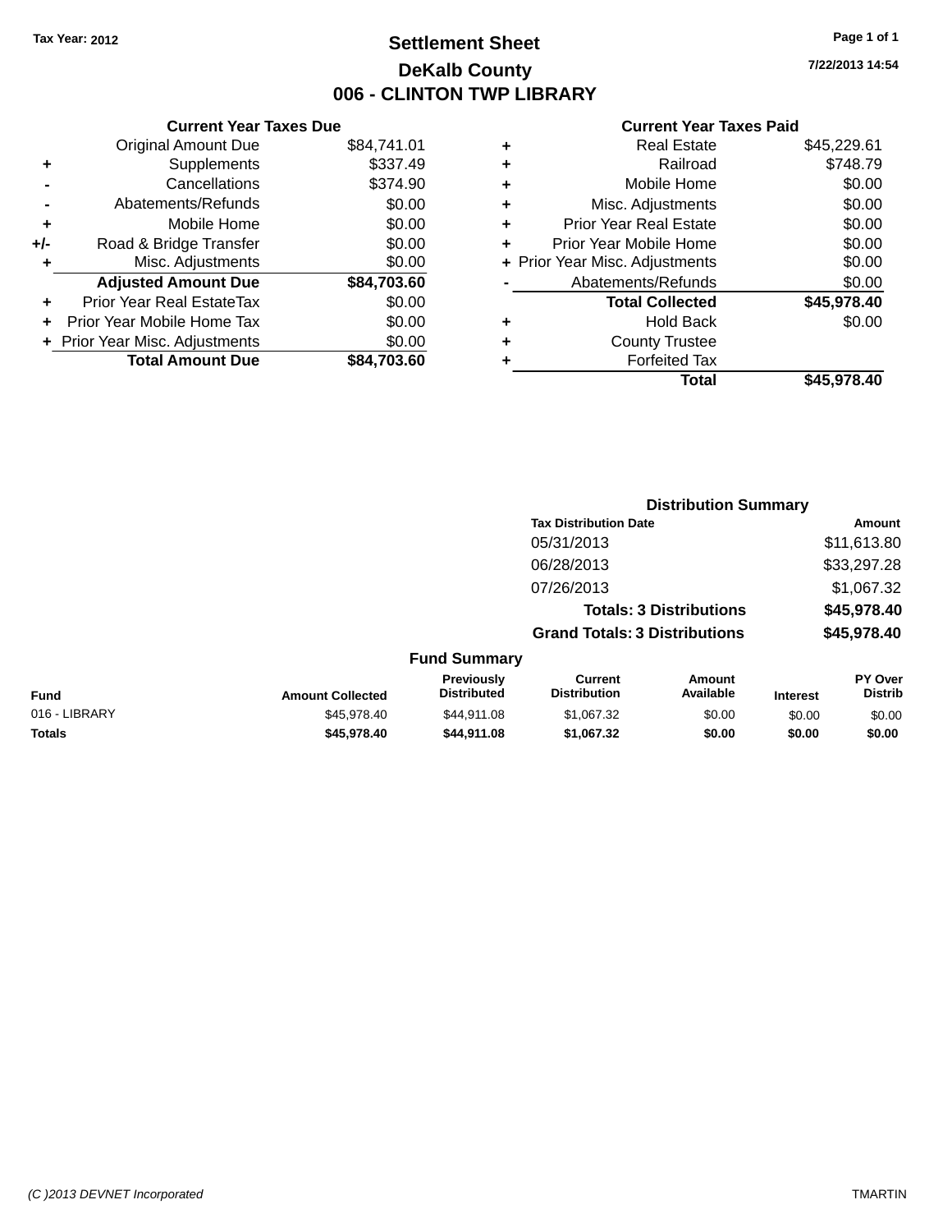Tax Year: 2012

# Settlement Sheet

## DeKalb County

## 006 - CLINTON TWP LIBRARY

7/22/2013 14:54

### Current Year Taxes Due

| | | |
|---|---|---|
| | Original Amount Due | $84,741.01 |
| + | Supplements | $337.49 |
| - | Cancellations | $374.90 |
| - | Abatements/Refunds | $0.00 |
| + | Mobile Home | $0.00 |
| +/- | Road & Bridge Transfer | $0.00 |
| + | Misc. Adjustments | $0.00 |
| | **Adjusted Amount Due** | **$84,703.60** |
| + | Prior Year Real EstateTax | $0.00 |
| + | Prior Year Mobile Home Tax | $0.00 |
| + | Prior Year Misc. Adjustments | $0.00 |
| | **Total Amount Due** | **$84,703.60** |

### Current Year Taxes Paid

| | | |
|---|---|---|
| + | Real Estate | $45,229.61 |
| + | Railroad | $748.79 |
| + | Mobile Home | $0.00 |
| + | Misc. Adjustments | $0.00 |
| + | Prior Year Real Estate | $0.00 |
| + | Prior Year Mobile Home | $0.00 |
| + | Prior Year Misc. Adjustments | $0.00 |
| - | Abatements/Refunds | $0.00 |
| | **Total Collected** | **$45,978.40** |
| + | Hold Back | $0.00 |
| + | County Trustee | |
| + | Forfeited Tax | |
| | **Total** | **$45,978.40** |

### Distribution Summary

| Tax Distribution Date | Amount |
|---|---|
| 05/31/2013 | $11,613.80 |
| 06/28/2013 | $33,297.28 |
| 07/26/2013 | $1,067.32 |
| **Totals: 3 Distributions** | **$45,978.40** |
| **Grand Totals: 3 Distributions** | **$45,978.40** |

### Fund Summary

| Fund | Amount Collected | Previously Distributed | Current Distribution | Amount Available | Interest | PY Over Distrib |
|---|---|---|---|---|---|---|
| 016 - LIBRARY | $45,978.40 | $44,911.08 | $1,067.32 | $0.00 | $0.00 | $0.00 |
| **Totals** | **$45,978.40** | **$44,911.08** | **$1,067.32** | **$0.00** | **$0.00** | **$0.00** |

(C )2013 DEVNET Incorporated — TMARTIN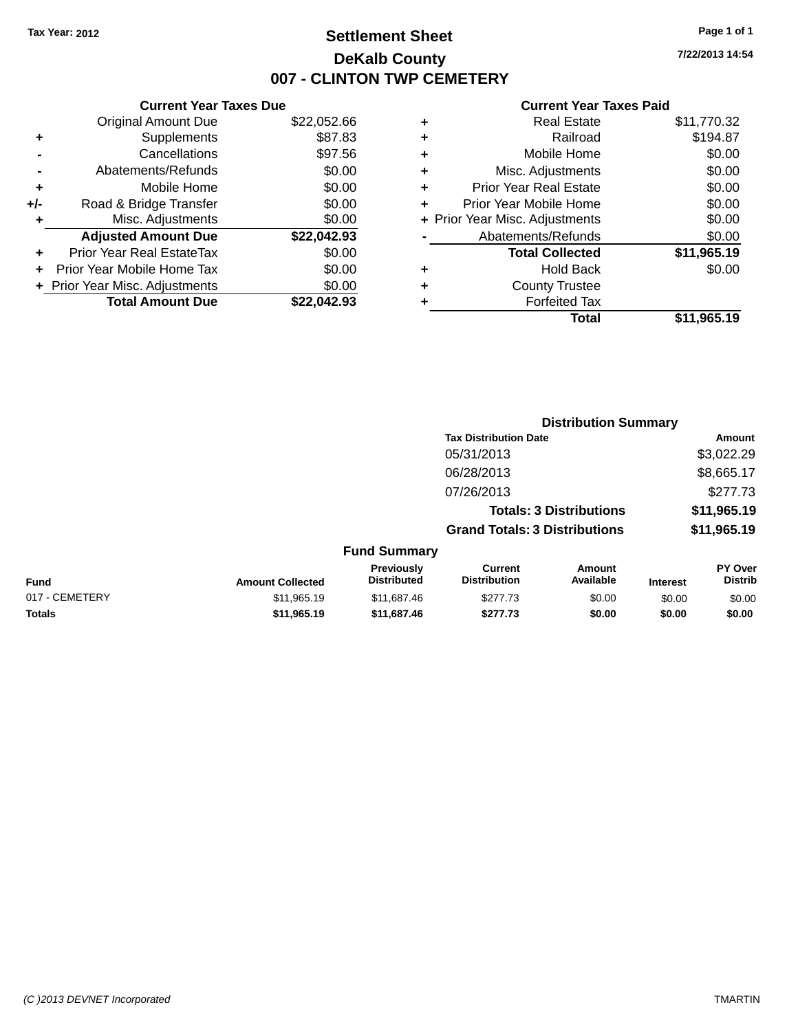Tax Year: 2012

# Settlement Sheet

## DeKalb County

## 007 - CLINTON TWP CEMETERY

7/22/2013 14:54

### Current Year Taxes Due

| | | |
|---|---|---|
| | Original Amount Due | $22,052.66 |
| + | Supplements | $87.83 |
| - | Cancellations | $97.56 |
| - | Abatements/Refunds | $0.00 |
| + | Mobile Home | $0.00 |
| +/- | Road & Bridge Transfer | $0.00 |
| + | Misc. Adjustments | $0.00 |
| | **Adjusted Amount Due** | **$22,042.93** |
| + | Prior Year Real EstateTax | $0.00 |
| + | Prior Year Mobile Home Tax | $0.00 |
| + | Prior Year Misc. Adjustments | $0.00 |
| | **Total Amount Due** | **$22,042.93** |

### Current Year Taxes Paid

| | | |
|---|---|---|
| + | Real Estate | $11,770.32 |
| + | Railroad | $194.87 |
| + | Mobile Home | $0.00 |
| + | Misc. Adjustments | $0.00 |
| + | Prior Year Real Estate | $0.00 |
| + | Prior Year Mobile Home | $0.00 |
| + | Prior Year Misc. Adjustments | $0.00 |
| - | Abatements/Refunds | $0.00 |
| | **Total Collected** | **$11,965.19** |
| + | Hold Back | $0.00 |
| + | County Trustee | |
| + | Forfeited Tax | |
| | **Total** | **$11,965.19** |

### Distribution Summary

| Tax Distribution Date | Amount |
|---|---|
| 05/31/2013 | $3,022.29 |
| 06/28/2013 | $8,665.17 |
| 07/26/2013 | $277.73 |
| **Totals: 3 Distributions** | **$11,965.19** |
| **Grand Totals: 3 Distributions** | **$11,965.19** |

### Fund Summary

| Fund | Amount Collected | Previously Distributed | Current Distribution | Amount Available | Interest | PY Over Distrib |
|---|---|---|---|---|---|---|
| 017 - CEMETERY | $11,965.19 | $11,687.46 | $277.73 | $0.00 | $0.00 | $0.00 |
| **Totals** | **$11,965.19** | **$11,687.46** | **$277.73** | **$0.00** | **$0.00** | **$0.00** |

(C )2013 DEVNET Incorporated TMARTIN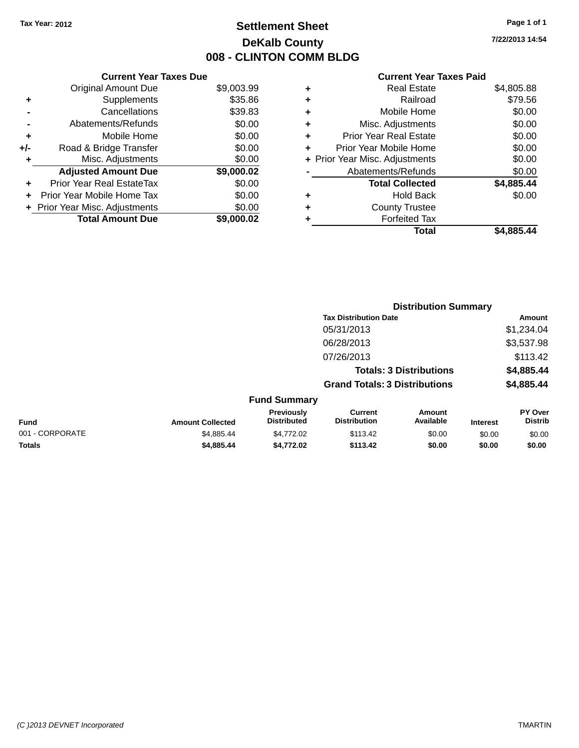Tax Year: 2012

# Settlement Sheet

## DeKalb County

## 008 - CLINTON COMM BLDG

7/22/2013 14:54

### Current Year Taxes Due

| | | |
|---|---|---|
| | Original Amount Due | $9,003.99 |
| + | Supplements | $35.86 |
| - | Cancellations | $39.83 |
| - | Abatements/Refunds | $0.00 |
| + | Mobile Home | $0.00 |
| +/- | Road & Bridge Transfer | $0.00 |
| + | Misc. Adjustments | $0.00 |
| | **Adjusted Amount Due** | **$9,000.02** |
| + | Prior Year Real EstateTax | $0.00 |
| + | Prior Year Mobile Home Tax | $0.00 |
| + | Prior Year Misc. Adjustments | $0.00 |
| | **Total Amount Due** | **$9,000.02** |

### Current Year Taxes Paid

| | | |
|---|---|---|
| + | Real Estate | $4,805.88 |
| + | Railroad | $79.56 |
| + | Mobile Home | $0.00 |
| + | Misc. Adjustments | $0.00 |
| + | Prior Year Real Estate | $0.00 |
| + | Prior Year Mobile Home | $0.00 |
| + | Prior Year Misc. Adjustments | $0.00 |
| - | Abatements/Refunds | $0.00 |
| | **Total Collected** | **$4,885.44** |
| + | Hold Back | $0.00 |
| + | County Trustee | |
| + | Forfeited Tax | |
| | **Total** | **$4,885.44** |

### Distribution Summary

| Tax Distribution Date | Amount |
|---|---|
| 05/31/2013 | $1,234.04 |
| 06/28/2013 | $3,537.98 |
| 07/26/2013 | $113.42 |
| **Totals: 3 Distributions** | **$4,885.44** |
| **Grand Totals: 3 Distributions** | **$4,885.44** |

### Fund Summary

| Fund | Amount Collected | Previously Distributed | Current Distribution | Amount Available | Interest | PY Over Distrib |
|---|---|---|---|---|---|---|
| 001 - CORPORATE | $4,885.44 | $4,772.02 | $113.42 | $0.00 | $0.00 | $0.00 |
| **Totals** | **$4,885.44** | **$4,772.02** | **$113.42** | **$0.00** | **$0.00** | **$0.00** |

(C )2013 DEVNET Incorporated TMARTIN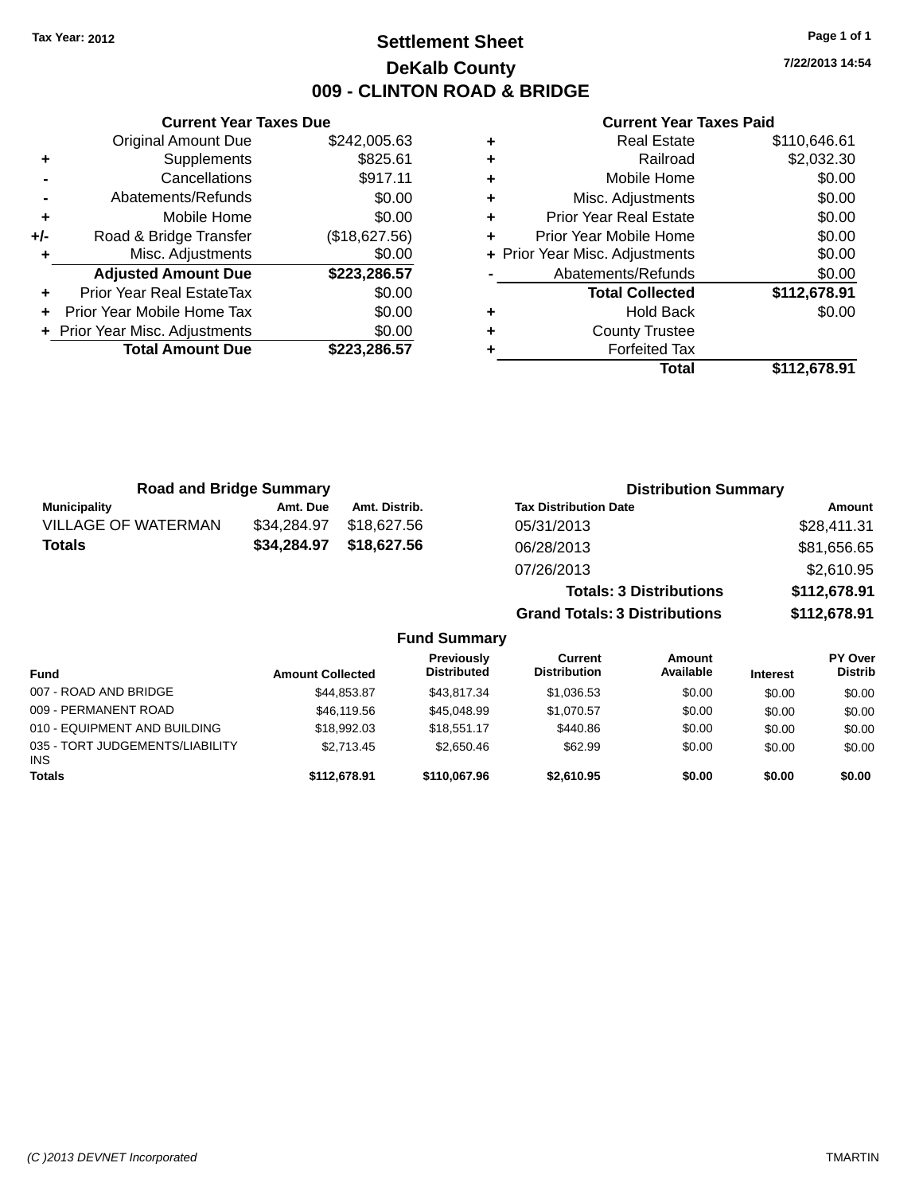Tax Year: 2012

# Settlement Sheet

## DeKalb County

## 009 - CLINTON ROAD & BRIDGE

7/22/2013 14:54

### Current Year Taxes Due

| | | |
|---|---|---|
| | Original Amount Due | $242,005.63 |
| + | Supplements | $825.61 |
| - | Cancellations | $917.11 |
| - | Abatements/Refunds | $0.00 |
| + | Mobile Home | $0.00 |
| +/- | Road & Bridge Transfer | ($18,627.56) |
| + | Misc. Adjustments | $0.00 |
| | **Adjusted Amount Due** | **$223,286.57** |
| + | Prior Year Real EstateTax | $0.00 |
| + | Prior Year Mobile Home Tax | $0.00 |
| + | Prior Year Misc. Adjustments | $0.00 |
| | **Total Amount Due** | **$223,286.57** |

### Current Year Taxes Paid

| | | |
|---|---|---|
| + | Real Estate | $110,646.61 |
| + | Railroad | $2,032.30 |
| + | Mobile Home | $0.00 |
| + | Misc. Adjustments | $0.00 |
| + | Prior Year Real Estate | $0.00 |
| + | Prior Year Mobile Home | $0.00 |
| + | Prior Year Misc. Adjustments | $0.00 |
| - | Abatements/Refunds | $0.00 |
| | **Total Collected** | **$112,678.91** |
| + | Hold Back | $0.00 |
| + | County Trustee | |
| + | Forfeited Tax | |
| | **Total** | **$112,678.91** |

### Road and Bridge Summary

| Municipality | Amt. Due | Amt. Distrib. |
|---|---|---|
| VILLAGE OF WATERMAN | $34,284.97 | $18,627.56 |
| **Totals** | **$34,284.97** | **$18,627.56** |

### Distribution Summary

| Tax Distribution Date | Amount |
|---|---|
| 05/31/2013 | $28,411.31 |
| 06/28/2013 | $81,656.65 |
| 07/26/2013 | $2,610.95 |
| **Totals: 3 Distributions** | **$112,678.91** |
| **Grand Totals: 3 Distributions** | **$112,678.91** |

### Fund Summary

| Fund | Amount Collected | Previously Distributed | Current Distribution | Amount Available | Interest | PY Over Distrib |
|---|---|---|---|---|---|---|
| 007 - ROAD AND BRIDGE | $44,853.87 | $43,817.34 | $1,036.53 | $0.00 | $0.00 | $0.00 |
| 009 - PERMANENT ROAD | $46,119.56 | $45,048.99 | $1,070.57 | $0.00 | $0.00 | $0.00 |
| 010 - EQUIPMENT AND BUILDING | $18,992.03 | $18,551.17 | $440.86 | $0.00 | $0.00 | $0.00 |
| 035 - TORT JUDGEMENTS/LIABILITY INS | $2,713.45 | $2,650.46 | $62.99 | $0.00 | $0.00 | $0.00 |
| **Totals** | **$112,678.91** | **$110,067.96** | **$2,610.95** | **$0.00** | **$0.00** | **$0.00** |

(C )2013 DEVNET Incorporated TMARTIN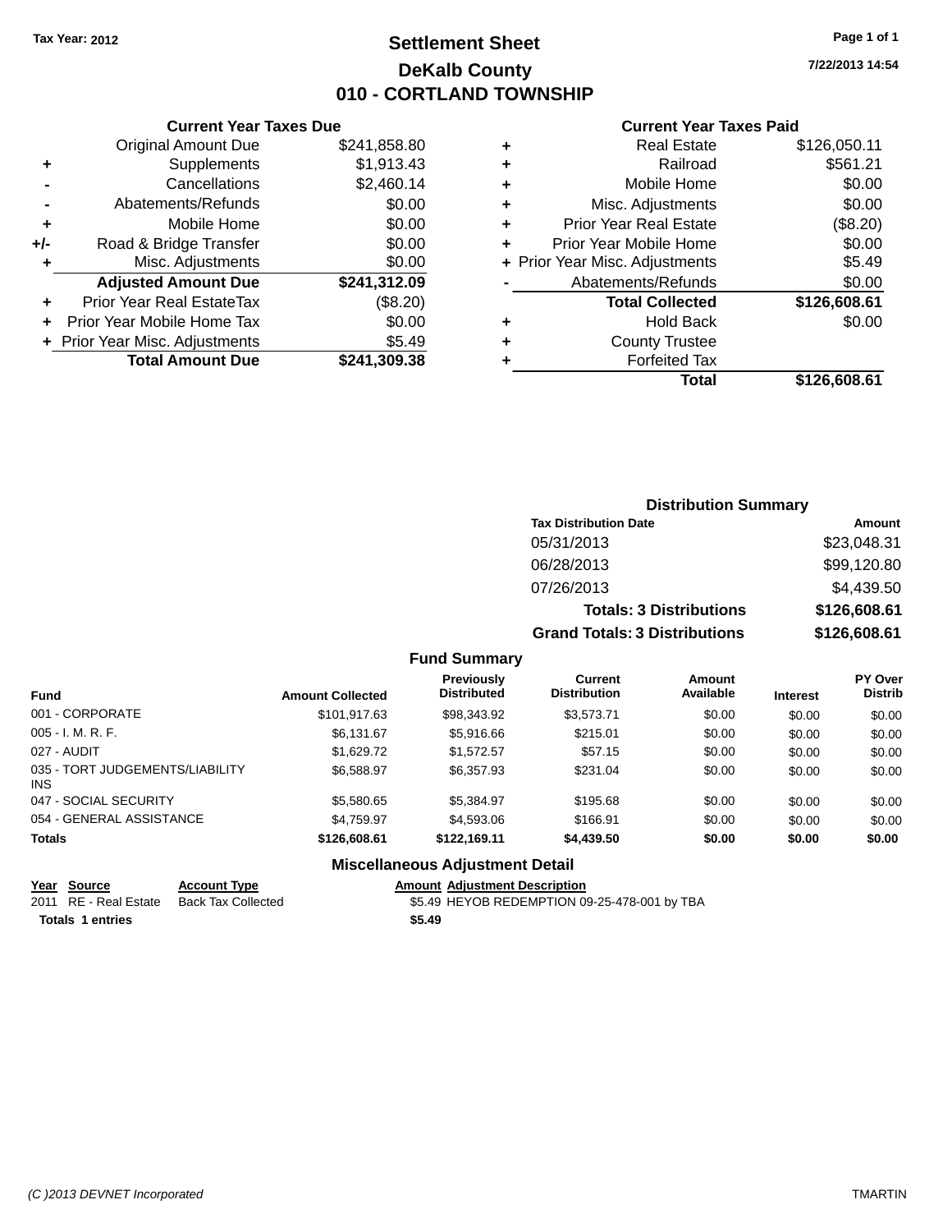**Tax Year: 2012**

# Settlement Sheet
## DeKalb County
## 010 - CORTLAND TOWNSHIP

7/22/2013 14:54

### Current Year Taxes Due

| | | |
|---|---|---|
| | Original Amount Due | $241,858.80 |
| + | Supplements | $1,913.43 |
| - | Cancellations | $2,460.14 |
| - | Abatements/Refunds | $0.00 |
| + | Mobile Home | $0.00 |
| +/- | Road & Bridge Transfer | $0.00 |
| + | Misc. Adjustments | $0.00 |
| | **Adjusted Amount Due** | **$241,312.09** |
| + | Prior Year Real EstateTax | ($8.20) |
| + | Prior Year Mobile Home Tax | $0.00 |
| + | Prior Year Misc. Adjustments | $5.49 |
| | **Total Amount Due** | **$241,309.38** |

### Current Year Taxes Paid

| | | |
|---|---|---|
| + | Real Estate | $126,050.11 |
| + | Railroad | $561.21 |
| + | Mobile Home | $0.00 |
| + | Misc. Adjustments | $0.00 |
| + | Prior Year Real Estate | ($8.20) |
| + | Prior Year Mobile Home | $0.00 |
| + | Prior Year Misc. Adjustments | $5.49 |
| - | Abatements/Refunds | $0.00 |
| | **Total Collected** | **$126,608.61** |
| + | Hold Back | $0.00 |
| + | County Trustee | |
| + | Forfeited Tax | |
| | **Total** | **$126,608.61** |

### Distribution Summary

| Tax Distribution Date | Amount |
|---|---|
| 05/31/2013 | $23,048.31 |
| 06/28/2013 | $99,120.80 |
| 07/26/2013 | $4,439.50 |
| **Totals: 3 Distributions** | **$126,608.61** |
| **Grand Totals: 3 Distributions** | **$126,608.61** |

### Fund Summary

| Fund | Amount Collected | Previously Distributed | Current Distribution | Amount Available | Interest | PY Over Distrib |
|---|---|---|---|---|---|---|
| 001 - CORPORATE | $101,917.63 | $98,343.92 | $3,573.71 | $0.00 | $0.00 | $0.00 |
| 005 - I. M. R. F. | $6,131.67 | $5,916.66 | $215.01 | $0.00 | $0.00 | $0.00 |
| 027 - AUDIT | $1,629.72 | $1,572.57 | $57.15 | $0.00 | $0.00 | $0.00 |
| 035 - TORT JUDGEMENTS/LIABILITY INS | $6,588.97 | $6,357.93 | $231.04 | $0.00 | $0.00 | $0.00 |
| 047 - SOCIAL SECURITY | $5,580.65 | $5,384.97 | $195.68 | $0.00 | $0.00 | $0.00 |
| 054 - GENERAL ASSISTANCE | $4,759.97 | $4,593.06 | $166.91 | $0.00 | $0.00 | $0.00 |
| **Totals** | **$126,608.61** | **$122,169.11** | **$4,439.50** | **$0.00** | **$0.00** | **$0.00** |

### Miscellaneous Adjustment Detail

| Year | Source | Account Type | Amount | Adjustment Description |
|---|---|---|---|---|
| 2011 | RE - Real Estate | Back Tax Collected | $5.49 | HEYOB REDEMPTION 09-25-478-001 by TBA |
| **Totals** | **1 entries** | | **$5.49** | |

(C )2013 DEVNET Incorporated — TMARTIN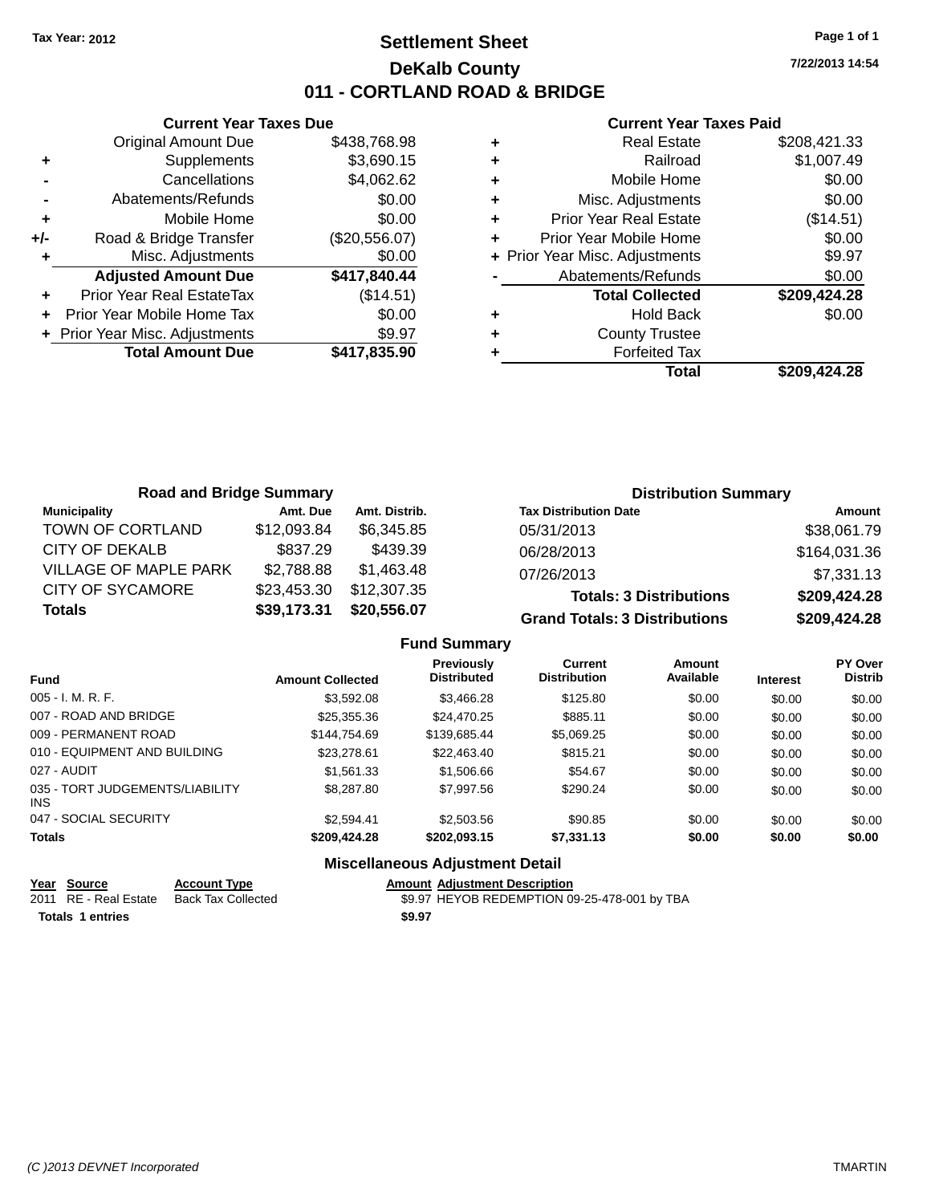Tax Year: 2012

# Settlement Sheet

## DeKalb County

## 011 - CORTLAND ROAD & BRIDGE

7/22/2013 14:54

### Current Year Taxes Due

| | | |
|---|---|---|
| | Original Amount Due | $438,768.98 |
| + | Supplements | $3,690.15 |
| - | Cancellations | $4,062.62 |
| - | Abatements/Refunds | $0.00 |
| + | Mobile Home | $0.00 |
| +/- | Road & Bridge Transfer | ($20,556.07) |
| + | Misc. Adjustments | $0.00 |
| | **Adjusted Amount Due** | **$417,840.44** |
| + | Prior Year Real EstateTax | ($14.51) |
| + | Prior Year Mobile Home Tax | $0.00 |
| + | Prior Year Misc. Adjustments | $9.97 |
| | **Total Amount Due** | **$417,835.90** |

### Current Year Taxes Paid

| | | |
|---|---|---|
| + | Real Estate | $208,421.33 |
| + | Railroad | $1,007.49 |
| + | Mobile Home | $0.00 |
| + | Misc. Adjustments | $0.00 |
| + | Prior Year Real Estate | ($14.51) |
| + | Prior Year Mobile Home | $0.00 |
| + | Prior Year Misc. Adjustments | $9.97 |
| - | Abatements/Refunds | $0.00 |
| | **Total Collected** | **$209,424.28** |
| + | Hold Back | $0.00 |
| + | County Trustee | |
| + | Forfeited Tax | |
| | **Total** | **$209,424.28** |

### Road and Bridge Summary

| Municipality | Amt. Due | Amt. Distrib. |
|---|---|---|
| TOWN OF CORTLAND | $12,093.84 | $6,345.85 |
| CITY OF DEKALB | $837.29 | $439.39 |
| VILLAGE OF MAPLE PARK | $2,788.88 | $1,463.48 |
| CITY OF SYCAMORE | $23,453.30 | $12,307.35 |
| **Totals** | **$39,173.31** | **$20,556.07** |

### Distribution Summary

| Tax Distribution Date | Amount |
|---|---|
| 05/31/2013 | $38,061.79 |
| 06/28/2013 | $164,031.36 |
| 07/26/2013 | $7,331.13 |
| **Totals: 3 Distributions** | **$209,424.28** |
| **Grand Totals: 3 Distributions** | **$209,424.28** |

### Fund Summary

| Fund | Amount Collected | Previously Distributed | Current Distribution | Amount Available | Interest | PY Over Distrib |
|---|---|---|---|---|---|---|
| 005 - I. M. R. F. | $3,592.08 | $3,466.28 | $125.80 | $0.00 | $0.00 | $0.00 |
| 007 - ROAD AND BRIDGE | $25,355.36 | $24,470.25 | $885.11 | $0.00 | $0.00 | $0.00 |
| 009 - PERMANENT ROAD | $144,754.69 | $139,685.44 | $5,069.25 | $0.00 | $0.00 | $0.00 |
| 010 - EQUIPMENT AND BUILDING | $23,278.61 | $22,463.40 | $815.21 | $0.00 | $0.00 | $0.00 |
| 027 - AUDIT | $1,561.33 | $1,506.66 | $54.67 | $0.00 | $0.00 | $0.00 |
| 035 - TORT JUDGEMENTS/LIABILITY INS | $8,287.80 | $7,997.56 | $290.24 | $0.00 | $0.00 | $0.00 |
| 047 - SOCIAL SECURITY | $2,594.41 | $2,503.56 | $90.85 | $0.00 | $0.00 | $0.00 |
| **Totals** | **$209,424.28** | **$202,093.15** | **$7,331.13** | **$0.00** | **$0.00** | **$0.00** |

### Miscellaneous Adjustment Detail

| Year | Source | Account Type | Amount | Adjustment Description |
|---|---|---|---|---|
| 2011 | RE - Real Estate | Back Tax Collected | $9.97 | HEYOB REDEMPTION 09-25-478-001 by TBA |
| **Totals 1 entries** | | | **$9.97** | |

(C )2013 DEVNET Incorporated — TMARTIN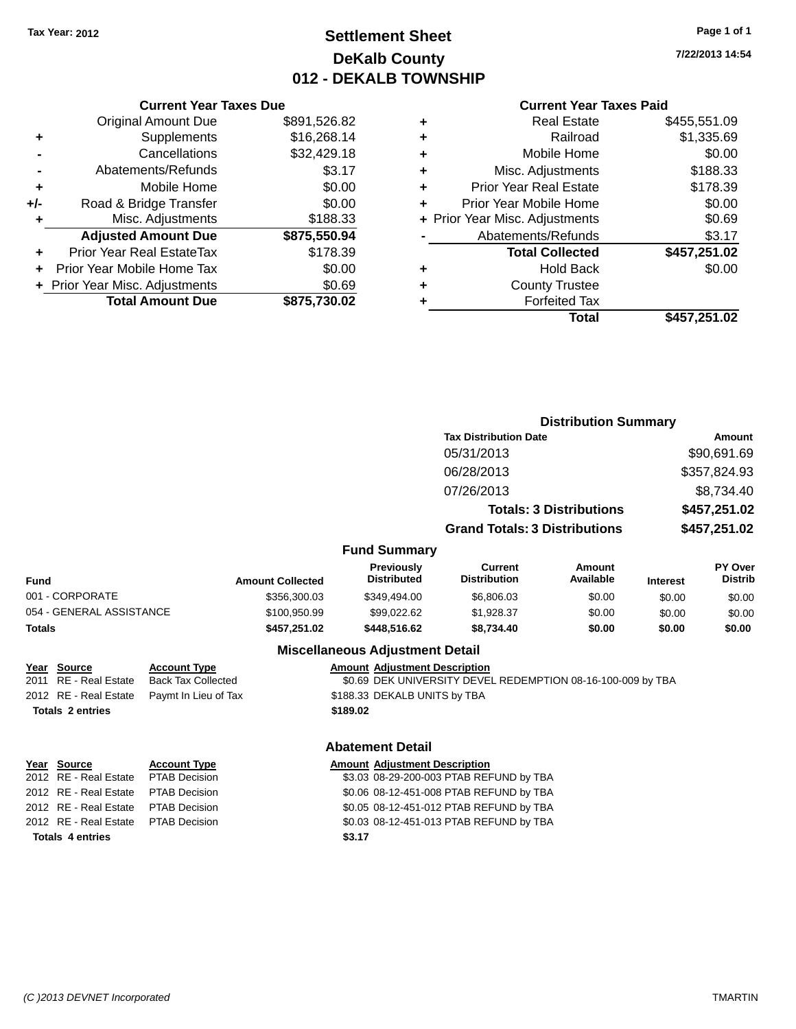Tax Year: 2012

# Settlement Sheet
## DeKalb County
## 012 - DEKALB TOWNSHIP

7/22/2013 14:54

### Current Year Taxes Due

| | | |
|---|---|---|
| | Original Amount Due | $891,526.82 |
| + | Supplements | $16,268.14 |
| - | Cancellations | $32,429.18 |
| - | Abatements/Refunds | $3.17 |
| + | Mobile Home | $0.00 |
| +/- | Road & Bridge Transfer | $0.00 |
| + | Misc. Adjustments | $188.33 |
| | **Adjusted Amount Due** | **$875,550.94** |
| + | Prior Year Real EstateTax | $178.39 |
| + | Prior Year Mobile Home Tax | $0.00 |
| + | Prior Year Misc. Adjustments | $0.69 |
| | **Total Amount Due** | **$875,730.02** |

### Current Year Taxes Paid

| | | |
|---|---|---|
| + | Real Estate | $455,551.09 |
| + | Railroad | $1,335.69 |
| + | Mobile Home | $0.00 |
| + | Misc. Adjustments | $188.33 |
| + | Prior Year Real Estate | $178.39 |
| + | Prior Year Mobile Home | $0.00 |
| + | Prior Year Misc. Adjustments | $0.69 |
| - | Abatements/Refunds | $3.17 |
| | **Total Collected** | **$457,251.02** |
| + | Hold Back | $0.00 |
| + | County Trustee | |
| + | Forfeited Tax | |
| | **Total** | **$457,251.02** |

### Distribution Summary

| Tax Distribution Date | Amount |
|---|---|
| 05/31/2013 | $90,691.69 |
| 06/28/2013 | $357,824.93 |
| 07/26/2013 | $8,734.40 |
| **Totals: 3 Distributions** | **$457,251.02** |
| **Grand Totals: 3 Distributions** | **$457,251.02** |

### Fund Summary

| Fund | Amount Collected | Previously Distributed | Current Distribution | Amount Available | Interest | PY Over Distrib |
|---|---|---|---|---|---|---|
| 001 - CORPORATE | $356,300.03 | $349,494.00 | $6,806.03 | $0.00 | $0.00 | $0.00 |
| 054 - GENERAL ASSISTANCE | $100,950.99 | $99,022.62 | $1,928.37 | $0.00 | $0.00 | $0.00 |
| **Totals** | **$457,251.02** | **$448,516.62** | **$8,734.40** | **$0.00** | **$0.00** | **$0.00** |

### Miscellaneous Adjustment Detail

| Year | Source | Account Type | Amount | Adjustment Description |
|---|---|---|---|---|
| 2011 | RE - Real Estate | Back Tax Collected | $0.69 | DEK UNIVERSITY DEVEL REDEMPTION 08-16-100-009 by TBA |
| 2012 | RE - Real Estate | Paymt In Lieu of Tax | $188.33 | DEKALB UNITS by TBA |
| **Totals 2 entries** | | | **$189.02** | |

### Abatement Detail

| Year | Source | Account Type | Amount | Adjustment Description |
|---|---|---|---|---|
| 2012 | RE - Real Estate | PTAB Decision | $3.03 | 08-29-200-003 PTAB REFUND by TBA |
| 2012 | RE - Real Estate | PTAB Decision | $0.06 | 08-12-451-008 PTAB REFUND by TBA |
| 2012 | RE - Real Estate | PTAB Decision | $0.05 | 08-12-451-012 PTAB REFUND by TBA |
| 2012 | RE - Real Estate | PTAB Decision | $0.03 | 08-12-451-013 PTAB REFUND by TBA |
| **Totals 4 entries** | | | **$3.17** | |

(C )2013 DEVNET Incorporated TMARTIN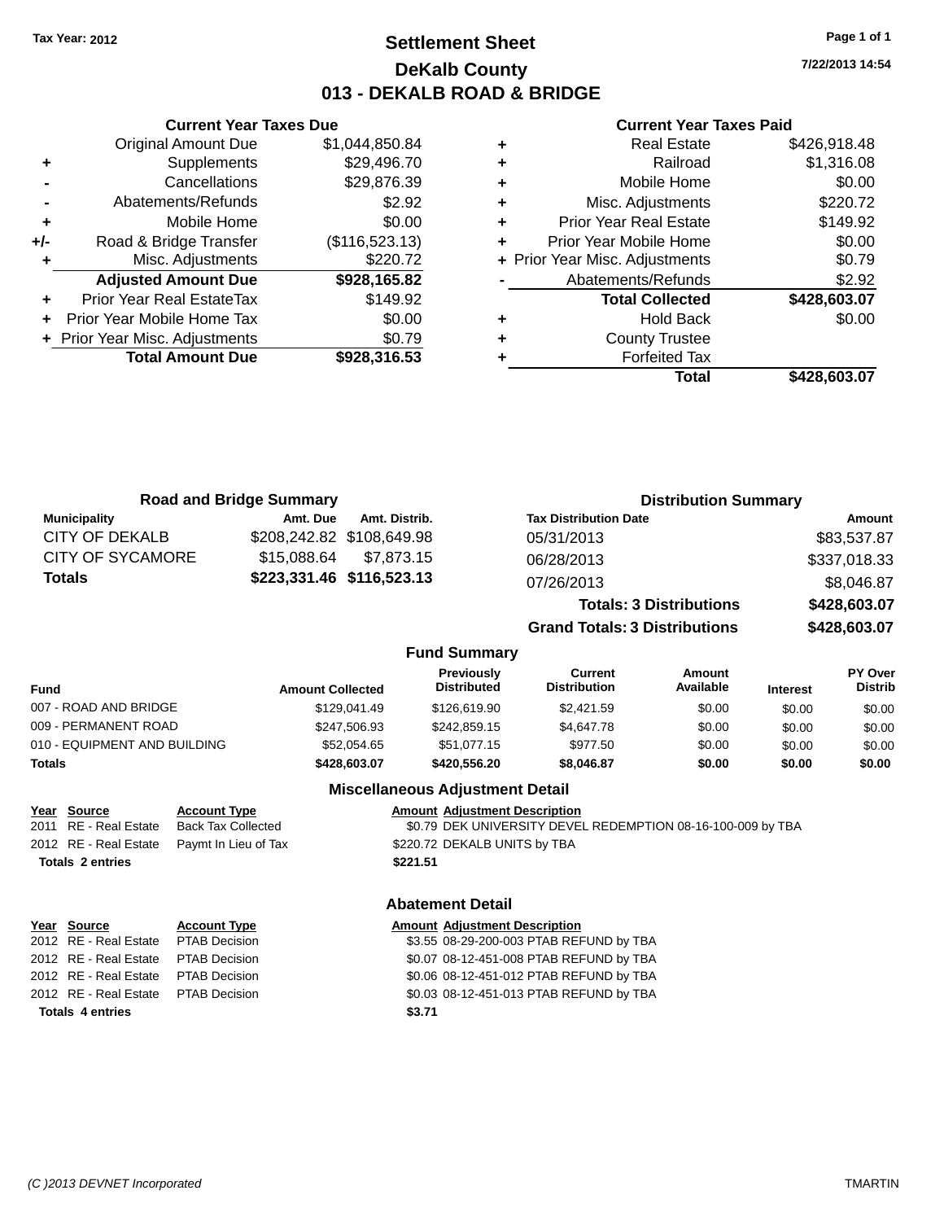**Tax Year: 2012**

# Settlement Sheet
## DeKalb County
## 013 - DEKALB ROAD & BRIDGE

7/22/2013 14:54

### Current Year Taxes Due

| | | |
|---|---|---|
| | Original Amount Due | $1,044,850.84 |
| + | Supplements | $29,496.70 |
| - | Cancellations | $29,876.39 |
| - | Abatements/Refunds | $2.92 |
| + | Mobile Home | $0.00 |
| +/- | Road & Bridge Transfer | ($116,523.13) |
| + | Misc. Adjustments | $220.72 |
| | **Adjusted Amount Due** | **$928,165.82** |
| + | Prior Year Real EstateTax | $149.92 |
| + | Prior Year Mobile Home Tax | $0.00 |
| + | Prior Year Misc. Adjustments | $0.79 |
| | **Total Amount Due** | **$928,316.53** |

### Current Year Taxes Paid

| | | |
|---|---|---|
| + | Real Estate | $426,918.48 |
| + | Railroad | $1,316.08 |
| + | Mobile Home | $0.00 |
| + | Misc. Adjustments | $220.72 |
| + | Prior Year Real Estate | $149.92 |
| + | Prior Year Mobile Home | $0.00 |
| + | Prior Year Misc. Adjustments | $0.79 |
| - | Abatements/Refunds | $2.92 |
| | **Total Collected** | **$428,603.07** |
| + | Hold Back | $0.00 |
| + | County Trustee | |
| + | Forfeited Tax | |
| | **Total** | **$428,603.07** |

### Road and Bridge Summary

| Municipality | Amt. Due | Amt. Distrib. |
|---|---|---|
| CITY OF DEKALB | $208,242.82 | $108,649.98 |
| CITY OF SYCAMORE | $15,088.64 | $7,873.15 |
| **Totals** | **$223,331.46** | **$116,523.13** |

### Distribution Summary

| Tax Distribution Date | Amount |
|---|---|
| 05/31/2013 | $83,537.87 |
| 06/28/2013 | $337,018.33 |
| 07/26/2013 | $8,046.87 |
| **Totals: 3 Distributions** | **$428,603.07** |
| **Grand Totals: 3 Distributions** | **$428,603.07** |

### Fund Summary

| Fund | Amount Collected | Previously Distributed | Current Distribution | Amount Available | Interest | PY Over Distrib |
|---|---|---|---|---|---|---|
| 007 - ROAD AND BRIDGE | $129,041.49 | $126,619.90 | $2,421.59 | $0.00 | $0.00 | $0.00 |
| 009 - PERMANENT ROAD | $247,506.93 | $242,859.15 | $4,647.78 | $0.00 | $0.00 | $0.00 |
| 010 - EQUIPMENT AND BUILDING | $52,054.65 | $51,077.15 | $977.50 | $0.00 | $0.00 | $0.00 |
| **Totals** | **$428,603.07** | **$420,556.20** | **$8,046.87** | **$0.00** | **$0.00** | **$0.00** |

### Miscellaneous Adjustment Detail

| Year | Source | Account Type | Amount | Adjustment Description |
|---|---|---|---|---|
| 2011 | RE - Real Estate | Back Tax Collected | $0.79 | DEK UNIVERSITY DEVEL REDEMPTION 08-16-100-009 by TBA |
| 2012 | RE - Real Estate | Paymt In Lieu of Tax | $220.72 | DEKALB UNITS by TBA |
| **Totals** | **2 entries** | | **$221.51** | |

### Abatement Detail

| Year | Source | Account Type | Amount | Adjustment Description |
|---|---|---|---|---|
| 2012 | RE - Real Estate | PTAB Decision | $3.55 | 08-29-200-003 PTAB REFUND by TBA |
| 2012 | RE - Real Estate | PTAB Decision | $0.07 | 08-12-451-008 PTAB REFUND by TBA |
| 2012 | RE - Real Estate | PTAB Decision | $0.06 | 08-12-451-012 PTAB REFUND by TBA |
| 2012 | RE - Real Estate | PTAB Decision | $0.03 | 08-12-451-013 PTAB REFUND by TBA |
| **Totals** | **4 entries** | | **$3.71** | |

(C )2013 DEVNET Incorporated — TMARTIN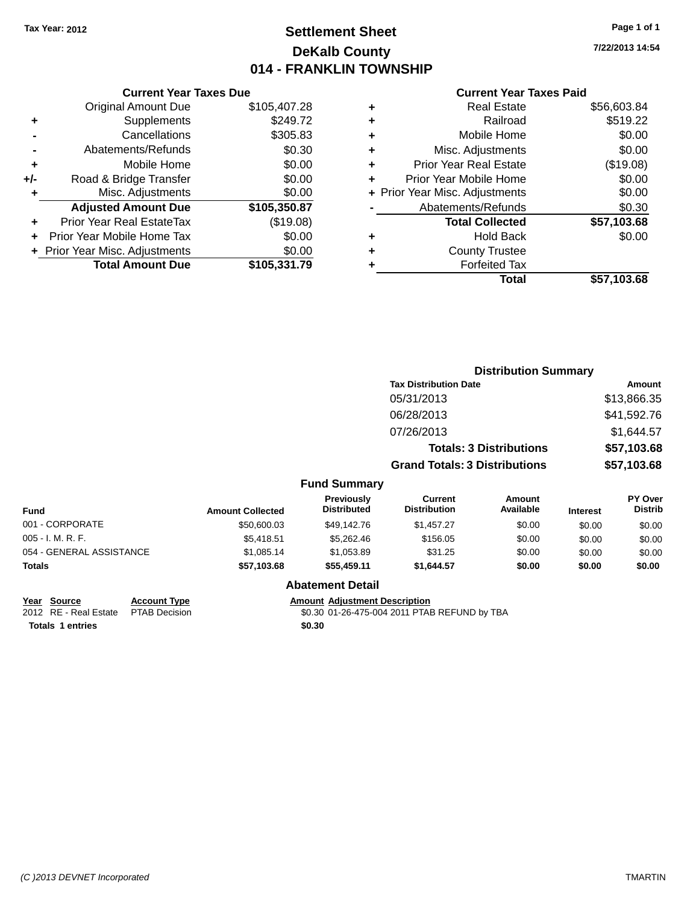Tax Year: 2012

# Settlement Sheet

## DeKalb County

## 014 - FRANKLIN TOWNSHIP

7/22/2013 14:54

### Current Year Taxes Due

| | | |
|---|---|---|
| | Original Amount Due | $105,407.28 |
| + | Supplements | $249.72 |
| - | Cancellations | $305.83 |
| - | Abatements/Refunds | $0.30 |
| + | Mobile Home | $0.00 |
| +/- | Road & Bridge Transfer | $0.00 |
| + | Misc. Adjustments | $0.00 |
| | **Adjusted Amount Due** | **$105,350.87** |
| + | Prior Year Real EstateTax | ($19.08) |
| + | Prior Year Mobile Home Tax | $0.00 |
| + | Prior Year Misc. Adjustments | $0.00 |
| | **Total Amount Due** | **$105,331.79** |

### Current Year Taxes Paid

| | | |
|---|---|---|
| + | Real Estate | $56,603.84 |
| + | Railroad | $519.22 |
| + | Mobile Home | $0.00 |
| + | Misc. Adjustments | $0.00 |
| + | Prior Year Real Estate | ($19.08) |
| + | Prior Year Mobile Home | $0.00 |
| + | Prior Year Misc. Adjustments | $0.00 |
| - | Abatements/Refunds | $0.30 |
| | **Total Collected** | **$57,103.68** |
| + | Hold Back | $0.00 |
| + | County Trustee | |
| + | Forfeited Tax | |
| | **Total** | **$57,103.68** |

### Distribution Summary

| Tax Distribution Date | Amount |
|---|---|
| 05/31/2013 | $13,866.35 |
| 06/28/2013 | $41,592.76 |
| 07/26/2013 | $1,644.57 |
| **Totals: 3 Distributions** | **$57,103.68** |
| **Grand Totals: 3 Distributions** | **$57,103.68** |

### Fund Summary

| Fund | Amount Collected | Previously Distributed | Current Distribution | Amount Available | Interest | PY Over Distrib |
|---|---|---|---|---|---|---|
| 001 - CORPORATE | $50,600.03 | $49,142.76 | $1,457.27 | $0.00 | $0.00 | $0.00 |
| 005 - I. M. R. F. | $5,418.51 | $5,262.46 | $156.05 | $0.00 | $0.00 | $0.00 |
| 054 - GENERAL ASSISTANCE | $1,085.14 | $1,053.89 | $31.25 | $0.00 | $0.00 | $0.00 |
| **Totals** | **$57,103.68** | **$55,459.11** | **$1,644.57** | **$0.00** | **$0.00** | **$0.00** |

### Abatement Detail

| Year | Source | Account Type | Amount | Adjustment Description |
|---|---|---|---|---|
| 2012 | RE - Real Estate | PTAB Decision | $0.30 | 01-26-475-004 2011 PTAB REFUND by TBA |
| **Totals 1 entries** | | | **$0.30** | |

(C )2013 DEVNET Incorporated — TMARTIN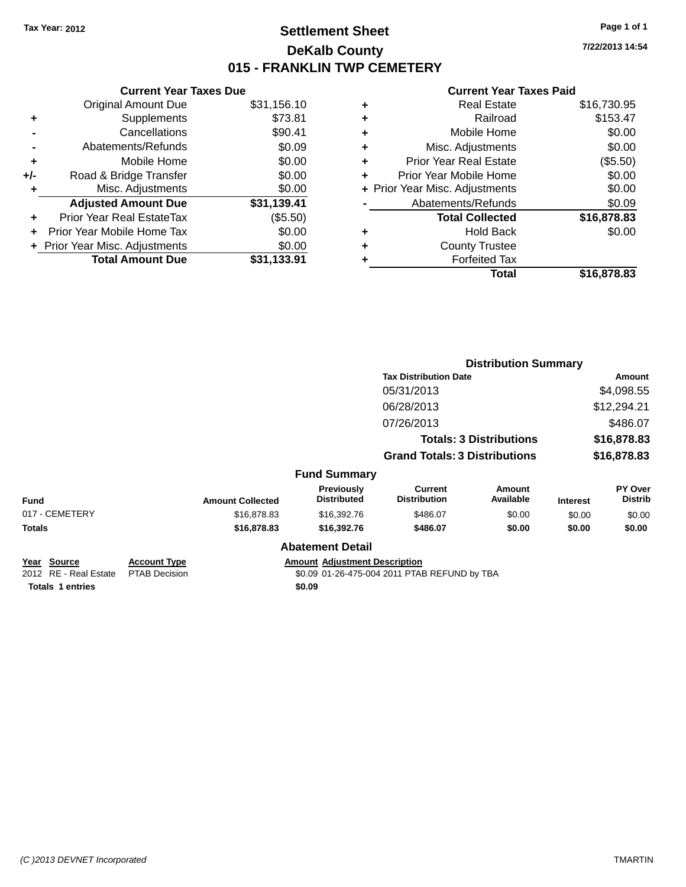Tax Year: 2012

# Settlement Sheet

## DeKalb County

## 015 - FRANKLIN TWP CEMETERY

7/22/2013 14:54

### Current Year Taxes Due

| | | |
|---|---|---|
| | Original Amount Due | $31,156.10 |
| + | Supplements | $73.81 |
| - | Cancellations | $90.41 |
| - | Abatements/Refunds | $0.09 |
| + | Mobile Home | $0.00 |
| +/- | Road & Bridge Transfer | $0.00 |
| + | Misc. Adjustments | $0.00 |
| | **Adjusted Amount Due** | **$31,139.41** |
| + | Prior Year Real EstateTax | ($5.50) |
| + | Prior Year Mobile Home Tax | $0.00 |
| + | Prior Year Misc. Adjustments | $0.00 |
| | **Total Amount Due** | **$31,133.91** |

### Current Year Taxes Paid

| | | |
|---|---|---|
| + | Real Estate | $16,730.95 |
| + | Railroad | $153.47 |
| + | Mobile Home | $0.00 |
| + | Misc. Adjustments | $0.00 |
| + | Prior Year Real Estate | ($5.50) |
| + | Prior Year Mobile Home | $0.00 |
| + | Prior Year Misc. Adjustments | $0.00 |
| - | Abatements/Refunds | $0.09 |
| | **Total Collected** | **$16,878.83** |
| + | Hold Back | $0.00 |
| + | County Trustee | |
| + | Forfeited Tax | |
| | **Total** | **$16,878.83** |

### Distribution Summary

| Tax Distribution Date | Amount |
|---|---|
| 05/31/2013 | $4,098.55 |
| 06/28/2013 | $12,294.21 |
| 07/26/2013 | $486.07 |
| **Totals: 3 Distributions** | **$16,878.83** |
| **Grand Totals: 3 Distributions** | **$16,878.83** |

### Fund Summary

| Fund | Amount Collected | Previously Distributed | Current Distribution | Amount Available | Interest | PY Over Distrib |
|---|---|---|---|---|---|---|
| 017 - CEMETERY | $16,878.83 | $16,392.76 | $486.07 | $0.00 | $0.00 | $0.00 |
| **Totals** | **$16,878.83** | **$16,392.76** | **$486.07** | **$0.00** | **$0.00** | **$0.00** |

### Abatement Detail

| Year | Source | Account Type | Amount | Adjustment Description |
|---|---|---|---|---|
| 2012 | RE - Real Estate | PTAB Decision | $0.09 | 01-26-475-004 2011 PTAB REFUND by TBA |
| **Totals 1 entries** | | | **$0.09** | |

(C )2013 DEVNET Incorporated TMARTIN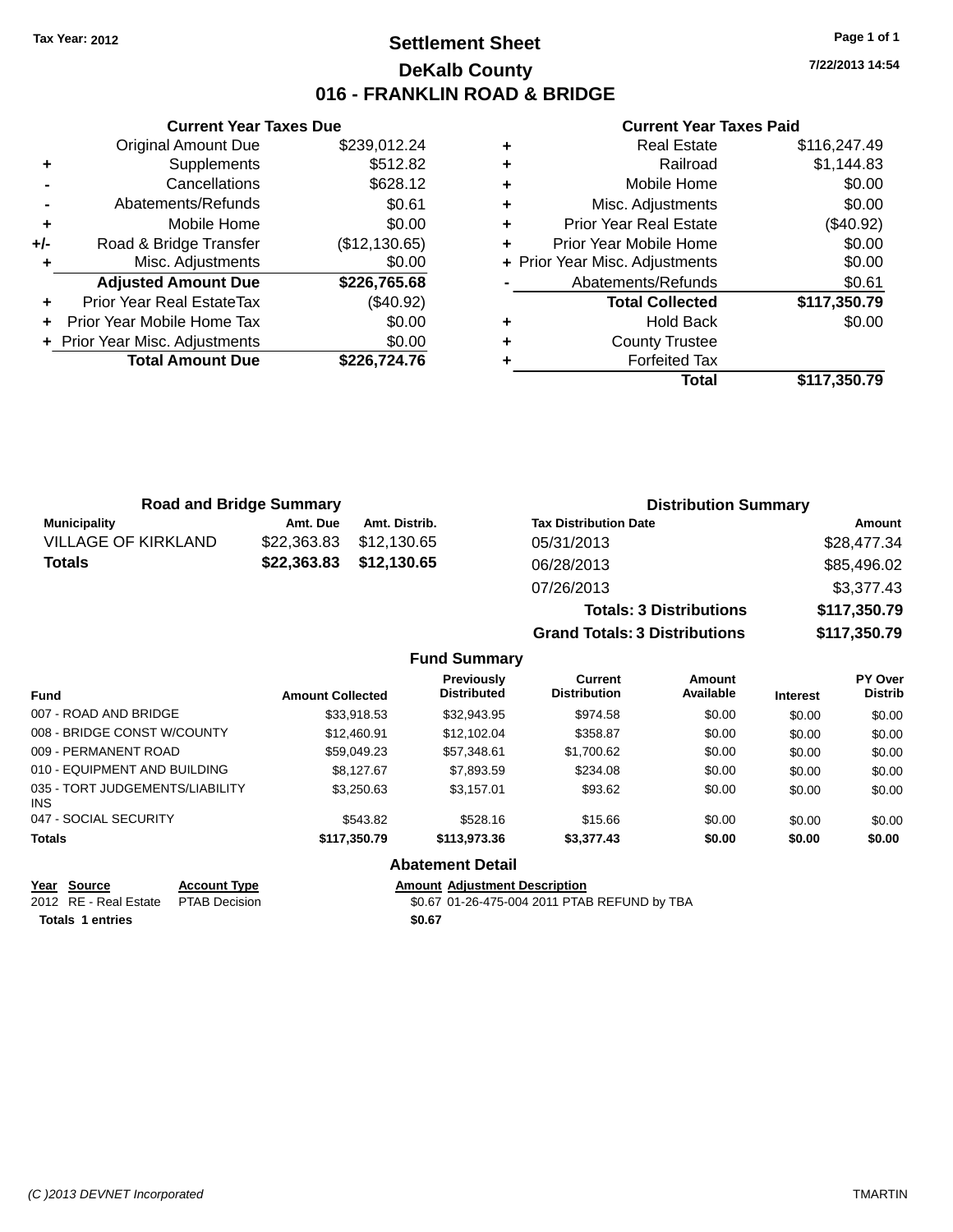Tax Year: 2012

# Settlement Sheet
## DeKalb County
## 016 - FRANKLIN ROAD & BRIDGE

7/22/2013 14:54

### Current Year Taxes Due

| | | |
|---|---|---|
| | Original Amount Due | $239,012.24 |
| + | Supplements | $512.82 |
| - | Cancellations | $628.12 |
| - | Abatements/Refunds | $0.61 |
| + | Mobile Home | $0.00 |
| +/- | Road & Bridge Transfer | ($12,130.65) |
| + | Misc. Adjustments | $0.00 |
| | **Adjusted Amount Due** | **$226,765.68** |
| + | Prior Year Real EstateTax | ($40.92) |
| + | Prior Year Mobile Home Tax | $0.00 |
| + | Prior Year Misc. Adjustments | $0.00 |
| | **Total Amount Due** | **$226,724.76** |

### Current Year Taxes Paid

| | | |
|---|---|---|
| + | Real Estate | $116,247.49 |
| + | Railroad | $1,144.83 |
| + | Mobile Home | $0.00 |
| + | Misc. Adjustments | $0.00 |
| + | Prior Year Real Estate | ($40.92) |
| + | Prior Year Mobile Home | $0.00 |
| + | Prior Year Misc. Adjustments | $0.00 |
| - | Abatements/Refunds | $0.61 |
| | **Total Collected** | **$117,350.79** |
| + | Hold Back | $0.00 |
| + | County Trustee | |
| + | Forfeited Tax | |
| | **Total** | **$117,350.79** |

### Road and Bridge Summary

| Municipality | Amt. Due | Amt. Distrib. |
|---|---|---|
| VILLAGE OF KIRKLAND | $22,363.83 | $12,130.65 |
| **Totals** | **$22,363.83** | **$12,130.65** |

### Distribution Summary

| Tax Distribution Date | Amount |
|---|---|
| 05/31/2013 | $28,477.34 |
| 06/28/2013 | $85,496.02 |
| 07/26/2013 | $3,377.43 |
| **Totals: 3 Distributions** | **$117,350.79** |
| **Grand Totals: 3 Distributions** | **$117,350.79** |

### Fund Summary

| Fund | Amount Collected | Previously Distributed | Current Distribution | Amount Available | Interest | PY Over Distrib |
|---|---|---|---|---|---|---|
| 007 - ROAD AND BRIDGE | $33,918.53 | $32,943.95 | $974.58 | $0.00 | $0.00 | $0.00 |
| 008 - BRIDGE CONST W/COUNTY | $12,460.91 | $12,102.04 | $358.87 | $0.00 | $0.00 | $0.00 |
| 009 - PERMANENT ROAD | $59,049.23 | $57,348.61 | $1,700.62 | $0.00 | $0.00 | $0.00 |
| 010 - EQUIPMENT AND BUILDING | $8,127.67 | $7,893.59 | $234.08 | $0.00 | $0.00 | $0.00 |
| 035 - TORT JUDGEMENTS/LIABILITY INS | $3,250.63 | $3,157.01 | $93.62 | $0.00 | $0.00 | $0.00 |
| 047 - SOCIAL SECURITY | $543.82 | $528.16 | $15.66 | $0.00 | $0.00 | $0.00 |
| **Totals** | **$117,350.79** | **$113,973.36** | **$3,377.43** | **$0.00** | **$0.00** | **$0.00** |

### Abatement Detail

| Year | Source | Account Type | Amount | Adjustment Description |
|---|---|---|---|---|
| 2012 | RE - Real Estate | PTAB Decision | $0.67 | 01-26-475-004 2011 PTAB REFUND by TBA |
| **Totals** | **1 entries** | | **$0.67** | |

(C )2013 DEVNET Incorporated — TMARTIN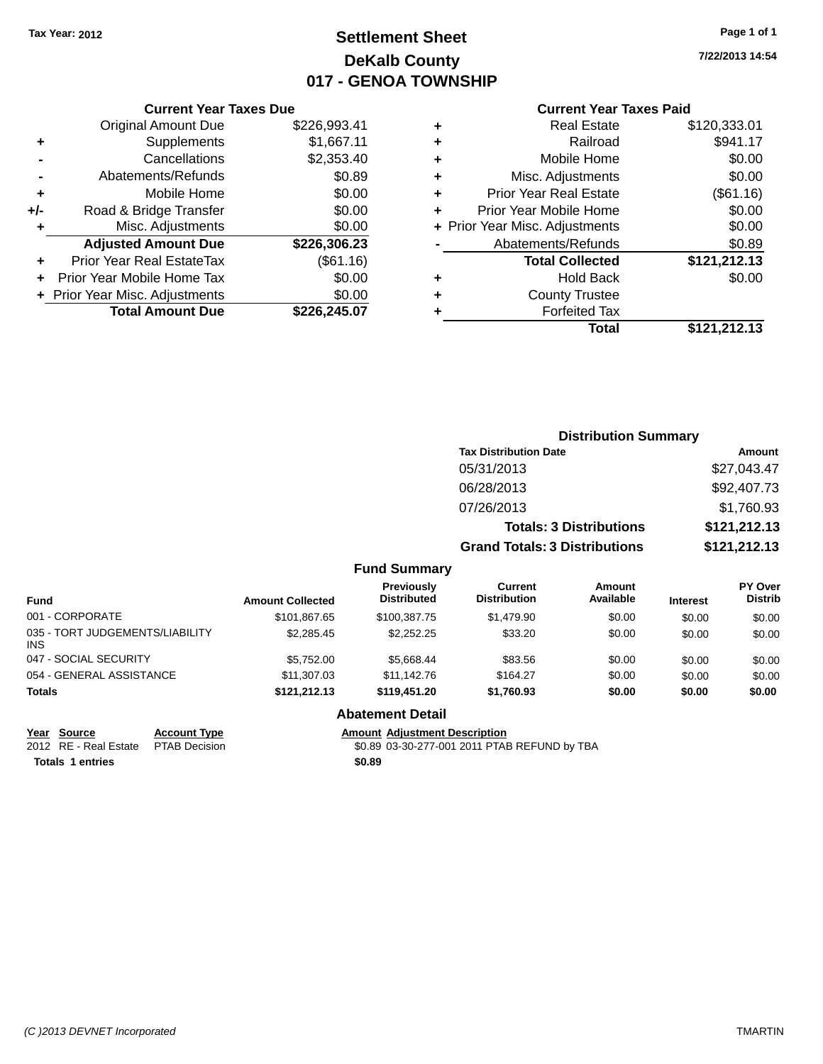Tax Year: 2012

# Settlement Sheet

## DeKalb County

## 017 - GENOA TOWNSHIP

7/22/2013 14:54

### Current Year Taxes Due

| | | |
|---|---|---|
| | Original Amount Due | $226,993.41 |
| + | Supplements | $1,667.11 |
| - | Cancellations | $2,353.40 |
| - | Abatements/Refunds | $0.89 |
| + | Mobile Home | $0.00 |
| +/- | Road & Bridge Transfer | $0.00 |
| + | Misc. Adjustments | $0.00 |
| | **Adjusted Amount Due** | **$226,306.23** |
| + | Prior Year Real EstateTax | ($61.16) |
| + | Prior Year Mobile Home Tax | $0.00 |
| + | Prior Year Misc. Adjustments | $0.00 |
| | **Total Amount Due** | **$226,245.07** |

### Current Year Taxes Paid

| | | |
|---|---|---|
| + | Real Estate | $120,333.01 |
| + | Railroad | $941.17 |
| + | Mobile Home | $0.00 |
| + | Misc. Adjustments | $0.00 |
| + | Prior Year Real Estate | ($61.16) |
| + | Prior Year Mobile Home | $0.00 |
| + | Prior Year Misc. Adjustments | $0.00 |
| - | Abatements/Refunds | $0.89 |
| | **Total Collected** | **$121,212.13** |
| + | Hold Back | $0.00 |
| + | County Trustee | |
| + | Forfeited Tax | |
| | **Total** | **$121,212.13** |

### Distribution Summary

| Tax Distribution Date | Amount |
|---|---|
| 05/31/2013 | $27,043.47 |
| 06/28/2013 | $92,407.73 |
| 07/26/2013 | $1,760.93 |
| **Totals: 3 Distributions** | **$121,212.13** |
| **Grand Totals: 3 Distributions** | **$121,212.13** |

### Fund Summary

| Fund | Amount Collected | Previously Distributed | Current Distribution | Amount Available | Interest | PY Over Distrib |
|---|---|---|---|---|---|---|
| 001 - CORPORATE | $101,867.65 | $100,387.75 | $1,479.90 | $0.00 | $0.00 | $0.00 |
| 035 - TORT JUDGEMENTS/LIABILITY INS | $2,285.45 | $2,252.25 | $33.20 | $0.00 | $0.00 | $0.00 |
| 047 - SOCIAL SECURITY | $5,752.00 | $5,668.44 | $83.56 | $0.00 | $0.00 | $0.00 |
| 054 - GENERAL ASSISTANCE | $11,307.03 | $11,142.76 | $164.27 | $0.00 | $0.00 | $0.00 |
| **Totals** | **$121,212.13** | **$119,451.20** | **$1,760.93** | **$0.00** | **$0.00** | **$0.00** |

### Abatement Detail

| Year | Source | Account Type | Amount | Adjustment Description |
|---|---|---|---|---|
| 2012 | RE - Real Estate | PTAB Decision | $0.89 | 03-30-277-001 2011 PTAB REFUND by TBA |
| **Totals 1 entries** | | | **$0.89** | |

(C )2013 DEVNET Incorporated TMARTIN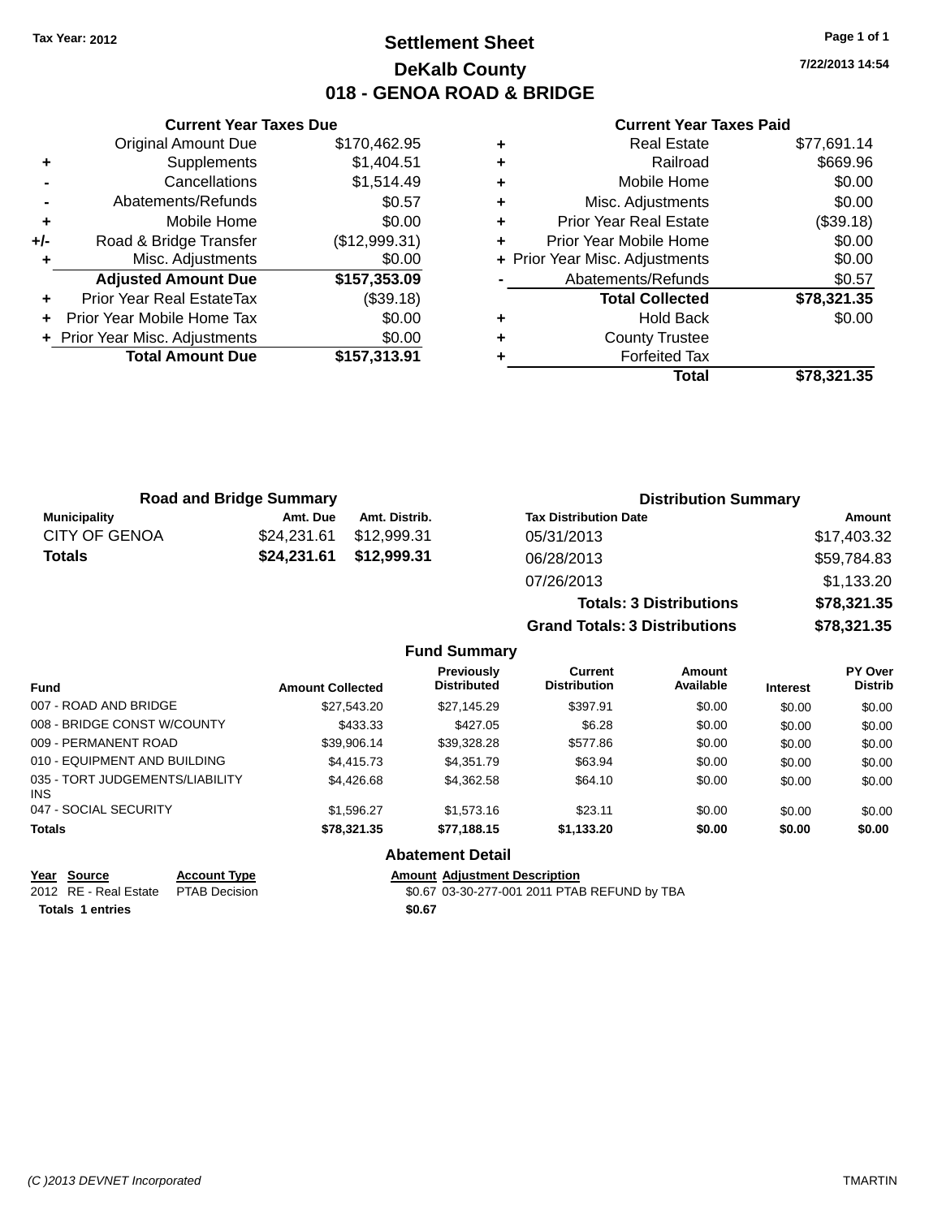Tax Year: 2012

# Settlement Sheet

## DeKalb County

## 018 - GENOA ROAD & BRIDGE

7/22/2013 14:54

### Current Year Taxes Due

| | | |
|---|---|---|
| | Original Amount Due | $170,462.95 |
| + | Supplements | $1,404.51 |
| - | Cancellations | $1,514.49 |
| - | Abatements/Refunds | $0.57 |
| + | Mobile Home | $0.00 |
| +/- | Road & Bridge Transfer | ($12,999.31) |
| + | Misc. Adjustments | $0.00 |
| | **Adjusted Amount Due** | **$157,353.09** |
| + | Prior Year Real EstateTax | ($39.18) |
| + | Prior Year Mobile Home Tax | $0.00 |
| + | Prior Year Misc. Adjustments | $0.00 |
| | **Total Amount Due** | **$157,313.91** |

### Current Year Taxes Paid

| | | |
|---|---|---|
| + | Real Estate | $77,691.14 |
| + | Railroad | $669.96 |
| + | Mobile Home | $0.00 |
| + | Misc. Adjustments | $0.00 |
| + | Prior Year Real Estate | ($39.18) |
| + | Prior Year Mobile Home | $0.00 |
| + | Prior Year Misc. Adjustments | $0.00 |
| - | Abatements/Refunds | $0.57 |
| | **Total Collected** | **$78,321.35** |
| + | Hold Back | $0.00 |
| + | County Trustee | |
| + | Forfeited Tax | |
| | **Total** | **$78,321.35** |

### Road and Bridge Summary

| Municipality | Amt. Due | Amt. Distrib. |
|---|---|---|
| CITY OF GENOA | $24,231.61 | $12,999.31 |
| **Totals** | **$24,231.61** | **$12,999.31** |

### Distribution Summary

| Tax Distribution Date | Amount |
|---|---|
| 05/31/2013 | $17,403.32 |
| 06/28/2013 | $59,784.83 |
| 07/26/2013 | $1,133.20 |
| **Totals: 3 Distributions** | **$78,321.35** |
| **Grand Totals: 3 Distributions** | **$78,321.35** |

### Fund Summary

| Fund | Amount Collected | Previously Distributed | Current Distribution | Amount Available | Interest | PY Over Distrib |
|---|---|---|---|---|---|---|
| 007 - ROAD AND BRIDGE | $27,543.20 | $27,145.29 | $397.91 | $0.00 | $0.00 | $0.00 |
| 008 - BRIDGE CONST W/COUNTY | $433.33 | $427.05 | $6.28 | $0.00 | $0.00 | $0.00 |
| 009 - PERMANENT ROAD | $39,906.14 | $39,328.28 | $577.86 | $0.00 | $0.00 | $0.00 |
| 010 - EQUIPMENT AND BUILDING | $4,415.73 | $4,351.79 | $63.94 | $0.00 | $0.00 | $0.00 |
| 035 - TORT JUDGEMENTS/LIABILITY INS | $4,426.68 | $4,362.58 | $64.10 | $0.00 | $0.00 | $0.00 |
| 047 - SOCIAL SECURITY | $1,596.27 | $1,573.16 | $23.11 | $0.00 | $0.00 | $0.00 |
| **Totals** | **$78,321.35** | **$77,188.15** | **$1,133.20** | **$0.00** | **$0.00** | **$0.00** |

### Abatement Detail

| Year | Source | Account Type | Amount | Adjustment Description |
|---|---|---|---|---|
| 2012 | RE - Real Estate | PTAB Decision | $0.67 | 03-30-277-001 2011 PTAB REFUND by TBA |
| **Totals 1 entries** | | | **$0.67** | |

(C )2013 DEVNET Incorporated TMARTIN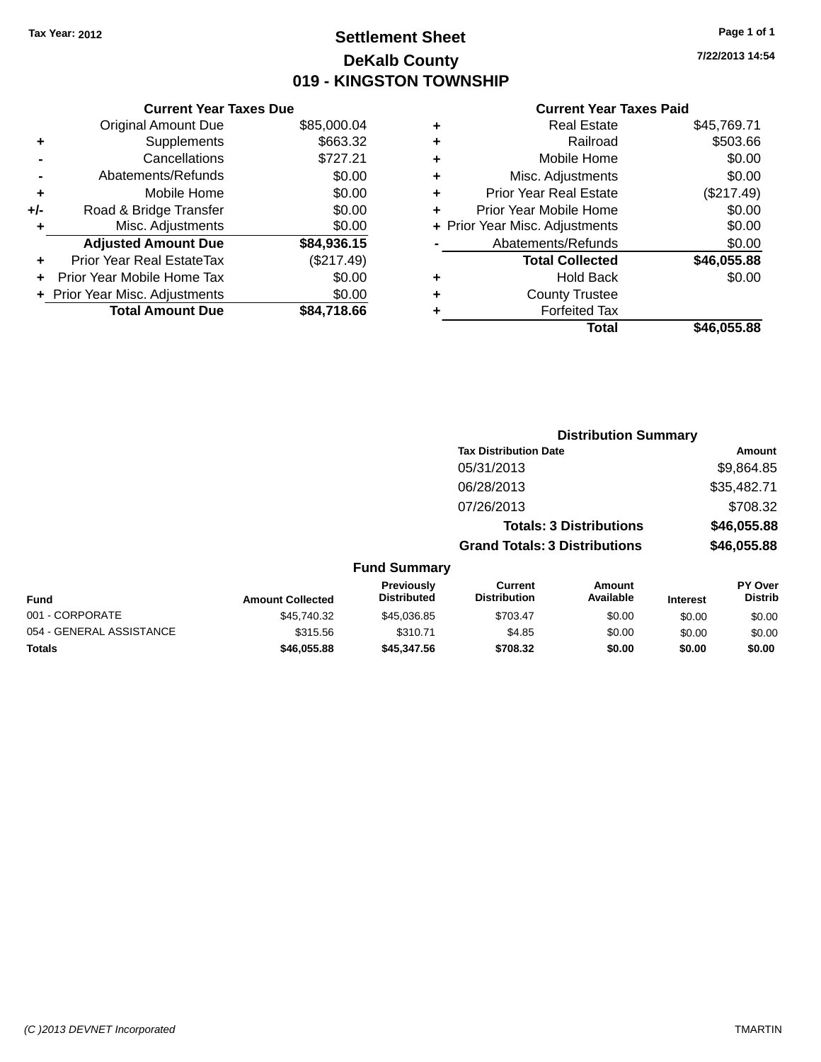Tax Year: 2012

# Settlement Sheet

## DeKalb County

## 019 - KINGSTON TOWNSHIP

7/22/2013 14:54

### Current Year Taxes Due

| | | |
|---|---|---|
| | Original Amount Due | $85,000.04 |
| + | Supplements | $663.32 |
| - | Cancellations | $727.21 |
| - | Abatements/Refunds | $0.00 |
| + | Mobile Home | $0.00 |
| +/- | Road & Bridge Transfer | $0.00 |
| + | Misc. Adjustments | $0.00 |
| | **Adjusted Amount Due** | **$84,936.15** |
| + | Prior Year Real EstateTax | ($217.49) |
| + | Prior Year Mobile Home Tax | $0.00 |
| + | Prior Year Misc. Adjustments | $0.00 |
| | **Total Amount Due** | **$84,718.66** |

### Current Year Taxes Paid

| | | |
|---|---|---|
| + | Real Estate | $45,769.71 |
| + | Railroad | $503.66 |
| + | Mobile Home | $0.00 |
| + | Misc. Adjustments | $0.00 |
| + | Prior Year Real Estate | ($217.49) |
| + | Prior Year Mobile Home | $0.00 |
| + | Prior Year Misc. Adjustments | $0.00 |
| - | Abatements/Refunds | $0.00 |
| | **Total Collected** | **$46,055.88** |
| + | Hold Back | $0.00 |
| + | County Trustee | |
| + | Forfeited Tax | |
| | **Total** | **$46,055.88** |

### Distribution Summary

| Tax Distribution Date | Amount |
|---|---|
| 05/31/2013 | $9,864.85 |
| 06/28/2013 | $35,482.71 |
| 07/26/2013 | $708.32 |
| **Totals: 3 Distributions** | **$46,055.88** |
| **Grand Totals: 3 Distributions** | **$46,055.88** |

### Fund Summary

| Fund | Amount Collected | Previously Distributed | Current Distribution | Amount Available | Interest | PY Over Distrib |
|---|---|---|---|---|---|---|
| 001 - CORPORATE | $45,740.32 | $45,036.85 | $703.47 | $0.00 | $0.00 | $0.00 |
| 054 - GENERAL ASSISTANCE | $315.56 | $310.71 | $4.85 | $0.00 | $0.00 | $0.00 |
| **Totals** | **$46,055.88** | **$45,347.56** | **$708.32** | **$0.00** | **$0.00** | **$0.00** |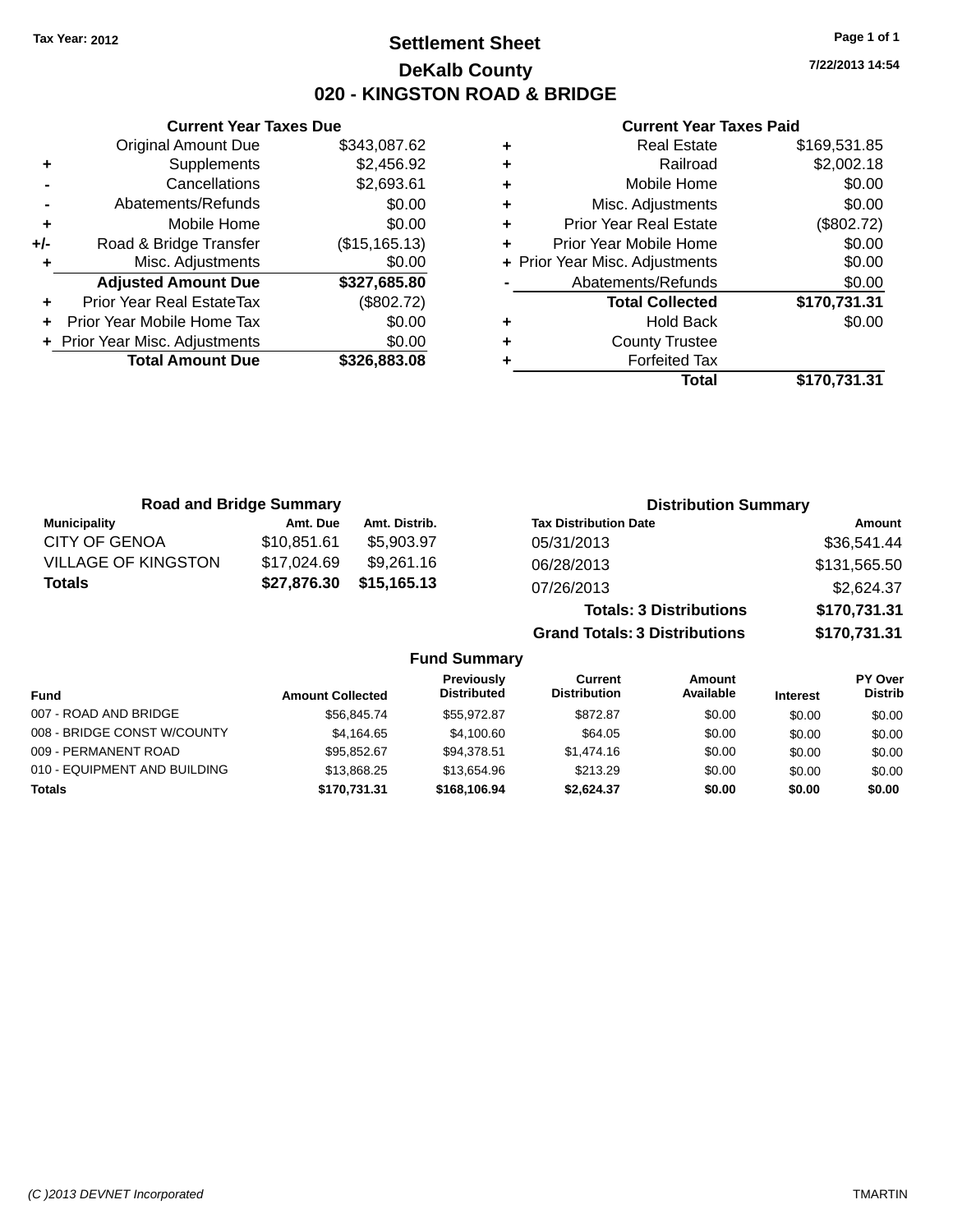Tax Year: 2012

# Settlement Sheet

## DeKalb County

## 020 - KINGSTON ROAD & BRIDGE

7/22/2013 14:54

### Current Year Taxes Due

| | | |
|---|---|---|
| | Original Amount Due | $343,087.62 |
| + | Supplements | $2,456.92 |
| - | Cancellations | $2,693.61 |
| - | Abatements/Refunds | $0.00 |
| + | Mobile Home | $0.00 |
| +/- | Road & Bridge Transfer | ($15,165.13) |
| + | Misc. Adjustments | $0.00 |
| | **Adjusted Amount Due** | **$327,685.80** |
| + | Prior Year Real EstateTax | ($802.72) |
| + | Prior Year Mobile Home Tax | $0.00 |
| + | Prior Year Misc. Adjustments | $0.00 |
| | **Total Amount Due** | **$326,883.08** |

### Current Year Taxes Paid

| | | |
|---|---|---|
| + | Real Estate | $169,531.85 |
| + | Railroad | $2,002.18 |
| + | Mobile Home | $0.00 |
| + | Misc. Adjustments | $0.00 |
| + | Prior Year Real Estate | ($802.72) |
| + | Prior Year Mobile Home | $0.00 |
| + | Prior Year Misc. Adjustments | $0.00 |
| - | Abatements/Refunds | $0.00 |
| | **Total Collected** | **$170,731.31** |
| + | Hold Back | $0.00 |
| + | County Trustee | |
| + | Forfeited Tax | |
| | **Total** | **$170,731.31** |

### Road and Bridge Summary

| Municipality | Amt. Due | Amt. Distrib. |
|---|---|---|
| CITY OF GENOA | $10,851.61 | $5,903.97 |
| VILLAGE OF KINGSTON | $17,024.69 | $9,261.16 |
| **Totals** | **$27,876.30** | **$15,165.13** |

### Distribution Summary

| Tax Distribution Date | Amount |
|---|---|
| 05/31/2013 | $36,541.44 |
| 06/28/2013 | $131,565.50 |
| 07/26/2013 | $2,624.37 |
| **Totals: 3 Distributions** | **$170,731.31** |
| **Grand Totals: 3 Distributions** | **$170,731.31** |

### Fund Summary

| Fund | Amount Collected | Previously Distributed | Current Distribution | Amount Available | Interest | PY Over Distrib |
|---|---|---|---|---|---|---|
| 007 - ROAD AND BRIDGE | $56,845.74 | $55,972.87 | $872.87 | $0.00 | $0.00 | $0.00 |
| 008 - BRIDGE CONST W/COUNTY | $4,164.65 | $4,100.60 | $64.05 | $0.00 | $0.00 | $0.00 |
| 009 - PERMANENT ROAD | $95,852.67 | $94,378.51 | $1,474.16 | $0.00 | $0.00 | $0.00 |
| 010 - EQUIPMENT AND BUILDING | $13,868.25 | $13,654.96 | $213.29 | $0.00 | $0.00 | $0.00 |
| **Totals** | **$170,731.31** | **$168,106.94** | **$2,624.37** | **$0.00** | **$0.00** | **$0.00** |

(C )2013 DEVNET Incorporated TMARTIN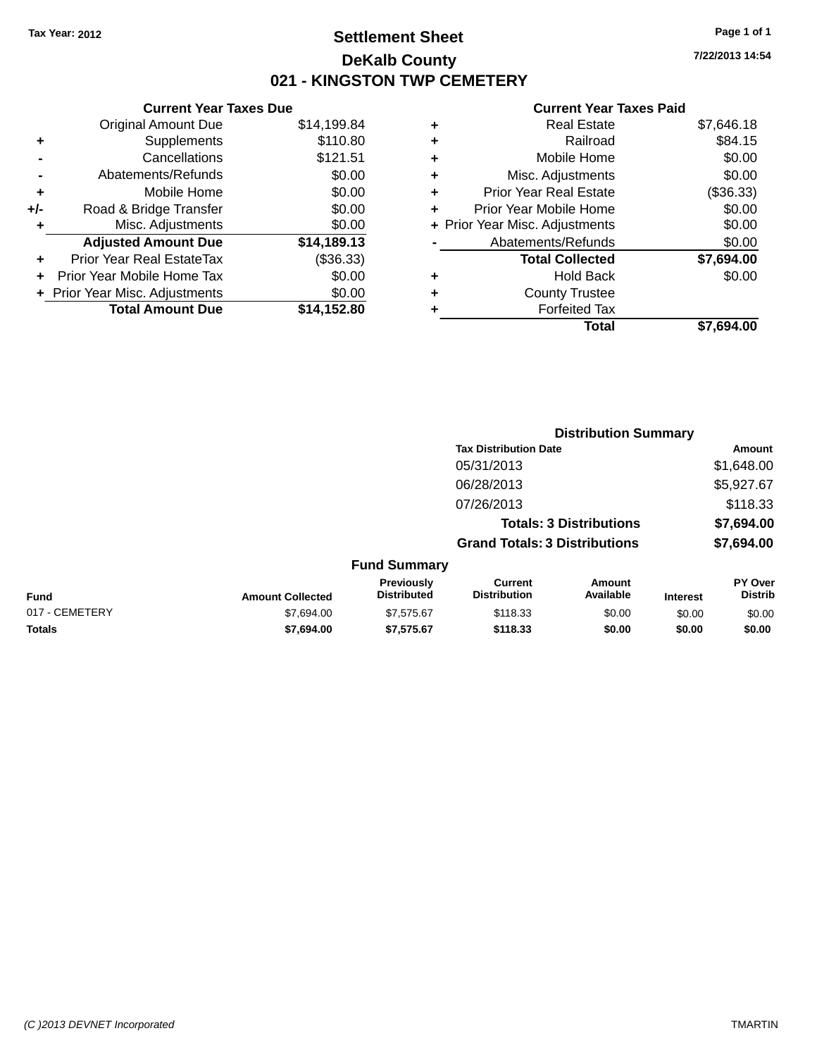Tax Year: 2012

# Settlement Sheet

## DeKalb County

## 021 - KINGSTON TWP CEMETERY

7/22/2013 14:54

### Current Year Taxes Due

| | | |
|---|---|---|
| | Original Amount Due | $14,199.84 |
| + | Supplements | $110.80 |
| - | Cancellations | $121.51 |
| - | Abatements/Refunds | $0.00 |
| + | Mobile Home | $0.00 |
| +/- | Road & Bridge Transfer | $0.00 |
| + | Misc. Adjustments | $0.00 |
| | **Adjusted Amount Due** | **$14,189.13** |
| + | Prior Year Real EstateTax | ($36.33) |
| + | Prior Year Mobile Home Tax | $0.00 |
| + | Prior Year Misc. Adjustments | $0.00 |
| | **Total Amount Due** | **$14,152.80** |

### Current Year Taxes Paid

| | | |
|---|---|---|
| + | Real Estate | $7,646.18 |
| + | Railroad | $84.15 |
| + | Mobile Home | $0.00 |
| + | Misc. Adjustments | $0.00 |
| + | Prior Year Real Estate | ($36.33) |
| + | Prior Year Mobile Home | $0.00 |
| + | Prior Year Misc. Adjustments | $0.00 |
| - | Abatements/Refunds | $0.00 |
| | **Total Collected** | **$7,694.00** |
| + | Hold Back | $0.00 |
| + | County Trustee | |
| + | Forfeited Tax | |
| | **Total** | **$7,694.00** |

### Distribution Summary

| Tax Distribution Date | Amount |
|---|---|
| 05/31/2013 | $1,648.00 |
| 06/28/2013 | $5,927.67 |
| 07/26/2013 | $118.33 |
| **Totals: 3 Distributions** | **$7,694.00** |
| **Grand Totals: 3 Distributions** | **$7,694.00** |

### Fund Summary

| Fund | Amount Collected | Previously Distributed | Current Distribution | Amount Available | Interest | PY Over Distrib |
|---|---|---|---|---|---|---|
| 017 - CEMETERY | $7,694.00 | $7,575.67 | $118.33 | $0.00 | $0.00 | $0.00 |
| **Totals** | **$7,694.00** | **$7,575.67** | **$118.33** | **$0.00** | **$0.00** | **$0.00** |

(C )2013 DEVNET Incorporated TMARTIN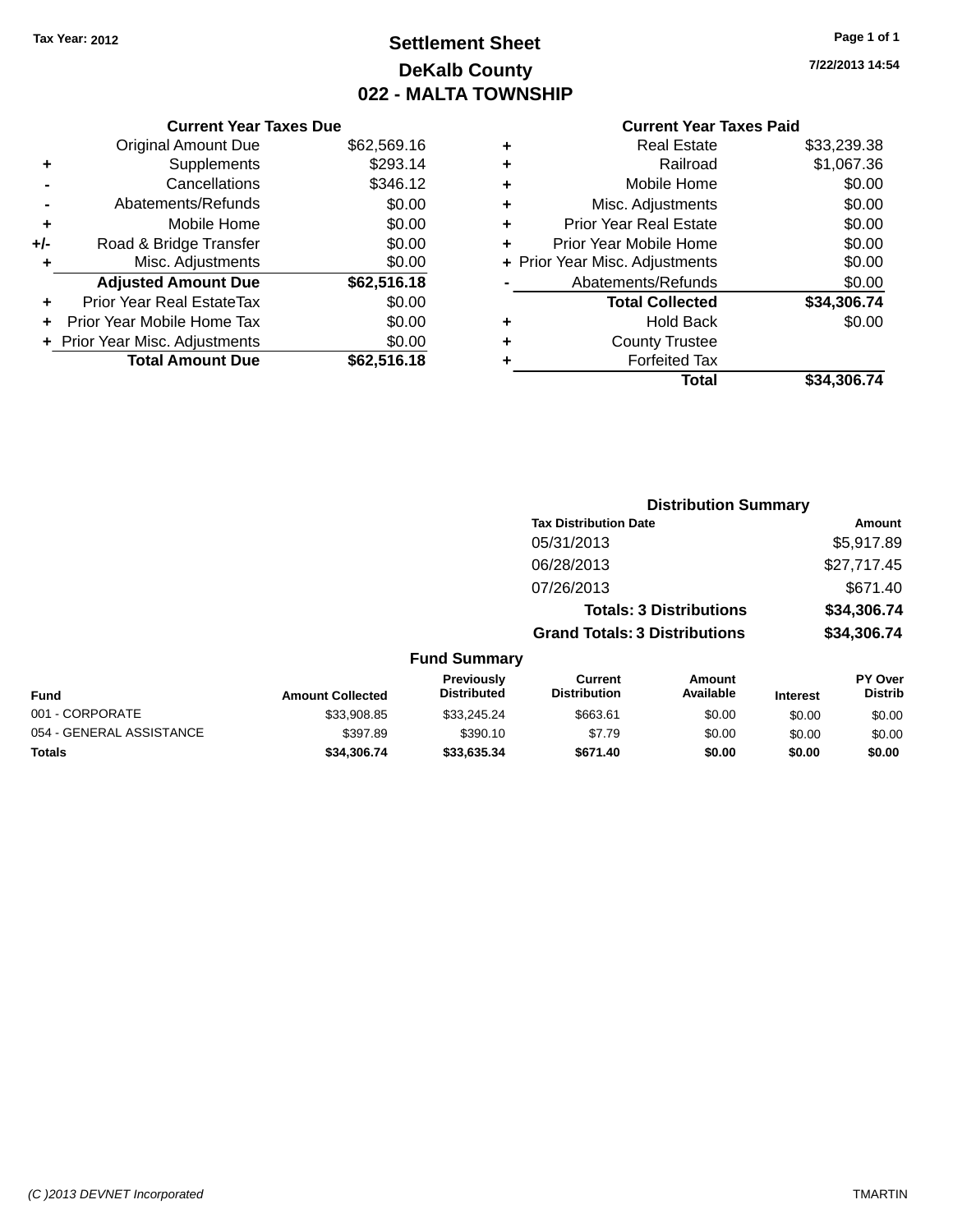Tax Year: 2012

# Settlement Sheet
## DeKalb County
## 022 - MALTA TOWNSHIP

7/22/2013 14:54

### Current Year Taxes Due

| | | |
|---|---|---|
| | Original Amount Due | $62,569.16 |
| + | Supplements | $293.14 |
| - | Cancellations | $346.12 |
| - | Abatements/Refunds | $0.00 |
| + | Mobile Home | $0.00 |
| +/- | Road & Bridge Transfer | $0.00 |
| + | Misc. Adjustments | $0.00 |
| | **Adjusted Amount Due** | **$62,516.18** |
| + | Prior Year Real EstateTax | $0.00 |
| + | Prior Year Mobile Home Tax | $0.00 |
| + | Prior Year Misc. Adjustments | $0.00 |
| | **Total Amount Due** | **$62,516.18** |

### Current Year Taxes Paid

| | | |
|---|---|---|
| + | Real Estate | $33,239.38 |
| + | Railroad | $1,067.36 |
| + | Mobile Home | $0.00 |
| + | Misc. Adjustments | $0.00 |
| + | Prior Year Real Estate | $0.00 |
| + | Prior Year Mobile Home | $0.00 |
| + | Prior Year Misc. Adjustments | $0.00 |
| - | Abatements/Refunds | $0.00 |
| | **Total Collected** | **$34,306.74** |
| + | Hold Back | $0.00 |
| + | County Trustee | |
| + | Forfeited Tax | |
| | **Total** | **$34,306.74** |

### Distribution Summary

| Tax Distribution Date | Amount |
|---|---|
| 05/31/2013 | $5,917.89 |
| 06/28/2013 | $27,717.45 |
| 07/26/2013 | $671.40 |
| **Totals: 3 Distributions** | **$34,306.74** |
| **Grand Totals: 3 Distributions** | **$34,306.74** |

### Fund Summary

| Fund | Amount Collected | Previously Distributed | Current Distribution | Amount Available | Interest | PY Over Distrib |
|---|---|---|---|---|---|---|
| 001 - CORPORATE | $33,908.85 | $33,245.24 | $663.61 | $0.00 | $0.00 | $0.00 |
| 054 - GENERAL ASSISTANCE | $397.89 | $390.10 | $7.79 | $0.00 | $0.00 | $0.00 |
| **Totals** | **$34,306.74** | **$33,635.34** | **$671.40** | **$0.00** | **$0.00** | **$0.00** |

(C )2013 DEVNET Incorporated TMARTIN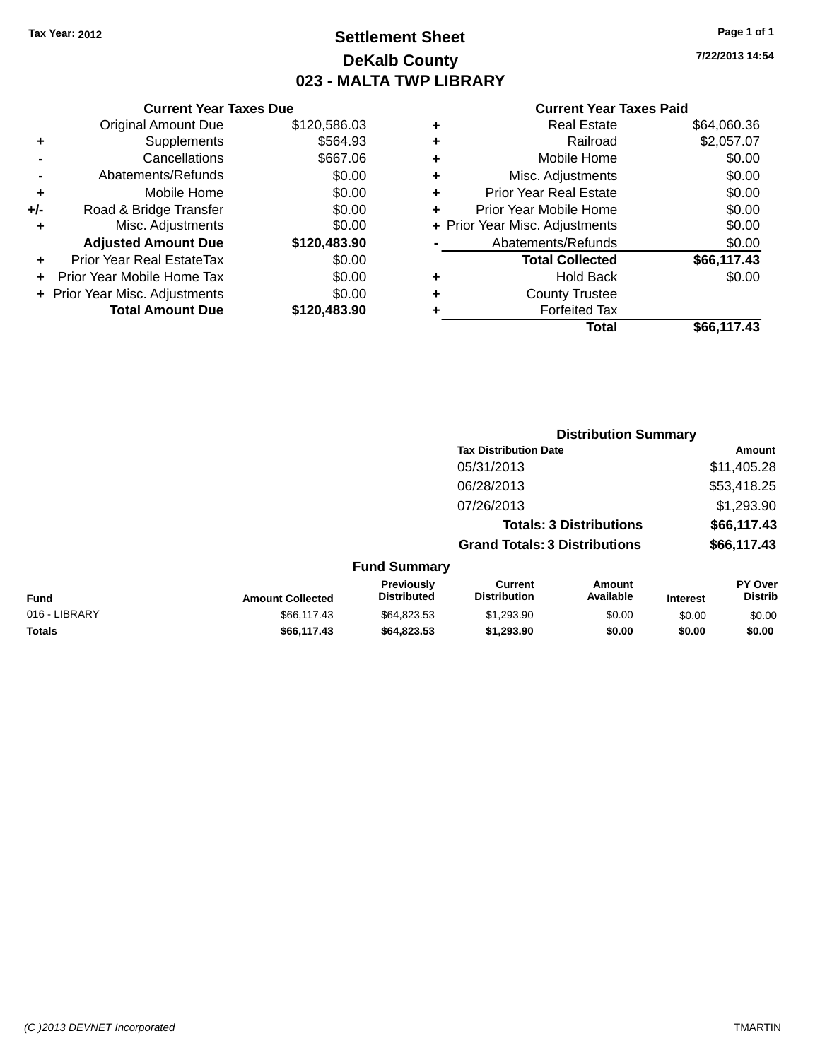Tax Year: 2012

# Settlement Sheet

## DeKalb County

## 023 - MALTA TWP LIBRARY

7/22/2013 14:54

### Current Year Taxes Due

| | | |
|---|---|---|
| | Original Amount Due | $120,586.03 |
| + | Supplements | $564.93 |
| - | Cancellations | $667.06 |
| - | Abatements/Refunds | $0.00 |
| + | Mobile Home | $0.00 |
| +/- | Road & Bridge Transfer | $0.00 |
| + | Misc. Adjustments | $0.00 |
| | **Adjusted Amount Due** | **$120,483.90** |
| + | Prior Year Real EstateTax | $0.00 |
| + | Prior Year Mobile Home Tax | $0.00 |
| + | Prior Year Misc. Adjustments | $0.00 |
| | **Total Amount Due** | **$120,483.90** |

### Current Year Taxes Paid

| | | |
|---|---|---|
| + | Real Estate | $64,060.36 |
| + | Railroad | $2,057.07 |
| + | Mobile Home | $0.00 |
| + | Misc. Adjustments | $0.00 |
| + | Prior Year Real Estate | $0.00 |
| + | Prior Year Mobile Home | $0.00 |
| + | Prior Year Misc. Adjustments | $0.00 |
| - | Abatements/Refunds | $0.00 |
| | **Total Collected** | **$66,117.43** |
| + | Hold Back | $0.00 |
| + | County Trustee | |
| + | Forfeited Tax | |
| | **Total** | **$66,117.43** |

### Distribution Summary

| Tax Distribution Date | Amount |
|---|---|
| 05/31/2013 | $11,405.28 |
| 06/28/2013 | $53,418.25 |
| 07/26/2013 | $1,293.90 |
| **Totals: 3 Distributions** | **$66,117.43** |
| **Grand Totals: 3 Distributions** | **$66,117.43** |

### Fund Summary

| Fund | Amount Collected | Previously Distributed | Current Distribution | Amount Available | Interest | PY Over Distrib |
|---|---|---|---|---|---|---|
| 016 - LIBRARY | $66,117.43 | $64,823.53 | $1,293.90 | $0.00 | $0.00 | $0.00 |
| **Totals** | **$66,117.43** | **$64,823.53** | **$1,293.90** | **$0.00** | **$0.00** | **$0.00** |

(C )2013 DEVNET Incorporated TMARTIN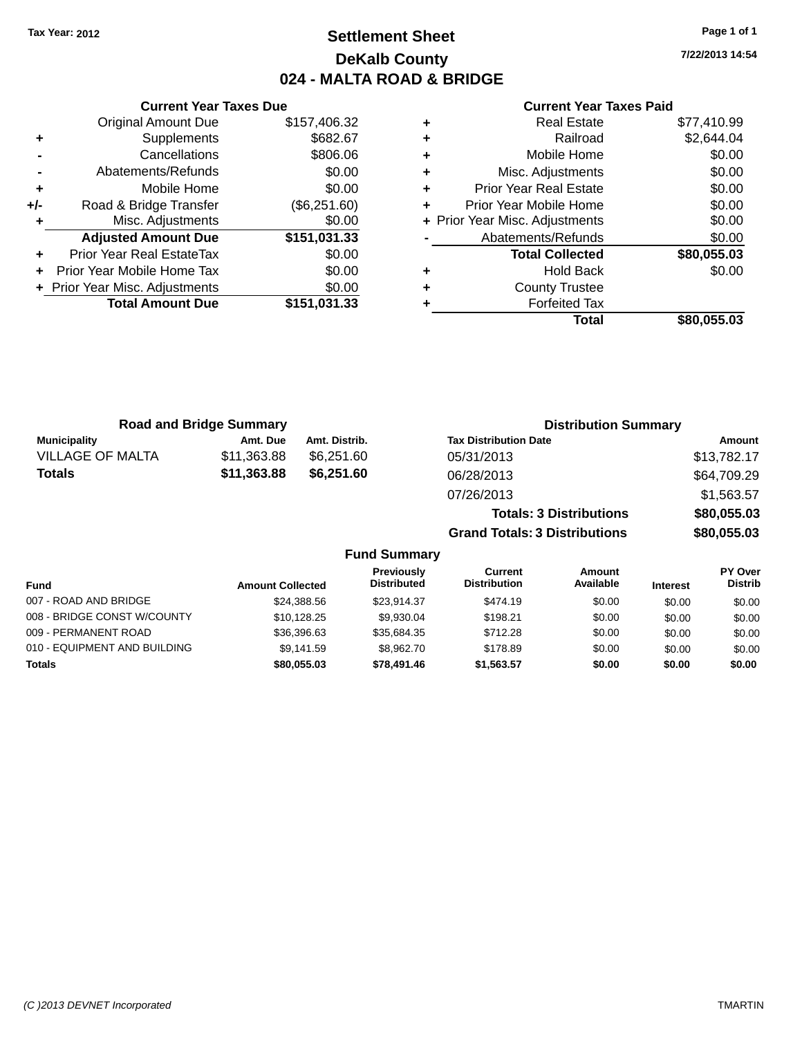**Tax Year: 2012**

# Settlement Sheet

## DeKalb County

## 024 - MALTA ROAD & BRIDGE

7/22/2013 14:54

### Current Year Taxes Due

| | | |
|---|---|---|
| | Original Amount Due | $157,406.32 |
| + | Supplements | $682.67 |
| - | Cancellations | $806.06 |
| - | Abatements/Refunds | $0.00 |
| + | Mobile Home | $0.00 |
| +/- | Road & Bridge Transfer | ($6,251.60) |
| + | Misc. Adjustments | $0.00 |
| | **Adjusted Amount Due** | **$151,031.33** |
| + | Prior Year Real EstateTax | $0.00 |
| + | Prior Year Mobile Home Tax | $0.00 |
| + | Prior Year Misc. Adjustments | $0.00 |
| | **Total Amount Due** | **$151,031.33** |

### Current Year Taxes Paid

| | | |
|---|---|---|
| + | Real Estate | $77,410.99 |
| + | Railroad | $2,644.04 |
| + | Mobile Home | $0.00 |
| + | Misc. Adjustments | $0.00 |
| + | Prior Year Real Estate | $0.00 |
| + | Prior Year Mobile Home | $0.00 |
| + | Prior Year Misc. Adjustments | $0.00 |
| - | Abatements/Refunds | $0.00 |
| | **Total Collected** | **$80,055.03** |
| + | Hold Back | $0.00 |
| + | County Trustee | |
| + | Forfeited Tax | |
| | **Total** | **$80,055.03** |

### Road and Bridge Summary

| Municipality | Amt. Due | Amt. Distrib. |
|---|---|---|
| VILLAGE OF MALTA | $11,363.88 | $6,251.60 |
| **Totals** | **$11,363.88** | **$6,251.60** |

### Distribution Summary

| Tax Distribution Date | Amount |
|---|---|
| 05/31/2013 | $13,782.17 |
| 06/28/2013 | $64,709.29 |
| 07/26/2013 | $1,563.57 |
| **Totals: 3 Distributions** | **$80,055.03** |
| **Grand Totals: 3 Distributions** | **$80,055.03** |

### Fund Summary

| Fund | Amount Collected | Previously Distributed | Current Distribution | Amount Available | Interest | PY Over Distrib |
|---|---|---|---|---|---|---|
| 007 - ROAD AND BRIDGE | $24,388.56 | $23,914.37 | $474.19 | $0.00 | $0.00 | $0.00 |
| 008 - BRIDGE CONST W/COUNTY | $10,128.25 | $9,930.04 | $198.21 | $0.00 | $0.00 | $0.00 |
| 009 - PERMANENT ROAD | $36,396.63 | $35,684.35 | $712.28 | $0.00 | $0.00 | $0.00 |
| 010 - EQUIPMENT AND BUILDING | $9,141.59 | $8,962.70 | $178.89 | $0.00 | $0.00 | $0.00 |
| **Totals** | **$80,055.03** | **$78,491.46** | **$1,563.57** | **$0.00** | **$0.00** | **$0.00** |

(C )2013 DEVNET Incorporated — TMARTIN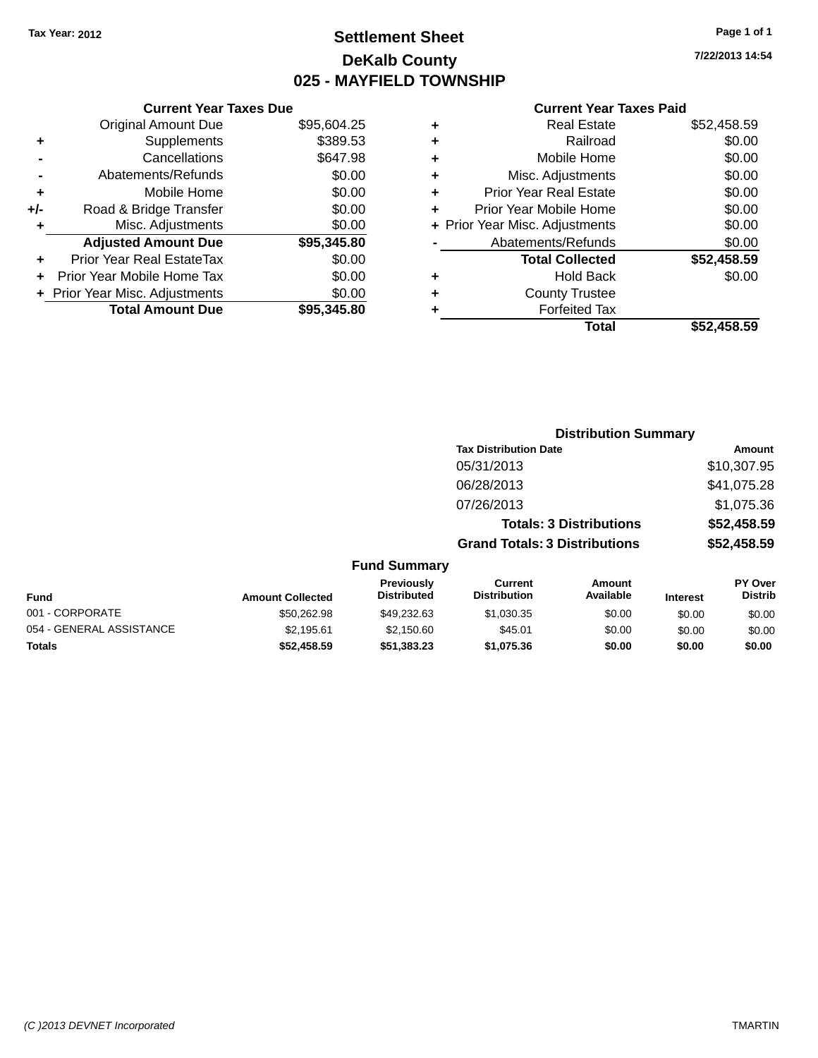Tax Year: 2012

# Settlement Sheet

## DeKalb County

## 025 - MAYFIELD TOWNSHIP

7/22/2013 14:54

### Current Year Taxes Due

| | | |
|---|---|---|
| | Original Amount Due | $95,604.25 |
| + | Supplements | $389.53 |
| - | Cancellations | $647.98 |
| - | Abatements/Refunds | $0.00 |
| + | Mobile Home | $0.00 |
| +/- | Road & Bridge Transfer | $0.00 |
| + | Misc. Adjustments | $0.00 |
| | **Adjusted Amount Due** | **$95,345.80** |
| + | Prior Year Real EstateTax | $0.00 |
| + | Prior Year Mobile Home Tax | $0.00 |
| + | Prior Year Misc. Adjustments | $0.00 |
| | **Total Amount Due** | **$95,345.80** |

### Current Year Taxes Paid

| | | |
|---|---|---|
| + | Real Estate | $52,458.59 |
| + | Railroad | $0.00 |
| + | Mobile Home | $0.00 |
| + | Misc. Adjustments | $0.00 |
| + | Prior Year Real Estate | $0.00 |
| + | Prior Year Mobile Home | $0.00 |
| + | Prior Year Misc. Adjustments | $0.00 |
| - | Abatements/Refunds | $0.00 |
| | **Total Collected** | **$52,458.59** |
| + | Hold Back | $0.00 |
| + | County Trustee | |
| + | Forfeited Tax | |
| | **Total** | **$52,458.59** |

### Distribution Summary

| Tax Distribution Date | Amount |
|---|---|
| 05/31/2013 | $10,307.95 |
| 06/28/2013 | $41,075.28 |
| 07/26/2013 | $1,075.36 |
| **Totals: 3 Distributions** | **$52,458.59** |
| **Grand Totals: 3 Distributions** | **$52,458.59** |

### Fund Summary

| Fund | Amount Collected | Previously Distributed | Current Distribution | Amount Available | Interest | PY Over Distrib |
|---|---|---|---|---|---|---|
| 001 - CORPORATE | $50,262.98 | $49,232.63 | $1,030.35 | $0.00 | $0.00 | $0.00 |
| 054 - GENERAL ASSISTANCE | $2,195.61 | $2,150.60 | $45.01 | $0.00 | $0.00 | $0.00 |
| **Totals** | **$52,458.59** | **$51,383.23** | **$1,075.36** | **$0.00** | **$0.00** | **$0.00** |

(C )2013 DEVNET Incorporated TMARTIN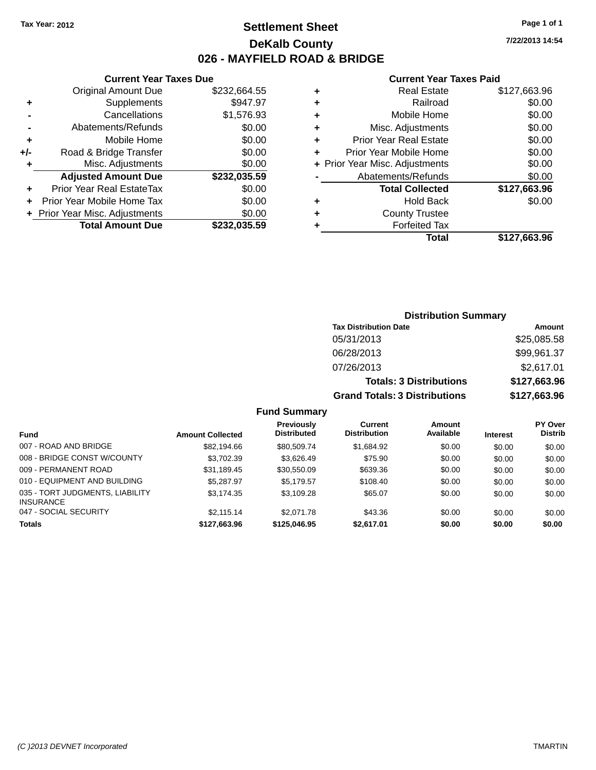Tax Year: 2012

# Settlement Sheet

## DeKalb County

## 026 - MAYFIELD ROAD & BRIDGE

7/22/2013 14:54

### Current Year Taxes Due

| | | |
|---|---|---|
| | Original Amount Due | $232,664.55 |
| + | Supplements | $947.97 |
| - | Cancellations | $1,576.93 |
| - | Abatements/Refunds | $0.00 |
| + | Mobile Home | $0.00 |
| +/- | Road & Bridge Transfer | $0.00 |
| + | Misc. Adjustments | $0.00 |
| | **Adjusted Amount Due** | **$232,035.59** |
| + | Prior Year Real EstateTax | $0.00 |
| + | Prior Year Mobile Home Tax | $0.00 |
| + | Prior Year Misc. Adjustments | $0.00 |
| | **Total Amount Due** | **$232,035.59** |

### Current Year Taxes Paid

| | | |
|---|---|---|
| + | Real Estate | $127,663.96 |
| + | Railroad | $0.00 |
| + | Mobile Home | $0.00 |
| + | Misc. Adjustments | $0.00 |
| + | Prior Year Real Estate | $0.00 |
| + | Prior Year Mobile Home | $0.00 |
| + | Prior Year Misc. Adjustments | $0.00 |
| - | Abatements/Refunds | $0.00 |
| | **Total Collected** | **$127,663.96** |
| + | Hold Back | $0.00 |
| + | County Trustee | |
| + | Forfeited Tax | |
| | **Total** | **$127,663.96** |

### Distribution Summary

| Tax Distribution Date | Amount |
|---|---|
| 05/31/2013 | $25,085.58 |
| 06/28/2013 | $99,961.37 |
| 07/26/2013 | $2,617.01 |
| **Totals: 3 Distributions** | **$127,663.96** |
| **Grand Totals: 3 Distributions** | **$127,663.96** |

### Fund Summary

| Fund | Amount Collected | Previously Distributed | Current Distribution | Amount Available | Interest | PY Over Distrib |
|---|---|---|---|---|---|---|
| 007 - ROAD AND BRIDGE | $82,194.66 | $80,509.74 | $1,684.92 | $0.00 | $0.00 | $0.00 |
| 008 - BRIDGE CONST W/COUNTY | $3,702.39 | $3,626.49 | $75.90 | $0.00 | $0.00 | $0.00 |
| 009 - PERMANENT ROAD | $31,189.45 | $30,550.09 | $639.36 | $0.00 | $0.00 | $0.00 |
| 010 - EQUIPMENT AND BUILDING | $5,287.97 | $5,179.57 | $108.40 | $0.00 | $0.00 | $0.00 |
| 035 - TORT JUDGMENTS, LIABILITY INSURANCE | $3,174.35 | $3,109.28 | $65.07 | $0.00 | $0.00 | $0.00 |
| 047 - SOCIAL SECURITY | $2,115.14 | $2,071.78 | $43.36 | $0.00 | $0.00 | $0.00 |
| **Totals** | **$127,663.96** | **$125,046.95** | **$2,617.01** | **$0.00** | **$0.00** | **$0.00** |

(C )2013 DEVNET Incorporated TMARTIN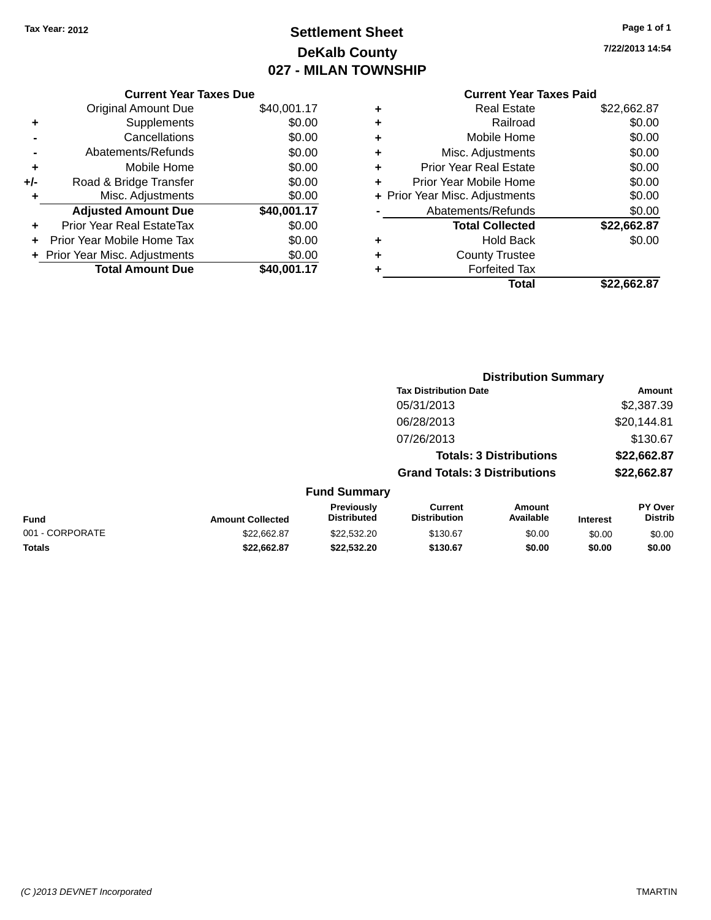Tax Year: 2012

# Settlement Sheet
## DeKalb County
## 027 - MILAN TOWNSHIP

7/22/2013 14:54

### Current Year Taxes Due

| | | |
|---|---|---|
| | Original Amount Due | $40,001.17 |
| + | Supplements | $0.00 |
| - | Cancellations | $0.00 |
| - | Abatements/Refunds | $0.00 |
| + | Mobile Home | $0.00 |
| +/- | Road & Bridge Transfer | $0.00 |
| + | Misc. Adjustments | $0.00 |
| | **Adjusted Amount Due** | **$40,001.17** |
| + | Prior Year Real EstateTax | $0.00 |
| + | Prior Year Mobile Home Tax | $0.00 |
| + | Prior Year Misc. Adjustments | $0.00 |
| | **Total Amount Due** | **$40,001.17** |

### Current Year Taxes Paid

| | | |
|---|---|---|
| + | Real Estate | $22,662.87 |
| + | Railroad | $0.00 |
| + | Mobile Home | $0.00 |
| + | Misc. Adjustments | $0.00 |
| + | Prior Year Real Estate | $0.00 |
| + | Prior Year Mobile Home | $0.00 |
| + | Prior Year Misc. Adjustments | $0.00 |
| - | Abatements/Refunds | $0.00 |
| | **Total Collected** | **$22,662.87** |
| + | Hold Back | $0.00 |
| + | County Trustee | |
| + | Forfeited Tax | |
| | **Total** | **$22,662.87** |

### Distribution Summary

| Tax Distribution Date | Amount |
|---|---|
| 05/31/2013 | $2,387.39 |
| 06/28/2013 | $20,144.81 |
| 07/26/2013 | $130.67 |
| **Totals: 3 Distributions** | **$22,662.87** |
| **Grand Totals: 3 Distributions** | **$22,662.87** |

### Fund Summary

| Fund | Amount Collected | Previously Distributed | Current Distribution | Amount Available | Interest | PY Over Distrib |
|---|---|---|---|---|---|---|
| 001 - CORPORATE | $22,662.87 | $22,532.20 | $130.67 | $0.00 | $0.00 | $0.00 |
| **Totals** | **$22,662.87** | **$22,532.20** | **$130.67** | **$0.00** | **$0.00** | **$0.00** |

(C )2013 DEVNET Incorporated — TMARTIN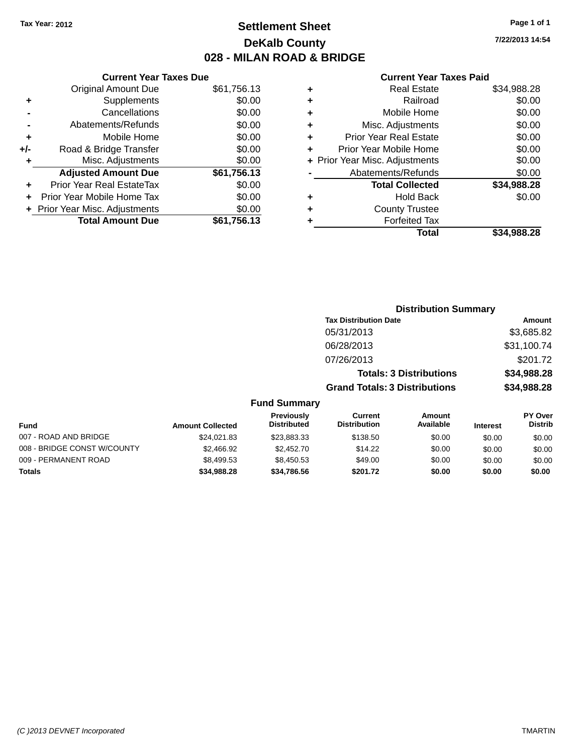Tax Year: 2012

# Settlement Sheet
## DeKalb County
## 028 - MILAN ROAD & BRIDGE

7/22/2013 14:54

### Current Year Taxes Due

| | | |
|---|---|---|
| | Original Amount Due | $61,756.13 |
| + | Supplements | $0.00 |
| - | Cancellations | $0.00 |
| - | Abatements/Refunds | $0.00 |
| + | Mobile Home | $0.00 |
| +/- | Road & Bridge Transfer | $0.00 |
| + | Misc. Adjustments | $0.00 |
| | **Adjusted Amount Due** | **$61,756.13** |
| + | Prior Year Real EstateTax | $0.00 |
| + | Prior Year Mobile Home Tax | $0.00 |
| + | Prior Year Misc. Adjustments | $0.00 |
| | **Total Amount Due** | **$61,756.13** |

### Current Year Taxes Paid

| | | |
|---|---|---|
| + | Real Estate | $34,988.28 |
| + | Railroad | $0.00 |
| + | Mobile Home | $0.00 |
| + | Misc. Adjustments | $0.00 |
| + | Prior Year Real Estate | $0.00 |
| + | Prior Year Mobile Home | $0.00 |
| + | Prior Year Misc. Adjustments | $0.00 |
| - | Abatements/Refunds | $0.00 |
| | **Total Collected** | **$34,988.28** |
| + | Hold Back | $0.00 |
| + | County Trustee | |
| + | Forfeited Tax | |
| | **Total** | **$34,988.28** |

### Distribution Summary

| Tax Distribution Date | Amount |
|---|---|
| 05/31/2013 | $3,685.82 |
| 06/28/2013 | $31,100.74 |
| 07/26/2013 | $201.72 |
| **Totals: 3 Distributions** | **$34,988.28** |
| **Grand Totals: 3 Distributions** | **$34,988.28** |

### Fund Summary

| Fund | Amount Collected | Previously Distributed | Current Distribution | Amount Available | Interest | PY Over Distrib |
|---|---|---|---|---|---|---|
| 007 - ROAD AND BRIDGE | $24,021.83 | $23,883.33 | $138.50 | $0.00 | $0.00 | $0.00 |
| 008 - BRIDGE CONST W/COUNTY | $2,466.92 | $2,452.70 | $14.22 | $0.00 | $0.00 | $0.00 |
| 009 - PERMANENT ROAD | $8,499.53 | $8,450.53 | $49.00 | $0.00 | $0.00 | $0.00 |
| **Totals** | **$34,988.28** | **$34,786.56** | **$201.72** | **$0.00** | **$0.00** | **$0.00** |

(C )2013 DEVNET Incorporated TMARTIN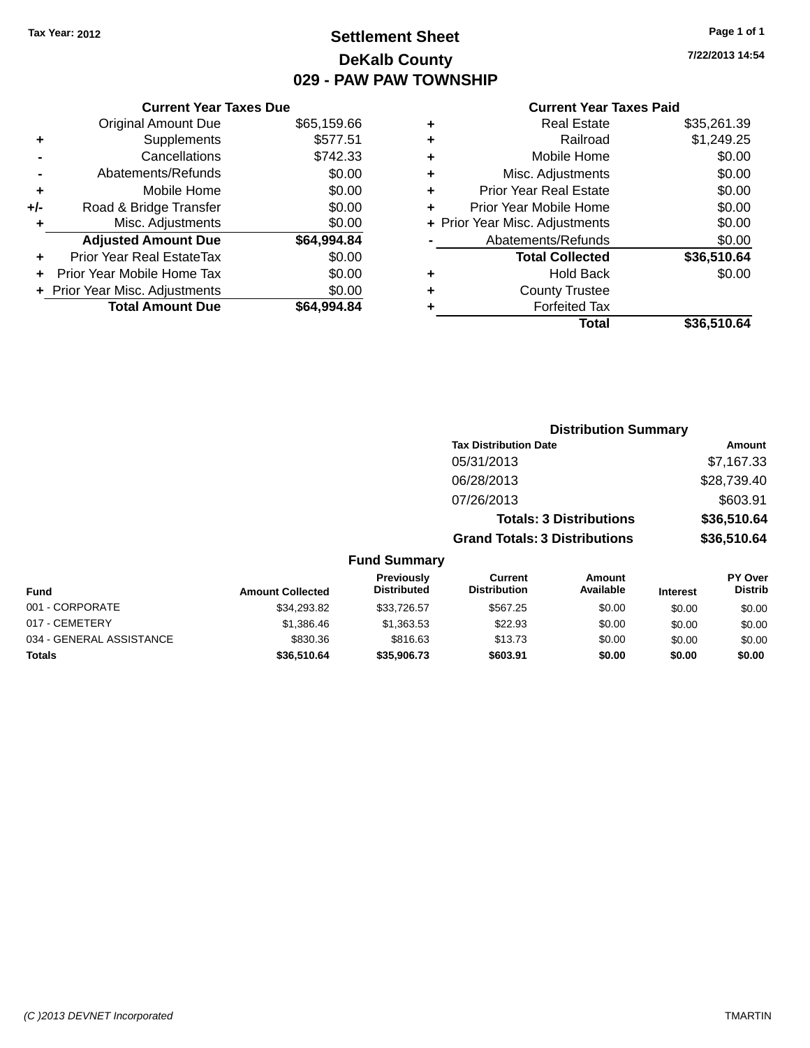Tax Year: 2012

# Settlement Sheet

## DeKalb County

## 029 - PAW PAW TOWNSHIP

7/22/2013 14:54

### Current Year Taxes Due

| | | |
|---|---|---|
| | Original Amount Due | $65,159.66 |
| + | Supplements | $577.51 |
| - | Cancellations | $742.33 |
| - | Abatements/Refunds | $0.00 |
| + | Mobile Home | $0.00 |
| +/- | Road & Bridge Transfer | $0.00 |
| + | Misc. Adjustments | $0.00 |
| | **Adjusted Amount Due** | **$64,994.84** |
| + | Prior Year Real EstateTax | $0.00 |
| + | Prior Year Mobile Home Tax | $0.00 |
| + | Prior Year Misc. Adjustments | $0.00 |
| | **Total Amount Due** | **$64,994.84** |

### Current Year Taxes Paid

| | | |
|---|---|---|
| + | Real Estate | $35,261.39 |
| + | Railroad | $1,249.25 |
| + | Mobile Home | $0.00 |
| + | Misc. Adjustments | $0.00 |
| + | Prior Year Real Estate | $0.00 |
| + | Prior Year Mobile Home | $0.00 |
| + | Prior Year Misc. Adjustments | $0.00 |
| - | Abatements/Refunds | $0.00 |
| | **Total Collected** | **$36,510.64** |
| + | Hold Back | $0.00 |
| + | County Trustee | |
| + | Forfeited Tax | |
| | **Total** | **$36,510.64** |

### Distribution Summary

| Tax Distribution Date | Amount |
|---|---|
| 05/31/2013 | $7,167.33 |
| 06/28/2013 | $28,739.40 |
| 07/26/2013 | $603.91 |
| **Totals: 3 Distributions** | **$36,510.64** |
| **Grand Totals: 3 Distributions** | **$36,510.64** |

### Fund Summary

| Fund | Amount Collected | Previously Distributed | Current Distribution | Amount Available | Interest | PY Over Distrib |
|---|---|---|---|---|---|---|
| 001 - CORPORATE | $34,293.82 | $33,726.57 | $567.25 | $0.00 | $0.00 | $0.00 |
| 017 - CEMETERY | $1,386.46 | $1,363.53 | $22.93 | $0.00 | $0.00 | $0.00 |
| 034 - GENERAL ASSISTANCE | $830.36 | $816.63 | $13.73 | $0.00 | $0.00 | $0.00 |
| **Totals** | **$36,510.64** | **$35,906.73** | **$603.91** | **$0.00** | **$0.00** | **$0.00** |

(C )2013 DEVNET Incorporated TMARTIN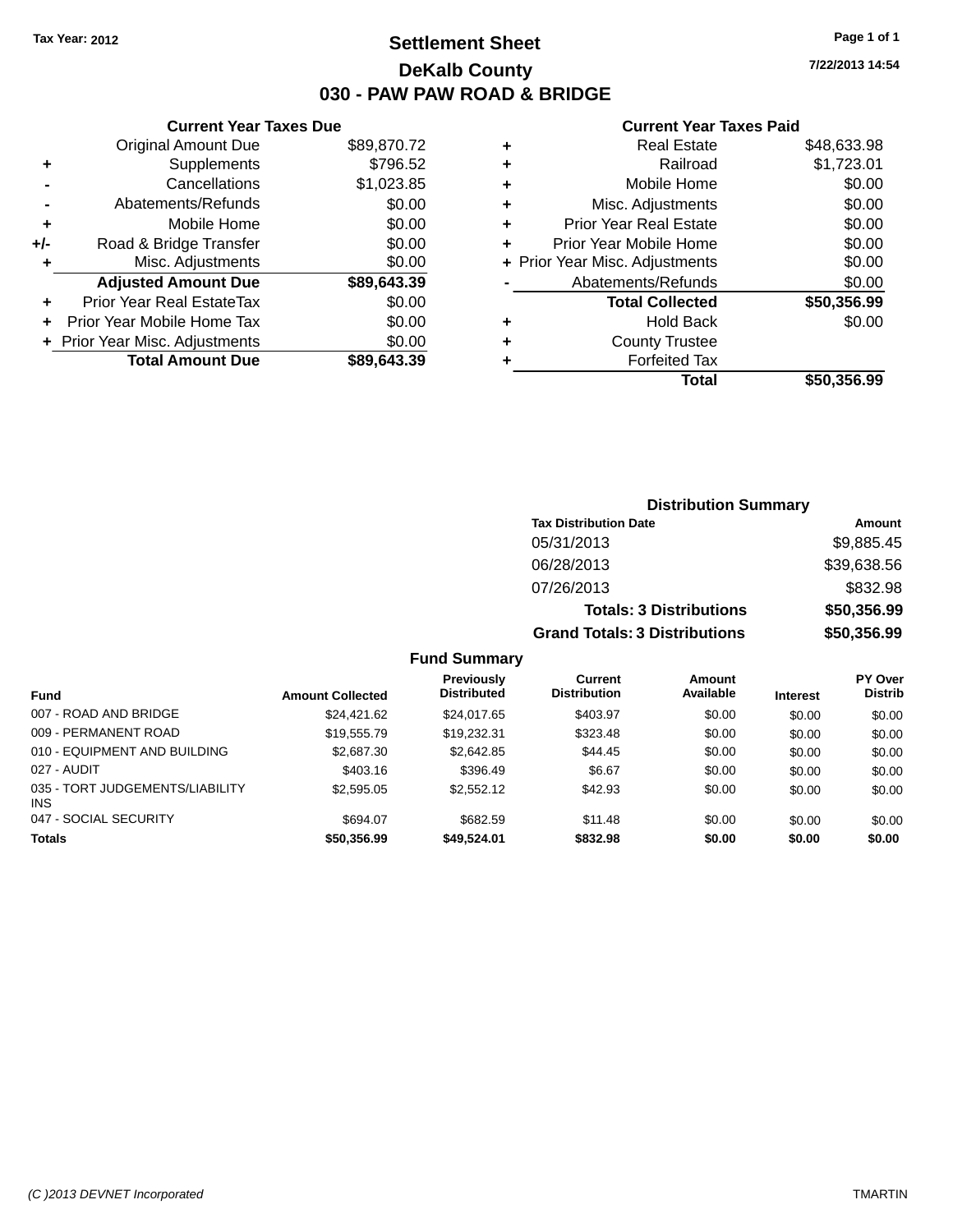Tax Year: 2012

# Settlement Sheet

## DeKalb County

## 030 - PAW PAW ROAD & BRIDGE

7/22/2013 14:54

### Current Year Taxes Due

| | | |
|---|---|---|
| | Original Amount Due | $89,870.72 |
| + | Supplements | $796.52 |
| - | Cancellations | $1,023.85 |
| - | Abatements/Refunds | $0.00 |
| + | Mobile Home | $0.00 |
| +/- | Road & Bridge Transfer | $0.00 |
| + | Misc. Adjustments | $0.00 |
| | **Adjusted Amount Due** | **$89,643.39** |
| + | Prior Year Real EstateTax | $0.00 |
| + | Prior Year Mobile Home Tax | $0.00 |
| + | Prior Year Misc. Adjustments | $0.00 |
| | **Total Amount Due** | **$89,643.39** |

### Current Year Taxes Paid

| | | |
|---|---|---|
| + | Real Estate | $48,633.98 |
| + | Railroad | $1,723.01 |
| + | Mobile Home | $0.00 |
| + | Misc. Adjustments | $0.00 |
| + | Prior Year Real Estate | $0.00 |
| + | Prior Year Mobile Home | $0.00 |
| + | Prior Year Misc. Adjustments | $0.00 |
| - | Abatements/Refunds | $0.00 |
| | **Total Collected** | **$50,356.99** |
| + | Hold Back | $0.00 |
| + | County Trustee | |
| + | Forfeited Tax | |
| | **Total** | **$50,356.99** |

### Distribution Summary

| Tax Distribution Date | Amount |
|---|---|
| 05/31/2013 | $9,885.45 |
| 06/28/2013 | $39,638.56 |
| 07/26/2013 | $832.98 |
| **Totals: 3 Distributions** | **$50,356.99** |
| **Grand Totals: 3 Distributions** | **$50,356.99** |

### Fund Summary

| Fund | Amount Collected | Previously Distributed | Current Distribution | Amount Available | Interest | PY Over Distrib |
|---|---|---|---|---|---|---|
| 007 - ROAD AND BRIDGE | $24,421.62 | $24,017.65 | $403.97 | $0.00 | $0.00 | $0.00 |
| 009 - PERMANENT ROAD | $19,555.79 | $19,232.31 | $323.48 | $0.00 | $0.00 | $0.00 |
| 010 - EQUIPMENT AND BUILDING | $2,687.30 | $2,642.85 | $44.45 | $0.00 | $0.00 | $0.00 |
| 027 - AUDIT | $403.16 | $396.49 | $6.67 | $0.00 | $0.00 | $0.00 |
| 035 - TORT JUDGEMENTS/LIABILITY INS | $2,595.05 | $2,552.12 | $42.93 | $0.00 | $0.00 | $0.00 |
| 047 - SOCIAL SECURITY | $694.07 | $682.59 | $11.48 | $0.00 | $0.00 | $0.00 |
| **Totals** | **$50,356.99** | **$49,524.01** | **$832.98** | **$0.00** | **$0.00** | **$0.00** |

(C )2013 DEVNET Incorporated — TMARTIN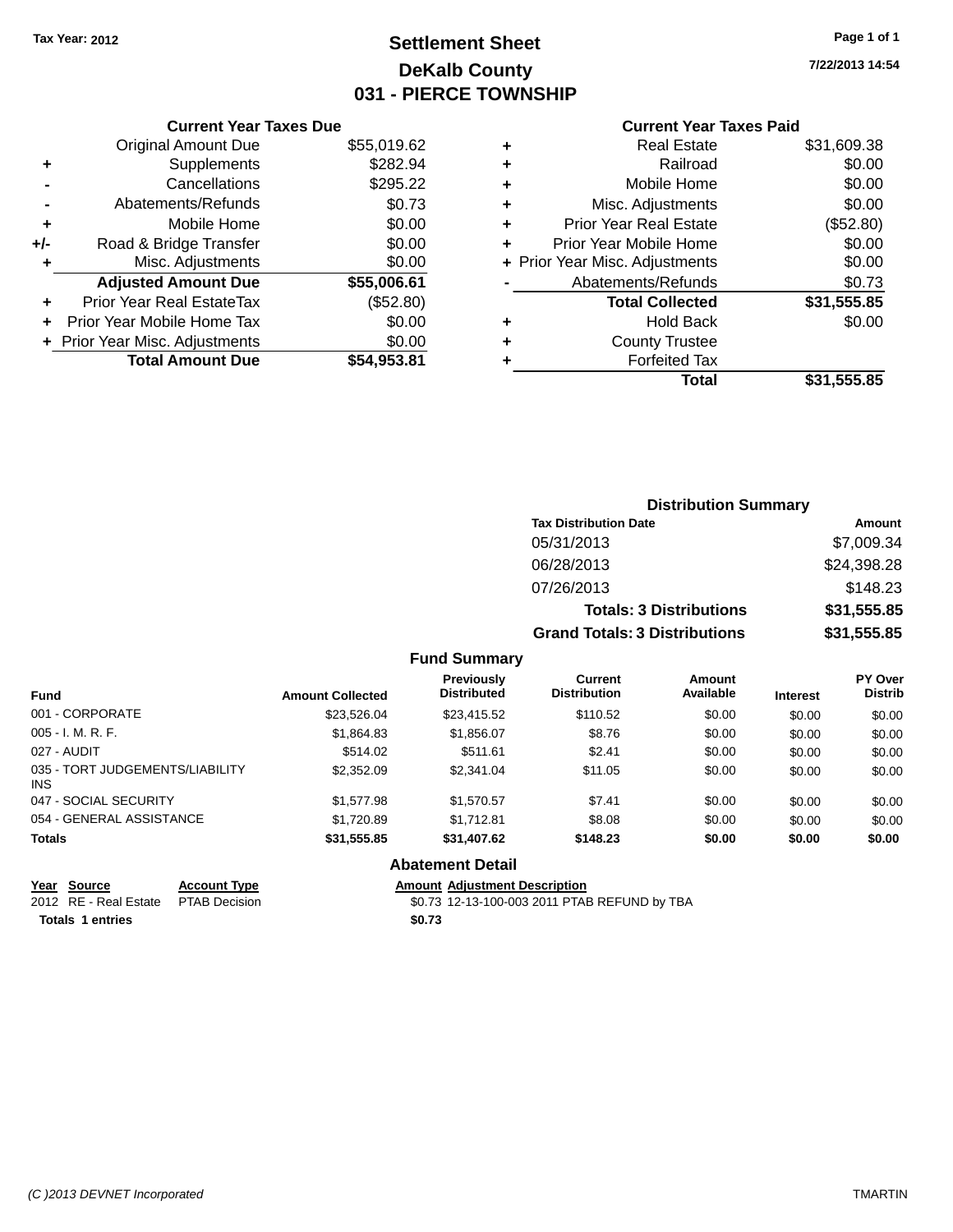Tax Year: 2012

# Settlement Sheet
## DeKalb County
## 031 - PIERCE TOWNSHIP

7/22/2013 14:54

### Current Year Taxes Due

| | | |
|---|---|---|
| | Original Amount Due | $55,019.62 |
| + | Supplements | $282.94 |
| - | Cancellations | $295.22 |
| - | Abatements/Refunds | $0.73 |
| + | Mobile Home | $0.00 |
| +/- | Road & Bridge Transfer | $0.00 |
| + | Misc. Adjustments | $0.00 |
| | **Adjusted Amount Due** | **$55,006.61** |
| + | Prior Year Real EstateTax | ($52.80) |
| + | Prior Year Mobile Home Tax | $0.00 |
| + | Prior Year Misc. Adjustments | $0.00 |
| | **Total Amount Due** | **$54,953.81** |

### Current Year Taxes Paid

| | | |
|---|---|---|
| + | Real Estate | $31,609.38 |
| + | Railroad | $0.00 |
| + | Mobile Home | $0.00 |
| + | Misc. Adjustments | $0.00 |
| + | Prior Year Real Estate | ($52.80) |
| + | Prior Year Mobile Home | $0.00 |
| + | Prior Year Misc. Adjustments | $0.00 |
| - | Abatements/Refunds | $0.73 |
| | **Total Collected** | **$31,555.85** |
| + | Hold Back | $0.00 |
| + | County Trustee | |
| + | Forfeited Tax | |
| | **Total** | **$31,555.85** |

### Distribution Summary

| Tax Distribution Date | Amount |
|---|---|
| 05/31/2013 | $7,009.34 |
| 06/28/2013 | $24,398.28 |
| 07/26/2013 | $148.23 |
| **Totals: 3 Distributions** | **$31,555.85** |
| **Grand Totals: 3 Distributions** | **$31,555.85** |

### Fund Summary

| Fund | Amount Collected | Previously Distributed | Current Distribution | Amount Available | Interest | PY Over Distrib |
|---|---|---|---|---|---|---|
| 001 - CORPORATE | $23,526.04 | $23,415.52 | $110.52 | $0.00 | $0.00 | $0.00 |
| 005 - I. M. R. F. | $1,864.83 | $1,856.07 | $8.76 | $0.00 | $0.00 | $0.00 |
| 027 - AUDIT | $514.02 | $511.61 | $2.41 | $0.00 | $0.00 | $0.00 |
| 035 - TORT JUDGEMENTS/LIABILITY INS | $2,352.09 | $2,341.04 | $11.05 | $0.00 | $0.00 | $0.00 |
| 047 - SOCIAL SECURITY | $1,577.98 | $1,570.57 | $7.41 | $0.00 | $0.00 | $0.00 |
| 054 - GENERAL ASSISTANCE | $1,720.89 | $1,712.81 | $8.08 | $0.00 | $0.00 | $0.00 |
| **Totals** | **$31,555.85** | **$31,407.62** | **$148.23** | **$0.00** | **$0.00** | **$0.00** |

### Abatement Detail

| Year | Source | Account Type | Amount | Adjustment Description |
|---|---|---|---|---|
| 2012 | RE - Real Estate | PTAB Decision | $0.73 | 12-13-100-003 2011 PTAB REFUND by TBA |
| **Totals 1 entries** | | | **$0.73** | |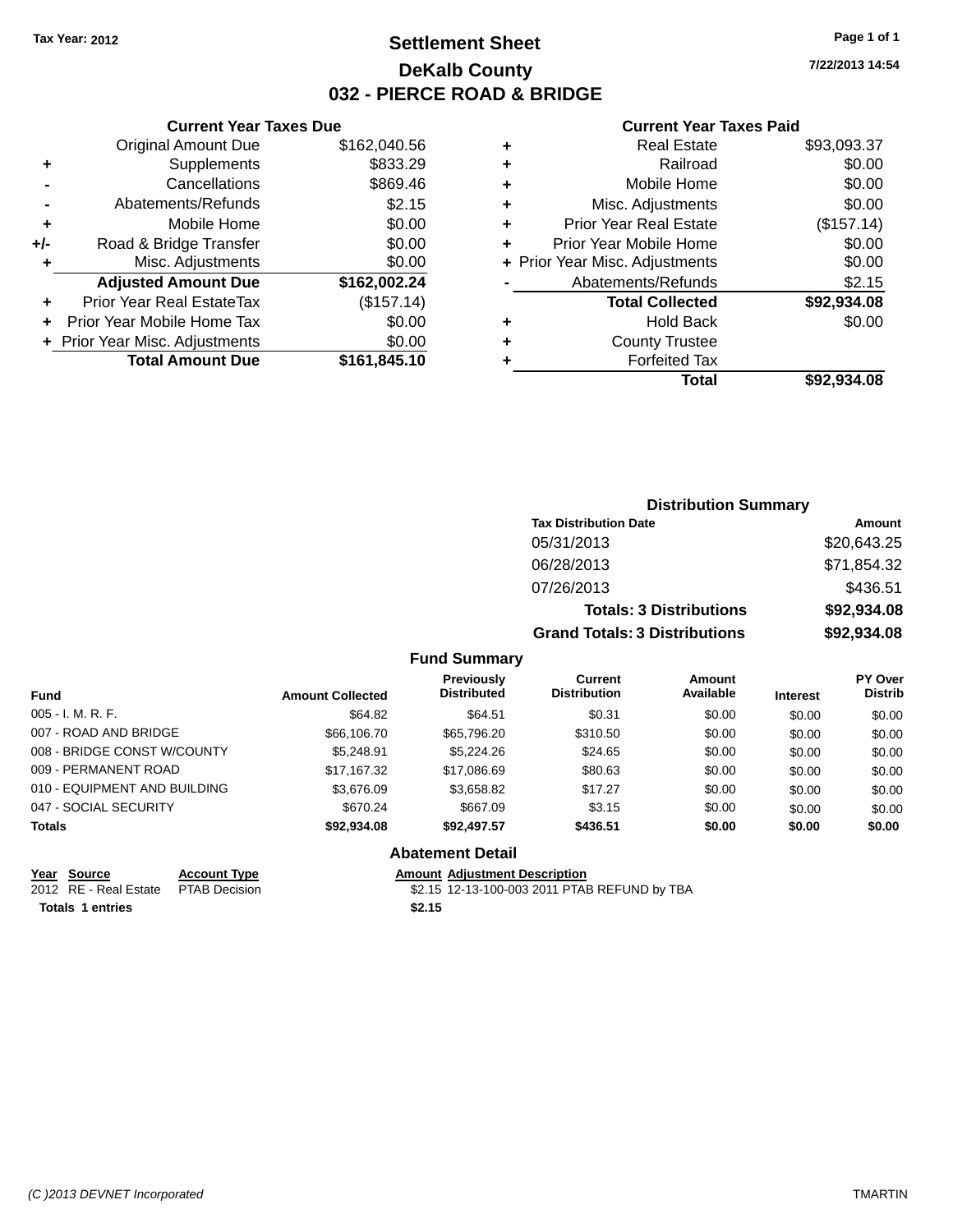Tax Year: 2012

# Settlement Sheet

## DeKalb County

## 032 - PIERCE ROAD & BRIDGE

7/22/2013 14:54

### Current Year Taxes Due

| | | |
|---|---|---|
| | Original Amount Due | $162,040.56 |
| + | Supplements | $833.29 |
| - | Cancellations | $869.46 |
| - | Abatements/Refunds | $2.15 |
| + | Mobile Home | $0.00 |
| +/- | Road & Bridge Transfer | $0.00 |
| + | Misc. Adjustments | $0.00 |
| | **Adjusted Amount Due** | **$162,002.24** |
| + | Prior Year Real EstateTax | ($157.14) |
| + | Prior Year Mobile Home Tax | $0.00 |
| + | Prior Year Misc. Adjustments | $0.00 |
| | **Total Amount Due** | **$161,845.10** |

### Current Year Taxes Paid

| | | |
|---|---|---|
| + | Real Estate | $93,093.37 |
| + | Railroad | $0.00 |
| + | Mobile Home | $0.00 |
| + | Misc. Adjustments | $0.00 |
| + | Prior Year Real Estate | ($157.14) |
| + | Prior Year Mobile Home | $0.00 |
| + | Prior Year Misc. Adjustments | $0.00 |
| - | Abatements/Refunds | $2.15 |
| | **Total Collected** | **$92,934.08** |
| + | Hold Back | $0.00 |
| + | County Trustee | |
| + | Forfeited Tax | |
| | **Total** | **$92,934.08** |

### Distribution Summary

| Tax Distribution Date | Amount |
|---|---|
| 05/31/2013 | $20,643.25 |
| 06/28/2013 | $71,854.32 |
| 07/26/2013 | $436.51 |
| **Totals: 3 Distributions** | **$92,934.08** |
| **Grand Totals: 3 Distributions** | **$92,934.08** |

### Fund Summary

| Fund | Amount Collected | Previously Distributed | Current Distribution | Amount Available | Interest | PY Over Distrib |
|---|---|---|---|---|---|---|
| 005 - I. M. R. F. | $64.82 | $64.51 | $0.31 | $0.00 | $0.00 | $0.00 |
| 007 - ROAD AND BRIDGE | $66,106.70 | $65,796.20 | $310.50 | $0.00 | $0.00 | $0.00 |
| 008 - BRIDGE CONST W/COUNTY | $5,248.91 | $5,224.26 | $24.65 | $0.00 | $0.00 | $0.00 |
| 009 - PERMANENT ROAD | $17,167.32 | $17,086.69 | $80.63 | $0.00 | $0.00 | $0.00 |
| 010 - EQUIPMENT AND BUILDING | $3,676.09 | $3,658.82 | $17.27 | $0.00 | $0.00 | $0.00 |
| 047 - SOCIAL SECURITY | $670.24 | $667.09 | $3.15 | $0.00 | $0.00 | $0.00 |
| **Totals** | **$92,934.08** | **$92,497.57** | **$436.51** | **$0.00** | **$0.00** | **$0.00** |

### Abatement Detail

| Year | Source | Account Type | Amount | Adjustment Description |
|---|---|---|---|---|
| 2012 | RE - Real Estate | PTAB Decision | $2.15 | 12-13-100-003 2011 PTAB REFUND by TBA |
| **Totals 1 entries** | | | **$2.15** | |

(C )2013 DEVNET Incorporated TMARTIN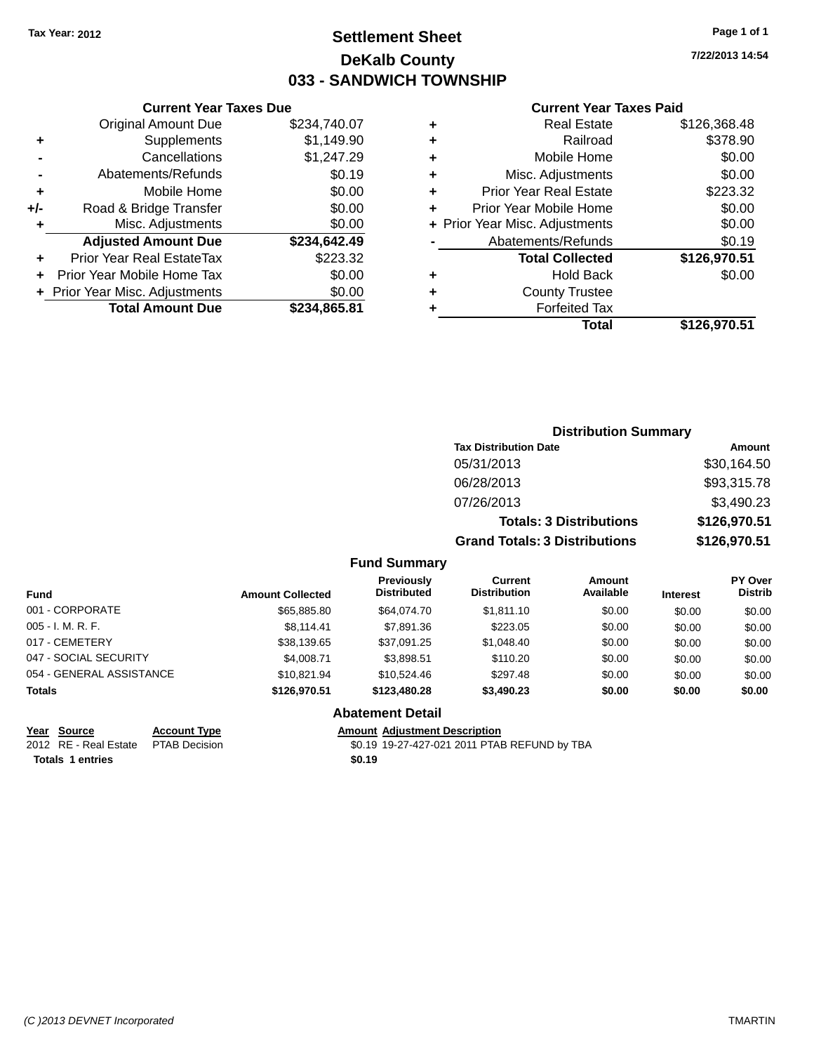Tax Year: 2012

# Settlement Sheet
## DeKalb County
## 033 - SANDWICH TOWNSHIP

7/22/2013 14:54

### Current Year Taxes Due

| | | |
|---|---|---|
| | Original Amount Due | $234,740.07 |
| + | Supplements | $1,149.90 |
| - | Cancellations | $1,247.29 |
| - | Abatements/Refunds | $0.19 |
| + | Mobile Home | $0.00 |
| +/- | Road & Bridge Transfer | $0.00 |
| + | Misc. Adjustments | $0.00 |
| | **Adjusted Amount Due** | **$234,642.49** |
| + | Prior Year Real EstateTax | $223.32 |
| + | Prior Year Mobile Home Tax | $0.00 |
| + | Prior Year Misc. Adjustments | $0.00 |
| | **Total Amount Due** | **$234,865.81** |

### Current Year Taxes Paid

| | | |
|---|---|---|
| + | Real Estate | $126,368.48 |
| + | Railroad | $378.90 |
| + | Mobile Home | $0.00 |
| + | Misc. Adjustments | $0.00 |
| + | Prior Year Real Estate | $223.32 |
| + | Prior Year Mobile Home | $0.00 |
| + | Prior Year Misc. Adjustments | $0.00 |
| - | Abatements/Refunds | $0.19 |
| | **Total Collected** | **$126,970.51** |
| + | Hold Back | $0.00 |
| + | County Trustee | |
| + | Forfeited Tax | |
| | **Total** | **$126,970.51** |

### Distribution Summary

| Tax Distribution Date | Amount |
|---|---|
| 05/31/2013 | $30,164.50 |
| 06/28/2013 | $93,315.78 |
| 07/26/2013 | $3,490.23 |
| **Totals: 3 Distributions** | **$126,970.51** |
| **Grand Totals: 3 Distributions** | **$126,970.51** |

### Fund Summary

| Fund | Amount Collected | Previously Distributed | Current Distribution | Amount Available | Interest | PY Over Distrib |
|---|---|---|---|---|---|---|
| 001 - CORPORATE | $65,885.80 | $64,074.70 | $1,811.10 | $0.00 | $0.00 | $0.00 |
| 005 - I. M. R. F. | $8,114.41 | $7,891.36 | $223.05 | $0.00 | $0.00 | $0.00 |
| 017 - CEMETERY | $38,139.65 | $37,091.25 | $1,048.40 | $0.00 | $0.00 | $0.00 |
| 047 - SOCIAL SECURITY | $4,008.71 | $3,898.51 | $110.20 | $0.00 | $0.00 | $0.00 |
| 054 - GENERAL ASSISTANCE | $10,821.94 | $10,524.46 | $297.48 | $0.00 | $0.00 | $0.00 |
| **Totals** | **$126,970.51** | **$123,480.28** | **$3,490.23** | **$0.00** | **$0.00** | **$0.00** |

### Abatement Detail

| Year | Source | Account Type | Amount | Adjustment Description |
|---|---|---|---|---|
| 2012 | RE - Real Estate | PTAB Decision | $0.19 | 19-27-427-021 2011 PTAB REFUND by TBA |
| **Totals** | **1 entries** | | **$0.19** | |

(C )2013 DEVNET Incorporated — TMARTIN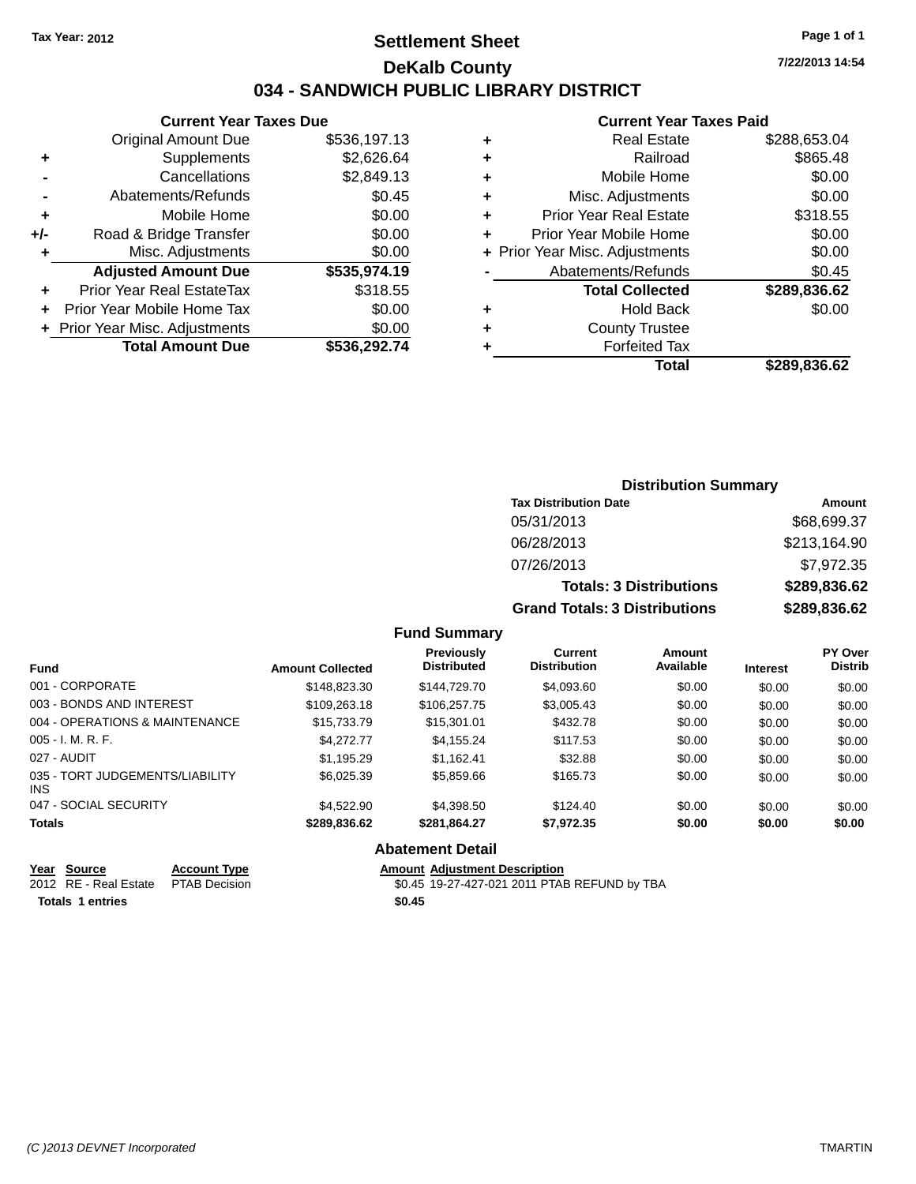Tax Year: 2012

# Settlement Sheet

## DeKalb County

## 034 - SANDWICH PUBLIC LIBRARY DISTRICT

7/22/2013 14:54

### Current Year Taxes Due

| | | |
|---|---|---|
| | Original Amount Due | $536,197.13 |
| + | Supplements | $2,626.64 |
| - | Cancellations | $2,849.13 |
| - | Abatements/Refunds | $0.45 |
| + | Mobile Home | $0.00 |
| +/- | Road & Bridge Transfer | $0.00 |
| + | Misc. Adjustments | $0.00 |
| | **Adjusted Amount Due** | **$535,974.19** |
| + | Prior Year Real EstateTax | $318.55 |
| + | Prior Year Mobile Home Tax | $0.00 |
| + | Prior Year Misc. Adjustments | $0.00 |
| | **Total Amount Due** | **$536,292.74** |

### Current Year Taxes Paid

| | | |
|---|---|---|
| + | Real Estate | $288,653.04 |
| + | Railroad | $865.48 |
| + | Mobile Home | $0.00 |
| + | Misc. Adjustments | $0.00 |
| + | Prior Year Real Estate | $318.55 |
| + | Prior Year Mobile Home | $0.00 |
| + | Prior Year Misc. Adjustments | $0.00 |
| - | Abatements/Refunds | $0.45 |
| | **Total Collected** | **$289,836.62** |
| + | Hold Back | $0.00 |
| + | County Trustee | |
| + | Forfeited Tax | |
| | **Total** | **$289,836.62** |

### Distribution Summary

| Tax Distribution Date | Amount |
|---|---|
| 05/31/2013 | $68,699.37 |
| 06/28/2013 | $213,164.90 |
| 07/26/2013 | $7,972.35 |
| **Totals: 3 Distributions** | **$289,836.62** |
| **Grand Totals: 3 Distributions** | **$289,836.62** |

### Fund Summary

| Fund | Amount Collected | Previously Distributed | Current Distribution | Amount Available | Interest | PY Over Distrib |
|---|---|---|---|---|---|---|
| 001 - CORPORATE | $148,823.30 | $144,729.70 | $4,093.60 | $0.00 | $0.00 | $0.00 |
| 003 - BONDS AND INTEREST | $109,263.18 | $106,257.75 | $3,005.43 | $0.00 | $0.00 | $0.00 |
| 004 - OPERATIONS & MAINTENANCE | $15,733.79 | $15,301.01 | $432.78 | $0.00 | $0.00 | $0.00 |
| 005 - I. M. R. F. | $4,272.77 | $4,155.24 | $117.53 | $0.00 | $0.00 | $0.00 |
| 027 - AUDIT | $1,195.29 | $1,162.41 | $32.88 | $0.00 | $0.00 | $0.00 |
| 035 - TORT JUDGEMENTS/LIABILITY INS | $6,025.39 | $5,859.66 | $165.73 | $0.00 | $0.00 | $0.00 |
| 047 - SOCIAL SECURITY | $4,522.90 | $4,398.50 | $124.40 | $0.00 | $0.00 | $0.00 |
| **Totals** | **$289,836.62** | **$281,864.27** | **$7,972.35** | **$0.00** | **$0.00** | **$0.00** |

### Abatement Detail

| Year | Source | Account Type | Amount | Adjustment Description |
|---|---|---|---|---|
| 2012 | RE - Real Estate | PTAB Decision | $0.45 | 19-27-427-021 2011 PTAB REFUND by TBA |
| **Totals** | **1 entries** | | **$0.45** | |

(C )2013 DEVNET Incorporated TMARTIN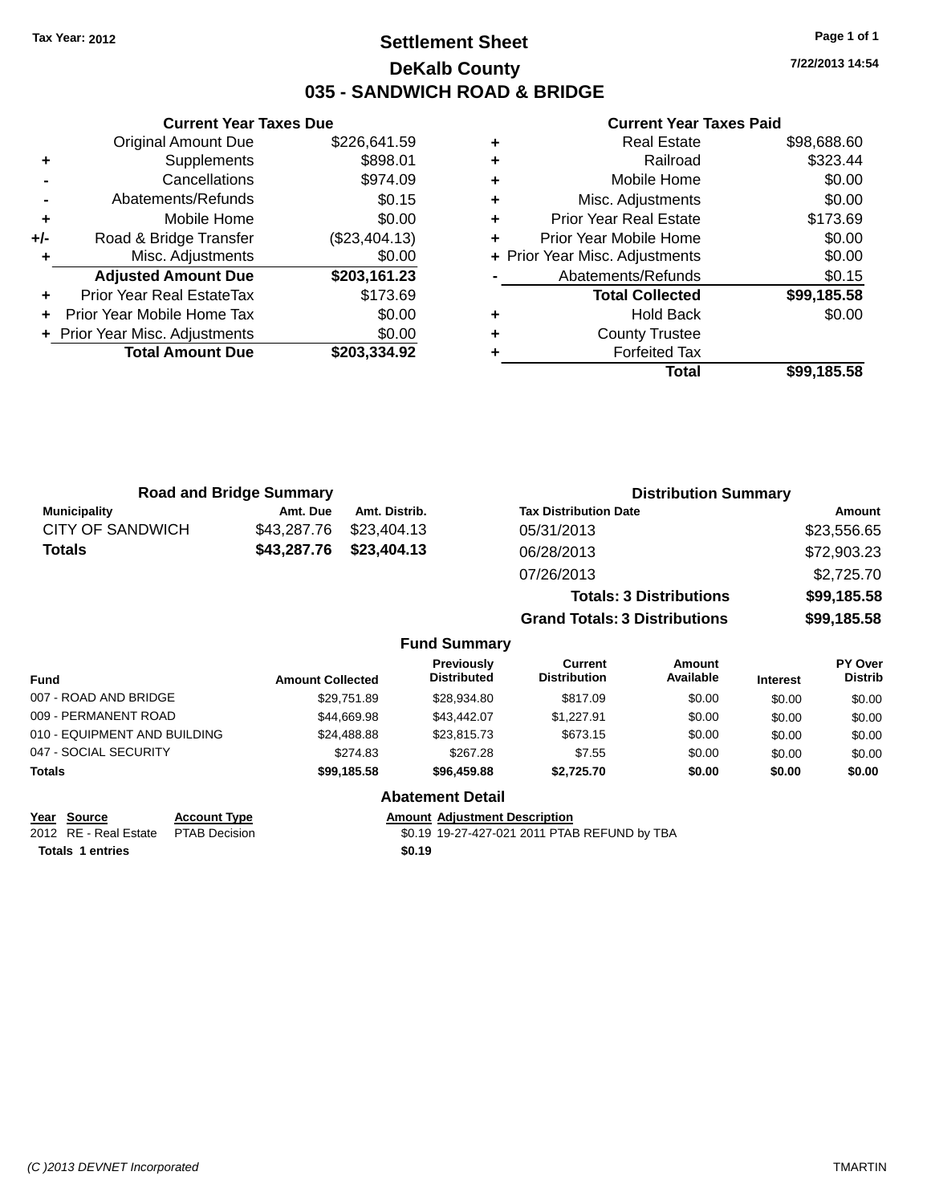Tax Year: 2012

# Settlement Sheet

## DeKalb County

## 035 - SANDWICH ROAD & BRIDGE

7/22/2013 14:54

### Current Year Taxes Due

| | | |
|---|---|---|
| | Original Amount Due | $226,641.59 |
| + | Supplements | $898.01 |
| - | Cancellations | $974.09 |
| - | Abatements/Refunds | $0.15 |
| + | Mobile Home | $0.00 |
| +/- | Road & Bridge Transfer | ($23,404.13) |
| + | Misc. Adjustments | $0.00 |
| | **Adjusted Amount Due** | **$203,161.23** |
| + | Prior Year Real EstateTax | $173.69 |
| + | Prior Year Mobile Home Tax | $0.00 |
| + | Prior Year Misc. Adjustments | $0.00 |
| | **Total Amount Due** | **$203,334.92** |

### Current Year Taxes Paid

| | | |
|---|---|---|
| + | Real Estate | $98,688.60 |
| + | Railroad | $323.44 |
| + | Mobile Home | $0.00 |
| + | Misc. Adjustments | $0.00 |
| + | Prior Year Real Estate | $173.69 |
| + | Prior Year Mobile Home | $0.00 |
| + | Prior Year Misc. Adjustments | $0.00 |
| - | Abatements/Refunds | $0.15 |
| | **Total Collected** | **$99,185.58** |
| + | Hold Back | $0.00 |
| + | County Trustee | |
| + | Forfeited Tax | |
| | **Total** | **$99,185.58** |

### Road and Bridge Summary

| Municipality | Amt. Due | Amt. Distrib. |
|---|---|---|
| CITY OF SANDWICH | $43,287.76 | $23,404.13 |
| **Totals** | **$43,287.76** | **$23,404.13** |

### Distribution Summary

| Tax Distribution Date | Amount |
|---|---|
| 05/31/2013 | $23,556.65 |
| 06/28/2013 | $72,903.23 |
| 07/26/2013 | $2,725.70 |
| **Totals: 3 Distributions** | **$99,185.58** |
| **Grand Totals: 3 Distributions** | **$99,185.58** |

### Fund Summary

| Fund | Amount Collected | Previously Distributed | Current Distribution | Amount Available | Interest | PY Over Distrib |
|---|---|---|---|---|---|---|
| 007 - ROAD AND BRIDGE | $29,751.89 | $28,934.80 | $817.09 | $0.00 | $0.00 | $0.00 |
| 009 - PERMANENT ROAD | $44,669.98 | $43,442.07 | $1,227.91 | $0.00 | $0.00 | $0.00 |
| 010 - EQUIPMENT AND BUILDING | $24,488.88 | $23,815.73 | $673.15 | $0.00 | $0.00 | $0.00 |
| 047 - SOCIAL SECURITY | $274.83 | $267.28 | $7.55 | $0.00 | $0.00 | $0.00 |
| **Totals** | **$99,185.58** | **$96,459.88** | **$2,725.70** | **$0.00** | **$0.00** | **$0.00** |

### Abatement Detail

| Year | Source | Account Type | Amount | Adjustment Description |
|---|---|---|---|---|
| 2012 | RE - Real Estate | PTAB Decision | $0.19 | 19-27-427-021 2011 PTAB REFUND by TBA |
| **Totals 1 entries** | | | **$0.19** | |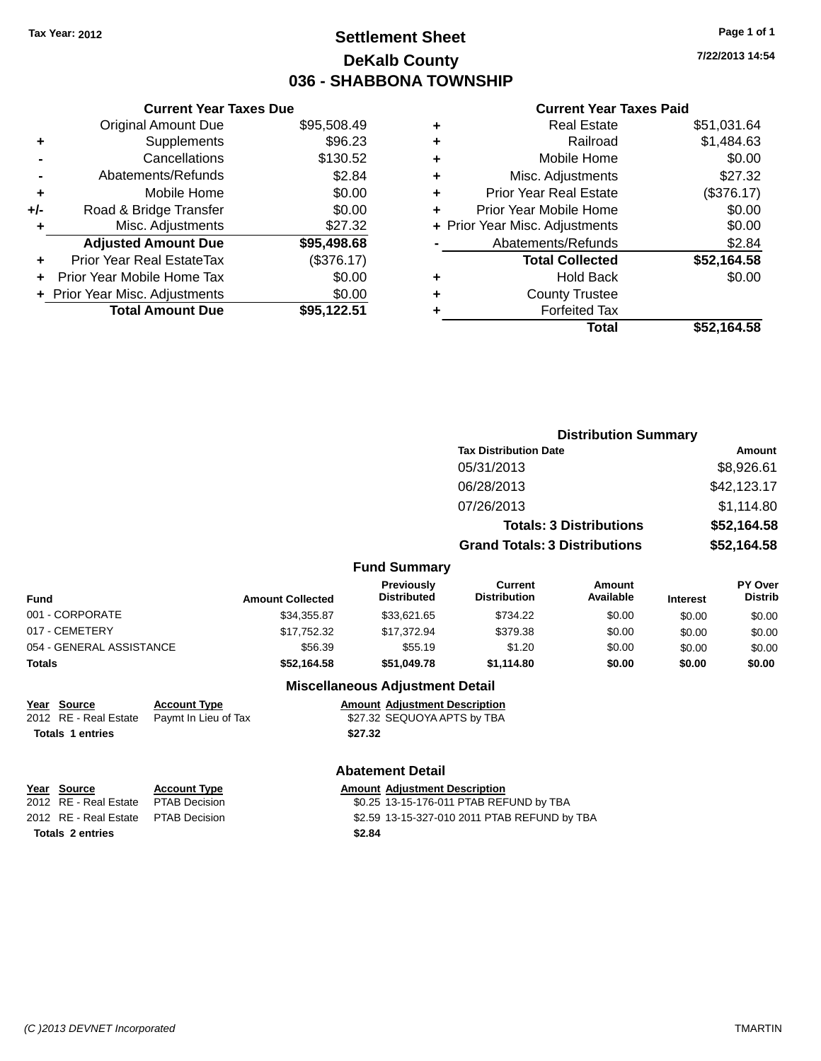Tax Year: 2012

# Settlement Sheet
## DeKalb County
## 036 - SHABBONA TOWNSHIP

7/22/2013 14:54

### Current Year Taxes Due

| | | |
|---|---|---|
| | Original Amount Due | $95,508.49 |
| + | Supplements | $96.23 |
| - | Cancellations | $130.52 |
| - | Abatements/Refunds | $2.84 |
| + | Mobile Home | $0.00 |
| +/- | Road & Bridge Transfer | $0.00 |
| + | Misc. Adjustments | $27.32 |
| | **Adjusted Amount Due** | **$95,498.68** |
| + | Prior Year Real EstateTax | ($376.17) |
| + | Prior Year Mobile Home Tax | $0.00 |
| + | Prior Year Misc. Adjustments | $0.00 |
| | **Total Amount Due** | **$95,122.51** |

### Current Year Taxes Paid

| | | |
|---|---|---|
| + | Real Estate | $51,031.64 |
| + | Railroad | $1,484.63 |
| + | Mobile Home | $0.00 |
| + | Misc. Adjustments | $27.32 |
| + | Prior Year Real Estate | ($376.17) |
| + | Prior Year Mobile Home | $0.00 |
| + | Prior Year Misc. Adjustments | $0.00 |
| - | Abatements/Refunds | $2.84 |
| | **Total Collected** | **$52,164.58** |
| + | Hold Back | $0.00 |
| + | County Trustee | |
| + | Forfeited Tax | |
| | **Total** | **$52,164.58** |

### Distribution Summary

| Tax Distribution Date | Amount |
|---|---|
| 05/31/2013 | $8,926.61 |
| 06/28/2013 | $42,123.17 |
| 07/26/2013 | $1,114.80 |
| **Totals: 3 Distributions** | **$52,164.58** |
| **Grand Totals: 3 Distributions** | **$52,164.58** |

### Fund Summary

| Fund | Amount Collected | Previously Distributed | Current Distribution | Amount Available | Interest | PY Over Distrib |
|---|---|---|---|---|---|---|
| 001 - CORPORATE | $34,355.87 | $33,621.65 | $734.22 | $0.00 | $0.00 | $0.00 |
| 017 - CEMETERY | $17,752.32 | $17,372.94 | $379.38 | $0.00 | $0.00 | $0.00 |
| 054 - GENERAL ASSISTANCE | $56.39 | $55.19 | $1.20 | $0.00 | $0.00 | $0.00 |
| **Totals** | **$52,164.58** | **$51,049.78** | **$1,114.80** | **$0.00** | **$0.00** | **$0.00** |

### Miscellaneous Adjustment Detail

| Year | Source | Account Type | Amount | Adjustment Description |
|---|---|---|---|---|
| 2012 | RE - Real Estate | Paymt In Lieu of Tax | $27.32 | SEQUOYA APTS by TBA |
| **Totals** | **1 entries** | | **$27.32** | |

### Abatement Detail

| Year | Source | Account Type | Amount | Adjustment Description |
|---|---|---|---|---|
| 2012 | RE - Real Estate | PTAB Decision | $0.25 | 13-15-176-011 PTAB REFUND by TBA |
| 2012 | RE - Real Estate | PTAB Decision | $2.59 | 13-15-327-010 2011 PTAB REFUND by TBA |
| **Totals** | **2 entries** | | **$2.84** | |

(C )2013 DEVNET Incorporated

TMARTIN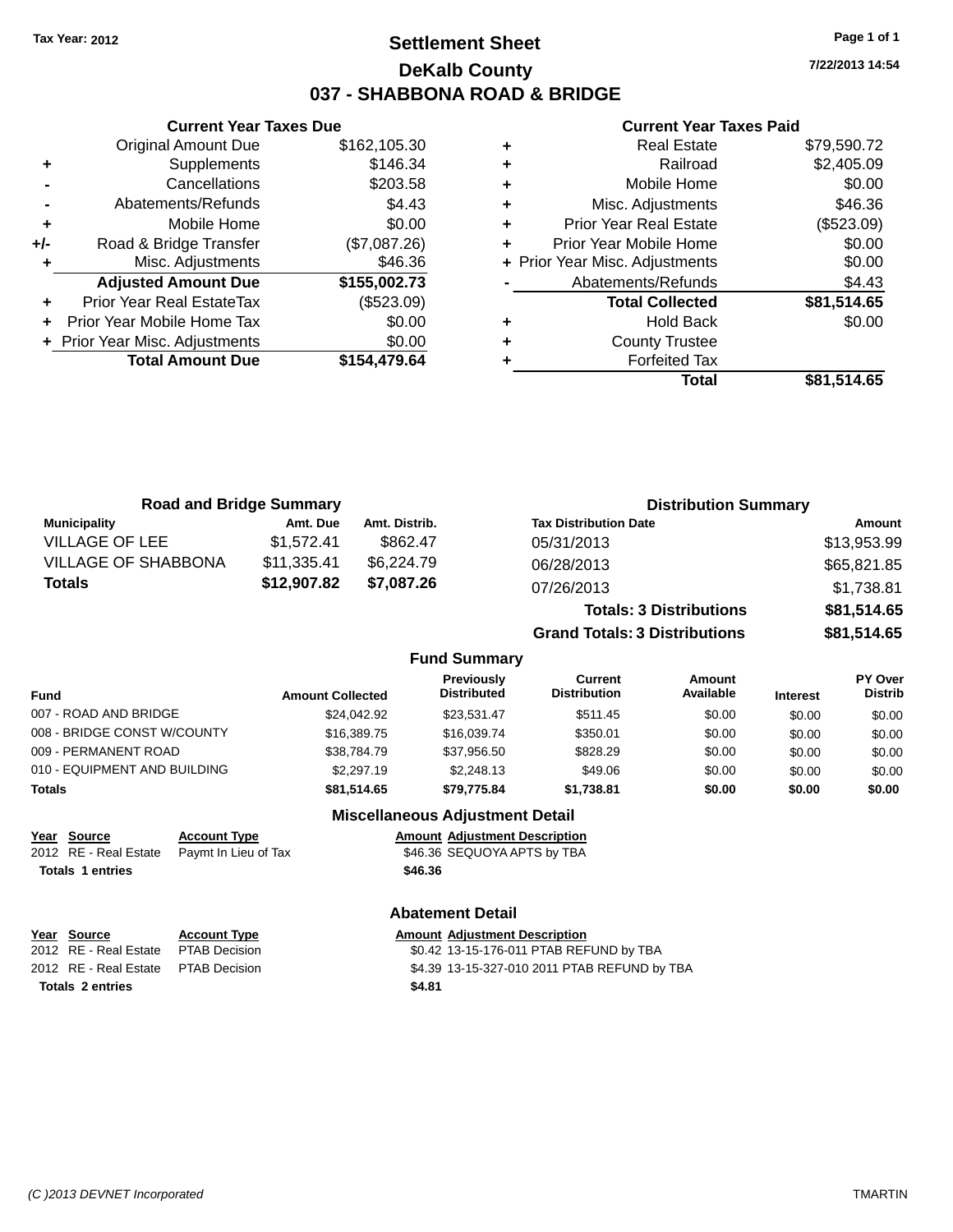Tax Year: 2012

# Settlement Sheet
## DeKalb County
## 037 - SHABBONA ROAD & BRIDGE

7/22/2013 14:54

### Current Year Taxes Due

| | | |
|---|---|---|
| | Original Amount Due | $162,105.30 |
| + | Supplements | $146.34 |
| - | Cancellations | $203.58 |
| - | Abatements/Refunds | $4.43 |
| + | Mobile Home | $0.00 |
| +/- | Road & Bridge Transfer | ($7,087.26) |
| + | Misc. Adjustments | $46.36 |
| | **Adjusted Amount Due** | **$155,002.73** |
| + | Prior Year Real EstateTax | ($523.09) |
| + | Prior Year Mobile Home Tax | $0.00 |
| + | Prior Year Misc. Adjustments | $0.00 |
| | **Total Amount Due** | **$154,479.64** |

### Current Year Taxes Paid

| | | |
|---|---|---|
| + | Real Estate | $79,590.72 |
| + | Railroad | $2,405.09 |
| + | Mobile Home | $0.00 |
| + | Misc. Adjustments | $46.36 |
| + | Prior Year Real Estate | ($523.09) |
| + | Prior Year Mobile Home | $0.00 |
| + | Prior Year Misc. Adjustments | $0.00 |
| - | Abatements/Refunds | $4.43 |
| | **Total Collected** | **$81,514.65** |
| + | Hold Back | $0.00 |
| + | County Trustee | |
| + | Forfeited Tax | |
| | **Total** | **$81,514.65** |

### Road and Bridge Summary

| Municipality | Amt. Due | Amt. Distrib. |
|---|---|---|
| VILLAGE OF LEE | $1,572.41 | $862.47 |
| VILLAGE OF SHABBONA | $11,335.41 | $6,224.79 |
| **Totals** | **$12,907.82** | **$7,087.26** |

### Distribution Summary

| Tax Distribution Date | Amount |
|---|---|
| 05/31/2013 | $13,953.99 |
| 06/28/2013 | $65,821.85 |
| 07/26/2013 | $1,738.81 |
| **Totals: 3 Distributions** | **$81,514.65** |
| **Grand Totals: 3 Distributions** | **$81,514.65** |

### Fund Summary

| Fund | Amount Collected | Previously Distributed | Current Distribution | Amount Available | Interest | PY Over Distrib |
|---|---|---|---|---|---|---|
| 007 - ROAD AND BRIDGE | $24,042.92 | $23,531.47 | $511.45 | $0.00 | $0.00 | $0.00 |
| 008 - BRIDGE CONST W/COUNTY | $16,389.75 | $16,039.74 | $350.01 | $0.00 | $0.00 | $0.00 |
| 009 - PERMANENT ROAD | $38,784.79 | $37,956.50 | $828.29 | $0.00 | $0.00 | $0.00 |
| 010 - EQUIPMENT AND BUILDING | $2,297.19 | $2,248.13 | $49.06 | $0.00 | $0.00 | $0.00 |
| **Totals** | **$81,514.65** | **$79,775.84** | **$1,738.81** | **$0.00** | **$0.00** | **$0.00** |

### Miscellaneous Adjustment Detail

| Year | Source | Account Type | Amount | Adjustment Description |
|---|---|---|---|---|
| 2012 | RE - Real Estate | Paymt In Lieu of Tax | $46.36 | SEQUOYA APTS by TBA |
| **Totals 1 entries** | | | **$46.36** | |

### Abatement Detail

| Year | Source | Account Type | Amount | Adjustment Description |
|---|---|---|---|---|
| 2012 | RE - Real Estate | PTAB Decision | $0.42 | 13-15-176-011 PTAB REFUND by TBA |
| 2012 | RE - Real Estate | PTAB Decision | $4.39 | 13-15-327-010 2011 PTAB REFUND by TBA |
| **Totals 2 entries** | | | **$4.81** | |

(C )2013 DEVNET Incorporated TMARTIN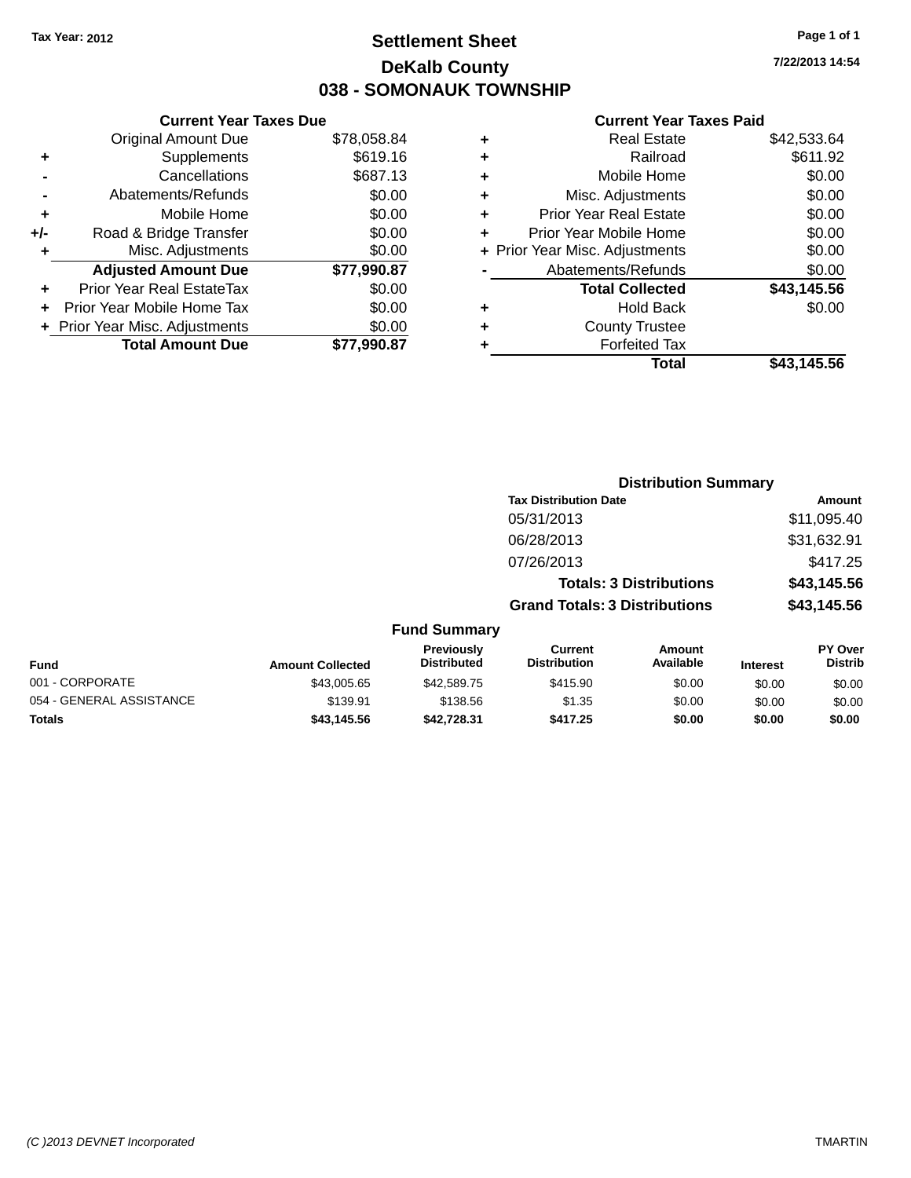Tax Year: 2012

# Settlement Sheet

## DeKalb County

## 038 - SOMONAUK TOWNSHIP

7/22/2013 14:54

### Current Year Taxes Due

| | | |
|---|---|---|
| | Original Amount Due | $78,058.84 |
| + | Supplements | $619.16 |
| - | Cancellations | $687.13 |
| - | Abatements/Refunds | $0.00 |
| + | Mobile Home | $0.00 |
| +/- | Road & Bridge Transfer | $0.00 |
| + | Misc. Adjustments | $0.00 |
| | **Adjusted Amount Due** | **$77,990.87** |
| + | Prior Year Real EstateTax | $0.00 |
| + | Prior Year Mobile Home Tax | $0.00 |
| + | Prior Year Misc. Adjustments | $0.00 |
| | **Total Amount Due** | **$77,990.87** |

### Current Year Taxes Paid

| | | |
|---|---|---|
| + | Real Estate | $42,533.64 |
| + | Railroad | $611.92 |
| + | Mobile Home | $0.00 |
| + | Misc. Adjustments | $0.00 |
| + | Prior Year Real Estate | $0.00 |
| + | Prior Year Mobile Home | $0.00 |
| + | Prior Year Misc. Adjustments | $0.00 |
| - | Abatements/Refunds | $0.00 |
| | **Total Collected** | **$43,145.56** |
| + | Hold Back | $0.00 |
| + | County Trustee | |
| + | Forfeited Tax | |
| | **Total** | **$43,145.56** |

### Distribution Summary

| Tax Distribution Date | Amount |
|---|---|
| 05/31/2013 | $11,095.40 |
| 06/28/2013 | $31,632.91 |
| 07/26/2013 | $417.25 |
| **Totals: 3 Distributions** | **$43,145.56** |
| **Grand Totals: 3 Distributions** | **$43,145.56** |

### Fund Summary

| Fund | Amount Collected | Previously Distributed | Current Distribution | Amount Available | Interest | PY Over Distrib |
|---|---|---|---|---|---|---|
| 001 - CORPORATE | $43,005.65 | $42,589.75 | $415.90 | $0.00 | $0.00 | $0.00 |
| 054 - GENERAL ASSISTANCE | $139.91 | $138.56 | $1.35 | $0.00 | $0.00 | $0.00 |
| **Totals** | **$43,145.56** | **$42,728.31** | **$417.25** | **$0.00** | **$0.00** | **$0.00** |

(C )2013 DEVNET Incorporated TMARTIN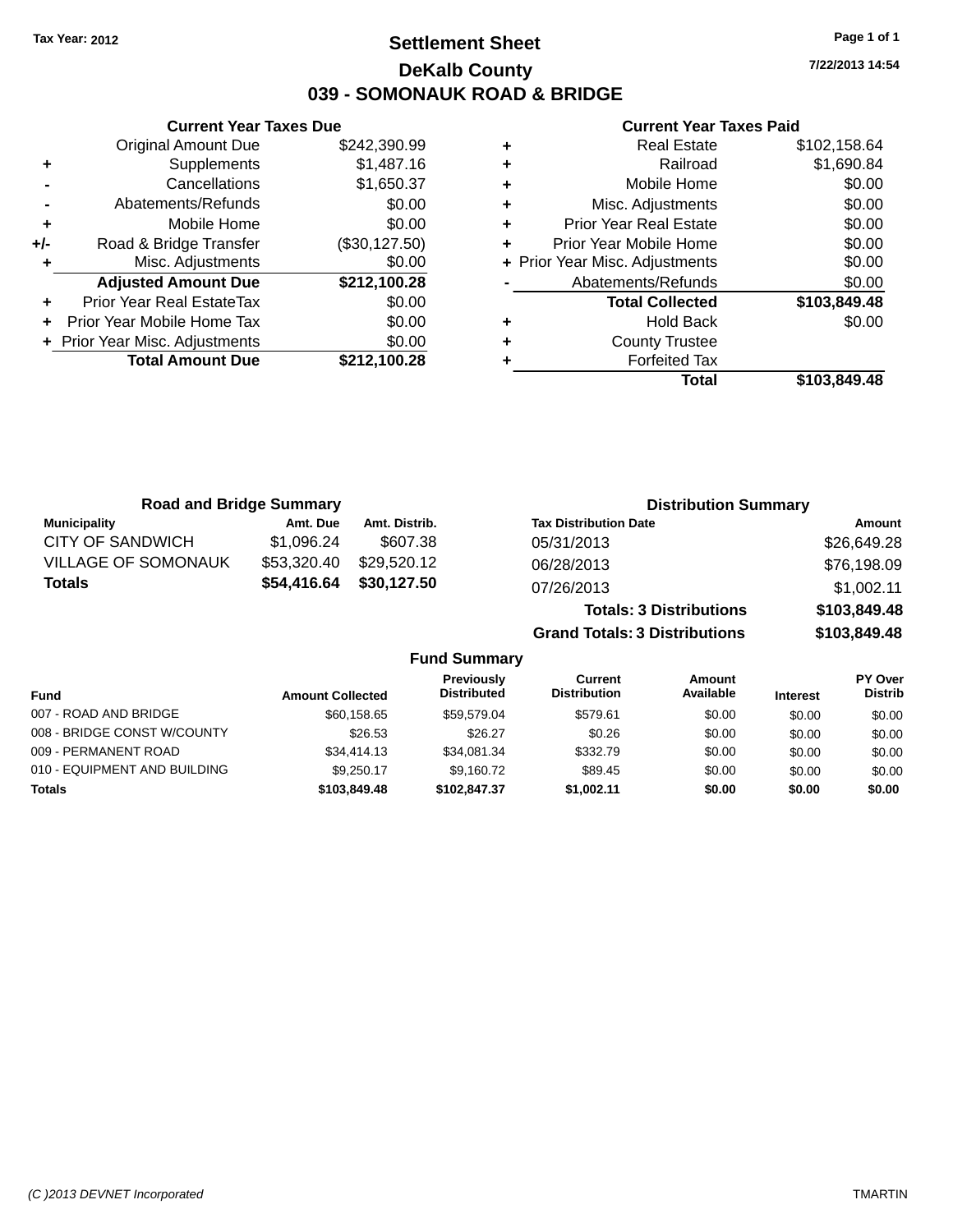Tax Year: 2012

# Settlement Sheet

## DeKalb County

## 039 - SOMONAUK ROAD & BRIDGE

7/22/2013 14:54

### Current Year Taxes Due

| | | |
|---|---|---|
| | Original Amount Due | $242,390.99 |
| + | Supplements | $1,487.16 |
| - | Cancellations | $1,650.37 |
| - | Abatements/Refunds | $0.00 |
| + | Mobile Home | $0.00 |
| +/- | Road & Bridge Transfer | ($30,127.50) |
| + | Misc. Adjustments | $0.00 |
| | **Adjusted Amount Due** | **$212,100.28** |
| + | Prior Year Real EstateTax | $0.00 |
| + | Prior Year Mobile Home Tax | $0.00 |
| + | Prior Year Misc. Adjustments | $0.00 |
| | **Total Amount Due** | **$212,100.28** |

### Current Year Taxes Paid

| | | |
|---|---|---|
| + | Real Estate | $102,158.64 |
| + | Railroad | $1,690.84 |
| + | Mobile Home | $0.00 |
| + | Misc. Adjustments | $0.00 |
| + | Prior Year Real Estate | $0.00 |
| + | Prior Year Mobile Home | $0.00 |
| + | Prior Year Misc. Adjustments | $0.00 |
| - | Abatements/Refunds | $0.00 |
| | **Total Collected** | **$103,849.48** |
| + | Hold Back | $0.00 |
| + | County Trustee | |
| + | Forfeited Tax | |
| | **Total** | **$103,849.48** |

### Road and Bridge Summary

| Municipality | Amt. Due | Amt. Distrib. |
|---|---|---|
| CITY OF SANDWICH | $1,096.24 | $607.38 |
| VILLAGE OF SOMONAUK | $53,320.40 | $29,520.12 |
| **Totals** | **$54,416.64** | **$30,127.50** |

### Distribution Summary

| Tax Distribution Date | Amount |
|---|---|
| 05/31/2013 | $26,649.28 |
| 06/28/2013 | $76,198.09 |
| 07/26/2013 | $1,002.11 |
| **Totals: 3 Distributions** | **$103,849.48** |
| **Grand Totals: 3 Distributions** | **$103,849.48** |

### Fund Summary

| Fund | Amount Collected | Previously Distributed | Current Distribution | Amount Available | Interest | PY Over Distrib |
|---|---|---|---|---|---|---|
| 007 - ROAD AND BRIDGE | $60,158.65 | $59,579.04 | $579.61 | $0.00 | $0.00 | $0.00 |
| 008 - BRIDGE CONST W/COUNTY | $26.53 | $26.27 | $0.26 | $0.00 | $0.00 | $0.00 |
| 009 - PERMANENT ROAD | $34,414.13 | $34,081.34 | $332.79 | $0.00 | $0.00 | $0.00 |
| 010 - EQUIPMENT AND BUILDING | $9,250.17 | $9,160.72 | $89.45 | $0.00 | $0.00 | $0.00 |
| **Totals** | **$103,849.48** | **$102,847.37** | **$1,002.11** | **$0.00** | **$0.00** | **$0.00** |

(C )2013 DEVNET Incorporated — TMARTIN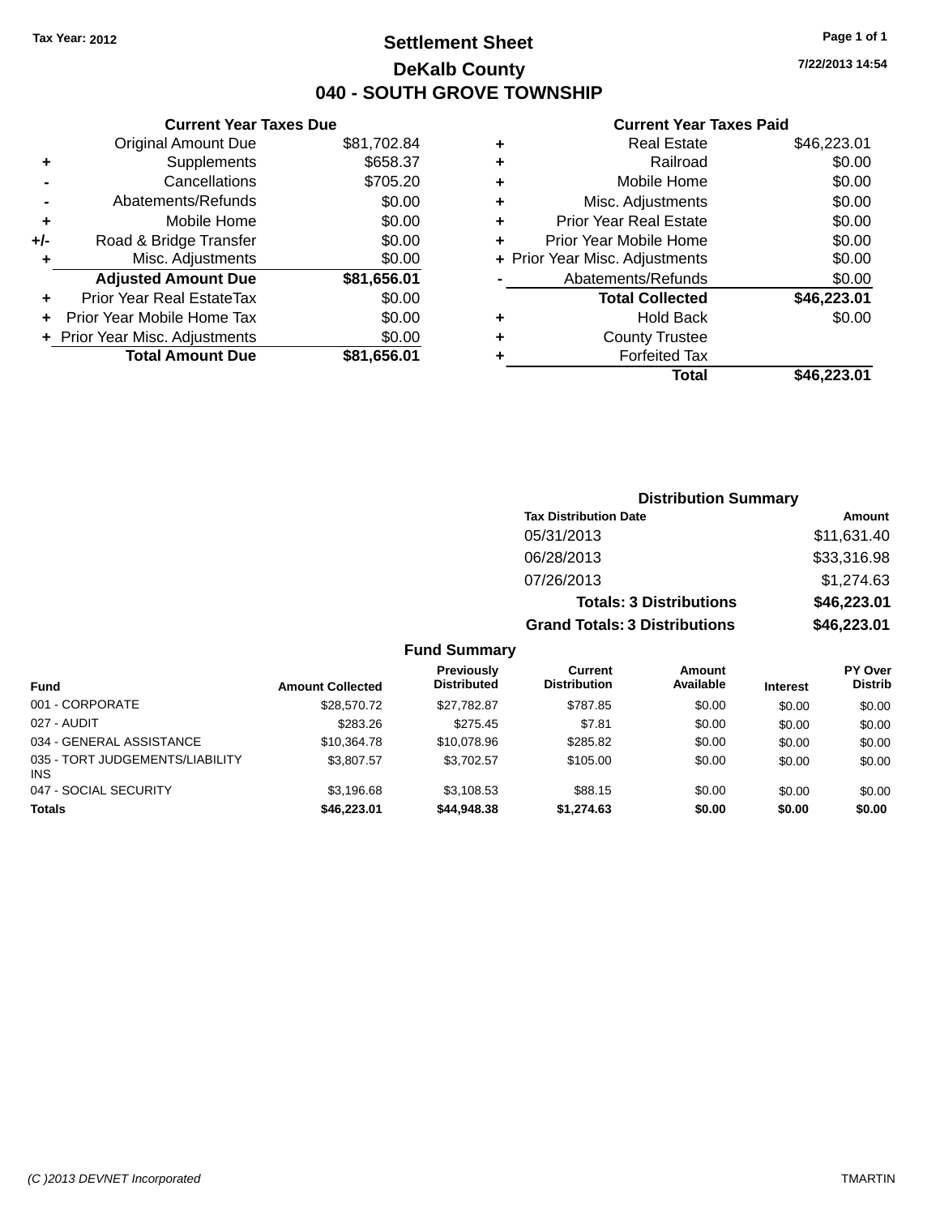Tax Year: 2012

# Settlement Sheet

## DeKalb County

## 040 - SOUTH GROVE TOWNSHIP

7/22/2013 14:54

### Current Year Taxes Due

| | | |
|---|---|---|
| | Original Amount Due | $81,702.84 |
| + | Supplements | $658.37 |
| - | Cancellations | $705.20 |
| - | Abatements/Refunds | $0.00 |
| + | Mobile Home | $0.00 |
| +/- | Road & Bridge Transfer | $0.00 |
| + | Misc. Adjustments | $0.00 |
| | **Adjusted Amount Due** | **$81,656.01** |
| + | Prior Year Real EstateTax | $0.00 |
| + | Prior Year Mobile Home Tax | $0.00 |
| + | Prior Year Misc. Adjustments | $0.00 |
| | **Total Amount Due** | **$81,656.01** |

### Current Year Taxes Paid

| | | |
|---|---|---|
| + | Real Estate | $46,223.01 |
| + | Railroad | $0.00 |
| + | Mobile Home | $0.00 |
| + | Misc. Adjustments | $0.00 |
| + | Prior Year Real Estate | $0.00 |
| + | Prior Year Mobile Home | $0.00 |
| + | Prior Year Misc. Adjustments | $0.00 |
| - | Abatements/Refunds | $0.00 |
| | **Total Collected** | **$46,223.01** |
| + | Hold Back | $0.00 |
| + | County Trustee | |
| + | Forfeited Tax | |
| | **Total** | **$46,223.01** |

### Distribution Summary

| Tax Distribution Date | Amount |
|---|---|
| 05/31/2013 | $11,631.40 |
| 06/28/2013 | $33,316.98 |
| 07/26/2013 | $1,274.63 |
| **Totals: 3 Distributions** | **$46,223.01** |
| **Grand Totals: 3 Distributions** | **$46,223.01** |

### Fund Summary

| Fund | Amount Collected | Previously Distributed | Current Distribution | Amount Available | Interest | PY Over Distrib |
|---|---|---|---|---|---|---|
| 001 - CORPORATE | $28,570.72 | $27,782.87 | $787.85 | $0.00 | $0.00 | $0.00 |
| 027 - AUDIT | $283.26 | $275.45 | $7.81 | $0.00 | $0.00 | $0.00 |
| 034 - GENERAL ASSISTANCE | $10,364.78 | $10,078.96 | $285.82 | $0.00 | $0.00 | $0.00 |
| 035 - TORT JUDGEMENTS/LIABILITY INS | $3,807.57 | $3,702.57 | $105.00 | $0.00 | $0.00 | $0.00 |
| 047 - SOCIAL SECURITY | $3,196.68 | $3,108.53 | $88.15 | $0.00 | $0.00 | $0.00 |
| **Totals** | **$46,223.01** | **$44,948.38** | **$1,274.63** | **$0.00** | **$0.00** | **$0.00** |

(C )2013 DEVNET Incorporated — TMARTIN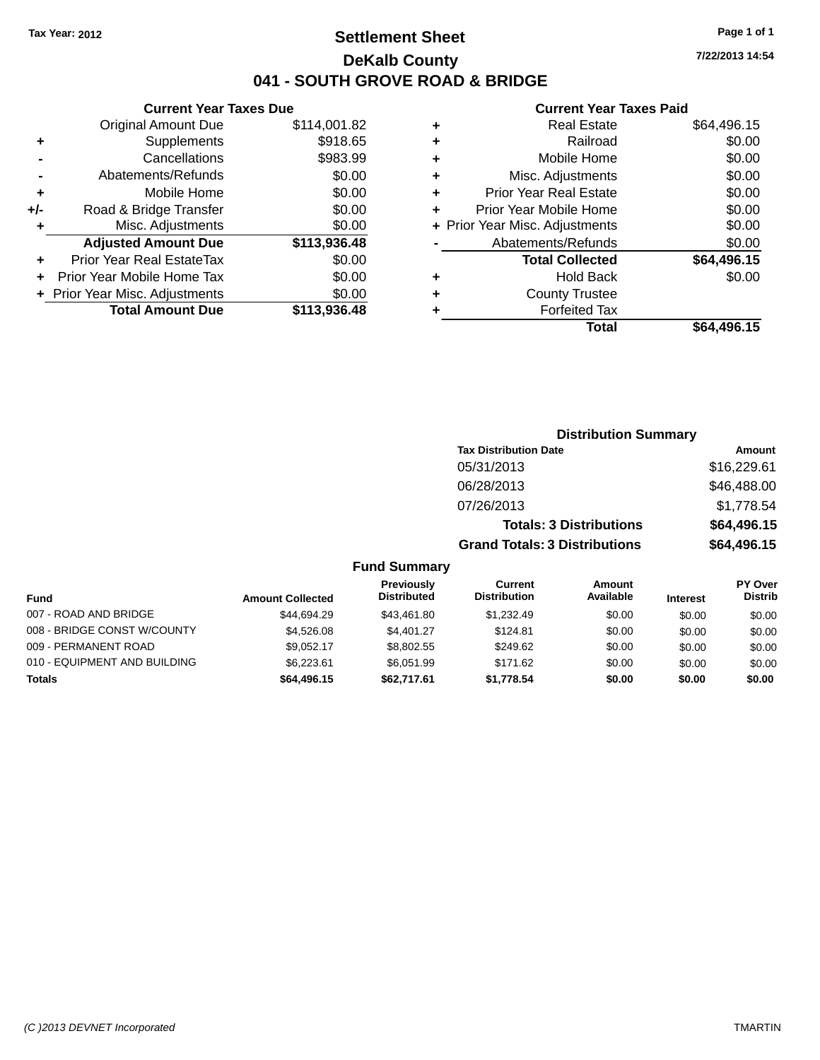Tax Year: 2012

# Settlement Sheet

## DeKalb County

## 041 - SOUTH GROVE ROAD & BRIDGE

7/22/2013 14:54

### Current Year Taxes Due

| | | |
|---|---|---|
| | Original Amount Due | $114,001.82 |
| + | Supplements | $918.65 |
| - | Cancellations | $983.99 |
| - | Abatements/Refunds | $0.00 |
| + | Mobile Home | $0.00 |
| +/- | Road & Bridge Transfer | $0.00 |
| + | Misc. Adjustments | $0.00 |
| | **Adjusted Amount Due** | **$113,936.48** |
| + | Prior Year Real EstateTax | $0.00 |
| + | Prior Year Mobile Home Tax | $0.00 |
| + | Prior Year Misc. Adjustments | $0.00 |
| | **Total Amount Due** | **$113,936.48** |

### Current Year Taxes Paid

| | | |
|---|---|---|
| + | Real Estate | $64,496.15 |
| + | Railroad | $0.00 |
| + | Mobile Home | $0.00 |
| + | Misc. Adjustments | $0.00 |
| + | Prior Year Real Estate | $0.00 |
| + | Prior Year Mobile Home | $0.00 |
| + | Prior Year Misc. Adjustments | $0.00 |
| - | Abatements/Refunds | $0.00 |
| | **Total Collected** | **$64,496.15** |
| + | Hold Back | $0.00 |
| + | County Trustee | |
| + | Forfeited Tax | |
| | **Total** | **$64,496.15** |

### Distribution Summary

| Tax Distribution Date | Amount |
|---|---|
| 05/31/2013 | $16,229.61 |
| 06/28/2013 | $46,488.00 |
| 07/26/2013 | $1,778.54 |
| **Totals: 3 Distributions** | **$64,496.15** |
| **Grand Totals: 3 Distributions** | **$64,496.15** |

### Fund Summary

| Fund | Amount Collected | Previously Distributed | Current Distribution | Amount Available | Interest | PY Over Distrib |
|---|---|---|---|---|---|---|
| 007 - ROAD AND BRIDGE | $44,694.29 | $43,461.80 | $1,232.49 | $0.00 | $0.00 | $0.00 |
| 008 - BRIDGE CONST W/COUNTY | $4,526.08 | $4,401.27 | $124.81 | $0.00 | $0.00 | $0.00 |
| 009 - PERMANENT ROAD | $9,052.17 | $8,802.55 | $249.62 | $0.00 | $0.00 | $0.00 |
| 010 - EQUIPMENT AND BUILDING | $6,223.61 | $6,051.99 | $171.62 | $0.00 | $0.00 | $0.00 |
| **Totals** | **$64,496.15** | **$62,717.61** | **$1,778.54** | **$0.00** | **$0.00** | **$0.00** |

(C )2013 DEVNET Incorporated TMARTIN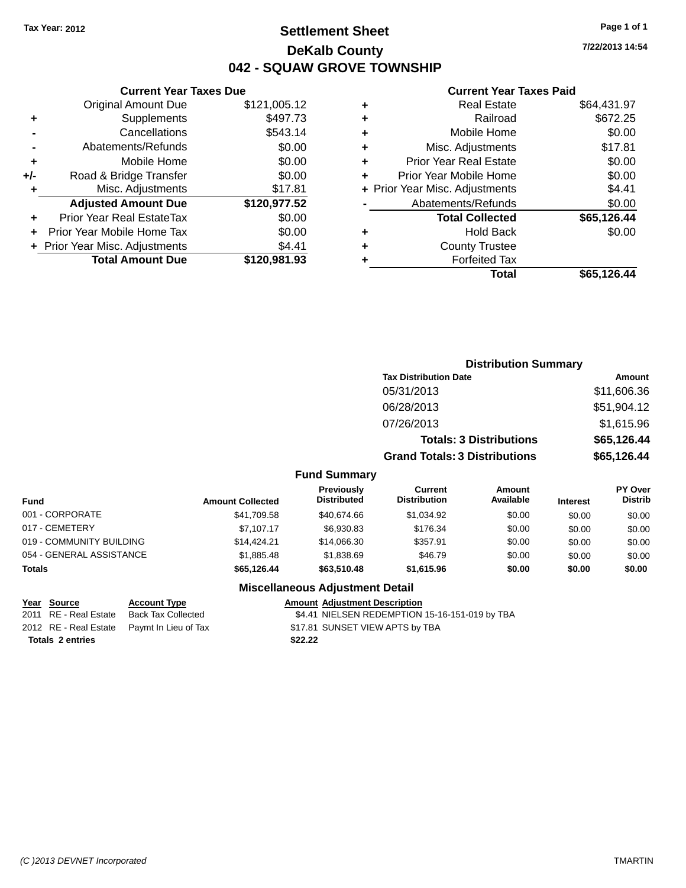Tax Year: 2012

# Settlement Sheet

## DeKalb County

## 042 - SQUAW GROVE TOWNSHIP

7/22/2013 14:54

### Current Year Taxes Due

| | | |
|---|---|---|
| | Original Amount Due | $121,005.12 |
| + | Supplements | $497.73 |
| - | Cancellations | $543.14 |
| - | Abatements/Refunds | $0.00 |
| + | Mobile Home | $0.00 |
| +/- | Road & Bridge Transfer | $0.00 |
| + | Misc. Adjustments | $17.81 |
| | **Adjusted Amount Due** | **$120,977.52** |
| + | Prior Year Real EstateTax | $0.00 |
| + | Prior Year Mobile Home Tax | $0.00 |
| + | Prior Year Misc. Adjustments | $4.41 |
| | **Total Amount Due** | **$120,981.93** |

### Current Year Taxes Paid

| | | |
|---|---|---|
| + | Real Estate | $64,431.97 |
| + | Railroad | $672.25 |
| + | Mobile Home | $0.00 |
| + | Misc. Adjustments | $17.81 |
| + | Prior Year Real Estate | $0.00 |
| + | Prior Year Mobile Home | $0.00 |
| + | Prior Year Misc. Adjustments | $4.41 |
| - | Abatements/Refunds | $0.00 |
| | **Total Collected** | **$65,126.44** |
| + | Hold Back | $0.00 |
| + | County Trustee | |
| + | Forfeited Tax | |
| | **Total** | **$65,126.44** |

### Distribution Summary

| Tax Distribution Date | Amount |
|---|---|
| 05/31/2013 | $11,606.36 |
| 06/28/2013 | $51,904.12 |
| 07/26/2013 | $1,615.96 |
| **Totals: 3 Distributions** | **$65,126.44** |
| **Grand Totals: 3 Distributions** | **$65,126.44** |

### Fund Summary

| Fund | Amount Collected | Previously Distributed | Current Distribution | Amount Available | Interest | PY Over Distrib |
|---|---|---|---|---|---|---|
| 001 - CORPORATE | $41,709.58 | $40,674.66 | $1,034.92 | $0.00 | $0.00 | $0.00 |
| 017 - CEMETERY | $7,107.17 | $6,930.83 | $176.34 | $0.00 | $0.00 | $0.00 |
| 019 - COMMUNITY BUILDING | $14,424.21 | $14,066.30 | $357.91 | $0.00 | $0.00 | $0.00 |
| 054 - GENERAL ASSISTANCE | $1,885.48 | $1,838.69 | $46.79 | $0.00 | $0.00 | $0.00 |
| **Totals** | **$65,126.44** | **$63,510.48** | **$1,615.96** | **$0.00** | **$0.00** | **$0.00** |

### Miscellaneous Adjustment Detail

| Year | Source | Account Type | Amount | Adjustment Description |
|---|---|---|---|---|
| 2011 | RE - Real Estate | Back Tax Collected | $4.41 | NIELSEN REDEMPTION 15-16-151-019 by TBA |
| 2012 | RE - Real Estate | Paymt In Lieu of Tax | $17.81 | SUNSET VIEW APTS by TBA |
| **Totals 2 entries** | | | **$22.22** | |

(C )2013 DEVNET Incorporated TMARTIN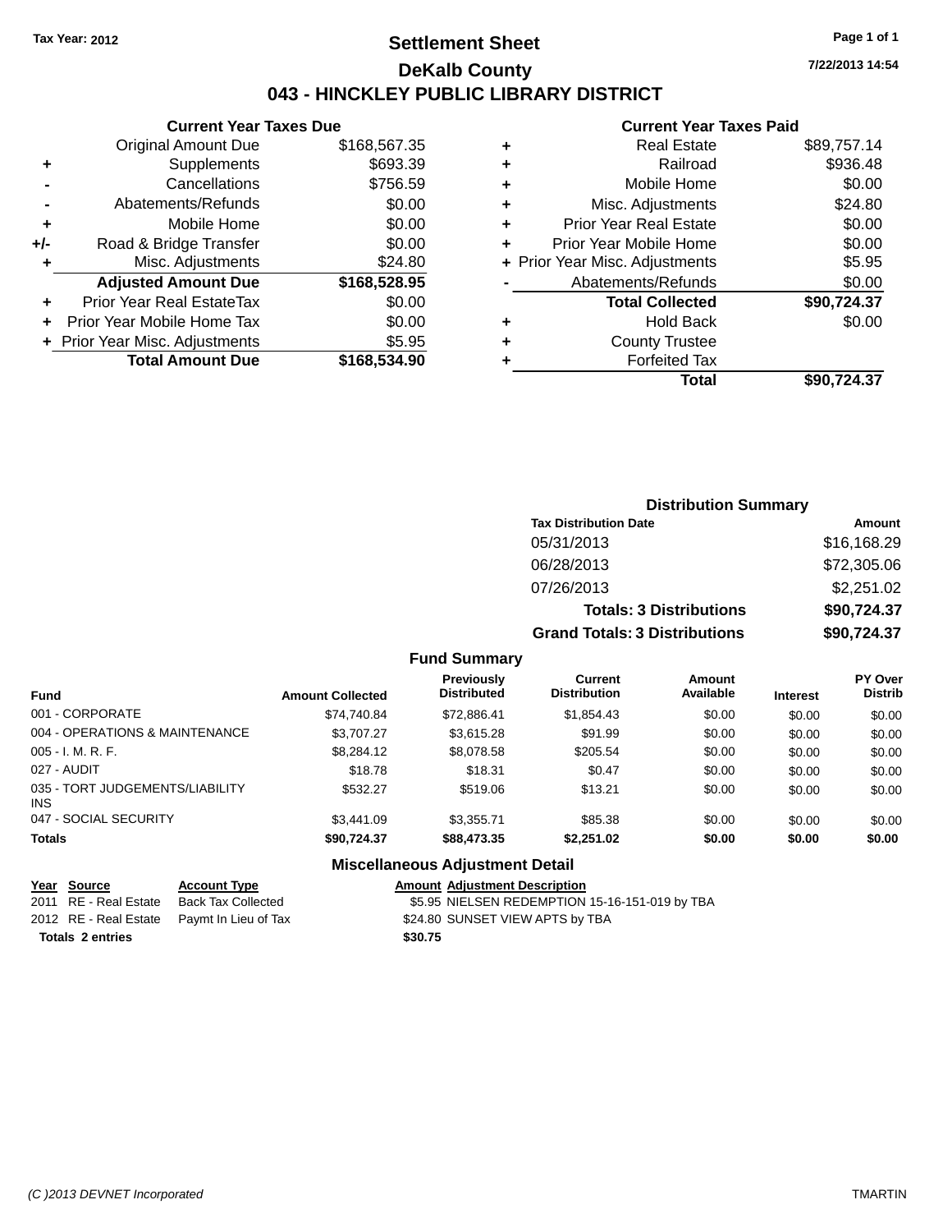**Tax Year: 2012**

# Settlement Sheet

## DeKalb County

## 043 - HINCKLEY PUBLIC LIBRARY DISTRICT

**7/22/2013 14:54**

### Current Year Taxes Due

| | | |
|---|---|---|
| | Original Amount Due | $168,567.35 |
| + | Supplements | $693.39 |
| - | Cancellations | $756.59 |
| - | Abatements/Refunds | $0.00 |
| + | Mobile Home | $0.00 |
| +/- | Road & Bridge Transfer | $0.00 |
| + | Misc. Adjustments | $24.80 |
| | **Adjusted Amount Due** | **$168,528.95** |
| + | Prior Year Real EstateTax | $0.00 |
| + | Prior Year Mobile Home Tax | $0.00 |
| + | Prior Year Misc. Adjustments | $5.95 |
| | **Total Amount Due** | **$168,534.90** |

### Current Year Taxes Paid

| | | |
|---|---|---|
| + | Real Estate | $89,757.14 |
| + | Railroad | $936.48 |
| + | Mobile Home | $0.00 |
| + | Misc. Adjustments | $24.80 |
| + | Prior Year Real Estate | $0.00 |
| + | Prior Year Mobile Home | $0.00 |
| + | Prior Year Misc. Adjustments | $5.95 |
| - | Abatements/Refunds | $0.00 |
| | **Total Collected** | **$90,724.37** |
| + | Hold Back | $0.00 |
| + | County Trustee | |
| + | Forfeited Tax | |
| | **Total** | **$90,724.37** |

### Distribution Summary

| Tax Distribution Date | Amount |
|---|---|
| 05/31/2013 | $16,168.29 |
| 06/28/2013 | $72,305.06 |
| 07/26/2013 | $2,251.02 |
| **Totals: 3 Distributions** | **$90,724.37** |
| **Grand Totals: 3 Distributions** | **$90,724.37** |

### Fund Summary

| Fund | Amount Collected | Previously Distributed | Current Distribution | Amount Available | Interest | PY Over Distrib |
|---|---|---|---|---|---|---|
| 001 - CORPORATE | $74,740.84 | $72,886.41 | $1,854.43 | $0.00 | $0.00 | $0.00 |
| 004 - OPERATIONS & MAINTENANCE | $3,707.27 | $3,615.28 | $91.99 | $0.00 | $0.00 | $0.00 |
| 005 - I. M. R. F. | $8,284.12 | $8,078.58 | $205.54 | $0.00 | $0.00 | $0.00 |
| 027 - AUDIT | $18.78 | $18.31 | $0.47 | $0.00 | $0.00 | $0.00 |
| 035 - TORT JUDGEMENTS/LIABILITY INS | $532.27 | $519.06 | $13.21 | $0.00 | $0.00 | $0.00 |
| 047 - SOCIAL SECURITY | $3,441.09 | $3,355.71 | $85.38 | $0.00 | $0.00 | $0.00 |
| **Totals** | **$90,724.37** | **$88,473.35** | **$2,251.02** | **$0.00** | **$0.00** | **$0.00** |

### Miscellaneous Adjustment Detail

| Year | Source | Account Type | Amount | Adjustment Description |
|---|---|---|---|---|
| 2011 | RE - Real Estate | Back Tax Collected | $5.95 | NIELSEN REDEMPTION 15-16-151-019 by TBA |
| 2012 | RE - Real Estate | Paymt In Lieu of Tax | $24.80 | SUNSET VIEW APTS by TBA |
| **Totals** | **2 entries** | | **$30.75** | |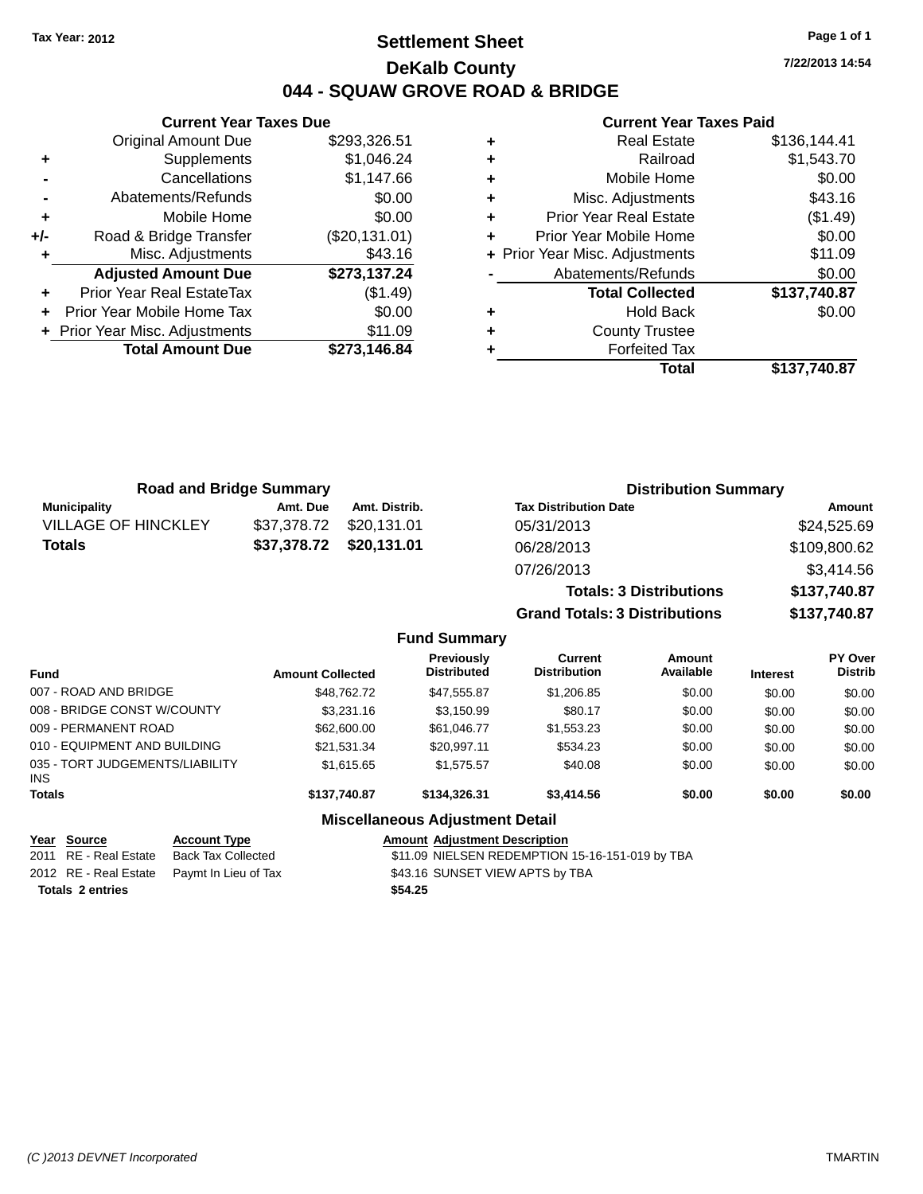Tax Year: 2012

# Settlement Sheet

## DeKalb County

## 044 - SQUAW GROVE ROAD & BRIDGE

7/22/2013 14:54

### Current Year Taxes Due

| | | |
|---|---|---|
| | Original Amount Due | $293,326.51 |
| + | Supplements | $1,046.24 |
| - | Cancellations | $1,147.66 |
| - | Abatements/Refunds | $0.00 |
| + | Mobile Home | $0.00 |
| +/- | Road & Bridge Transfer | ($20,131.01) |
| + | Misc. Adjustments | $43.16 |
| | **Adjusted Amount Due** | **$273,137.24** |
| + | Prior Year Real EstateTax | ($1.49) |
| + | Prior Year Mobile Home Tax | $0.00 |
| + | Prior Year Misc. Adjustments | $11.09 |
| | **Total Amount Due** | **$273,146.84** |

### Current Year Taxes Paid

| | | |
|---|---|---|
| + | Real Estate | $136,144.41 |
| + | Railroad | $1,543.70 |
| + | Mobile Home | $0.00 |
| + | Misc. Adjustments | $43.16 |
| + | Prior Year Real Estate | ($1.49) |
| + | Prior Year Mobile Home | $0.00 |
| + | Prior Year Misc. Adjustments | $11.09 |
| - | Abatements/Refunds | $0.00 |
| | **Total Collected** | **$137,740.87** |
| + | Hold Back | $0.00 |
| + | County Trustee | |
| + | Forfeited Tax | |
| | **Total** | **$137,740.87** |

### Road and Bridge Summary

| Municipality | Amt. Due | Amt. Distrib. |
|---|---|---|
| VILLAGE OF HINCKLEY | $37,378.72 | $20,131.01 |
| **Totals** | **$37,378.72** | **$20,131.01** |

### Distribution Summary

| Tax Distribution Date | Amount |
|---|---|
| 05/31/2013 | $24,525.69 |
| 06/28/2013 | $109,800.62 |
| 07/26/2013 | $3,414.56 |
| **Totals: 3 Distributions** | **$137,740.87** |
| **Grand Totals: 3 Distributions** | **$137,740.87** |

### Fund Summary

| Fund | Amount Collected | Previously Distributed | Current Distribution | Amount Available | Interest | PY Over Distrib |
|---|---|---|---|---|---|---|
| 007 - ROAD AND BRIDGE | $48,762.72 | $47,555.87 | $1,206.85 | $0.00 | $0.00 | $0.00 |
| 008 - BRIDGE CONST W/COUNTY | $3,231.16 | $3,150.99 | $80.17 | $0.00 | $0.00 | $0.00 |
| 009 - PERMANENT ROAD | $62,600.00 | $61,046.77 | $1,553.23 | $0.00 | $0.00 | $0.00 |
| 010 - EQUIPMENT AND BUILDING | $21,531.34 | $20,997.11 | $534.23 | $0.00 | $0.00 | $0.00 |
| 035 - TORT JUDGEMENTS/LIABILITY INS | $1,615.65 | $1,575.57 | $40.08 | $0.00 | $0.00 | $0.00 |
| **Totals** | **$137,740.87** | **$134,326.31** | **$3,414.56** | **$0.00** | **$0.00** | **$0.00** |

### Miscellaneous Adjustment Detail

| Year | Source | Account Type | Amount | Adjustment Description |
|---|---|---|---|---|
| 2011 | RE - Real Estate | Back Tax Collected | $11.09 | NIELSEN REDEMPTION 15-16-151-019 by TBA |
| 2012 | RE - Real Estate | Paymt In Lieu of Tax | $43.16 | SUNSET VIEW APTS by TBA |
| **Totals 2 entries** | | | **$54.25** | |

(C )2013 DEVNET Incorporated TMARTIN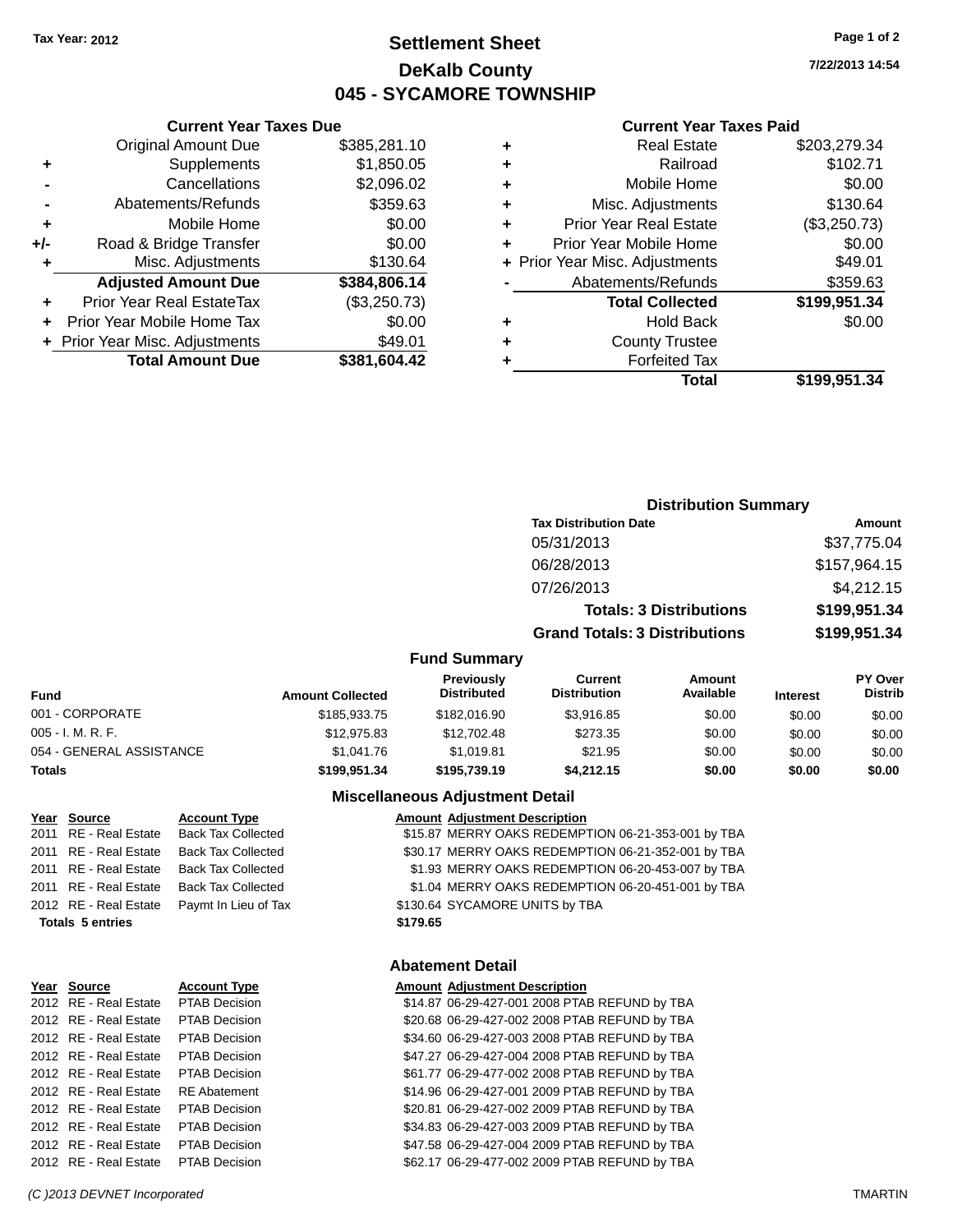Tax Year: 2012

# Settlement Sheet
## DeKalb County
## 045 - SYCAMORE TOWNSHIP

7/22/2013 14:54

### Current Year Taxes Due

| | | |
|---|---|---|
| | Original Amount Due | $385,281.10 |
| + | Supplements | $1,850.05 |
| - | Cancellations | $2,096.02 |
| - | Abatements/Refunds | $359.63 |
| + | Mobile Home | $0.00 |
| +/- | Road & Bridge Transfer | $0.00 |
| + | Misc. Adjustments | $130.64 |
| | **Adjusted Amount Due** | **$384,806.14** |
| + | Prior Year Real EstateTax | ($3,250.73) |
| + | Prior Year Mobile Home Tax | $0.00 |
| + | Prior Year Misc. Adjustments | $49.01 |
| | **Total Amount Due** | **$381,604.42** |

### Current Year Taxes Paid

| | | |
|---|---|---|
| + | Real Estate | $203,279.34 |
| + | Railroad | $102.71 |
| + | Mobile Home | $0.00 |
| + | Misc. Adjustments | $130.64 |
| + | Prior Year Real Estate | ($3,250.73) |
| + | Prior Year Mobile Home | $0.00 |
| + | Prior Year Misc. Adjustments | $49.01 |
| - | Abatements/Refunds | $359.63 |
| | **Total Collected** | **$199,951.34** |
| + | Hold Back | $0.00 |
| + | County Trustee | |
| + | Forfeited Tax | |
| | **Total** | **$199,951.34** |

### Distribution Summary

| Tax Distribution Date | Amount |
|---|---|
| 05/31/2013 | $37,775.04 |
| 06/28/2013 | $157,964.15 |
| 07/26/2013 | $4,212.15 |
| **Totals: 3 Distributions** | **$199,951.34** |
| **Grand Totals: 3 Distributions** | **$199,951.34** |

### Fund Summary

| Fund | Amount Collected | Previously Distributed | Current Distribution | Amount Available | Interest | PY Over Distrib |
|---|---|---|---|---|---|---|
| 001 - CORPORATE | $185,933.75 | $182,016.90 | $3,916.85 | $0.00 | $0.00 | $0.00 |
| 005 - I. M. R. F. | $12,975.83 | $12,702.48 | $273.35 | $0.00 | $0.00 | $0.00 |
| 054 - GENERAL ASSISTANCE | $1,041.76 | $1,019.81 | $21.95 | $0.00 | $0.00 | $0.00 |
| **Totals** | **$199,951.34** | **$195,739.19** | **$4,212.15** | **$0.00** | **$0.00** | **$0.00** |

### Miscellaneous Adjustment Detail

| Year | Source | Account Type | Amount | Adjustment Description |
|---|---|---|---|---|
| 2011 | RE - Real Estate | Back Tax Collected | $15.87 | MERRY OAKS REDEMPTION 06-21-353-001 by TBA |
| 2011 | RE - Real Estate | Back Tax Collected | $30.17 | MERRY OAKS REDEMPTION 06-21-352-001 by TBA |
| 2011 | RE - Real Estate | Back Tax Collected | $1.93 | MERRY OAKS REDEMPTION 06-20-453-007 by TBA |
| 2011 | RE - Real Estate | Back Tax Collected | $1.04 | MERRY OAKS REDEMPTION 06-20-451-001 by TBA |
| 2012 | RE - Real Estate | Paymt In Lieu of Tax | $130.64 | SYCAMORE UNITS by TBA |
| **Totals** | **5 entries** | | **$179.65** | |

### Abatement Detail

| Year | Source | Account Type | Amount | Adjustment Description |
|---|---|---|---|---|
| 2012 | RE - Real Estate | PTAB Decision | $14.87 | 06-29-427-001 2008 PTAB REFUND by TBA |
| 2012 | RE - Real Estate | PTAB Decision | $20.68 | 06-29-427-002 2008 PTAB REFUND by TBA |
| 2012 | RE - Real Estate | PTAB Decision | $34.60 | 06-29-427-003 2008 PTAB REFUND by TBA |
| 2012 | RE - Real Estate | PTAB Decision | $47.27 | 06-29-427-004 2008 PTAB REFUND by TBA |
| 2012 | RE - Real Estate | PTAB Decision | $61.77 | 06-29-477-002 2008 PTAB REFUND by TBA |
| 2012 | RE - Real Estate | RE Abatement | $14.96 | 06-29-427-001 2009 PTAB REFUND by TBA |
| 2012 | RE - Real Estate | PTAB Decision | $20.81 | 06-29-427-002 2009 PTAB REFUND by TBA |
| 2012 | RE - Real Estate | PTAB Decision | $34.83 | 06-29-427-003 2009 PTAB REFUND by TBA |
| 2012 | RE - Real Estate | PTAB Decision | $47.58 | 06-29-427-004 2009 PTAB REFUND by TBA |
| 2012 | RE - Real Estate | PTAB Decision | $62.17 | 06-29-477-002 2009 PTAB REFUND by TBA |

(C )2013 DEVNET Incorporated TMARTIN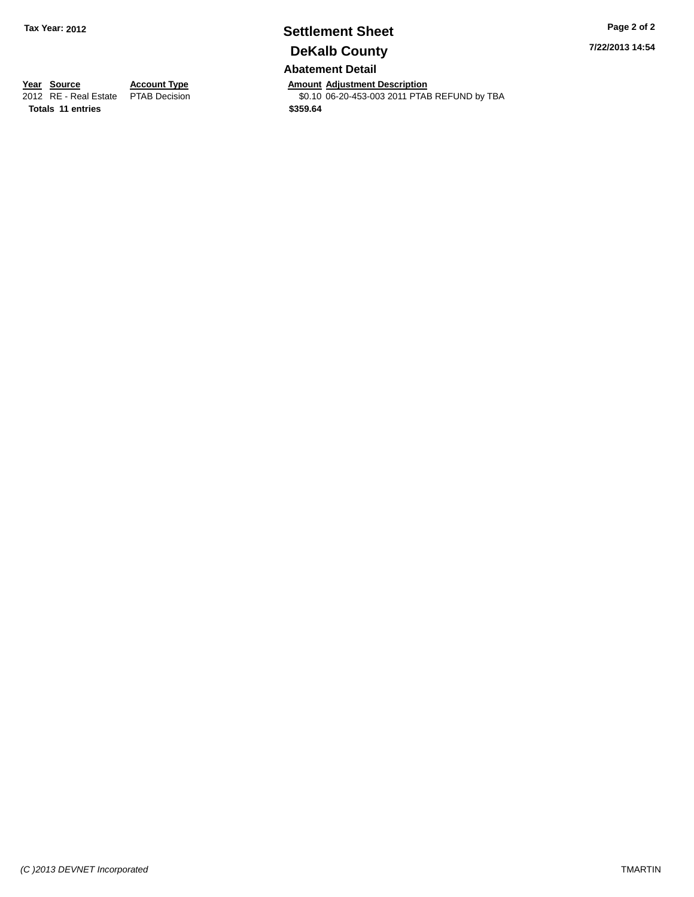**Tax Year: 2012**

# Settlement Sheet

## DeKalb County

### Abatement Detail

| Year | Source | Account Type | Amount | Adjustment Description |
|---|---|---|---|---|
| 2012 | RE - Real Estate | PTAB Decision | $0.10 | 06-20-453-003 2011 PTAB REFUND by TBA |
| **Totals** | **11 entries** | | **$359.64** | |

7/22/2013 14:54

(C )2013 DEVNET Incorporated

TMARTIN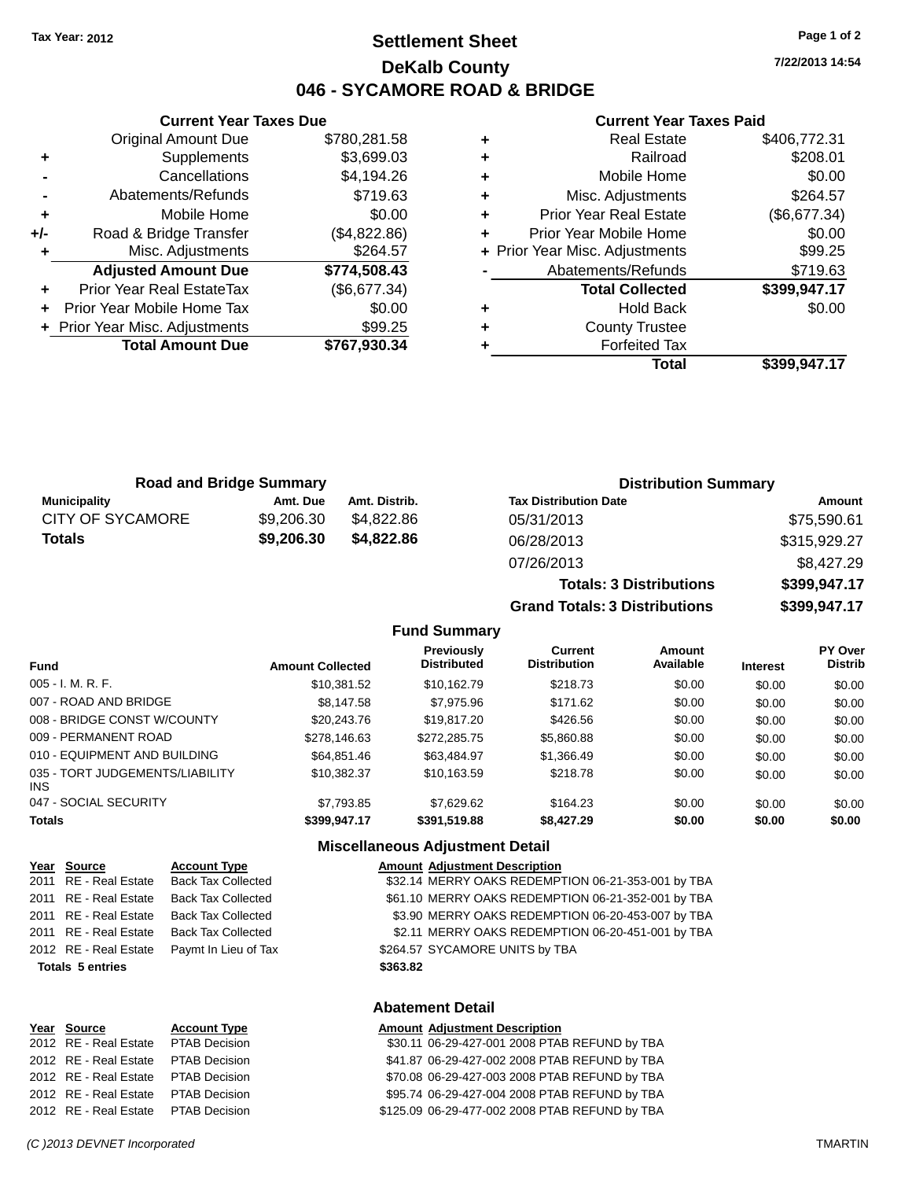**Tax Year: 2012**

# Settlement Sheet
## DeKalb County
## 046 - SYCAMORE ROAD & BRIDGE

**7/22/2013 14:54**

### Current Year Taxes Due

| | | |
|---|---|---|
| | Original Amount Due | $780,281.58 |
| + | Supplements | $3,699.03 |
| - | Cancellations | $4,194.26 |
| - | Abatements/Refunds | $719.63 |
| + | Mobile Home | $0.00 |
| +/- | Road & Bridge Transfer | ($4,822.86) |
| + | Misc. Adjustments | $264.57 |
| | **Adjusted Amount Due** | **$774,508.43** |
| + | Prior Year Real EstateTax | ($6,677.34) |
| + | Prior Year Mobile Home Tax | $0.00 |
| + | Prior Year Misc. Adjustments | $99.25 |
| | **Total Amount Due** | **$767,930.34** |

### Current Year Taxes Paid

| | | |
|---|---|---|
| + | Real Estate | $406,772.31 |
| + | Railroad | $208.01 |
| + | Mobile Home | $0.00 |
| + | Misc. Adjustments | $264.57 |
| + | Prior Year Real Estate | ($6,677.34) |
| + | Prior Year Mobile Home | $0.00 |
| + | Prior Year Misc. Adjustments | $99.25 |
| - | Abatements/Refunds | $719.63 |
| | **Total Collected** | **$399,947.17** |
| + | Hold Back | $0.00 |
| + | County Trustee | |
| + | Forfeited Tax | |
| | **Total** | **$399,947.17** |

### Road and Bridge Summary

| Municipality | Amt. Due | Amt. Distrib. |
|---|---|---|
| CITY OF SYCAMORE | $9,206.30 | $4,822.86 |
| **Totals** | **$9,206.30** | **$4,822.86** |

### Distribution Summary

| Tax Distribution Date | Amount |
|---|---|
| 05/31/2013 | $75,590.61 |
| 06/28/2013 | $315,929.27 |
| 07/26/2013 | $8,427.29 |
| **Totals: 3 Distributions** | **$399,947.17** |
| **Grand Totals: 3 Distributions** | **$399,947.17** |

### Fund Summary

| Fund | Amount Collected | Previously Distributed | Current Distribution | Amount Available | Interest | PY Over Distrib |
|---|---|---|---|---|---|---|
| 005 - I. M. R. F. | $10,381.52 | $10,162.79 | $218.73 | $0.00 | $0.00 | $0.00 |
| 007 - ROAD AND BRIDGE | $8,147.58 | $7,975.96 | $171.62 | $0.00 | $0.00 | $0.00 |
| 008 - BRIDGE CONST W/COUNTY | $20,243.76 | $19,817.20 | $426.56 | $0.00 | $0.00 | $0.00 |
| 009 - PERMANENT ROAD | $278,146.63 | $272,285.75 | $5,860.88 | $0.00 | $0.00 | $0.00 |
| 010 - EQUIPMENT AND BUILDING | $64,851.46 | $63,484.97 | $1,366.49 | $0.00 | $0.00 | $0.00 |
| 035 - TORT JUDGEMENTS/LIABILITY INS | $10,382.37 | $10,163.59 | $218.78 | $0.00 | $0.00 | $0.00 |
| 047 - SOCIAL SECURITY | $7,793.85 | $7,629.62 | $164.23 | $0.00 | $0.00 | $0.00 |
| **Totals** | **$399,947.17** | **$391,519.88** | **$8,427.29** | **$0.00** | **$0.00** | **$0.00** |

### Miscellaneous Adjustment Detail

| Year | Source | Account Type | Amount | Adjustment Description |
|---|---|---|---|---|
| 2011 | RE - Real Estate | Back Tax Collected | $32.14 | MERRY OAKS REDEMPTION 06-21-353-001 by TBA |
| 2011 | RE - Real Estate | Back Tax Collected | $61.10 | MERRY OAKS REDEMPTION 06-21-352-001 by TBA |
| 2011 | RE - Real Estate | Back Tax Collected | $3.90 | MERRY OAKS REDEMPTION 06-20-453-007 by TBA |
| 2011 | RE - Real Estate | Back Tax Collected | $2.11 | MERRY OAKS REDEMPTION 06-20-451-001 by TBA |
| 2012 | RE - Real Estate | Paymt In Lieu of Tax | $264.57 | SYCAMORE UNITS by TBA |
| **Totals** | **5 entries** | | **$363.82** | |

### Abatement Detail

| Year | Source | Account Type | Amount | Adjustment Description |
|---|---|---|---|---|
| 2012 | RE - Real Estate | PTAB Decision | $30.11 | 06-29-427-001 2008 PTAB REFUND by TBA |
| 2012 | RE - Real Estate | PTAB Decision | $41.87 | 06-29-427-002 2008 PTAB REFUND by TBA |
| 2012 | RE - Real Estate | PTAB Decision | $70.08 | 06-29-427-003 2008 PTAB REFUND by TBA |
| 2012 | RE - Real Estate | PTAB Decision | $95.74 | 06-29-427-004 2008 PTAB REFUND by TBA |
| 2012 | RE - Real Estate | PTAB Decision | $125.09 | 06-29-477-002 2008 PTAB REFUND by TBA |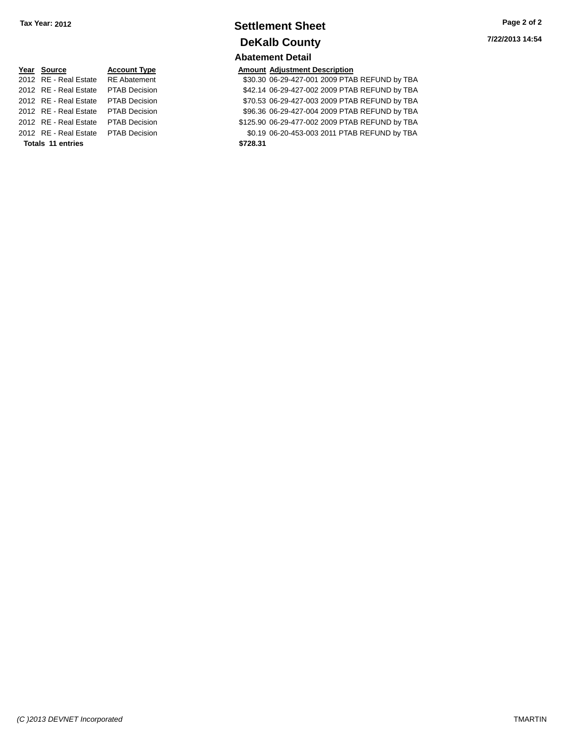Tax Year: 2012

# Settlement Sheet

## DeKalb County

7/22/2013 14:54

### Abatement Detail

| Year | Source | Account Type | Amount | Adjustment Description |
|---|---|---|---|---|
| 2012 | RE - Real Estate | RE Abatement | $30.30 | 06-29-427-001 2009 PTAB REFUND by TBA |
| 2012 | RE - Real Estate | PTAB Decision | $42.14 | 06-29-427-002 2009 PTAB REFUND by TBA |
| 2012 | RE - Real Estate | PTAB Decision | $70.53 | 06-29-427-003 2009 PTAB REFUND by TBA |
| 2012 | RE - Real Estate | PTAB Decision | $96.36 | 06-29-427-004 2009 PTAB REFUND by TBA |
| 2012 | RE - Real Estate | PTAB Decision | $125.90 | 06-29-477-002 2009 PTAB REFUND by TBA |
| 2012 | RE - Real Estate | PTAB Decision | $0.19 | 06-20-453-003 2011 PTAB REFUND by TBA |
| **Totals 11 entries** | | | **$728.31** | |

*(C )2013 DEVNET Incorporated*

TMARTIN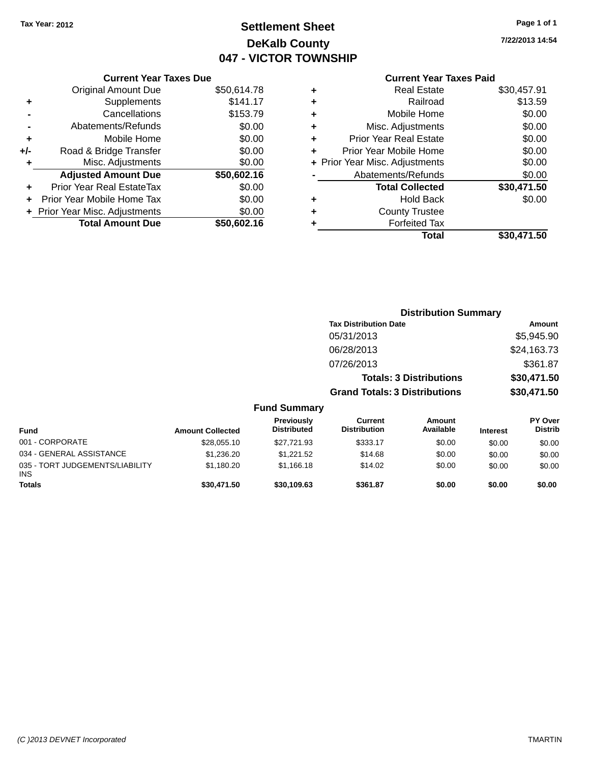Tax Year: 2012

# Settlement Sheet
## DeKalb County
## 047 - VICTOR TOWNSHIP

7/22/2013 14:54

**Current Year Taxes Due**

| | | |
|---|---|---|
| | Original Amount Due | $50,614.78 |
| + | Supplements | $141.17 |
| - | Cancellations | $153.79 |
| - | Abatements/Refunds | $0.00 |
| + | Mobile Home | $0.00 |
| +/- | Road & Bridge Transfer | $0.00 |
| + | Misc. Adjustments | $0.00 |
| | **Adjusted Amount Due** | **$50,602.16** |
| + | Prior Year Real EstateTax | $0.00 |
| + | Prior Year Mobile Home Tax | $0.00 |
| + | Prior Year Misc. Adjustments | $0.00 |
| | **Total Amount Due** | **$50,602.16** |

**Current Year Taxes Paid**

| | | |
|---|---|---|
| + | Real Estate | $30,457.91 |
| + | Railroad | $13.59 |
| + | Mobile Home | $0.00 |
| + | Misc. Adjustments | $0.00 |
| + | Prior Year Real Estate | $0.00 |
| + | Prior Year Mobile Home | $0.00 |
| + | Prior Year Misc. Adjustments | $0.00 |
| - | Abatements/Refunds | $0.00 |
| | **Total Collected** | **$30,471.50** |
| + | Hold Back | $0.00 |
| + | County Trustee | |
| + | Forfeited Tax | |
| | **Total** | **$30,471.50** |

**Distribution Summary**

| Tax Distribution Date | Amount |
|---|---|
| 05/31/2013 | $5,945.90 |
| 06/28/2013 | $24,163.73 |
| 07/26/2013 | $361.87 |
| **Totals: 3 Distributions** | **$30,471.50** |
| **Grand Totals: 3 Distributions** | **$30,471.50** |

**Fund Summary**

| Fund | Amount Collected | Previously Distributed | Current Distribution | Amount Available | Interest | PY Over Distrib |
|---|---|---|---|---|---|---|
| 001 - CORPORATE | $28,055.10 | $27,721.93 | $333.17 | $0.00 | $0.00 | $0.00 |
| 034 - GENERAL ASSISTANCE | $1,236.20 | $1,221.52 | $14.68 | $0.00 | $0.00 | $0.00 |
| 035 - TORT JUDGEMENTS/LIABILITY INS | $1,180.20 | $1,166.18 | $14.02 | $0.00 | $0.00 | $0.00 |
| **Totals** | **$30,471.50** | **$30,109.63** | **$361.87** | **$0.00** | **$0.00** | **$0.00** |

(C )2013 DEVNET Incorporated TMARTIN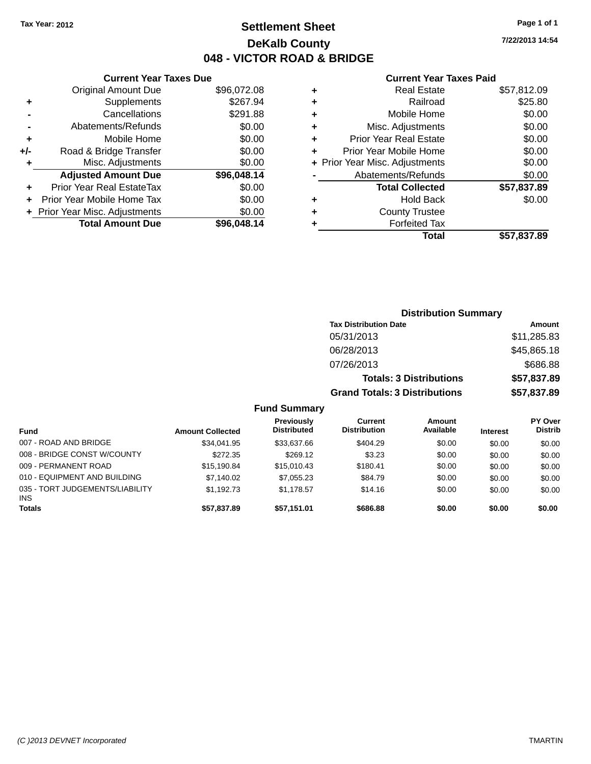Tax Year: 2012

# Settlement Sheet

## DeKalb County

## 048 - VICTOR ROAD & BRIDGE

7/22/2013 14:54

### Current Year Taxes Due

| | | |
|---|---|---|
| | Original Amount Due | $96,072.08 |
| + | Supplements | $267.94 |
| - | Cancellations | $291.88 |
| - | Abatements/Refunds | $0.00 |
| + | Mobile Home | $0.00 |
| +/- | Road & Bridge Transfer | $0.00 |
| + | Misc. Adjustments | $0.00 |
| | **Adjusted Amount Due** | **$96,048.14** |
| + | Prior Year Real EstateTax | $0.00 |
| + | Prior Year Mobile Home Tax | $0.00 |
| + | Prior Year Misc. Adjustments | $0.00 |
| | **Total Amount Due** | **$96,048.14** |

### Current Year Taxes Paid

| | | |
|---|---|---|
| + | Real Estate | $57,812.09 |
| + | Railroad | $25.80 |
| + | Mobile Home | $0.00 |
| + | Misc. Adjustments | $0.00 |
| + | Prior Year Real Estate | $0.00 |
| + | Prior Year Mobile Home | $0.00 |
| + | Prior Year Misc. Adjustments | $0.00 |
| - | Abatements/Refunds | $0.00 |
| | **Total Collected** | **$57,837.89** |
| + | Hold Back | $0.00 |
| + | County Trustee | |
| + | Forfeited Tax | |
| | **Total** | **$57,837.89** |

### Distribution Summary

| Tax Distribution Date | Amount |
|---|---|
| 05/31/2013 | $11,285.83 |
| 06/28/2013 | $45,865.18 |
| 07/26/2013 | $686.88 |
| **Totals: 3 Distributions** | **$57,837.89** |
| **Grand Totals: 3 Distributions** | **$57,837.89** |

### Fund Summary

| Fund | Amount Collected | Previously Distributed | Current Distribution | Amount Available | Interest | PY Over Distrib |
|---|---|---|---|---|---|---|
| 007 - ROAD AND BRIDGE | $34,041.95 | $33,637.66 | $404.29 | $0.00 | $0.00 | $0.00 |
| 008 - BRIDGE CONST W/COUNTY | $272.35 | $269.12 | $3.23 | $0.00 | $0.00 | $0.00 |
| 009 - PERMANENT ROAD | $15,190.84 | $15,010.43 | $180.41 | $0.00 | $0.00 | $0.00 |
| 010 - EQUIPMENT AND BUILDING | $7,140.02 | $7,055.23 | $84.79 | $0.00 | $0.00 | $0.00 |
| 035 - TORT JUDGEMENTS/LIABILITY INS | $1,192.73 | $1,178.57 | $14.16 | $0.00 | $0.00 | $0.00 |
| **Totals** | **$57,837.89** | **$57,151.01** | **$686.88** | **$0.00** | **$0.00** | **$0.00** |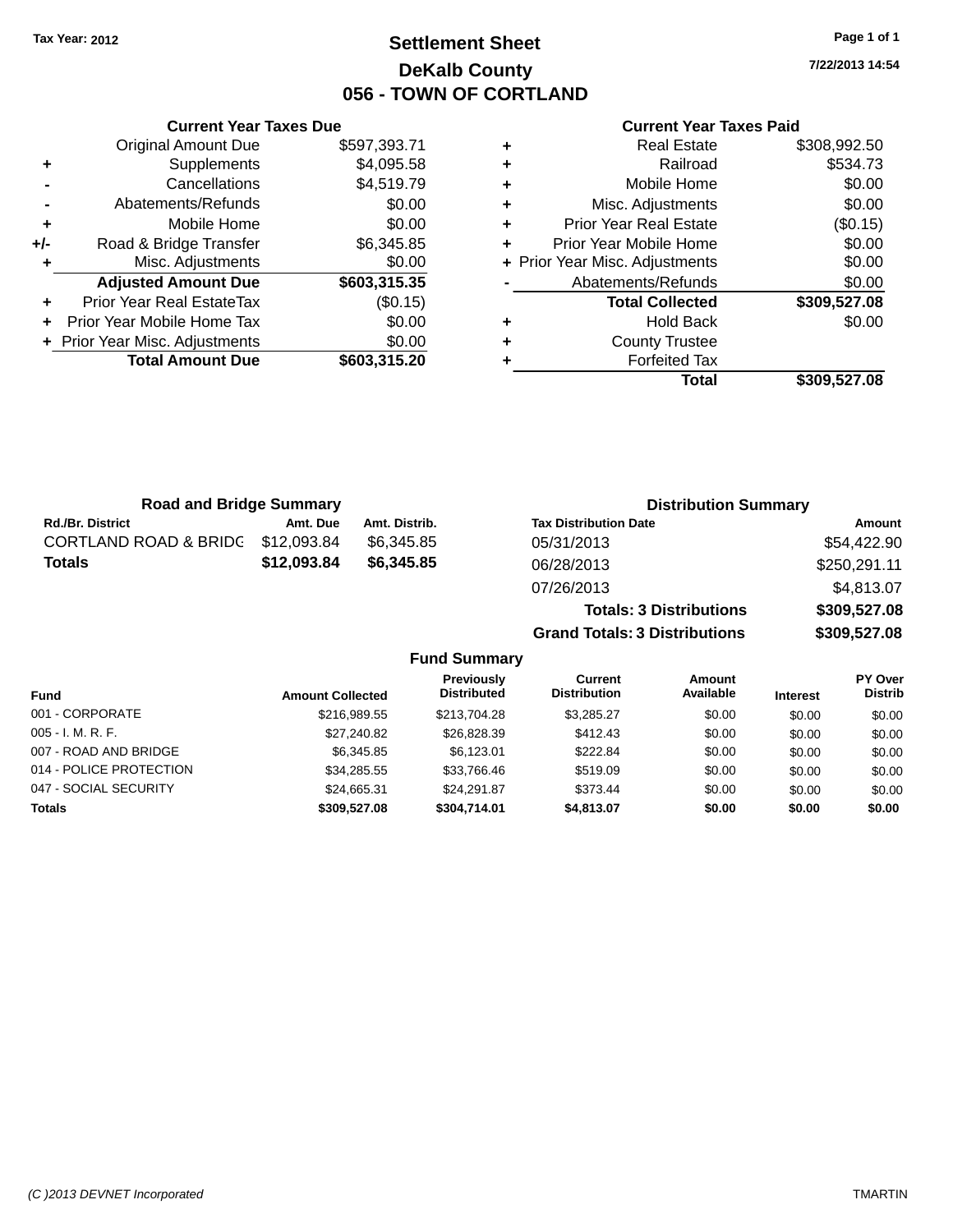Tax Year: 2012

# Settlement Sheet

## DeKalb County

## 056 - TOWN OF CORTLAND

7/22/2013 14:54

### Current Year Taxes Due

| | | |
|---|---|---|
| | Original Amount Due | $597,393.71 |
| + | Supplements | $4,095.58 |
| - | Cancellations | $4,519.79 |
| - | Abatements/Refunds | $0.00 |
| + | Mobile Home | $0.00 |
| +/- | Road & Bridge Transfer | $6,345.85 |
| + | Misc. Adjustments | $0.00 |
| | **Adjusted Amount Due** | **$603,315.35** |
| + | Prior Year Real EstateTax | ($0.15) |
| + | Prior Year Mobile Home Tax | $0.00 |
| + | Prior Year Misc. Adjustments | $0.00 |
| | **Total Amount Due** | **$603,315.20** |

### Current Year Taxes Paid

| | | |
|---|---|---|
| + | Real Estate | $308,992.50 |
| + | Railroad | $534.73 |
| + | Mobile Home | $0.00 |
| + | Misc. Adjustments | $0.00 |
| + | Prior Year Real Estate | ($0.15) |
| + | Prior Year Mobile Home | $0.00 |
| + | Prior Year Misc. Adjustments | $0.00 |
| - | Abatements/Refunds | $0.00 |
| | **Total Collected** | **$309,527.08** |
| + | Hold Back | $0.00 |
| + | County Trustee | |
| + | Forfeited Tax | |
| | **Total** | **$309,527.08** |

### Road and Bridge Summary

| Rd./Br. District | Amt. Due | Amt. Distrib. |
|---|---|---|
| CORTLAND ROAD & BRIDG | $12,093.84 | $6,345.85 |
| **Totals** | **$12,093.84** | **$6,345.85** |

### Distribution Summary

| Tax Distribution Date | Amount |
|---|---|
| 05/31/2013 | $54,422.90 |
| 06/28/2013 | $250,291.11 |
| 07/26/2013 | $4,813.07 |
| **Totals: 3 Distributions** | **$309,527.08** |
| **Grand Totals: 3 Distributions** | **$309,527.08** |

### Fund Summary

| Fund | Amount Collected | Previously Distributed | Current Distribution | Amount Available | Interest | PY Over Distrib |
|---|---|---|---|---|---|---|
| 001 - CORPORATE | $216,989.55 | $213,704.28 | $3,285.27 | $0.00 | $0.00 | $0.00 |
| 005 - I. M. R. F. | $27,240.82 | $26,828.39 | $412.43 | $0.00 | $0.00 | $0.00 |
| 007 - ROAD AND BRIDGE | $6,345.85 | $6,123.01 | $222.84 | $0.00 | $0.00 | $0.00 |
| 014 - POLICE PROTECTION | $34,285.55 | $33,766.46 | $519.09 | $0.00 | $0.00 | $0.00 |
| 047 - SOCIAL SECURITY | $24,665.31 | $24,291.87 | $373.44 | $0.00 | $0.00 | $0.00 |
| **Totals** | **$309,527.08** | **$304,714.01** | **$4,813.07** | **$0.00** | **$0.00** | **$0.00** |

(C )2013 DEVNET Incorporated — TMARTIN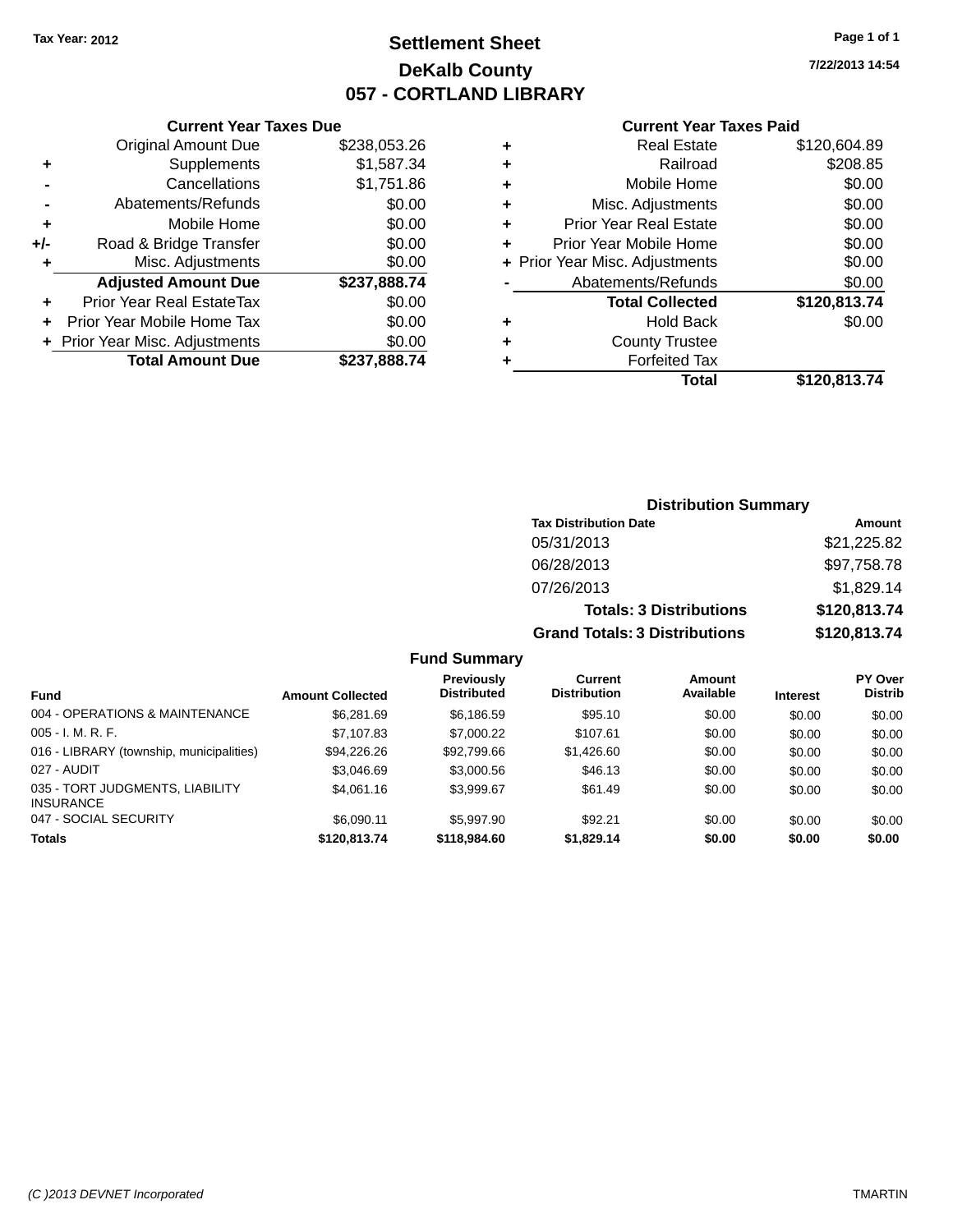Tax Year: 2012

# Settlement Sheet
## DeKalb County
## 057 - CORTLAND LIBRARY

7/22/2013 14:54

### Current Year Taxes Due

| | | |
|---|---|---|
| | Original Amount Due | $238,053.26 |
| + | Supplements | $1,587.34 |
| - | Cancellations | $1,751.86 |
| - | Abatements/Refunds | $0.00 |
| + | Mobile Home | $0.00 |
| +/- | Road & Bridge Transfer | $0.00 |
| + | Misc. Adjustments | $0.00 |
| | **Adjusted Amount Due** | **$237,888.74** |
| + | Prior Year Real EstateTax | $0.00 |
| + | Prior Year Mobile Home Tax | $0.00 |
| + | Prior Year Misc. Adjustments | $0.00 |
| | **Total Amount Due** | **$237,888.74** |

### Current Year Taxes Paid

| | | |
|---|---|---|
| + | Real Estate | $120,604.89 |
| + | Railroad | $208.85 |
| + | Mobile Home | $0.00 |
| + | Misc. Adjustments | $0.00 |
| + | Prior Year Real Estate | $0.00 |
| + | Prior Year Mobile Home | $0.00 |
| + | Prior Year Misc. Adjustments | $0.00 |
| - | Abatements/Refunds | $0.00 |
| | **Total Collected** | **$120,813.74** |
| + | Hold Back | $0.00 |
| + | County Trustee | |
| + | Forfeited Tax | |
| | **Total** | **$120,813.74** |

### Distribution Summary

| Tax Distribution Date | Amount |
|---|---|
| 05/31/2013 | $21,225.82 |
| 06/28/2013 | $97,758.78 |
| 07/26/2013 | $1,829.14 |
| **Totals: 3 Distributions** | **$120,813.74** |
| **Grand Totals: 3 Distributions** | **$120,813.74** |

### Fund Summary

| Fund | Amount Collected | Previously Distributed | Current Distribution | Amount Available | Interest | PY Over Distrib |
|---|---|---|---|---|---|---|
| 004 - OPERATIONS & MAINTENANCE | $6,281.69 | $6,186.59 | $95.10 | $0.00 | $0.00 | $0.00 |
| 005 - I. M. R. F. | $7,107.83 | $7,000.22 | $107.61 | $0.00 | $0.00 | $0.00 |
| 016 - LIBRARY (township, municipalities) | $94,226.26 | $92,799.66 | $1,426.60 | $0.00 | $0.00 | $0.00 |
| 027 - AUDIT | $3,046.69 | $3,000.56 | $46.13 | $0.00 | $0.00 | $0.00 |
| 035 - TORT JUDGMENTS, LIABILITY INSURANCE | $4,061.16 | $3,999.67 | $61.49 | $0.00 | $0.00 | $0.00 |
| 047 - SOCIAL SECURITY | $6,090.11 | $5,997.90 | $92.21 | $0.00 | $0.00 | $0.00 |
| **Totals** | **$120,813.74** | **$118,984.60** | **$1,829.14** | **$0.00** | **$0.00** | **$0.00** |

(C )2013 DEVNET Incorporated — TMARTIN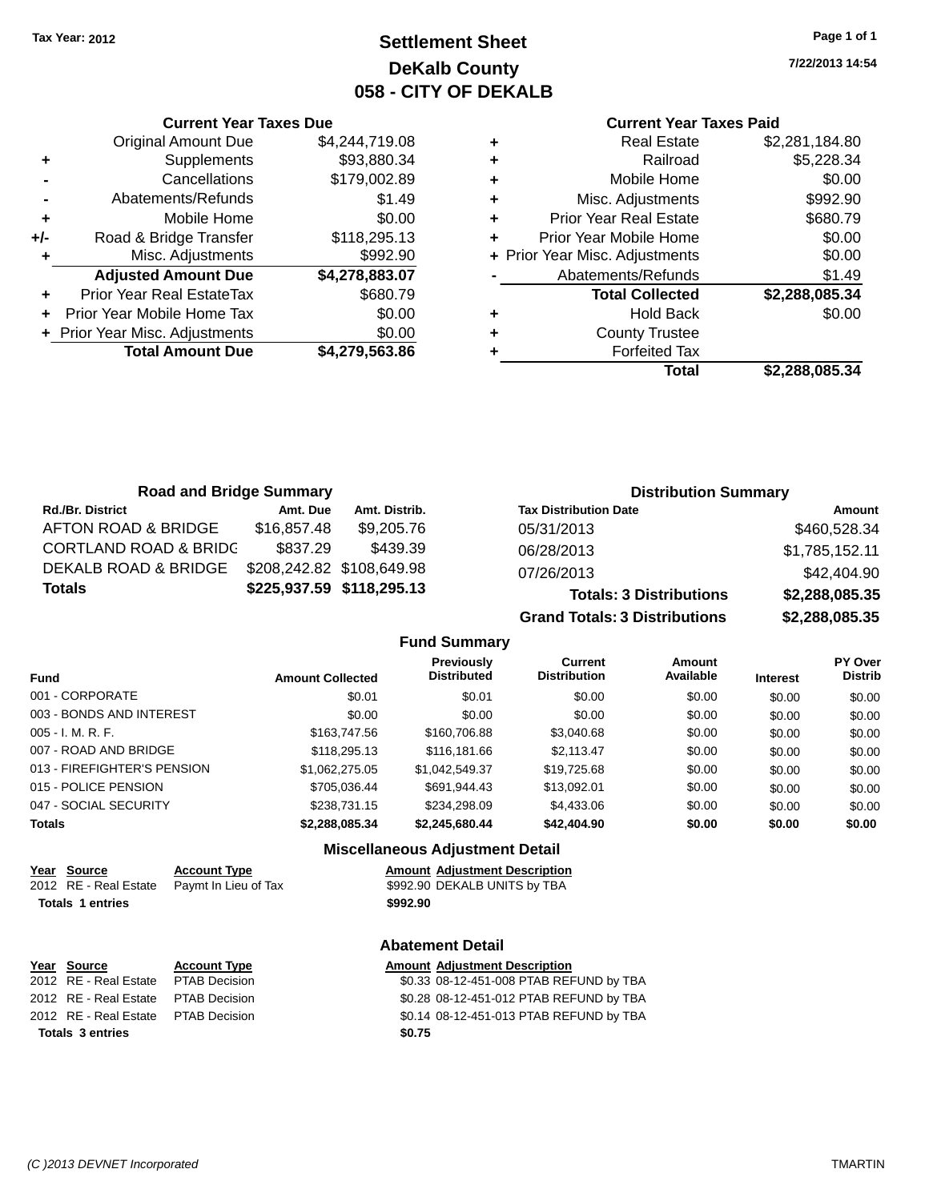Tax Year: 2012

# Settlement Sheet

## DeKalb County

## 058 - CITY OF DEKALB

7/22/2013 14:54

### Current Year Taxes Due

| | | |
|---|---|---|
| | Original Amount Due | $4,244,719.08 |
| + | Supplements | $93,880.34 |
| - | Cancellations | $179,002.89 |
| - | Abatements/Refunds | $1.49 |
| + | Mobile Home | $0.00 |
| +/- | Road & Bridge Transfer | $118,295.13 |
| + | Misc. Adjustments | $992.90 |
| | **Adjusted Amount Due** | **$4,278,883.07** |
| + | Prior Year Real EstateTax | $680.79 |
| + | Prior Year Mobile Home Tax | $0.00 |
| + | Prior Year Misc. Adjustments | $0.00 |
| | **Total Amount Due** | **$4,279,563.86** |

### Current Year Taxes Paid

| | | |
|---|---|---|
| + | Real Estate | $2,281,184.80 |
| + | Railroad | $5,228.34 |
| + | Mobile Home | $0.00 |
| + | Misc. Adjustments | $992.90 |
| + | Prior Year Real Estate | $680.79 |
| + | Prior Year Mobile Home | $0.00 |
| + | Prior Year Misc. Adjustments | $0.00 |
| - | Abatements/Refunds | $1.49 |
| | **Total Collected** | **$2,288,085.34** |
| + | Hold Back | $0.00 |
| + | County Trustee | |
| + | Forfeited Tax | |
| | **Total** | **$2,288,085.34** |

### Road and Bridge Summary

| Rd./Br. District | Amt. Due | Amt. Distrib. |
|---|---|---|
| AFTON ROAD & BRIDGE | $16,857.48 | $9,205.76 |
| CORTLAND ROAD & BRIDG | $837.29 | $439.39 |
| DEKALB ROAD & BRIDGE | $208,242.82 | $108,649.98 |
| **Totals** | **$225,937.59** | **$118,295.13** |

### Distribution Summary

| Tax Distribution Date | Amount |
|---|---|
| 05/31/2013 | $460,528.34 |
| 06/28/2013 | $1,785,152.11 |
| 07/26/2013 | $42,404.90 |
| **Totals: 3 Distributions** | **$2,288,085.35** |
| **Grand Totals: 3 Distributions** | **$2,288,085.35** |

### Fund Summary

| Fund | Amount Collected | Previously Distributed | Current Distribution | Amount Available | Interest | PY Over Distrib |
|---|---|---|---|---|---|---|
| 001 - CORPORATE | $0.01 | $0.01 | $0.00 | $0.00 | $0.00 | $0.00 |
| 003 - BONDS AND INTEREST | $0.00 | $0.00 | $0.00 | $0.00 | $0.00 | $0.00 |
| 005 - I. M. R. F. | $163,747.56 | $160,706.88 | $3,040.68 | $0.00 | $0.00 | $0.00 |
| 007 - ROAD AND BRIDGE | $118,295.13 | $116,181.66 | $2,113.47 | $0.00 | $0.00 | $0.00 |
| 013 - FIREFIGHTER'S PENSION | $1,062,275.05 | $1,042,549.37 | $19,725.68 | $0.00 | $0.00 | $0.00 |
| 015 - POLICE PENSION | $705,036.44 | $691,944.43 | $13,092.01 | $0.00 | $0.00 | $0.00 |
| 047 - SOCIAL SECURITY | $238,731.15 | $234,298.09 | $4,433.06 | $0.00 | $0.00 | $0.00 |
| **Totals** | **$2,288,085.34** | **$2,245,680.44** | **$42,404.90** | **$0.00** | **$0.00** | **$0.00** |

### Miscellaneous Adjustment Detail

| Year | Source | Account Type | Amount | Adjustment Description |
|---|---|---|---|---|
| 2012 | RE - Real Estate | Paymt In Lieu of Tax | $992.90 | DEKALB UNITS by TBA |
| **Totals 1 entries** | | | **$992.90** | |

### Abatement Detail

| Year | Source | Account Type | Amount | Adjustment Description |
|---|---|---|---|---|
| 2012 | RE - Real Estate | PTAB Decision | $0.33 | 08-12-451-008 PTAB REFUND by TBA |
| 2012 | RE - Real Estate | PTAB Decision | $0.28 | 08-12-451-012 PTAB REFUND by TBA |
| 2012 | RE - Real Estate | PTAB Decision | $0.14 | 08-12-451-013 PTAB REFUND by TBA |
| **Totals 3 entries** | | | **$0.75** | |

(C )2013 DEVNET Incorporated TMARTIN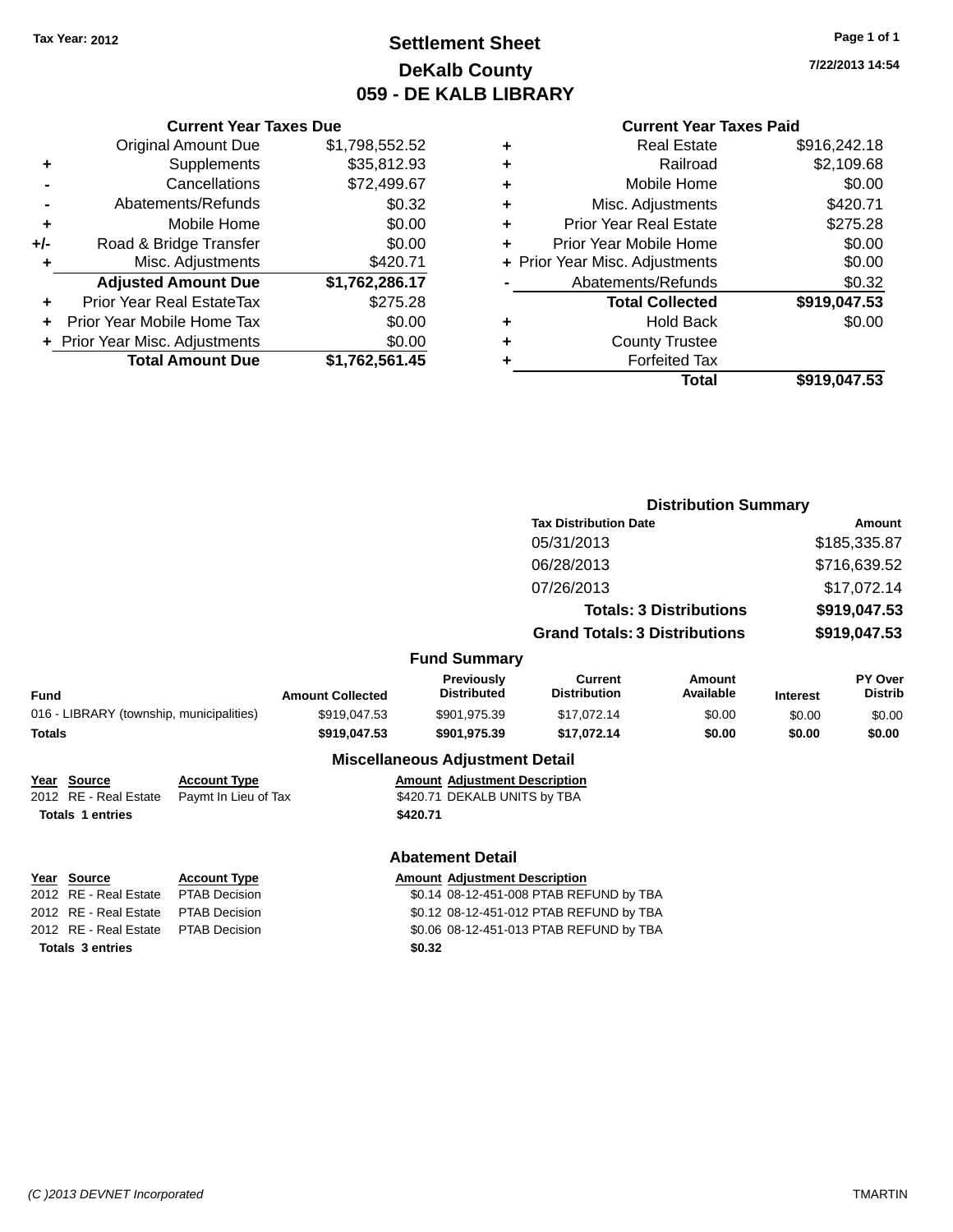Tax Year: 2012

# Settlement Sheet
## DeKalb County
## 059 - DE KALB LIBRARY

7/22/2013 14:54

### Current Year Taxes Due

| | | |
|---|---|---|
| | Original Amount Due | $1,798,552.52 |
| + | Supplements | $35,812.93 |
| - | Cancellations | $72,499.67 |
| - | Abatements/Refunds | $0.32 |
| + | Mobile Home | $0.00 |
| +/- | Road & Bridge Transfer | $0.00 |
| + | Misc. Adjustments | $420.71 |
| | **Adjusted Amount Due** | **$1,762,286.17** |
| + | Prior Year Real EstateTax | $275.28 |
| + | Prior Year Mobile Home Tax | $0.00 |
| + | Prior Year Misc. Adjustments | $0.00 |
| | **Total Amount Due** | **$1,762,561.45** |

### Current Year Taxes Paid

| | | |
|---|---|---|
| + | Real Estate | $916,242.18 |
| + | Railroad | $2,109.68 |
| + | Mobile Home | $0.00 |
| + | Misc. Adjustments | $420.71 |
| + | Prior Year Real Estate | $275.28 |
| + | Prior Year Mobile Home | $0.00 |
| + | Prior Year Misc. Adjustments | $0.00 |
| - | Abatements/Refunds | $0.32 |
| | **Total Collected** | **$919,047.53** |
| + | Hold Back | $0.00 |
| + | County Trustee | |
| + | Forfeited Tax | |
| | **Total** | **$919,047.53** |

### Distribution Summary

| Tax Distribution Date | Amount |
|---|---|
| 05/31/2013 | $185,335.87 |
| 06/28/2013 | $716,639.52 |
| 07/26/2013 | $17,072.14 |
| **Totals: 3 Distributions** | **$919,047.53** |
| **Grand Totals: 3 Distributions** | **$919,047.53** |

### Fund Summary

| Fund | Amount Collected | Previously Distributed | Current Distribution | Amount Available | Interest | PY Over Distrib |
|---|---|---|---|---|---|---|
| 016 - LIBRARY (township, municipalities) | $919,047.53 | $901,975.39 | $17,072.14 | $0.00 | $0.00 | $0.00 |
| **Totals** | **$919,047.53** | **$901,975.39** | **$17,072.14** | **$0.00** | **$0.00** | **$0.00** |

### Miscellaneous Adjustment Detail

| Year | Source | Account Type | Amount | Adjustment Description |
|---|---|---|---|---|
| 2012 | RE - Real Estate | Paymt In Lieu of Tax | $420.71 | DEKALB UNITS by TBA |
| **Totals** | **1 entries** | | **$420.71** | |

### Abatement Detail

| Year | Source | Account Type | Amount | Adjustment Description |
|---|---|---|---|---|
| 2012 | RE - Real Estate | PTAB Decision | $0.14 | 08-12-451-008 PTAB REFUND by TBA |
| 2012 | RE - Real Estate | PTAB Decision | $0.12 | 08-12-451-012 PTAB REFUND by TBA |
| 2012 | RE - Real Estate | PTAB Decision | $0.06 | 08-12-451-013 PTAB REFUND by TBA |
| **Totals** | **3 entries** | | **$0.32** | |

(C )2013 DEVNET Incorporated — TMARTIN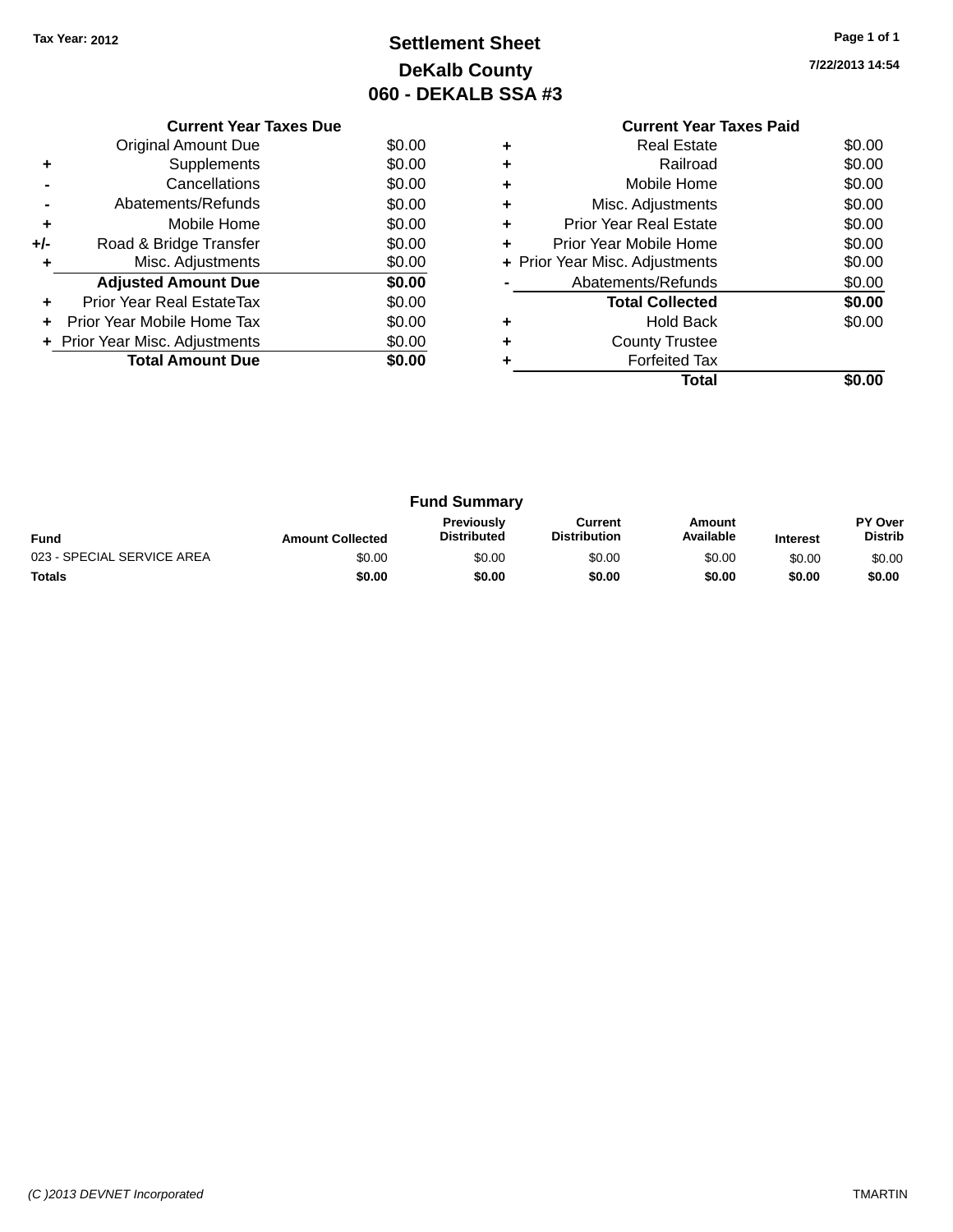Tax Year: 2012

# Settlement Sheet

## DeKalb County

## 060 - DEKALB SSA #3

7/22/2013 14:54

### Current Year Taxes Due

| | | |
|---|---|---|
| | Original Amount Due | $0.00 |
| + | Supplements | $0.00 |
| - | Cancellations | $0.00 |
| - | Abatements/Refunds | $0.00 |
| + | Mobile Home | $0.00 |
| +/- | Road & Bridge Transfer | $0.00 |
| + | Misc. Adjustments | $0.00 |
| | **Adjusted Amount Due** | **$0.00** |
| + | Prior Year Real EstateTax | $0.00 |
| + | Prior Year Mobile Home Tax | $0.00 |
| + | Prior Year Misc. Adjustments | $0.00 |
| | **Total Amount Due** | **$0.00** |

### Current Year Taxes Paid

| | | |
|---|---|---|
| + | Real Estate | $0.00 |
| + | Railroad | $0.00 |
| + | Mobile Home | $0.00 |
| + | Misc. Adjustments | $0.00 |
| + | Prior Year Real Estate | $0.00 |
| + | Prior Year Mobile Home | $0.00 |
| + | Prior Year Misc. Adjustments | $0.00 |
| - | Abatements/Refunds | $0.00 |
| | **Total Collected** | **$0.00** |
| + | Hold Back | $0.00 |
| + | County Trustee | |
| + | Forfeited Tax | |
| | **Total** | **$0.00** |

### Fund Summary

| Fund | Amount Collected | Previously Distributed | Current Distribution | Amount Available | Interest | PY Over Distrib |
|---|---|---|---|---|---|---|
| 023 - SPECIAL SERVICE AREA | $0.00 | $0.00 | $0.00 | $0.00 | $0.00 | $0.00 |
| **Totals** | **$0.00** | **$0.00** | **$0.00** | **$0.00** | **$0.00** | **$0.00** |

(C )2013 DEVNET Incorporated

TMARTIN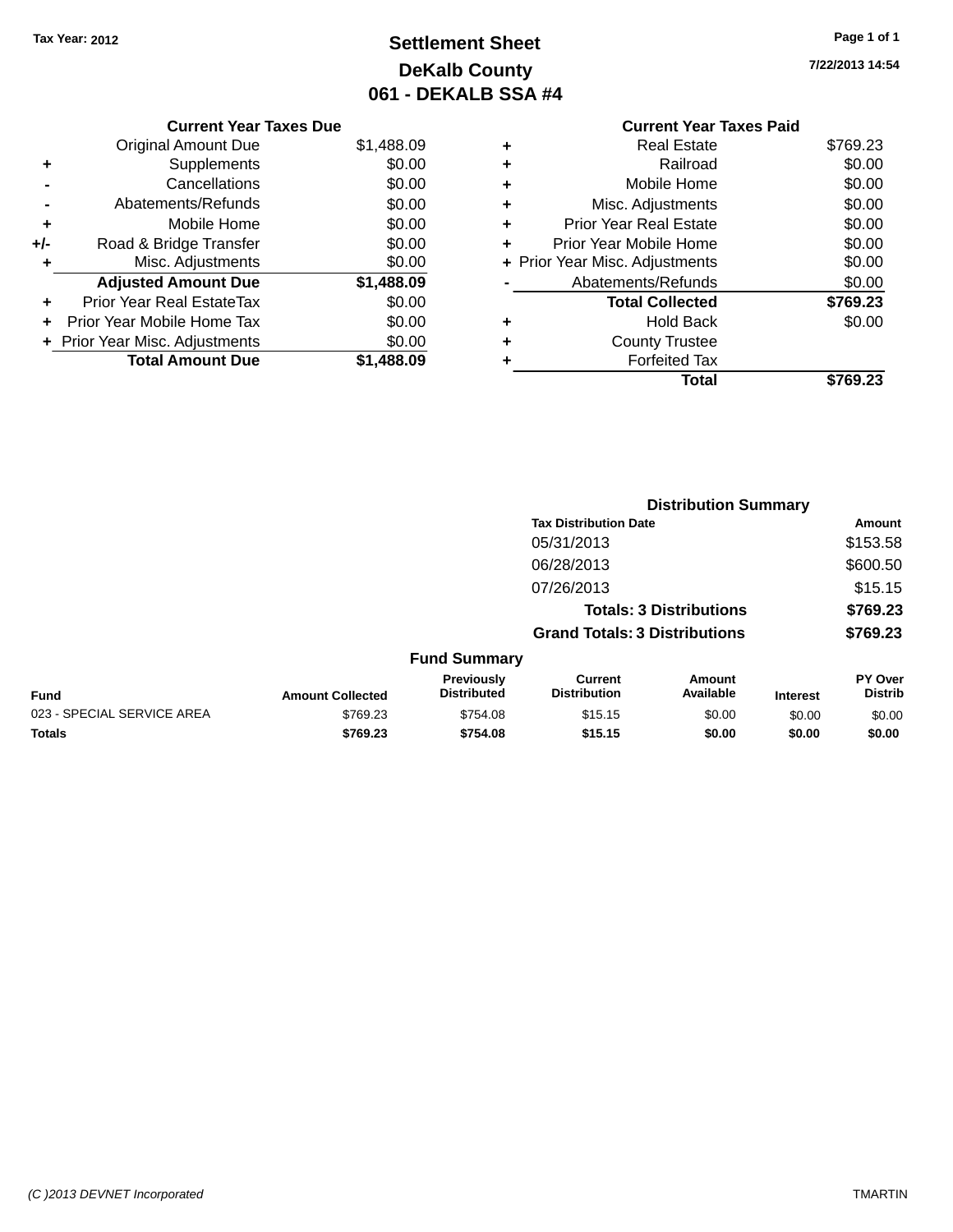Tax Year: 2012

# Settlement Sheet
## DeKalb County
## 061 - DEKALB SSA #4

7/22/2013 14:54

### Current Year Taxes Due

| | | |
|---|---|---|
| | Original Amount Due | $1,488.09 |
| + | Supplements | $0.00 |
| - | Cancellations | $0.00 |
| - | Abatements/Refunds | $0.00 |
| + | Mobile Home | $0.00 |
| +/- | Road & Bridge Transfer | $0.00 |
| + | Misc. Adjustments | $0.00 |
| | **Adjusted Amount Due** | **$1,488.09** |
| + | Prior Year Real EstateTax | $0.00 |
| + | Prior Year Mobile Home Tax | $0.00 |
| + | Prior Year Misc. Adjustments | $0.00 |
| | **Total Amount Due** | **$1,488.09** |

### Current Year Taxes Paid

| | | |
|---|---|---|
| + | Real Estate | $769.23 |
| + | Railroad | $0.00 |
| + | Mobile Home | $0.00 |
| + | Misc. Adjustments | $0.00 |
| + | Prior Year Real Estate | $0.00 |
| + | Prior Year Mobile Home | $0.00 |
| + | Prior Year Misc. Adjustments | $0.00 |
| - | Abatements/Refunds | $0.00 |
| | **Total Collected** | **$769.23** |
| + | Hold Back | $0.00 |
| + | County Trustee | |
| + | Forfeited Tax | |
| | **Total** | **$769.23** |

### Distribution Summary

| Tax Distribution Date | Amount |
|---|---|
| 05/31/2013 | $153.58 |
| 06/28/2013 | $600.50 |
| 07/26/2013 | $15.15 |
| **Totals: 3 Distributions** | **$769.23** |
| **Grand Totals: 3 Distributions** | **$769.23** |

### Fund Summary

| Fund | Amount Collected | Previously Distributed | Current Distribution | Amount Available | Interest | PY Over Distrib |
|---|---|---|---|---|---|---|
| 023 - SPECIAL SERVICE AREA | $769.23 | $754.08 | $15.15 | $0.00 | $0.00 | $0.00 |
| **Totals** | **$769.23** | **$754.08** | **$15.15** | **$0.00** | **$0.00** | **$0.00** |

(C )2013 DEVNET Incorporated TMARTIN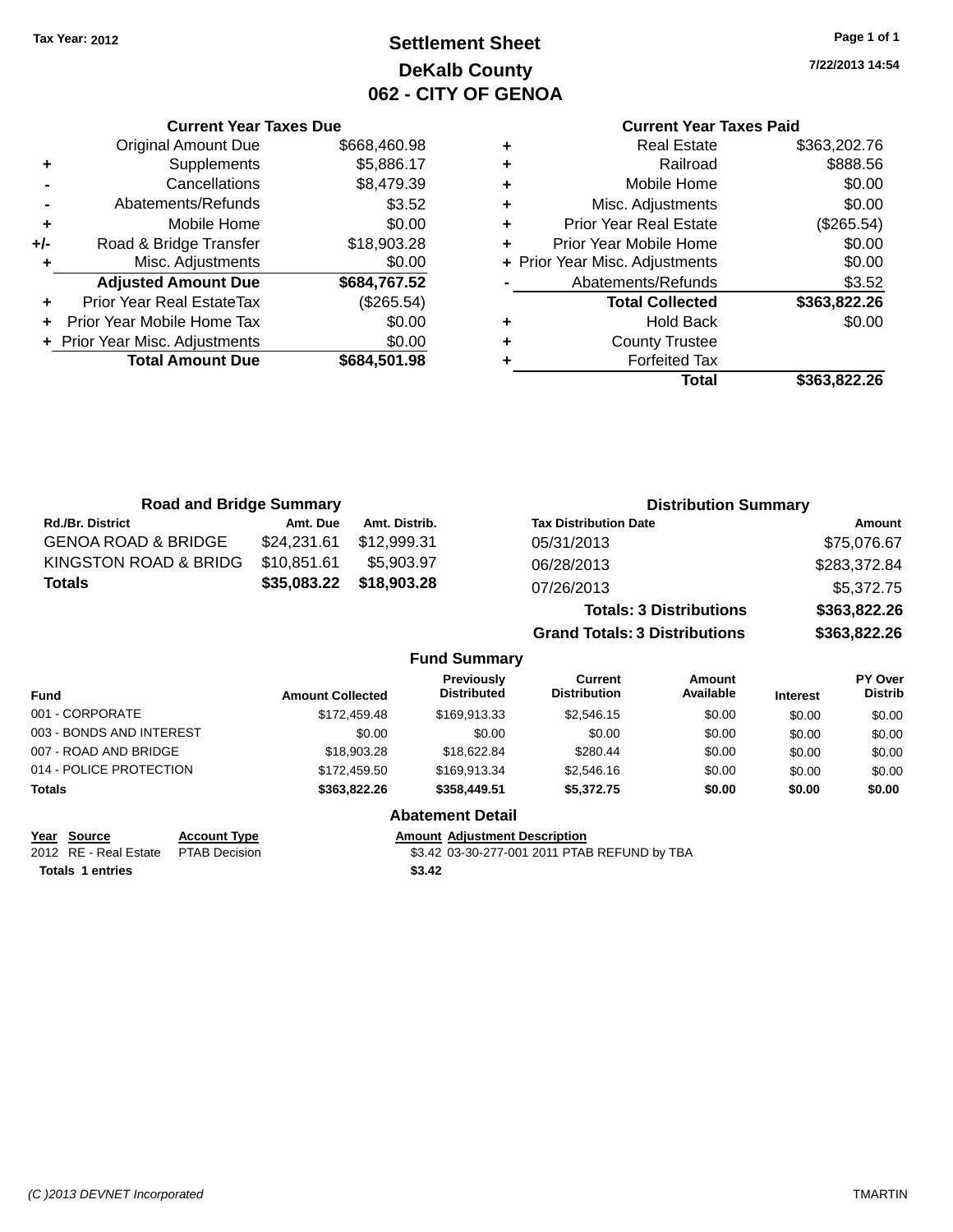Tax Year: 2012

# Settlement Sheet
## DeKalb County
## 062 - CITY OF GENOA

7/22/2013 14:54

### Current Year Taxes Due

| | | |
|---|---|---|
| | Original Amount Due | $668,460.98 |
| + | Supplements | $5,886.17 |
| - | Cancellations | $8,479.39 |
| - | Abatements/Refunds | $3.52 |
| + | Mobile Home | $0.00 |
| +/- | Road & Bridge Transfer | $18,903.28 |
| + | Misc. Adjustments | $0.00 |
| | **Adjusted Amount Due** | **$684,767.52** |
| + | Prior Year Real EstateTax | ($265.54) |
| + | Prior Year Mobile Home Tax | $0.00 |
| + | Prior Year Misc. Adjustments | $0.00 |
| | **Total Amount Due** | **$684,501.98** |

### Current Year Taxes Paid

| | | |
|---|---|---|
| + | Real Estate | $363,202.76 |
| + | Railroad | $888.56 |
| + | Mobile Home | $0.00 |
| + | Misc. Adjustments | $0.00 |
| + | Prior Year Real Estate | ($265.54) |
| + | Prior Year Mobile Home | $0.00 |
| + | Prior Year Misc. Adjustments | $0.00 |
| - | Abatements/Refunds | $3.52 |
| | **Total Collected** | **$363,822.26** |
| + | Hold Back | $0.00 |
| + | County Trustee | |
| + | Forfeited Tax | |
| | **Total** | **$363,822.26** |

### Road and Bridge Summary

| Rd./Br. District | Amt. Due | Amt. Distrib. |
|---|---|---|
| GENOA ROAD & BRIDGE | $24,231.61 | $12,999.31 |
| KINGSTON ROAD & BRIDG | $10,851.61 | $5,903.97 |
| **Totals** | **$35,083.22** | **$18,903.28** |

### Distribution Summary

| Tax Distribution Date | Amount |
|---|---|
| 05/31/2013 | $75,076.67 |
| 06/28/2013 | $283,372.84 |
| 07/26/2013 | $5,372.75 |
| **Totals: 3 Distributions** | **$363,822.26** |
| **Grand Totals: 3 Distributions** | **$363,822.26** |

### Fund Summary

| Fund | Amount Collected | Previously Distributed | Current Distribution | Amount Available | Interest | PY Over Distrib |
|---|---|---|---|---|---|---|
| 001 - CORPORATE | $172,459.48 | $169,913.33 | $2,546.15 | $0.00 | $0.00 | $0.00 |
| 003 - BONDS AND INTEREST | $0.00 | $0.00 | $0.00 | $0.00 | $0.00 | $0.00 |
| 007 - ROAD AND BRIDGE | $18,903.28 | $18,622.84 | $280.44 | $0.00 | $0.00 | $0.00 |
| 014 - POLICE PROTECTION | $172,459.50 | $169,913.34 | $2,546.16 | $0.00 | $0.00 | $0.00 |
| **Totals** | **$363,822.26** | **$358,449.51** | **$5,372.75** | **$0.00** | **$0.00** | **$0.00** |

### Abatement Detail

| Year | Source | Account Type | Amount | Adjustment Description |
|---|---|---|---|---|
| 2012 | RE - Real Estate | PTAB Decision | $3.42 | 03-30-277-001 2011 PTAB REFUND by TBA |
| **Totals** | **1 entries** | | **$3.42** | |

(C )2013 DEVNET Incorporated TMARTIN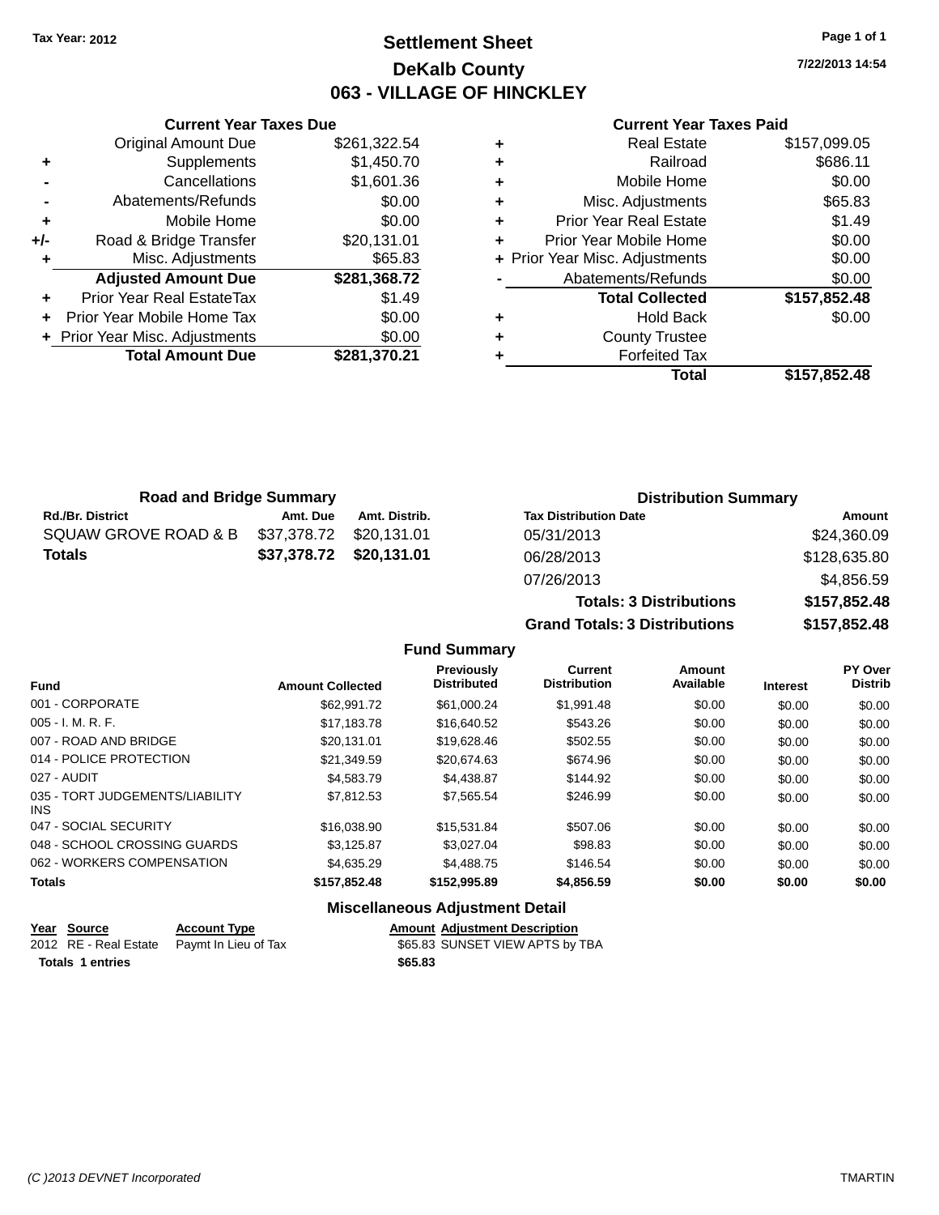Tax Year: 2012

# Settlement Sheet

## DeKalb County

## 063 - VILLAGE OF HINCKLEY

7/22/2013 14:54

### Current Year Taxes Due

| | | |
|---|---|---|
| | Original Amount Due | $261,322.54 |
| + | Supplements | $1,450.70 |
| - | Cancellations | $1,601.36 |
| - | Abatements/Refunds | $0.00 |
| + | Mobile Home | $0.00 |
| +/- | Road & Bridge Transfer | $20,131.01 |
| + | Misc. Adjustments | $65.83 |
| | **Adjusted Amount Due** | **$281,368.72** |
| + | Prior Year Real EstateTax | $1.49 |
| + | Prior Year Mobile Home Tax | $0.00 |
| + | Prior Year Misc. Adjustments | $0.00 |
| | **Total Amount Due** | **$281,370.21** |

### Current Year Taxes Paid

| | | |
|---|---|---|
| + | Real Estate | $157,099.05 |
| + | Railroad | $686.11 |
| + | Mobile Home | $0.00 |
| + | Misc. Adjustments | $65.83 |
| + | Prior Year Real Estate | $1.49 |
| + | Prior Year Mobile Home | $0.00 |
| + | Prior Year Misc. Adjustments | $0.00 |
| - | Abatements/Refunds | $0.00 |
| | **Total Collected** | **$157,852.48** |
| + | Hold Back | $0.00 |
| + | County Trustee | |
| + | Forfeited Tax | |
| | **Total** | **$157,852.48** |

### Road and Bridge Summary

| Rd./Br. District | Amt. Due | Amt. Distrib. |
|---|---|---|
| SQUAW GROVE ROAD & B | $37,378.72 | $20,131.01 |
| **Totals** | **$37,378.72** | **$20,131.01** |

### Distribution Summary

| Tax Distribution Date | Amount |
|---|---|
| 05/31/2013 | $24,360.09 |
| 06/28/2013 | $128,635.80 |
| 07/26/2013 | $4,856.59 |
| **Totals: 3 Distributions** | **$157,852.48** |
| **Grand Totals: 3 Distributions** | **$157,852.48** |

### Fund Summary

| Fund | Amount Collected | Previously Distributed | Current Distribution | Amount Available | Interest | PY Over Distrib |
|---|---|---|---|---|---|---|
| 001 - CORPORATE | $62,991.72 | $61,000.24 | $1,991.48 | $0.00 | $0.00 | $0.00 |
| 005 - I. M. R. F. | $17,183.78 | $16,640.52 | $543.26 | $0.00 | $0.00 | $0.00 |
| 007 - ROAD AND BRIDGE | $20,131.01 | $19,628.46 | $502.55 | $0.00 | $0.00 | $0.00 |
| 014 - POLICE PROTECTION | $21,349.59 | $20,674.63 | $674.96 | $0.00 | $0.00 | $0.00 |
| 027 - AUDIT | $4,583.79 | $4,438.87 | $144.92 | $0.00 | $0.00 | $0.00 |
| 035 - TORT JUDGEMENTS/LIABILITY INS | $7,812.53 | $7,565.54 | $246.99 | $0.00 | $0.00 | $0.00 |
| 047 - SOCIAL SECURITY | $16,038.90 | $15,531.84 | $507.06 | $0.00 | $0.00 | $0.00 |
| 048 - SCHOOL CROSSING GUARDS | $3,125.87 | $3,027.04 | $98.83 | $0.00 | $0.00 | $0.00 |
| 062 - WORKERS COMPENSATION | $4,635.29 | $4,488.75 | $146.54 | $0.00 | $0.00 | $0.00 |
| **Totals** | **$157,852.48** | **$152,995.89** | **$4,856.59** | **$0.00** | **$0.00** | **$0.00** |

### Miscellaneous Adjustment Detail

| Year | Source | Account Type | Amount | Adjustment Description |
|---|---|---|---|---|
| 2012 | RE - Real Estate | Paymt In Lieu of Tax | $65.83 | SUNSET VIEW APTS by TBA |
| **Totals** | **1 entries** | | **$65.83** | |

(C )2013 DEVNET Incorporated — TMARTIN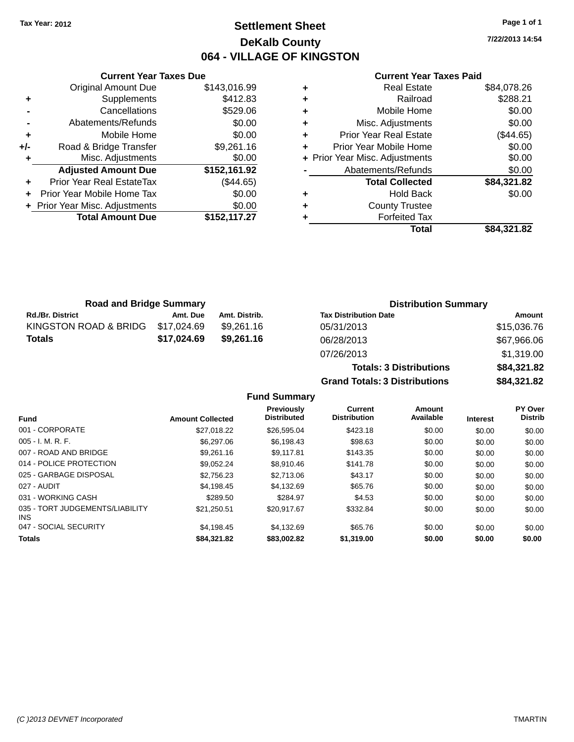Tax Year: 2012

# Settlement Sheet
## DeKalb County
## 064 - VILLAGE OF KINGSTON

7/22/2013 14:54

### Current Year Taxes Due

| | | |
|---|---|---|
| | Original Amount Due | $143,016.99 |
| + | Supplements | $412.83 |
| - | Cancellations | $529.06 |
| - | Abatements/Refunds | $0.00 |
| + | Mobile Home | $0.00 |
| +/- | Road & Bridge Transfer | $9,261.16 |
| + | Misc. Adjustments | $0.00 |
| | **Adjusted Amount Due** | **$152,161.92** |
| + | Prior Year Real EstateTax | ($44.65) |
| + | Prior Year Mobile Home Tax | $0.00 |
| + | Prior Year Misc. Adjustments | $0.00 |
| | **Total Amount Due** | **$152,117.27** |

### Current Year Taxes Paid

| | | |
|---|---|---|
| + | Real Estate | $84,078.26 |
| + | Railroad | $288.21 |
| + | Mobile Home | $0.00 |
| + | Misc. Adjustments | $0.00 |
| + | Prior Year Real Estate | ($44.65) |
| + | Prior Year Mobile Home | $0.00 |
| + | Prior Year Misc. Adjustments | $0.00 |
| - | Abatements/Refunds | $0.00 |
| | **Total Collected** | **$84,321.82** |
| + | Hold Back | $0.00 |
| + | County Trustee | |
| + | Forfeited Tax | |
| | **Total** | **$84,321.82** |

### Road and Bridge Summary

| Rd./Br. District | Amt. Due | Amt. Distrib. |
|---|---|---|
| KINGSTON ROAD & BRIDG | $17,024.69 | $9,261.16 |
| **Totals** | **$17,024.69** | **$9,261.16** |

### Distribution Summary

| Tax Distribution Date | Amount |
|---|---|
| 05/31/2013 | $15,036.76 |
| 06/28/2013 | $67,966.06 |
| 07/26/2013 | $1,319.00 |
| **Totals: 3 Distributions** | **$84,321.82** |
| **Grand Totals: 3 Distributions** | **$84,321.82** |

### Fund Summary

| Fund | Amount Collected | Previously Distributed | Current Distribution | Amount Available | Interest | PY Over Distrib |
|---|---|---|---|---|---|---|
| 001 - CORPORATE | $27,018.22 | $26,595.04 | $423.18 | $0.00 | $0.00 | $0.00 |
| 005 - I. M. R. F. | $6,297.06 | $6,198.43 | $98.63 | $0.00 | $0.00 | $0.00 |
| 007 - ROAD AND BRIDGE | $9,261.16 | $9,117.81 | $143.35 | $0.00 | $0.00 | $0.00 |
| 014 - POLICE PROTECTION | $9,052.24 | $8,910.46 | $141.78 | $0.00 | $0.00 | $0.00 |
| 025 - GARBAGE DISPOSAL | $2,756.23 | $2,713.06 | $43.17 | $0.00 | $0.00 | $0.00 |
| 027 - AUDIT | $4,198.45 | $4,132.69 | $65.76 | $0.00 | $0.00 | $0.00 |
| 031 - WORKING CASH | $289.50 | $284.97 | $4.53 | $0.00 | $0.00 | $0.00 |
| 035 - TORT JUDGEMENTS/LIABILITY INS | $21,250.51 | $20,917.67 | $332.84 | $0.00 | $0.00 | $0.00 |
| 047 - SOCIAL SECURITY | $4,198.45 | $4,132.69 | $65.76 | $0.00 | $0.00 | $0.00 |
| **Totals** | **$84,321.82** | **$83,002.82** | **$1,319.00** | **$0.00** | **$0.00** | **$0.00** |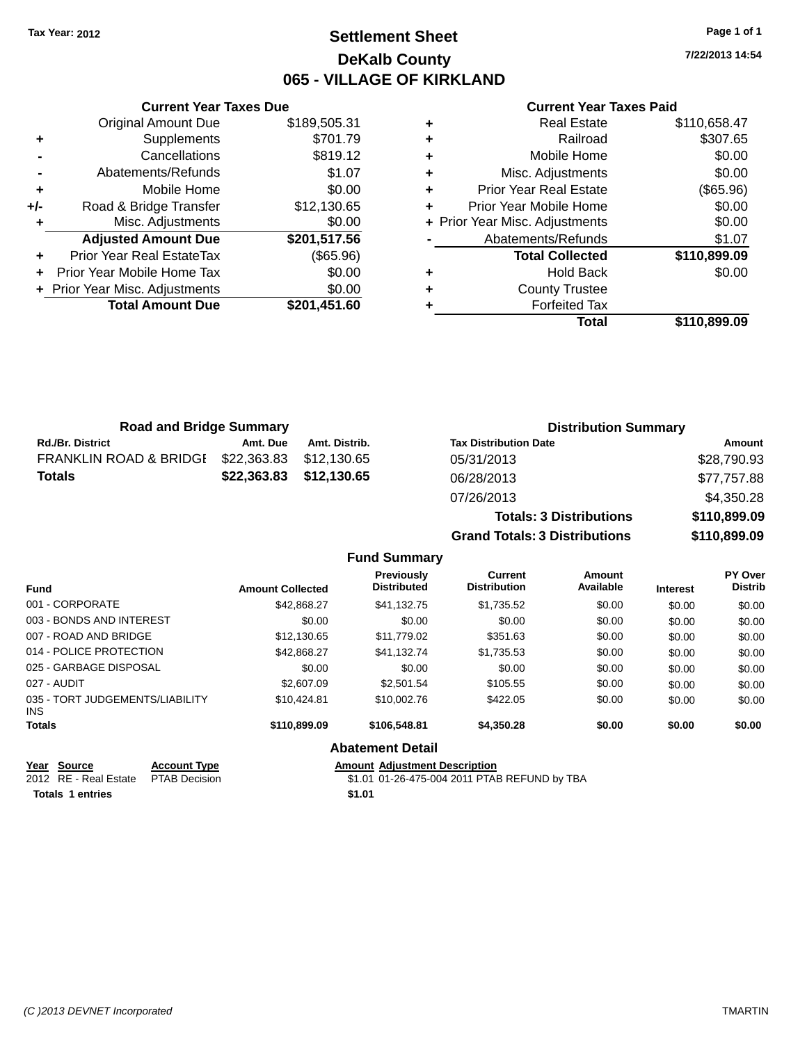Tax Year: 2012

# Settlement Sheet
## DeKalb County
## 065 - VILLAGE OF KIRKLAND

7/22/2013 14:54

### Current Year Taxes Due

| | | |
|---|---|---|
| | Original Amount Due | $189,505.31 |
| + | Supplements | $701.79 |
| - | Cancellations | $819.12 |
| - | Abatements/Refunds | $1.07 |
| + | Mobile Home | $0.00 |
| +/- | Road & Bridge Transfer | $12,130.65 |
| + | Misc. Adjustments | $0.00 |
| | **Adjusted Amount Due** | **$201,517.56** |
| + | Prior Year Real EstateTax | ($65.96) |
| + | Prior Year Mobile Home Tax | $0.00 |
| + | Prior Year Misc. Adjustments | $0.00 |
| | **Total Amount Due** | **$201,451.60** |

### Current Year Taxes Paid

| | | |
|---|---|---|
| + | Real Estate | $110,658.47 |
| + | Railroad | $307.65 |
| + | Mobile Home | $0.00 |
| + | Misc. Adjustments | $0.00 |
| + | Prior Year Real Estate | ($65.96) |
| + | Prior Year Mobile Home | $0.00 |
| + | Prior Year Misc. Adjustments | $0.00 |
| - | Abatements/Refunds | $1.07 |
| | **Total Collected** | **$110,899.09** |
| + | Hold Back | $0.00 |
| + | County Trustee | |
| + | Forfeited Tax | |
| | **Total** | **$110,899.09** |

### Road and Bridge Summary

| Rd./Br. District | Amt. Due | Amt. Distrib. |
|---|---|---|
| FRANKLIN ROAD & BRIDGE | $22,363.83 | $12,130.65 |
| **Totals** | **$22,363.83** | **$12,130.65** |

### Distribution Summary

| Tax Distribution Date | Amount |
|---|---|
| 05/31/2013 | $28,790.93 |
| 06/28/2013 | $77,757.88 |
| 07/26/2013 | $4,350.28 |
| **Totals: 3 Distributions** | **$110,899.09** |
| **Grand Totals: 3 Distributions** | **$110,899.09** |

### Fund Summary

| Fund | Amount Collected | Previously Distributed | Current Distribution | Amount Available | Interest | PY Over Distrib |
|---|---|---|---|---|---|---|
| 001 - CORPORATE | $42,868.27 | $41,132.75 | $1,735.52 | $0.00 | $0.00 | $0.00 |
| 003 - BONDS AND INTEREST | $0.00 | $0.00 | $0.00 | $0.00 | $0.00 | $0.00 |
| 007 - ROAD AND BRIDGE | $12,130.65 | $11,779.02 | $351.63 | $0.00 | $0.00 | $0.00 |
| 014 - POLICE PROTECTION | $42,868.27 | $41,132.74 | $1,735.53 | $0.00 | $0.00 | $0.00 |
| 025 - GARBAGE DISPOSAL | $0.00 | $0.00 | $0.00 | $0.00 | $0.00 | $0.00 |
| 027 - AUDIT | $2,607.09 | $2,501.54 | $105.55 | $0.00 | $0.00 | $0.00 |
| 035 - TORT JUDGEMENTS/LIABILITY INS | $10,424.81 | $10,002.76 | $422.05 | $0.00 | $0.00 | $0.00 |
| **Totals** | **$110,899.09** | **$106,548.81** | **$4,350.28** | **$0.00** | **$0.00** | **$0.00** |

### Abatement Detail

| Year | Source | Account Type | Amount | Adjustment Description |
|---|---|---|---|---|
| 2012 | RE - Real Estate | PTAB Decision | $1.01 | 01-26-475-004 2011 PTAB REFUND by TBA |
| **Totals 1 entries** | | | **$1.01** | |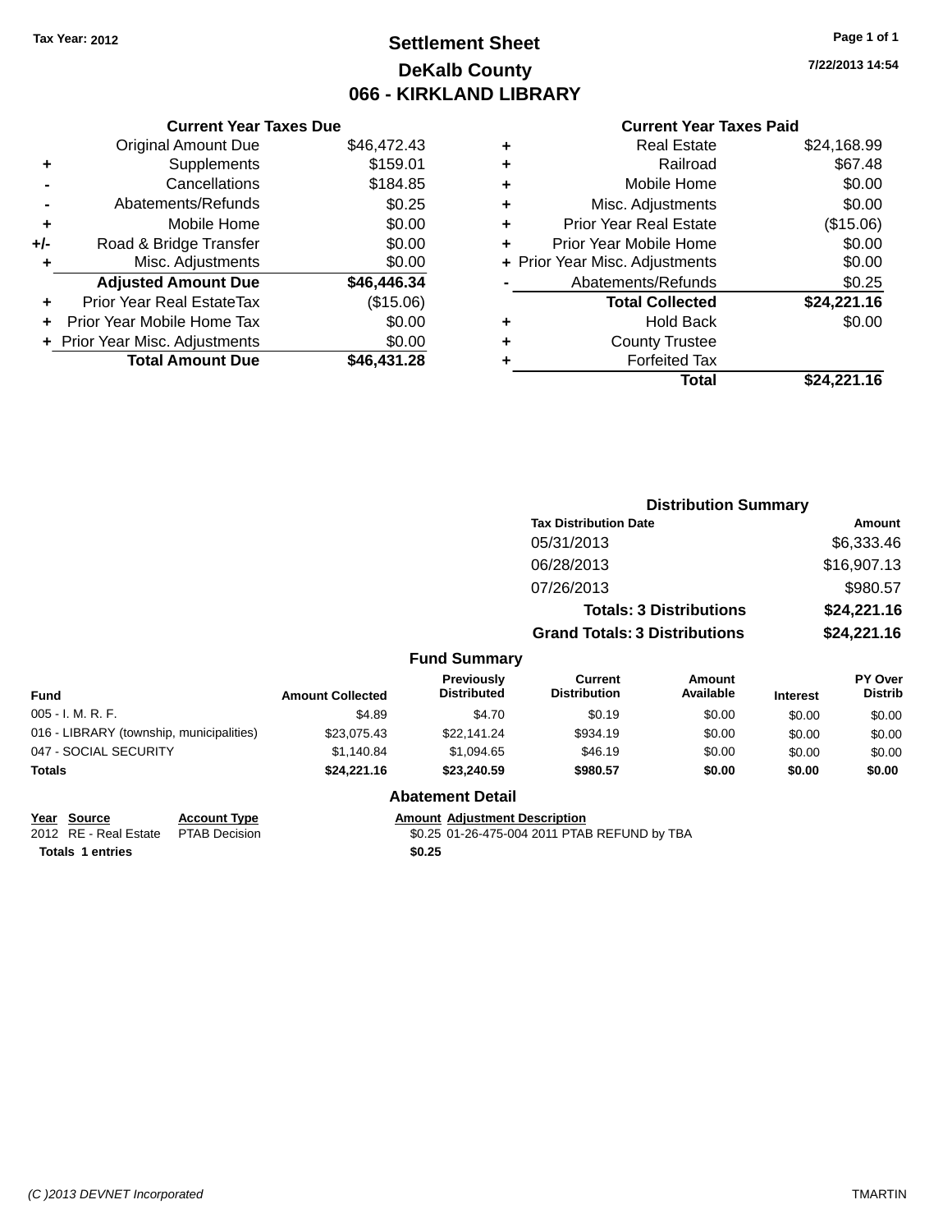Tax Year: 2012

# Settlement Sheet
## DeKalb County
## 066 - KIRKLAND LIBRARY

7/22/2013 14:54

### Current Year Taxes Due

| | | |
|---|---|---|
| | Original Amount Due | $46,472.43 |
| + | Supplements | $159.01 |
| - | Cancellations | $184.85 |
| - | Abatements/Refunds | $0.25 |
| + | Mobile Home | $0.00 |
| +/- | Road & Bridge Transfer | $0.00 |
| + | Misc. Adjustments | $0.00 |
| | **Adjusted Amount Due** | **$46,446.34** |
| + | Prior Year Real EstateTax | ($15.06) |
| + | Prior Year Mobile Home Tax | $0.00 |
| + | Prior Year Misc. Adjustments | $0.00 |
| | **Total Amount Due** | **$46,431.28** |

### Current Year Taxes Paid

| | | |
|---|---|---|
| + | Real Estate | $24,168.99 |
| + | Railroad | $67.48 |
| + | Mobile Home | $0.00 |
| + | Misc. Adjustments | $0.00 |
| + | Prior Year Real Estate | ($15.06) |
| + | Prior Year Mobile Home | $0.00 |
| + | Prior Year Misc. Adjustments | $0.00 |
| - | Abatements/Refunds | $0.25 |
| | **Total Collected** | **$24,221.16** |
| + | Hold Back | $0.00 |
| + | County Trustee | |
| + | Forfeited Tax | |
| | **Total** | **$24,221.16** |

### Distribution Summary

| Tax Distribution Date | Amount |
|---|---|
| 05/31/2013 | $6,333.46 |
| 06/28/2013 | $16,907.13 |
| 07/26/2013 | $980.57 |
| **Totals: 3 Distributions** | **$24,221.16** |
| **Grand Totals: 3 Distributions** | **$24,221.16** |

### Fund Summary

| Fund | Amount Collected | Previously Distributed | Current Distribution | Amount Available | Interest | PY Over Distrib |
|---|---|---|---|---|---|---|
| 005 - I. M. R. F. | $4.89 | $4.70 | $0.19 | $0.00 | $0.00 | $0.00 |
| 016 - LIBRARY (township, municipalities) | $23,075.43 | $22,141.24 | $934.19 | $0.00 | $0.00 | $0.00 |
| 047 - SOCIAL SECURITY | $1,140.84 | $1,094.65 | $46.19 | $0.00 | $0.00 | $0.00 |
| **Totals** | **$24,221.16** | **$23,240.59** | **$980.57** | **$0.00** | **$0.00** | **$0.00** |

### Abatement Detail

| Year | Source | Account Type | Amount | Adjustment Description |
|---|---|---|---|---|
| 2012 | RE - Real Estate | PTAB Decision | $0.25 | 01-26-475-004 2011 PTAB REFUND by TBA |
| **Totals** | **1 entries** | | **$0.25** | |

(C )2013 DEVNET Incorporated TMARTIN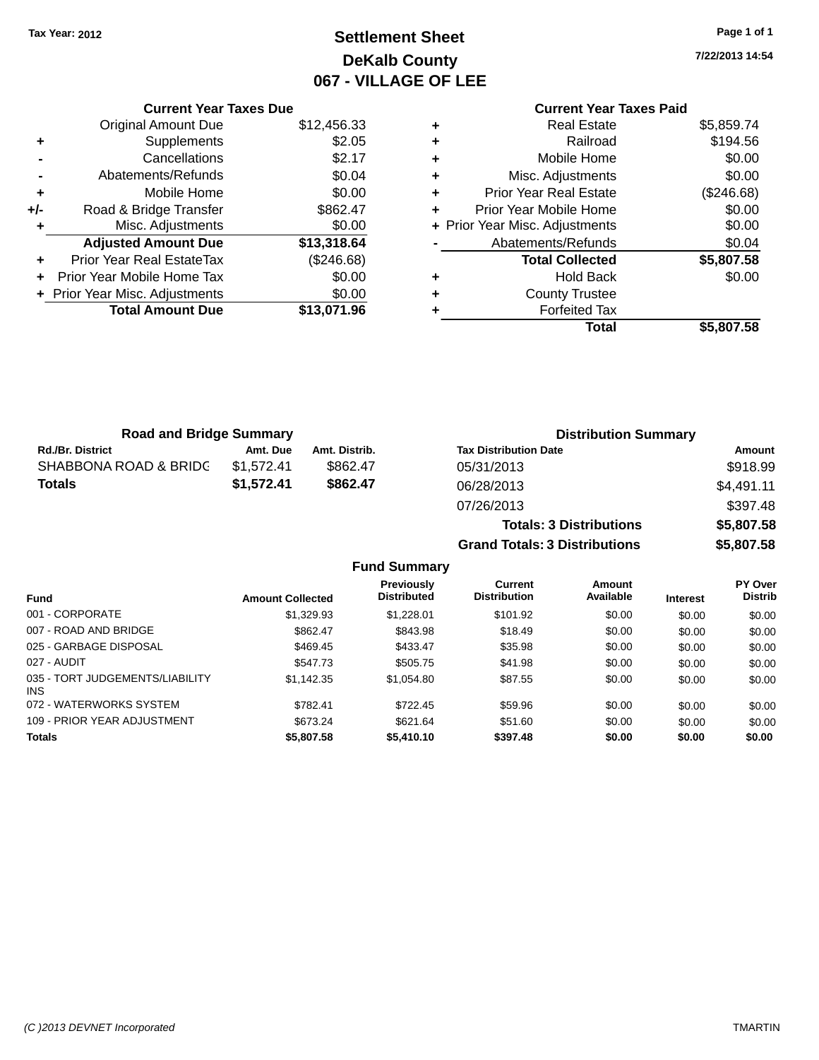Tax Year: 2012

# Settlement Sheet
## DeKalb County
## 067 - VILLAGE OF LEE

7/22/2013 14:54

**Current Year Taxes Due**

| | | |
|---|---|---|
| | Original Amount Due | $12,456.33 |
| + | Supplements | $2.05 |
| - | Cancellations | $2.17 |
| - | Abatements/Refunds | $0.04 |
| + | Mobile Home | $0.00 |
| +/- | Road & Bridge Transfer | $862.47 |
| + | Misc. Adjustments | $0.00 |
| | **Adjusted Amount Due** | **$13,318.64** |
| + | Prior Year Real EstateTax | ($246.68) |
| + | Prior Year Mobile Home Tax | $0.00 |
| + | Prior Year Misc. Adjustments | $0.00 |
| | **Total Amount Due** | **$13,071.96** |

**Current Year Taxes Paid**

| | | |
|---|---|---|
| + | Real Estate | $5,859.74 |
| + | Railroad | $194.56 |
| + | Mobile Home | $0.00 |
| + | Misc. Adjustments | $0.00 |
| + | Prior Year Real Estate | ($246.68) |
| + | Prior Year Mobile Home | $0.00 |
| + | Prior Year Misc. Adjustments | $0.00 |
| - | Abatements/Refunds | $0.04 |
| | **Total Collected** | **$5,807.58** |
| + | Hold Back | $0.00 |
| + | County Trustee | |
| + | Forfeited Tax | |
| | **Total** | **$5,807.58** |

**Road and Bridge Summary**

| Rd./Br. District | Amt. Due | Amt. Distrib. |
|---|---|---|
| SHABBONA ROAD & BRIDG | $1,572.41 | $862.47 |
| **Totals** | **$1,572.41** | **$862.47** |

**Distribution Summary**

| Tax Distribution Date | Amount |
|---|---|
| 05/31/2013 | $918.99 |
| 06/28/2013 | $4,491.11 |
| 07/26/2013 | $397.48 |
| **Totals: 3 Distributions** | **$5,807.58** |
| **Grand Totals: 3 Distributions** | **$5,807.58** |

**Fund Summary**

| Fund | Amount Collected | Previously Distributed | Current Distribution | Amount Available | Interest | PY Over Distrib |
|---|---|---|---|---|---|---|
| 001 - CORPORATE | $1,329.93 | $1,228.01 | $101.92 | $0.00 | $0.00 | $0.00 |
| 007 - ROAD AND BRIDGE | $862.47 | $843.98 | $18.49 | $0.00 | $0.00 | $0.00 |
| 025 - GARBAGE DISPOSAL | $469.45 | $433.47 | $35.98 | $0.00 | $0.00 | $0.00 |
| 027 - AUDIT | $547.73 | $505.75 | $41.98 | $0.00 | $0.00 | $0.00 |
| 035 - TORT JUDGEMENTS/LIABILITY INS | $1,142.35 | $1,054.80 | $87.55 | $0.00 | $0.00 | $0.00 |
| 072 - WATERWORKS SYSTEM | $782.41 | $722.45 | $59.96 | $0.00 | $0.00 | $0.00 |
| 109 - PRIOR YEAR ADJUSTMENT | $673.24 | $621.64 | $51.60 | $0.00 | $0.00 | $0.00 |
| **Totals** | **$5,807.58** | **$5,410.10** | **$397.48** | **$0.00** | **$0.00** | **$0.00** |

(C )2013 DEVNET Incorporated TMARTIN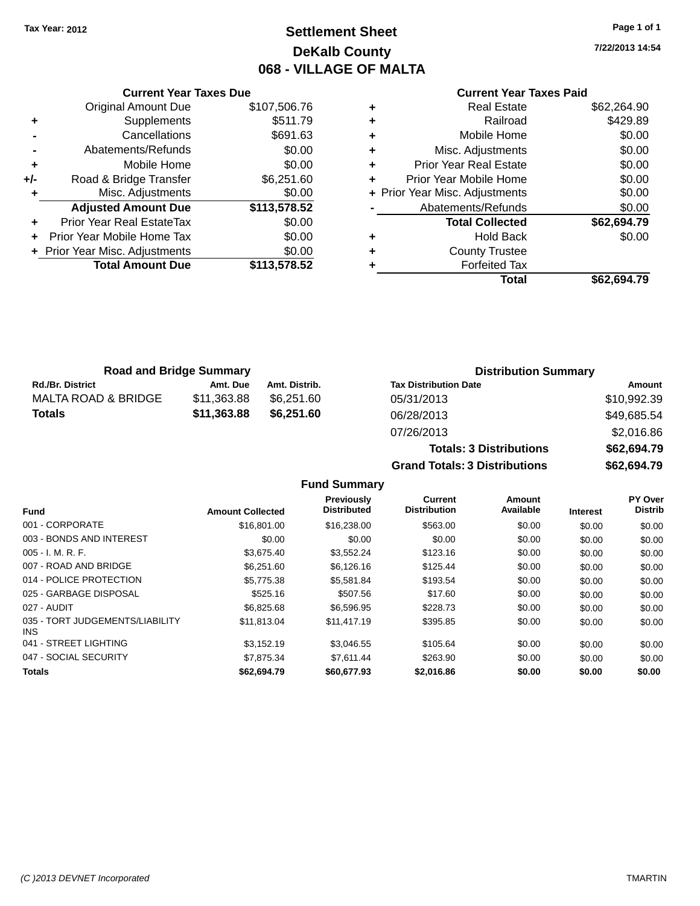Tax Year: 2012

# Settlement Sheet

## DeKalb County

## 068 - VILLAGE OF MALTA

7/22/2013 14:54

| | Current Year Taxes Due | |
|---|---|---|
| | Original Amount Due | $107,506.76 |
| + | Supplements | $511.79 |
| - | Cancellations | $691.63 |
| - | Abatements/Refunds | $0.00 |
| + | Mobile Home | $0.00 |
| +/- | Road & Bridge Transfer | $6,251.60 |
| + | Misc. Adjustments | $0.00 |
| | **Adjusted Amount Due** | **$113,578.52** |
| + | Prior Year Real EstateTax | $0.00 |
| + | Prior Year Mobile Home Tax | $0.00 |
| + | Prior Year Misc. Adjustments | $0.00 |
| | **Total Amount Due** | **$113,578.52** |

| | Current Year Taxes Paid | |
|---|---|---|
| + | Real Estate | $62,264.90 |
| + | Railroad | $429.89 |
| + | Mobile Home | $0.00 |
| + | Misc. Adjustments | $0.00 |
| + | Prior Year Real Estate | $0.00 |
| + | Prior Year Mobile Home | $0.00 |
| + | Prior Year Misc. Adjustments | $0.00 |
| - | Abatements/Refunds | $0.00 |
| | **Total Collected** | **$62,694.79** |
| + | Hold Back | $0.00 |
| + | County Trustee | |
| + | Forfeited Tax | |
| | **Total** | **$62,694.79** |

### Road and Bridge Summary

| Rd./Br. District | Amt. Due | Amt. Distrib. |
|---|---|---|
| MALTA ROAD & BRIDGE | $11,363.88 | $6,251.60 |
| **Totals** | **$11,363.88** | **$6,251.60** |

### Distribution Summary

| Tax Distribution Date | Amount |
|---|---|
| 05/31/2013 | $10,992.39 |
| 06/28/2013 | $49,685.54 |
| 07/26/2013 | $2,016.86 |
| **Totals: 3 Distributions** | **$62,694.79** |
| **Grand Totals: 3 Distributions** | **$62,694.79** |

### Fund Summary

| Fund | Amount Collected | Previously Distributed | Current Distribution | Amount Available | Interest | PY Over Distrib |
|---|---|---|---|---|---|---|
| 001 - CORPORATE | $16,801.00 | $16,238.00 | $563.00 | $0.00 | $0.00 | $0.00 |
| 003 - BONDS AND INTEREST | $0.00 | $0.00 | $0.00 | $0.00 | $0.00 | $0.00 |
| 005 - I. M. R. F. | $3,675.40 | $3,552.24 | $123.16 | $0.00 | $0.00 | $0.00 |
| 007 - ROAD AND BRIDGE | $6,251.60 | $6,126.16 | $125.44 | $0.00 | $0.00 | $0.00 |
| 014 - POLICE PROTECTION | $5,775.38 | $5,581.84 | $193.54 | $0.00 | $0.00 | $0.00 |
| 025 - GARBAGE DISPOSAL | $525.16 | $507.56 | $17.60 | $0.00 | $0.00 | $0.00 |
| 027 - AUDIT | $6,825.68 | $6,596.95 | $228.73 | $0.00 | $0.00 | $0.00 |
| 035 - TORT JUDGEMENTS/LIABILITY INS | $11,813.04 | $11,417.19 | $395.85 | $0.00 | $0.00 | $0.00 |
| 041 - STREET LIGHTING | $3,152.19 | $3,046.55 | $105.64 | $0.00 | $0.00 | $0.00 |
| 047 - SOCIAL SECURITY | $7,875.34 | $7,611.44 | $263.90 | $0.00 | $0.00 | $0.00 |
| **Totals** | **$62,694.79** | **$60,677.93** | **$2,016.86** | **$0.00** | **$0.00** | **$0.00** |

(C )2013 DEVNET Incorporated TMARTIN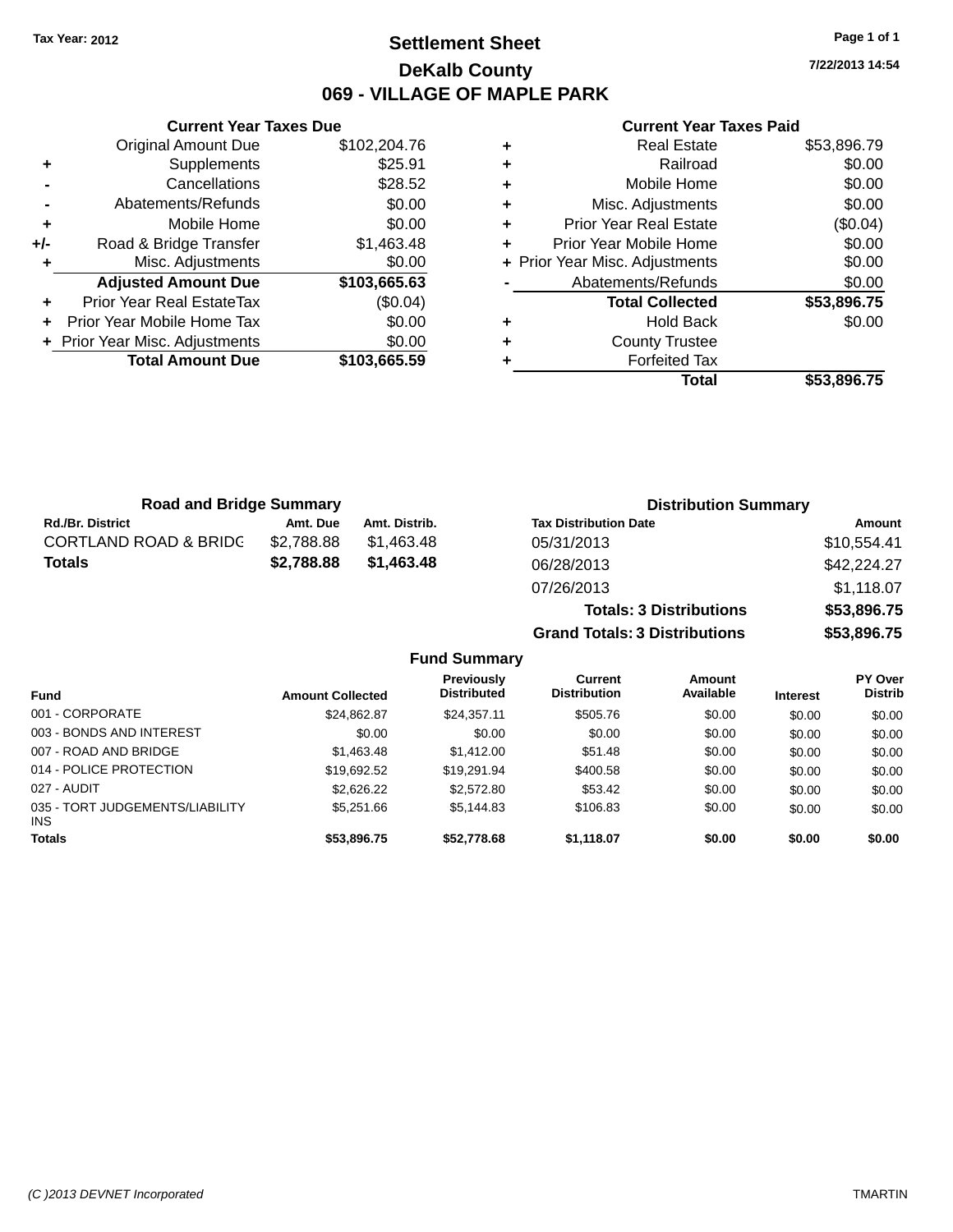Tax Year: 2012

# Settlement Sheet

## DeKalb County

## 069 - VILLAGE OF MAPLE PARK

7/22/2013 14:54

### Current Year Taxes Due

| | | |
|---|---|---|
| | Original Amount Due | $102,204.76 |
| + | Supplements | $25.91 |
| - | Cancellations | $28.52 |
| - | Abatements/Refunds | $0.00 |
| + | Mobile Home | $0.00 |
| +/- | Road & Bridge Transfer | $1,463.48 |
| + | Misc. Adjustments | $0.00 |
| | **Adjusted Amount Due** | **$103,665.63** |
| + | Prior Year Real EstateTax | ($0.04) |
| + | Prior Year Mobile Home Tax | $0.00 |
| + | Prior Year Misc. Adjustments | $0.00 |
| | **Total Amount Due** | **$103,665.59** |

### Current Year Taxes Paid

| | | |
|---|---|---|
| + | Real Estate | $53,896.79 |
| + | Railroad | $0.00 |
| + | Mobile Home | $0.00 |
| + | Misc. Adjustments | $0.00 |
| + | Prior Year Real Estate | ($0.04) |
| + | Prior Year Mobile Home | $0.00 |
| + | Prior Year Misc. Adjustments | $0.00 |
| - | Abatements/Refunds | $0.00 |
| | **Total Collected** | **$53,896.75** |
| + | Hold Back | $0.00 |
| + | County Trustee | |
| + | Forfeited Tax | |
| | **Total** | **$53,896.75** |

### Road and Bridge Summary

| Rd./Br. District | Amt. Due | Amt. Distrib. |
|---|---|---|
| CORTLAND ROAD & BRIDG | $2,788.88 | $1,463.48 |
| **Totals** | **$2,788.88** | **$1,463.48** |

### Distribution Summary

| Tax Distribution Date | Amount |
|---|---|
| 05/31/2013 | $10,554.41 |
| 06/28/2013 | $42,224.27 |
| 07/26/2013 | $1,118.07 |
| **Totals: 3 Distributions** | **$53,896.75** |
| **Grand Totals: 3 Distributions** | **$53,896.75** |

### Fund Summary

| Fund | Amount Collected | Previously Distributed | Current Distribution | Amount Available | Interest | PY Over Distrib |
|---|---|---|---|---|---|---|
| 001 - CORPORATE | $24,862.87 | $24,357.11 | $505.76 | $0.00 | $0.00 | $0.00 |
| 003 - BONDS AND INTEREST | $0.00 | $0.00 | $0.00 | $0.00 | $0.00 | $0.00 |
| 007 - ROAD AND BRIDGE | $1,463.48 | $1,412.00 | $51.48 | $0.00 | $0.00 | $0.00 |
| 014 - POLICE PROTECTION | $19,692.52 | $19,291.94 | $400.58 | $0.00 | $0.00 | $0.00 |
| 027 - AUDIT | $2,626.22 | $2,572.80 | $53.42 | $0.00 | $0.00 | $0.00 |
| 035 - TORT JUDGEMENTS/LIABILITY INS | $5,251.66 | $5,144.83 | $106.83 | $0.00 | $0.00 | $0.00 |
| **Totals** | **$53,896.75** | **$52,778.68** | **$1,118.07** | **$0.00** | **$0.00** | **$0.00** |

(C )2013 DEVNET Incorporated — TMARTIN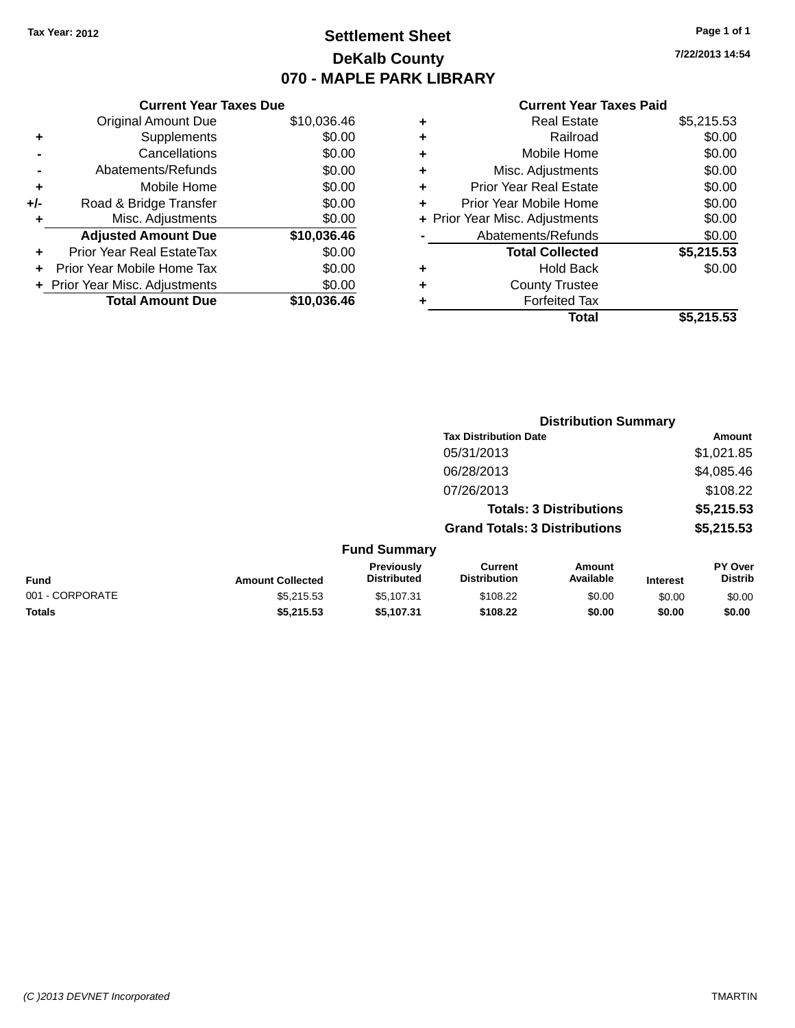Tax Year: 2012

# Settlement Sheet

## DeKalb County

## 070 - MAPLE PARK LIBRARY

7/22/2013 14:54

### Current Year Taxes Due

| | | |
|---|---|---|
| | Original Amount Due | $10,036.46 |
| + | Supplements | $0.00 |
| - | Cancellations | $0.00 |
| - | Abatements/Refunds | $0.00 |
| + | Mobile Home | $0.00 |
| +/- | Road & Bridge Transfer | $0.00 |
| + | Misc. Adjustments | $0.00 |
| | **Adjusted Amount Due** | **$10,036.46** |
| + | Prior Year Real EstateTax | $0.00 |
| + | Prior Year Mobile Home Tax | $0.00 |
| + | Prior Year Misc. Adjustments | $0.00 |
| | **Total Amount Due** | **$10,036.46** |

### Current Year Taxes Paid

| | | |
|---|---|---|
| + | Real Estate | $5,215.53 |
| + | Railroad | $0.00 |
| + | Mobile Home | $0.00 |
| + | Misc. Adjustments | $0.00 |
| + | Prior Year Real Estate | $0.00 |
| + | Prior Year Mobile Home | $0.00 |
| + | Prior Year Misc. Adjustments | $0.00 |
| - | Abatements/Refunds | $0.00 |
| | **Total Collected** | **$5,215.53** |
| + | Hold Back | $0.00 |
| + | County Trustee | |
| + | Forfeited Tax | |
| | **Total** | **$5,215.53** |

### Distribution Summary

| Tax Distribution Date | Amount |
|---|---|
| 05/31/2013 | $1,021.85 |
| 06/28/2013 | $4,085.46 |
| 07/26/2013 | $108.22 |
| **Totals: 3 Distributions** | **$5,215.53** |
| **Grand Totals: 3 Distributions** | **$5,215.53** |

### Fund Summary

| Fund | Amount Collected | Previously Distributed | Current Distribution | Amount Available | Interest | PY Over Distrib |
|---|---|---|---|---|---|---|
| 001 - CORPORATE | $5,215.53 | $5,107.31 | $108.22 | $0.00 | $0.00 | $0.00 |
| **Totals** | **$5,215.53** | **$5,107.31** | **$108.22** | **$0.00** | **$0.00** | **$0.00** |

(C )2013 DEVNET Incorporated TMARTIN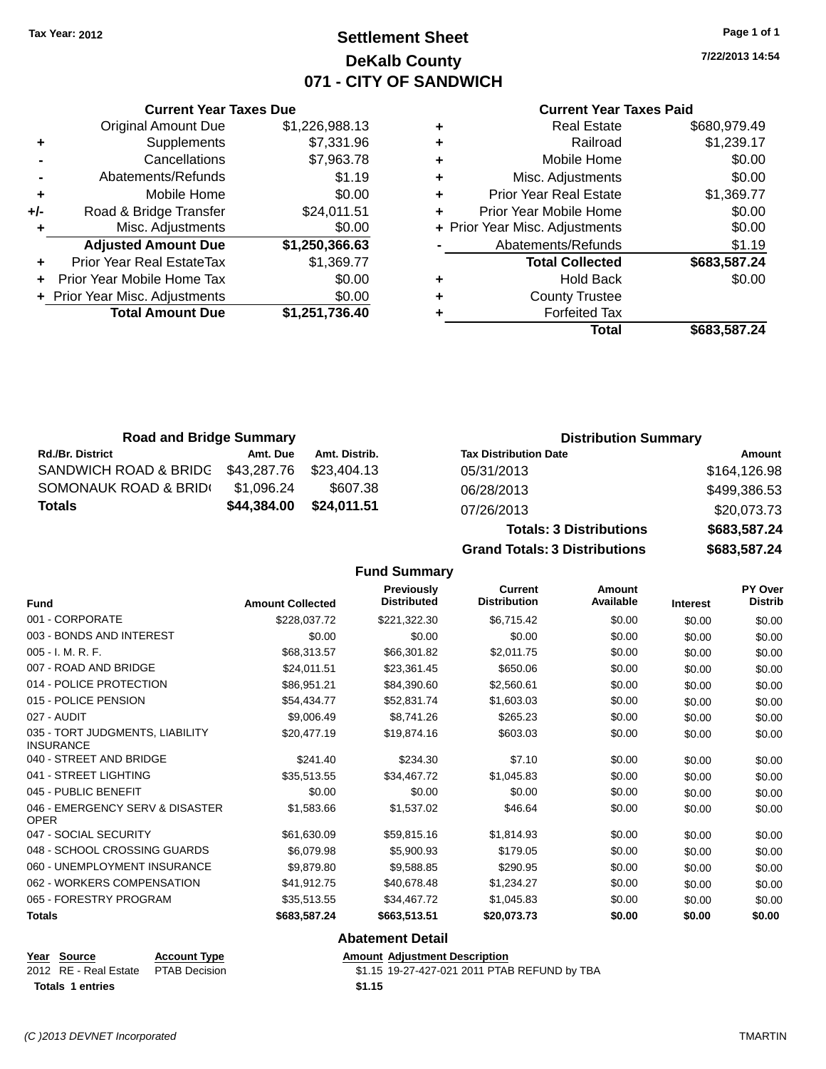Tax Year: 2012

# Settlement Sheet

## DeKalb County

## 071 - CITY OF SANDWICH

7/22/2013 14:54

| | Current Year Taxes Due | |
|---|---|---|
| | Original Amount Due | $1,226,988.13 |
| + | Supplements | $7,331.96 |
| - | Cancellations | $7,963.78 |
| - | Abatements/Refunds | $1.19 |
| + | Mobile Home | $0.00 |
| +/- | Road & Bridge Transfer | $24,011.51 |
| + | Misc. Adjustments | $0.00 |
| | **Adjusted Amount Due** | **$1,250,366.63** |
| + | Prior Year Real EstateTax | $1,369.77 |
| + | Prior Year Mobile Home Tax | $0.00 |
| + | Prior Year Misc. Adjustments | $0.00 |
| | **Total Amount Due** | **$1,251,736.40** |

| | Current Year Taxes Paid | |
|---|---|---|
| + | Real Estate | $680,979.49 |
| + | Railroad | $1,239.17 |
| + | Mobile Home | $0.00 |
| + | Misc. Adjustments | $0.00 |
| + | Prior Year Real Estate | $1,369.77 |
| + | Prior Year Mobile Home | $0.00 |
| + | Prior Year Misc. Adjustments | $0.00 |
| - | Abatements/Refunds | $1.19 |
| | **Total Collected** | **$683,587.24** |
| + | Hold Back | $0.00 |
| + | County Trustee | |
| + | Forfeited Tax | |
| | **Total** | **$683,587.24** |

### Road and Bridge Summary

| Rd./Br. District | Amt. Due | Amt. Distrib. |
|---|---|---|
| SANDWICH ROAD & BRIDG | $43,287.76 | $23,404.13 |
| SOMONAUK ROAD & BRID( | $1,096.24 | $607.38 |
| **Totals** | **$44,384.00** | **$24,011.51** |

### Distribution Summary

| Tax Distribution Date | Amount |
|---|---|
| 05/31/2013 | $164,126.98 |
| 06/28/2013 | $499,386.53 |
| 07/26/2013 | $20,073.73 |
| **Totals: 3 Distributions** | **$683,587.24** |
| **Grand Totals: 3 Distributions** | **$683,587.24** |

### Fund Summary

| Fund | Amount Collected | Previously Distributed | Current Distribution | Amount Available | Interest | PY Over Distrib |
|---|---|---|---|---|---|---|
| 001 - CORPORATE | $228,037.72 | $221,322.30 | $6,715.42 | $0.00 | $0.00 | $0.00 |
| 003 - BONDS AND INTEREST | $0.00 | $0.00 | $0.00 | $0.00 | $0.00 | $0.00 |
| 005 - I. M. R. F. | $68,313.57 | $66,301.82 | $2,011.75 | $0.00 | $0.00 | $0.00 |
| 007 - ROAD AND BRIDGE | $24,011.51 | $23,361.45 | $650.06 | $0.00 | $0.00 | $0.00 |
| 014 - POLICE PROTECTION | $86,951.21 | $84,390.60 | $2,560.61 | $0.00 | $0.00 | $0.00 |
| 015 - POLICE PENSION | $54,434.77 | $52,831.74 | $1,603.03 | $0.00 | $0.00 | $0.00 |
| 027 - AUDIT | $9,006.49 | $8,741.26 | $265.23 | $0.00 | $0.00 | $0.00 |
| 035 - TORT JUDGMENTS, LIABILITY INSURANCE | $20,477.19 | $19,874.16 | $603.03 | $0.00 | $0.00 | $0.00 |
| 040 - STREET AND BRIDGE | $241.40 | $234.30 | $7.10 | $0.00 | $0.00 | $0.00 |
| 041 - STREET LIGHTING | $35,513.55 | $34,467.72 | $1,045.83 | $0.00 | $0.00 | $0.00 |
| 045 - PUBLIC BENEFIT | $0.00 | $0.00 | $0.00 | $0.00 | $0.00 | $0.00 |
| 046 - EMERGENCY SERV & DISASTER OPER | $1,583.66 | $1,537.02 | $46.64 | $0.00 | $0.00 | $0.00 |
| 047 - SOCIAL SECURITY | $61,630.09 | $59,815.16 | $1,814.93 | $0.00 | $0.00 | $0.00 |
| 048 - SCHOOL CROSSING GUARDS | $6,079.98 | $5,900.93 | $179.05 | $0.00 | $0.00 | $0.00 |
| 060 - UNEMPLOYMENT INSURANCE | $9,879.80 | $9,588.85 | $290.95 | $0.00 | $0.00 | $0.00 |
| 062 - WORKERS COMPENSATION | $41,912.75 | $40,678.48 | $1,234.27 | $0.00 | $0.00 | $0.00 |
| 065 - FORESTRY PROGRAM | $35,513.55 | $34,467.72 | $1,045.83 | $0.00 | $0.00 | $0.00 |
| **Totals** | **$683,587.24** | **$663,513.51** | **$20,073.73** | **$0.00** | **$0.00** | **$0.00** |

### Abatement Detail

| Year | Source | Account Type | Amount | Adjustment Description |
|---|---|---|---|---|
| 2012 | RE - Real Estate | PTAB Decision | $1.15 | 19-27-427-021 2011 PTAB REFUND by TBA |
| **Totals** | **1 entries** | | **$1.15** | |

(C )2013 DEVNET Incorporated TMARTIN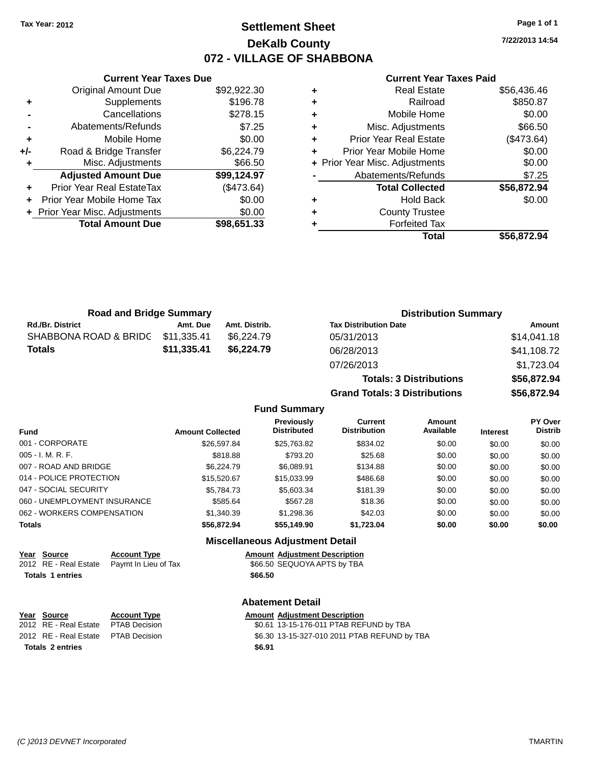Tax Year: 2012

# Settlement Sheet

## DeKalb County

## 072 - VILLAGE OF SHABBONA

7/22/2013 14:54

### Current Year Taxes Due

| | | |
|---|---|---|
| | Original Amount Due | $92,922.30 |
| + | Supplements | $196.78 |
| - | Cancellations | $278.15 |
| - | Abatements/Refunds | $7.25 |
| + | Mobile Home | $0.00 |
| +/- | Road & Bridge Transfer | $6,224.79 |
| + | Misc. Adjustments | $66.50 |
| | **Adjusted Amount Due** | **$99,124.97** |
| + | Prior Year Real EstateTax | ($473.64) |
| + | Prior Year Mobile Home Tax | $0.00 |
| + | Prior Year Misc. Adjustments | $0.00 |
| | **Total Amount Due** | **$98,651.33** |

### Current Year Taxes Paid

| | | |
|---|---|---|
| + | Real Estate | $56,436.46 |
| + | Railroad | $850.87 |
| + | Mobile Home | $0.00 |
| + | Misc. Adjustments | $66.50 |
| + | Prior Year Real Estate | ($473.64) |
| + | Prior Year Mobile Home | $0.00 |
| + | Prior Year Misc. Adjustments | $0.00 |
| - | Abatements/Refunds | $7.25 |
| | **Total Collected** | **$56,872.94** |
| + | Hold Back | $0.00 |
| + | County Trustee | |
| + | Forfeited Tax | |
| | **Total** | **$56,872.94** |

### Road and Bridge Summary

| Rd./Br. District | Amt. Due | Amt. Distrib. |
|---|---|---|
| SHABBONA ROAD & BRIDG | $11,335.41 | $6,224.79 |
| **Totals** | **$11,335.41** | **$6,224.79** |

### Distribution Summary

| Tax Distribution Date | Amount |
|---|---|
| 05/31/2013 | $14,041.18 |
| 06/28/2013 | $41,108.72 |
| 07/26/2013 | $1,723.04 |
| **Totals: 3 Distributions** | **$56,872.94** |
| **Grand Totals: 3 Distributions** | **$56,872.94** |

### Fund Summary

| Fund | Amount Collected | Previously Distributed | Current Distribution | Amount Available | Interest | PY Over Distrib |
|---|---|---|---|---|---|---|
| 001 - CORPORATE | $26,597.84 | $25,763.82 | $834.02 | $0.00 | $0.00 | $0.00 |
| 005 - I. M. R. F. | $818.88 | $793.20 | $25.68 | $0.00 | $0.00 | $0.00 |
| 007 - ROAD AND BRIDGE | $6,224.79 | $6,089.91 | $134.88 | $0.00 | $0.00 | $0.00 |
| 014 - POLICE PROTECTION | $15,520.67 | $15,033.99 | $486.68 | $0.00 | $0.00 | $0.00 |
| 047 - SOCIAL SECURITY | $5,784.73 | $5,603.34 | $181.39 | $0.00 | $0.00 | $0.00 |
| 060 - UNEMPLOYMENT INSURANCE | $585.64 | $567.28 | $18.36 | $0.00 | $0.00 | $0.00 |
| 062 - WORKERS COMPENSATION | $1,340.39 | $1,298.36 | $42.03 | $0.00 | $0.00 | $0.00 |
| **Totals** | **$56,872.94** | **$55,149.90** | **$1,723.04** | **$0.00** | **$0.00** | **$0.00** |

### Miscellaneous Adjustment Detail

| Year | Source | Account Type | Amount | Adjustment Description |
|---|---|---|---|---|
| 2012 | RE - Real Estate | Paymt In Lieu of Tax | $66.50 | SEQUOYA APTS by TBA |
| **Totals 1 entries** | | | **$66.50** | |

### Abatement Detail

| Year | Source | Account Type | Amount | Adjustment Description |
|---|---|---|---|---|
| 2012 | RE - Real Estate | PTAB Decision | $0.61 | 13-15-176-011 PTAB REFUND by TBA |
| 2012 | RE - Real Estate | PTAB Decision | $6.30 | 13-15-327-010 2011 PTAB REFUND by TBA |
| **Totals 2 entries** | | | **$6.91** | |

(C )2013 DEVNET Incorporated TMARTIN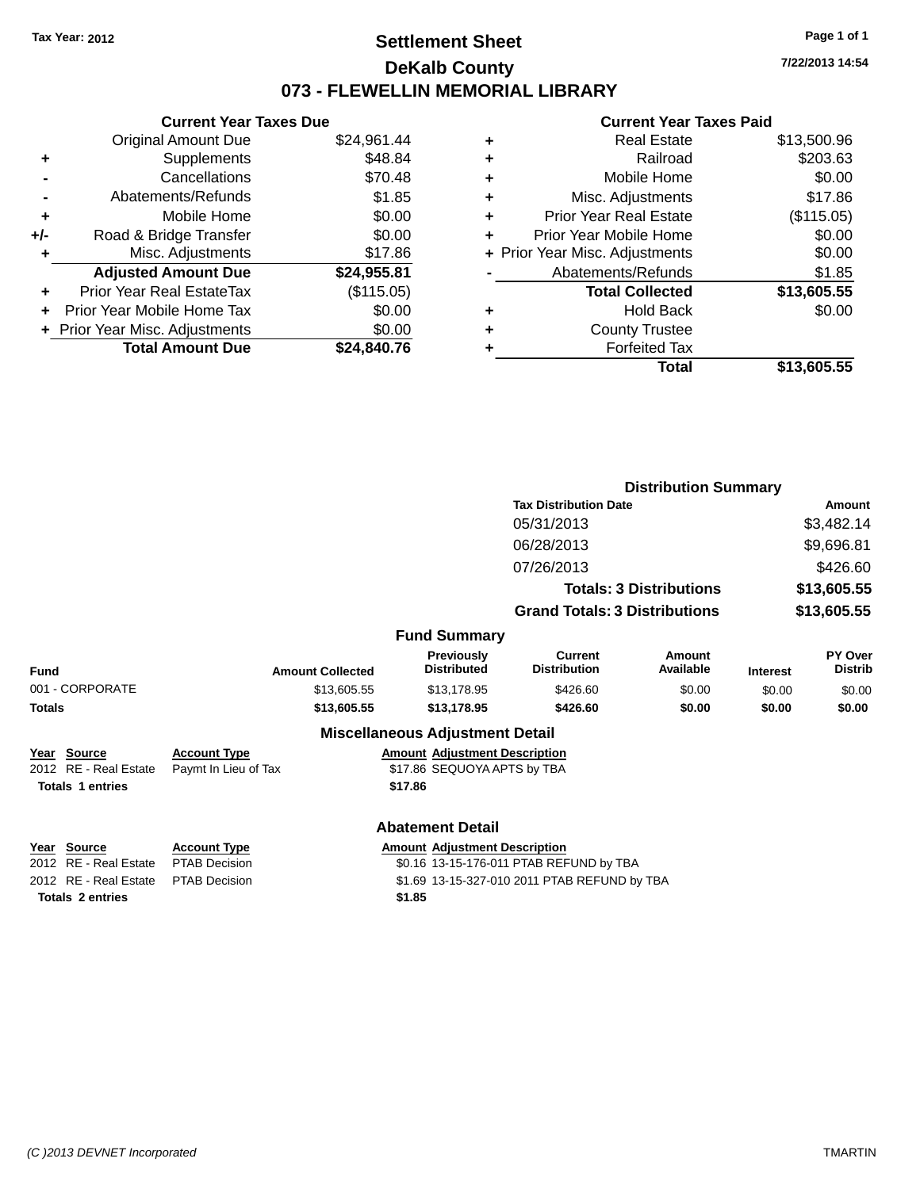Tax Year: 2012

# Settlement Sheet

## DeKalb County

## 073 - FLEWELLIN MEMORIAL LIBRARY

7/22/2013 14:54

### Current Year Taxes Due

| | | |
|---|---|---|
| | Original Amount Due | $24,961.44 |
| + | Supplements | $48.84 |
| - | Cancellations | $70.48 |
| - | Abatements/Refunds | $1.85 |
| + | Mobile Home | $0.00 |
| +/- | Road & Bridge Transfer | $0.00 |
| + | Misc. Adjustments | $17.86 |
| | **Adjusted Amount Due** | **$24,955.81** |
| + | Prior Year Real EstateTax | ($115.05) |
| + | Prior Year Mobile Home Tax | $0.00 |
| + | Prior Year Misc. Adjustments | $0.00 |
| | **Total Amount Due** | **$24,840.76** |

### Current Year Taxes Paid

| | | |
|---|---|---|
| + | Real Estate | $13,500.96 |
| + | Railroad | $203.63 |
| + | Mobile Home | $0.00 |
| + | Misc. Adjustments | $17.86 |
| + | Prior Year Real Estate | ($115.05) |
| + | Prior Year Mobile Home | $0.00 |
| + | Prior Year Misc. Adjustments | $0.00 |
| - | Abatements/Refunds | $1.85 |
| | **Total Collected** | **$13,605.55** |
| + | Hold Back | $0.00 |
| + | County Trustee | |
| + | Forfeited Tax | |
| | **Total** | **$13,605.55** |

### Distribution Summary

| Tax Distribution Date | Amount |
|---|---|
| 05/31/2013 | $3,482.14 |
| 06/28/2013 | $9,696.81 |
| 07/26/2013 | $426.60 |
| **Totals: 3 Distributions** | **$13,605.55** |
| **Grand Totals: 3 Distributions** | **$13,605.55** |

### Fund Summary

| Fund | Amount Collected | Previously Distributed | Current Distribution | Amount Available | Interest | PY Over Distrib |
|---|---|---|---|---|---|---|
| 001 - CORPORATE | $13,605.55 | $13,178.95 | $426.60 | $0.00 | $0.00 | $0.00 |
| **Totals** | **$13,605.55** | **$13,178.95** | **$426.60** | **$0.00** | **$0.00** | **$0.00** |

### Miscellaneous Adjustment Detail

| Year | Source | Account Type | Amount | Adjustment Description |
|---|---|---|---|---|
| 2012 | RE - Real Estate | Paymt In Lieu of Tax | $17.86 | SEQUOYA APTS by TBA |
| **Totals 1 entries** | | | **$17.86** | |

### Abatement Detail

| Year | Source | Account Type | Amount | Adjustment Description |
|---|---|---|---|---|
| 2012 | RE - Real Estate | PTAB Decision | $0.16 | 13-15-176-011 PTAB REFUND by TBA |
| 2012 | RE - Real Estate | PTAB Decision | $1.69 | 13-15-327-010 2011 PTAB REFUND by TBA |
| **Totals 2 entries** | | | **$1.85** | |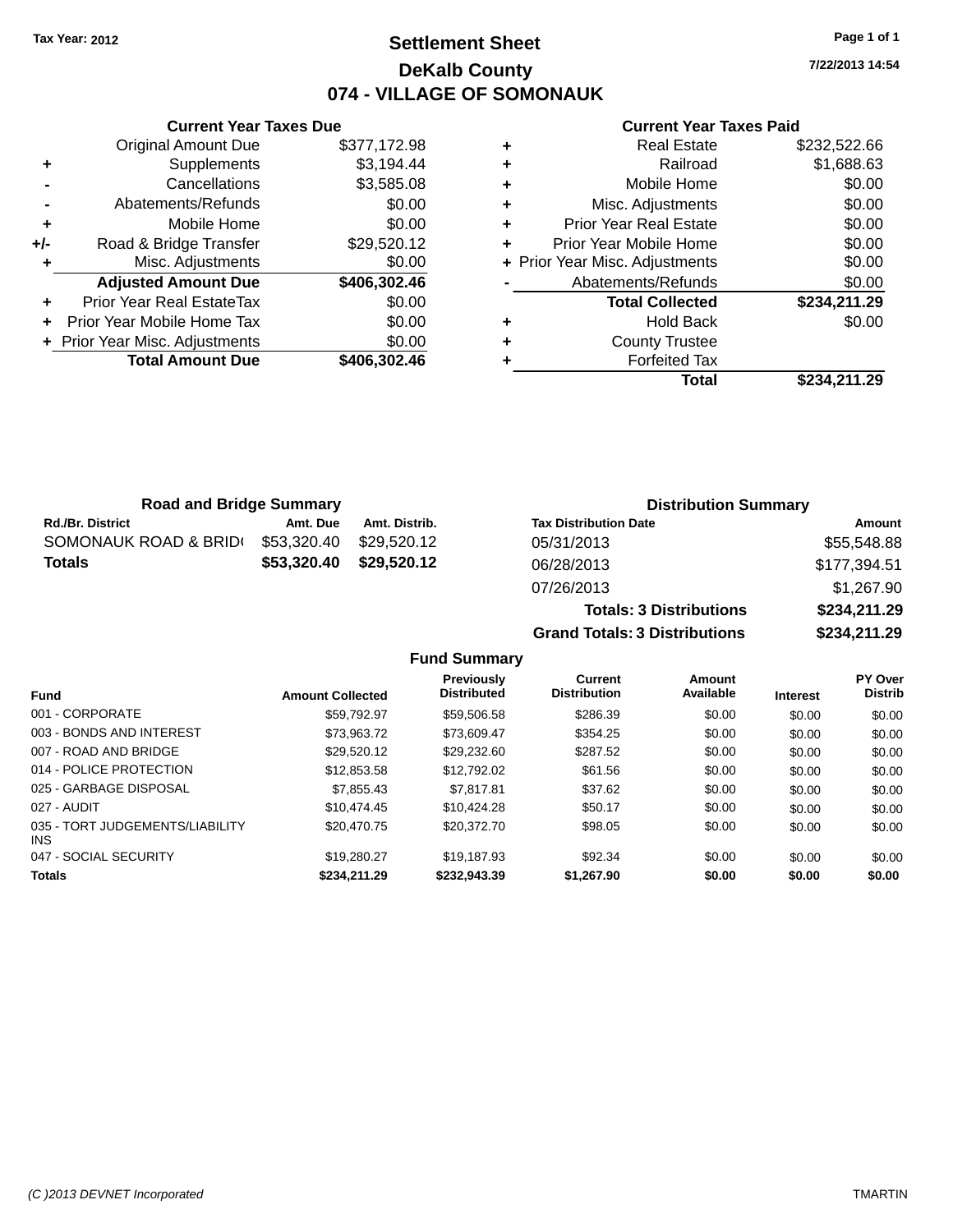Tax Year: 2012

# Settlement Sheet

## DeKalb County

## 074 - VILLAGE OF SOMONAUK

7/22/2013 14:54

### Current Year Taxes Due

| | | |
|---|---|---|
| | Original Amount Due | $377,172.98 |
| + | Supplements | $3,194.44 |
| - | Cancellations | $3,585.08 |
| - | Abatements/Refunds | $0.00 |
| + | Mobile Home | $0.00 |
| +/- | Road & Bridge Transfer | $29,520.12 |
| + | Misc. Adjustments | $0.00 |
| | **Adjusted Amount Due** | **$406,302.46** |
| + | Prior Year Real EstateTax | $0.00 |
| + | Prior Year Mobile Home Tax | $0.00 |
| + | Prior Year Misc. Adjustments | $0.00 |
| | **Total Amount Due** | **$406,302.46** |

### Current Year Taxes Paid

| | | |
|---|---|---|
| + | Real Estate | $232,522.66 |
| + | Railroad | $1,688.63 |
| + | Mobile Home | $0.00 |
| + | Misc. Adjustments | $0.00 |
| + | Prior Year Real Estate | $0.00 |
| + | Prior Year Mobile Home | $0.00 |
| + | Prior Year Misc. Adjustments | $0.00 |
| - | Abatements/Refunds | $0.00 |
| | **Total Collected** | **$234,211.29** |
| + | Hold Back | $0.00 |
| + | County Trustee | |
| + | Forfeited Tax | |
| | **Total** | **$234,211.29** |

### Road and Bridge Summary

| Rd./Br. District | Amt. Due | Amt. Distrib. |
|---|---|---|
| SOMONAUK ROAD & BRID( | $53,320.40 | $29,520.12 |
| **Totals** | **$53,320.40** | **$29,520.12** |

### Distribution Summary

| Tax Distribution Date | Amount |
|---|---|
| 05/31/2013 | $55,548.88 |
| 06/28/2013 | $177,394.51 |
| 07/26/2013 | $1,267.90 |
| **Totals: 3 Distributions** | **$234,211.29** |
| **Grand Totals: 3 Distributions** | **$234,211.29** |

### Fund Summary

| Fund | Amount Collected | Previously Distributed | Current Distribution | Amount Available | Interest | PY Over Distrib |
|---|---|---|---|---|---|---|
| 001 - CORPORATE | $59,792.97 | $59,506.58 | $286.39 | $0.00 | $0.00 | $0.00 |
| 003 - BONDS AND INTEREST | $73,963.72 | $73,609.47 | $354.25 | $0.00 | $0.00 | $0.00 |
| 007 - ROAD AND BRIDGE | $29,520.12 | $29,232.60 | $287.52 | $0.00 | $0.00 | $0.00 |
| 014 - POLICE PROTECTION | $12,853.58 | $12,792.02 | $61.56 | $0.00 | $0.00 | $0.00 |
| 025 - GARBAGE DISPOSAL | $7,855.43 | $7,817.81 | $37.62 | $0.00 | $0.00 | $0.00 |
| 027 - AUDIT | $10,474.45 | $10,424.28 | $50.17 | $0.00 | $0.00 | $0.00 |
| 035 - TORT JUDGEMENTS/LIABILITY INS | $20,470.75 | $20,372.70 | $98.05 | $0.00 | $0.00 | $0.00 |
| 047 - SOCIAL SECURITY | $19,280.27 | $19,187.93 | $92.34 | $0.00 | $0.00 | $0.00 |
| **Totals** | **$234,211.29** | **$232,943.39** | **$1,267.90** | **$0.00** | **$0.00** | **$0.00** |

(C )2013 DEVNET Incorporated TMARTIN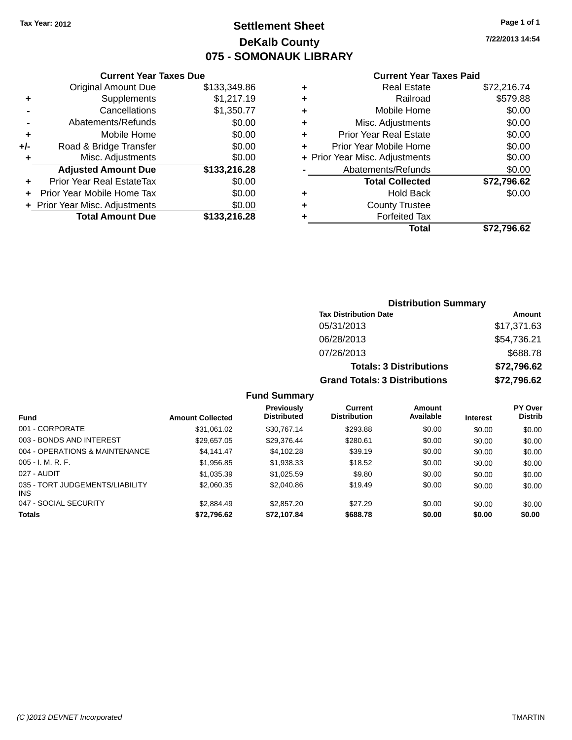Tax Year: 2012

# Settlement Sheet

## DeKalb County

## 075 - SOMONAUK LIBRARY

7/22/2013 14:54

### Current Year Taxes Due

| | | |
|---|---|---|
| | Original Amount Due | $133,349.86 |
| + | Supplements | $1,217.19 |
| - | Cancellations | $1,350.77 |
| - | Abatements/Refunds | $0.00 |
| + | Mobile Home | $0.00 |
| +/- | Road & Bridge Transfer | $0.00 |
| + | Misc. Adjustments | $0.00 |
| | **Adjusted Amount Due** | **$133,216.28** |
| + | Prior Year Real EstateTax | $0.00 |
| + | Prior Year Mobile Home Tax | $0.00 |
| + | Prior Year Misc. Adjustments | $0.00 |
| | **Total Amount Due** | **$133,216.28** |

### Current Year Taxes Paid

| | | |
|---|---|---|
| + | Real Estate | $72,216.74 |
| + | Railroad | $579.88 |
| + | Mobile Home | $0.00 |
| + | Misc. Adjustments | $0.00 |
| + | Prior Year Real Estate | $0.00 |
| + | Prior Year Mobile Home | $0.00 |
| + | Prior Year Misc. Adjustments | $0.00 |
| - | Abatements/Refunds | $0.00 |
| | **Total Collected** | **$72,796.62** |
| + | Hold Back | $0.00 |
| + | County Trustee | |
| + | Forfeited Tax | |
| | **Total** | **$72,796.62** |

### Distribution Summary

| Tax Distribution Date | Amount |
|---|---|
| 05/31/2013 | $17,371.63 |
| 06/28/2013 | $54,736.21 |
| 07/26/2013 | $688.78 |
| **Totals: 3 Distributions** | **$72,796.62** |
| **Grand Totals: 3 Distributions** | **$72,796.62** |

### Fund Summary

| Fund | Amount Collected | Previously Distributed | Current Distribution | Amount Available | Interest | PY Over Distrib |
|---|---|---|---|---|---|---|
| 001 - CORPORATE | $31,061.02 | $30,767.14 | $293.88 | $0.00 | $0.00 | $0.00 |
| 003 - BONDS AND INTEREST | $29,657.05 | $29,376.44 | $280.61 | $0.00 | $0.00 | $0.00 |
| 004 - OPERATIONS & MAINTENANCE | $4,141.47 | $4,102.28 | $39.19 | $0.00 | $0.00 | $0.00 |
| 005 - I. M. R. F. | $1,956.85 | $1,938.33 | $18.52 | $0.00 | $0.00 | $0.00 |
| 027 - AUDIT | $1,035.39 | $1,025.59 | $9.80 | $0.00 | $0.00 | $0.00 |
| 035 - TORT JUDGEMENTS/LIABILITY INS | $2,060.35 | $2,040.86 | $19.49 | $0.00 | $0.00 | $0.00 |
| 047 - SOCIAL SECURITY | $2,884.49 | $2,857.20 | $27.29 | $0.00 | $0.00 | $0.00 |
| **Totals** | **$72,796.62** | **$72,107.84** | **$688.78** | **$0.00** | **$0.00** | **$0.00** |

(C )2013 DEVNET Incorporated TMARTIN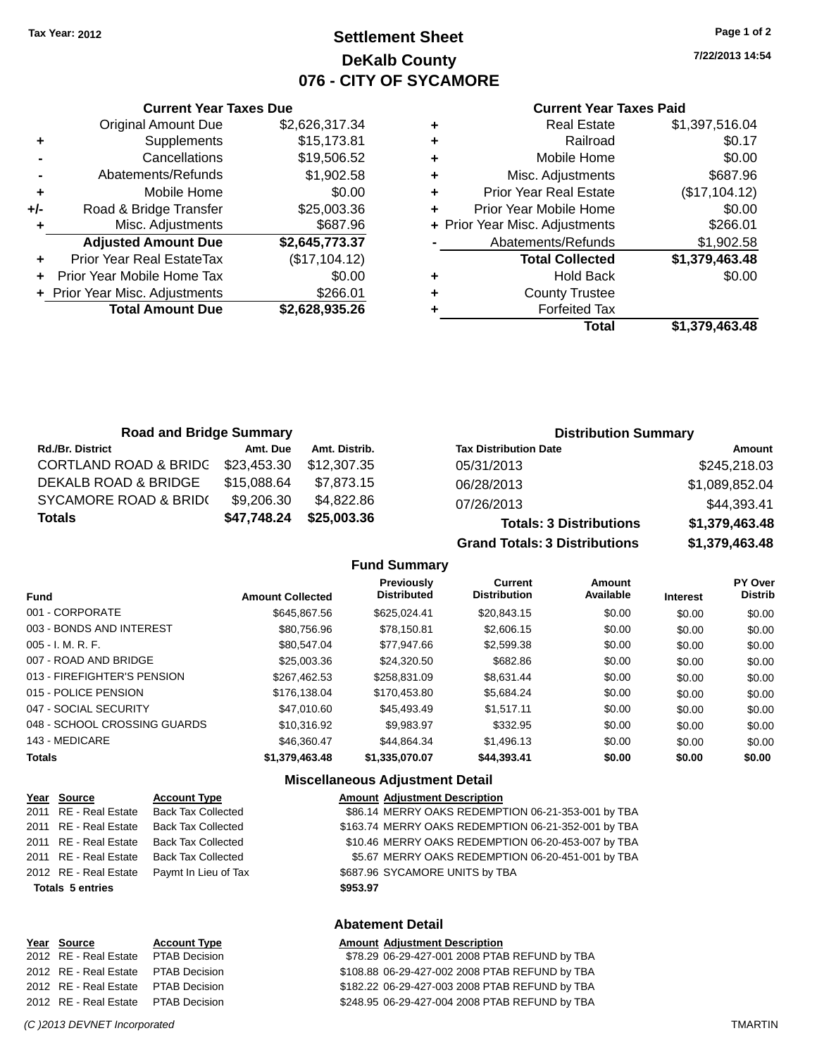Tax Year: 2012

# Settlement Sheet
## DeKalb County
## 076 - CITY OF SYCAMORE

7/22/2013 14:54

### Current Year Taxes Due

| | | |
|---|---|---|
| | Original Amount Due | $2,626,317.34 |
| + | Supplements | $15,173.81 |
| - | Cancellations | $19,506.52 |
| - | Abatements/Refunds | $1,902.58 |
| + | Mobile Home | $0.00 |
| +/- | Road & Bridge Transfer | $25,003.36 |
| + | Misc. Adjustments | $687.96 |
| | **Adjusted Amount Due** | **$2,645,773.37** |
| + | Prior Year Real EstateTax | ($17,104.12) |
| + | Prior Year Mobile Home Tax | $0.00 |
| + | Prior Year Misc. Adjustments | $266.01 |
| | **Total Amount Due** | **$2,628,935.26** |

### Current Year Taxes Paid

| | | |
|---|---|---|
| + | Real Estate | $1,397,516.04 |
| + | Railroad | $0.17 |
| + | Mobile Home | $0.00 |
| + | Misc. Adjustments | $687.96 |
| + | Prior Year Real Estate | ($17,104.12) |
| + | Prior Year Mobile Home | $0.00 |
| + | Prior Year Misc. Adjustments | $266.01 |
| - | Abatements/Refunds | $1,902.58 |
| | **Total Collected** | **$1,379,463.48** |
| + | Hold Back | $0.00 |
| + | County Trustee | |
| + | Forfeited Tax | |
| | **Total** | **$1,379,463.48** |

### Road and Bridge Summary

| Rd./Br. District | Amt. Due | Amt. Distrib. |
|---|---|---|
| CORTLAND ROAD & BRIDG | $23,453.30 | $12,307.35 |
| DEKALB ROAD & BRIDGE | $15,088.64 | $7,873.15 |
| SYCAMORE ROAD & BRID( | $9,206.30 | $4,822.86 |
| **Totals** | **$47,748.24** | **$25,003.36** |

### Distribution Summary

| Tax Distribution Date | Amount |
|---|---|
| 05/31/2013 | $245,218.03 |
| 06/28/2013 | $1,089,852.04 |
| 07/26/2013 | $44,393.41 |
| **Totals: 3 Distributions** | **$1,379,463.48** |
| **Grand Totals: 3 Distributions** | **$1,379,463.48** |

### Fund Summary

| Fund | Amount Collected | Previously Distributed | Current Distribution | Amount Available | Interest | PY Over Distrib |
|---|---|---|---|---|---|---|
| 001 - CORPORATE | $645,867.56 | $625,024.41 | $20,843.15 | $0.00 | $0.00 | $0.00 |
| 003 - BONDS AND INTEREST | $80,756.96 | $78,150.81 | $2,606.15 | $0.00 | $0.00 | $0.00 |
| 005 - I. M. R. F. | $80,547.04 | $77,947.66 | $2,599.38 | $0.00 | $0.00 | $0.00 |
| 007 - ROAD AND BRIDGE | $25,003.36 | $24,320.50 | $682.86 | $0.00 | $0.00 | $0.00 |
| 013 - FIREFIGHTER'S PENSION | $267,462.53 | $258,831.09 | $8,631.44 | $0.00 | $0.00 | $0.00 |
| 015 - POLICE PENSION | $176,138.04 | $170,453.80 | $5,684.24 | $0.00 | $0.00 | $0.00 |
| 047 - SOCIAL SECURITY | $47,010.60 | $45,493.49 | $1,517.11 | $0.00 | $0.00 | $0.00 |
| 048 - SCHOOL CROSSING GUARDS | $10,316.92 | $9,983.97 | $332.95 | $0.00 | $0.00 | $0.00 |
| 143 - MEDICARE | $46,360.47 | $44,864.34 | $1,496.13 | $0.00 | $0.00 | $0.00 |
| **Totals** | **$1,379,463.48** | **$1,335,070.07** | **$44,393.41** | **$0.00** | **$0.00** | **$0.00** |

### Miscellaneous Adjustment Detail

| Year | Source | Account Type | Amount | Adjustment Description |
|---|---|---|---|---|
| 2011 | RE - Real Estate | Back Tax Collected | $86.14 | MERRY OAKS REDEMPTION 06-21-353-001 by TBA |
| 2011 | RE - Real Estate | Back Tax Collected | $163.74 | MERRY OAKS REDEMPTION 06-21-352-001 by TBA |
| 2011 | RE - Real Estate | Back Tax Collected | $10.46 | MERRY OAKS REDEMPTION 06-20-453-007 by TBA |
| 2011 | RE - Real Estate | Back Tax Collected | $5.67 | MERRY OAKS REDEMPTION 06-20-451-001 by TBA |
| 2012 | RE - Real Estate | Paymt In Lieu of Tax | $687.96 | SYCAMORE UNITS by TBA |
| **Totals 5 entries** | | | **$953.97** | |

### Abatement Detail

| Year | Source | Account Type | Amount | Adjustment Description |
|---|---|---|---|---|
| 2012 | RE - Real Estate | PTAB Decision | $78.29 | 06-29-427-001 2008 PTAB REFUND by TBA |
| 2012 | RE - Real Estate | PTAB Decision | $108.88 | 06-29-427-002 2008 PTAB REFUND by TBA |
| 2012 | RE - Real Estate | PTAB Decision | $182.22 | 06-29-427-003 2008 PTAB REFUND by TBA |
| 2012 | RE - Real Estate | PTAB Decision | $248.95 | 06-29-427-004 2008 PTAB REFUND by TBA |

(C )2013 DEVNET Incorporated — TMARTIN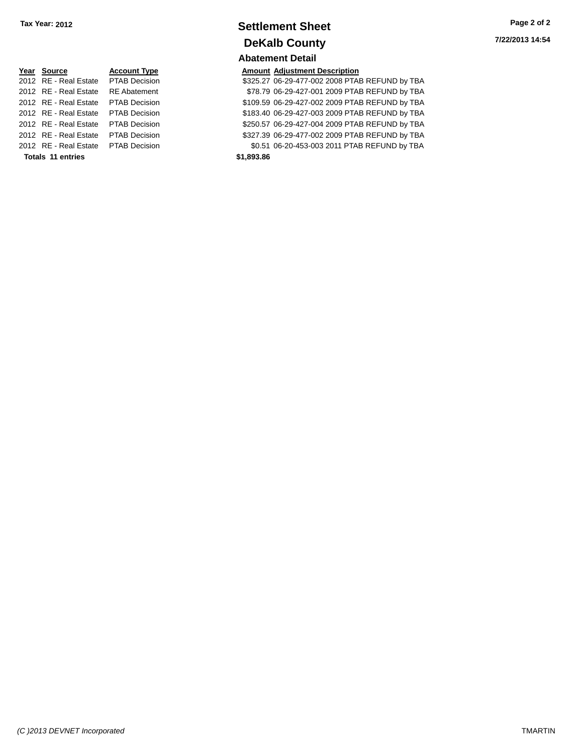**Tax Year: 2012**

# Settlement Sheet

## DeKalb County

### Abatement Detail

| Year | Source | Account Type | Amount | Adjustment Description |
|---|---|---|---|---|
| 2012 | RE - Real Estate | PTAB Decision | $325.27 | 06-29-477-002 2008 PTAB REFUND by TBA |
| 2012 | RE - Real Estate | RE Abatement | $78.79 | 06-29-427-001 2009 PTAB REFUND by TBA |
| 2012 | RE - Real Estate | PTAB Decision | $109.59 | 06-29-427-002 2009 PTAB REFUND by TBA |
| 2012 | RE - Real Estate | PTAB Decision | $183.40 | 06-29-427-003 2009 PTAB REFUND by TBA |
| 2012 | RE - Real Estate | PTAB Decision | $250.57 | 06-29-427-004 2009 PTAB REFUND by TBA |
| 2012 | RE - Real Estate | PTAB Decision | $327.39 | 06-29-477-002 2009 PTAB REFUND by TBA |
| 2012 | RE - Real Estate | PTAB Decision | $0.51 | 06-20-453-003 2011 PTAB REFUND by TBA |
| **Totals 11 entries** | | | **$1,893.86** | |

7/22/2013 14:54

(C )2013 DEVNET Incorporated

TMARTIN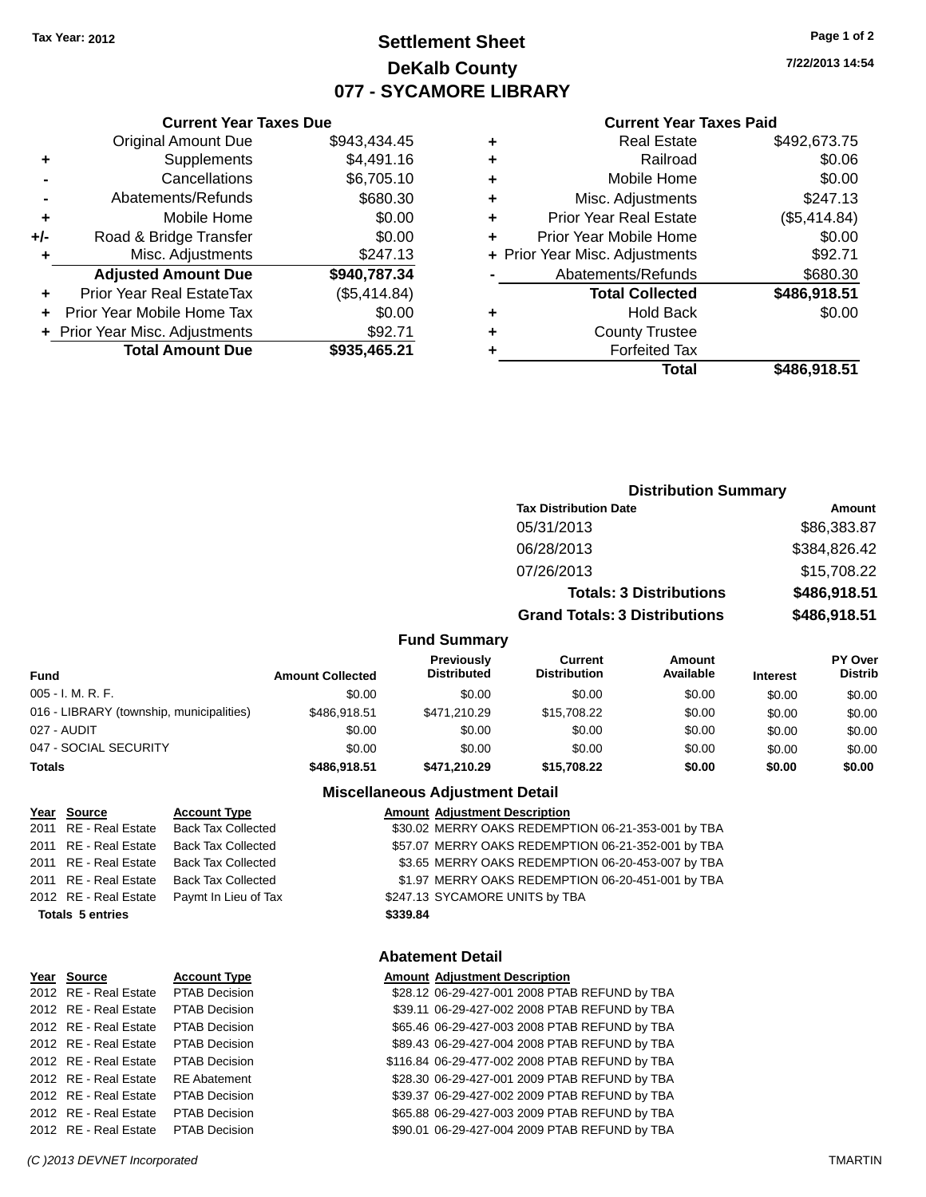Tax Year: 2012

# Settlement Sheet
## DeKalb County
## 077 - SYCAMORE LIBRARY

7/22/2013 14:54

### Current Year Taxes Due

| | | |
|---|---|---|
| | Original Amount Due | $943,434.45 |
| + | Supplements | $4,491.16 |
| - | Cancellations | $6,705.10 |
| - | Abatements/Refunds | $680.30 |
| + | Mobile Home | $0.00 |
| +/- | Road & Bridge Transfer | $0.00 |
| + | Misc. Adjustments | $247.13 |
| | **Adjusted Amount Due** | **$940,787.34** |
| + | Prior Year Real EstateTax | ($5,414.84) |
| + | Prior Year Mobile Home Tax | $0.00 |
| + | Prior Year Misc. Adjustments | $92.71 |
| | **Total Amount Due** | **$935,465.21** |

### Current Year Taxes Paid

| | | |
|---|---|---|
| + | Real Estate | $492,673.75 |
| + | Railroad | $0.06 |
| + | Mobile Home | $0.00 |
| + | Misc. Adjustments | $247.13 |
| + | Prior Year Real Estate | ($5,414.84) |
| + | Prior Year Mobile Home | $0.00 |
| + | Prior Year Misc. Adjustments | $92.71 |
| - | Abatements/Refunds | $680.30 |
| | **Total Collected** | **$486,918.51** |
| + | Hold Back | $0.00 |
| + | County Trustee | |
| + | Forfeited Tax | |
| | **Total** | **$486,918.51** |

### Distribution Summary

| Tax Distribution Date | Amount |
|---|---|
| 05/31/2013 | $86,383.87 |
| 06/28/2013 | $384,826.42 |
| 07/26/2013 | $15,708.22 |
| **Totals: 3 Distributions** | **$486,918.51** |
| **Grand Totals: 3 Distributions** | **$486,918.51** |

### Fund Summary

| Fund | Amount Collected | Previously Distributed | Current Distribution | Amount Available | Interest | PY Over Distrib |
|---|---|---|---|---|---|---|
| 005 - I. M. R. F. | $0.00 | $0.00 | $0.00 | $0.00 | $0.00 | $0.00 |
| 016 - LIBRARY (township, municipalities) | $486,918.51 | $471,210.29 | $15,708.22 | $0.00 | $0.00 | $0.00 |
| 027 - AUDIT | $0.00 | $0.00 | $0.00 | $0.00 | $0.00 | $0.00 |
| 047 - SOCIAL SECURITY | $0.00 | $0.00 | $0.00 | $0.00 | $0.00 | $0.00 |
| **Totals** | **$486,918.51** | **$471,210.29** | **$15,708.22** | **$0.00** | **$0.00** | **$0.00** |

### Miscellaneous Adjustment Detail

| Year | Source | Account Type | Amount | Adjustment Description |
|---|---|---|---|---|
| 2011 | RE - Real Estate | Back Tax Collected | $30.02 | MERRY OAKS REDEMPTION 06-21-353-001 by TBA |
| 2011 | RE - Real Estate | Back Tax Collected | $57.07 | MERRY OAKS REDEMPTION 06-21-352-001 by TBA |
| 2011 | RE - Real Estate | Back Tax Collected | $3.65 | MERRY OAKS REDEMPTION 06-20-453-007 by TBA |
| 2011 | RE - Real Estate | Back Tax Collected | $1.97 | MERRY OAKS REDEMPTION 06-20-451-001 by TBA |
| 2012 | RE - Real Estate | Paymt In Lieu of Tax | $247.13 | SYCAMORE UNITS by TBA |
| **Totals 5 entries** | | | **$339.84** | |

### Abatement Detail

| Year | Source | Account Type | Amount | Adjustment Description |
|---|---|---|---|---|
| 2012 | RE - Real Estate | PTAB Decision | $28.12 | 06-29-427-001 2008 PTAB REFUND by TBA |
| 2012 | RE - Real Estate | PTAB Decision | $39.11 | 06-29-427-002 2008 PTAB REFUND by TBA |
| 2012 | RE - Real Estate | PTAB Decision | $65.46 | 06-29-427-003 2008 PTAB REFUND by TBA |
| 2012 | RE - Real Estate | PTAB Decision | $89.43 | 06-29-427-004 2008 PTAB REFUND by TBA |
| 2012 | RE - Real Estate | PTAB Decision | $116.84 | 06-29-477-002 2008 PTAB REFUND by TBA |
| 2012 | RE - Real Estate | RE Abatement | $28.30 | 06-29-427-001 2009 PTAB REFUND by TBA |
| 2012 | RE - Real Estate | PTAB Decision | $39.37 | 06-29-427-002 2009 PTAB REFUND by TBA |
| 2012 | RE - Real Estate | PTAB Decision | $65.88 | 06-29-427-003 2009 PTAB REFUND by TBA |
| 2012 | RE - Real Estate | PTAB Decision | $90.01 | 06-29-427-004 2009 PTAB REFUND by TBA |

(C )2013 DEVNET Incorporated TMARTIN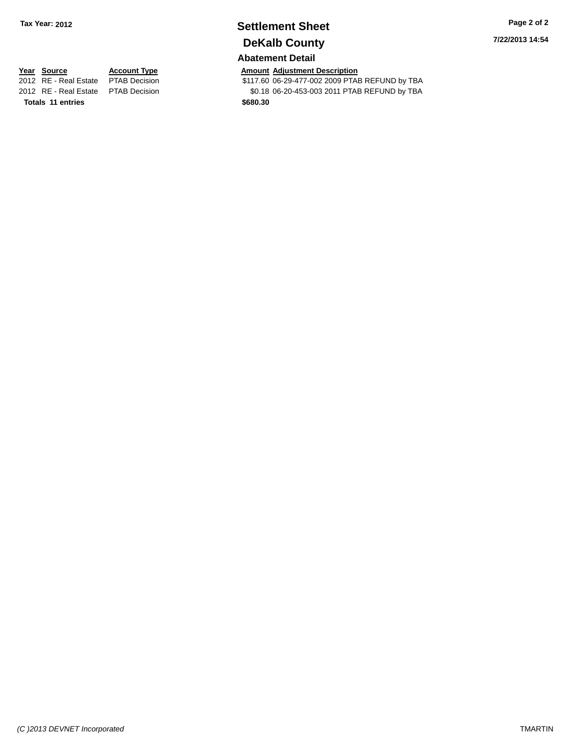Tax Year: 2012

# Settlement Sheet

## DeKalb County

7/22/2013 14:54

### Abatement Detail

| Year | Source | Account Type | Amount | Adjustment Description |
|---|---|---|---|---|
| 2012 | RE - Real Estate | PTAB Decision | $117.60 | 06-29-477-002 2009 PTAB REFUND by TBA |
| 2012 | RE - Real Estate | PTAB Decision | $0.18 | 06-20-453-003 2011 PTAB REFUND by TBA |
| **Totals** | **11 entries** | | **$680.30** | |

*(C )2013 DEVNET Incorporated*

TMARTIN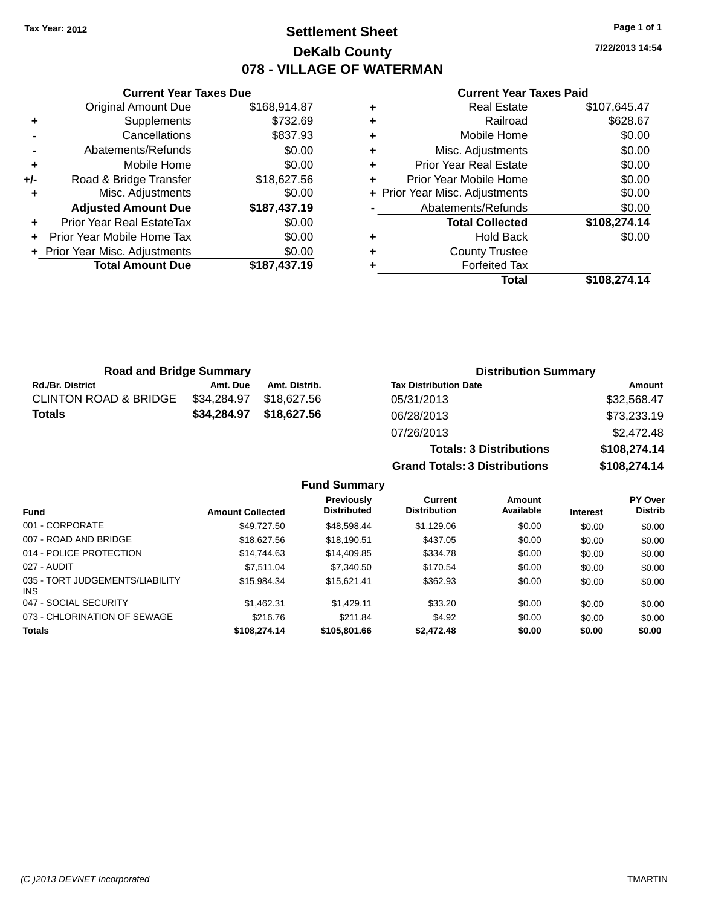Tax Year: 2012

# Settlement Sheet

## DeKalb County

## 078 - VILLAGE OF WATERMAN

7/22/2013 14:54

### Current Year Taxes Due

| | | |
|---|---|---|
| | Original Amount Due | $168,914.87 |
| + | Supplements | $732.69 |
| - | Cancellations | $837.93 |
| - | Abatements/Refunds | $0.00 |
| + | Mobile Home | $0.00 |
| +/- | Road & Bridge Transfer | $18,627.56 |
| + | Misc. Adjustments | $0.00 |
| | **Adjusted Amount Due** | **$187,437.19** |
| + | Prior Year Real EstateTax | $0.00 |
| + | Prior Year Mobile Home Tax | $0.00 |
| + | Prior Year Misc. Adjustments | $0.00 |
| | **Total Amount Due** | **$187,437.19** |

### Current Year Taxes Paid

| | | |
|---|---|---|
| + | Real Estate | $107,645.47 |
| + | Railroad | $628.67 |
| + | Mobile Home | $0.00 |
| + | Misc. Adjustments | $0.00 |
| + | Prior Year Real Estate | $0.00 |
| + | Prior Year Mobile Home | $0.00 |
| + | Prior Year Misc. Adjustments | $0.00 |
| - | Abatements/Refunds | $0.00 |
| | **Total Collected** | **$108,274.14** |
| + | Hold Back | $0.00 |
| + | County Trustee | |
| + | Forfeited Tax | |
| | **Total** | **$108,274.14** |

### Road and Bridge Summary

| Rd./Br. District | Amt. Due | Amt. Distrib. |
|---|---|---|
| CLINTON ROAD & BRIDGE | $34,284.97 | $18,627.56 |
| **Totals** | **$34,284.97** | **$18,627.56** |

### Distribution Summary

| Tax Distribution Date | Amount |
|---|---|
| 05/31/2013 | $32,568.47 |
| 06/28/2013 | $73,233.19 |
| 07/26/2013 | $2,472.48 |
| **Totals: 3 Distributions** | **$108,274.14** |
| **Grand Totals: 3 Distributions** | **$108,274.14** |

### Fund Summary

| Fund | Amount Collected | Previously Distributed | Current Distribution | Amount Available | Interest | PY Over Distrib |
|---|---|---|---|---|---|---|
| 001 - CORPORATE | $49,727.50 | $48,598.44 | $1,129.06 | $0.00 | $0.00 | $0.00 |
| 007 - ROAD AND BRIDGE | $18,627.56 | $18,190.51 | $437.05 | $0.00 | $0.00 | $0.00 |
| 014 - POLICE PROTECTION | $14,744.63 | $14,409.85 | $334.78 | $0.00 | $0.00 | $0.00 |
| 027 - AUDIT | $7,511.04 | $7,340.50 | $170.54 | $0.00 | $0.00 | $0.00 |
| 035 - TORT JUDGEMENTS/LIABILITY INS | $15,984.34 | $15,621.41 | $362.93 | $0.00 | $0.00 | $0.00 |
| 047 - SOCIAL SECURITY | $1,462.31 | $1,429.11 | $33.20 | $0.00 | $0.00 | $0.00 |
| 073 - CHLORINATION OF SEWAGE | $216.76 | $211.84 | $4.92 | $0.00 | $0.00 | $0.00 |
| **Totals** | **$108,274.14** | **$105,801.66** | **$2,472.48** | **$0.00** | **$0.00** | **$0.00** |

(C )2013 DEVNET Incorporated TMARTIN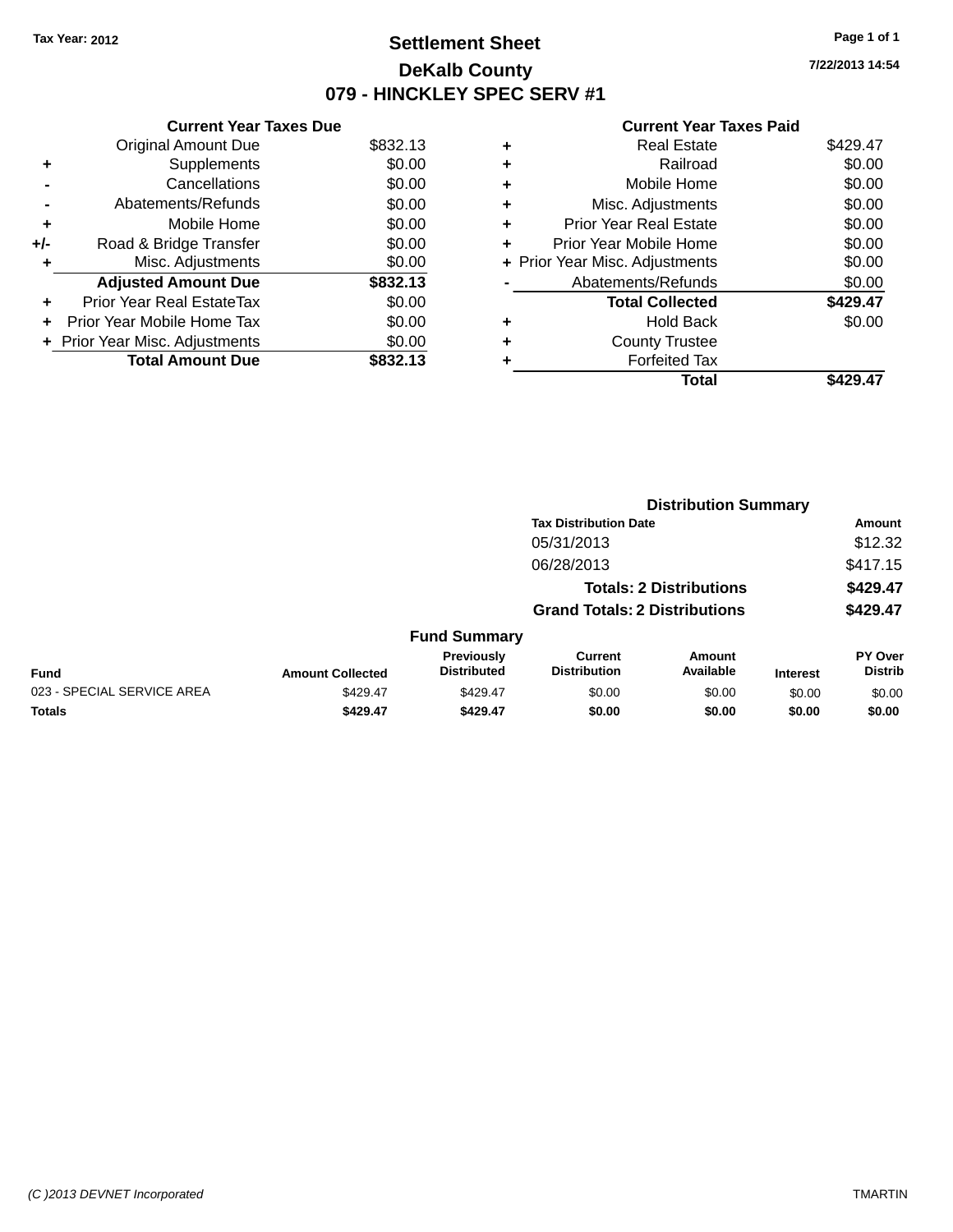Tax Year: 2012

# Settlement Sheet
## DeKalb County
## 079 - HINCKLEY SPEC SERV #1

7/22/2013 14:54

### Current Year Taxes Due

| | | |
|---|---|---|
| | Original Amount Due | $832.13 |
| + | Supplements | $0.00 |
| - | Cancellations | $0.00 |
| - | Abatements/Refunds | $0.00 |
| + | Mobile Home | $0.00 |
| +/- | Road & Bridge Transfer | $0.00 |
| + | Misc. Adjustments | $0.00 |
| | **Adjusted Amount Due** | **$832.13** |
| + | Prior Year Real EstateTax | $0.00 |
| + | Prior Year Mobile Home Tax | $0.00 |
| + | Prior Year Misc. Adjustments | $0.00 |
| | **Total Amount Due** | **$832.13** |

### Current Year Taxes Paid

| | | |
|---|---|---|
| + | Real Estate | $429.47 |
| + | Railroad | $0.00 |
| + | Mobile Home | $0.00 |
| + | Misc. Adjustments | $0.00 |
| + | Prior Year Real Estate | $0.00 |
| + | Prior Year Mobile Home | $0.00 |
| + | Prior Year Misc. Adjustments | $0.00 |
| - | Abatements/Refunds | $0.00 |
| | **Total Collected** | **$429.47** |
| + | Hold Back | $0.00 |
| + | County Trustee | |
| + | Forfeited Tax | |
| | **Total** | **$429.47** |

### Distribution Summary

| Tax Distribution Date | Amount |
|---|---|
| 05/31/2013 | $12.32 |
| 06/28/2013 | $417.15 |
| **Totals: 2 Distributions** | **$429.47** |
| **Grand Totals: 2 Distributions** | **$429.47** |

### Fund Summary

| Fund | Amount Collected | Previously Distributed | Current Distribution | Amount Available | Interest | PY Over Distrib |
|---|---|---|---|---|---|---|
| 023 - SPECIAL SERVICE AREA | $429.47 | $429.47 | $0.00 | $0.00 | $0.00 | $0.00 |
| **Totals** | **$429.47** | **$429.47** | **$0.00** | **$0.00** | **$0.00** | **$0.00** |

(C )2013 DEVNET Incorporated — TMARTIN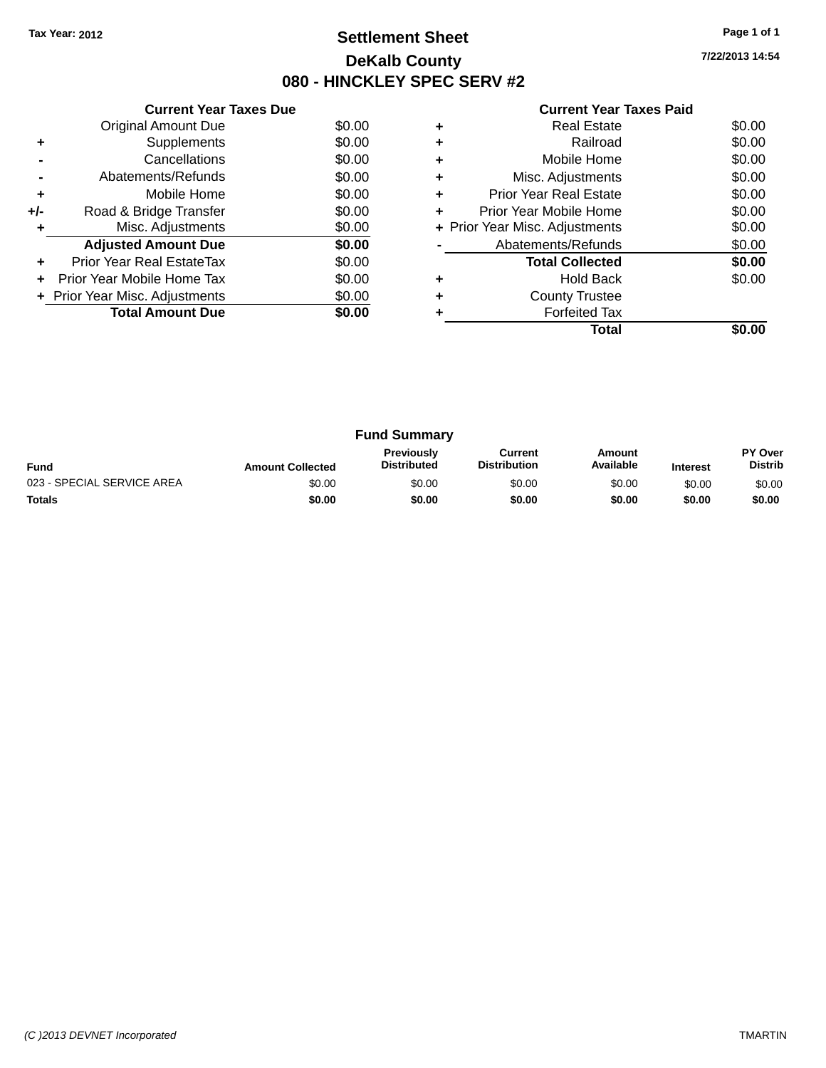Tax Year: 2012

# Settlement Sheet

## DeKalb County

## 080 - HINCKLEY SPEC SERV #2

7/22/2013 14:54

### Current Year Taxes Due

| | | |
|---|---|---|
| | Original Amount Due | $0.00 |
| + | Supplements | $0.00 |
| - | Cancellations | $0.00 |
| - | Abatements/Refunds | $0.00 |
| + | Mobile Home | $0.00 |
| +/- | Road & Bridge Transfer | $0.00 |
| + | Misc. Adjustments | $0.00 |
| | **Adjusted Amount Due** | **$0.00** |
| + | Prior Year Real EstateTax | $0.00 |
| + | Prior Year Mobile Home Tax | $0.00 |
| + | Prior Year Misc. Adjustments | $0.00 |
| | **Total Amount Due** | **$0.00** |

### Current Year Taxes Paid

| | | |
|---|---|---|
| + | Real Estate | $0.00 |
| + | Railroad | $0.00 |
| + | Mobile Home | $0.00 |
| + | Misc. Adjustments | $0.00 |
| + | Prior Year Real Estate | $0.00 |
| + | Prior Year Mobile Home | $0.00 |
| + | Prior Year Misc. Adjustments | $0.00 |
| - | Abatements/Refunds | $0.00 |
| | **Total Collected** | **$0.00** |
| + | Hold Back | $0.00 |
| + | County Trustee | |
| + | Forfeited Tax | |
| | **Total** | **$0.00** |

### Fund Summary

| Fund | Amount Collected | Previously Distributed | Current Distribution | Amount Available | Interest | PY Over Distrib |
|---|---|---|---|---|---|---|
| 023 - SPECIAL SERVICE AREA | $0.00 | $0.00 | $0.00 | $0.00 | $0.00 | $0.00 |
| **Totals** | **$0.00** | **$0.00** | **$0.00** | **$0.00** | **$0.00** | **$0.00** |

(C )2013 DEVNET Incorporated TMARTIN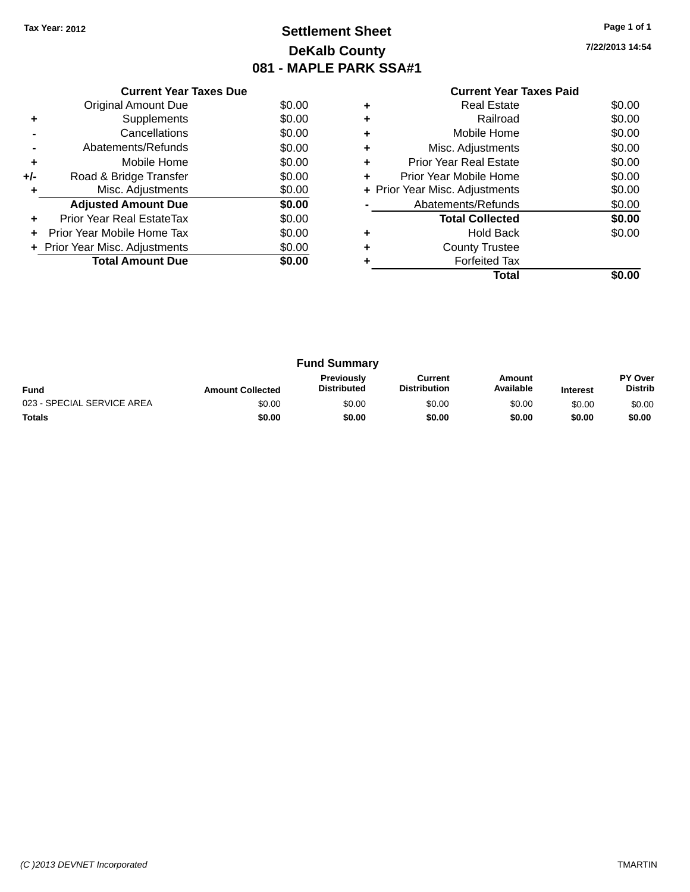Tax Year: 2012

# Settlement Sheet

## DeKalb County

## 081 - MAPLE PARK SSA#1

7/22/2013 14:54

### Current Year Taxes Due

| | | |
|---|---|---|
| | Original Amount Due | $0.00 |
| + | Supplements | $0.00 |
| - | Cancellations | $0.00 |
| - | Abatements/Refunds | $0.00 |
| + | Mobile Home | $0.00 |
| +/- | Road & Bridge Transfer | $0.00 |
| + | Misc. Adjustments | $0.00 |
| | **Adjusted Amount Due** | **$0.00** |
| + | Prior Year Real EstateTax | $0.00 |
| + | Prior Year Mobile Home Tax | $0.00 |
| + | Prior Year Misc. Adjustments | $0.00 |
| | **Total Amount Due** | **$0.00** |

### Current Year Taxes Paid

| | | |
|---|---|---|
| + | Real Estate | $0.00 |
| + | Railroad | $0.00 |
| + | Mobile Home | $0.00 |
| + | Misc. Adjustments | $0.00 |
| + | Prior Year Real Estate | $0.00 |
| + | Prior Year Mobile Home | $0.00 |
| + | Prior Year Misc. Adjustments | $0.00 |
| - | Abatements/Refunds | $0.00 |
| | **Total Collected** | **$0.00** |
| + | Hold Back | $0.00 |
| + | County Trustee | |
| + | Forfeited Tax | |
| | **Total** | **$0.00** |

### Fund Summary

| Fund | Amount Collected | Previously Distributed | Current Distribution | Amount Available | Interest | PY Over Distrib |
|---|---|---|---|---|---|---|
| 023 - SPECIAL SERVICE AREA | $0.00 | $0.00 | $0.00 | $0.00 | $0.00 | $0.00 |
| **Totals** | **$0.00** | **$0.00** | **$0.00** | **$0.00** | **$0.00** | **$0.00** |

(C )2013 DEVNET Incorporated TMARTIN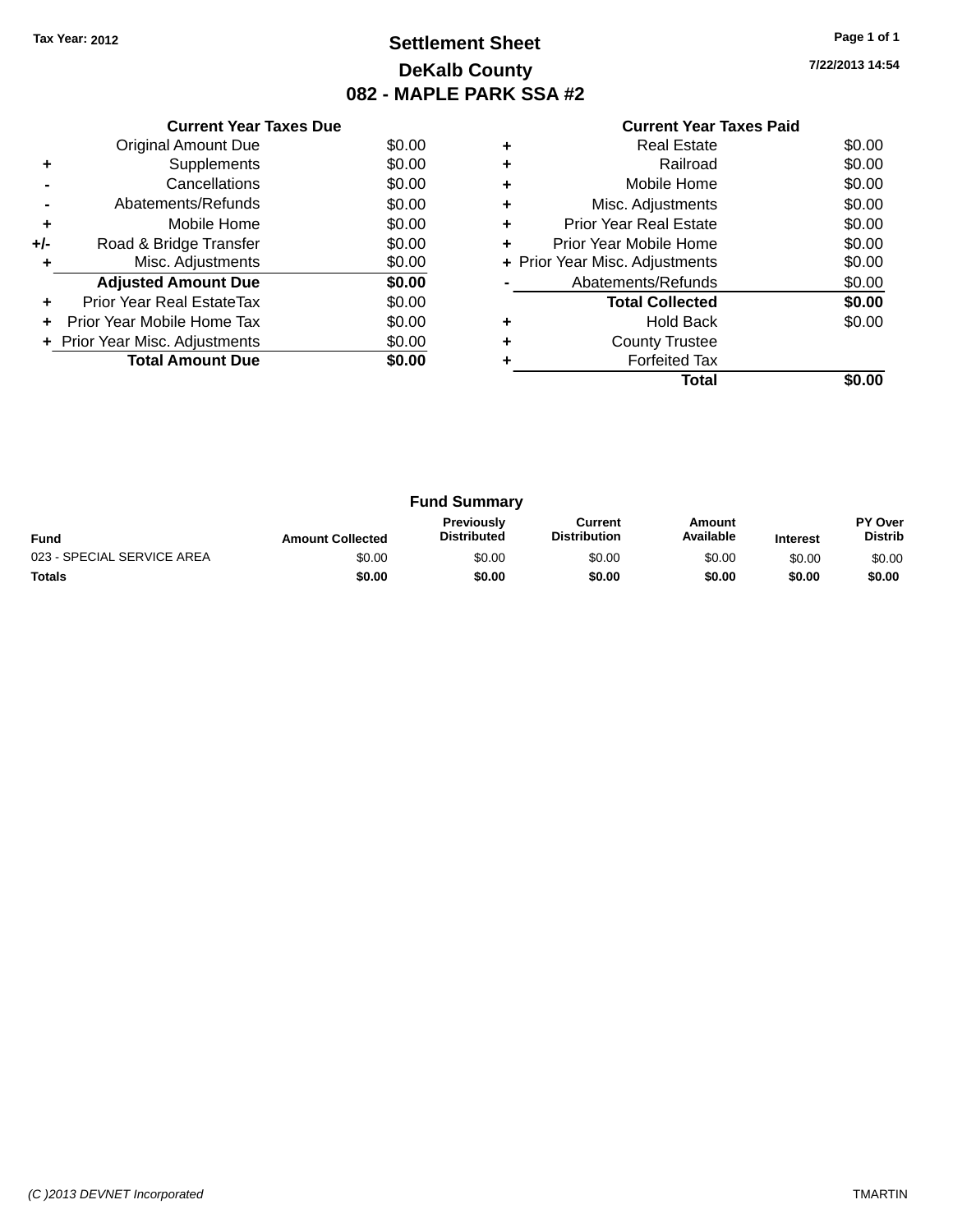Tax Year: 2012

# Settlement Sheet

## DeKalb County

## 082 - MAPLE PARK SSA #2

7/22/2013 14:54

### Current Year Taxes Due

| | | |
|---|---|---|
| | Original Amount Due | $0.00 |
| + | Supplements | $0.00 |
| - | Cancellations | $0.00 |
| - | Abatements/Refunds | $0.00 |
| + | Mobile Home | $0.00 |
| +/- | Road & Bridge Transfer | $0.00 |
| + | Misc. Adjustments | $0.00 |
| | **Adjusted Amount Due** | **$0.00** |
| + | Prior Year Real EstateTax | $0.00 |
| + | Prior Year Mobile Home Tax | $0.00 |
| + | Prior Year Misc. Adjustments | $0.00 |
| | **Total Amount Due** | **$0.00** |

### Current Year Taxes Paid

| | | |
|---|---|---|
| + | Real Estate | $0.00 |
| + | Railroad | $0.00 |
| + | Mobile Home | $0.00 |
| + | Misc. Adjustments | $0.00 |
| + | Prior Year Real Estate | $0.00 |
| + | Prior Year Mobile Home | $0.00 |
| + | Prior Year Misc. Adjustments | $0.00 |
| - | Abatements/Refunds | $0.00 |
| | **Total Collected** | **$0.00** |
| + | Hold Back | $0.00 |
| + | County Trustee | |
| + | Forfeited Tax | |
| | **Total** | **$0.00** |

### Fund Summary

| Fund | Amount Collected | Previously Distributed | Current Distribution | Amount Available | Interest | PY Over Distrib |
|---|---|---|---|---|---|---|
| 023 - SPECIAL SERVICE AREA | $0.00 | $0.00 | $0.00 | $0.00 | $0.00 | $0.00 |
| **Totals** | **$0.00** | **$0.00** | **$0.00** | **$0.00** | **$0.00** | **$0.00** |

(C )2013 DEVNET Incorporated TMARTIN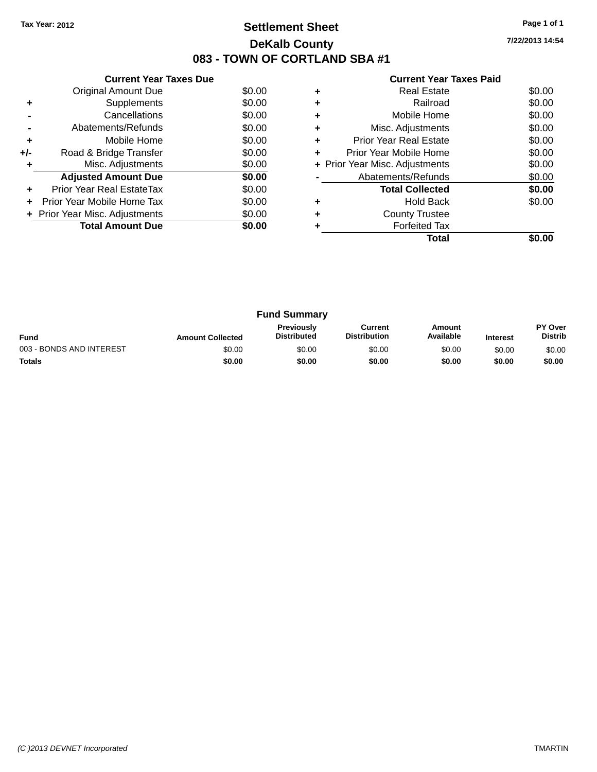Tax Year: 2012

# Settlement Sheet

## DeKalb County

## 083 - TOWN OF CORTLAND SBA #1

7/22/2013 14:54

### Current Year Taxes Due

| | | |
|---|---|---|
| | Original Amount Due | $0.00 |
| + | Supplements | $0.00 |
| - | Cancellations | $0.00 |
| - | Abatements/Refunds | $0.00 |
| + | Mobile Home | $0.00 |
| +/- | Road & Bridge Transfer | $0.00 |
| + | Misc. Adjustments | $0.00 |
| | **Adjusted Amount Due** | **$0.00** |
| + | Prior Year Real EstateTax | $0.00 |
| + | Prior Year Mobile Home Tax | $0.00 |
| + | Prior Year Misc. Adjustments | $0.00 |
| | **Total Amount Due** | **$0.00** |

### Current Year Taxes Paid

| | | |
|---|---|---|
| + | Real Estate | $0.00 |
| + | Railroad | $0.00 |
| + | Mobile Home | $0.00 |
| + | Misc. Adjustments | $0.00 |
| + | Prior Year Real Estate | $0.00 |
| + | Prior Year Mobile Home | $0.00 |
| + | Prior Year Misc. Adjustments | $0.00 |
| - | Abatements/Refunds | $0.00 |
| | **Total Collected** | **$0.00** |
| + | Hold Back | $0.00 |
| + | County Trustee | |
| + | Forfeited Tax | |
| | **Total** | **$0.00** |

### Fund Summary

| Fund | Amount Collected | Previously Distributed | Current Distribution | Amount Available | Interest | PY Over Distrib |
|---|---|---|---|---|---|---|
| 003 - BONDS AND INTEREST | $0.00 | $0.00 | $0.00 | $0.00 | $0.00 | $0.00 |
| **Totals** | **$0.00** | **$0.00** | **$0.00** | **$0.00** | **$0.00** | **$0.00** |

(C )2013 DEVNET Incorporated TMARTIN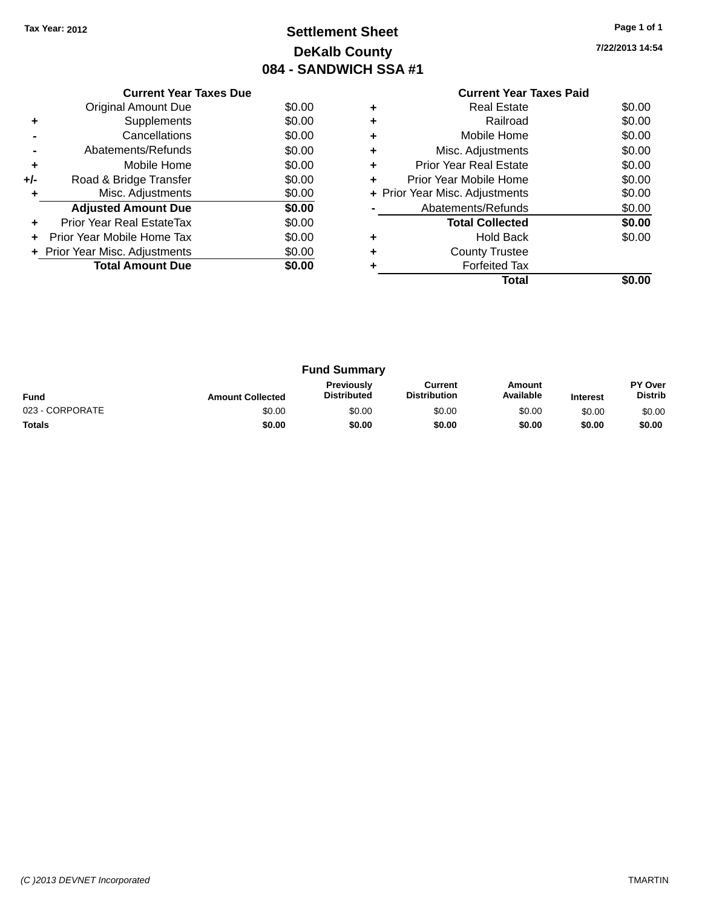Tax Year: 2012

# Settlement Sheet
## DeKalb County
## 084 - SANDWICH SSA #1

7/22/2013 14:54

### Current Year Taxes Due

| | | |
|---|---|---|
| | Original Amount Due | $0.00 |
| + | Supplements | $0.00 |
| - | Cancellations | $0.00 |
| - | Abatements/Refunds | $0.00 |
| + | Mobile Home | $0.00 |
| +/- | Road & Bridge Transfer | $0.00 |
| + | Misc. Adjustments | $0.00 |
| | **Adjusted Amount Due** | **$0.00** |
| + | Prior Year Real EstateTax | $0.00 |
| + | Prior Year Mobile Home Tax | $0.00 |
| + | Prior Year Misc. Adjustments | $0.00 |
| | **Total Amount Due** | **$0.00** |

### Current Year Taxes Paid

| | | |
|---|---|---|
| + | Real Estate | $0.00 |
| + | Railroad | $0.00 |
| + | Mobile Home | $0.00 |
| + | Misc. Adjustments | $0.00 |
| + | Prior Year Real Estate | $0.00 |
| + | Prior Year Mobile Home | $0.00 |
| + | Prior Year Misc. Adjustments | $0.00 |
| - | Abatements/Refunds | $0.00 |
| | **Total Collected** | **$0.00** |
| + | Hold Back | $0.00 |
| + | County Trustee | |
| + | Forfeited Tax | |
| | **Total** | **$0.00** |

### Fund Summary

| Fund | Amount Collected | Previously Distributed | Current Distribution | Amount Available | Interest | PY Over Distrib |
|---|---|---|---|---|---|---|
| 023 - CORPORATE | $0.00 | $0.00 | $0.00 | $0.00 | $0.00 | $0.00 |
| **Totals** | **$0.00** | **$0.00** | **$0.00** | **$0.00** | **$0.00** | **$0.00** |

(C )2013 DEVNET Incorporated — TMARTIN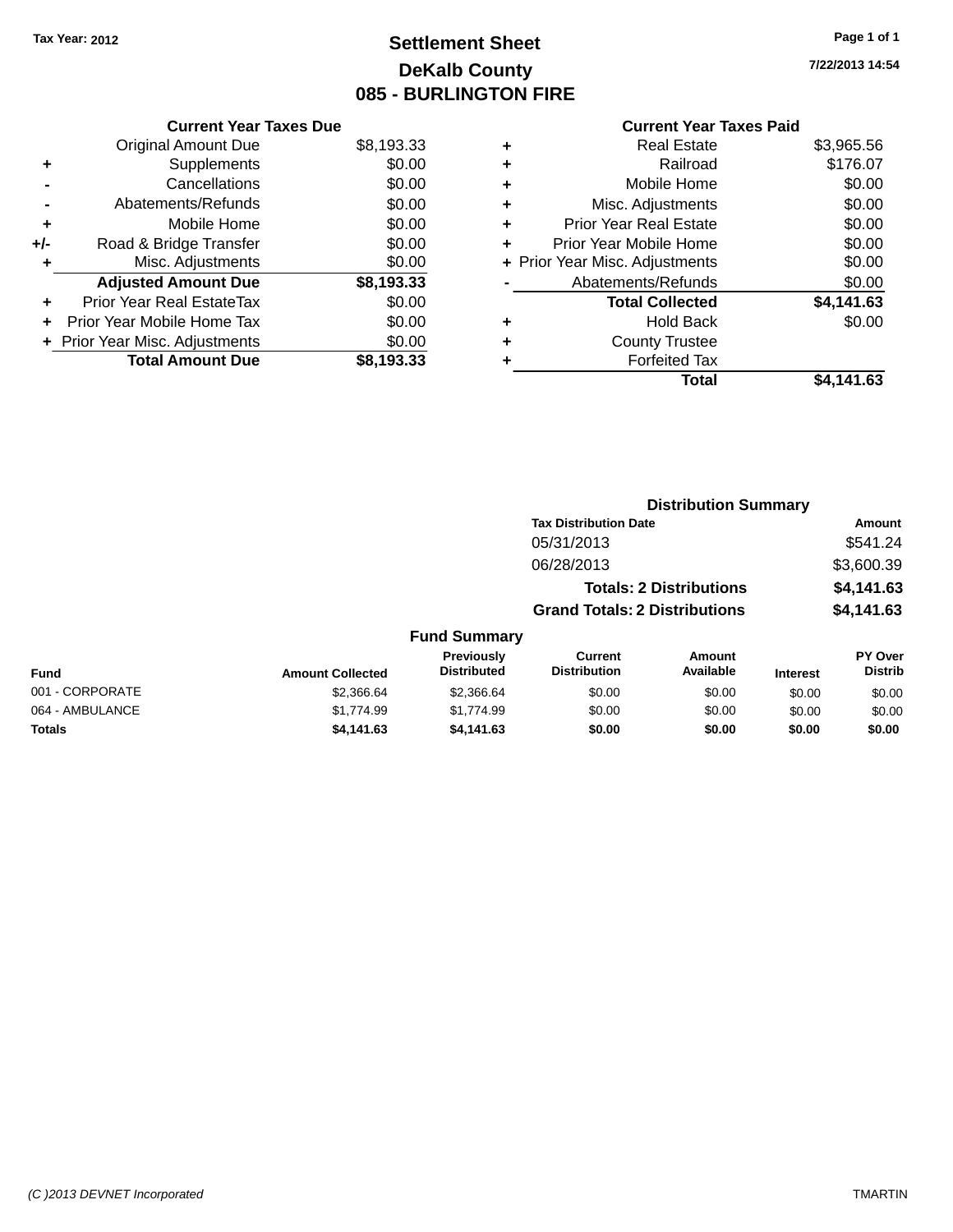Tax Year: 2012

# Settlement Sheet
## DeKalb County
## 085 - BURLINGTON FIRE

7/22/2013 14:54

**Current Year Taxes Due**

| | | |
|---|---|---|
| | Original Amount Due | $8,193.33 |
| + | Supplements | $0.00 |
| - | Cancellations | $0.00 |
| - | Abatements/Refunds | $0.00 |
| + | Mobile Home | $0.00 |
| +/- | Road & Bridge Transfer | $0.00 |
| + | Misc. Adjustments | $0.00 |
| | **Adjusted Amount Due** | **$8,193.33** |
| + | Prior Year Real EstateTax | $0.00 |
| + | Prior Year Mobile Home Tax | $0.00 |
| + | Prior Year Misc. Adjustments | $0.00 |
| | **Total Amount Due** | **$8,193.33** |

**Current Year Taxes Paid**

| | | |
|---|---|---|
| + | Real Estate | $3,965.56 |
| + | Railroad | $176.07 |
| + | Mobile Home | $0.00 |
| + | Misc. Adjustments | $0.00 |
| + | Prior Year Real Estate | $0.00 |
| + | Prior Year Mobile Home | $0.00 |
| + | Prior Year Misc. Adjustments | $0.00 |
| - | Abatements/Refunds | $0.00 |
| | **Total Collected** | **$4,141.63** |
| + | Hold Back | $0.00 |
| + | County Trustee | |
| + | Forfeited Tax | |
| | **Total** | **$4,141.63** |

**Distribution Summary**

| Tax Distribution Date | Amount |
|---|---|
| 05/31/2013 | $541.24 |
| 06/28/2013 | $3,600.39 |
| **Totals: 2 Distributions** | **$4,141.63** |
| **Grand Totals: 2 Distributions** | **$4,141.63** |

**Fund Summary**

| Fund | Amount Collected | Previously Distributed | Current Distribution | Amount Available | Interest | PY Over Distrib |
|---|---|---|---|---|---|---|
| 001 - CORPORATE | $2,366.64 | $2,366.64 | $0.00 | $0.00 | $0.00 | $0.00 |
| 064 - AMBULANCE | $1,774.99 | $1,774.99 | $0.00 | $0.00 | $0.00 | $0.00 |
| **Totals** | **$4,141.63** | **$4,141.63** | **$0.00** | **$0.00** | **$0.00** | **$0.00** |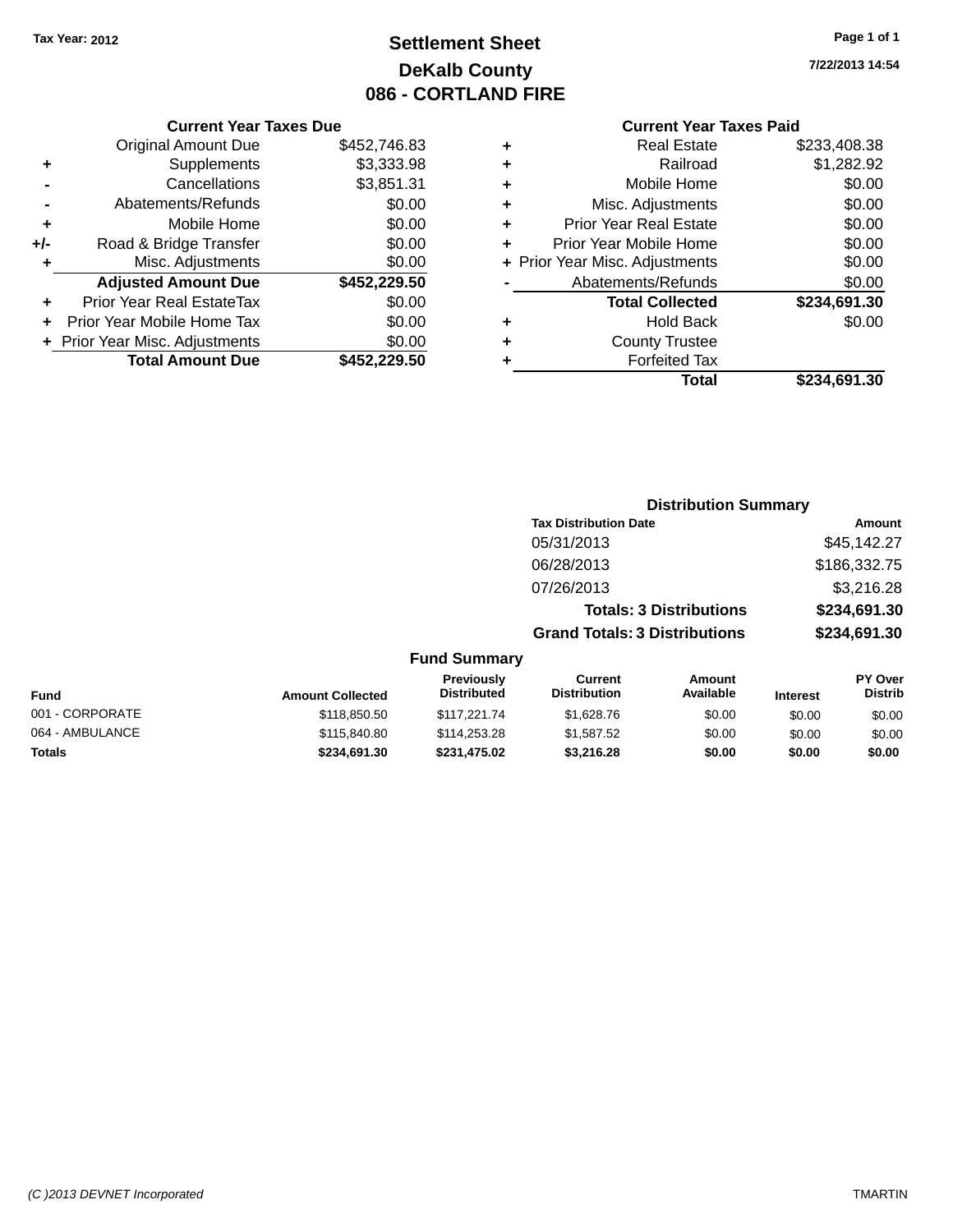Tax Year: 2012

# Settlement Sheet

## DeKalb County

## 086 - CORTLAND FIRE

7/22/2013 14:54

### Current Year Taxes Due

| | | |
|---|---|---|
| | Original Amount Due | $452,746.83 |
| + | Supplements | $3,333.98 |
| - | Cancellations | $3,851.31 |
| - | Abatements/Refunds | $0.00 |
| + | Mobile Home | $0.00 |
| +/- | Road & Bridge Transfer | $0.00 |
| + | Misc. Adjustments | $0.00 |
| | **Adjusted Amount Due** | **$452,229.50** |
| + | Prior Year Real EstateTax | $0.00 |
| + | Prior Year Mobile Home Tax | $0.00 |
| + | Prior Year Misc. Adjustments | $0.00 |
| | **Total Amount Due** | **$452,229.50** |

### Current Year Taxes Paid

| | | |
|---|---|---|
| + | Real Estate | $233,408.38 |
| + | Railroad | $1,282.92 |
| + | Mobile Home | $0.00 |
| + | Misc. Adjustments | $0.00 |
| + | Prior Year Real Estate | $0.00 |
| + | Prior Year Mobile Home | $0.00 |
| + | Prior Year Misc. Adjustments | $0.00 |
| - | Abatements/Refunds | $0.00 |
| | **Total Collected** | **$234,691.30** |
| + | Hold Back | $0.00 |
| + | County Trustee | |
| + | Forfeited Tax | |
| | **Total** | **$234,691.30** |

### Distribution Summary

| Tax Distribution Date | Amount |
|---|---|
| 05/31/2013 | $45,142.27 |
| 06/28/2013 | $186,332.75 |
| 07/26/2013 | $3,216.28 |
| **Totals: 3 Distributions** | **$234,691.30** |
| **Grand Totals: 3 Distributions** | **$234,691.30** |

### Fund Summary

| Fund | Amount Collected | Previously Distributed | Current Distribution | Amount Available | Interest | PY Over Distrib |
|---|---|---|---|---|---|---|
| 001 - CORPORATE | $118,850.50 | $117,221.74 | $1,628.76 | $0.00 | $0.00 | $0.00 |
| 064 - AMBULANCE | $115,840.80 | $114,253.28 | $1,587.52 | $0.00 | $0.00 | $0.00 |
| **Totals** | **$234,691.30** | **$231,475.02** | **$3,216.28** | **$0.00** | **$0.00** | **$0.00** |

(C )2013 DEVNET Incorporated TMARTIN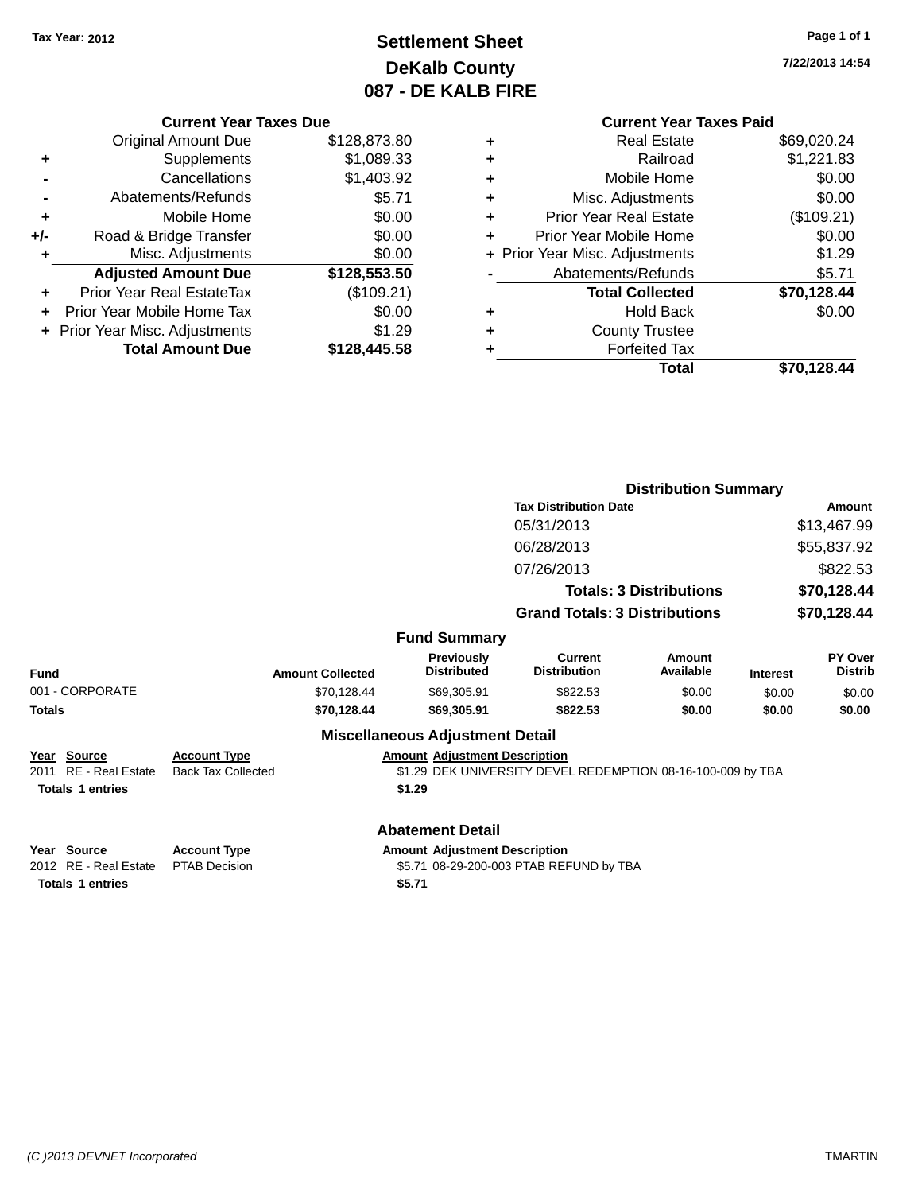Tax Year: 2012

# Settlement Sheet
## DeKalb County
## 087 - DE KALB FIRE

7/22/2013 14:54

### Current Year Taxes Due

| | | |
|---|---|---|
| | Original Amount Due | $128,873.80 |
| + | Supplements | $1,089.33 |
| - | Cancellations | $1,403.92 |
| - | Abatements/Refunds | $5.71 |
| + | Mobile Home | $0.00 |
| +/- | Road & Bridge Transfer | $0.00 |
| + | Misc. Adjustments | $0.00 |
| | **Adjusted Amount Due** | **$128,553.50** |
| + | Prior Year Real EstateTax | ($109.21) |
| + | Prior Year Mobile Home Tax | $0.00 |
| + | Prior Year Misc. Adjustments | $1.29 |
| | **Total Amount Due** | **$128,445.58** |

### Current Year Taxes Paid

| | | |
|---|---|---|
| + | Real Estate | $69,020.24 |
| + | Railroad | $1,221.83 |
| + | Mobile Home | $0.00 |
| + | Misc. Adjustments | $0.00 |
| + | Prior Year Real Estate | ($109.21) |
| + | Prior Year Mobile Home | $0.00 |
| + | Prior Year Misc. Adjustments | $1.29 |
| - | Abatements/Refunds | $5.71 |
| | **Total Collected** | **$70,128.44** |
| + | Hold Back | $0.00 |
| + | County Trustee | |
| + | Forfeited Tax | |
| | **Total** | **$70,128.44** |

### Distribution Summary

| Tax Distribution Date | Amount |
|---|---|
| 05/31/2013 | $13,467.99 |
| 06/28/2013 | $55,837.92 |
| 07/26/2013 | $822.53 |
| **Totals: 3 Distributions** | **$70,128.44** |
| **Grand Totals: 3 Distributions** | **$70,128.44** |

### Fund Summary

| Fund | Amount Collected | Previously Distributed | Current Distribution | Amount Available | Interest | PY Over Distrib |
|---|---|---|---|---|---|---|
| 001 - CORPORATE | $70,128.44 | $69,305.91 | $822.53 | $0.00 | $0.00 | $0.00 |
| **Totals** | **$70,128.44** | **$69,305.91** | **$822.53** | **$0.00** | **$0.00** | **$0.00** |

### Miscellaneous Adjustment Detail

| Year | Source | Account Type | Amount | Adjustment Description |
|---|---|---|---|---|
| 2011 | RE - Real Estate | Back Tax Collected | $1.29 | DEK UNIVERSITY DEVEL REDEMPTION 08-16-100-009 by TBA |
| **Totals** | **1 entries** | | **$1.29** | |

### Abatement Detail

| Year | Source | Account Type | Amount | Adjustment Description |
|---|---|---|---|---|
| 2012 | RE - Real Estate | PTAB Decision | $5.71 | 08-29-200-003 PTAB REFUND by TBA |
| **Totals** | **1 entries** | | **$5.71** | |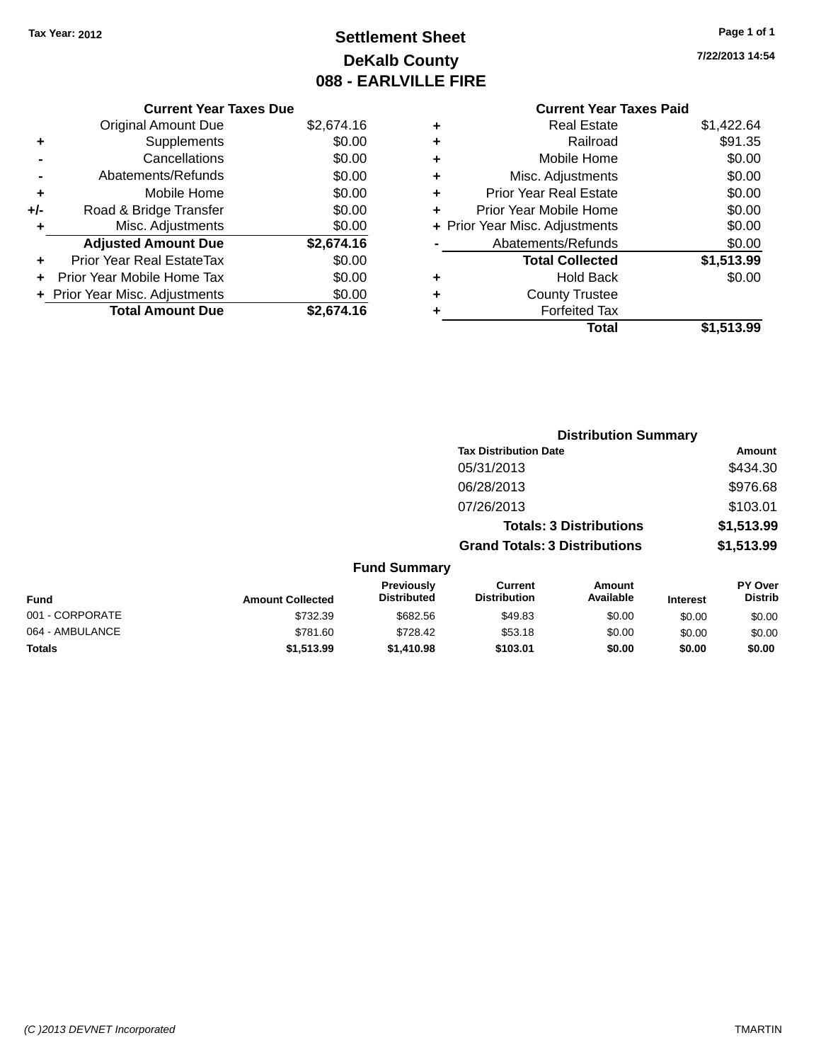Tax Year: 2012

# Settlement Sheet
## DeKalb County
## 088 - EARLVILLE FIRE

7/22/2013 14:54

### Current Year Taxes Due

| | | |
|---|---|---|
| | Original Amount Due | $2,674.16 |
| + | Supplements | $0.00 |
| - | Cancellations | $0.00 |
| - | Abatements/Refunds | $0.00 |
| + | Mobile Home | $0.00 |
| +/- | Road & Bridge Transfer | $0.00 |
| + | Misc. Adjustments | $0.00 |
| | **Adjusted Amount Due** | **$2,674.16** |
| + | Prior Year Real EstateTax | $0.00 |
| + | Prior Year Mobile Home Tax | $0.00 |
| + | Prior Year Misc. Adjustments | $0.00 |
| | **Total Amount Due** | **$2,674.16** |

### Current Year Taxes Paid

| | | |
|---|---|---|
| + | Real Estate | $1,422.64 |
| + | Railroad | $91.35 |
| + | Mobile Home | $0.00 |
| + | Misc. Adjustments | $0.00 |
| + | Prior Year Real Estate | $0.00 |
| + | Prior Year Mobile Home | $0.00 |
| + | Prior Year Misc. Adjustments | $0.00 |
| - | Abatements/Refunds | $0.00 |
| | **Total Collected** | **$1,513.99** |
| + | Hold Back | $0.00 |
| + | County Trustee | |
| + | Forfeited Tax | |
| | **Total** | **$1,513.99** |

### Distribution Summary

| Tax Distribution Date | Amount |
|---|---|
| 05/31/2013 | $434.30 |
| 06/28/2013 | $976.68 |
| 07/26/2013 | $103.01 |
| **Totals: 3 Distributions** | **$1,513.99** |
| **Grand Totals: 3 Distributions** | **$1,513.99** |

### Fund Summary

| Fund | Amount Collected | Previously Distributed | Current Distribution | Amount Available | Interest | PY Over Distrib |
|---|---|---|---|---|---|---|
| 001 - CORPORATE | $732.39 | $682.56 | $49.83 | $0.00 | $0.00 | $0.00 |
| 064 - AMBULANCE | $781.60 | $728.42 | $53.18 | $0.00 | $0.00 | $0.00 |
| **Totals** | **$1,513.99** | **$1,410.98** | **$103.01** | **$0.00** | **$0.00** | **$0.00** |

(C )2013 DEVNET Incorporated — TMARTIN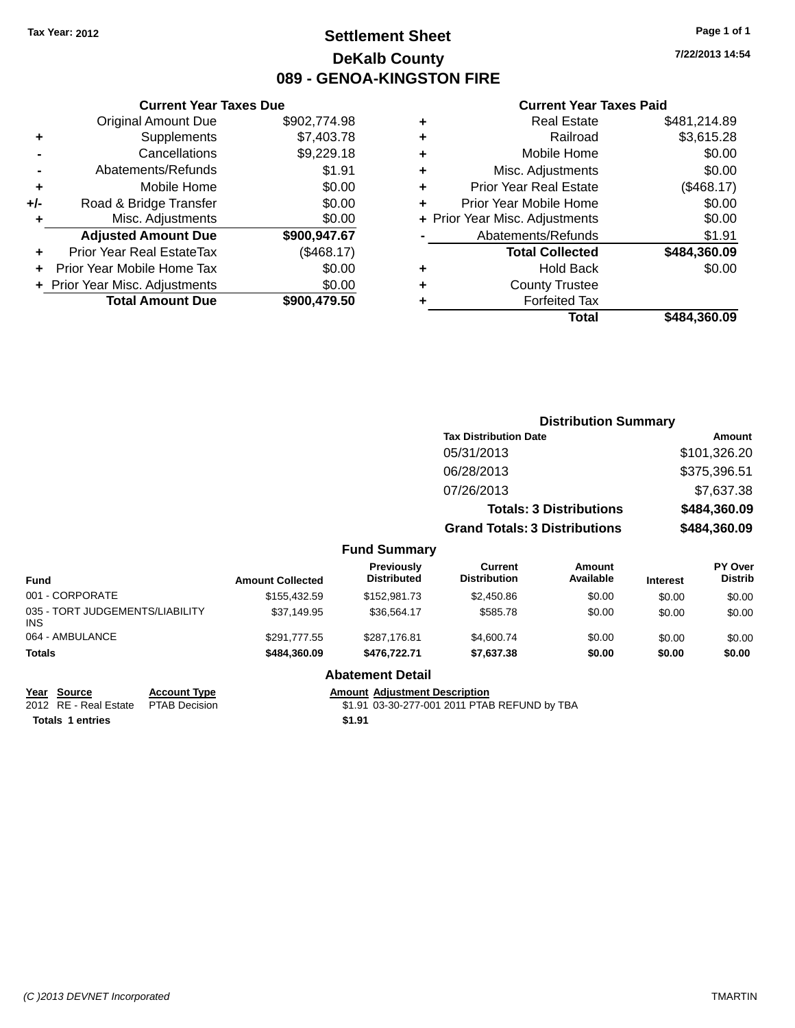Tax Year: 2012

# Settlement Sheet

## DeKalb County

## 089 - GENOA-KINGSTON FIRE

7/22/2013 14:54

### Current Year Taxes Due

| | | |
|---|---|---|
| | Original Amount Due | $902,774.98 |
| + | Supplements | $7,403.78 |
| - | Cancellations | $9,229.18 |
| - | Abatements/Refunds | $1.91 |
| + | Mobile Home | $0.00 |
| +/- | Road & Bridge Transfer | $0.00 |
| + | Misc. Adjustments | $0.00 |
| | **Adjusted Amount Due** | **$900,947.67** |
| + | Prior Year Real EstateTax | ($468.17) |
| + | Prior Year Mobile Home Tax | $0.00 |
| + | Prior Year Misc. Adjustments | $0.00 |
| | **Total Amount Due** | **$900,479.50** |

### Current Year Taxes Paid

| | | |
|---|---|---|
| + | Real Estate | $481,214.89 |
| + | Railroad | $3,615.28 |
| + | Mobile Home | $0.00 |
| + | Misc. Adjustments | $0.00 |
| + | Prior Year Real Estate | ($468.17) |
| + | Prior Year Mobile Home | $0.00 |
| + | Prior Year Misc. Adjustments | $0.00 |
| - | Abatements/Refunds | $1.91 |
| | **Total Collected** | **$484,360.09** |
| + | Hold Back | $0.00 |
| + | County Trustee | |
| + | Forfeited Tax | |
| | **Total** | **$484,360.09** |

### Distribution Summary

| Tax Distribution Date | Amount |
|---|---|
| 05/31/2013 | $101,326.20 |
| 06/28/2013 | $375,396.51 |
| 07/26/2013 | $7,637.38 |
| **Totals: 3 Distributions** | **$484,360.09** |
| **Grand Totals: 3 Distributions** | **$484,360.09** |

### Fund Summary

| Fund | Amount Collected | Previously Distributed | Current Distribution | Amount Available | Interest | PY Over Distrib |
|---|---|---|---|---|---|---|
| 001 - CORPORATE | $155,432.59 | $152,981.73 | $2,450.86 | $0.00 | $0.00 | $0.00 |
| 035 - TORT JUDGEMENTS/LIABILITY INS | $37,149.95 | $36,564.17 | $585.78 | $0.00 | $0.00 | $0.00 |
| 064 - AMBULANCE | $291,777.55 | $287,176.81 | $4,600.74 | $0.00 | $0.00 | $0.00 |
| **Totals** | **$484,360.09** | **$476,722.71** | **$7,637.38** | **$0.00** | **$0.00** | **$0.00** |

### Abatement Detail

| Year | Source | Account Type | Amount | Adjustment Description |
|---|---|---|---|---|
| 2012 | RE - Real Estate | PTAB Decision | $1.91 | 03-30-277-001 2011 PTAB REFUND by TBA |
| **Totals** | **1 entries** | | **$1.91** | |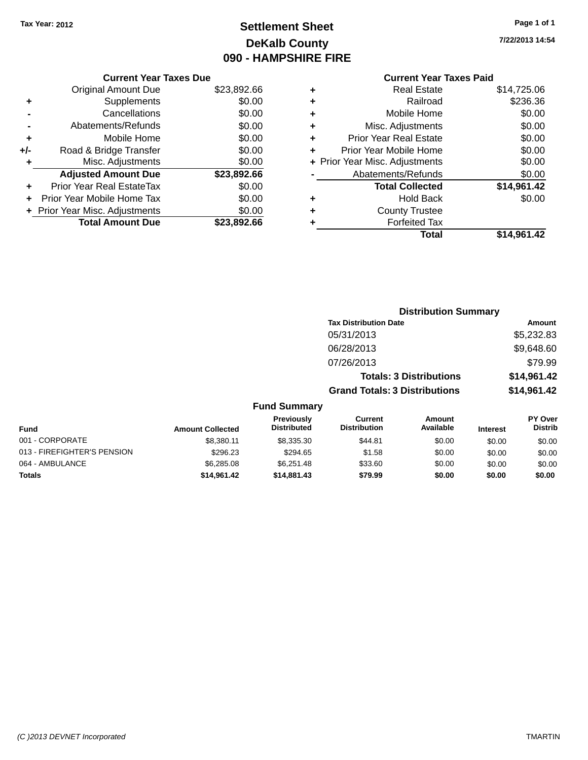Tax Year: 2012

# Settlement Sheet
## DeKalb County
## 090 - HAMPSHIRE FIRE

7/22/2013 14:54

### Current Year Taxes Due

| | | |
|---|---|---|
| | Original Amount Due | $23,892.66 |
| + | Supplements | $0.00 |
| - | Cancellations | $0.00 |
| - | Abatements/Refunds | $0.00 |
| + | Mobile Home | $0.00 |
| +/- | Road & Bridge Transfer | $0.00 |
| + | Misc. Adjustments | $0.00 |
| | **Adjusted Amount Due** | **$23,892.66** |
| + | Prior Year Real EstateTax | $0.00 |
| + | Prior Year Mobile Home Tax | $0.00 |
| + | Prior Year Misc. Adjustments | $0.00 |
| | **Total Amount Due** | **$23,892.66** |

### Current Year Taxes Paid

| | | |
|---|---|---|
| + | Real Estate | $14,725.06 |
| + | Railroad | $236.36 |
| + | Mobile Home | $0.00 |
| + | Misc. Adjustments | $0.00 |
| + | Prior Year Real Estate | $0.00 |
| + | Prior Year Mobile Home | $0.00 |
| + | Prior Year Misc. Adjustments | $0.00 |
| - | Abatements/Refunds | $0.00 |
| | **Total Collected** | **$14,961.42** |
| + | Hold Back | $0.00 |
| + | County Trustee | |
| + | Forfeited Tax | |
| | **Total** | **$14,961.42** |

### Distribution Summary

| Tax Distribution Date | Amount |
|---|---|
| 05/31/2013 | $5,232.83 |
| 06/28/2013 | $9,648.60 |
| 07/26/2013 | $79.99 |
| **Totals: 3 Distributions** | **$14,961.42** |
| **Grand Totals: 3 Distributions** | **$14,961.42** |

### Fund Summary

| Fund | Amount Collected | Previously Distributed | Current Distribution | Amount Available | Interest | PY Over Distrib |
|---|---|---|---|---|---|---|
| 001 - CORPORATE | $8,380.11 | $8,335.30 | $44.81 | $0.00 | $0.00 | $0.00 |
| 013 - FIREFIGHTER'S PENSION | $296.23 | $294.65 | $1.58 | $0.00 | $0.00 | $0.00 |
| 064 - AMBULANCE | $6,285.08 | $6,251.48 | $33.60 | $0.00 | $0.00 | $0.00 |
| **Totals** | **$14,961.42** | **$14,881.43** | **$79.99** | **$0.00** | **$0.00** | **$0.00** |

(C )2013 DEVNET Incorporated TMARTIN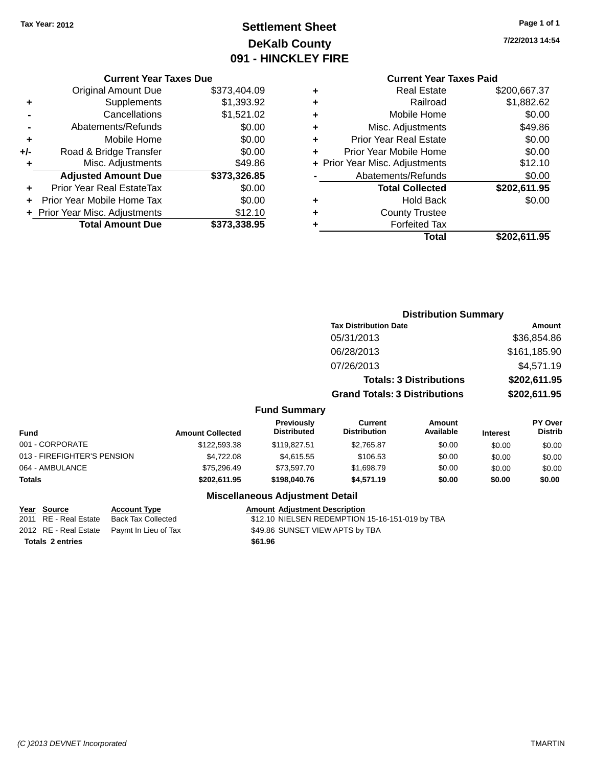Tax Year: 2012

# Settlement Sheet
## DeKalb County
## 091 - HINCKLEY FIRE

7/22/2013 14:54

### Current Year Taxes Due

| | | |
|---|---|---|
| | Original Amount Due | $373,404.09 |
| + | Supplements | $1,393.92 |
| - | Cancellations | $1,521.02 |
| - | Abatements/Refunds | $0.00 |
| + | Mobile Home | $0.00 |
| +/- | Road & Bridge Transfer | $0.00 |
| + | Misc. Adjustments | $49.86 |
| | **Adjusted Amount Due** | **$373,326.85** |
| + | Prior Year Real EstateTax | $0.00 |
| + | Prior Year Mobile Home Tax | $0.00 |
| + | Prior Year Misc. Adjustments | $12.10 |
| | **Total Amount Due** | **$373,338.95** |

### Current Year Taxes Paid

| | | |
|---|---|---|
| + | Real Estate | $200,667.37 |
| + | Railroad | $1,882.62 |
| + | Mobile Home | $0.00 |
| + | Misc. Adjustments | $49.86 |
| + | Prior Year Real Estate | $0.00 |
| + | Prior Year Mobile Home | $0.00 |
| + | Prior Year Misc. Adjustments | $12.10 |
| - | Abatements/Refunds | $0.00 |
| | **Total Collected** | **$202,611.95** |
| + | Hold Back | $0.00 |
| + | County Trustee | |
| + | Forfeited Tax | |
| | **Total** | **$202,611.95** |

### Distribution Summary

| Tax Distribution Date | Amount |
|---|---|
| 05/31/2013 | $36,854.86 |
| 06/28/2013 | $161,185.90 |
| 07/26/2013 | $4,571.19 |
| **Totals: 3 Distributions** | **$202,611.95** |
| **Grand Totals: 3 Distributions** | **$202,611.95** |

### Fund Summary

| Fund | Amount Collected | Previously Distributed | Current Distribution | Amount Available | Interest | PY Over Distrib |
|---|---|---|---|---|---|---|
| 001 - CORPORATE | $122,593.38 | $119,827.51 | $2,765.87 | $0.00 | $0.00 | $0.00 |
| 013 - FIREFIGHTER'S PENSION | $4,722.08 | $4,615.55 | $106.53 | $0.00 | $0.00 | $0.00 |
| 064 - AMBULANCE | $75,296.49 | $73,597.70 | $1,698.79 | $0.00 | $0.00 | $0.00 |
| **Totals** | **$202,611.95** | **$198,040.76** | **$4,571.19** | **$0.00** | **$0.00** | **$0.00** |

### Miscellaneous Adjustment Detail

| Year | Source | Account Type | Amount | Adjustment Description |
|---|---|---|---|---|
| 2011 | RE - Real Estate | Back Tax Collected | $12.10 | NIELSEN REDEMPTION 15-16-151-019 by TBA |
| 2012 | RE - Real Estate | Paymt In Lieu of Tax | $49.86 | SUNSET VIEW APTS by TBA |
| **Totals** | **2 entries** | | **$61.96** | |

(C )2013 DEVNET Incorporated TMARTIN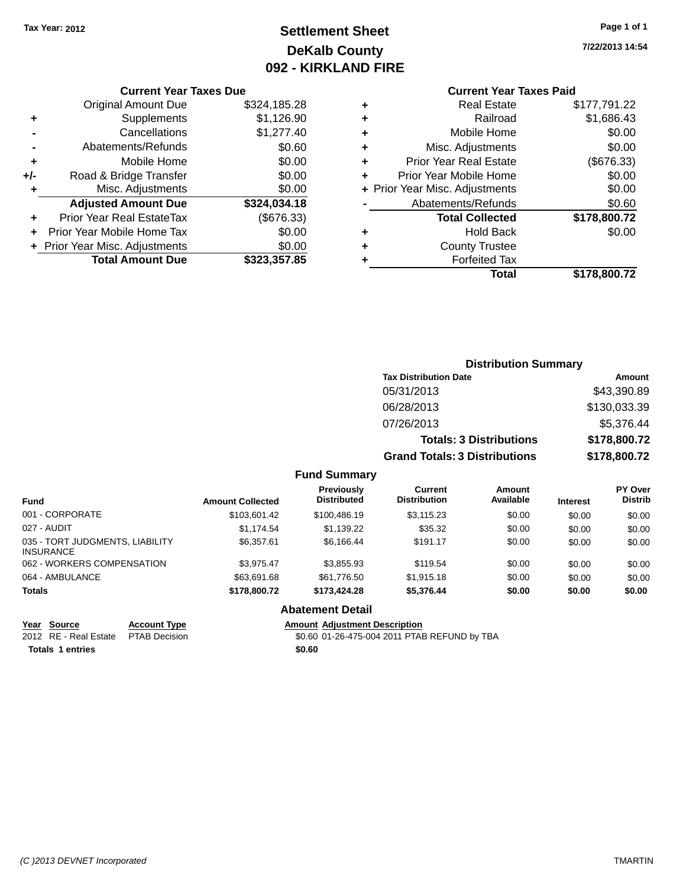Tax Year: 2012

# Settlement Sheet
## DeKalb County
## 092 - KIRKLAND FIRE

7/22/2013 14:54

### Current Year Taxes Due

| | | |
|---|---|---|
| | Original Amount Due | $324,185.28 |
| + | Supplements | $1,126.90 |
| - | Cancellations | $1,277.40 |
| - | Abatements/Refunds | $0.60 |
| + | Mobile Home | $0.00 |
| +/- | Road & Bridge Transfer | $0.00 |
| + | Misc. Adjustments | $0.00 |
| | **Adjusted Amount Due** | **$324,034.18** |
| + | Prior Year Real EstateTax | ($676.33) |
| + | Prior Year Mobile Home Tax | $0.00 |
| + | Prior Year Misc. Adjustments | $0.00 |
| | **Total Amount Due** | **$323,357.85** |

### Current Year Taxes Paid

| | | |
|---|---|---|
| + | Real Estate | $177,791.22 |
| + | Railroad | $1,686.43 |
| + | Mobile Home | $0.00 |
| + | Misc. Adjustments | $0.00 |
| + | Prior Year Real Estate | ($676.33) |
| + | Prior Year Mobile Home | $0.00 |
| + | Prior Year Misc. Adjustments | $0.00 |
| - | Abatements/Refunds | $0.60 |
| | **Total Collected** | **$178,800.72** |
| + | Hold Back | $0.00 |
| + | County Trustee | |
| + | Forfeited Tax | |
| | **Total** | **$178,800.72** |

### Distribution Summary

| Tax Distribution Date | Amount |
|---|---|
| 05/31/2013 | $43,390.89 |
| 06/28/2013 | $130,033.39 |
| 07/26/2013 | $5,376.44 |
| **Totals: 3 Distributions** | **$178,800.72** |
| **Grand Totals: 3 Distributions** | **$178,800.72** |

### Fund Summary

| Fund | Amount Collected | Previously Distributed | Current Distribution | Amount Available | Interest | PY Over Distrib |
|---|---|---|---|---|---|---|
| 001 - CORPORATE | $103,601.42 | $100,486.19 | $3,115.23 | $0.00 | $0.00 | $0.00 |
| 027 - AUDIT | $1,174.54 | $1,139.22 | $35.32 | $0.00 | $0.00 | $0.00 |
| 035 - TORT JUDGMENTS, LIABILITY INSURANCE | $6,357.61 | $6,166.44 | $191.17 | $0.00 | $0.00 | $0.00 |
| 062 - WORKERS COMPENSATION | $3,975.47 | $3,855.93 | $119.54 | $0.00 | $0.00 | $0.00 |
| 064 - AMBULANCE | $63,691.68 | $61,776.50 | $1,915.18 | $0.00 | $0.00 | $0.00 |
| **Totals** | **$178,800.72** | **$173,424.28** | **$5,376.44** | **$0.00** | **$0.00** | **$0.00** |

### Abatement Detail

| Year | Source | Account Type | Amount | Adjustment Description |
|---|---|---|---|---|
| 2012 | RE - Real Estate | PTAB Decision | $0.60 | 01-26-475-004 2011 PTAB REFUND by TBA |
| **Totals 1 entries** | | | **$0.60** | |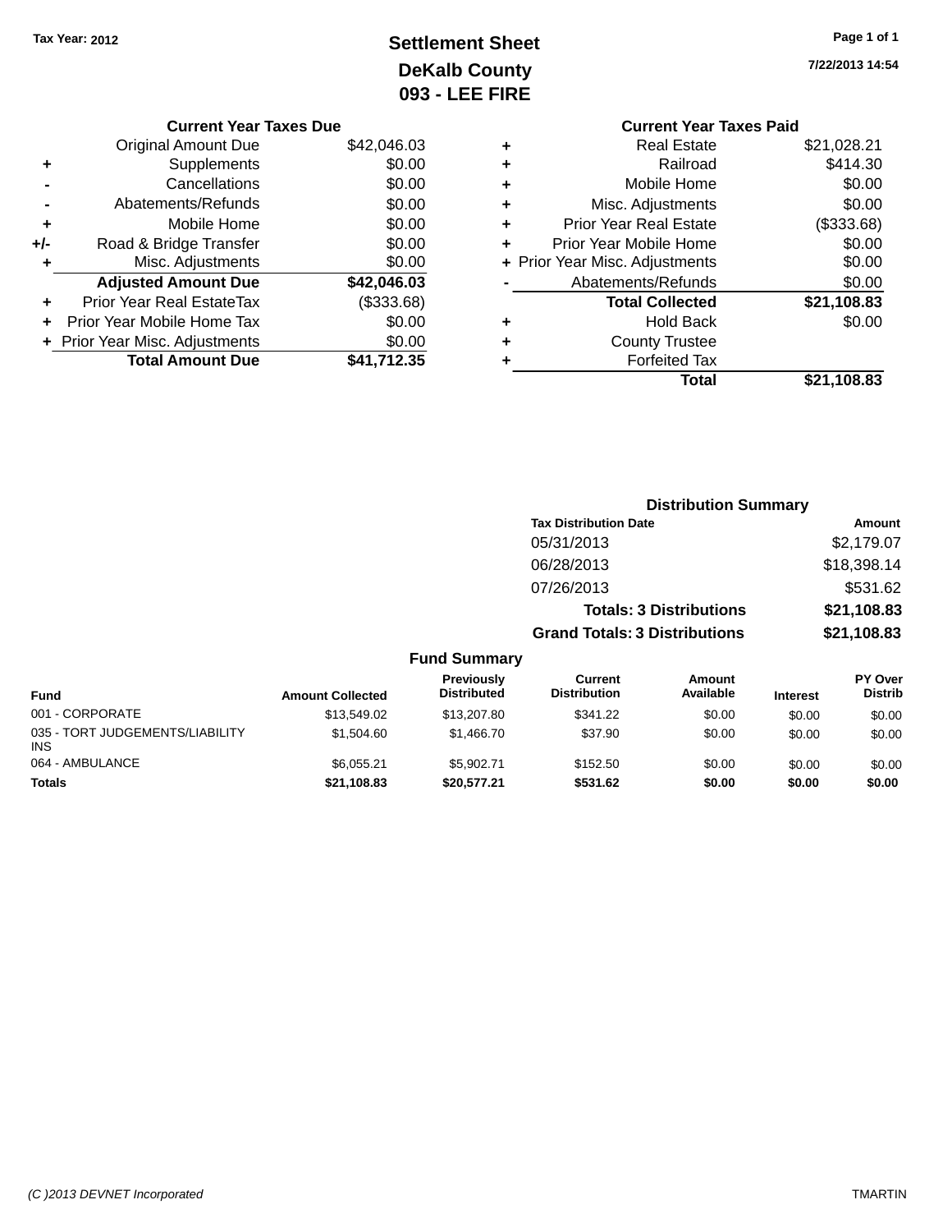Tax Year: 2012

# Settlement Sheet
## DeKalb County
## 093 - LEE FIRE

7/22/2013 14:54

### Current Year Taxes Due

| | | |
|---|---|---|
| | Original Amount Due | $42,046.03 |
| + | Supplements | $0.00 |
| - | Cancellations | $0.00 |
| - | Abatements/Refunds | $0.00 |
| + | Mobile Home | $0.00 |
| +/- | Road & Bridge Transfer | $0.00 |
| + | Misc. Adjustments | $0.00 |
| | **Adjusted Amount Due** | **$42,046.03** |
| + | Prior Year Real EstateTax | ($333.68) |
| + | Prior Year Mobile Home Tax | $0.00 |
| + | Prior Year Misc. Adjustments | $0.00 |
| | **Total Amount Due** | **$41,712.35** |

### Current Year Taxes Paid

| | | |
|---|---|---|
| + | Real Estate | $21,028.21 |
| + | Railroad | $414.30 |
| + | Mobile Home | $0.00 |
| + | Misc. Adjustments | $0.00 |
| + | Prior Year Real Estate | ($333.68) |
| + | Prior Year Mobile Home | $0.00 |
| + | Prior Year Misc. Adjustments | $0.00 |
| - | Abatements/Refunds | $0.00 |
| | **Total Collected** | **$21,108.83** |
| + | Hold Back | $0.00 |
| + | County Trustee | |
| + | Forfeited Tax | |
| | **Total** | **$21,108.83** |

### Distribution Summary

| Tax Distribution Date | Amount |
|---|---|
| 05/31/2013 | $2,179.07 |
| 06/28/2013 | $18,398.14 |
| 07/26/2013 | $531.62 |
| **Totals: 3 Distributions** | **$21,108.83** |
| **Grand Totals: 3 Distributions** | **$21,108.83** |

### Fund Summary

| Fund | Amount Collected | Previously Distributed | Current Distribution | Amount Available | Interest | PY Over Distrib |
|---|---|---|---|---|---|---|
| 001 - CORPORATE | $13,549.02 | $13,207.80 | $341.22 | $0.00 | $0.00 | $0.00 |
| 035 - TORT JUDGEMENTS/LIABILITY INS | $1,504.60 | $1,466.70 | $37.90 | $0.00 | $0.00 | $0.00 |
| 064 - AMBULANCE | $6,055.21 | $5,902.71 | $152.50 | $0.00 | $0.00 | $0.00 |
| **Totals** | **$21,108.83** | **$20,577.21** | **$531.62** | **$0.00** | **$0.00** | **$0.00** |

(C )2013 DEVNET Incorporated TMARTIN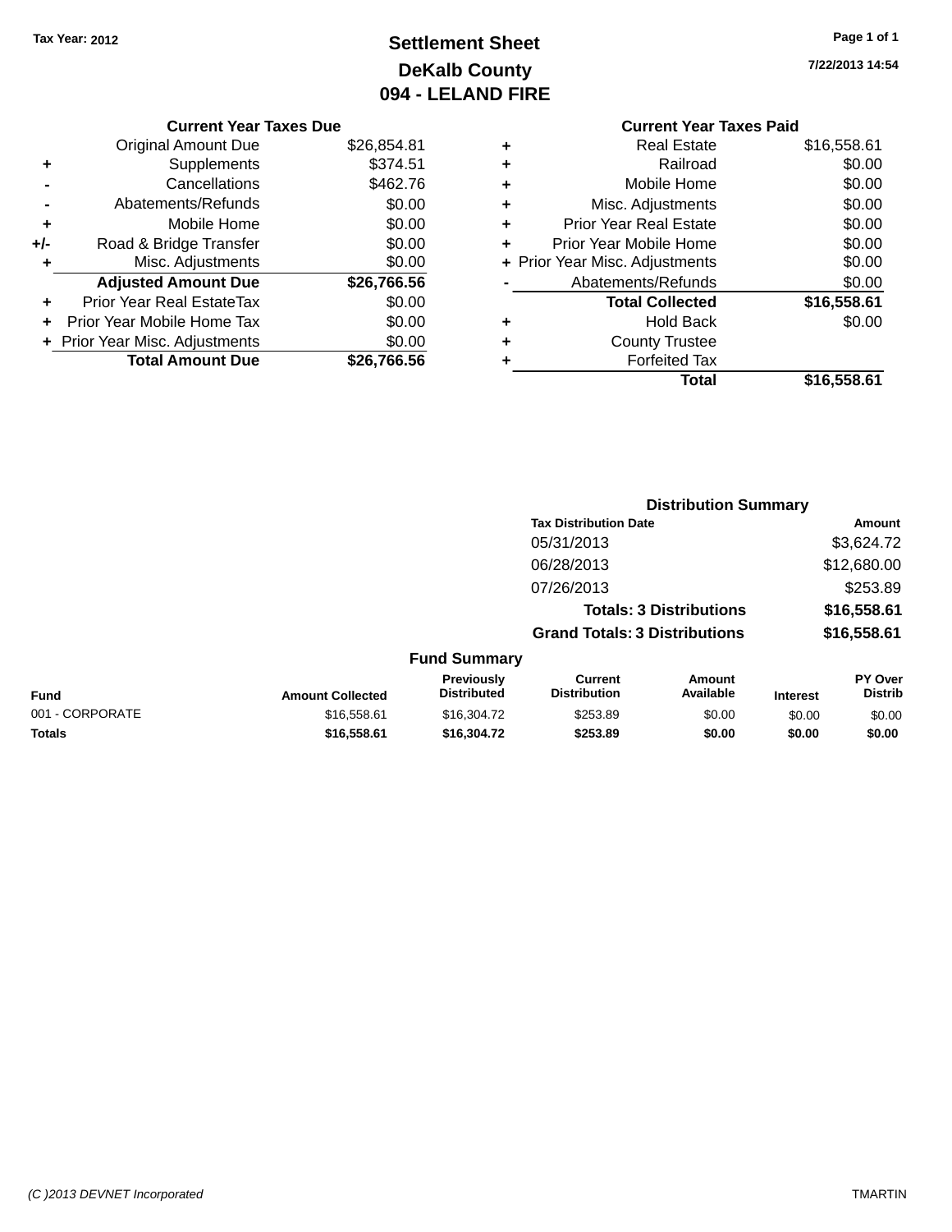Tax Year: 2012

# Settlement Sheet
## DeKalb County
## 094 - LELAND FIRE

7/22/2013 14:54

### Current Year Taxes Due

| | | |
|---|---|---|
| | Original Amount Due | $26,854.81 |
| + | Supplements | $374.51 |
| - | Cancellations | $462.76 |
| - | Abatements/Refunds | $0.00 |
| + | Mobile Home | $0.00 |
| +/- | Road & Bridge Transfer | $0.00 |
| + | Misc. Adjustments | $0.00 |
| | **Adjusted Amount Due** | **$26,766.56** |
| + | Prior Year Real EstateTax | $0.00 |
| + | Prior Year Mobile Home Tax | $0.00 |
| + | Prior Year Misc. Adjustments | $0.00 |
| | **Total Amount Due** | **$26,766.56** |

### Current Year Taxes Paid

| | | |
|---|---|---|
| + | Real Estate | $16,558.61 |
| + | Railroad | $0.00 |
| + | Mobile Home | $0.00 |
| + | Misc. Adjustments | $0.00 |
| + | Prior Year Real Estate | $0.00 |
| + | Prior Year Mobile Home | $0.00 |
| + | Prior Year Misc. Adjustments | $0.00 |
| - | Abatements/Refunds | $0.00 |
| | **Total Collected** | **$16,558.61** |
| + | Hold Back | $0.00 |
| + | County Trustee | |
| + | Forfeited Tax | |
| | **Total** | **$16,558.61** |

### Distribution Summary

| Tax Distribution Date | Amount |
|---|---|
| 05/31/2013 | $3,624.72 |
| 06/28/2013 | $12,680.00 |
| 07/26/2013 | $253.89 |
| **Totals: 3 Distributions** | **$16,558.61** |
| **Grand Totals: 3 Distributions** | **$16,558.61** |

### Fund Summary

| Fund | Amount Collected | Previously Distributed | Current Distribution | Amount Available | Interest | PY Over Distrib |
|---|---|---|---|---|---|---|
| 001 - CORPORATE | $16,558.61 | $16,304.72 | $253.89 | $0.00 | $0.00 | $0.00 |
| **Totals** | **$16,558.61** | **$16,304.72** | **$253.89** | **$0.00** | **$0.00** | **$0.00** |

(C )2013 DEVNET Incorporated TMARTIN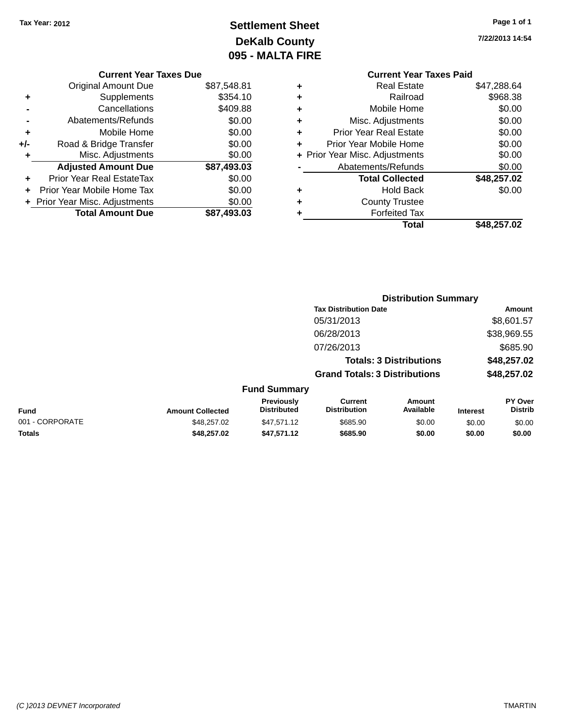Tax Year: 2012

# Settlement Sheet

## DeKalb County

## 095 - MALTA FIRE

7/22/2013 14:54

### Current Year Taxes Due

| | | |
|---|---|---|
| | Original Amount Due | $87,548.81 |
| + | Supplements | $354.10 |
| - | Cancellations | $409.88 |
| - | Abatements/Refunds | $0.00 |
| + | Mobile Home | $0.00 |
| +/- | Road & Bridge Transfer | $0.00 |
| + | Misc. Adjustments | $0.00 |
| | **Adjusted Amount Due** | **$87,493.03** |
| + | Prior Year Real EstateTax | $0.00 |
| + | Prior Year Mobile Home Tax | $0.00 |
| + | Prior Year Misc. Adjustments | $0.00 |
| | **Total Amount Due** | **$87,493.03** |

### Current Year Taxes Paid

| | | |
|---|---|---|
| + | Real Estate | $47,288.64 |
| + | Railroad | $968.38 |
| + | Mobile Home | $0.00 |
| + | Misc. Adjustments | $0.00 |
| + | Prior Year Real Estate | $0.00 |
| + | Prior Year Mobile Home | $0.00 |
| + | Prior Year Misc. Adjustments | $0.00 |
| - | Abatements/Refunds | $0.00 |
| | **Total Collected** | **$48,257.02** |
| + | Hold Back | $0.00 |
| + | County Trustee | |
| + | Forfeited Tax | |
| | **Total** | **$48,257.02** |

### Distribution Summary

| Tax Distribution Date | Amount |
|---|---|
| 05/31/2013 | $8,601.57 |
| 06/28/2013 | $38,969.55 |
| 07/26/2013 | $685.90 |
| **Totals: 3 Distributions** | **$48,257.02** |
| **Grand Totals: 3 Distributions** | **$48,257.02** |

### Fund Summary

| Fund | Amount Collected | Previously Distributed | Current Distribution | Amount Available | Interest | PY Over Distrib |
|---|---|---|---|---|---|---|
| 001 - CORPORATE | $48,257.02 | $47,571.12 | $685.90 | $0.00 | $0.00 | $0.00 |
| **Totals** | **$48,257.02** | **$47,571.12** | **$685.90** | **$0.00** | **$0.00** | **$0.00** |

(C )2013 DEVNET Incorporated TMARTIN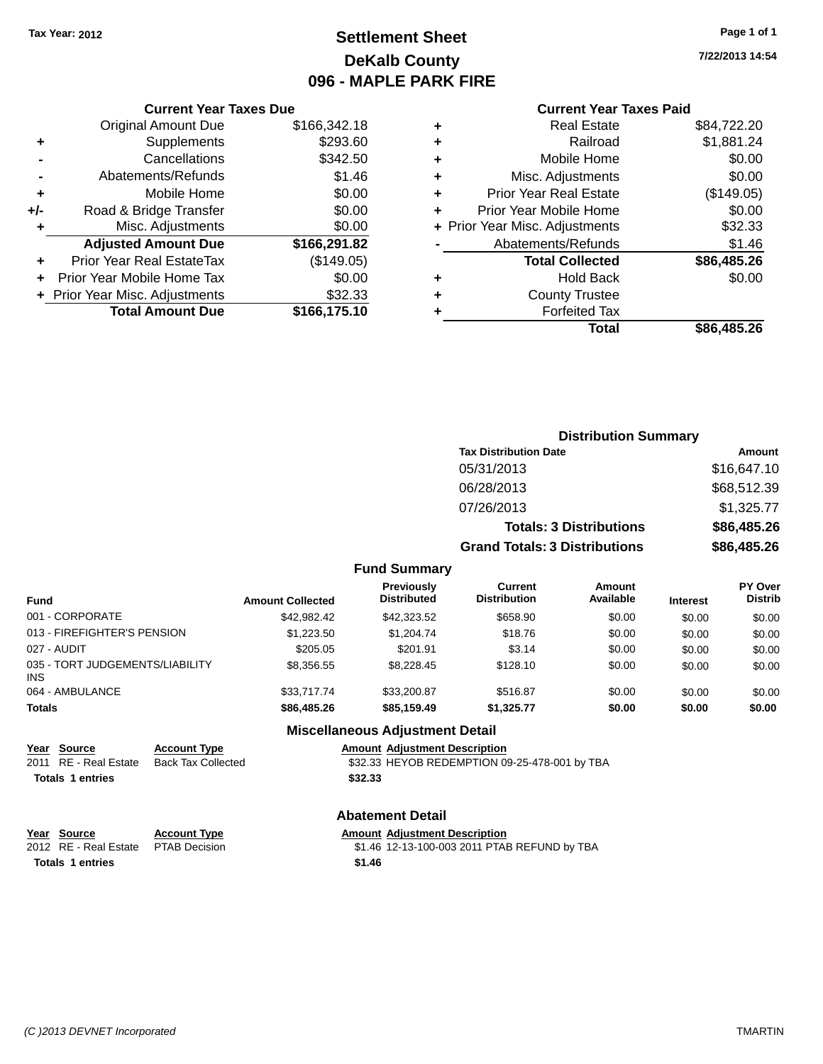Tax Year: 2012

# Settlement Sheet
## DeKalb County
## 096 - MAPLE PARK FIRE

7/22/2013 14:54

### Current Year Taxes Due

| | | |
|---|---|---|
| | Original Amount Due | $166,342.18 |
| + | Supplements | $293.60 |
| - | Cancellations | $342.50 |
| - | Abatements/Refunds | $1.46 |
| + | Mobile Home | $0.00 |
| +/- | Road & Bridge Transfer | $0.00 |
| + | Misc. Adjustments | $0.00 |
| | **Adjusted Amount Due** | **$166,291.82** |
| + | Prior Year Real EstateTax | ($149.05) |
| + | Prior Year Mobile Home Tax | $0.00 |
| + | Prior Year Misc. Adjustments | $32.33 |
| | **Total Amount Due** | **$166,175.10** |

### Current Year Taxes Paid

| | | |
|---|---|---|
| + | Real Estate | $84,722.20 |
| + | Railroad | $1,881.24 |
| + | Mobile Home | $0.00 |
| + | Misc. Adjustments | $0.00 |
| + | Prior Year Real Estate | ($149.05) |
| + | Prior Year Mobile Home | $0.00 |
| + | Prior Year Misc. Adjustments | $32.33 |
| - | Abatements/Refunds | $1.46 |
| | **Total Collected** | **$86,485.26** |
| + | Hold Back | $0.00 |
| + | County Trustee | |
| + | Forfeited Tax | |
| | **Total** | **$86,485.26** |

### Distribution Summary

| Tax Distribution Date | Amount |
|---|---|
| 05/31/2013 | $16,647.10 |
| 06/28/2013 | $68,512.39 |
| 07/26/2013 | $1,325.77 |
| **Totals: 3 Distributions** | **$86,485.26** |
| **Grand Totals: 3 Distributions** | **$86,485.26** |

### Fund Summary

| Fund | Amount Collected | Previously Distributed | Current Distribution | Amount Available | Interest | PY Over Distrib |
|---|---|---|---|---|---|---|
| 001 - CORPORATE | $42,982.42 | $42,323.52 | $658.90 | $0.00 | $0.00 | $0.00 |
| 013 - FIREFIGHTER'S PENSION | $1,223.50 | $1,204.74 | $18.76 | $0.00 | $0.00 | $0.00 |
| 027 - AUDIT | $205.05 | $201.91 | $3.14 | $0.00 | $0.00 | $0.00 |
| 035 - TORT JUDGEMENTS/LIABILITY INS | $8,356.55 | $8,228.45 | $128.10 | $0.00 | $0.00 | $0.00 |
| 064 - AMBULANCE | $33,717.74 | $33,200.87 | $516.87 | $0.00 | $0.00 | $0.00 |
| **Totals** | **$86,485.26** | **$85,159.49** | **$1,325.77** | **$0.00** | **$0.00** | **$0.00** |

### Miscellaneous Adjustment Detail

| Year | Source | Account Type | Amount | Adjustment Description |
|---|---|---|---|---|
| 2011 | RE - Real Estate | Back Tax Collected | $32.33 | HEYOB REDEMPTION 09-25-478-001 by TBA |
| **Totals** | **1 entries** | | **$32.33** | |

### Abatement Detail

| Year | Source | Account Type | Amount | Adjustment Description |
|---|---|---|---|---|
| 2012 | RE - Real Estate | PTAB Decision | $1.46 | 12-13-100-003 2011 PTAB REFUND by TBA |
| **Totals** | **1 entries** | | **$1.46** | |

(C )2013 DEVNET Incorporated TMARTIN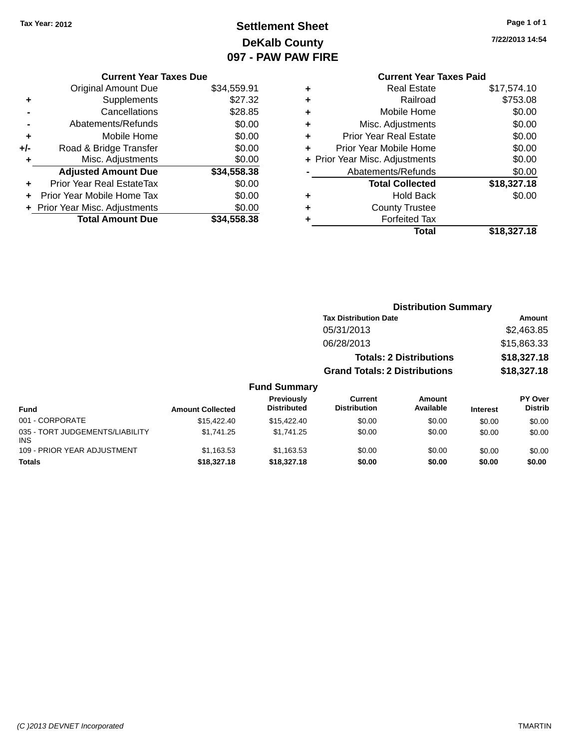Tax Year: 2012

# Settlement Sheet
## DeKalb County
## 097 - PAW PAW FIRE

7/22/2013 14:54

### Current Year Taxes Due

| | | |
|---|---|---|
| | Original Amount Due | $34,559.91 |
| + | Supplements | $27.32 |
| - | Cancellations | $28.85 |
| - | Abatements/Refunds | $0.00 |
| + | Mobile Home | $0.00 |
| +/- | Road & Bridge Transfer | $0.00 |
| + | Misc. Adjustments | $0.00 |
| | **Adjusted Amount Due** | **$34,558.38** |
| + | Prior Year Real EstateTax | $0.00 |
| + | Prior Year Mobile Home Tax | $0.00 |
| + | Prior Year Misc. Adjustments | $0.00 |
| | **Total Amount Due** | **$34,558.38** |

### Current Year Taxes Paid

| | | |
|---|---|---|
| + | Real Estate | $17,574.10 |
| + | Railroad | $753.08 |
| + | Mobile Home | $0.00 |
| + | Misc. Adjustments | $0.00 |
| + | Prior Year Real Estate | $0.00 |
| + | Prior Year Mobile Home | $0.00 |
| + | Prior Year Misc. Adjustments | $0.00 |
| - | Abatements/Refunds | $0.00 |
| | **Total Collected** | **$18,327.18** |
| + | Hold Back | $0.00 |
| + | County Trustee | |
| + | Forfeited Tax | |
| | **Total** | **$18,327.18** |

### Distribution Summary

| Tax Distribution Date | Amount |
|---|---|
| 05/31/2013 | $2,463.85 |
| 06/28/2013 | $15,863.33 |
| **Totals: 2 Distributions** | **$18,327.18** |
| **Grand Totals: 2 Distributions** | **$18,327.18** |

### Fund Summary

| Fund | Amount Collected | Previously Distributed | Current Distribution | Amount Available | Interest | PY Over Distrib |
|---|---|---|---|---|---|---|
| 001 - CORPORATE | $15,422.40 | $15,422.40 | $0.00 | $0.00 | $0.00 | $0.00 |
| 035 - TORT JUDGEMENTS/LIABILITY INS | $1,741.25 | $1,741.25 | $0.00 | $0.00 | $0.00 | $0.00 |
| 109 - PRIOR YEAR ADJUSTMENT | $1,163.53 | $1,163.53 | $0.00 | $0.00 | $0.00 | $0.00 |
| **Totals** | **$18,327.18** | **$18,327.18** | **$0.00** | **$0.00** | **$0.00** | **$0.00** |

(C )2013 DEVNET Incorporated TMARTIN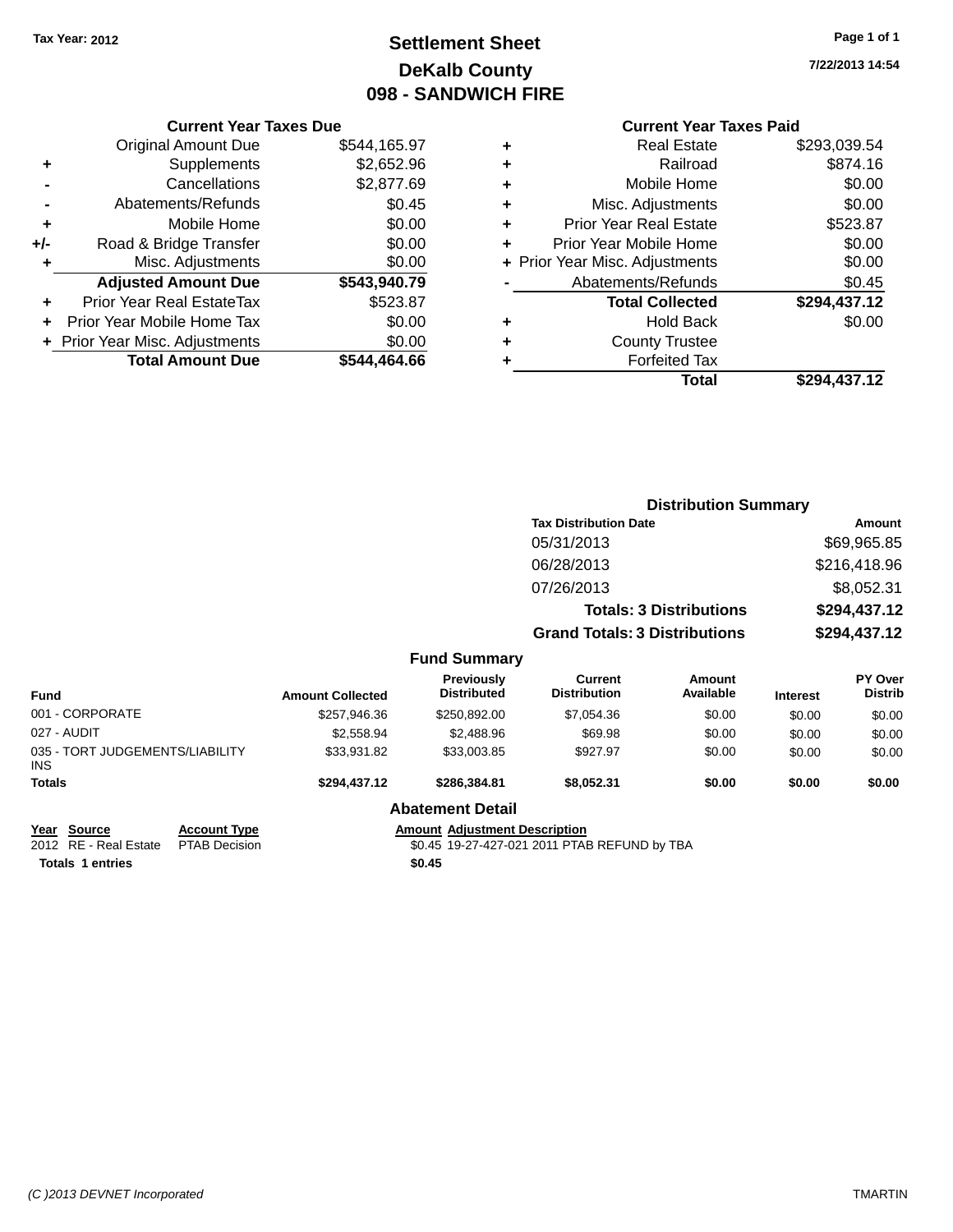Tax Year: 2012

# Settlement Sheet

## DeKalb County

## 098 - SANDWICH FIRE

7/22/2013 14:54

### Current Year Taxes Due

| | | |
|---|---|---|
| | Original Amount Due | $544,165.97 |
| + | Supplements | $2,652.96 |
| - | Cancellations | $2,877.69 |
| - | Abatements/Refunds | $0.45 |
| + | Mobile Home | $0.00 |
| +/- | Road & Bridge Transfer | $0.00 |
| + | Misc. Adjustments | $0.00 |
| | **Adjusted Amount Due** | **$543,940.79** |
| + | Prior Year Real EstateTax | $523.87 |
| + | Prior Year Mobile Home Tax | $0.00 |
| + | Prior Year Misc. Adjustments | $0.00 |
| | **Total Amount Due** | **$544,464.66** |

### Current Year Taxes Paid

| | | |
|---|---|---|
| + | Real Estate | $293,039.54 |
| + | Railroad | $874.16 |
| + | Mobile Home | $0.00 |
| + | Misc. Adjustments | $0.00 |
| + | Prior Year Real Estate | $523.87 |
| + | Prior Year Mobile Home | $0.00 |
| + | Prior Year Misc. Adjustments | $0.00 |
| - | Abatements/Refunds | $0.45 |
| | **Total Collected** | **$294,437.12** |
| + | Hold Back | $0.00 |
| + | County Trustee | |
| + | Forfeited Tax | |
| | **Total** | **$294,437.12** |

### Distribution Summary

| Tax Distribution Date | Amount |
|---|---|
| 05/31/2013 | $69,965.85 |
| 06/28/2013 | $216,418.96 |
| 07/26/2013 | $8,052.31 |
| **Totals: 3 Distributions** | **$294,437.12** |
| **Grand Totals: 3 Distributions** | **$294,437.12** |

### Fund Summary

| Fund | Amount Collected | Previously Distributed | Current Distribution | Amount Available | Interest | PY Over Distrib |
|---|---|---|---|---|---|---|
| 001 - CORPORATE | $257,946.36 | $250,892.00 | $7,054.36 | $0.00 | $0.00 | $0.00 |
| 027 - AUDIT | $2,558.94 | $2,488.96 | $69.98 | $0.00 | $0.00 | $0.00 |
| 035 - TORT JUDGEMENTS/LIABILITY INS | $33,931.82 | $33,003.85 | $927.97 | $0.00 | $0.00 | $0.00 |
| **Totals** | **$294,437.12** | **$286,384.81** | **$8,052.31** | **$0.00** | **$0.00** | **$0.00** |

### Abatement Detail

| Year | Source | Account Type | Amount | Adjustment Description |
|---|---|---|---|---|
| 2012 | RE - Real Estate | PTAB Decision | $0.45 | 19-27-427-021 2011 PTAB REFUND by TBA |
| **Totals 1 entries** | | | **$0.45** | |

(C )2013 DEVNET Incorporated TMARTIN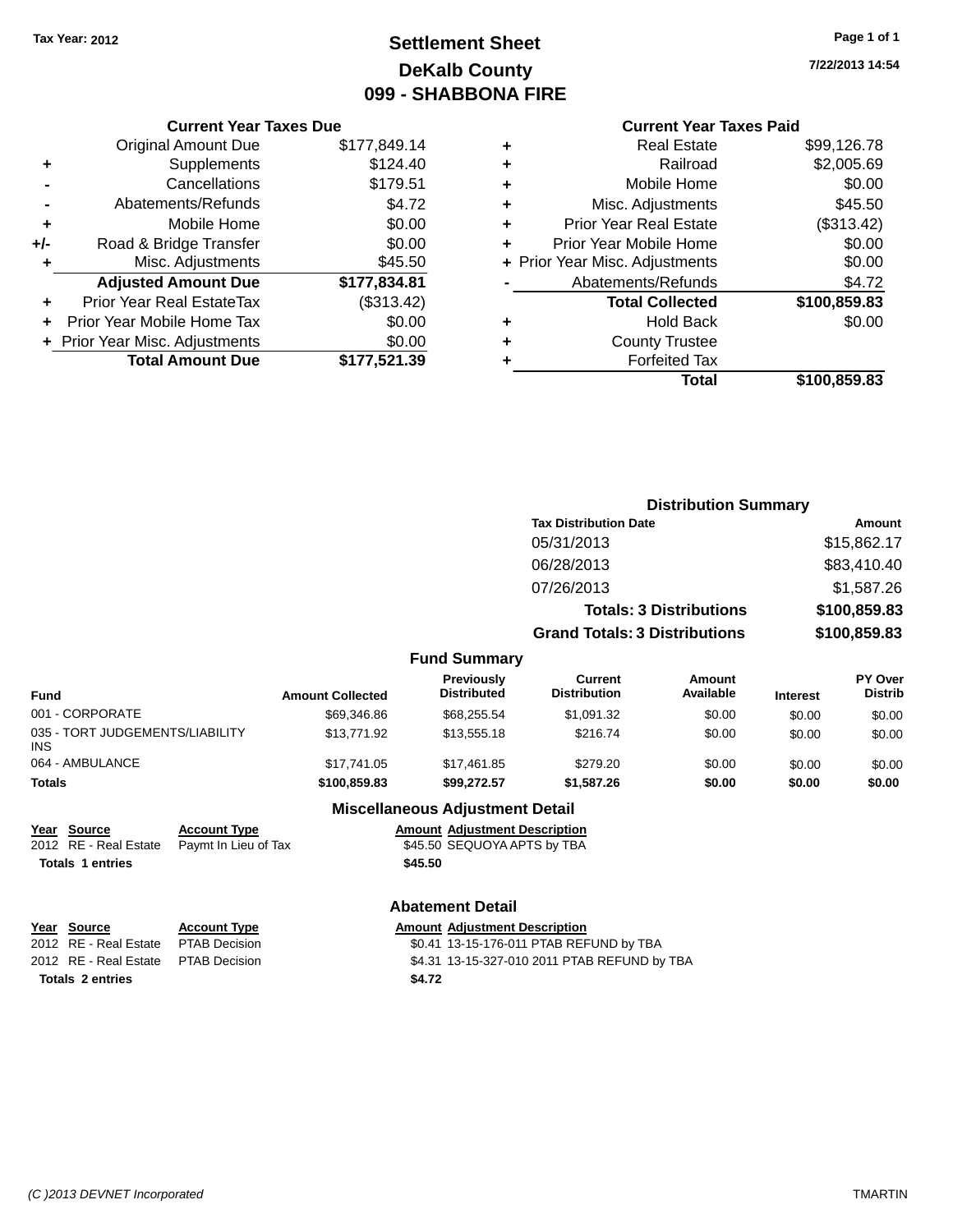**Tax Year: 2012**

# Settlement Sheet
## DeKalb County
## 099 - SHABBONA FIRE

7/22/2013 14:54

### Current Year Taxes Due

| | | |
|---|---|---|
| | Original Amount Due | $177,849.14 |
| + | Supplements | $124.40 |
| - | Cancellations | $179.51 |
| - | Abatements/Refunds | $4.72 |
| + | Mobile Home | $0.00 |
| +/- | Road & Bridge Transfer | $0.00 |
| + | Misc. Adjustments | $45.50 |
| | **Adjusted Amount Due** | **$177,834.81** |
| + | Prior Year Real EstateTax | ($313.42) |
| + | Prior Year Mobile Home Tax | $0.00 |
| + | Prior Year Misc. Adjustments | $0.00 |
| | **Total Amount Due** | **$177,521.39** |

### Current Year Taxes Paid

| | | |
|---|---|---|
| + | Real Estate | $99,126.78 |
| + | Railroad | $2,005.69 |
| + | Mobile Home | $0.00 |
| + | Misc. Adjustments | $45.50 |
| + | Prior Year Real Estate | ($313.42) |
| + | Prior Year Mobile Home | $0.00 |
| + | Prior Year Misc. Adjustments | $0.00 |
| - | Abatements/Refunds | $4.72 |
| | **Total Collected** | **$100,859.83** |
| + | Hold Back | $0.00 |
| + | County Trustee | |
| + | Forfeited Tax | |
| | **Total** | **$100,859.83** |

### Distribution Summary

| Tax Distribution Date | Amount |
|---|---|
| 05/31/2013 | $15,862.17 |
| 06/28/2013 | $83,410.40 |
| 07/26/2013 | $1,587.26 |
| **Totals: 3 Distributions** | **$100,859.83** |
| **Grand Totals: 3 Distributions** | **$100,859.83** |

### Fund Summary

| Fund | Amount Collected | Previously Distributed | Current Distribution | Amount Available | Interest | PY Over Distrib |
|---|---|---|---|---|---|---|
| 001 - CORPORATE | $69,346.86 | $68,255.54 | $1,091.32 | $0.00 | $0.00 | $0.00 |
| 035 - TORT JUDGEMENTS/LIABILITY INS | $13,771.92 | $13,555.18 | $216.74 | $0.00 | $0.00 | $0.00 |
| 064 - AMBULANCE | $17,741.05 | $17,461.85 | $279.20 | $0.00 | $0.00 | $0.00 |
| **Totals** | **$100,859.83** | **$99,272.57** | **$1,587.26** | **$0.00** | **$0.00** | **$0.00** |

### Miscellaneous Adjustment Detail

| Year | Source | Account Type | Amount | Adjustment Description |
|---|---|---|---|---|
| 2012 | RE - Real Estate | Paymt In Lieu of Tax | $45.50 | SEQUOYA APTS by TBA |
| **Totals** | **1 entries** | | **$45.50** | |

### Abatement Detail

| Year | Source | Account Type | Amount | Adjustment Description |
|---|---|---|---|---|
| 2012 | RE - Real Estate | PTAB Decision | $0.41 | 13-15-176-011 PTAB REFUND by TBA |
| 2012 | RE - Real Estate | PTAB Decision | $4.31 | 13-15-327-010 2011 PTAB REFUND by TBA |
| **Totals** | **2 entries** | | **$4.72** | |

(C )2013 DEVNET Incorporated TMARTIN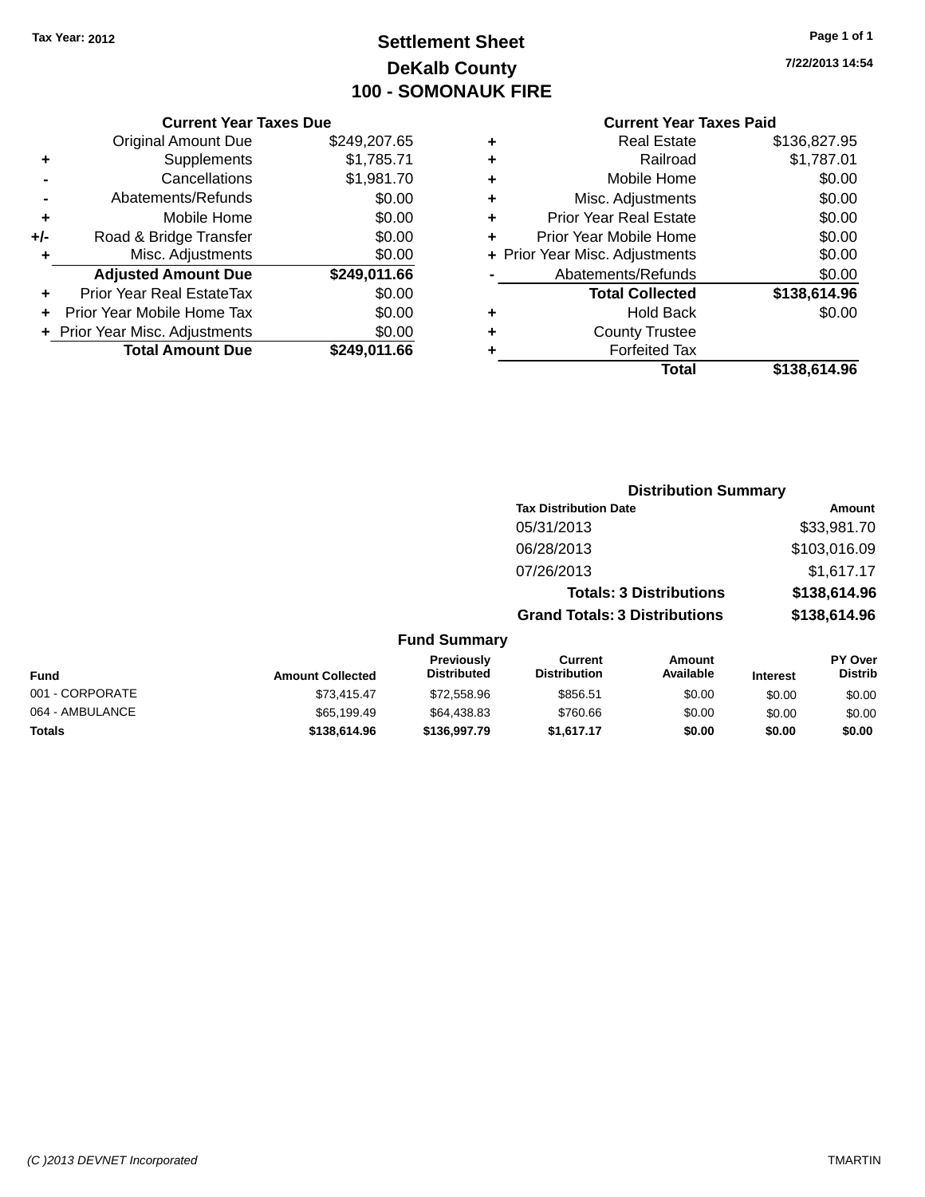Tax Year: 2012

# Settlement Sheet

## DeKalb County

## 100 - SOMONAUK FIRE

7/22/2013 14:54

### Current Year Taxes Due

| | | |
|---|---|---|
| | Original Amount Due | $249,207.65 |
| + | Supplements | $1,785.71 |
| - | Cancellations | $1,981.70 |
| - | Abatements/Refunds | $0.00 |
| + | Mobile Home | $0.00 |
| +/- | Road & Bridge Transfer | $0.00 |
| + | Misc. Adjustments | $0.00 |
| | **Adjusted Amount Due** | **$249,011.66** |
| + | Prior Year Real EstateTax | $0.00 |
| + | Prior Year Mobile Home Tax | $0.00 |
| + | Prior Year Misc. Adjustments | $0.00 |
| | **Total Amount Due** | **$249,011.66** |

### Current Year Taxes Paid

| | | |
|---|---|---|
| + | Real Estate | $136,827.95 |
| + | Railroad | $1,787.01 |
| + | Mobile Home | $0.00 |
| + | Misc. Adjustments | $0.00 |
| + | Prior Year Real Estate | $0.00 |
| + | Prior Year Mobile Home | $0.00 |
| + | Prior Year Misc. Adjustments | $0.00 |
| - | Abatements/Refunds | $0.00 |
| | **Total Collected** | **$138,614.96** |
| + | Hold Back | $0.00 |
| + | County Trustee | |
| + | Forfeited Tax | |
| | **Total** | **$138,614.96** |

### Distribution Summary

| Tax Distribution Date | Amount |
|---|---|
| 05/31/2013 | $33,981.70 |
| 06/28/2013 | $103,016.09 |
| 07/26/2013 | $1,617.17 |
| **Totals: 3 Distributions** | **$138,614.96** |
| **Grand Totals: 3 Distributions** | **$138,614.96** |

### Fund Summary

| Fund | Amount Collected | Previously Distributed | Current Distribution | Amount Available | Interest | PY Over Distrib |
|---|---|---|---|---|---|---|
| 001 - CORPORATE | $73,415.47 | $72,558.96 | $856.51 | $0.00 | $0.00 | $0.00 |
| 064 - AMBULANCE | $65,199.49 | $64,438.83 | $760.66 | $0.00 | $0.00 | $0.00 |
| **Totals** | **$138,614.96** | **$136,997.79** | **$1,617.17** | **$0.00** | **$0.00** | **$0.00** |

(C )2013 DEVNET Incorporated TMARTIN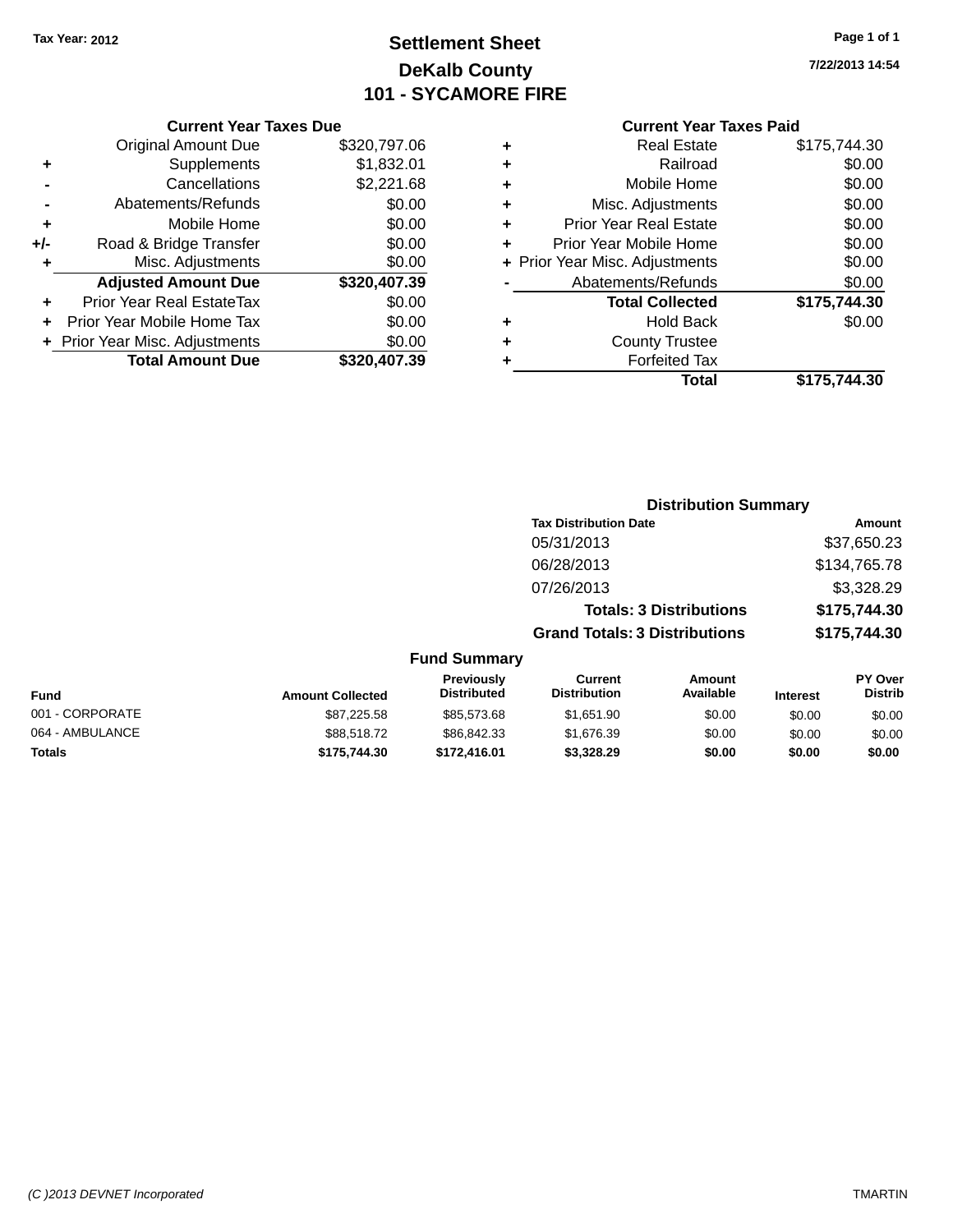Tax Year: 2012

# Settlement Sheet
## DeKalb County
## 101 - SYCAMORE FIRE

7/22/2013 14:54

### Current Year Taxes Due

| | | |
|---|---|---|
| | Original Amount Due | $320,797.06 |
| + | Supplements | $1,832.01 |
| - | Cancellations | $2,221.68 |
| - | Abatements/Refunds | $0.00 |
| + | Mobile Home | $0.00 |
| +/- | Road & Bridge Transfer | $0.00 |
| + | Misc. Adjustments | $0.00 |
| | **Adjusted Amount Due** | **$320,407.39** |
| + | Prior Year Real EstateTax | $0.00 |
| + | Prior Year Mobile Home Tax | $0.00 |
| + | Prior Year Misc. Adjustments | $0.00 |
| | **Total Amount Due** | **$320,407.39** |

### Current Year Taxes Paid

| | | |
|---|---|---|
| + | Real Estate | $175,744.30 |
| + | Railroad | $0.00 |
| + | Mobile Home | $0.00 |
| + | Misc. Adjustments | $0.00 |
| + | Prior Year Real Estate | $0.00 |
| + | Prior Year Mobile Home | $0.00 |
| + | Prior Year Misc. Adjustments | $0.00 |
| - | Abatements/Refunds | $0.00 |
| | **Total Collected** | **$175,744.30** |
| + | Hold Back | $0.00 |
| + | County Trustee | |
| + | Forfeited Tax | |
| | **Total** | **$175,744.30** |

### Distribution Summary

| Tax Distribution Date | Amount |
|---|---|
| 05/31/2013 | $37,650.23 |
| 06/28/2013 | $134,765.78 |
| 07/26/2013 | $3,328.29 |
| **Totals: 3 Distributions** | **$175,744.30** |
| **Grand Totals: 3 Distributions** | **$175,744.30** |

### Fund Summary

| Fund | Amount Collected | Previously Distributed | Current Distribution | Amount Available | Interest | PY Over Distrib |
|---|---|---|---|---|---|---|
| 001 - CORPORATE | $87,225.58 | $85,573.68 | $1,651.90 | $0.00 | $0.00 | $0.00 |
| 064 - AMBULANCE | $88,518.72 | $86,842.33 | $1,676.39 | $0.00 | $0.00 | $0.00 |
| **Totals** | **$175,744.30** | **$172,416.01** | **$3,328.29** | **$0.00** | **$0.00** | **$0.00** |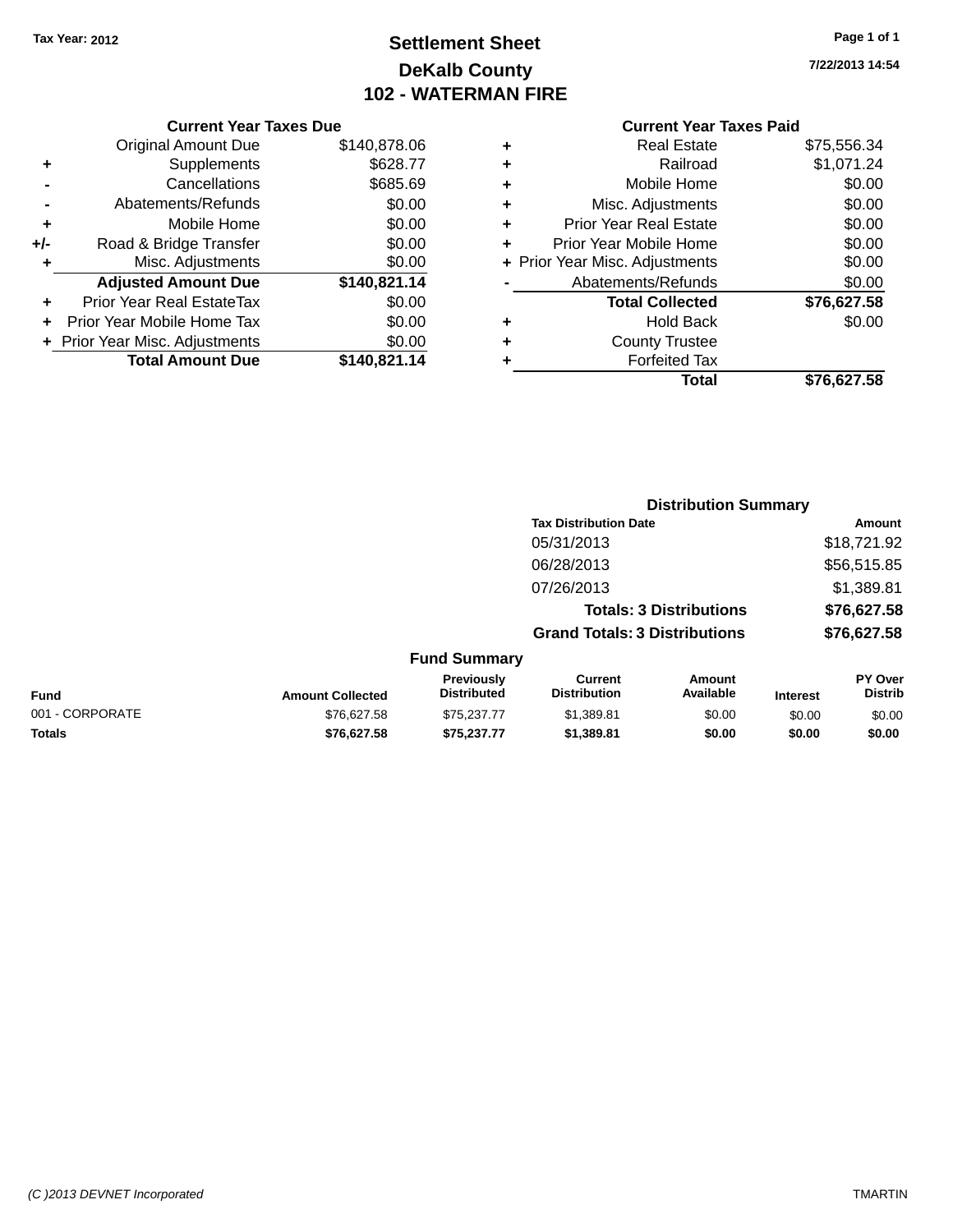Tax Year: 2012

# Settlement Sheet
## DeKalb County
## 102 - WATERMAN FIRE

7/22/2013 14:54

### Current Year Taxes Due

| | | |
|---|---|---|
| | Original Amount Due | $140,878.06 |
| + | Supplements | $628.77 |
| - | Cancellations | $685.69 |
| - | Abatements/Refunds | $0.00 |
| + | Mobile Home | $0.00 |
| +/- | Road & Bridge Transfer | $0.00 |
| + | Misc. Adjustments | $0.00 |
| | **Adjusted Amount Due** | **$140,821.14** |
| + | Prior Year Real EstateTax | $0.00 |
| + | Prior Year Mobile Home Tax | $0.00 |
| + | Prior Year Misc. Adjustments | $0.00 |
| | **Total Amount Due** | **$140,821.14** |

### Current Year Taxes Paid

| | | |
|---|---|---|
| + | Real Estate | $75,556.34 |
| + | Railroad | $1,071.24 |
| + | Mobile Home | $0.00 |
| + | Misc. Adjustments | $0.00 |
| + | Prior Year Real Estate | $0.00 |
| + | Prior Year Mobile Home | $0.00 |
| + | Prior Year Misc. Adjustments | $0.00 |
| - | Abatements/Refunds | $0.00 |
| | **Total Collected** | **$76,627.58** |
| + | Hold Back | $0.00 |
| + | County Trustee | |
| + | Forfeited Tax | |
| | **Total** | **$76,627.58** |

### Distribution Summary

| Tax Distribution Date | Amount |
|---|---|
| 05/31/2013 | $18,721.92 |
| 06/28/2013 | $56,515.85 |
| 07/26/2013 | $1,389.81 |
| **Totals: 3 Distributions** | **$76,627.58** |
| **Grand Totals: 3 Distributions** | **$76,627.58** |

### Fund Summary

| Fund | Amount Collected | Previously Distributed | Current Distribution | Amount Available | Interest | PY Over Distrib |
|---|---|---|---|---|---|---|
| 001 - CORPORATE | $76,627.58 | $75,237.77 | $1,389.81 | $0.00 | $0.00 | $0.00 |
| **Totals** | **$76,627.58** | **$75,237.77** | **$1,389.81** | **$0.00** | **$0.00** | **$0.00** |

(C )2013 DEVNET Incorporated TMARTIN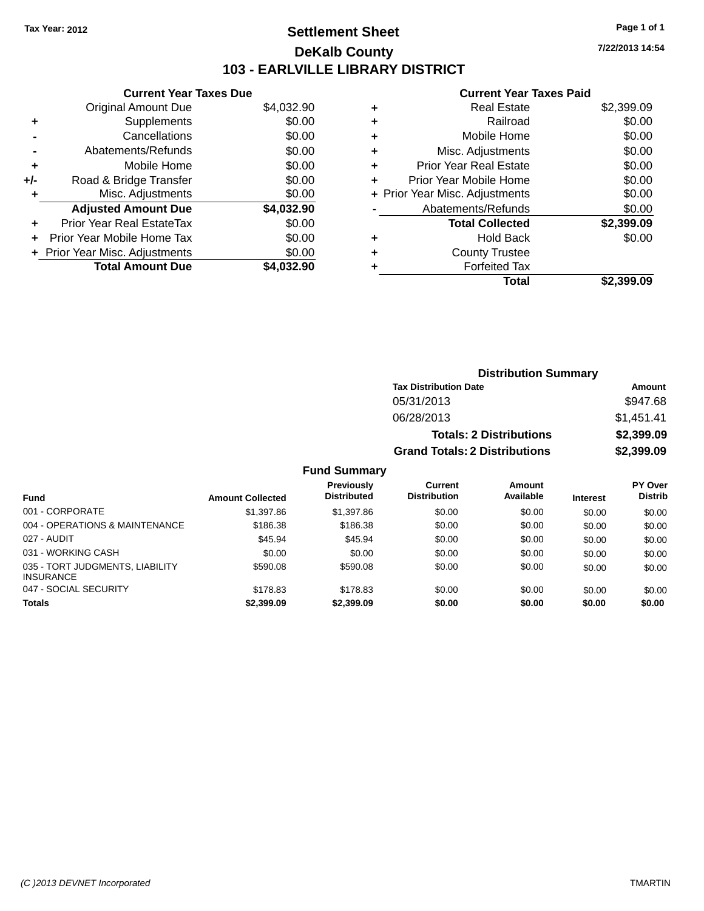Tax Year: 2012

# Settlement Sheet

## DeKalb County

## 103 - EARLVILLE LIBRARY DISTRICT

7/22/2013 14:54

### Current Year Taxes Due

| | | Amount |
|---|---|---|
| | Original Amount Due | $4,032.90 |
| + | Supplements | $0.00 |
| - | Cancellations | $0.00 |
| - | Abatements/Refunds | $0.00 |
| + | Mobile Home | $0.00 |
| +/- | Road & Bridge Transfer | $0.00 |
| + | Misc. Adjustments | $0.00 |
| | **Adjusted Amount Due** | **$4,032.90** |
| + | Prior Year Real EstateTax | $0.00 |
| + | Prior Year Mobile Home Tax | $0.00 |
| + | Prior Year Misc. Adjustments | $0.00 |
| | **Total Amount Due** | **$4,032.90** |

### Current Year Taxes Paid

| | | Amount |
|---|---|---|
| + | Real Estate | $2,399.09 |
| + | Railroad | $0.00 |
| + | Mobile Home | $0.00 |
| + | Misc. Adjustments | $0.00 |
| + | Prior Year Real Estate | $0.00 |
| + | Prior Year Mobile Home | $0.00 |
| + | Prior Year Misc. Adjustments | $0.00 |
| - | Abatements/Refunds | $0.00 |
| | **Total Collected** | **$2,399.09** |
| + | Hold Back | $0.00 |
| + | County Trustee | |
| + | Forfeited Tax | |
| | **Total** | **$2,399.09** |

### Distribution Summary

| Tax Distribution Date | Amount |
|---|---|
| 05/31/2013 | $947.68 |
| 06/28/2013 | $1,451.41 |
| **Totals: 2 Distributions** | **$2,399.09** |
| **Grand Totals: 2 Distributions** | **$2,399.09** |

### Fund Summary

| Fund | Amount Collected | Previously Distributed | Current Distribution | Amount Available | Interest | PY Over Distrib |
|---|---|---|---|---|---|---|
| 001 - CORPORATE | $1,397.86 | $1,397.86 | $0.00 | $0.00 | $0.00 | $0.00 |
| 004 - OPERATIONS & MAINTENANCE | $186.38 | $186.38 | $0.00 | $0.00 | $0.00 | $0.00 |
| 027 - AUDIT | $45.94 | $45.94 | $0.00 | $0.00 | $0.00 | $0.00 |
| 031 - WORKING CASH | $0.00 | $0.00 | $0.00 | $0.00 | $0.00 | $0.00 |
| 035 - TORT JUDGMENTS, LIABILITY INSURANCE | $590.08 | $590.08 | $0.00 | $0.00 | $0.00 | $0.00 |
| 047 - SOCIAL SECURITY | $178.83 | $178.83 | $0.00 | $0.00 | $0.00 | $0.00 |
| **Totals** | **$2,399.09** | **$2,399.09** | **$0.00** | **$0.00** | **$0.00** | **$0.00** |

(C )2013 DEVNET Incorporated TMARTIN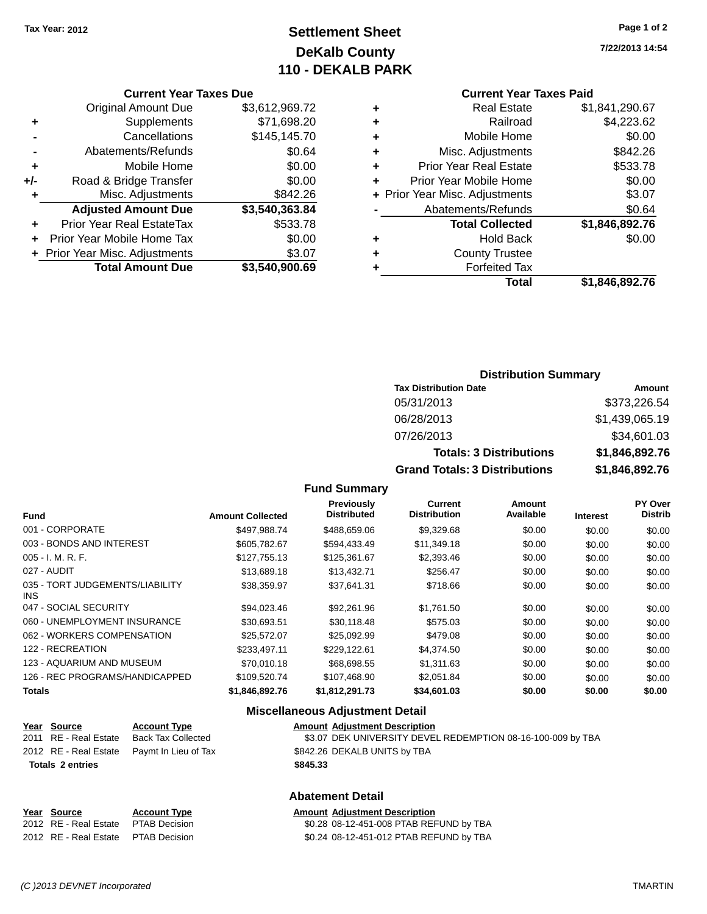Tax Year: 2012

# Settlement Sheet
## DeKalb County
## 110 - DEKALB PARK

7/22/2013 14:54

### Current Year Taxes Due

| | | |
|---|---|---|
| | Original Amount Due | $3,612,969.72 |
| + | Supplements | $71,698.20 |
| - | Cancellations | $145,145.70 |
| - | Abatements/Refunds | $0.64 |
| + | Mobile Home | $0.00 |
| +/- | Road & Bridge Transfer | $0.00 |
| + | Misc. Adjustments | $842.26 |
| | **Adjusted Amount Due** | **$3,540,363.84** |
| + | Prior Year Real EstateTax | $533.78 |
| + | Prior Year Mobile Home Tax | $0.00 |
| + | Prior Year Misc. Adjustments | $3.07 |
| | **Total Amount Due** | **$3,540,900.69** |

### Current Year Taxes Paid

| | | |
|---|---|---|
| + | Real Estate | $1,841,290.67 |
| + | Railroad | $4,223.62 |
| + | Mobile Home | $0.00 |
| + | Misc. Adjustments | $842.26 |
| + | Prior Year Real Estate | $533.78 |
| + | Prior Year Mobile Home | $0.00 |
| + | Prior Year Misc. Adjustments | $3.07 |
| - | Abatements/Refunds | $0.64 |
| | **Total Collected** | **$1,846,892.76** |
| + | Hold Back | $0.00 |
| + | County Trustee | |
| + | Forfeited Tax | |
| | **Total** | **$1,846,892.76** |

### Distribution Summary

| Tax Distribution Date | Amount |
|---|---|
| 05/31/2013 | $373,226.54 |
| 06/28/2013 | $1,439,065.19 |
| 07/26/2013 | $34,601.03 |
| **Totals: 3 Distributions** | **$1,846,892.76** |
| **Grand Totals: 3 Distributions** | **$1,846,892.76** |

### Fund Summary

| Fund | Amount Collected | Previously Distributed | Current Distribution | Amount Available | Interest | PY Over Distrib |
|---|---|---|---|---|---|---|
| 001 - CORPORATE | $497,988.74 | $488,659.06 | $9,329.68 | $0.00 | $0.00 | $0.00 |
| 003 - BONDS AND INTEREST | $605,782.67 | $594,433.49 | $11,349.18 | $0.00 | $0.00 | $0.00 |
| 005 - I. M. R. F. | $127,755.13 | $125,361.67 | $2,393.46 | $0.00 | $0.00 | $0.00 |
| 027 - AUDIT | $13,689.18 | $13,432.71 | $256.47 | $0.00 | $0.00 | $0.00 |
| 035 - TORT JUDGEMENTS/LIABILITY INS | $38,359.97 | $37,641.31 | $718.66 | $0.00 | $0.00 | $0.00 |
| 047 - SOCIAL SECURITY | $94,023.46 | $92,261.96 | $1,761.50 | $0.00 | $0.00 | $0.00 |
| 060 - UNEMPLOYMENT INSURANCE | $30,693.51 | $30,118.48 | $575.03 | $0.00 | $0.00 | $0.00 |
| 062 - WORKERS COMPENSATION | $25,572.07 | $25,092.99 | $479.08 | $0.00 | $0.00 | $0.00 |
| 122 - RECREATION | $233,497.11 | $229,122.61 | $4,374.50 | $0.00 | $0.00 | $0.00 |
| 123 - AQUARIUM AND MUSEUM | $70,010.18 | $68,698.55 | $1,311.63 | $0.00 | $0.00 | $0.00 |
| 126 - REC PROGRAMS/HANDICAPPED | $109,520.74 | $107,468.90 | $2,051.84 | $0.00 | $0.00 | $0.00 |
| **Totals** | **$1,846,892.76** | **$1,812,291.73** | **$34,601.03** | **$0.00** | **$0.00** | **$0.00** |

### Miscellaneous Adjustment Detail

| Year | Source | Account Type | Amount | Adjustment Description |
|---|---|---|---|---|
| 2011 | RE - Real Estate | Back Tax Collected | $3.07 | DEK UNIVERSITY DEVEL REDEMPTION 08-16-100-009 by TBA |
| 2012 | RE - Real Estate | Paymt In Lieu of Tax | $842.26 | DEKALB UNITS by TBA |
| **Totals 2 entries** | | | **$845.33** | |

### Abatement Detail

| Year | Source | Account Type | Amount | Adjustment Description |
|---|---|---|---|---|
| 2012 | RE - Real Estate | PTAB Decision | $0.28 | 08-12-451-008 PTAB REFUND by TBA |
| 2012 | RE - Real Estate | PTAB Decision | $0.24 | 08-12-451-012 PTAB REFUND by TBA |

(C )2013 DEVNET Incorporated TMARTIN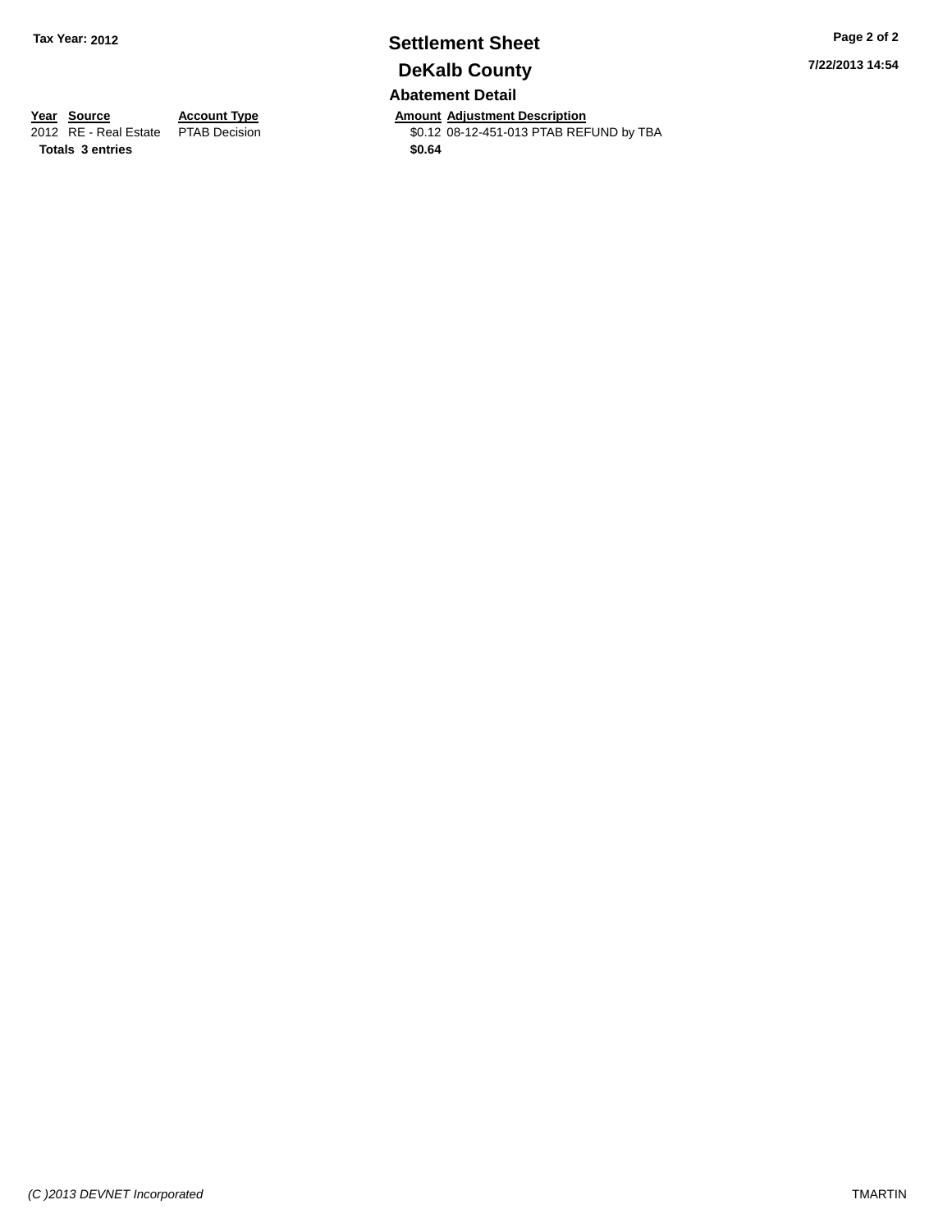**Tax Year: 2012**

# Settlement Sheet

## DeKalb County

### Abatement Detail

| Year | Source | Account Type | Amount | Adjustment Description |
| --- | --- | --- | --- | --- |
| 2012 | RE - Real Estate | PTAB Decision | $0.12 | 08-12-451-013 PTAB REFUND by TBA |
| **Totals** | **3 entries** | | **$0.64** | |

*(C )2013 DEVNET Incorporated* TMARTIN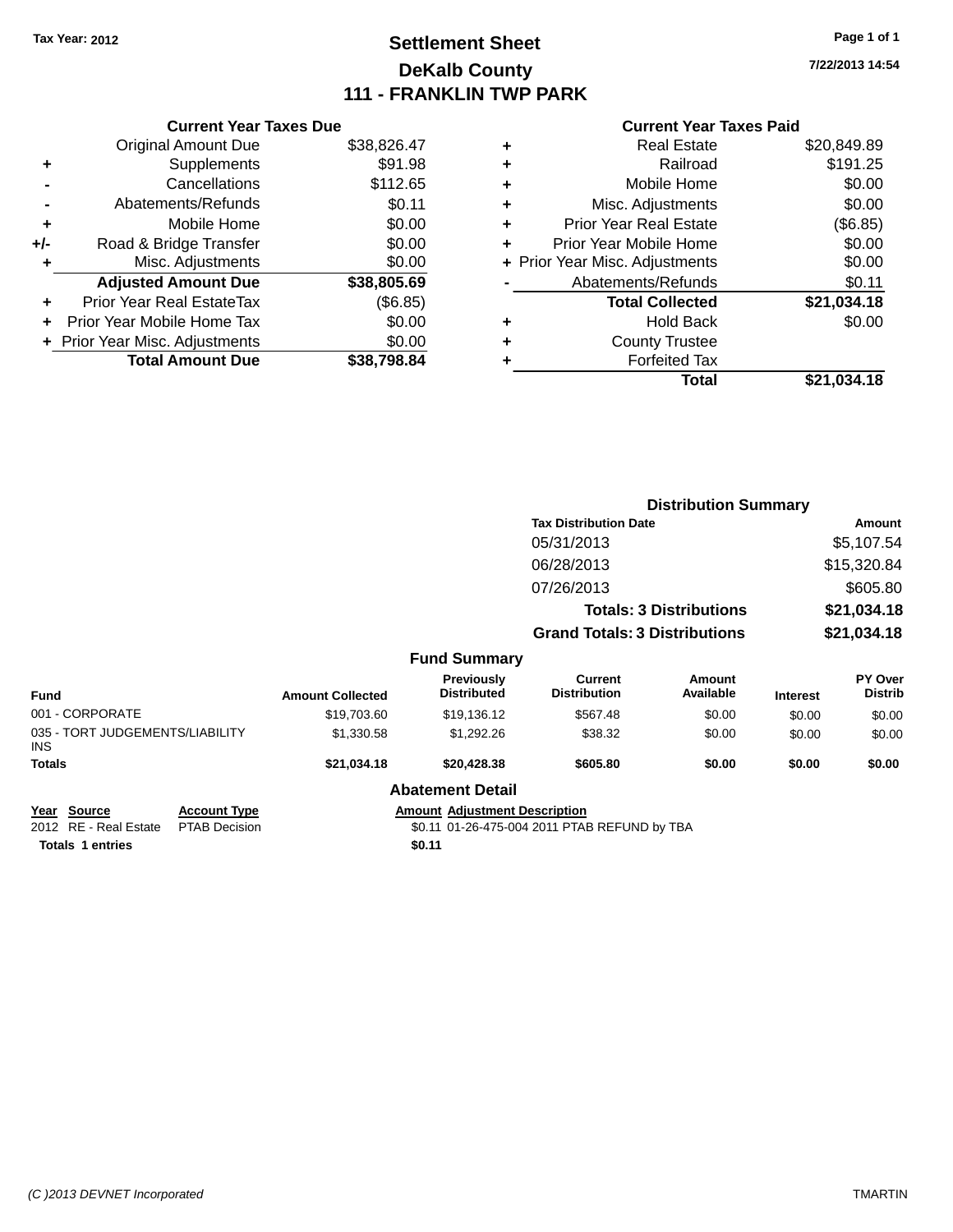Tax Year: 2012

# Settlement Sheet
## DeKalb County
## 111 - FRANKLIN TWP PARK

7/22/2013 14:54

### Current Year Taxes Due

| | | |
|---|---|---|
| | Original Amount Due | $38,826.47 |
| + | Supplements | $91.98 |
| - | Cancellations | $112.65 |
| - | Abatements/Refunds | $0.11 |
| + | Mobile Home | $0.00 |
| +/- | Road & Bridge Transfer | $0.00 |
| + | Misc. Adjustments | $0.00 |
| | **Adjusted Amount Due** | **$38,805.69** |
| + | Prior Year Real EstateTax | ($6.85) |
| + | Prior Year Mobile Home Tax | $0.00 |
| + | Prior Year Misc. Adjustments | $0.00 |
| | **Total Amount Due** | **$38,798.84** |

### Current Year Taxes Paid

| | | |
|---|---|---|
| + | Real Estate | $20,849.89 |
| + | Railroad | $191.25 |
| + | Mobile Home | $0.00 |
| + | Misc. Adjustments | $0.00 |
| + | Prior Year Real Estate | ($6.85) |
| + | Prior Year Mobile Home | $0.00 |
| + | Prior Year Misc. Adjustments | $0.00 |
| - | Abatements/Refunds | $0.11 |
| | **Total Collected** | **$21,034.18** |
| + | Hold Back | $0.00 |
| + | County Trustee | |
| + | Forfeited Tax | |
| | **Total** | **$21,034.18** |

### Distribution Summary

| Tax Distribution Date | Amount |
|---|---|
| 05/31/2013 | $5,107.54 |
| 06/28/2013 | $15,320.84 |
| 07/26/2013 | $605.80 |
| **Totals: 3 Distributions** | **$21,034.18** |
| **Grand Totals: 3 Distributions** | **$21,034.18** |

### Fund Summary

| Fund | Amount Collected | Previously Distributed | Current Distribution | Amount Available | Interest | PY Over Distrib |
|---|---|---|---|---|---|---|
| 001 - CORPORATE | $19,703.60 | $19,136.12 | $567.48 | $0.00 | $0.00 | $0.00 |
| 035 - TORT JUDGEMENTS/LIABILITY INS | $1,330.58 | $1,292.26 | $38.32 | $0.00 | $0.00 | $0.00 |
| **Totals** | **$21,034.18** | **$20,428.38** | **$605.80** | **$0.00** | **$0.00** | **$0.00** |

### Abatement Detail

| Year | Source | Account Type | Amount | Adjustment Description |
|---|---|---|---|---|
| 2012 | RE - Real Estate | PTAB Decision | $0.11 | 01-26-475-004 2011 PTAB REFUND by TBA |
| **Totals** | **1 entries** | | **$0.11** | |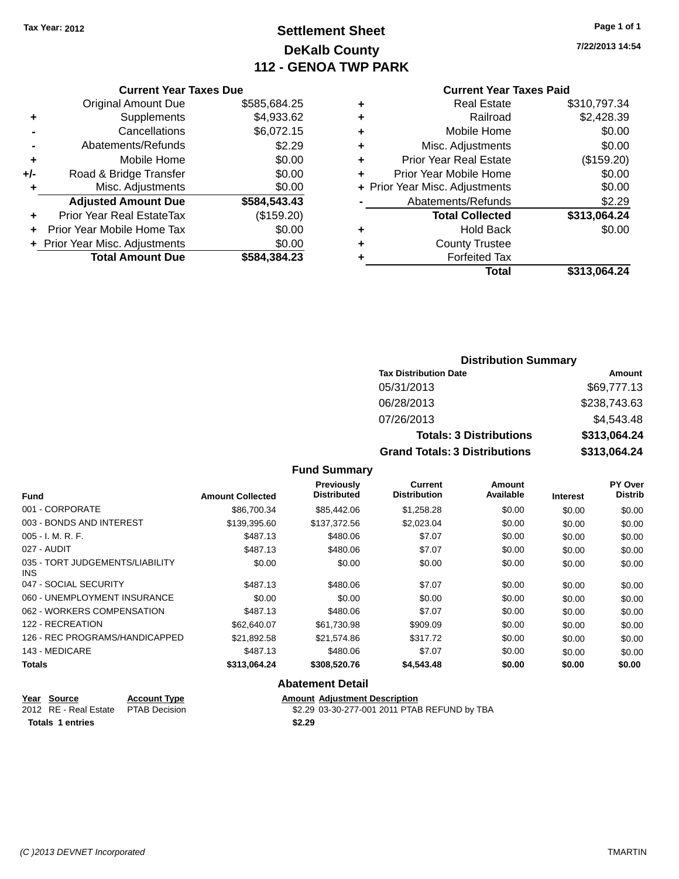Tax Year: 2012

# Settlement Sheet
## DeKalb County
## 112 - GENOA TWP PARK

7/22/2013 14:54

### Current Year Taxes Due

| | | |
|---|---|---|
| | Original Amount Due | $585,684.25 |
| + | Supplements | $4,933.62 |
| - | Cancellations | $6,072.15 |
| - | Abatements/Refunds | $2.29 |
| + | Mobile Home | $0.00 |
| +/- | Road & Bridge Transfer | $0.00 |
| + | Misc. Adjustments | $0.00 |
| | **Adjusted Amount Due** | **$584,543.43** |
| + | Prior Year Real EstateTax | ($159.20) |
| + | Prior Year Mobile Home Tax | $0.00 |
| + | Prior Year Misc. Adjustments | $0.00 |
| | **Total Amount Due** | **$584,384.23** |

### Current Year Taxes Paid

| | | |
|---|---|---|
| + | Real Estate | $310,797.34 |
| + | Railroad | $2,428.39 |
| + | Mobile Home | $0.00 |
| + | Misc. Adjustments | $0.00 |
| + | Prior Year Real Estate | ($159.20) |
| + | Prior Year Mobile Home | $0.00 |
| + | Prior Year Misc. Adjustments | $0.00 |
| - | Abatements/Refunds | $2.29 |
| | **Total Collected** | **$313,064.24** |
| + | Hold Back | $0.00 |
| + | County Trustee | |
| + | Forfeited Tax | |
| | **Total** | **$313,064.24** |

### Distribution Summary

| Tax Distribution Date | Amount |
|---|---|
| 05/31/2013 | $69,777.13 |
| 06/28/2013 | $238,743.63 |
| 07/26/2013 | $4,543.48 |
| **Totals: 3 Distributions** | **$313,064.24** |
| **Grand Totals: 3 Distributions** | **$313,064.24** |

### Fund Summary

| Fund | Amount Collected | Previously Distributed | Current Distribution | Amount Available | Interest | PY Over Distrib |
|---|---|---|---|---|---|---|
| 001 - CORPORATE | $86,700.34 | $85,442.06 | $1,258.28 | $0.00 | $0.00 | $0.00 |
| 003 - BONDS AND INTEREST | $139,395.60 | $137,372.56 | $2,023.04 | $0.00 | $0.00 | $0.00 |
| 005 - I. M. R. F. | $487.13 | $480.06 | $7.07 | $0.00 | $0.00 | $0.00 |
| 027 - AUDIT | $487.13 | $480.06 | $7.07 | $0.00 | $0.00 | $0.00 |
| 035 - TORT JUDGEMENTS/LIABILITY INS | $0.00 | $0.00 | $0.00 | $0.00 | $0.00 | $0.00 |
| 047 - SOCIAL SECURITY | $487.13 | $480.06 | $7.07 | $0.00 | $0.00 | $0.00 |
| 060 - UNEMPLOYMENT INSURANCE | $0.00 | $0.00 | $0.00 | $0.00 | $0.00 | $0.00 |
| 062 - WORKERS COMPENSATION | $487.13 | $480.06 | $7.07 | $0.00 | $0.00 | $0.00 |
| 122 - RECREATION | $62,640.07 | $61,730.98 | $909.09 | $0.00 | $0.00 | $0.00 |
| 126 - REC PROGRAMS/HANDICAPPED | $21,892.58 | $21,574.86 | $317.72 | $0.00 | $0.00 | $0.00 |
| 143 - MEDICARE | $487.13 | $480.06 | $7.07 | $0.00 | $0.00 | $0.00 |
| **Totals** | **$313,064.24** | **$308,520.76** | **$4,543.48** | **$0.00** | **$0.00** | **$0.00** |

### Abatement Detail

| Year | Source | Account Type | Amount | Adjustment Description |
|---|---|---|---|---|
| 2012 | RE - Real Estate | PTAB Decision | $2.29 | 03-30-277-001 2011 PTAB REFUND by TBA |
| **Totals** | **1 entries** | | **$2.29** | |

(C )2013 DEVNET Incorporated TMARTIN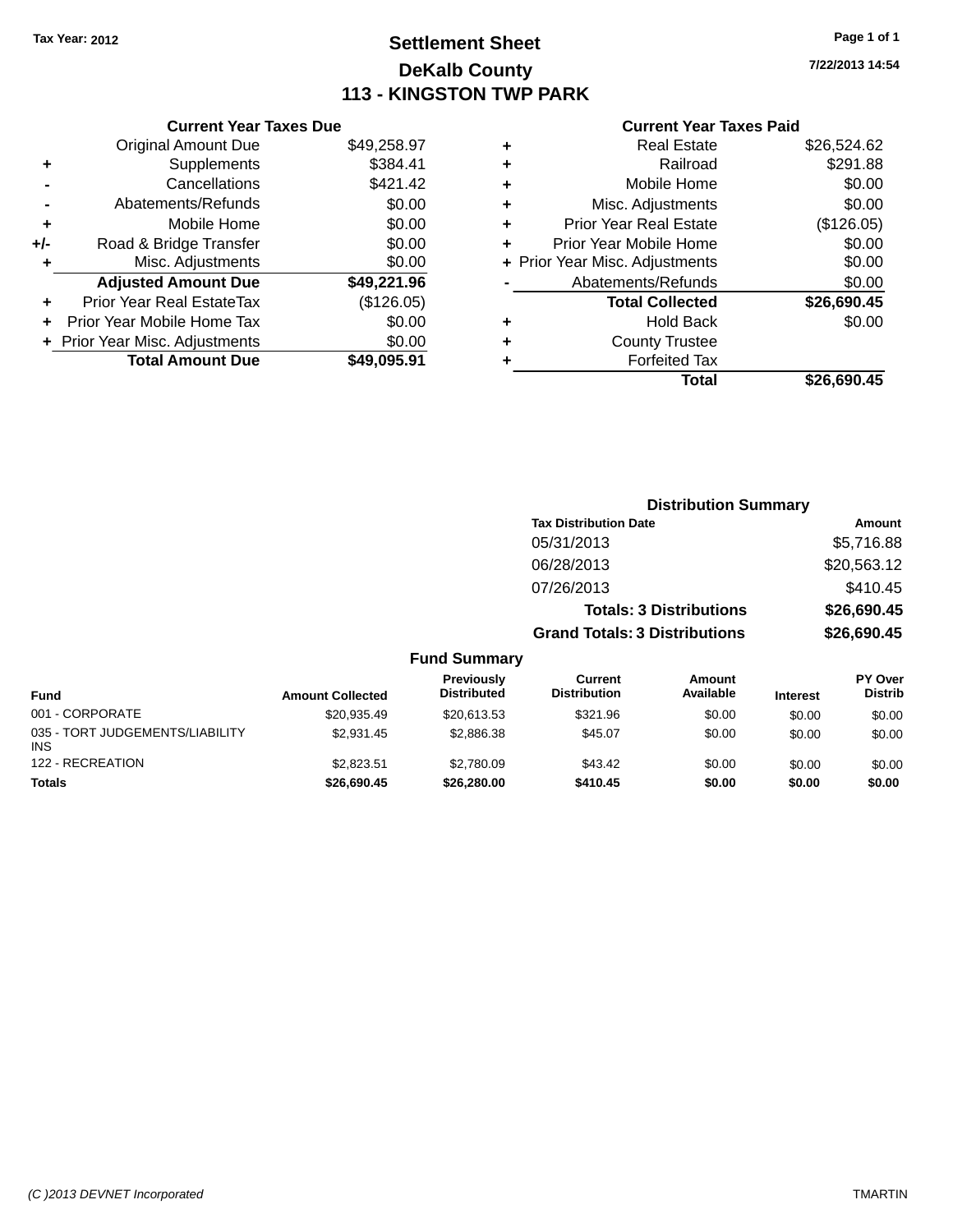Tax Year: 2012

# Settlement Sheet

## DeKalb County

## 113 - KINGSTON TWP PARK

7/22/2013 14:54

### Current Year Taxes Due

| | | |
|---|---|---|
| | Original Amount Due | $49,258.97 |
| + | Supplements | $384.41 |
| - | Cancellations | $421.42 |
| - | Abatements/Refunds | $0.00 |
| + | Mobile Home | $0.00 |
| +/- | Road & Bridge Transfer | $0.00 |
| + | Misc. Adjustments | $0.00 |
| | **Adjusted Amount Due** | **$49,221.96** |
| + | Prior Year Real EstateTax | ($126.05) |
| + | Prior Year Mobile Home Tax | $0.00 |
| + | Prior Year Misc. Adjustments | $0.00 |
| | **Total Amount Due** | **$49,095.91** |

### Current Year Taxes Paid

| | | |
|---|---|---|
| + | Real Estate | $26,524.62 |
| + | Railroad | $291.88 |
| + | Mobile Home | $0.00 |
| + | Misc. Adjustments | $0.00 |
| + | Prior Year Real Estate | ($126.05) |
| + | Prior Year Mobile Home | $0.00 |
| + | Prior Year Misc. Adjustments | $0.00 |
| - | Abatements/Refunds | $0.00 |
| | **Total Collected** | **$26,690.45** |
| + | Hold Back | $0.00 |
| + | County Trustee | |
| + | Forfeited Tax | |
| | **Total** | **$26,690.45** |

### Distribution Summary

| Tax Distribution Date | Amount |
|---|---|
| 05/31/2013 | $5,716.88 |
| 06/28/2013 | $20,563.12 |
| 07/26/2013 | $410.45 |
| **Totals: 3 Distributions** | **$26,690.45** |
| **Grand Totals: 3 Distributions** | **$26,690.45** |

### Fund Summary

| Fund | Amount Collected | Previously Distributed | Current Distribution | Amount Available | Interest | PY Over Distrib |
|---|---|---|---|---|---|---|
| 001 - CORPORATE | $20,935.49 | $20,613.53 | $321.96 | $0.00 | $0.00 | $0.00 |
| 035 - TORT JUDGEMENTS/LIABILITY INS | $2,931.45 | $2,886.38 | $45.07 | $0.00 | $0.00 | $0.00 |
| 122 - RECREATION | $2,823.51 | $2,780.09 | $43.42 | $0.00 | $0.00 | $0.00 |
| **Totals** | **$26,690.45** | **$26,280.00** | **$410.45** | **$0.00** | **$0.00** | **$0.00** |

(C )2013 DEVNET Incorporated TMARTIN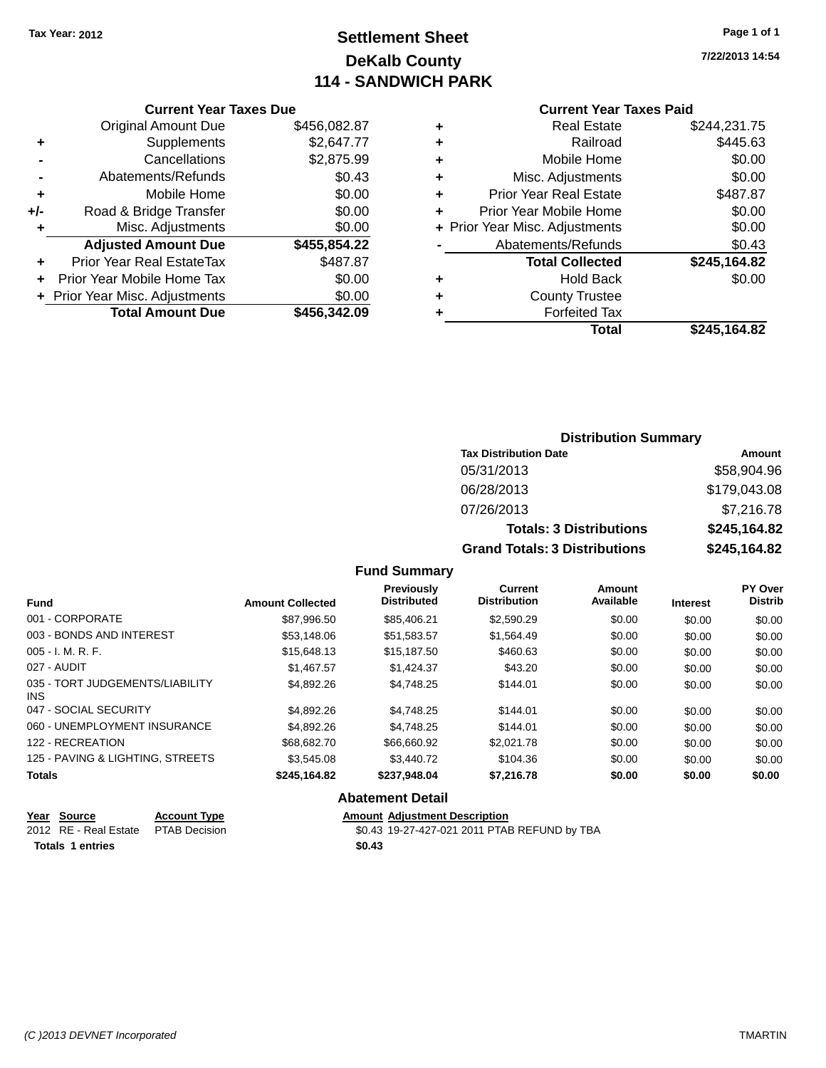Tax Year: 2012

# Settlement Sheet
## DeKalb County
## 114 - SANDWICH PARK

7/22/2013 14:54

### Current Year Taxes Due

| | | |
|---|---|---|
| | Original Amount Due | $456,082.87 |
| + | Supplements | $2,647.77 |
| - | Cancellations | $2,875.99 |
| - | Abatements/Refunds | $0.43 |
| + | Mobile Home | $0.00 |
| +/- | Road & Bridge Transfer | $0.00 |
| + | Misc. Adjustments | $0.00 |
| | **Adjusted Amount Due** | **$455,854.22** |
| + | Prior Year Real EstateTax | $487.87 |
| + | Prior Year Mobile Home Tax | $0.00 |
| + | Prior Year Misc. Adjustments | $0.00 |
| | **Total Amount Due** | **$456,342.09** |

### Current Year Taxes Paid

| | | |
|---|---|---|
| + | Real Estate | $244,231.75 |
| + | Railroad | $445.63 |
| + | Mobile Home | $0.00 |
| + | Misc. Adjustments | $0.00 |
| + | Prior Year Real Estate | $487.87 |
| + | Prior Year Mobile Home | $0.00 |
| + | Prior Year Misc. Adjustments | $0.00 |
| - | Abatements/Refunds | $0.43 |
| | **Total Collected** | **$245,164.82** |
| + | Hold Back | $0.00 |
| + | County Trustee | |
| + | Forfeited Tax | |
| | **Total** | **$245,164.82** |

### Distribution Summary

| Tax Distribution Date | Amount |
|---|---|
| 05/31/2013 | $58,904.96 |
| 06/28/2013 | $179,043.08 |
| 07/26/2013 | $7,216.78 |
| **Totals: 3 Distributions** | **$245,164.82** |
| **Grand Totals: 3 Distributions** | **$245,164.82** |

### Fund Summary

| Fund | Amount Collected | Previously Distributed | Current Distribution | Amount Available | Interest | PY Over Distrib |
|---|---|---|---|---|---|---|
| 001 - CORPORATE | $87,996.50 | $85,406.21 | $2,590.29 | $0.00 | $0.00 | $0.00 |
| 003 - BONDS AND INTEREST | $53,148.06 | $51,583.57 | $1,564.49 | $0.00 | $0.00 | $0.00 |
| 005 - I. M. R. F. | $15,648.13 | $15,187.50 | $460.63 | $0.00 | $0.00 | $0.00 |
| 027 - AUDIT | $1,467.57 | $1,424.37 | $43.20 | $0.00 | $0.00 | $0.00 |
| 035 - TORT JUDGEMENTS/LIABILITY INS | $4,892.26 | $4,748.25 | $144.01 | $0.00 | $0.00 | $0.00 |
| 047 - SOCIAL SECURITY | $4,892.26 | $4,748.25 | $144.01 | $0.00 | $0.00 | $0.00 |
| 060 - UNEMPLOYMENT INSURANCE | $4,892.26 | $4,748.25 | $144.01 | $0.00 | $0.00 | $0.00 |
| 122 - RECREATION | $68,682.70 | $66,660.92 | $2,021.78 | $0.00 | $0.00 | $0.00 |
| 125 - PAVING & LIGHTING, STREETS | $3,545.08 | $3,440.72 | $104.36 | $0.00 | $0.00 | $0.00 |
| **Totals** | **$245,164.82** | **$237,948.04** | **$7,216.78** | **$0.00** | **$0.00** | **$0.00** |

### Abatement Detail

| Year | Source | Account Type | Amount | Adjustment Description |
|---|---|---|---|---|
| 2012 | RE - Real Estate | PTAB Decision | $0.43 | 19-27-427-021 2011 PTAB REFUND by TBA |
| **Totals 1 entries** | | | **$0.43** | |

(C )2013 DEVNET Incorporated TMARTIN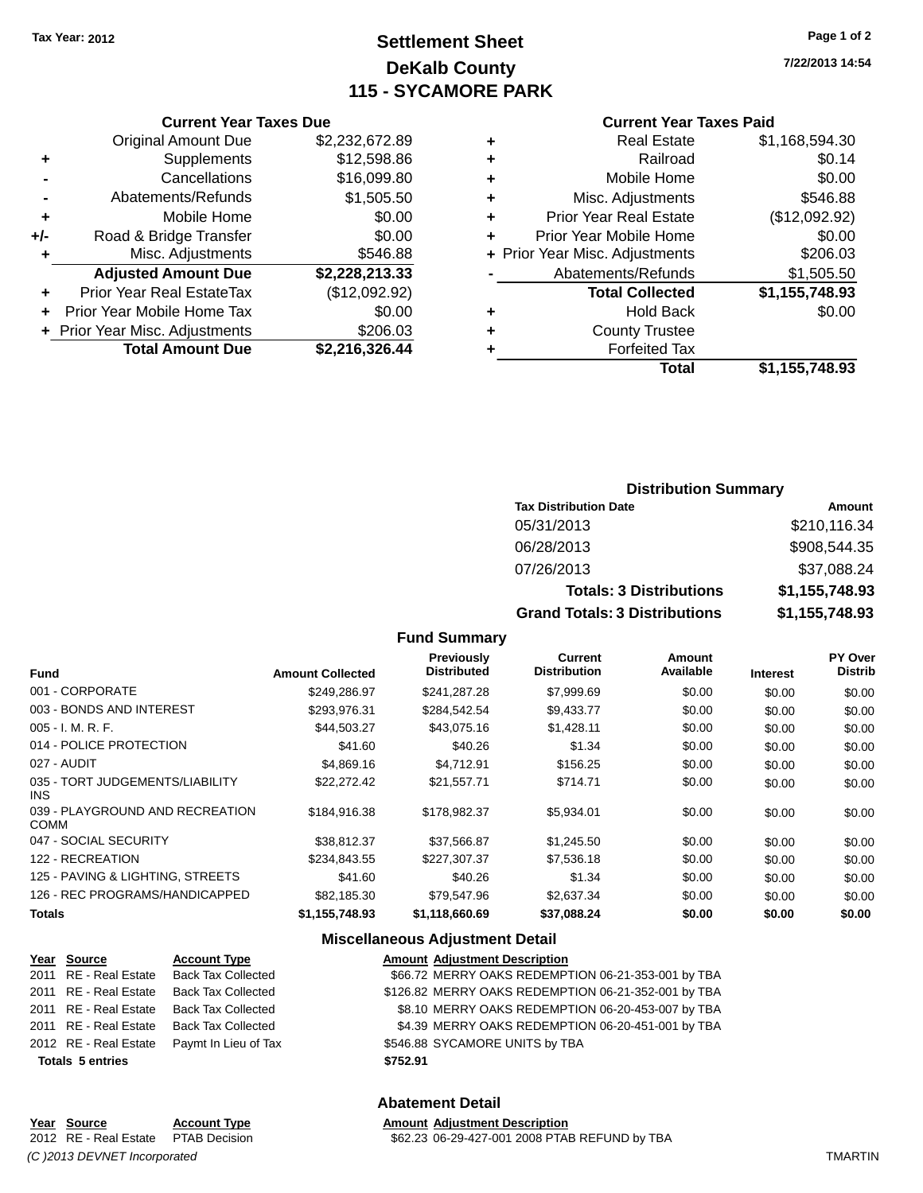Tax Year: 2012

# Settlement Sheet
## DeKalb County
## 115 - SYCAMORE PARK

7/22/2013 14:54

### Current Year Taxes Due

| | | |
|---|---|---|
| | Original Amount Due | $2,232,672.89 |
| + | Supplements | $12,598.86 |
| - | Cancellations | $16,099.80 |
| - | Abatements/Refunds | $1,505.50 |
| + | Mobile Home | $0.00 |
| +/- | Road & Bridge Transfer | $0.00 |
| + | Misc. Adjustments | $546.88 |
| | **Adjusted Amount Due** | **$2,228,213.33** |
| + | Prior Year Real EstateTax | ($12,092.92) |
| + | Prior Year Mobile Home Tax | $0.00 |
| + | Prior Year Misc. Adjustments | $206.03 |
| | **Total Amount Due** | **$2,216,326.44** |

### Current Year Taxes Paid

| | | |
|---|---|---|
| + | Real Estate | $1,168,594.30 |
| + | Railroad | $0.14 |
| + | Mobile Home | $0.00 |
| + | Misc. Adjustments | $546.88 |
| + | Prior Year Real Estate | ($12,092.92) |
| + | Prior Year Mobile Home | $0.00 |
| + | Prior Year Misc. Adjustments | $206.03 |
| - | Abatements/Refunds | $1,505.50 |
| | **Total Collected** | **$1,155,748.93** |
| + | Hold Back | $0.00 |
| + | County Trustee | |
| + | Forfeited Tax | |
| | **Total** | **$1,155,748.93** |

### Distribution Summary

| Tax Distribution Date | Amount |
|---|---|
| 05/31/2013 | $210,116.34 |
| 06/28/2013 | $908,544.35 |
| 07/26/2013 | $37,088.24 |
| **Totals: 3 Distributions** | **$1,155,748.93** |
| **Grand Totals: 3 Distributions** | **$1,155,748.93** |

### Fund Summary

| Fund | Amount Collected | Previously Distributed | Current Distribution | Amount Available | Interest | PY Over Distrib |
|---|---|---|---|---|---|---|
| 001 - CORPORATE | $249,286.97 | $241,287.28 | $7,999.69 | $0.00 | $0.00 | $0.00 |
| 003 - BONDS AND INTEREST | $293,976.31 | $284,542.54 | $9,433.77 | $0.00 | $0.00 | $0.00 |
| 005 - I. M. R. F. | $44,503.27 | $43,075.16 | $1,428.11 | $0.00 | $0.00 | $0.00 |
| 014 - POLICE PROTECTION | $41.60 | $40.26 | $1.34 | $0.00 | $0.00 | $0.00 |
| 027 - AUDIT | $4,869.16 | $4,712.91 | $156.25 | $0.00 | $0.00 | $0.00 |
| 035 - TORT JUDGEMENTS/LIABILITY INS | $22,272.42 | $21,557.71 | $714.71 | $0.00 | $0.00 | $0.00 |
| 039 - PLAYGROUND AND RECREATION COMM | $184,916.38 | $178,982.37 | $5,934.01 | $0.00 | $0.00 | $0.00 |
| 047 - SOCIAL SECURITY | $38,812.37 | $37,566.87 | $1,245.50 | $0.00 | $0.00 | $0.00 |
| 122 - RECREATION | $234,843.55 | $227,307.37 | $7,536.18 | $0.00 | $0.00 | $0.00 |
| 125 - PAVING & LIGHTING, STREETS | $41.60 | $40.26 | $1.34 | $0.00 | $0.00 | $0.00 |
| 126 - REC PROGRAMS/HANDICAPPED | $82,185.30 | $79,547.96 | $2,637.34 | $0.00 | $0.00 | $0.00 |
| **Totals** | **$1,155,748.93** | **$1,118,660.69** | **$37,088.24** | **$0.00** | **$0.00** | **$0.00** |

### Miscellaneous Adjustment Detail

| Year | Source | Account Type | Amount | Adjustment Description |
|---|---|---|---|---|
| 2011 | RE - Real Estate | Back Tax Collected | $66.72 | MERRY OAKS REDEMPTION 06-21-353-001 by TBA |
| 2011 | RE - Real Estate | Back Tax Collected | $126.82 | MERRY OAKS REDEMPTION 06-21-352-001 by TBA |
| 2011 | RE - Real Estate | Back Tax Collected | $8.10 | MERRY OAKS REDEMPTION 06-20-453-007 by TBA |
| 2011 | RE - Real Estate | Back Tax Collected | $4.39 | MERRY OAKS REDEMPTION 06-20-451-001 by TBA |
| 2012 | RE - Real Estate | Paymt In Lieu of Tax | $546.88 | SYCAMORE UNITS by TBA |
| **Totals 5 entries** | | | **$752.91** | |

### Abatement Detail

| Year | Source | Account Type | Amount | Adjustment Description |
|---|---|---|---|---|
| 2012 | RE - Real Estate | PTAB Decision | $62.23 | 06-29-427-001 2008 PTAB REFUND by TBA |

(C )2013 DEVNET Incorporated TMARTIN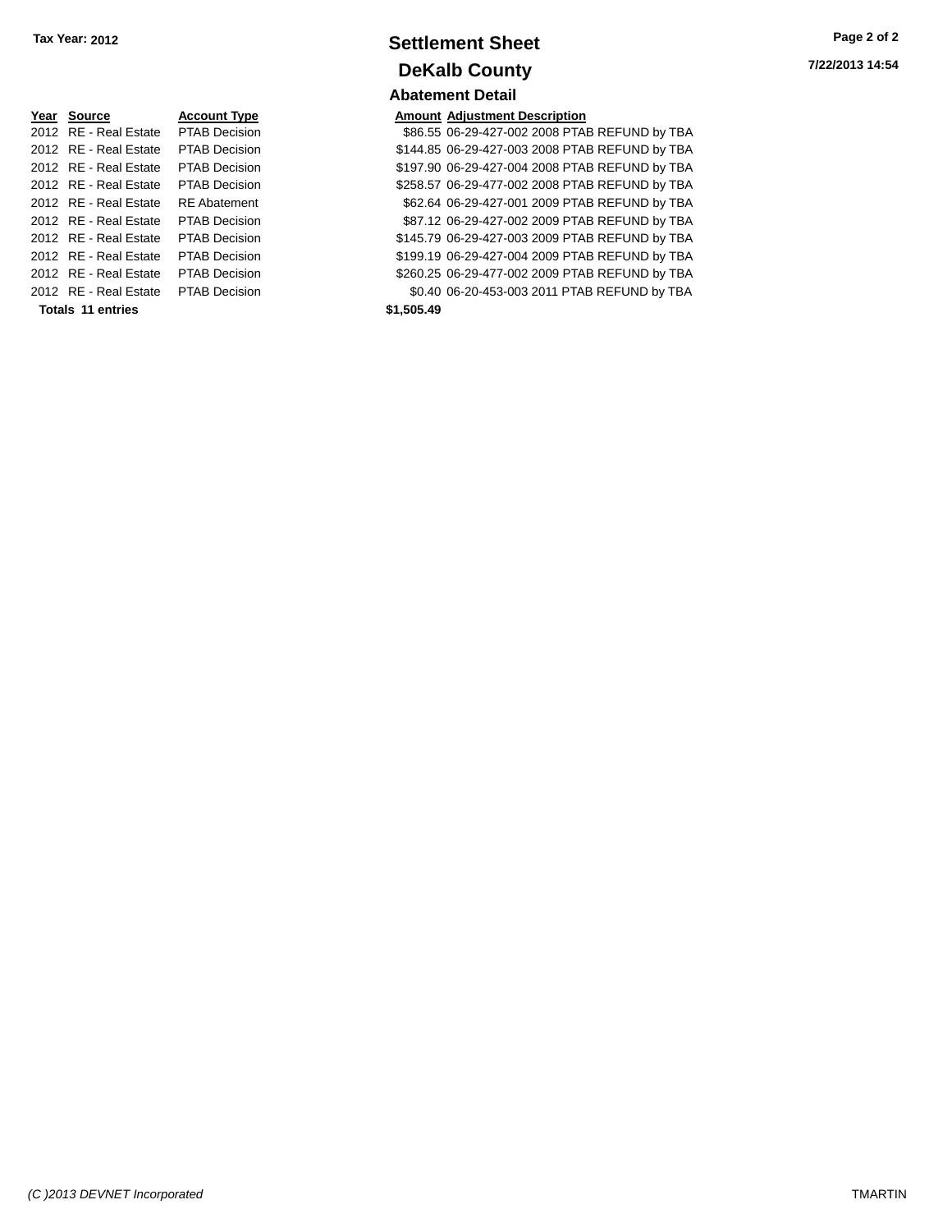**Tax Year: 2012**

# Settlement Sheet

## DeKalb County

**7/22/2013 14:54**

### Abatement Detail

| Year | Source | Account Type | Amount | Adjustment Description |
|---|---|---|---|---|
| 2012 | RE - Real Estate | PTAB Decision | $86.55 | 06-29-427-002 2008 PTAB REFUND by TBA |
| 2012 | RE - Real Estate | PTAB Decision | $144.85 | 06-29-427-003 2008 PTAB REFUND by TBA |
| 2012 | RE - Real Estate | PTAB Decision | $197.90 | 06-29-427-004 2008 PTAB REFUND by TBA |
| 2012 | RE - Real Estate | PTAB Decision | $258.57 | 06-29-477-002 2008 PTAB REFUND by TBA |
| 2012 | RE - Real Estate | RE Abatement | $62.64 | 06-29-427-001 2009 PTAB REFUND by TBA |
| 2012 | RE - Real Estate | PTAB Decision | $87.12 | 06-29-427-002 2009 PTAB REFUND by TBA |
| 2012 | RE - Real Estate | PTAB Decision | $145.79 | 06-29-427-003 2009 PTAB REFUND by TBA |
| 2012 | RE - Real Estate | PTAB Decision | $199.19 | 06-29-427-004 2009 PTAB REFUND by TBA |
| 2012 | RE - Real Estate | PTAB Decision | $260.25 | 06-29-477-002 2009 PTAB REFUND by TBA |
| 2012 | RE - Real Estate | PTAB Decision | $0.40 | 06-20-453-003 2011 PTAB REFUND by TBA |
| **Totals 11 entries** | | | **$1,505.49** | |

*(C )2013 DEVNET Incorporated* TMARTIN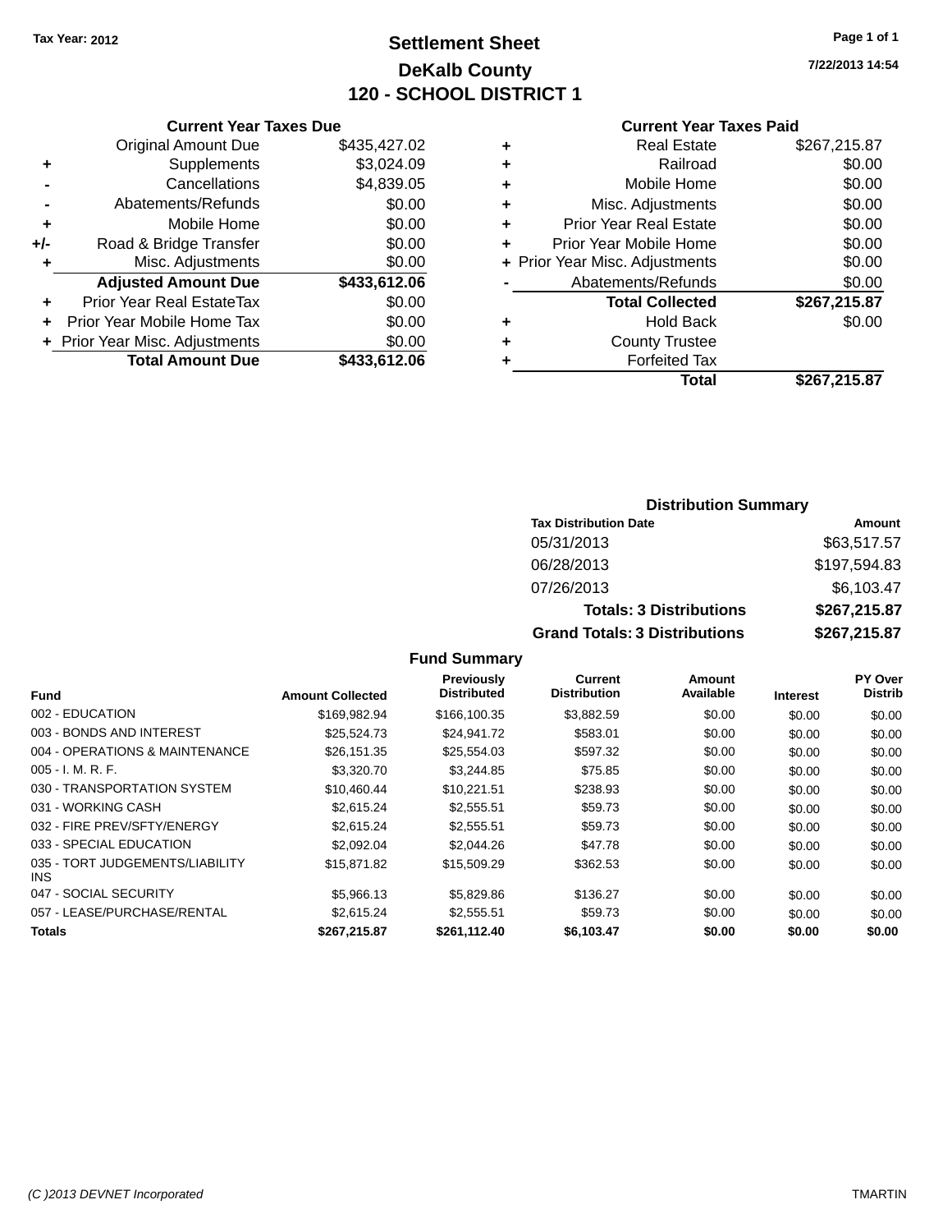Tax Year: 2012

# Settlement Sheet
## DeKalb County
## 120 - SCHOOL DISTRICT 1

7/22/2013 14:54

### Current Year Taxes Due

| | | |
|---|---|---|
| | Original Amount Due | $435,427.02 |
| + | Supplements | $3,024.09 |
| - | Cancellations | $4,839.05 |
| - | Abatements/Refunds | $0.00 |
| + | Mobile Home | $0.00 |
| +/- | Road & Bridge Transfer | $0.00 |
| + | Misc. Adjustments | $0.00 |
| | **Adjusted Amount Due** | **$433,612.06** |
| + | Prior Year Real EstateTax | $0.00 |
| + | Prior Year Mobile Home Tax | $0.00 |
| + | Prior Year Misc. Adjustments | $0.00 |
| | **Total Amount Due** | **$433,612.06** |

### Current Year Taxes Paid

| | | |
|---|---|---|
| + | Real Estate | $267,215.87 |
| + | Railroad | $0.00 |
| + | Mobile Home | $0.00 |
| + | Misc. Adjustments | $0.00 |
| + | Prior Year Real Estate | $0.00 |
| + | Prior Year Mobile Home | $0.00 |
| + | Prior Year Misc. Adjustments | $0.00 |
| - | Abatements/Refunds | $0.00 |
| | **Total Collected** | **$267,215.87** |
| + | Hold Back | $0.00 |
| + | County Trustee | |
| + | Forfeited Tax | |
| | **Total** | **$267,215.87** |

### Distribution Summary

| Tax Distribution Date | Amount |
|---|---|
| 05/31/2013 | $63,517.57 |
| 06/28/2013 | $197,594.83 |
| 07/26/2013 | $6,103.47 |
| **Totals: 3 Distributions** | **$267,215.87** |
| **Grand Totals: 3 Distributions** | **$267,215.87** |

### Fund Summary

| Fund | Amount Collected | Previously Distributed | Current Distribution | Amount Available | Interest | PY Over Distrib |
|---|---|---|---|---|---|---|
| 002 - EDUCATION | $169,982.94 | $166,100.35 | $3,882.59 | $0.00 | $0.00 | $0.00 |
| 003 - BONDS AND INTEREST | $25,524.73 | $24,941.72 | $583.01 | $0.00 | $0.00 | $0.00 |
| 004 - OPERATIONS & MAINTENANCE | $26,151.35 | $25,554.03 | $597.32 | $0.00 | $0.00 | $0.00 |
| 005 - I. M. R. F. | $3,320.70 | $3,244.85 | $75.85 | $0.00 | $0.00 | $0.00 |
| 030 - TRANSPORTATION SYSTEM | $10,460.44 | $10,221.51 | $238.93 | $0.00 | $0.00 | $0.00 |
| 031 - WORKING CASH | $2,615.24 | $2,555.51 | $59.73 | $0.00 | $0.00 | $0.00 |
| 032 - FIRE PREV/SFTY/ENERGY | $2,615.24 | $2,555.51 | $59.73 | $0.00 | $0.00 | $0.00 |
| 033 - SPECIAL EDUCATION | $2,092.04 | $2,044.26 | $47.78 | $0.00 | $0.00 | $0.00 |
| 035 - TORT JUDGEMENTS/LIABILITY INS | $15,871.82 | $15,509.29 | $362.53 | $0.00 | $0.00 | $0.00 |
| 047 - SOCIAL SECURITY | $5,966.13 | $5,829.86 | $136.27 | $0.00 | $0.00 | $0.00 |
| 057 - LEASE/PURCHASE/RENTAL | $2,615.24 | $2,555.51 | $59.73 | $0.00 | $0.00 | $0.00 |
| **Totals** | **$267,215.87** | **$261,112.40** | **$6,103.47** | **$0.00** | **$0.00** | **$0.00** |

(C )2013 DEVNET Incorporated TMARTIN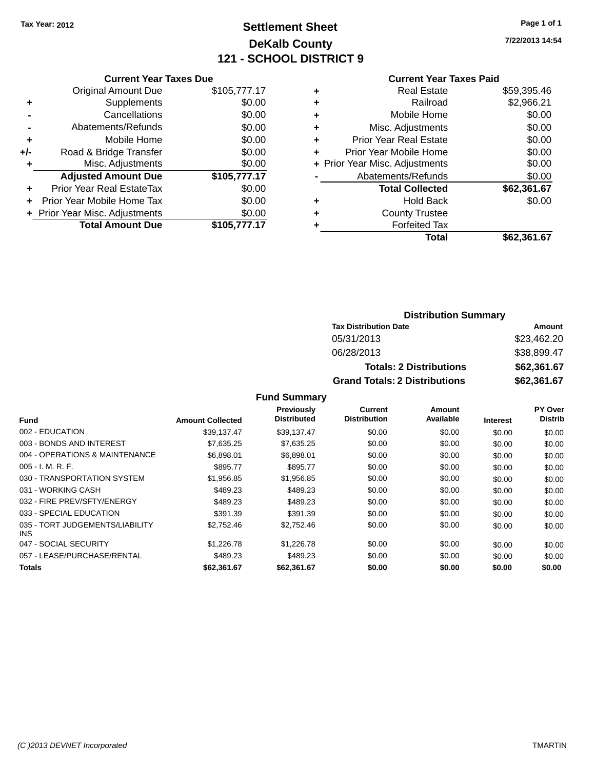Tax Year: 2012

# Settlement Sheet
## DeKalb County
## 121 - SCHOOL DISTRICT 9

7/22/2013 14:54

### Current Year Taxes Due

| | | |
|---|---|---|
| | Original Amount Due | $105,777.17 |
| + | Supplements | $0.00 |
| - | Cancellations | $0.00 |
| - | Abatements/Refunds | $0.00 |
| + | Mobile Home | $0.00 |
| +/- | Road & Bridge Transfer | $0.00 |
| + | Misc. Adjustments | $0.00 |
| | **Adjusted Amount Due** | **$105,777.17** |
| + | Prior Year Real EstateTax | $0.00 |
| + | Prior Year Mobile Home Tax | $0.00 |
| + | Prior Year Misc. Adjustments | $0.00 |
| | **Total Amount Due** | **$105,777.17** |

### Current Year Taxes Paid

| | | |
|---|---|---|
| + | Real Estate | $59,395.46 |
| + | Railroad | $2,966.21 |
| + | Mobile Home | $0.00 |
| + | Misc. Adjustments | $0.00 |
| + | Prior Year Real Estate | $0.00 |
| + | Prior Year Mobile Home | $0.00 |
| + | Prior Year Misc. Adjustments | $0.00 |
| - | Abatements/Refunds | $0.00 |
| | **Total Collected** | **$62,361.67** |
| + | Hold Back | $0.00 |
| + | County Trustee | |
| + | Forfeited Tax | |
| | **Total** | **$62,361.67** |

### Distribution Summary

| Tax Distribution Date | Amount |
|---|---|
| 05/31/2013 | $23,462.20 |
| 06/28/2013 | $38,899.47 |
| **Totals: 2 Distributions** | **$62,361.67** |
| **Grand Totals: 2 Distributions** | **$62,361.67** |

### Fund Summary

| Fund | Amount Collected | Previously Distributed | Current Distribution | Amount Available | Interest | PY Over Distrib |
|---|---|---|---|---|---|---|
| 002 - EDUCATION | $39,137.47 | $39,137.47 | $0.00 | $0.00 | $0.00 | $0.00 |
| 003 - BONDS AND INTEREST | $7,635.25 | $7,635.25 | $0.00 | $0.00 | $0.00 | $0.00 |
| 004 - OPERATIONS & MAINTENANCE | $6,898.01 | $6,898.01 | $0.00 | $0.00 | $0.00 | $0.00 |
| 005 - I. M. R. F. | $895.77 | $895.77 | $0.00 | $0.00 | $0.00 | $0.00 |
| 030 - TRANSPORTATION SYSTEM | $1,956.85 | $1,956.85 | $0.00 | $0.00 | $0.00 | $0.00 |
| 031 - WORKING CASH | $489.23 | $489.23 | $0.00 | $0.00 | $0.00 | $0.00 |
| 032 - FIRE PREV/SFTY/ENERGY | $489.23 | $489.23 | $0.00 | $0.00 | $0.00 | $0.00 |
| 033 - SPECIAL EDUCATION | $391.39 | $391.39 | $0.00 | $0.00 | $0.00 | $0.00 |
| 035 - TORT JUDGEMENTS/LIABILITY INS | $2,752.46 | $2,752.46 | $0.00 | $0.00 | $0.00 | $0.00 |
| 047 - SOCIAL SECURITY | $1,226.78 | $1,226.78 | $0.00 | $0.00 | $0.00 | $0.00 |
| 057 - LEASE/PURCHASE/RENTAL | $489.23 | $489.23 | $0.00 | $0.00 | $0.00 | $0.00 |
| **Totals** | **$62,361.67** | **$62,361.67** | **$0.00** | **$0.00** | **$0.00** | **$0.00** |

(C )2013 DEVNET Incorporated — TMARTIN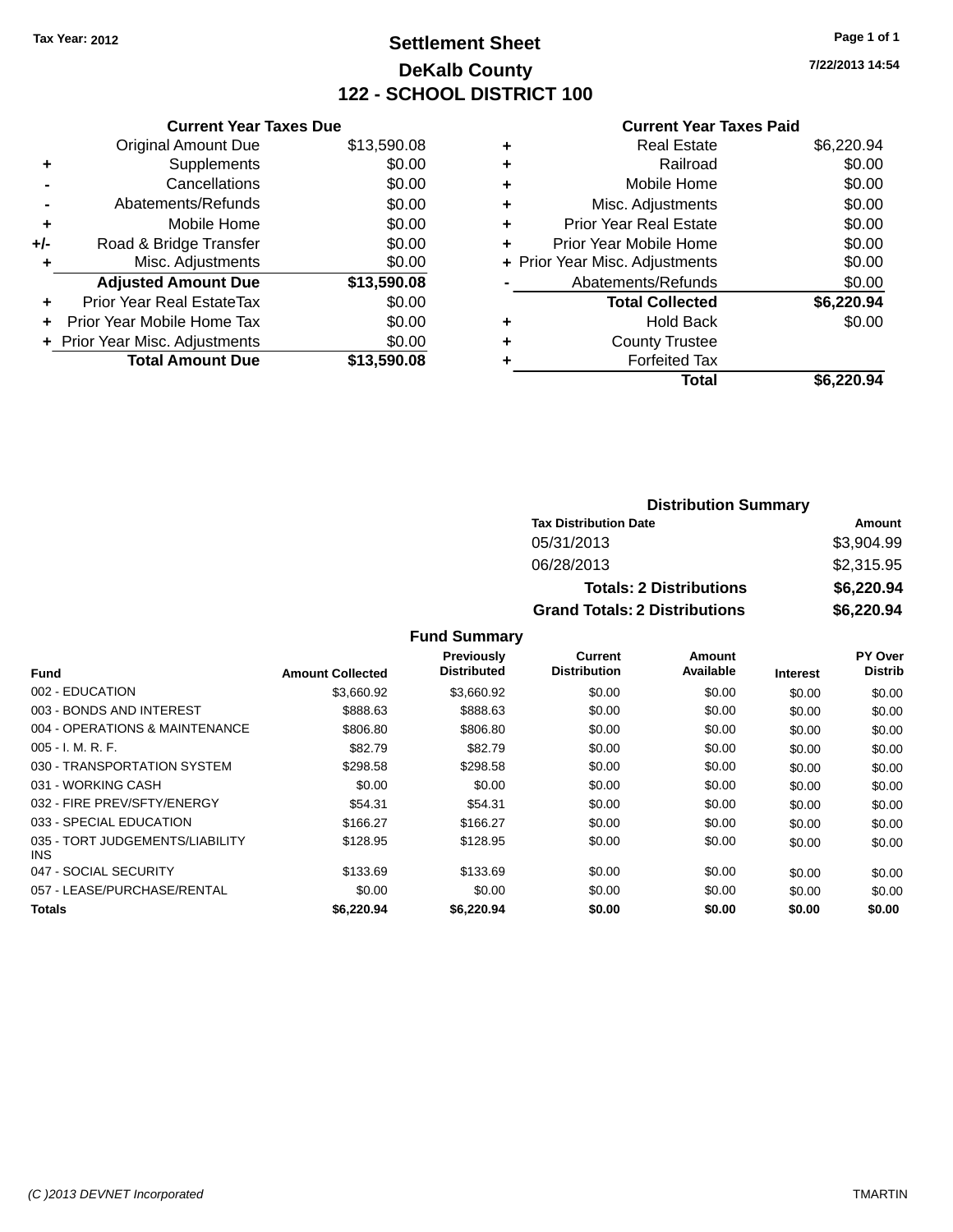Tax Year: 2012

# Settlement Sheet

## DeKalb County

## 122 - SCHOOL DISTRICT 100

7/22/2013 14:54

### Current Year Taxes Due

| | | |
|---|---|---|
| | Original Amount Due | $13,590.08 |
| + | Supplements | $0.00 |
| - | Cancellations | $0.00 |
| - | Abatements/Refunds | $0.00 |
| + | Mobile Home | $0.00 |
| +/- | Road & Bridge Transfer | $0.00 |
| + | Misc. Adjustments | $0.00 |
| | **Adjusted Amount Due** | **$13,590.08** |
| + | Prior Year Real EstateTax | $0.00 |
| + | Prior Year Mobile Home Tax | $0.00 |
| + | Prior Year Misc. Adjustments | $0.00 |
| | **Total Amount Due** | **$13,590.08** |

### Current Year Taxes Paid

| | | |
|---|---|---|
| + | Real Estate | $6,220.94 |
| + | Railroad | $0.00 |
| + | Mobile Home | $0.00 |
| + | Misc. Adjustments | $0.00 |
| + | Prior Year Real Estate | $0.00 |
| + | Prior Year Mobile Home | $0.00 |
| + | Prior Year Misc. Adjustments | $0.00 |
| - | Abatements/Refunds | $0.00 |
| | **Total Collected** | **$6,220.94** |
| + | Hold Back | $0.00 |
| + | County Trustee | |
| + | Forfeited Tax | |
| | **Total** | **$6,220.94** |

### Distribution Summary

| Tax Distribution Date | Amount |
|---|---|
| 05/31/2013 | $3,904.99 |
| 06/28/2013 | $2,315.95 |
| **Totals: 2 Distributions** | **$6,220.94** |
| **Grand Totals: 2 Distributions** | **$6,220.94** |

### Fund Summary

| Fund | Amount Collected | Previously Distributed | Current Distribution | Amount Available | Interest | PY Over Distrib |
|---|---|---|---|---|---|---|
| 002 - EDUCATION | $3,660.92 | $3,660.92 | $0.00 | $0.00 | $0.00 | $0.00 |
| 003 - BONDS AND INTEREST | $888.63 | $888.63 | $0.00 | $0.00 | $0.00 | $0.00 |
| 004 - OPERATIONS & MAINTENANCE | $806.80 | $806.80 | $0.00 | $0.00 | $0.00 | $0.00 |
| 005 - I. M. R. F. | $82.79 | $82.79 | $0.00 | $0.00 | $0.00 | $0.00 |
| 030 - TRANSPORTATION SYSTEM | $298.58 | $298.58 | $0.00 | $0.00 | $0.00 | $0.00 |
| 031 - WORKING CASH | $0.00 | $0.00 | $0.00 | $0.00 | $0.00 | $0.00 |
| 032 - FIRE PREV/SFTY/ENERGY | $54.31 | $54.31 | $0.00 | $0.00 | $0.00 | $0.00 |
| 033 - SPECIAL EDUCATION | $166.27 | $166.27 | $0.00 | $0.00 | $0.00 | $0.00 |
| 035 - TORT JUDGEMENTS/LIABILITY INS | $128.95 | $128.95 | $0.00 | $0.00 | $0.00 | $0.00 |
| 047 - SOCIAL SECURITY | $133.69 | $133.69 | $0.00 | $0.00 | $0.00 | $0.00 |
| 057 - LEASE/PURCHASE/RENTAL | $0.00 | $0.00 | $0.00 | $0.00 | $0.00 | $0.00 |
| **Totals** | **$6,220.94** | **$6,220.94** | **$0.00** | **$0.00** | **$0.00** | **$0.00** |

(C )2013 DEVNET Incorporated TMARTIN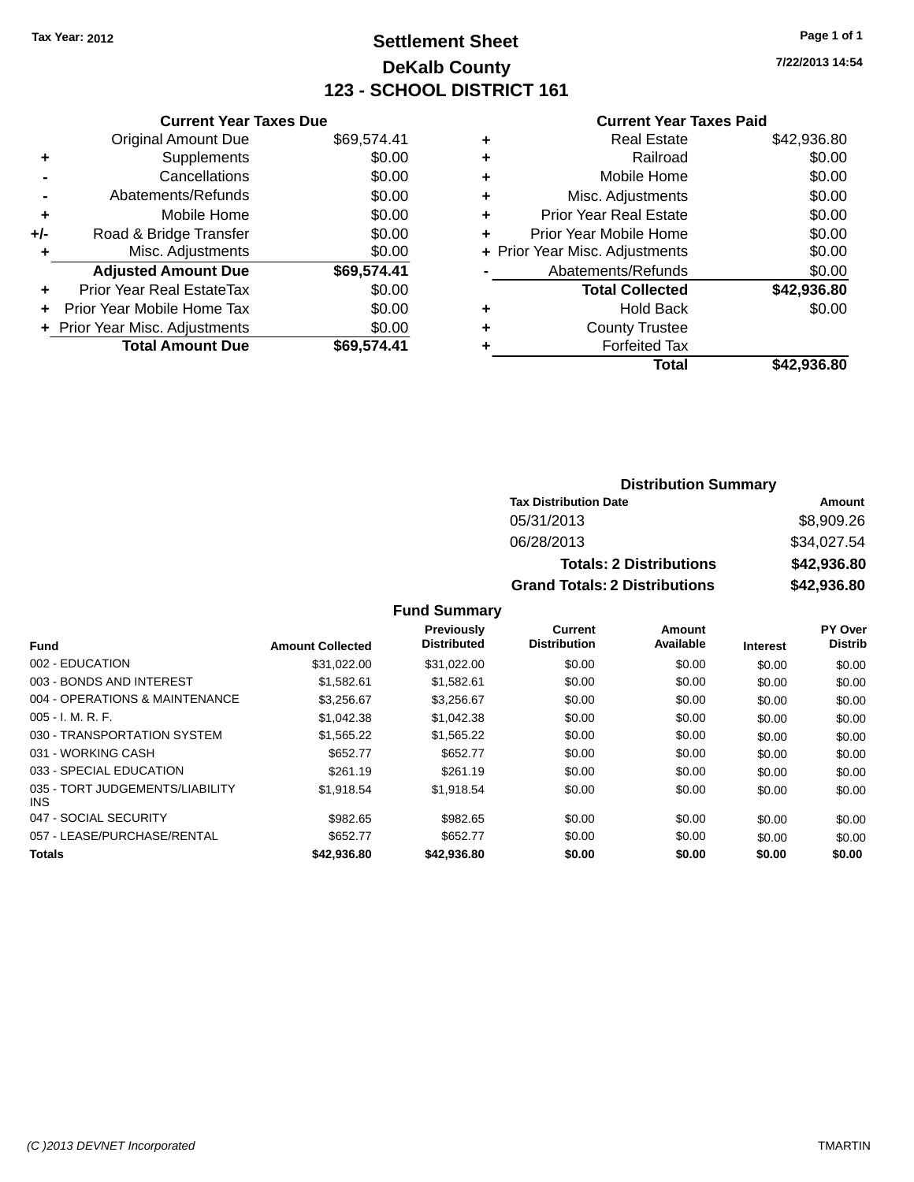Tax Year: 2012

# Settlement Sheet
## DeKalb County
## 123 - SCHOOL DISTRICT 161

7/22/2013 14:54

### Current Year Taxes Due

| | | |
|---|---|---|
| | Original Amount Due | $69,574.41 |
| + | Supplements | $0.00 |
| - | Cancellations | $0.00 |
| - | Abatements/Refunds | $0.00 |
| + | Mobile Home | $0.00 |
| +/- | Road & Bridge Transfer | $0.00 |
| + | Misc. Adjustments | $0.00 |
| | **Adjusted Amount Due** | **$69,574.41** |
| + | Prior Year Real EstateTax | $0.00 |
| + | Prior Year Mobile Home Tax | $0.00 |
| + | Prior Year Misc. Adjustments | $0.00 |
| | **Total Amount Due** | **$69,574.41** |

### Current Year Taxes Paid

| | | |
|---|---|---|
| + | Real Estate | $42,936.80 |
| + | Railroad | $0.00 |
| + | Mobile Home | $0.00 |
| + | Misc. Adjustments | $0.00 |
| + | Prior Year Real Estate | $0.00 |
| + | Prior Year Mobile Home | $0.00 |
| + | Prior Year Misc. Adjustments | $0.00 |
| - | Abatements/Refunds | $0.00 |
| | **Total Collected** | **$42,936.80** |
| + | Hold Back | $0.00 |
| + | County Trustee | |
| + | Forfeited Tax | |
| | **Total** | **$42,936.80** |

### Distribution Summary

| Tax Distribution Date | Amount |
|---|---|
| 05/31/2013 | $8,909.26 |
| 06/28/2013 | $34,027.54 |
| **Totals: 2 Distributions** | **$42,936.80** |
| **Grand Totals: 2 Distributions** | **$42,936.80** |

### Fund Summary

| Fund | Amount Collected | Previously Distributed | Current Distribution | Amount Available | Interest | PY Over Distrib |
|---|---|---|---|---|---|---|
| 002 - EDUCATION | $31,022.00 | $31,022.00 | $0.00 | $0.00 | $0.00 | $0.00 |
| 003 - BONDS AND INTEREST | $1,582.61 | $1,582.61 | $0.00 | $0.00 | $0.00 | $0.00 |
| 004 - OPERATIONS & MAINTENANCE | $3,256.67 | $3,256.67 | $0.00 | $0.00 | $0.00 | $0.00 |
| 005 - I. M. R. F. | $1,042.38 | $1,042.38 | $0.00 | $0.00 | $0.00 | $0.00 |
| 030 - TRANSPORTATION SYSTEM | $1,565.22 | $1,565.22 | $0.00 | $0.00 | $0.00 | $0.00 |
| 031 - WORKING CASH | $652.77 | $652.77 | $0.00 | $0.00 | $0.00 | $0.00 |
| 033 - SPECIAL EDUCATION | $261.19 | $261.19 | $0.00 | $0.00 | $0.00 | $0.00 |
| 035 - TORT JUDGEMENTS/LIABILITY INS | $1,918.54 | $1,918.54 | $0.00 | $0.00 | $0.00 | $0.00 |
| 047 - SOCIAL SECURITY | $982.65 | $982.65 | $0.00 | $0.00 | $0.00 | $0.00 |
| 057 - LEASE/PURCHASE/RENTAL | $652.77 | $652.77 | $0.00 | $0.00 | $0.00 | $0.00 |
| **Totals** | **$42,936.80** | **$42,936.80** | **$0.00** | **$0.00** | **$0.00** | **$0.00** |

(C )2013 DEVNET Incorporated — TMARTIN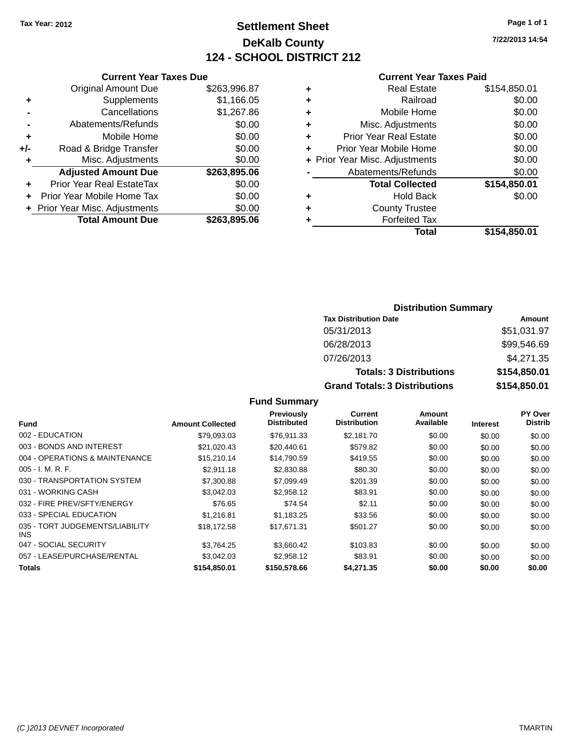Tax Year: 2012

# Settlement Sheet
## DeKalb County
## 124 - SCHOOL DISTRICT 212

7/22/2013 14:54

### Current Year Taxes Due

| | | |
|---|---|---|
| | Original Amount Due | $263,996.87 |
| + | Supplements | $1,166.05 |
| - | Cancellations | $1,267.86 |
| - | Abatements/Refunds | $0.00 |
| + | Mobile Home | $0.00 |
| +/- | Road & Bridge Transfer | $0.00 |
| + | Misc. Adjustments | $0.00 |
| | **Adjusted Amount Due** | **$263,895.06** |
| + | Prior Year Real EstateTax | $0.00 |
| + | Prior Year Mobile Home Tax | $0.00 |
| + | Prior Year Misc. Adjustments | $0.00 |
| | **Total Amount Due** | **$263,895.06** |

### Current Year Taxes Paid

| | | |
|---|---|---|
| + | Real Estate | $154,850.01 |
| + | Railroad | $0.00 |
| + | Mobile Home | $0.00 |
| + | Misc. Adjustments | $0.00 |
| + | Prior Year Real Estate | $0.00 |
| + | Prior Year Mobile Home | $0.00 |
| + | Prior Year Misc. Adjustments | $0.00 |
| - | Abatements/Refunds | $0.00 |
| | **Total Collected** | **$154,850.01** |
| + | Hold Back | $0.00 |
| + | County Trustee | |
| + | Forfeited Tax | |
| | **Total** | **$154,850.01** |

### Distribution Summary

| Tax Distribution Date | Amount |
|---|---|
| 05/31/2013 | $51,031.97 |
| 06/28/2013 | $99,546.69 |
| 07/26/2013 | $4,271.35 |
| **Totals: 3 Distributions** | **$154,850.01** |
| **Grand Totals: 3 Distributions** | **$154,850.01** |

### Fund Summary

| Fund | Amount Collected | Previously Distributed | Current Distribution | Amount Available | Interest | PY Over Distrib |
|---|---|---|---|---|---|---|
| 002 - EDUCATION | $79,093.03 | $76,911.33 | $2,181.70 | $0.00 | $0.00 | $0.00 |
| 003 - BONDS AND INTEREST | $21,020.43 | $20,440.61 | $579.82 | $0.00 | $0.00 | $0.00 |
| 004 - OPERATIONS & MAINTENANCE | $15,210.14 | $14,790.59 | $419.55 | $0.00 | $0.00 | $0.00 |
| 005 - I. M. R. F. | $2,911.18 | $2,830.88 | $80.30 | $0.00 | $0.00 | $0.00 |
| 030 - TRANSPORTATION SYSTEM | $7,300.88 | $7,099.49 | $201.39 | $0.00 | $0.00 | $0.00 |
| 031 - WORKING CASH | $3,042.03 | $2,958.12 | $83.91 | $0.00 | $0.00 | $0.00 |
| 032 - FIRE PREV/SFTY/ENERGY | $76.65 | $74.54 | $2.11 | $0.00 | $0.00 | $0.00 |
| 033 - SPECIAL EDUCATION | $1,216.81 | $1,183.25 | $33.56 | $0.00 | $0.00 | $0.00 |
| 035 - TORT JUDGEMENTS/LIABILITY INS | $18,172.58 | $17,671.31 | $501.27 | $0.00 | $0.00 | $0.00 |
| 047 - SOCIAL SECURITY | $3,764.25 | $3,660.42 | $103.83 | $0.00 | $0.00 | $0.00 |
| 057 - LEASE/PURCHASE/RENTAL | $3,042.03 | $2,958.12 | $83.91 | $0.00 | $0.00 | $0.00 |
| **Totals** | **$154,850.01** | **$150,578.66** | **$4,271.35** | **$0.00** | **$0.00** | **$0.00** |

(C )2013 DEVNET Incorporated TMARTIN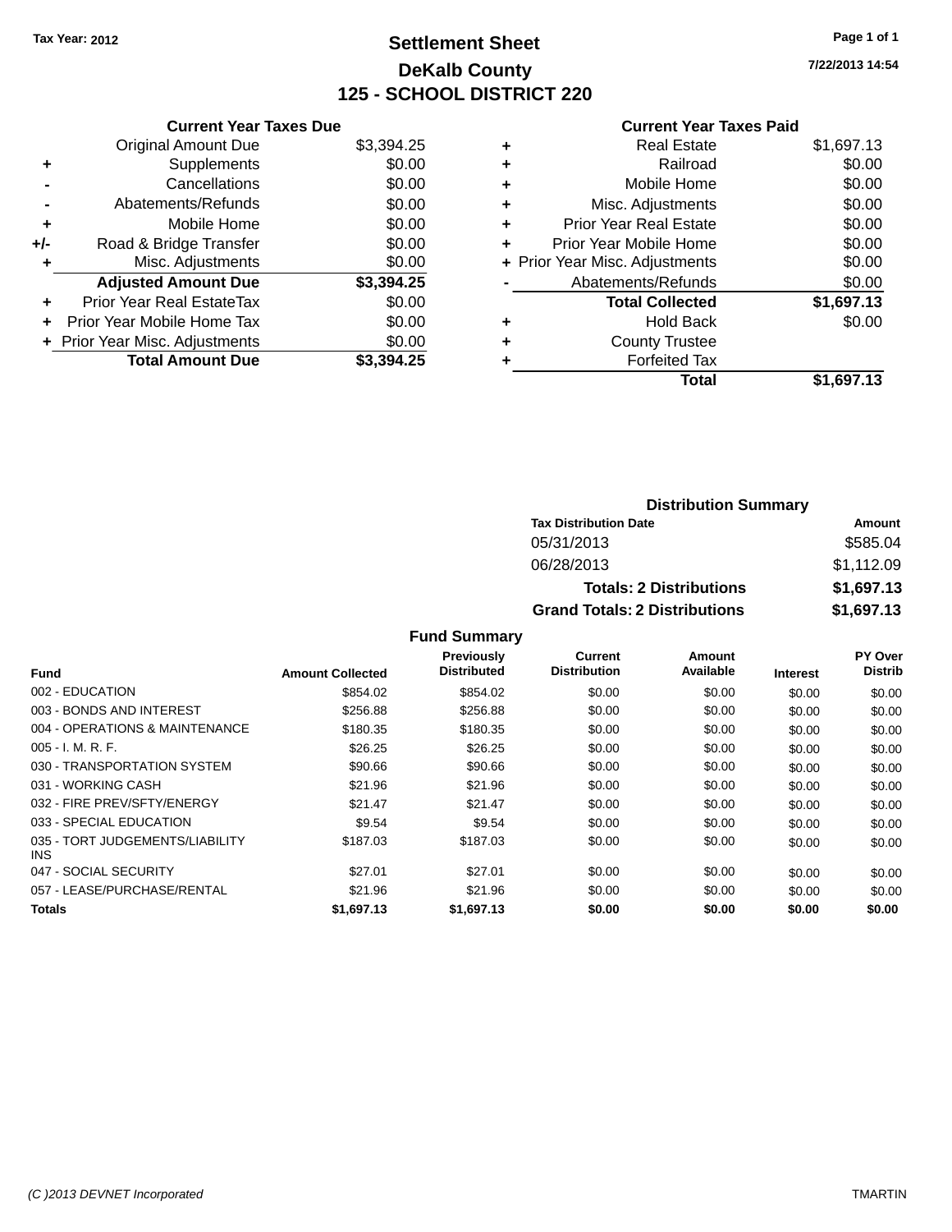Tax Year: 2012

# Settlement Sheet
## DeKalb County
## 125 - SCHOOL DISTRICT 220

7/22/2013 14:54

### Current Year Taxes Due

| | | |
|---|---|---|
| | Original Amount Due | $3,394.25 |
| + | Supplements | $0.00 |
| - | Cancellations | $0.00 |
| - | Abatements/Refunds | $0.00 |
| + | Mobile Home | $0.00 |
| +/- | Road & Bridge Transfer | $0.00 |
| + | Misc. Adjustments | $0.00 |
| | **Adjusted Amount Due** | **$3,394.25** |
| + | Prior Year Real EstateTax | $0.00 |
| + | Prior Year Mobile Home Tax | $0.00 |
| + | Prior Year Misc. Adjustments | $0.00 |
| | **Total Amount Due** | **$3,394.25** |

### Current Year Taxes Paid

| | | |
|---|---|---|
| + | Real Estate | $1,697.13 |
| + | Railroad | $0.00 |
| + | Mobile Home | $0.00 |
| + | Misc. Adjustments | $0.00 |
| + | Prior Year Real Estate | $0.00 |
| + | Prior Year Mobile Home | $0.00 |
| + | Prior Year Misc. Adjustments | $0.00 |
| - | Abatements/Refunds | $0.00 |
| | **Total Collected** | **$1,697.13** |
| + | Hold Back | $0.00 |
| + | County Trustee | |
| + | Forfeited Tax | |
| | **Total** | **$1,697.13** |

### Distribution Summary

| Tax Distribution Date | Amount |
|---|---|
| 05/31/2013 | $585.04 |
| 06/28/2013 | $1,112.09 |
| **Totals: 2 Distributions** | **$1,697.13** |
| **Grand Totals: 2 Distributions** | **$1,697.13** |

### Fund Summary

| Fund | Amount Collected | Previously Distributed | Current Distribution | Amount Available | Interest | PY Over Distrib |
|---|---|---|---|---|---|---|
| 002 - EDUCATION | $854.02 | $854.02 | $0.00 | $0.00 | $0.00 | $0.00 |
| 003 - BONDS AND INTEREST | $256.88 | $256.88 | $0.00 | $0.00 | $0.00 | $0.00 |
| 004 - OPERATIONS & MAINTENANCE | $180.35 | $180.35 | $0.00 | $0.00 | $0.00 | $0.00 |
| 005 - I. M. R. F. | $26.25 | $26.25 | $0.00 | $0.00 | $0.00 | $0.00 |
| 030 - TRANSPORTATION SYSTEM | $90.66 | $90.66 | $0.00 | $0.00 | $0.00 | $0.00 |
| 031 - WORKING CASH | $21.96 | $21.96 | $0.00 | $0.00 | $0.00 | $0.00 |
| 032 - FIRE PREV/SFTY/ENERGY | $21.47 | $21.47 | $0.00 | $0.00 | $0.00 | $0.00 |
| 033 - SPECIAL EDUCATION | $9.54 | $9.54 | $0.00 | $0.00 | $0.00 | $0.00 |
| 035 - TORT JUDGEMENTS/LIABILITY INS | $187.03 | $187.03 | $0.00 | $0.00 | $0.00 | $0.00 |
| 047 - SOCIAL SECURITY | $27.01 | $27.01 | $0.00 | $0.00 | $0.00 | $0.00 |
| 057 - LEASE/PURCHASE/RENTAL | $21.96 | $21.96 | $0.00 | $0.00 | $0.00 | $0.00 |
| **Totals** | **$1,697.13** | **$1,697.13** | **$0.00** | **$0.00** | **$0.00** | **$0.00** |

(C )2013 DEVNET Incorporated TMARTIN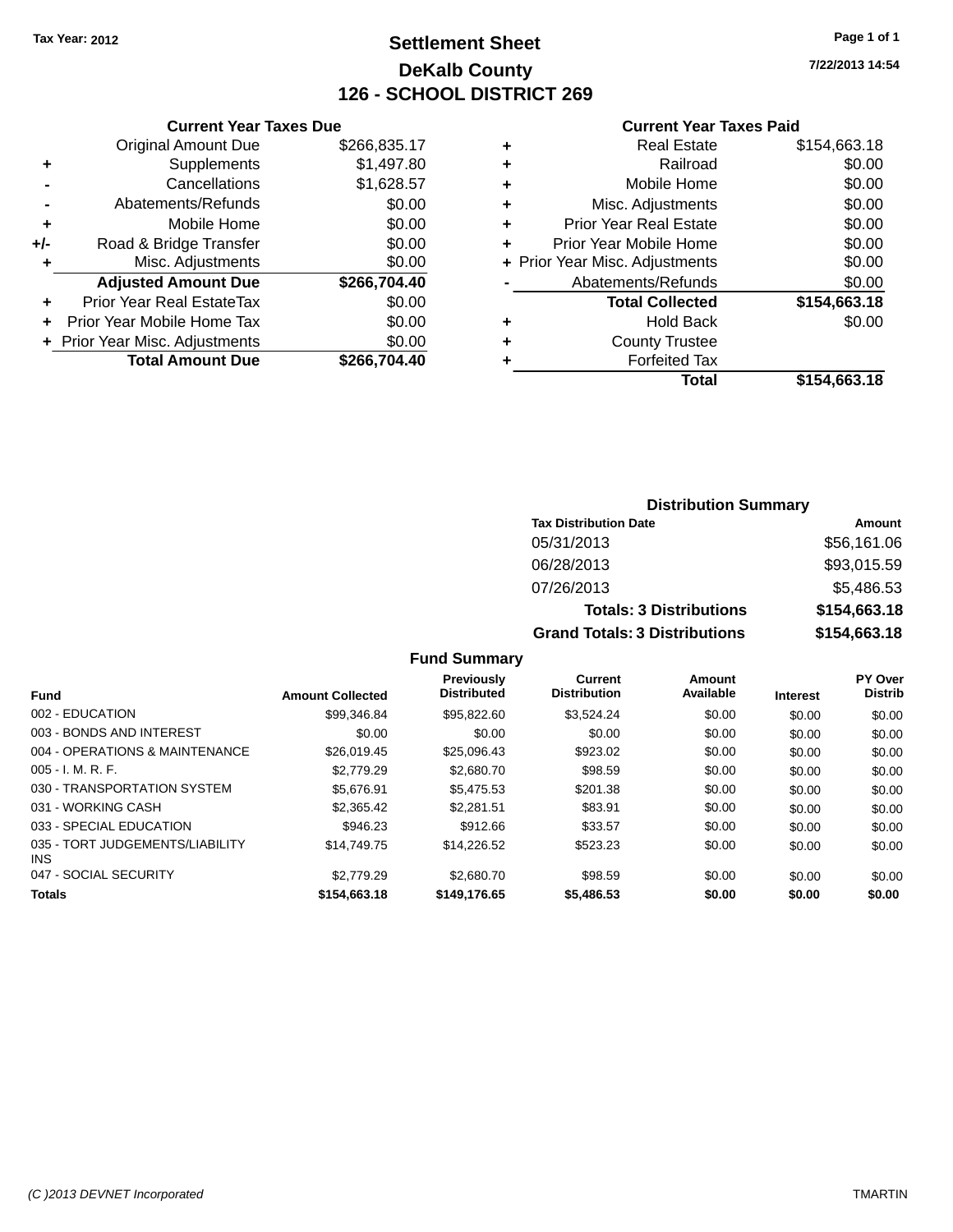Tax Year: 2012

# Settlement Sheet

## DeKalb County

## 126 - SCHOOL DISTRICT 269

7/22/2013 14:54

### Current Year Taxes Due

| | | |
|---|---|---|
| | Original Amount Due | $266,835.17 |
| + | Supplements | $1,497.80 |
| - | Cancellations | $1,628.57 |
| - | Abatements/Refunds | $0.00 |
| + | Mobile Home | $0.00 |
| +/- | Road & Bridge Transfer | $0.00 |
| + | Misc. Adjustments | $0.00 |
| | **Adjusted Amount Due** | **$266,704.40** |
| + | Prior Year Real EstateTax | $0.00 |
| + | Prior Year Mobile Home Tax | $0.00 |
| + | Prior Year Misc. Adjustments | $0.00 |
| | **Total Amount Due** | **$266,704.40** |

### Current Year Taxes Paid

| | | |
|---|---|---|
| + | Real Estate | $154,663.18 |
| + | Railroad | $0.00 |
| + | Mobile Home | $0.00 |
| + | Misc. Adjustments | $0.00 |
| + | Prior Year Real Estate | $0.00 |
| + | Prior Year Mobile Home | $0.00 |
| + | Prior Year Misc. Adjustments | $0.00 |
| - | Abatements/Refunds | $0.00 |
| | **Total Collected** | **$154,663.18** |
| + | Hold Back | $0.00 |
| + | County Trustee | |
| + | Forfeited Tax | |
| | **Total** | **$154,663.18** |

### Distribution Summary

| Tax Distribution Date | Amount |
|---|---|
| 05/31/2013 | $56,161.06 |
| 06/28/2013 | $93,015.59 |
| 07/26/2013 | $5,486.53 |
| **Totals: 3 Distributions** | **$154,663.18** |
| **Grand Totals: 3 Distributions** | **$154,663.18** |

### Fund Summary

| Fund | Amount Collected | Previously Distributed | Current Distribution | Amount Available | Interest | PY Over Distrib |
|---|---|---|---|---|---|---|
| 002 - EDUCATION | $99,346.84 | $95,822.60 | $3,524.24 | $0.00 | $0.00 | $0.00 |
| 003 - BONDS AND INTEREST | $0.00 | $0.00 | $0.00 | $0.00 | $0.00 | $0.00 |
| 004 - OPERATIONS & MAINTENANCE | $26,019.45 | $25,096.43 | $923.02 | $0.00 | $0.00 | $0.00 |
| 005 - I. M. R. F. | $2,779.29 | $2,680.70 | $98.59 | $0.00 | $0.00 | $0.00 |
| 030 - TRANSPORTATION SYSTEM | $5,676.91 | $5,475.53 | $201.38 | $0.00 | $0.00 | $0.00 |
| 031 - WORKING CASH | $2,365.42 | $2,281.51 | $83.91 | $0.00 | $0.00 | $0.00 |
| 033 - SPECIAL EDUCATION | $946.23 | $912.66 | $33.57 | $0.00 | $0.00 | $0.00 |
| 035 - TORT JUDGEMENTS/LIABILITY INS | $14,749.75 | $14,226.52 | $523.23 | $0.00 | $0.00 | $0.00 |
| 047 - SOCIAL SECURITY | $2,779.29 | $2,680.70 | $98.59 | $0.00 | $0.00 | $0.00 |
| **Totals** | **$154,663.18** | **$149,176.65** | **$5,486.53** | **$0.00** | **$0.00** | **$0.00** |

(C )2013 DEVNET Incorporated

TMARTIN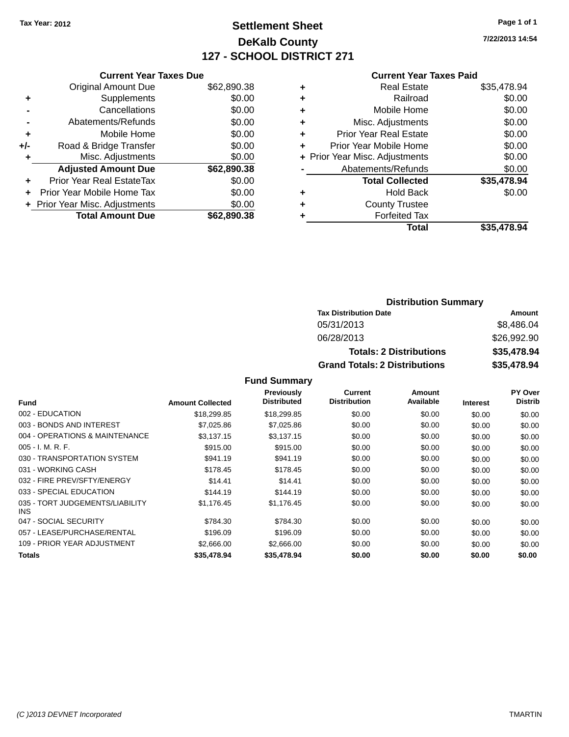Tax Year: 2012

# Settlement Sheet

## DeKalb County

## 127 - SCHOOL DISTRICT 271

7/22/2013 14:54

### Current Year Taxes Due

| | | |
|---|---|---|
| | Original Amount Due | $62,890.38 |
| + | Supplements | $0.00 |
| - | Cancellations | $0.00 |
| - | Abatements/Refunds | $0.00 |
| + | Mobile Home | $0.00 |
| +/- | Road & Bridge Transfer | $0.00 |
| + | Misc. Adjustments | $0.00 |
| | **Adjusted Amount Due** | **$62,890.38** |
| + | Prior Year Real EstateTax | $0.00 |
| + | Prior Year Mobile Home Tax | $0.00 |
| + | Prior Year Misc. Adjustments | $0.00 |
| | **Total Amount Due** | **$62,890.38** |

### Current Year Taxes Paid

| | | |
|---|---|---|
| + | Real Estate | $35,478.94 |
| + | Railroad | $0.00 |
| + | Mobile Home | $0.00 |
| + | Misc. Adjustments | $0.00 |
| + | Prior Year Real Estate | $0.00 |
| + | Prior Year Mobile Home | $0.00 |
| + | Prior Year Misc. Adjustments | $0.00 |
| - | Abatements/Refunds | $0.00 |
| | **Total Collected** | **$35,478.94** |
| + | Hold Back | $0.00 |
| + | County Trustee | |
| + | Forfeited Tax | |
| | **Total** | **$35,478.94** |

### Distribution Summary

| Tax Distribution Date | Amount |
|---|---|
| 05/31/2013 | $8,486.04 |
| 06/28/2013 | $26,992.90 |
| **Totals: 2 Distributions** | **$35,478.94** |
| **Grand Totals: 2 Distributions** | **$35,478.94** |

### Fund Summary

| Fund | Amount Collected | Previously Distributed | Current Distribution | Amount Available | Interest | PY Over Distrib |
|---|---|---|---|---|---|---|
| 002 - EDUCATION | $18,299.85 | $18,299.85 | $0.00 | $0.00 | $0.00 | $0.00 |
| 003 - BONDS AND INTEREST | $7,025.86 | $7,025.86 | $0.00 | $0.00 | $0.00 | $0.00 |
| 004 - OPERATIONS & MAINTENANCE | $3,137.15 | $3,137.15 | $0.00 | $0.00 | $0.00 | $0.00 |
| 005 - I. M. R. F. | $915.00 | $915.00 | $0.00 | $0.00 | $0.00 | $0.00 |
| 030 - TRANSPORTATION SYSTEM | $941.19 | $941.19 | $0.00 | $0.00 | $0.00 | $0.00 |
| 031 - WORKING CASH | $178.45 | $178.45 | $0.00 | $0.00 | $0.00 | $0.00 |
| 032 - FIRE PREV/SFTY/ENERGY | $14.41 | $14.41 | $0.00 | $0.00 | $0.00 | $0.00 |
| 033 - SPECIAL EDUCATION | $144.19 | $144.19 | $0.00 | $0.00 | $0.00 | $0.00 |
| 035 - TORT JUDGEMENTS/LIABILITY INS | $1,176.45 | $1,176.45 | $0.00 | $0.00 | $0.00 | $0.00 |
| 047 - SOCIAL SECURITY | $784.30 | $784.30 | $0.00 | $0.00 | $0.00 | $0.00 |
| 057 - LEASE/PURCHASE/RENTAL | $196.09 | $196.09 | $0.00 | $0.00 | $0.00 | $0.00 |
| 109 - PRIOR YEAR ADJUSTMENT | $2,666.00 | $2,666.00 | $0.00 | $0.00 | $0.00 | $0.00 |
| **Totals** | **$35,478.94** | **$35,478.94** | **$0.00** | **$0.00** | **$0.00** | **$0.00** |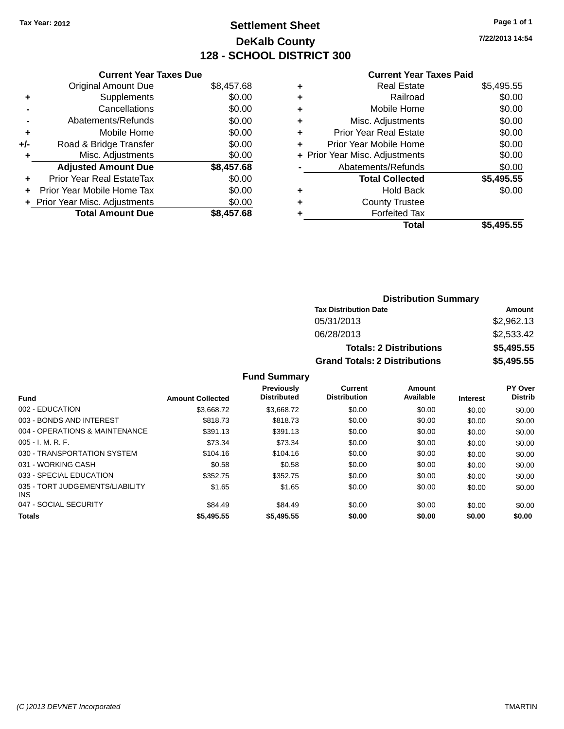Tax Year: 2012

# Settlement Sheet

## DeKalb County

## 128 - SCHOOL DISTRICT 300

7/22/2013 14:54

### Current Year Taxes Due

| | | |
|---|---|---|
| | Original Amount Due | $8,457.68 |
| + | Supplements | $0.00 |
| - | Cancellations | $0.00 |
| - | Abatements/Refunds | $0.00 |
| + | Mobile Home | $0.00 |
| +/- | Road & Bridge Transfer | $0.00 |
| + | Misc. Adjustments | $0.00 |
| | **Adjusted Amount Due** | **$8,457.68** |
| + | Prior Year Real EstateTax | $0.00 |
| + | Prior Year Mobile Home Tax | $0.00 |
| + | Prior Year Misc. Adjustments | $0.00 |
| | **Total Amount Due** | **$8,457.68** |

### Current Year Taxes Paid

| | | |
|---|---|---|
| + | Real Estate | $5,495.55 |
| + | Railroad | $0.00 |
| + | Mobile Home | $0.00 |
| + | Misc. Adjustments | $0.00 |
| + | Prior Year Real Estate | $0.00 |
| + | Prior Year Mobile Home | $0.00 |
| + | Prior Year Misc. Adjustments | $0.00 |
| - | Abatements/Refunds | $0.00 |
| | **Total Collected** | **$5,495.55** |
| + | Hold Back | $0.00 |
| + | County Trustee | |
| + | Forfeited Tax | |
| | **Total** | **$5,495.55** |

### Distribution Summary

| Tax Distribution Date | Amount |
|---|---|
| 05/31/2013 | $2,962.13 |
| 06/28/2013 | $2,533.42 |
| **Totals: 2 Distributions** | **$5,495.55** |
| **Grand Totals: 2 Distributions** | **$5,495.55** |

### Fund Summary

| Fund | Amount Collected | Previously Distributed | Current Distribution | Amount Available | Interest | PY Over Distrib |
|---|---|---|---|---|---|---|
| 002 - EDUCATION | $3,668.72 | $3,668.72 | $0.00 | $0.00 | $0.00 | $0.00 |
| 003 - BONDS AND INTEREST | $818.73 | $818.73 | $0.00 | $0.00 | $0.00 | $0.00 |
| 004 - OPERATIONS & MAINTENANCE | $391.13 | $391.13 | $0.00 | $0.00 | $0.00 | $0.00 |
| 005 - I. M. R. F. | $73.34 | $73.34 | $0.00 | $0.00 | $0.00 | $0.00 |
| 030 - TRANSPORTATION SYSTEM | $104.16 | $104.16 | $0.00 | $0.00 | $0.00 | $0.00 |
| 031 - WORKING CASH | $0.58 | $0.58 | $0.00 | $0.00 | $0.00 | $0.00 |
| 033 - SPECIAL EDUCATION | $352.75 | $352.75 | $0.00 | $0.00 | $0.00 | $0.00 |
| 035 - TORT JUDGEMENTS/LIABILITY INS | $1.65 | $1.65 | $0.00 | $0.00 | $0.00 | $0.00 |
| 047 - SOCIAL SECURITY | $84.49 | $84.49 | $0.00 | $0.00 | $0.00 | $0.00 |
| **Totals** | **$5,495.55** | **$5,495.55** | **$0.00** | **$0.00** | **$0.00** | **$0.00** |

(C )2013 DEVNET Incorporated TMARTIN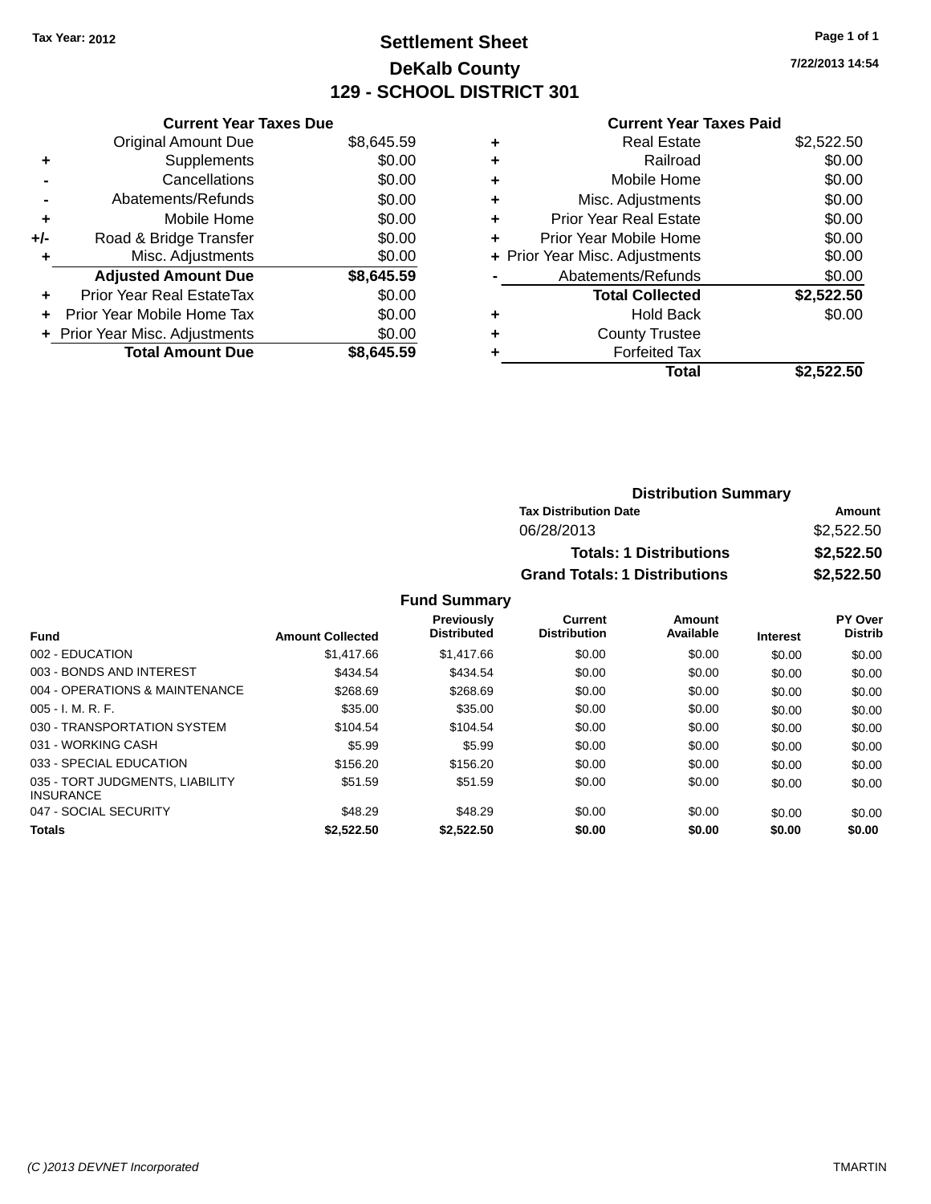Tax Year: 2012

# Settlement Sheet

## DeKalb County

## 129 - SCHOOL DISTRICT 301

7/22/2013 14:54

### Current Year Taxes Due

| | | |
|---|---|---|
| | Original Amount Due | $8,645.59 |
| + | Supplements | $0.00 |
| - | Cancellations | $0.00 |
| - | Abatements/Refunds | $0.00 |
| + | Mobile Home | $0.00 |
| +/- | Road & Bridge Transfer | $0.00 |
| + | Misc. Adjustments | $0.00 |
| | **Adjusted Amount Due** | **$8,645.59** |
| + | Prior Year Real EstateTax | $0.00 |
| + | Prior Year Mobile Home Tax | $0.00 |
| + | Prior Year Misc. Adjustments | $0.00 |
| | **Total Amount Due** | **$8,645.59** |

### Current Year Taxes Paid

| | | |
|---|---|---|
| + | Real Estate | $2,522.50 |
| + | Railroad | $0.00 |
| + | Mobile Home | $0.00 |
| + | Misc. Adjustments | $0.00 |
| + | Prior Year Real Estate | $0.00 |
| + | Prior Year Mobile Home | $0.00 |
| + | Prior Year Misc. Adjustments | $0.00 |
| - | Abatements/Refunds | $0.00 |
| | **Total Collected** | **$2,522.50** |
| + | Hold Back | $0.00 |
| + | County Trustee | |
| + | Forfeited Tax | |
| | **Total** | **$2,522.50** |

### Distribution Summary

| Tax Distribution Date | Amount |
|---|---|
| 06/28/2013 | $2,522.50 |
| **Totals: 1 Distributions** | **$2,522.50** |
| **Grand Totals: 1 Distributions** | **$2,522.50** |

### Fund Summary

| Fund | Amount Collected | Previously Distributed | Current Distribution | Amount Available | Interest | PY Over Distrib |
|---|---|---|---|---|---|---|
| 002 - EDUCATION | $1,417.66 | $1,417.66 | $0.00 | $0.00 | $0.00 | $0.00 |
| 003 - BONDS AND INTEREST | $434.54 | $434.54 | $0.00 | $0.00 | $0.00 | $0.00 |
| 004 - OPERATIONS & MAINTENANCE | $268.69 | $268.69 | $0.00 | $0.00 | $0.00 | $0.00 |
| 005 - I. M. R. F. | $35.00 | $35.00 | $0.00 | $0.00 | $0.00 | $0.00 |
| 030 - TRANSPORTATION SYSTEM | $104.54 | $104.54 | $0.00 | $0.00 | $0.00 | $0.00 |
| 031 - WORKING CASH | $5.99 | $5.99 | $0.00 | $0.00 | $0.00 | $0.00 |
| 033 - SPECIAL EDUCATION | $156.20 | $156.20 | $0.00 | $0.00 | $0.00 | $0.00 |
| 035 - TORT JUDGMENTS, LIABILITY INSURANCE | $51.59 | $51.59 | $0.00 | $0.00 | $0.00 | $0.00 |
| 047 - SOCIAL SECURITY | $48.29 | $48.29 | $0.00 | $0.00 | $0.00 | $0.00 |
| **Totals** | **$2,522.50** | **$2,522.50** | **$0.00** | **$0.00** | **$0.00** | **$0.00** |

(C )2013 DEVNET Incorporated TMARTIN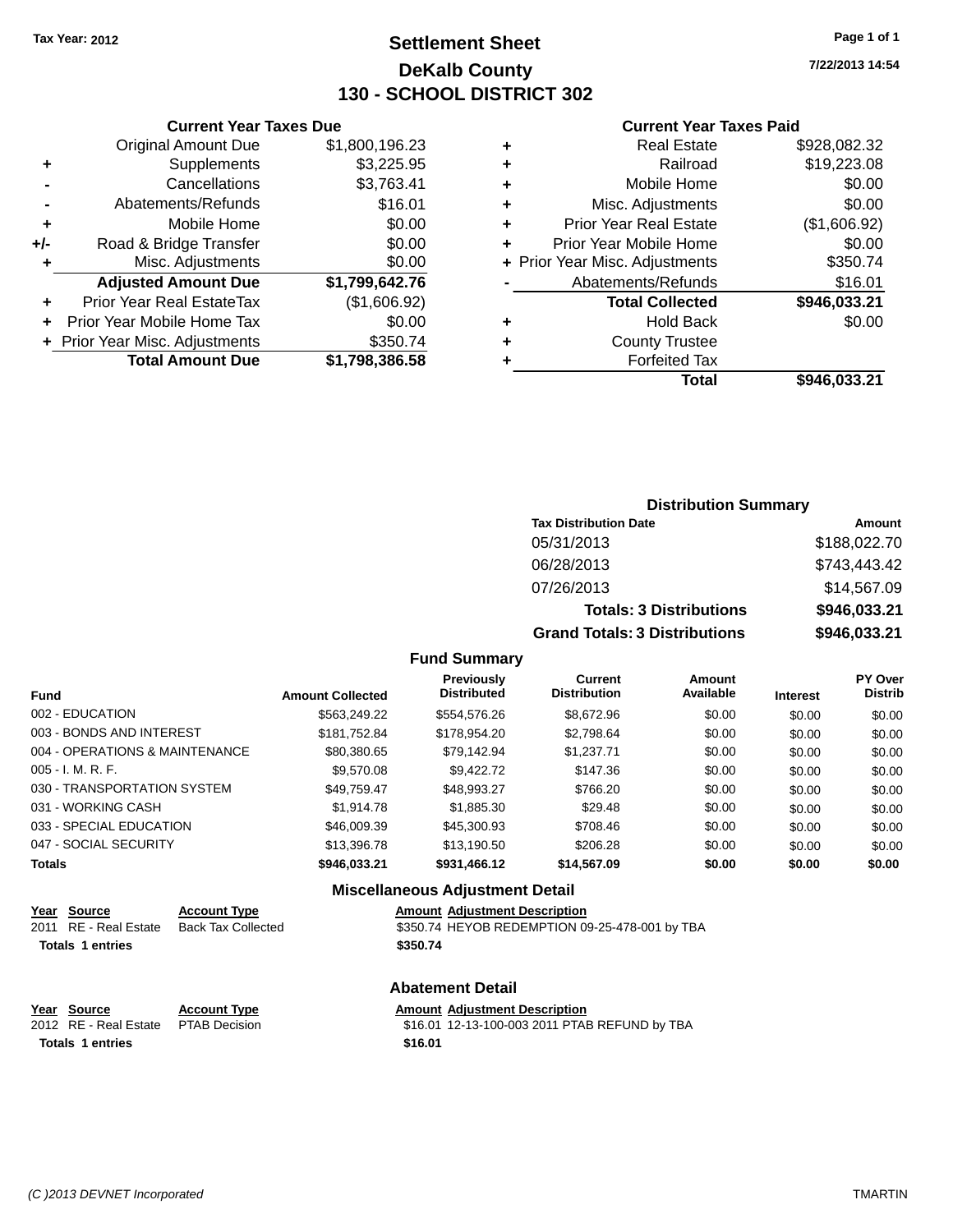Tax Year: 2012

# Settlement Sheet

## DeKalb County

## 130 - SCHOOL DISTRICT 302

7/22/2013 14:54

### Current Year Taxes Due

| | | |
|---|---|---|
| | Original Amount Due | $1,800,196.23 |
| + | Supplements | $3,225.95 |
| - | Cancellations | $3,763.41 |
| - | Abatements/Refunds | $16.01 |
| + | Mobile Home | $0.00 |
| +/- | Road & Bridge Transfer | $0.00 |
| + | Misc. Adjustments | $0.00 |
| | **Adjusted Amount Due** | **$1,799,642.76** |
| + | Prior Year Real EstateTax | ($1,606.92) |
| + | Prior Year Mobile Home Tax | $0.00 |
| + | Prior Year Misc. Adjustments | $350.74 |
| | **Total Amount Due** | **$1,798,386.58** |

### Current Year Taxes Paid

| | | |
|---|---|---|
| + | Real Estate | $928,082.32 |
| + | Railroad | $19,223.08 |
| + | Mobile Home | $0.00 |
| + | Misc. Adjustments | $0.00 |
| + | Prior Year Real Estate | ($1,606.92) |
| + | Prior Year Mobile Home | $0.00 |
| + | Prior Year Misc. Adjustments | $350.74 |
| - | Abatements/Refunds | $16.01 |
| | **Total Collected** | **$946,033.21** |
| + | Hold Back | $0.00 |
| + | County Trustee | |
| + | Forfeited Tax | |
| | **Total** | **$946,033.21** |

### Distribution Summary

| Tax Distribution Date | Amount |
|---|---|
| 05/31/2013 | $188,022.70 |
| 06/28/2013 | $743,443.42 |
| 07/26/2013 | $14,567.09 |
| **Totals: 3 Distributions** | **$946,033.21** |
| **Grand Totals: 3 Distributions** | **$946,033.21** |

### Fund Summary

| Fund | Amount Collected | Previously Distributed | Current Distribution | Amount Available | Interest | PY Over Distrib |
|---|---|---|---|---|---|---|
| 002 - EDUCATION | $563,249.22 | $554,576.26 | $8,672.96 | $0.00 | $0.00 | $0.00 |
| 003 - BONDS AND INTEREST | $181,752.84 | $178,954.20 | $2,798.64 | $0.00 | $0.00 | $0.00 |
| 004 - OPERATIONS & MAINTENANCE | $80,380.65 | $79,142.94 | $1,237.71 | $0.00 | $0.00 | $0.00 |
| 005 - I. M. R. F. | $9,570.08 | $9,422.72 | $147.36 | $0.00 | $0.00 | $0.00 |
| 030 - TRANSPORTATION SYSTEM | $49,759.47 | $48,993.27 | $766.20 | $0.00 | $0.00 | $0.00 |
| 031 - WORKING CASH | $1,914.78 | $1,885.30 | $29.48 | $0.00 | $0.00 | $0.00 |
| 033 - SPECIAL EDUCATION | $46,009.39 | $45,300.93 | $708.46 | $0.00 | $0.00 | $0.00 |
| 047 - SOCIAL SECURITY | $13,396.78 | $13,190.50 | $206.28 | $0.00 | $0.00 | $0.00 |
| **Totals** | **$946,033.21** | **$931,466.12** | **$14,567.09** | **$0.00** | **$0.00** | **$0.00** |

### Miscellaneous Adjustment Detail

| Year | Source | Account Type | Amount | Adjustment Description |
|---|---|---|---|---|
| 2011 | RE - Real Estate | Back Tax Collected | $350.74 | HEYOB REDEMPTION 09-25-478-001 by TBA |
| **Totals** | **1 entries** | | **$350.74** | |

### Abatement Detail

| Year | Source | Account Type | Amount | Adjustment Description |
|---|---|---|---|---|
| 2012 | RE - Real Estate | PTAB Decision | $16.01 | 12-13-100-003 2011 PTAB REFUND by TBA |
| **Totals** | **1 entries** | | **$16.01** | |

(C )2013 DEVNET Incorporated TMARTIN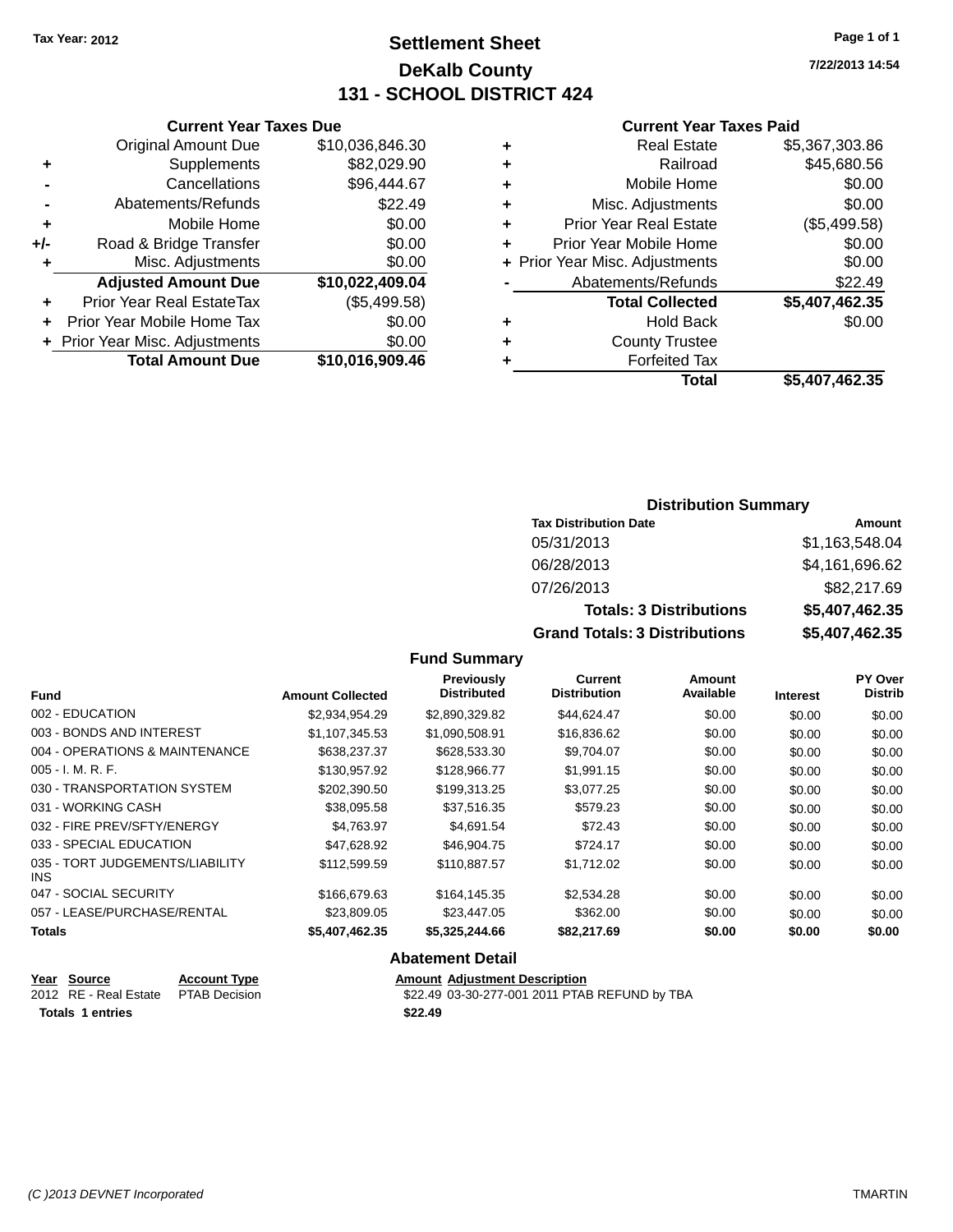Tax Year: 2012

# Settlement Sheet

## DeKalb County

## 131 - SCHOOL DISTRICT 424

7/22/2013 14:54

### Current Year Taxes Due

| | | |
|---|---|---|
| | Original Amount Due | $10,036,846.30 |
| + | Supplements | $82,029.90 |
| - | Cancellations | $96,444.67 |
| - | Abatements/Refunds | $22.49 |
| + | Mobile Home | $0.00 |
| +/- | Road & Bridge Transfer | $0.00 |
| + | Misc. Adjustments | $0.00 |
| | **Adjusted Amount Due** | **$10,022,409.04** |
| + | Prior Year Real EstateTax | ($5,499.58) |
| + | Prior Year Mobile Home Tax | $0.00 |
| + | Prior Year Misc. Adjustments | $0.00 |
| | **Total Amount Due** | **$10,016,909.46** |

### Current Year Taxes Paid

| | | |
|---|---|---|
| + | Real Estate | $5,367,303.86 |
| + | Railroad | $45,680.56 |
| + | Mobile Home | $0.00 |
| + | Misc. Adjustments | $0.00 |
| + | Prior Year Real Estate | ($5,499.58) |
| + | Prior Year Mobile Home | $0.00 |
| + | Prior Year Misc. Adjustments | $0.00 |
| - | Abatements/Refunds | $22.49 |
| | **Total Collected** | **$5,407,462.35** |
| + | Hold Back | $0.00 |
| + | County Trustee | |
| + | Forfeited Tax | |
| | **Total** | **$5,407,462.35** |

### Distribution Summary

| Tax Distribution Date | Amount |
|---|---|
| 05/31/2013 | $1,163,548.04 |
| 06/28/2013 | $4,161,696.62 |
| 07/26/2013 | $82,217.69 |
| **Totals: 3 Distributions** | **$5,407,462.35** |
| **Grand Totals: 3 Distributions** | **$5,407,462.35** |

### Fund Summary

| Fund | Amount Collected | Previously Distributed | Current Distribution | Amount Available | Interest | PY Over Distrib |
|---|---|---|---|---|---|---|
| 002 - EDUCATION | $2,934,954.29 | $2,890,329.82 | $44,624.47 | $0.00 | $0.00 | $0.00 |
| 003 - BONDS AND INTEREST | $1,107,345.53 | $1,090,508.91 | $16,836.62 | $0.00 | $0.00 | $0.00 |
| 004 - OPERATIONS & MAINTENANCE | $638,237.37 | $628,533.30 | $9,704.07 | $0.00 | $0.00 | $0.00 |
| 005 - I. M. R. F. | $130,957.92 | $128,966.77 | $1,991.15 | $0.00 | $0.00 | $0.00 |
| 030 - TRANSPORTATION SYSTEM | $202,390.50 | $199,313.25 | $3,077.25 | $0.00 | $0.00 | $0.00 |
| 031 - WORKING CASH | $38,095.58 | $37,516.35 | $579.23 | $0.00 | $0.00 | $0.00 |
| 032 - FIRE PREV/SFTY/ENERGY | $4,763.97 | $4,691.54 | $72.43 | $0.00 | $0.00 | $0.00 |
| 033 - SPECIAL EDUCATION | $47,628.92 | $46,904.75 | $724.17 | $0.00 | $0.00 | $0.00 |
| 035 - TORT JUDGEMENTS/LIABILITY INS | $112,599.59 | $110,887.57 | $1,712.02 | $0.00 | $0.00 | $0.00 |
| 047 - SOCIAL SECURITY | $166,679.63 | $164,145.35 | $2,534.28 | $0.00 | $0.00 | $0.00 |
| 057 - LEASE/PURCHASE/RENTAL | $23,809.05 | $23,447.05 | $362.00 | $0.00 | $0.00 | $0.00 |
| **Totals** | **$5,407,462.35** | **$5,325,244.66** | **$82,217.69** | **$0.00** | **$0.00** | **$0.00** |

### Abatement Detail

| Year | Source | Account Type | Amount | Adjustment Description |
|---|---|---|---|---|
| 2012 | RE - Real Estate | PTAB Decision | $22.49 | 03-30-277-001 2011 PTAB REFUND by TBA |
| **Totals 1 entries** | | | **$22.49** | |

(C )2013 DEVNET Incorporated TMARTIN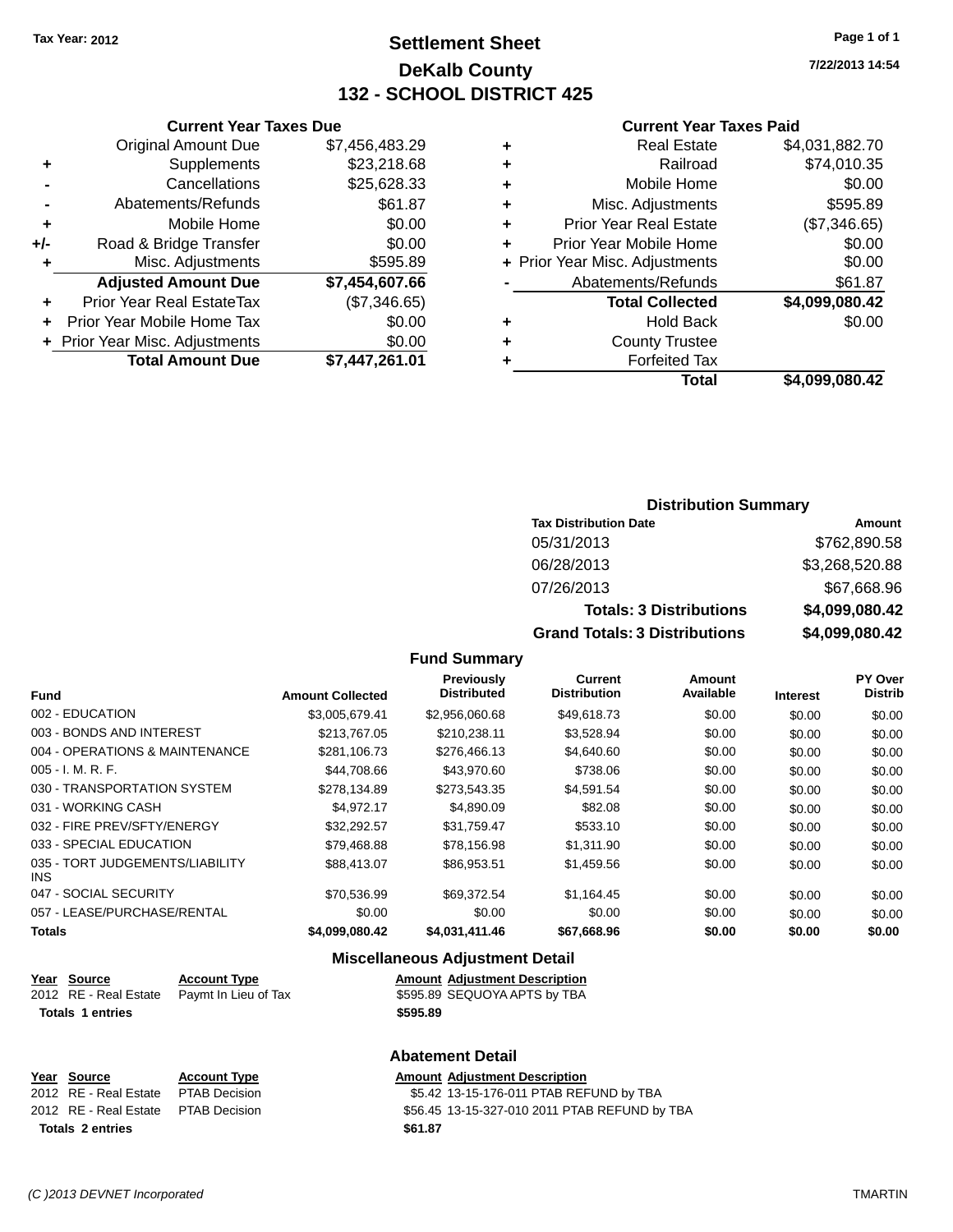Tax Year: 2012

# Settlement Sheet
## DeKalb County
## 132 - SCHOOL DISTRICT 425

7/22/2013 14:54

### Current Year Taxes Due

| | | |
|---|---|---|
| | Original Amount Due | $7,456,483.29 |
| + | Supplements | $23,218.68 |
| - | Cancellations | $25,628.33 |
| - | Abatements/Refunds | $61.87 |
| + | Mobile Home | $0.00 |
| +/- | Road & Bridge Transfer | $0.00 |
| + | Misc. Adjustments | $595.89 |
| | **Adjusted Amount Due** | **$7,454,607.66** |
| + | Prior Year Real EstateTax | ($7,346.65) |
| + | Prior Year Mobile Home Tax | $0.00 |
| + | Prior Year Misc. Adjustments | $0.00 |
| | **Total Amount Due** | **$7,447,261.01** |

### Current Year Taxes Paid

| | | |
|---|---|---|
| + | Real Estate | $4,031,882.70 |
| + | Railroad | $74,010.35 |
| + | Mobile Home | $0.00 |
| + | Misc. Adjustments | $595.89 |
| + | Prior Year Real Estate | ($7,346.65) |
| + | Prior Year Mobile Home | $0.00 |
| + | Prior Year Misc. Adjustments | $0.00 |
| - | Abatements/Refunds | $61.87 |
| | **Total Collected** | **$4,099,080.42** |
| + | Hold Back | $0.00 |
| + | County Trustee | |
| + | Forfeited Tax | |
| | **Total** | **$4,099,080.42** |

### Distribution Summary

| Tax Distribution Date | Amount |
|---|---|
| 05/31/2013 | $762,890.58 |
| 06/28/2013 | $3,268,520.88 |
| 07/26/2013 | $67,668.96 |
| **Totals: 3 Distributions** | **$4,099,080.42** |
| **Grand Totals: 3 Distributions** | **$4,099,080.42** |

### Fund Summary

| Fund | Amount Collected | Previously Distributed | Current Distribution | Amount Available | Interest | PY Over Distrib |
|---|---|---|---|---|---|---|
| 002 - EDUCATION | $3,005,679.41 | $2,956,060.68 | $49,618.73 | $0.00 | $0.00 | $0.00 |
| 003 - BONDS AND INTEREST | $213,767.05 | $210,238.11 | $3,528.94 | $0.00 | $0.00 | $0.00 |
| 004 - OPERATIONS & MAINTENANCE | $281,106.73 | $276,466.13 | $4,640.60 | $0.00 | $0.00 | $0.00 |
| 005 - I. M. R. F. | $44,708.66 | $43,970.60 | $738.06 | $0.00 | $0.00 | $0.00 |
| 030 - TRANSPORTATION SYSTEM | $278,134.89 | $273,543.35 | $4,591.54 | $0.00 | $0.00 | $0.00 |
| 031 - WORKING CASH | $4,972.17 | $4,890.09 | $82.08 | $0.00 | $0.00 | $0.00 |
| 032 - FIRE PREV/SFTY/ENERGY | $32,292.57 | $31,759.47 | $533.10 | $0.00 | $0.00 | $0.00 |
| 033 - SPECIAL EDUCATION | $79,468.88 | $78,156.98 | $1,311.90 | $0.00 | $0.00 | $0.00 |
| 035 - TORT JUDGEMENTS/LIABILITY INS | $88,413.07 | $86,953.51 | $1,459.56 | $0.00 | $0.00 | $0.00 |
| 047 - SOCIAL SECURITY | $70,536.99 | $69,372.54 | $1,164.45 | $0.00 | $0.00 | $0.00 |
| 057 - LEASE/PURCHASE/RENTAL | $0.00 | $0.00 | $0.00 | $0.00 | $0.00 | $0.00 |
| **Totals** | **$4,099,080.42** | **$4,031,411.46** | **$67,668.96** | **$0.00** | **$0.00** | **$0.00** |

### Miscellaneous Adjustment Detail

| Year | Source | Account Type | Amount | Adjustment Description |
|---|---|---|---|---|
| 2012 | RE - Real Estate | Paymt In Lieu of Tax | $595.89 | SEQUOYA APTS by TBA |
| **Totals** | **1 entries** | | **$595.89** | |

### Abatement Detail

| Year | Source | Account Type | Amount | Adjustment Description |
|---|---|---|---|---|
| 2012 | RE - Real Estate | PTAB Decision | $5.42 | 13-15-176-011 PTAB REFUND by TBA |
| 2012 | RE - Real Estate | PTAB Decision | $56.45 | 13-15-327-010 2011 PTAB REFUND by TBA |
| **Totals** | **2 entries** | | **$61.87** | |

(C )2013 DEVNET Incorporated TMARTIN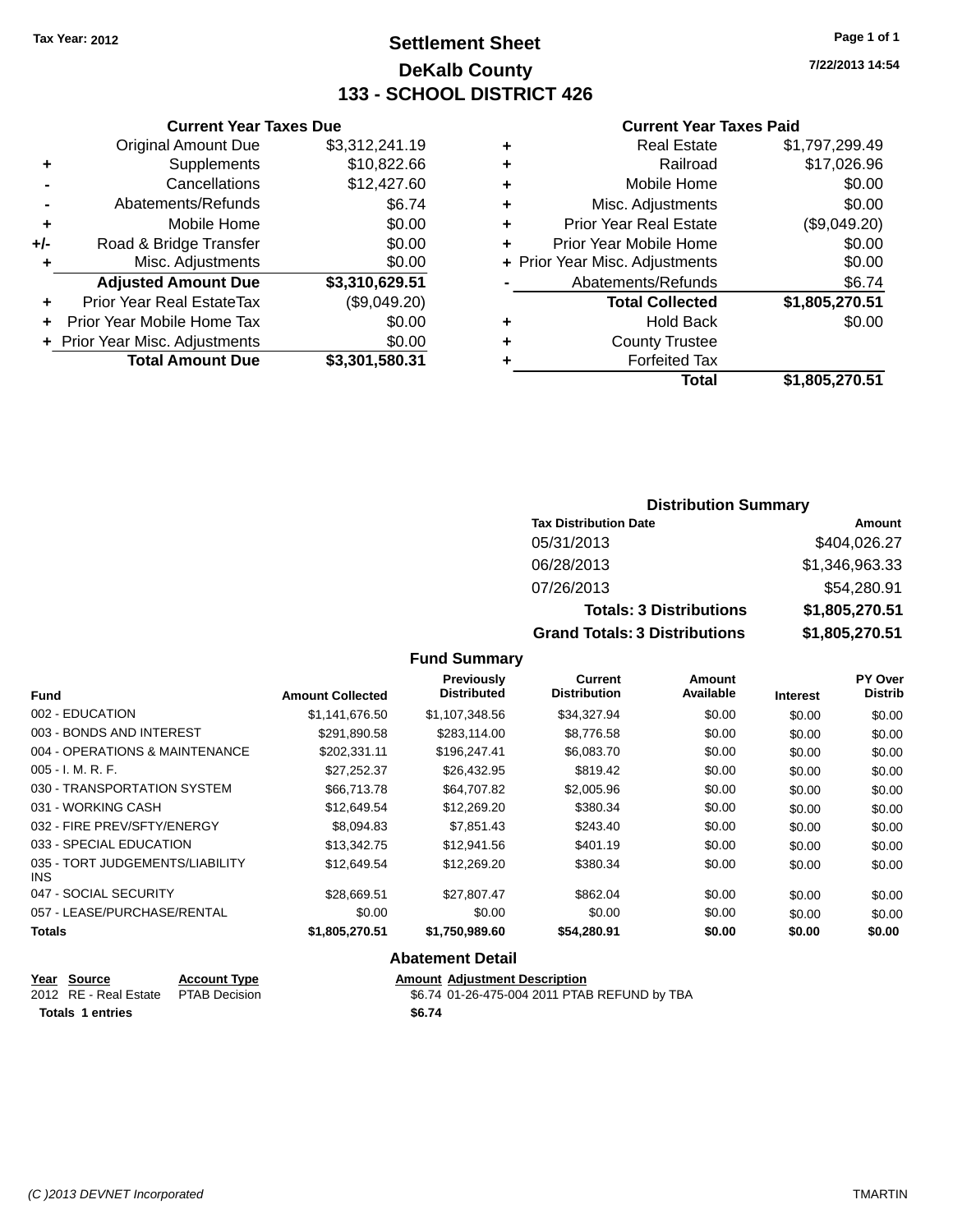Tax Year: 2012

# Settlement Sheet
## DeKalb County
## 133 - SCHOOL DISTRICT 426

7/22/2013 14:54

### Current Year Taxes Due

| | | |
|---|---|---|
| | Original Amount Due | $3,312,241.19 |
| + | Supplements | $10,822.66 |
| - | Cancellations | $12,427.60 |
| - | Abatements/Refunds | $6.74 |
| + | Mobile Home | $0.00 |
| +/- | Road & Bridge Transfer | $0.00 |
| + | Misc. Adjustments | $0.00 |
| | **Adjusted Amount Due** | **$3,310,629.51** |
| + | Prior Year Real EstateTax | ($9,049.20) |
| + | Prior Year Mobile Home Tax | $0.00 |
| + | Prior Year Misc. Adjustments | $0.00 |
| | **Total Amount Due** | **$3,301,580.31** |

### Current Year Taxes Paid

| | | |
|---|---|---|
| + | Real Estate | $1,797,299.49 |
| + | Railroad | $17,026.96 |
| + | Mobile Home | $0.00 |
| + | Misc. Adjustments | $0.00 |
| + | Prior Year Real Estate | ($9,049.20) |
| + | Prior Year Mobile Home | $0.00 |
| + | Prior Year Misc. Adjustments | $0.00 |
| - | Abatements/Refunds | $6.74 |
| | **Total Collected** | **$1,805,270.51** |
| + | Hold Back | $0.00 |
| + | County Trustee | |
| + | Forfeited Tax | |
| | **Total** | **$1,805,270.51** |

### Distribution Summary

| Tax Distribution Date | Amount |
|---|---|
| 05/31/2013 | $404,026.27 |
| 06/28/2013 | $1,346,963.33 |
| 07/26/2013 | $54,280.91 |
| **Totals: 3 Distributions** | **$1,805,270.51** |
| **Grand Totals: 3 Distributions** | **$1,805,270.51** |

### Fund Summary

| Fund | Amount Collected | Previously Distributed | Current Distribution | Amount Available | Interest | PY Over Distrib |
|---|---|---|---|---|---|---|
| 002 - EDUCATION | $1,141,676.50 | $1,107,348.56 | $34,327.94 | $0.00 | $0.00 | $0.00 |
| 003 - BONDS AND INTEREST | $291,890.58 | $283,114.00 | $8,776.58 | $0.00 | $0.00 | $0.00 |
| 004 - OPERATIONS & MAINTENANCE | $202,331.11 | $196,247.41 | $6,083.70 | $0.00 | $0.00 | $0.00 |
| 005 - I. M. R. F. | $27,252.37 | $26,432.95 | $819.42 | $0.00 | $0.00 | $0.00 |
| 030 - TRANSPORTATION SYSTEM | $66,713.78 | $64,707.82 | $2,005.96 | $0.00 | $0.00 | $0.00 |
| 031 - WORKING CASH | $12,649.54 | $12,269.20 | $380.34 | $0.00 | $0.00 | $0.00 |
| 032 - FIRE PREV/SFTY/ENERGY | $8,094.83 | $7,851.43 | $243.40 | $0.00 | $0.00 | $0.00 |
| 033 - SPECIAL EDUCATION | $13,342.75 | $12,941.56 | $401.19 | $0.00 | $0.00 | $0.00 |
| 035 - TORT JUDGEMENTS/LIABILITY INS | $12,649.54 | $12,269.20 | $380.34 | $0.00 | $0.00 | $0.00 |
| 047 - SOCIAL SECURITY | $28,669.51 | $27,807.47 | $862.04 | $0.00 | $0.00 | $0.00 |
| 057 - LEASE/PURCHASE/RENTAL | $0.00 | $0.00 | $0.00 | $0.00 | $0.00 | $0.00 |
| **Totals** | **$1,805,270.51** | **$1,750,989.60** | **$54,280.91** | **$0.00** | **$0.00** | **$0.00** |

### Abatement Detail

| Year | Source | Account Type | Amount | Adjustment Description |
|---|---|---|---|---|
| 2012 | RE - Real Estate | PTAB Decision | $6.74 | 01-26-475-004 2011 PTAB REFUND by TBA |
| **Totals 1 entries** | | | **$6.74** | |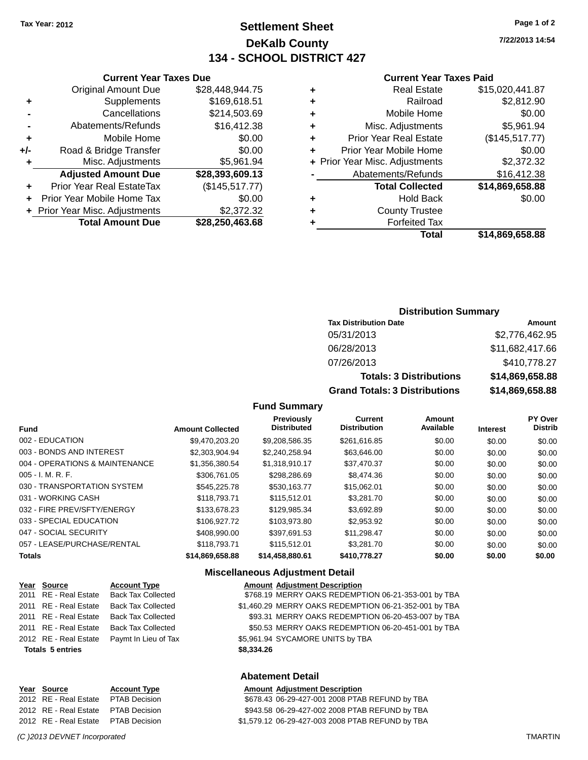Tax Year: 2012

# Settlement Sheet
## DeKalb County
## 134 - SCHOOL DISTRICT 427

7/22/2013 14:54

### Current Year Taxes Due

| | | |
|---|---|---|
| | Original Amount Due | $28,448,944.75 |
| + | Supplements | $169,618.51 |
| - | Cancellations | $214,503.69 |
| - | Abatements/Refunds | $16,412.38 |
| + | Mobile Home | $0.00 |
| +/- | Road & Bridge Transfer | $0.00 |
| + | Misc. Adjustments | $5,961.94 |
| | **Adjusted Amount Due** | **$28,393,609.13** |
| + | Prior Year Real EstateTax | ($145,517.77) |
| + | Prior Year Mobile Home Tax | $0.00 |
| + | Prior Year Misc. Adjustments | $2,372.32 |
| | **Total Amount Due** | **$28,250,463.68** |

### Current Year Taxes Paid

| | | |
|---|---|---|
| + | Real Estate | $15,020,441.87 |
| + | Railroad | $2,812.90 |
| + | Mobile Home | $0.00 |
| + | Misc. Adjustments | $5,961.94 |
| + | Prior Year Real Estate | ($145,517.77) |
| + | Prior Year Mobile Home | $0.00 |
| + | Prior Year Misc. Adjustments | $2,372.32 |
| - | Abatements/Refunds | $16,412.38 |
| | **Total Collected** | **$14,869,658.88** |
| + | Hold Back | $0.00 |
| + | County Trustee | |
| + | Forfeited Tax | |
| | **Total** | **$14,869,658.88** |

### Distribution Summary

| Tax Distribution Date | Amount |
|---|---|
| 05/31/2013 | $2,776,462.95 |
| 06/28/2013 | $11,682,417.66 |
| 07/26/2013 | $410,778.27 |
| **Totals: 3 Distributions** | **$14,869,658.88** |
| **Grand Totals: 3 Distributions** | **$14,869,658.88** |

### Fund Summary

| Fund | Amount Collected | Previously Distributed | Current Distribution | Amount Available | Interest | PY Over Distrib |
|---|---|---|---|---|---|---|
| 002 - EDUCATION | $9,470,203.20 | $9,208,586.35 | $261,616.85 | $0.00 | $0.00 | $0.00 |
| 003 - BONDS AND INTEREST | $2,303,904.94 | $2,240,258.94 | $63,646.00 | $0.00 | $0.00 | $0.00 |
| 004 - OPERATIONS & MAINTENANCE | $1,356,380.54 | $1,318,910.17 | $37,470.37 | $0.00 | $0.00 | $0.00 |
| 005 - I. M. R. F. | $306,761.05 | $298,286.69 | $8,474.36 | $0.00 | $0.00 | $0.00 |
| 030 - TRANSPORTATION SYSTEM | $545,225.78 | $530,163.77 | $15,062.01 | $0.00 | $0.00 | $0.00 |
| 031 - WORKING CASH | $118,793.71 | $115,512.01 | $3,281.70 | $0.00 | $0.00 | $0.00 |
| 032 - FIRE PREV/SFTY/ENERGY | $133,678.23 | $129,985.34 | $3,692.89 | $0.00 | $0.00 | $0.00 |
| 033 - SPECIAL EDUCATION | $106,927.72 | $103,973.80 | $2,953.92 | $0.00 | $0.00 | $0.00 |
| 047 - SOCIAL SECURITY | $408,990.00 | $397,691.53 | $11,298.47 | $0.00 | $0.00 | $0.00 |
| 057 - LEASE/PURCHASE/RENTAL | $118,793.71 | $115,512.01 | $3,281.70 | $0.00 | $0.00 | $0.00 |
| **Totals** | **$14,869,658.88** | **$14,458,880.61** | **$410,778.27** | **$0.00** | **$0.00** | **$0.00** |

### Miscellaneous Adjustment Detail

| Year | Source | Account Type | Amount | Adjustment Description |
|---|---|---|---|---|
| 2011 | RE - Real Estate | Back Tax Collected | $768.19 | MERRY OAKS REDEMPTION 06-21-353-001 by TBA |
| 2011 | RE - Real Estate | Back Tax Collected | $1,460.29 | MERRY OAKS REDEMPTION 06-21-352-001 by TBA |
| 2011 | RE - Real Estate | Back Tax Collected | $93.31 | MERRY OAKS REDEMPTION 06-20-453-007 by TBA |
| 2011 | RE - Real Estate | Back Tax Collected | $50.53 | MERRY OAKS REDEMPTION 06-20-451-001 by TBA |
| 2012 | RE - Real Estate | Paymt In Lieu of Tax | $5,961.94 | SYCAMORE UNITS by TBA |
| **Totals 5 entries** | | | **$8,334.26** | |

### Abatement Detail

| Year | Source | Account Type | Amount | Adjustment Description |
|---|---|---|---|---|
| 2012 | RE - Real Estate | PTAB Decision | $678.43 | 06-29-427-001 2008 PTAB REFUND by TBA |
| 2012 | RE - Real Estate | PTAB Decision | $943.58 | 06-29-427-002 2008 PTAB REFUND by TBA |
| 2012 | RE - Real Estate | PTAB Decision | $1,579.12 | 06-29-427-003 2008 PTAB REFUND by TBA |

*(C )2013 DEVNET Incorporated* TMARTIN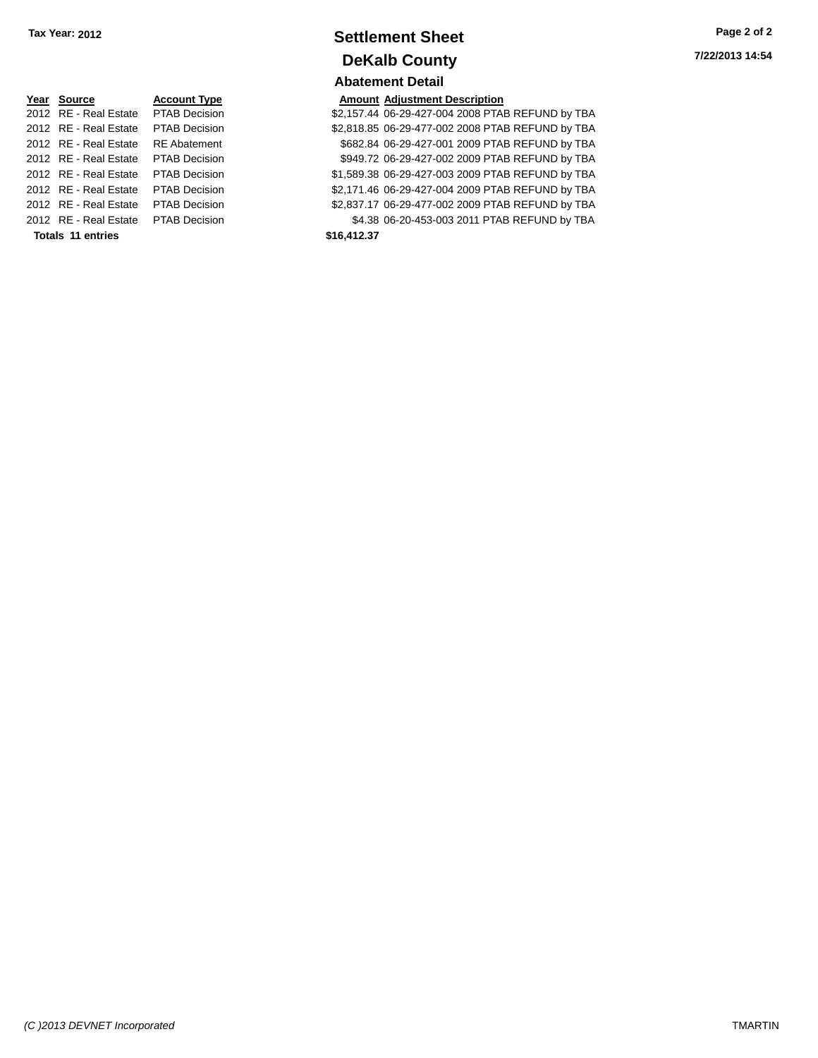Tax Year: 2012

# Settlement Sheet

## DeKalb County

7/22/2013 14:54

### Abatement Detail

| Year | Source | Account Type | Amount | Adjustment Description |
|---|---|---|---|---|
| 2012 | RE - Real Estate | PTAB Decision | $2,157.44 | 06-29-427-004 2008 PTAB REFUND by TBA |
| 2012 | RE - Real Estate | PTAB Decision | $2,818.85 | 06-29-477-002 2008 PTAB REFUND by TBA |
| 2012 | RE - Real Estate | RE Abatement | $682.84 | 06-29-427-001 2009 PTAB REFUND by TBA |
| 2012 | RE - Real Estate | PTAB Decision | $949.72 | 06-29-427-002 2009 PTAB REFUND by TBA |
| 2012 | RE - Real Estate | PTAB Decision | $1,589.38 | 06-29-427-003 2009 PTAB REFUND by TBA |
| 2012 | RE - Real Estate | PTAB Decision | $2,171.46 | 06-29-427-004 2009 PTAB REFUND by TBA |
| 2012 | RE - Real Estate | PTAB Decision | $2,837.17 | 06-29-477-002 2009 PTAB REFUND by TBA |
| 2012 | RE - Real Estate | PTAB Decision | $4.38 | 06-20-453-003 2011 PTAB REFUND by TBA |
| **Totals 11 entries** | | | **$16,412.37** | |

*(C )2013 DEVNET Incorporated*

TMARTIN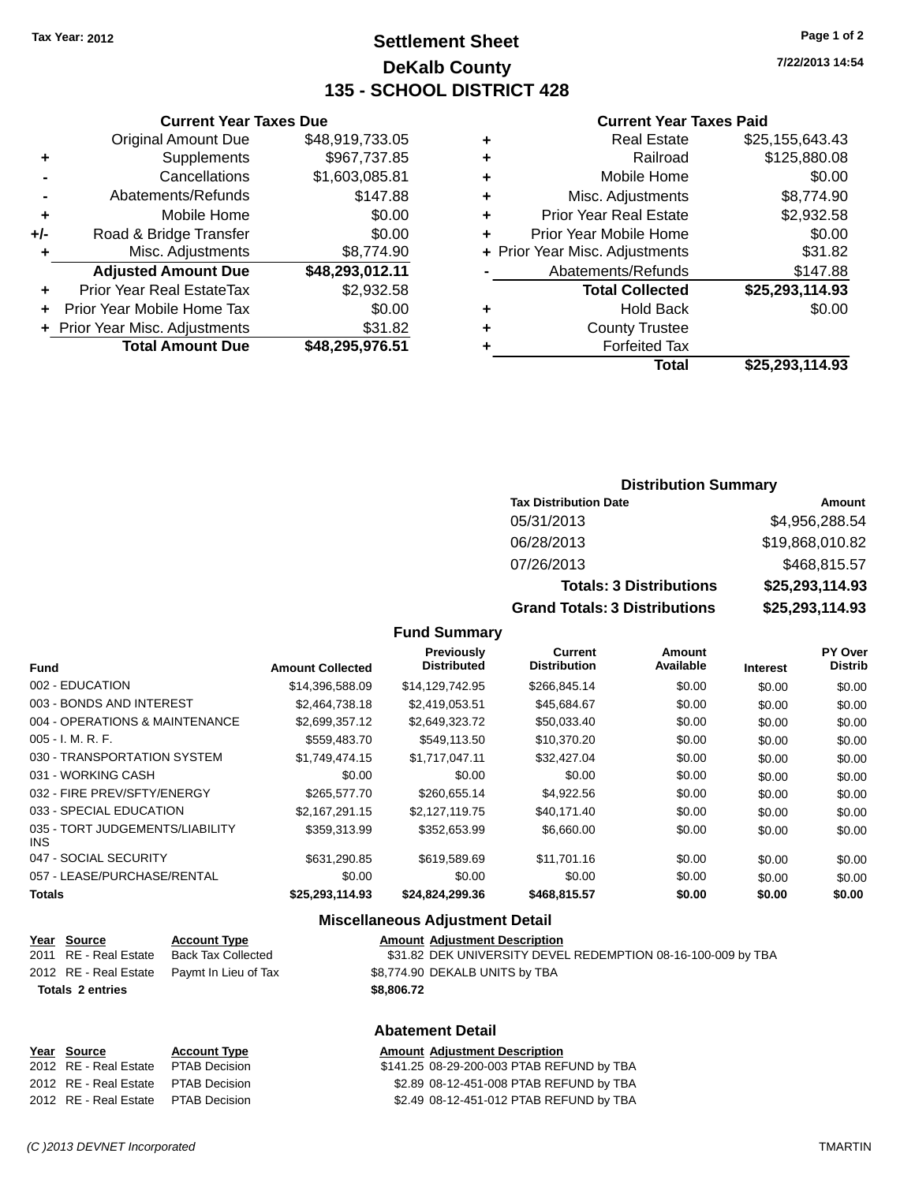Tax Year: 2012

# Settlement Sheet
## DeKalb County
## 135 - SCHOOL DISTRICT 428

7/22/2013 14:54

### Current Year Taxes Due

| | | |
|---|---|---|
| | Original Amount Due | $48,919,733.05 |
| + | Supplements | $967,737.85 |
| - | Cancellations | $1,603,085.81 |
| - | Abatements/Refunds | $147.88 |
| + | Mobile Home | $0.00 |
| +/- | Road & Bridge Transfer | $0.00 |
| + | Misc. Adjustments | $8,774.90 |
| | **Adjusted Amount Due** | **$48,293,012.11** |
| + | Prior Year Real EstateTax | $2,932.58 |
| + | Prior Year Mobile Home Tax | $0.00 |
| + | Prior Year Misc. Adjustments | $31.82 |
| | **Total Amount Due** | **$48,295,976.51** |

### Current Year Taxes Paid

| | | |
|---|---|---|
| + | Real Estate | $25,155,643.43 |
| + | Railroad | $125,880.08 |
| + | Mobile Home | $0.00 |
| + | Misc. Adjustments | $8,774.90 |
| + | Prior Year Real Estate | $2,932.58 |
| + | Prior Year Mobile Home | $0.00 |
| + | Prior Year Misc. Adjustments | $31.82 |
| - | Abatements/Refunds | $147.88 |
| | **Total Collected** | **$25,293,114.93** |
| + | Hold Back | $0.00 |
| + | County Trustee | |
| + | Forfeited Tax | |
| | **Total** | **$25,293,114.93** |

### Distribution Summary

| Tax Distribution Date | Amount |
|---|---|
| 05/31/2013 | $4,956,288.54 |
| 06/28/2013 | $19,868,010.82 |
| 07/26/2013 | $468,815.57 |
| **Totals: 3 Distributions** | **$25,293,114.93** |
| **Grand Totals: 3 Distributions** | **$25,293,114.93** |

### Fund Summary

| Fund | Amount Collected | Previously Distributed | Current Distribution | Amount Available | Interest | PY Over Distrib |
|---|---|---|---|---|---|---|
| 002 - EDUCATION | $14,396,588.09 | $14,129,742.95 | $266,845.14 | $0.00 | $0.00 | $0.00 |
| 003 - BONDS AND INTEREST | $2,464,738.18 | $2,419,053.51 | $45,684.67 | $0.00 | $0.00 | $0.00 |
| 004 - OPERATIONS & MAINTENANCE | $2,699,357.12 | $2,649,323.72 | $50,033.40 | $0.00 | $0.00 | $0.00 |
| 005 - I. M. R. F. | $559,483.70 | $549,113.50 | $10,370.20 | $0.00 | $0.00 | $0.00 |
| 030 - TRANSPORTATION SYSTEM | $1,749,474.15 | $1,717,047.11 | $32,427.04 | $0.00 | $0.00 | $0.00 |
| 031 - WORKING CASH | $0.00 | $0.00 | $0.00 | $0.00 | $0.00 | $0.00 |
| 032 - FIRE PREV/SFTY/ENERGY | $265,577.70 | $260,655.14 | $4,922.56 | $0.00 | $0.00 | $0.00 |
| 033 - SPECIAL EDUCATION | $2,167,291.15 | $2,127,119.75 | $40,171.40 | $0.00 | $0.00 | $0.00 |
| 035 - TORT JUDGEMENTS/LIABILITY INS | $359,313.99 | $352,653.99 | $6,660.00 | $0.00 | $0.00 | $0.00 |
| 047 - SOCIAL SECURITY | $631,290.85 | $619,589.69 | $11,701.16 | $0.00 | $0.00 | $0.00 |
| 057 - LEASE/PURCHASE/RENTAL | $0.00 | $0.00 | $0.00 | $0.00 | $0.00 | $0.00 |
| **Totals** | **$25,293,114.93** | **$24,824,299.36** | **$468,815.57** | **$0.00** | **$0.00** | **$0.00** |

### Miscellaneous Adjustment Detail

| Year | Source | Account Type | Amount | Adjustment Description |
|---|---|---|---|---|
| 2011 | RE - Real Estate | Back Tax Collected | $31.82 | DEK UNIVERSITY DEVEL REDEMPTION 08-16-100-009 by TBA |
| 2012 | RE - Real Estate | Paymt In Lieu of Tax | $8,774.90 | DEKALB UNITS by TBA |
| **Totals 2 entries** | | | **$8,806.72** | |

### Abatement Detail

| Year | Source | Account Type | Amount | Adjustment Description |
|---|---|---|---|---|
| 2012 | RE - Real Estate | PTAB Decision | $141.25 | 08-29-200-003 PTAB REFUND by TBA |
| 2012 | RE - Real Estate | PTAB Decision | $2.89 | 08-12-451-008 PTAB REFUND by TBA |
| 2012 | RE - Real Estate | PTAB Decision | $2.49 | 08-12-451-012 PTAB REFUND by TBA |

(C )2013 DEVNET Incorporated TMARTIN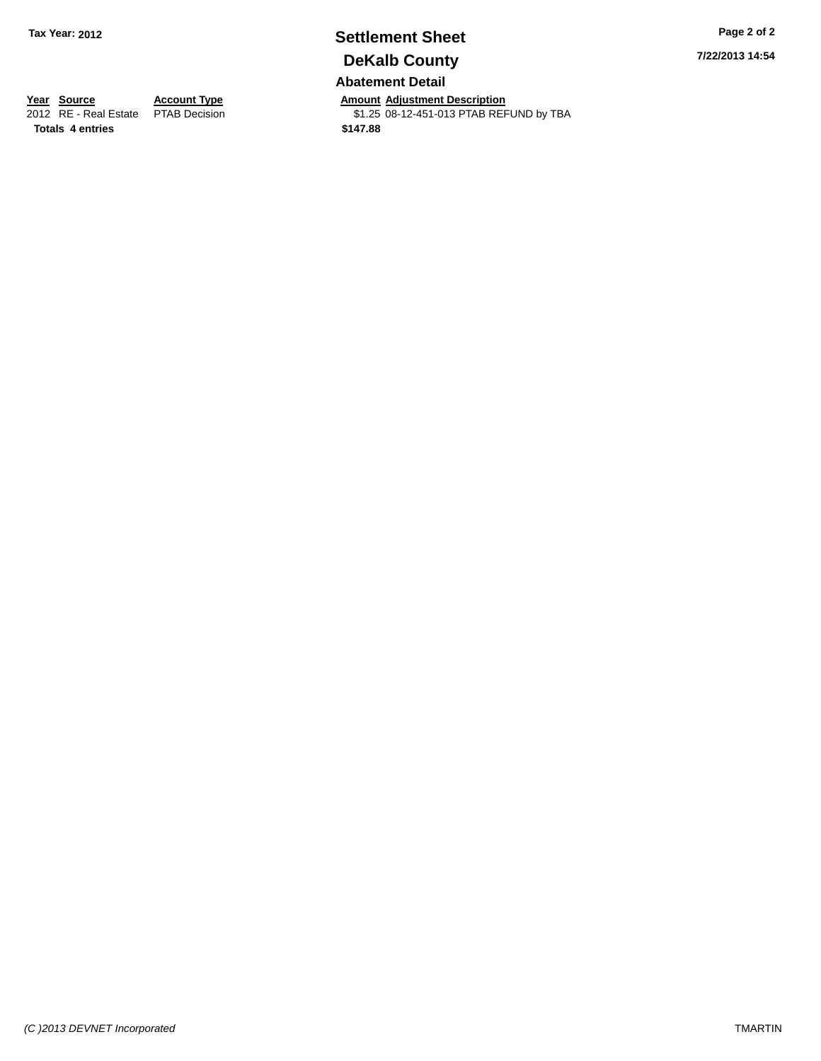Tax Year: 2012

# Settlement Sheet

## DeKalb County

7/22/2013 14:54

### Abatement Detail

| Year | Source | Account Type | Amount | Adjustment Description |
| --- | --- | --- | --- | --- |
| 2012 | RE - Real Estate | PTAB Decision | $1.25 | 08-12-451-013 PTAB REFUND by TBA |
| **Totals** | **4 entries** | | **$147.88** | |

*(C )2013 DEVNET Incorporated*

TMARTIN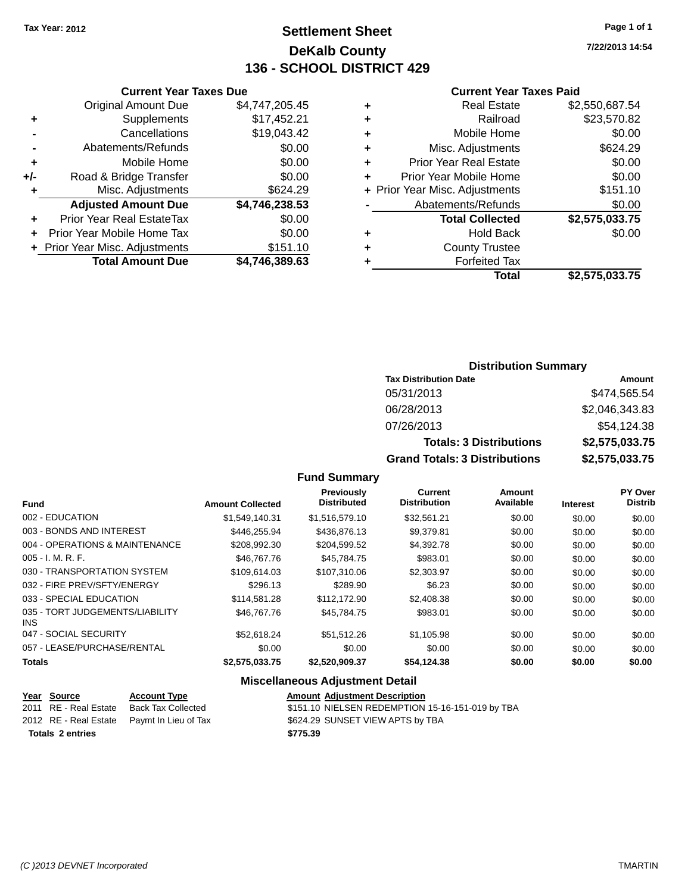Tax Year: 2012

# Settlement Sheet
## DeKalb County
## 136 - SCHOOL DISTRICT 429

7/22/2013 14:54

### Current Year Taxes Due

| | | |
|---|---|---|
| | Original Amount Due | $4,747,205.45 |
| + | Supplements | $17,452.21 |
| - | Cancellations | $19,043.42 |
| - | Abatements/Refunds | $0.00 |
| + | Mobile Home | $0.00 |
| +/- | Road & Bridge Transfer | $0.00 |
| + | Misc. Adjustments | $624.29 |
| | **Adjusted Amount Due** | **$4,746,238.53** |
| + | Prior Year Real EstateTax | $0.00 |
| + | Prior Year Mobile Home Tax | $0.00 |
| + | Prior Year Misc. Adjustments | $151.10 |
| | **Total Amount Due** | **$4,746,389.63** |

### Current Year Taxes Paid

| | | |
|---|---|---|
| + | Real Estate | $2,550,687.54 |
| + | Railroad | $23,570.82 |
| + | Mobile Home | $0.00 |
| + | Misc. Adjustments | $624.29 |
| + | Prior Year Real Estate | $0.00 |
| + | Prior Year Mobile Home | $0.00 |
| + | Prior Year Misc. Adjustments | $151.10 |
| - | Abatements/Refunds | $0.00 |
| | **Total Collected** | **$2,575,033.75** |
| + | Hold Back | $0.00 |
| + | County Trustee | |
| + | Forfeited Tax | |
| | **Total** | **$2,575,033.75** |

### Distribution Summary

| Tax Distribution Date | Amount |
|---|---|
| 05/31/2013 | $474,565.54 |
| 06/28/2013 | $2,046,343.83 |
| 07/26/2013 | $54,124.38 |
| **Totals: 3 Distributions** | **$2,575,033.75** |
| **Grand Totals: 3 Distributions** | **$2,575,033.75** |

### Fund Summary

| Fund | Amount Collected | Previously Distributed | Current Distribution | Amount Available | Interest | PY Over Distrib |
|---|---|---|---|---|---|---|
| 002 - EDUCATION | $1,549,140.31 | $1,516,579.10 | $32,561.21 | $0.00 | $0.00 | $0.00 |
| 003 - BONDS AND INTEREST | $446,255.94 | $436,876.13 | $9,379.81 | $0.00 | $0.00 | $0.00 |
| 004 - OPERATIONS & MAINTENANCE | $208,992.30 | $204,599.52 | $4,392.78 | $0.00 | $0.00 | $0.00 |
| 005 - I. M. R. F. | $46,767.76 | $45,784.75 | $983.01 | $0.00 | $0.00 | $0.00 |
| 030 - TRANSPORTATION SYSTEM | $109,614.03 | $107,310.06 | $2,303.97 | $0.00 | $0.00 | $0.00 |
| 032 - FIRE PREV/SFTY/ENERGY | $296.13 | $289.90 | $6.23 | $0.00 | $0.00 | $0.00 |
| 033 - SPECIAL EDUCATION | $114,581.28 | $112,172.90 | $2,408.38 | $0.00 | $0.00 | $0.00 |
| 035 - TORT JUDGEMENTS/LIABILITY INS | $46,767.76 | $45,784.75 | $983.01 | $0.00 | $0.00 | $0.00 |
| 047 - SOCIAL SECURITY | $52,618.24 | $51,512.26 | $1,105.98 | $0.00 | $0.00 | $0.00 |
| 057 - LEASE/PURCHASE/RENTAL | $0.00 | $0.00 | $0.00 | $0.00 | $0.00 | $0.00 |
| **Totals** | **$2,575,033.75** | **$2,520,909.37** | **$54,124.38** | **$0.00** | **$0.00** | **$0.00** |

### Miscellaneous Adjustment Detail

| Year | Source | Account Type | Amount | Adjustment Description |
|---|---|---|---|---|
| 2011 | RE - Real Estate | Back Tax Collected | $151.10 | NIELSEN REDEMPTION 15-16-151-019 by TBA |
| 2012 | RE - Real Estate | Paymt In Lieu of Tax | $624.29 | SUNSET VIEW APTS by TBA |
| **Totals** | **2 entries** | | **$775.39** | |

(C )2013 DEVNET Incorporated TMARTIN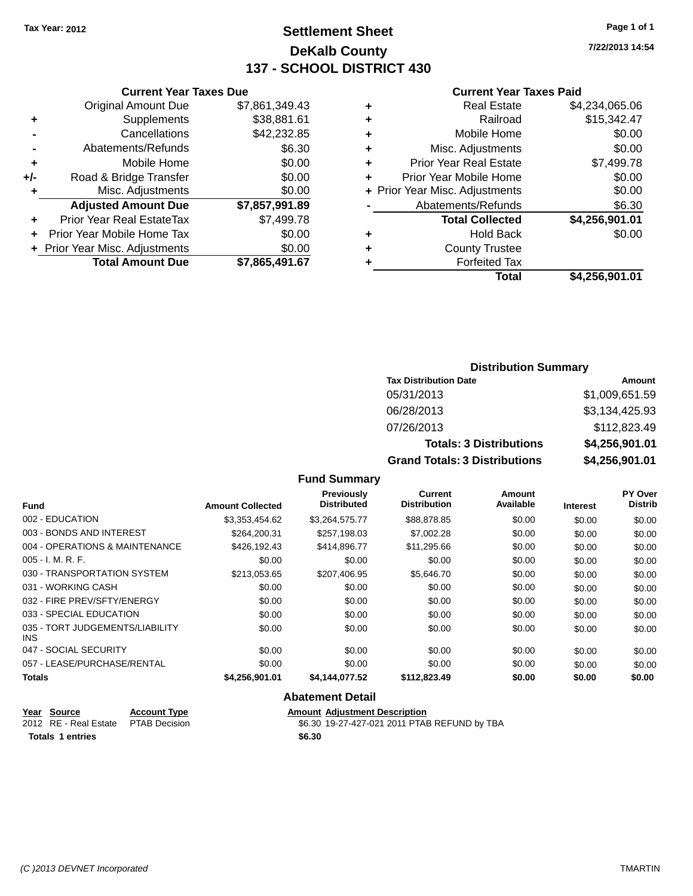Tax Year: 2012

# Settlement Sheet
## DeKalb County
## 137 - SCHOOL DISTRICT 430

7/22/2013 14:54

### Current Year Taxes Due

| | | |
|---|---|---|
| | Original Amount Due | $7,861,349.43 |
| + | Supplements | $38,881.61 |
| - | Cancellations | $42,232.85 |
| - | Abatements/Refunds | $6.30 |
| + | Mobile Home | $0.00 |
| +/- | Road & Bridge Transfer | $0.00 |
| + | Misc. Adjustments | $0.00 |
| | **Adjusted Amount Due** | **$7,857,991.89** |
| + | Prior Year Real EstateTax | $7,499.78 |
| + | Prior Year Mobile Home Tax | $0.00 |
| + | Prior Year Misc. Adjustments | $0.00 |
| | **Total Amount Due** | **$7,865,491.67** |

### Current Year Taxes Paid

| | | |
|---|---|---|
| + | Real Estate | $4,234,065.06 |
| + | Railroad | $15,342.47 |
| + | Mobile Home | $0.00 |
| + | Misc. Adjustments | $0.00 |
| + | Prior Year Real Estate | $7,499.78 |
| + | Prior Year Mobile Home | $0.00 |
| + | Prior Year Misc. Adjustments | $0.00 |
| - | Abatements/Refunds | $6.30 |
| | **Total Collected** | **$4,256,901.01** |
| + | Hold Back | $0.00 |
| + | County Trustee | |
| + | Forfeited Tax | |
| | **Total** | **$4,256,901.01** |

### Distribution Summary

| Tax Distribution Date | Amount |
|---|---|
| 05/31/2013 | $1,009,651.59 |
| 06/28/2013 | $3,134,425.93 |
| 07/26/2013 | $112,823.49 |
| **Totals: 3 Distributions** | **$4,256,901.01** |
| **Grand Totals: 3 Distributions** | **$4,256,901.01** |

### Fund Summary

| Fund | Amount Collected | Previously Distributed | Current Distribution | Amount Available | Interest | PY Over Distrib |
|---|---|---|---|---|---|---|
| 002 - EDUCATION | $3,353,454.62 | $3,264,575.77 | $88,878.85 | $0.00 | $0.00 | $0.00 |
| 003 - BONDS AND INTEREST | $264,200.31 | $257,198.03 | $7,002.28 | $0.00 | $0.00 | $0.00 |
| 004 - OPERATIONS & MAINTENANCE | $426,192.43 | $414,896.77 | $11,295.66 | $0.00 | $0.00 | $0.00 |
| 005 - I. M. R. F. | $0.00 | $0.00 | $0.00 | $0.00 | $0.00 | $0.00 |
| 030 - TRANSPORTATION SYSTEM | $213,053.65 | $207,406.95 | $5,646.70 | $0.00 | $0.00 | $0.00 |
| 031 - WORKING CASH | $0.00 | $0.00 | $0.00 | $0.00 | $0.00 | $0.00 |
| 032 - FIRE PREV/SFTY/ENERGY | $0.00 | $0.00 | $0.00 | $0.00 | $0.00 | $0.00 |
| 033 - SPECIAL EDUCATION | $0.00 | $0.00 | $0.00 | $0.00 | $0.00 | $0.00 |
| 035 - TORT JUDGEMENTS/LIABILITY INS | $0.00 | $0.00 | $0.00 | $0.00 | $0.00 | $0.00 |
| 047 - SOCIAL SECURITY | $0.00 | $0.00 | $0.00 | $0.00 | $0.00 | $0.00 |
| 057 - LEASE/PURCHASE/RENTAL | $0.00 | $0.00 | $0.00 | $0.00 | $0.00 | $0.00 |
| **Totals** | **$4,256,901.01** | **$4,144,077.52** | **$112,823.49** | **$0.00** | **$0.00** | **$0.00** |

### Abatement Detail

| Year | Source | Account Type | Amount | Adjustment Description |
|---|---|---|---|---|
| 2012 | RE - Real Estate | PTAB Decision | $6.30 | 19-27-427-021 2011 PTAB REFUND by TBA |
| **Totals 1 entries** | | | **$6.30** | |

(C )2013 DEVNET Incorporated TMARTIN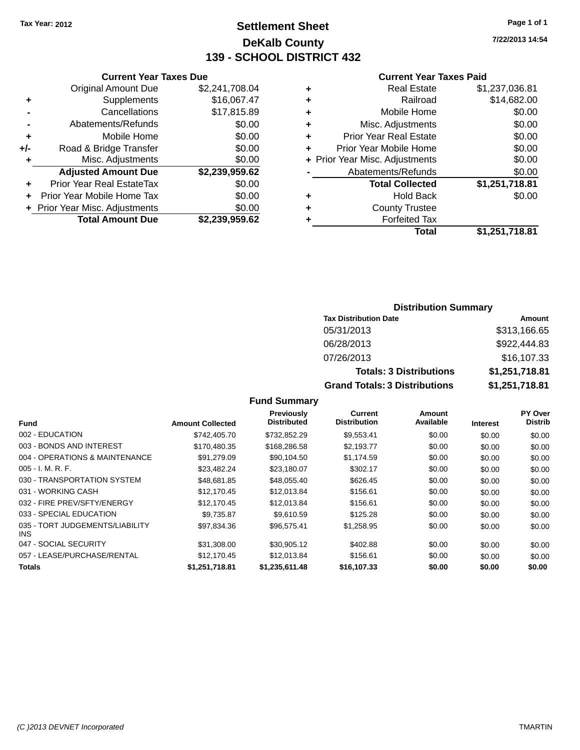Tax Year: 2012

# Settlement Sheet
## DeKalb County
## 139 - SCHOOL DISTRICT 432

7/22/2013 14:54

### Current Year Taxes Due

| | | |
|---|---|---|
| | Original Amount Due | $2,241,708.04 |
| + | Supplements | $16,067.47 |
| - | Cancellations | $17,815.89 |
| - | Abatements/Refunds | $0.00 |
| + | Mobile Home | $0.00 |
| +/- | Road & Bridge Transfer | $0.00 |
| + | Misc. Adjustments | $0.00 |
| | **Adjusted Amount Due** | **$2,239,959.62** |
| + | Prior Year Real EstateTax | $0.00 |
| + | Prior Year Mobile Home Tax | $0.00 |
| + | Prior Year Misc. Adjustments | $0.00 |
| | **Total Amount Due** | **$2,239,959.62** |

### Current Year Taxes Paid

| | | |
|---|---|---|
| + | Real Estate | $1,237,036.81 |
| + | Railroad | $14,682.00 |
| + | Mobile Home | $0.00 |
| + | Misc. Adjustments | $0.00 |
| + | Prior Year Real Estate | $0.00 |
| + | Prior Year Mobile Home | $0.00 |
| + | Prior Year Misc. Adjustments | $0.00 |
| - | Abatements/Refunds | $0.00 |
| | **Total Collected** | **$1,251,718.81** |
| + | Hold Back | $0.00 |
| + | County Trustee | |
| + | Forfeited Tax | |
| | **Total** | **$1,251,718.81** |

### Distribution Summary

| Tax Distribution Date | Amount |
|---|---|
| 05/31/2013 | $313,166.65 |
| 06/28/2013 | $922,444.83 |
| 07/26/2013 | $16,107.33 |
| **Totals: 3 Distributions** | **$1,251,718.81** |
| **Grand Totals: 3 Distributions** | **$1,251,718.81** |

### Fund Summary

| Fund | Amount Collected | Previously Distributed | Current Distribution | Amount Available | Interest | PY Over Distrib |
|---|---|---|---|---|---|---|
| 002 - EDUCATION | $742,405.70 | $732,852.29 | $9,553.41 | $0.00 | $0.00 | $0.00 |
| 003 - BONDS AND INTEREST | $170,480.35 | $168,286.58 | $2,193.77 | $0.00 | $0.00 | $0.00 |
| 004 - OPERATIONS & MAINTENANCE | $91,279.09 | $90,104.50 | $1,174.59 | $0.00 | $0.00 | $0.00 |
| 005 - I. M. R. F. | $23,482.24 | $23,180.07 | $302.17 | $0.00 | $0.00 | $0.00 |
| 030 - TRANSPORTATION SYSTEM | $48,681.85 | $48,055.40 | $626.45 | $0.00 | $0.00 | $0.00 |
| 031 - WORKING CASH | $12,170.45 | $12,013.84 | $156.61 | $0.00 | $0.00 | $0.00 |
| 032 - FIRE PREV/SFTY/ENERGY | $12,170.45 | $12,013.84 | $156.61 | $0.00 | $0.00 | $0.00 |
| 033 - SPECIAL EDUCATION | $9,735.87 | $9,610.59 | $125.28 | $0.00 | $0.00 | $0.00 |
| 035 - TORT JUDGEMENTS/LIABILITY INS | $97,834.36 | $96,575.41 | $1,258.95 | $0.00 | $0.00 | $0.00 |
| 047 - SOCIAL SECURITY | $31,308.00 | $30,905.12 | $402.88 | $0.00 | $0.00 | $0.00 |
| 057 - LEASE/PURCHASE/RENTAL | $12,170.45 | $12,013.84 | $156.61 | $0.00 | $0.00 | $0.00 |
| **Totals** | **$1,251,718.81** | **$1,235,611.48** | **$16,107.33** | **$0.00** | **$0.00** | **$0.00** |

(C )2013 DEVNET Incorporated TMARTIN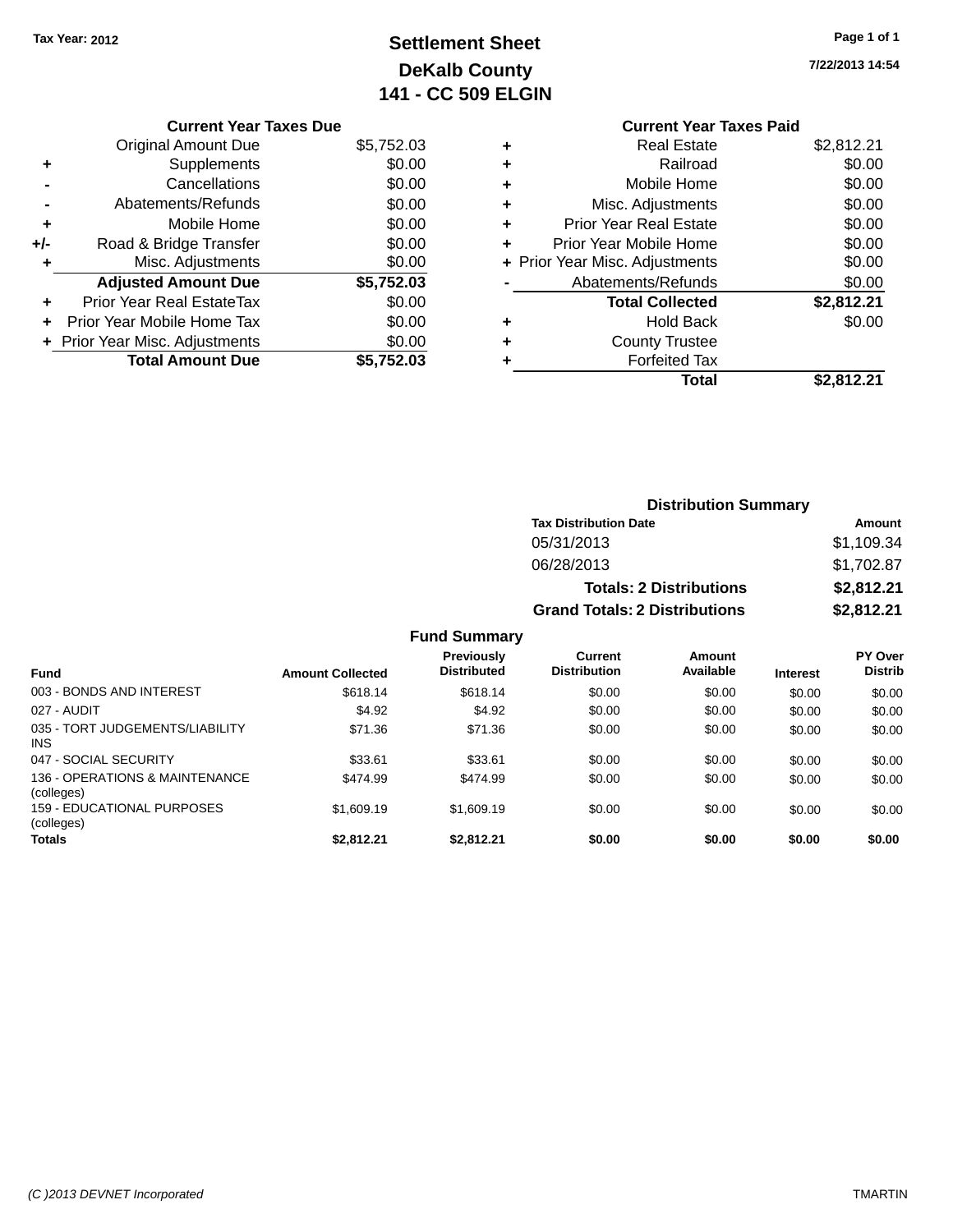Tax Year: 2012

# Settlement Sheet
## DeKalb County
## 141 - CC 509 ELGIN

7/22/2013 14:54

### Current Year Taxes Due

| | | |
|---|---|---|
| | Original Amount Due | $5,752.03 |
| + | Supplements | $0.00 |
| - | Cancellations | $0.00 |
| - | Abatements/Refunds | $0.00 |
| + | Mobile Home | $0.00 |
| +/- | Road & Bridge Transfer | $0.00 |
| + | Misc. Adjustments | $0.00 |
| | **Adjusted Amount Due** | **$5,752.03** |
| + | Prior Year Real EstateTax | $0.00 |
| + | Prior Year Mobile Home Tax | $0.00 |
| + | Prior Year Misc. Adjustments | $0.00 |
| | **Total Amount Due** | **$5,752.03** |

### Current Year Taxes Paid

| | | |
|---|---|---|
| + | Real Estate | $2,812.21 |
| + | Railroad | $0.00 |
| + | Mobile Home | $0.00 |
| + | Misc. Adjustments | $0.00 |
| + | Prior Year Real Estate | $0.00 |
| + | Prior Year Mobile Home | $0.00 |
| + | Prior Year Misc. Adjustments | $0.00 |
| - | Abatements/Refunds | $0.00 |
| | **Total Collected** | **$2,812.21** |
| + | Hold Back | $0.00 |
| + | County Trustee | |
| + | Forfeited Tax | |
| | **Total** | **$2,812.21** |

### Distribution Summary

| Tax Distribution Date | Amount |
|---|---|
| 05/31/2013 | $1,109.34 |
| 06/28/2013 | $1,702.87 |
| **Totals: 2 Distributions** | **$2,812.21** |
| **Grand Totals: 2 Distributions** | **$2,812.21** |

### Fund Summary

| Fund | Amount Collected | Previously Distributed | Current Distribution | Amount Available | Interest | PY Over Distrib |
|---|---|---|---|---|---|---|
| 003 - BONDS AND INTEREST | $618.14 | $618.14 | $0.00 | $0.00 | $0.00 | $0.00 |
| 027 - AUDIT | $4.92 | $4.92 | $0.00 | $0.00 | $0.00 | $0.00 |
| 035 - TORT JUDGEMENTS/LIABILITY INS | $71.36 | $71.36 | $0.00 | $0.00 | $0.00 | $0.00 |
| 047 - SOCIAL SECURITY | $33.61 | $33.61 | $0.00 | $0.00 | $0.00 | $0.00 |
| 136 - OPERATIONS & MAINTENANCE (colleges) | $474.99 | $474.99 | $0.00 | $0.00 | $0.00 | $0.00 |
| 159 - EDUCATIONAL PURPOSES (colleges) | $1,609.19 | $1,609.19 | $0.00 | $0.00 | $0.00 | $0.00 |
| **Totals** | **$2,812.21** | **$2,812.21** | **$0.00** | **$0.00** | **$0.00** | **$0.00** |

(C )2013 DEVNET Incorporated TMARTIN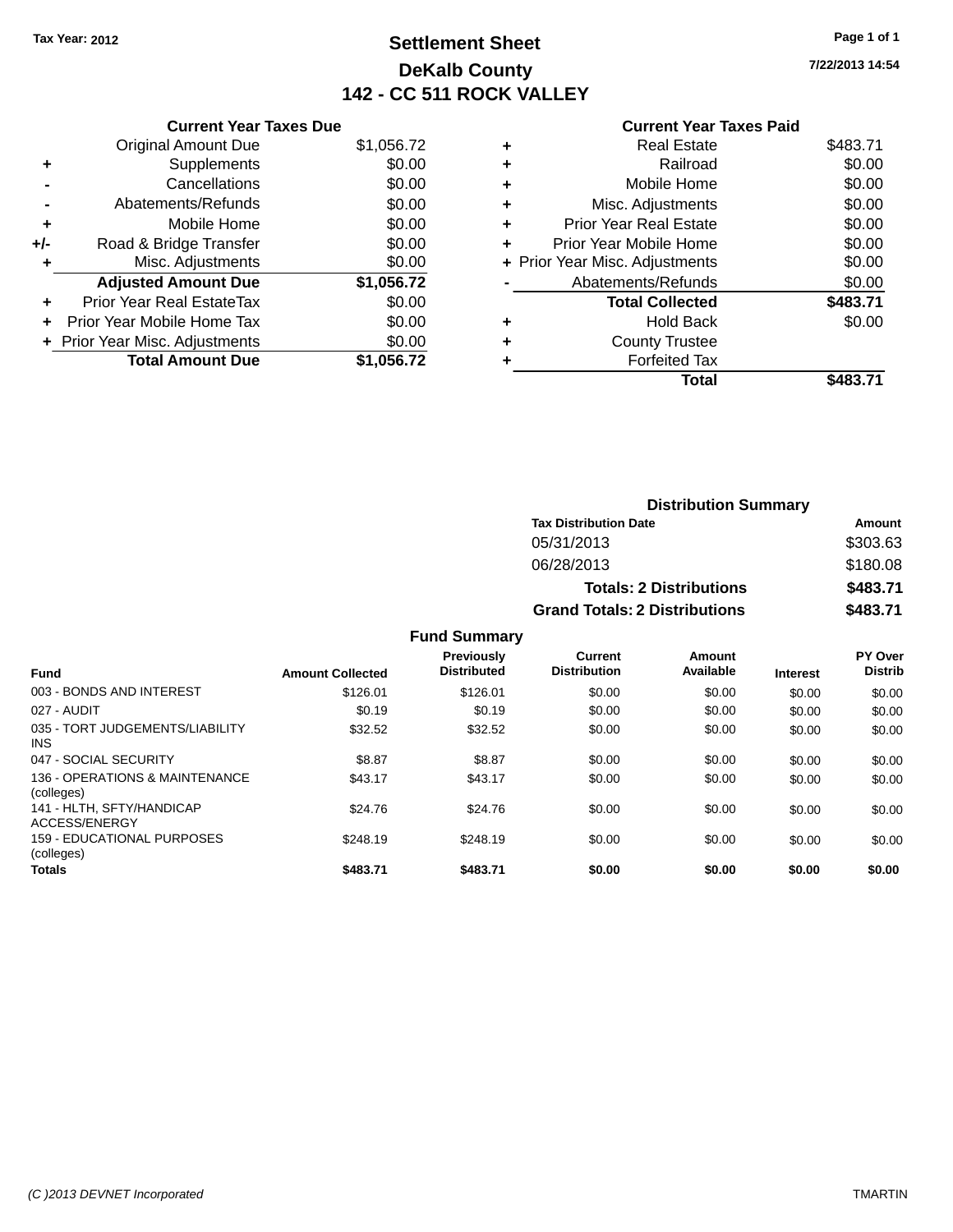Tax Year: 2012

# Settlement Sheet

## DeKalb County

## 142 - CC 511 ROCK VALLEY

7/22/2013 14:54

### Current Year Taxes Due

| | | |
|---|---|---|
| | Original Amount Due | $1,056.72 |
| + | Supplements | $0.00 |
| - | Cancellations | $0.00 |
| - | Abatements/Refunds | $0.00 |
| + | Mobile Home | $0.00 |
| +/- | Road & Bridge Transfer | $0.00 |
| + | Misc. Adjustments | $0.00 |
| | **Adjusted Amount Due** | **$1,056.72** |
| + | Prior Year Real EstateTax | $0.00 |
| + | Prior Year Mobile Home Tax | $0.00 |
| + | Prior Year Misc. Adjustments | $0.00 |
| | **Total Amount Due** | **$1,056.72** |

### Current Year Taxes Paid

| | | |
|---|---|---|
| + | Real Estate | $483.71 |
| + | Railroad | $0.00 |
| + | Mobile Home | $0.00 |
| + | Misc. Adjustments | $0.00 |
| + | Prior Year Real Estate | $0.00 |
| + | Prior Year Mobile Home | $0.00 |
| + | Prior Year Misc. Adjustments | $0.00 |
| - | Abatements/Refunds | $0.00 |
| | **Total Collected** | **$483.71** |
| + | Hold Back | $0.00 |
| + | County Trustee | |
| + | Forfeited Tax | |
| | **Total** | **$483.71** |

### Distribution Summary

| Tax Distribution Date | Amount |
|---|---|
| 05/31/2013 | $303.63 |
| 06/28/2013 | $180.08 |
| **Totals: 2 Distributions** | **$483.71** |
| **Grand Totals: 2 Distributions** | **$483.71** |

### Fund Summary

| Fund | Amount Collected | Previously Distributed | Current Distribution | Amount Available | Interest | PY Over Distrib |
|---|---|---|---|---|---|---|
| 003 - BONDS AND INTEREST | $126.01 | $126.01 | $0.00 | $0.00 | $0.00 | $0.00 |
| 027 - AUDIT | $0.19 | $0.19 | $0.00 | $0.00 | $0.00 | $0.00 |
| 035 - TORT JUDGEMENTS/LIABILITY INS | $32.52 | $32.52 | $0.00 | $0.00 | $0.00 | $0.00 |
| 047 - SOCIAL SECURITY | $8.87 | $8.87 | $0.00 | $0.00 | $0.00 | $0.00 |
| 136 - OPERATIONS & MAINTENANCE (colleges) | $43.17 | $43.17 | $0.00 | $0.00 | $0.00 | $0.00 |
| 141 - HLTH, SFTY/HANDICAP ACCESS/ENERGY | $24.76 | $24.76 | $0.00 | $0.00 | $0.00 | $0.00 |
| 159 - EDUCATIONAL PURPOSES (colleges) | $248.19 | $248.19 | $0.00 | $0.00 | $0.00 | $0.00 |
| **Totals** | **$483.71** | **$483.71** | **$0.00** | **$0.00** | **$0.00** | **$0.00** |

(C )2013 DEVNET Incorporated TMARTIN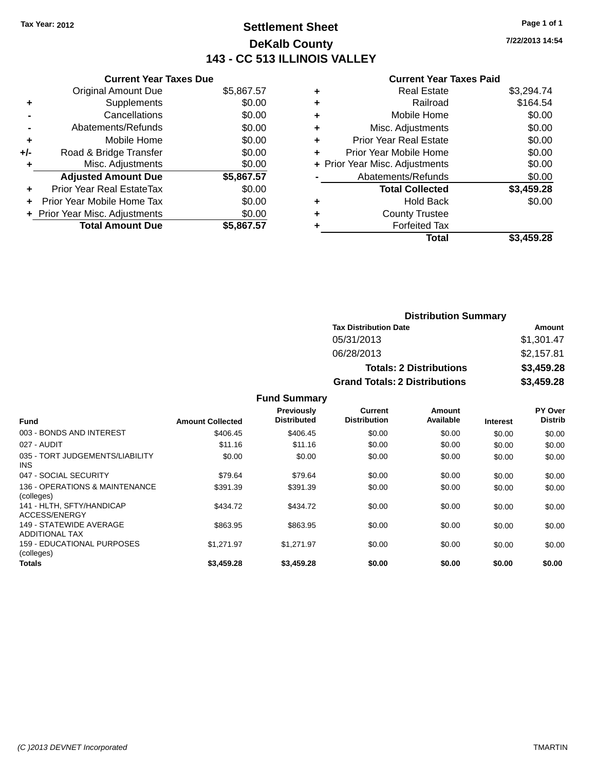Tax Year: 2012

# Settlement Sheet

## DeKalb County

## 143 - CC 513 ILLINOIS VALLEY

7/22/2013 14:54

### Current Year Taxes Due

| | | |
|---|---|---|
| | Original Amount Due | $5,867.57 |
| + | Supplements | $0.00 |
| - | Cancellations | $0.00 |
| - | Abatements/Refunds | $0.00 |
| + | Mobile Home | $0.00 |
| +/- | Road & Bridge Transfer | $0.00 |
| + | Misc. Adjustments | $0.00 |
| | **Adjusted Amount Due** | **$5,867.57** |
| + | Prior Year Real EstateTax | $0.00 |
| + | Prior Year Mobile Home Tax | $0.00 |
| + | Prior Year Misc. Adjustments | $0.00 |
| | **Total Amount Due** | **$5,867.57** |

### Current Year Taxes Paid

| | | |
|---|---|---|
| + | Real Estate | $3,294.74 |
| + | Railroad | $164.54 |
| + | Mobile Home | $0.00 |
| + | Misc. Adjustments | $0.00 |
| + | Prior Year Real Estate | $0.00 |
| + | Prior Year Mobile Home | $0.00 |
| + | Prior Year Misc. Adjustments | $0.00 |
| - | Abatements/Refunds | $0.00 |
| | **Total Collected** | **$3,459.28** |
| + | Hold Back | $0.00 |
| + | County Trustee | |
| + | Forfeited Tax | |
| | **Total** | **$3,459.28** |

### Distribution Summary

| Tax Distribution Date | Amount |
|---|---|
| 05/31/2013 | $1,301.47 |
| 06/28/2013 | $2,157.81 |
| **Totals: 2 Distributions** | **$3,459.28** |
| **Grand Totals: 2 Distributions** | **$3,459.28** |

### Fund Summary

| Fund | Amount Collected | Previously Distributed | Current Distribution | Amount Available | Interest | PY Over Distrib |
|---|---|---|---|---|---|---|
| 003 - BONDS AND INTEREST | $406.45 | $406.45 | $0.00 | $0.00 | $0.00 | $0.00 |
| 027 - AUDIT | $11.16 | $11.16 | $0.00 | $0.00 | $0.00 | $0.00 |
| 035 - TORT JUDGEMENTS/LIABILITY INS | $0.00 | $0.00 | $0.00 | $0.00 | $0.00 | $0.00 |
| 047 - SOCIAL SECURITY | $79.64 | $79.64 | $0.00 | $0.00 | $0.00 | $0.00 |
| 136 - OPERATIONS & MAINTENANCE (colleges) | $391.39 | $391.39 | $0.00 | $0.00 | $0.00 | $0.00 |
| 141 - HLTH, SFTY/HANDICAP ACCESS/ENERGY | $434.72 | $434.72 | $0.00 | $0.00 | $0.00 | $0.00 |
| 149 - STATEWIDE AVERAGE ADDITIONAL TAX | $863.95 | $863.95 | $0.00 | $0.00 | $0.00 | $0.00 |
| 159 - EDUCATIONAL PURPOSES (colleges) | $1,271.97 | $1,271.97 | $0.00 | $0.00 | $0.00 | $0.00 |
| **Totals** | **$3,459.28** | **$3,459.28** | **$0.00** | **$0.00** | **$0.00** | **$0.00** |

(C )2013 DEVNET Incorporated TMARTIN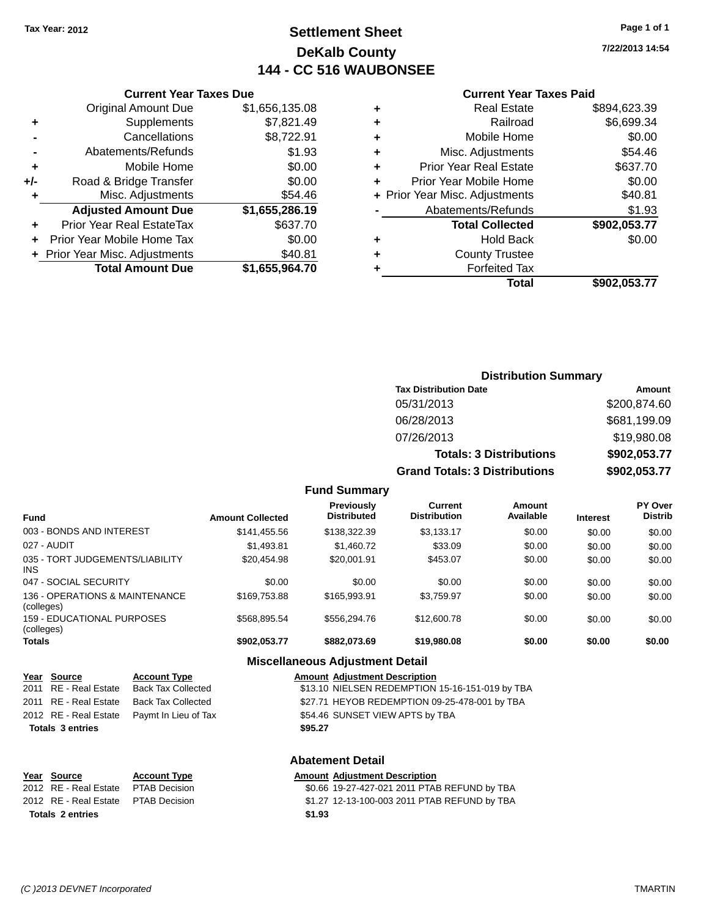Tax Year: 2012

# Settlement Sheet
## DeKalb County
## 144 - CC 516 WAUBONSEE

7/22/2013 14:54

### Current Year Taxes Due

| | | |
|---|---|---|
| | Original Amount Due | $1,656,135.08 |
| + | Supplements | $7,821.49 |
| - | Cancellations | $8,722.91 |
| - | Abatements/Refunds | $1.93 |
| + | Mobile Home | $0.00 |
| +/- | Road & Bridge Transfer | $0.00 |
| + | Misc. Adjustments | $54.46 |
| | **Adjusted Amount Due** | **$1,655,286.19** |
| + | Prior Year Real EstateTax | $637.70 |
| + | Prior Year Mobile Home Tax | $0.00 |
| + | Prior Year Misc. Adjustments | $40.81 |
| | **Total Amount Due** | **$1,655,964.70** |

### Current Year Taxes Paid

| | | |
|---|---|---|
| + | Real Estate | $894,623.39 |
| + | Railroad | $6,699.34 |
| + | Mobile Home | $0.00 |
| + | Misc. Adjustments | $54.46 |
| + | Prior Year Real Estate | $637.70 |
| + | Prior Year Mobile Home | $0.00 |
| + | Prior Year Misc. Adjustments | $40.81 |
| - | Abatements/Refunds | $1.93 |
| | **Total Collected** | **$902,053.77** |
| + | Hold Back | $0.00 |
| + | County Trustee | |
| + | Forfeited Tax | |
| | **Total** | **$902,053.77** |

### Distribution Summary

| Tax Distribution Date | Amount |
|---|---|
| 05/31/2013 | $200,874.60 |
| 06/28/2013 | $681,199.09 |
| 07/26/2013 | $19,980.08 |
| **Totals: 3 Distributions** | **$902,053.77** |
| **Grand Totals: 3 Distributions** | **$902,053.77** |

### Fund Summary

| Fund | Amount Collected | Previously Distributed | Current Distribution | Amount Available | Interest | PY Over Distrib |
|---|---|---|---|---|---|---|
| 003 - BONDS AND INTEREST | $141,455.56 | $138,322.39 | $3,133.17 | $0.00 | $0.00 | $0.00 |
| 027 - AUDIT | $1,493.81 | $1,460.72 | $33.09 | $0.00 | $0.00 | $0.00 |
| 035 - TORT JUDGEMENTS/LIABILITY INS | $20,454.98 | $20,001.91 | $453.07 | $0.00 | $0.00 | $0.00 |
| 047 - SOCIAL SECURITY | $0.00 | $0.00 | $0.00 | $0.00 | $0.00 | $0.00 |
| 136 - OPERATIONS & MAINTENANCE (colleges) | $169,753.88 | $165,993.91 | $3,759.97 | $0.00 | $0.00 | $0.00 |
| 159 - EDUCATIONAL PURPOSES (colleges) | $568,895.54 | $556,294.76 | $12,600.78 | $0.00 | $0.00 | $0.00 |
| **Totals** | **$902,053.77** | **$882,073.69** | **$19,980.08** | **$0.00** | **$0.00** | **$0.00** |

### Miscellaneous Adjustment Detail

| Year | Source | Account Type | Amount | Adjustment Description |
|---|---|---|---|---|
| 2011 | RE - Real Estate | Back Tax Collected | $13.10 | NIELSEN REDEMPTION 15-16-151-019 by TBA |
| 2011 | RE - Real Estate | Back Tax Collected | $27.71 | HEYOB REDEMPTION 09-25-478-001 by TBA |
| 2012 | RE - Real Estate | Paymt In Lieu of Tax | $54.46 | SUNSET VIEW APTS by TBA |
| **Totals 3 entries** | | | **$95.27** | |

### Abatement Detail

| Year | Source | Account Type | Amount | Adjustment Description |
|---|---|---|---|---|
| 2012 | RE - Real Estate | PTAB Decision | $0.66 | 19-27-427-021 2011 PTAB REFUND by TBA |
| 2012 | RE - Real Estate | PTAB Decision | $1.27 | 12-13-100-003 2011 PTAB REFUND by TBA |
| **Totals 2 entries** | | | **$1.93** | |

(C )2013 DEVNET Incorporated TMARTIN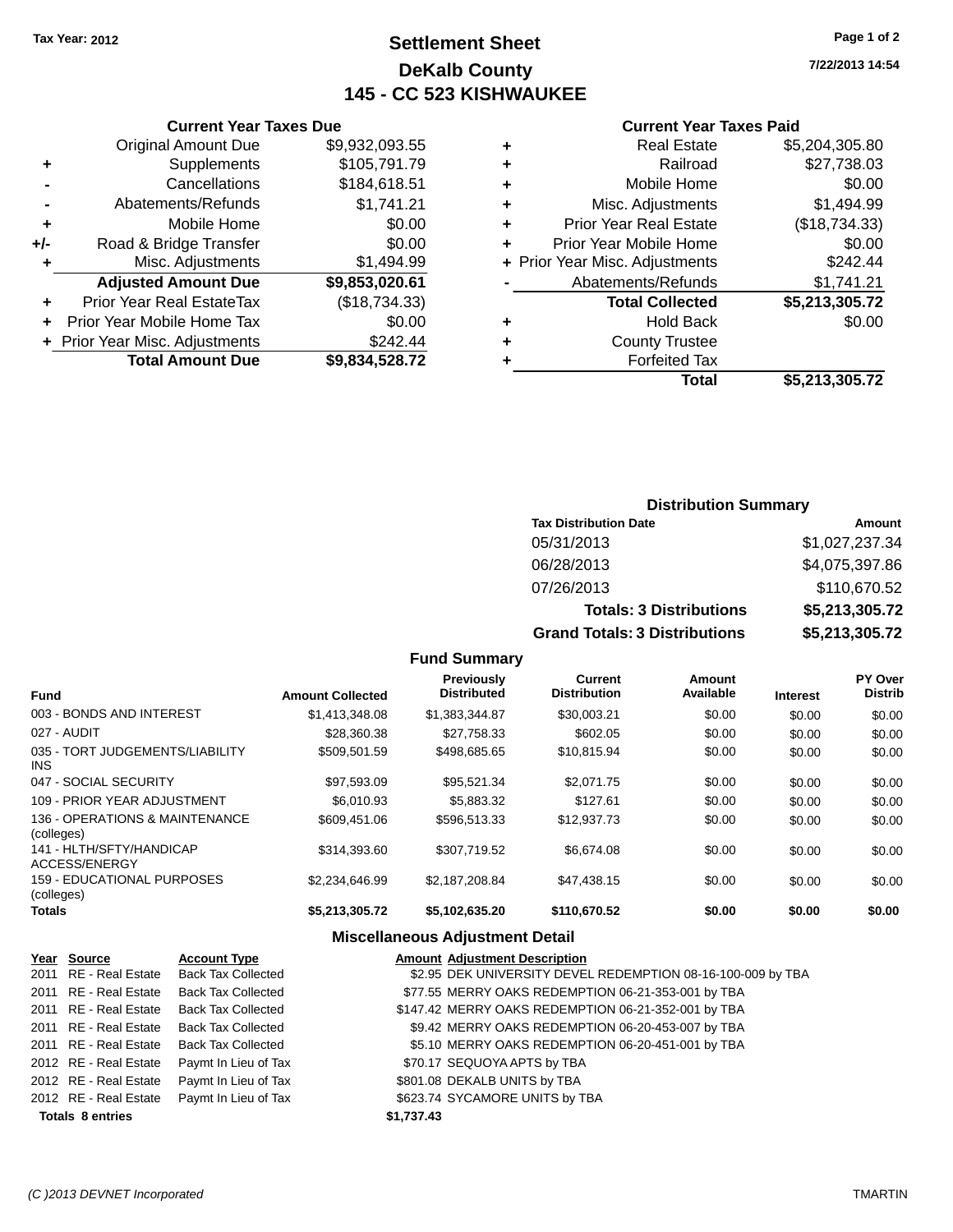Tax Year: 2012

# Settlement Sheet
## DeKalb County
## 145 - CC 523 KISHWAUKEE

7/22/2013 14:54

### Current Year Taxes Due

| | | |
|---|---|---|
| | Original Amount Due | $9,932,093.55 |
| + | Supplements | $105,791.79 |
| - | Cancellations | $184,618.51 |
| - | Abatements/Refunds | $1,741.21 |
| + | Mobile Home | $0.00 |
| +/- | Road & Bridge Transfer | $0.00 |
| + | Misc. Adjustments | $1,494.99 |
| | **Adjusted Amount Due** | **$9,853,020.61** |
| + | Prior Year Real EstateTax | ($18,734.33) |
| + | Prior Year Mobile Home Tax | $0.00 |
| + | Prior Year Misc. Adjustments | $242.44 |
| | **Total Amount Due** | **$9,834,528.72** |

### Current Year Taxes Paid

| | | |
|---|---|---|
| + | Real Estate | $5,204,305.80 |
| + | Railroad | $27,738.03 |
| + | Mobile Home | $0.00 |
| + | Misc. Adjustments | $1,494.99 |
| + | Prior Year Real Estate | ($18,734.33) |
| + | Prior Year Mobile Home | $0.00 |
| + | Prior Year Misc. Adjustments | $242.44 |
| - | Abatements/Refunds | $1,741.21 |
| | **Total Collected** | **$5,213,305.72** |
| + | Hold Back | $0.00 |
| + | County Trustee | |
| + | Forfeited Tax | |
| | **Total** | **$5,213,305.72** |

### Distribution Summary

| Tax Distribution Date | Amount |
|---|---|
| 05/31/2013 | $1,027,237.34 |
| 06/28/2013 | $4,075,397.86 |
| 07/26/2013 | $110,670.52 |
| **Totals: 3 Distributions** | **$5,213,305.72** |
| **Grand Totals: 3 Distributions** | **$5,213,305.72** |

### Fund Summary

| Fund | Amount Collected | Previously Distributed | Current Distribution | Amount Available | Interest | PY Over Distrib |
|---|---|---|---|---|---|---|
| 003 - BONDS AND INTEREST | $1,413,348.08 | $1,383,344.87 | $30,003.21 | $0.00 | $0.00 | $0.00 |
| 027 - AUDIT | $28,360.38 | $27,758.33 | $602.05 | $0.00 | $0.00 | $0.00 |
| 035 - TORT JUDGEMENTS/LIABILITY INS | $509,501.59 | $498,685.65 | $10,815.94 | $0.00 | $0.00 | $0.00 |
| 047 - SOCIAL SECURITY | $97,593.09 | $95,521.34 | $2,071.75 | $0.00 | $0.00 | $0.00 |
| 109 - PRIOR YEAR ADJUSTMENT | $6,010.93 | $5,883.32 | $127.61 | $0.00 | $0.00 | $0.00 |
| 136 - OPERATIONS & MAINTENANCE (colleges) | $609,451.06 | $596,513.33 | $12,937.73 | $0.00 | $0.00 | $0.00 |
| 141 - HLTH/SFTY/HANDICAP ACCESS/ENERGY | $314,393.60 | $307,719.52 | $6,674.08 | $0.00 | $0.00 | $0.00 |
| 159 - EDUCATIONAL PURPOSES (colleges) | $2,234,646.99 | $2,187,208.84 | $47,438.15 | $0.00 | $0.00 | $0.00 |
| **Totals** | **$5,213,305.72** | **$5,102,635.20** | **$110,670.52** | **$0.00** | **$0.00** | **$0.00** |

### Miscellaneous Adjustment Detail

| Year | Source | Account Type | Amount | Adjustment Description |
|---|---|---|---|---|
| 2011 | RE - Real Estate | Back Tax Collected | $2.95 | DEK UNIVERSITY DEVEL REDEMPTION 08-16-100-009 by TBA |
| 2011 | RE - Real Estate | Back Tax Collected | $77.55 | MERRY OAKS REDEMPTION 06-21-353-001 by TBA |
| 2011 | RE - Real Estate | Back Tax Collected | $147.42 | MERRY OAKS REDEMPTION 06-21-352-001 by TBA |
| 2011 | RE - Real Estate | Back Tax Collected | $9.42 | MERRY OAKS REDEMPTION 06-20-453-007 by TBA |
| 2011 | RE - Real Estate | Back Tax Collected | $5.10 | MERRY OAKS REDEMPTION 06-20-451-001 by TBA |
| 2012 | RE - Real Estate | Paymt In Lieu of Tax | $70.17 | SEQUOYA APTS by TBA |
| 2012 | RE - Real Estate | Paymt In Lieu of Tax | $801.08 | DEKALB UNITS by TBA |
| 2012 | RE - Real Estate | Paymt In Lieu of Tax | $623.74 | SYCAMORE UNITS by TBA |
| **Totals 8 entries** | | | **$1,737.43** | |

(C )2013 DEVNET Incorporated — TMARTIN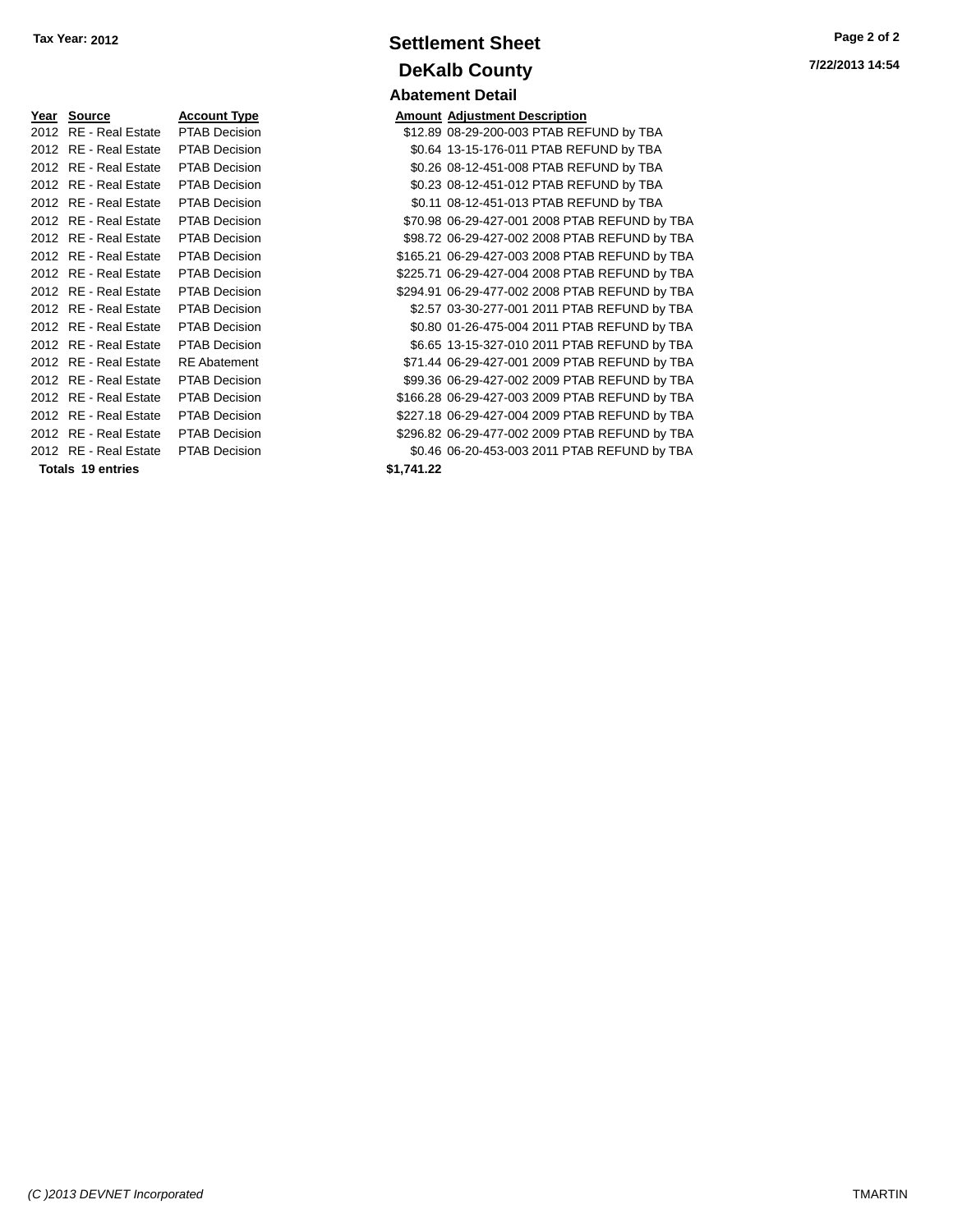Tax Year: 2012

# Settlement Sheet

## DeKalb County

### Abatement Detail

| Year | Source | Account Type | Amount | Adjustment Description |
|---|---|---|---|---|
| 2012 | RE - Real Estate | PTAB Decision | $12.89 | 08-29-200-003 PTAB REFUND by TBA |
| 2012 | RE - Real Estate | PTAB Decision | $0.64 | 13-15-176-011 PTAB REFUND by TBA |
| 2012 | RE - Real Estate | PTAB Decision | $0.26 | 08-12-451-008 PTAB REFUND by TBA |
| 2012 | RE - Real Estate | PTAB Decision | $0.23 | 08-12-451-012 PTAB REFUND by TBA |
| 2012 | RE - Real Estate | PTAB Decision | $0.11 | 08-12-451-013 PTAB REFUND by TBA |
| 2012 | RE - Real Estate | PTAB Decision | $70.98 | 06-29-427-001 2008 PTAB REFUND by TBA |
| 2012 | RE - Real Estate | PTAB Decision | $98.72 | 06-29-427-002 2008 PTAB REFUND by TBA |
| 2012 | RE - Real Estate | PTAB Decision | $165.21 | 06-29-427-003 2008 PTAB REFUND by TBA |
| 2012 | RE - Real Estate | PTAB Decision | $225.71 | 06-29-427-004 2008 PTAB REFUND by TBA |
| 2012 | RE - Real Estate | PTAB Decision | $294.91 | 06-29-477-002 2008 PTAB REFUND by TBA |
| 2012 | RE - Real Estate | PTAB Decision | $2.57 | 03-30-277-001 2011 PTAB REFUND by TBA |
| 2012 | RE - Real Estate | PTAB Decision | $0.80 | 01-26-475-004 2011 PTAB REFUND by TBA |
| 2012 | RE - Real Estate | PTAB Decision | $6.65 | 13-15-327-010 2011 PTAB REFUND by TBA |
| 2012 | RE - Real Estate | RE Abatement | $71.44 | 06-29-427-001 2009 PTAB REFUND by TBA |
| 2012 | RE - Real Estate | PTAB Decision | $99.36 | 06-29-427-002 2009 PTAB REFUND by TBA |
| 2012 | RE - Real Estate | PTAB Decision | $166.28 | 06-29-427-003 2009 PTAB REFUND by TBA |
| 2012 | RE - Real Estate | PTAB Decision | $227.18 | 06-29-427-004 2009 PTAB REFUND by TBA |
| 2012 | RE - Real Estate | PTAB Decision | $296.82 | 06-29-477-002 2009 PTAB REFUND by TBA |
| 2012 | RE - Real Estate | PTAB Decision | $0.46 | 06-20-453-003 2011 PTAB REFUND by TBA |
| **Totals 19 entries** | | | **$1,741.22** | |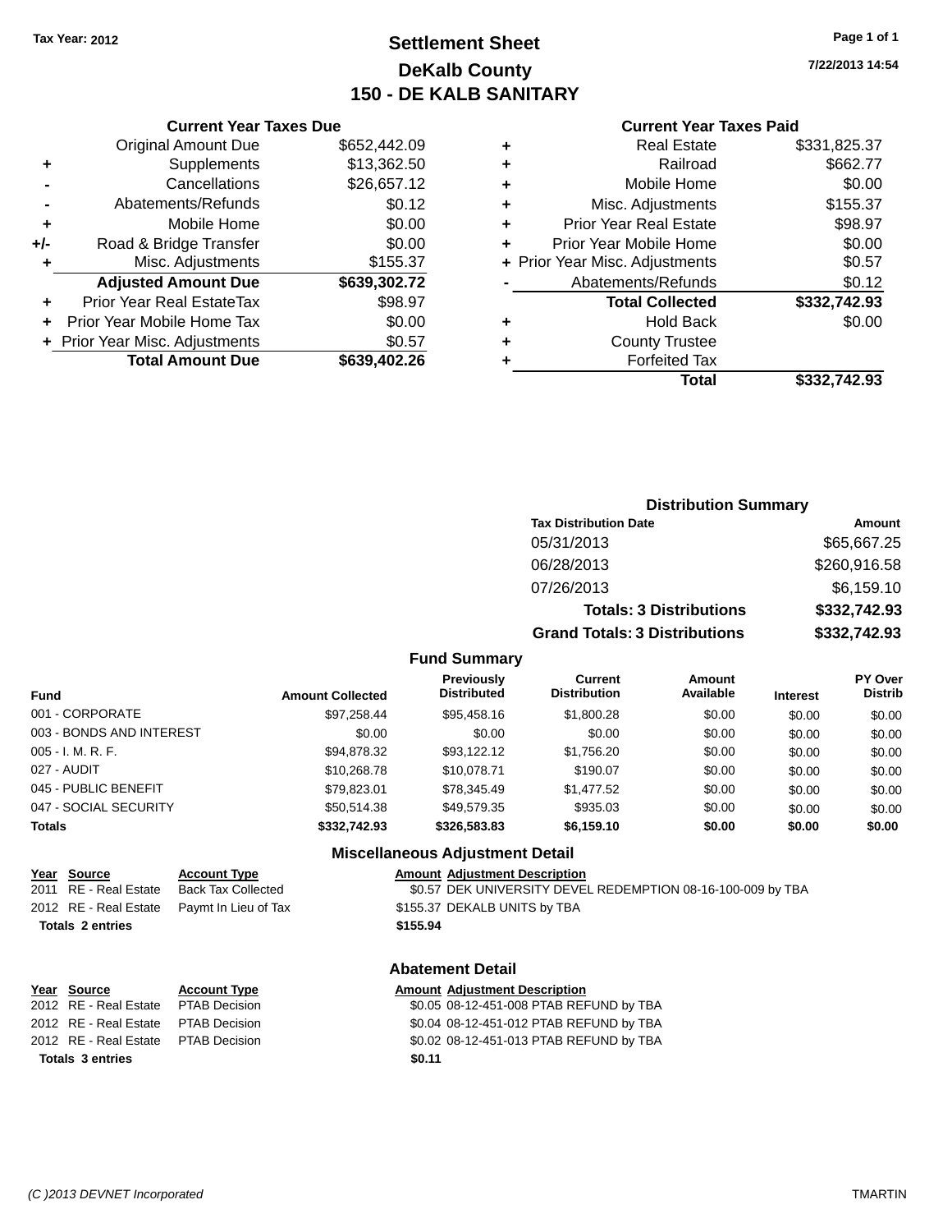Tax Year: 2012

# Settlement Sheet
## DeKalb County
## 150 - DE KALB SANITARY

7/22/2013 14:54

### Current Year Taxes Due

| | | |
|---|---|---|
| | Original Amount Due | $652,442.09 |
| + | Supplements | $13,362.50 |
| - | Cancellations | $26,657.12 |
| - | Abatements/Refunds | $0.12 |
| + | Mobile Home | $0.00 |
| +/- | Road & Bridge Transfer | $0.00 |
| + | Misc. Adjustments | $155.37 |
| | **Adjusted Amount Due** | **$639,302.72** |
| + | Prior Year Real EstateTax | $98.97 |
| + | Prior Year Mobile Home Tax | $0.00 |
| + | Prior Year Misc. Adjustments | $0.57 |
| | **Total Amount Due** | **$639,402.26** |

### Current Year Taxes Paid

| | | |
|---|---|---|
| + | Real Estate | $331,825.37 |
| + | Railroad | $662.77 |
| + | Mobile Home | $0.00 |
| + | Misc. Adjustments | $155.37 |
| + | Prior Year Real Estate | $98.97 |
| + | Prior Year Mobile Home | $0.00 |
| + | Prior Year Misc. Adjustments | $0.57 |
| - | Abatements/Refunds | $0.12 |
| | **Total Collected** | **$332,742.93** |
| + | Hold Back | $0.00 |
| + | County Trustee | |
| + | Forfeited Tax | |
| | **Total** | **$332,742.93** |

### Distribution Summary

| Tax Distribution Date | Amount |
|---|---|
| 05/31/2013 | $65,667.25 |
| 06/28/2013 | $260,916.58 |
| 07/26/2013 | $6,159.10 |
| **Totals: 3 Distributions** | **$332,742.93** |
| **Grand Totals: 3 Distributions** | **$332,742.93** |

### Fund Summary

| Fund | Amount Collected | Previously Distributed | Current Distribution | Amount Available | Interest | PY Over Distrib |
|---|---|---|---|---|---|---|
| 001 - CORPORATE | $97,258.44 | $95,458.16 | $1,800.28 | $0.00 | $0.00 | $0.00 |
| 003 - BONDS AND INTEREST | $0.00 | $0.00 | $0.00 | $0.00 | $0.00 | $0.00 |
| 005 - I. M. R. F. | $94,878.32 | $93,122.12 | $1,756.20 | $0.00 | $0.00 | $0.00 |
| 027 - AUDIT | $10,268.78 | $10,078.71 | $190.07 | $0.00 | $0.00 | $0.00 |
| 045 - PUBLIC BENEFIT | $79,823.01 | $78,345.49 | $1,477.52 | $0.00 | $0.00 | $0.00 |
| 047 - SOCIAL SECURITY | $50,514.38 | $49,579.35 | $935.03 | $0.00 | $0.00 | $0.00 |
| **Totals** | **$332,742.93** | **$326,583.83** | **$6,159.10** | **$0.00** | **$0.00** | **$0.00** |

### Miscellaneous Adjustment Detail

| Year | Source | Account Type | Amount | Adjustment Description |
|---|---|---|---|---|
| 2011 | RE - Real Estate | Back Tax Collected | $0.57 | DEK UNIVERSITY DEVEL REDEMPTION 08-16-100-009 by TBA |
| 2012 | RE - Real Estate | Paymt In Lieu of Tax | $155.37 | DEKALB UNITS by TBA |
| **Totals 2 entries** | | | **$155.94** | |

### Abatement Detail

| Year | Source | Account Type | Amount | Adjustment Description |
|---|---|---|---|---|
| 2012 | RE - Real Estate | PTAB Decision | $0.05 | 08-12-451-008 PTAB REFUND by TBA |
| 2012 | RE - Real Estate | PTAB Decision | $0.04 | 08-12-451-012 PTAB REFUND by TBA |
| 2012 | RE - Real Estate | PTAB Decision | $0.02 | 08-12-451-013 PTAB REFUND by TBA |
| **Totals 3 entries** | | | **$0.11** | |

(C )2013 DEVNET Incorporated TMARTIN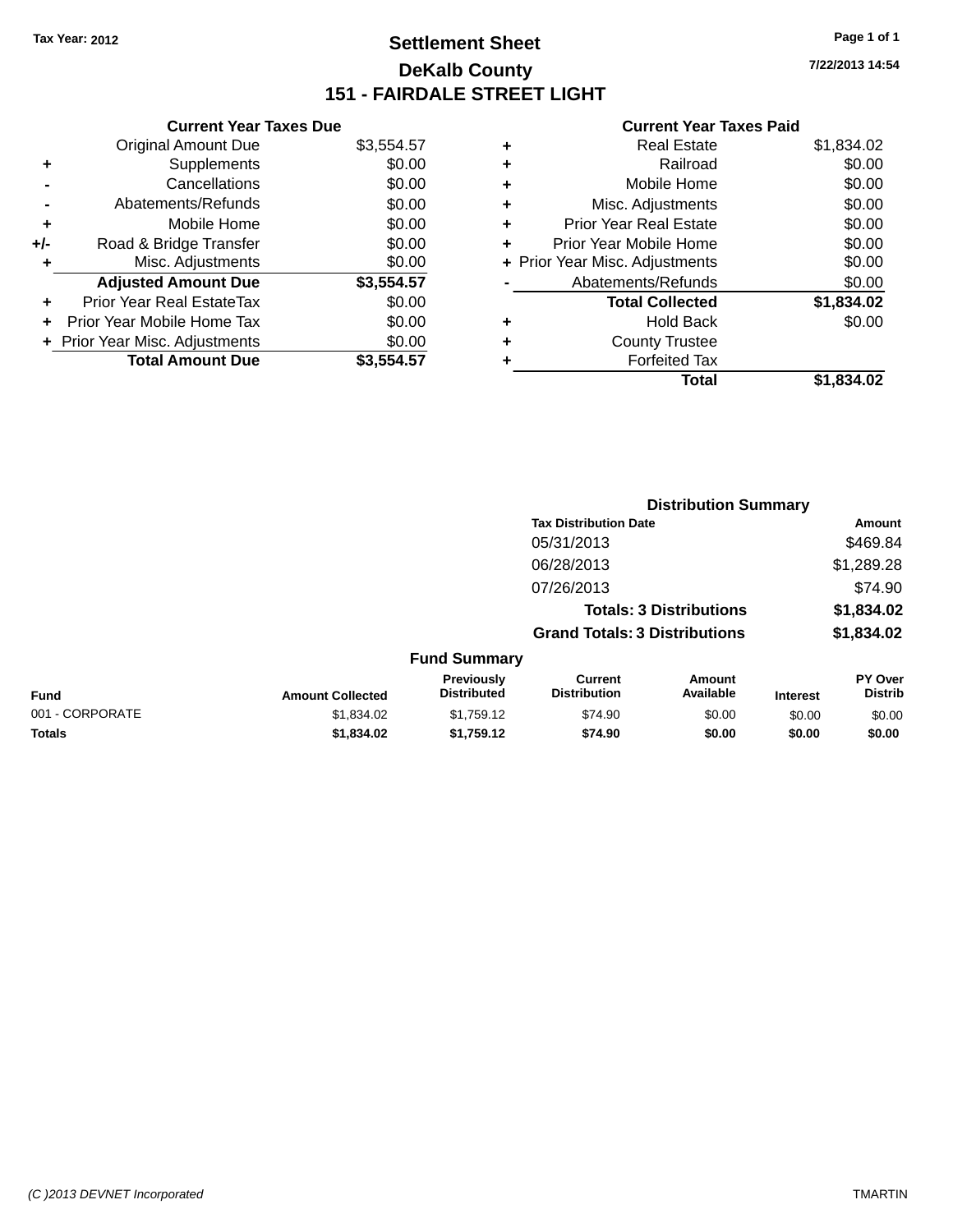Tax Year: 2012

# Settlement Sheet

## DeKalb County

## 151 - FAIRDALE STREET LIGHT

7/22/2013 14:54

**Current Year Taxes Due**

| | | |
|---|---|---|
| | Original Amount Due | $3,554.57 |
| + | Supplements | $0.00 |
| - | Cancellations | $0.00 |
| - | Abatements/Refunds | $0.00 |
| + | Mobile Home | $0.00 |
| +/- | Road & Bridge Transfer | $0.00 |
| + | Misc. Adjustments | $0.00 |
| | **Adjusted Amount Due** | **$3,554.57** |
| + | Prior Year Real EstateTax | $0.00 |
| + | Prior Year Mobile Home Tax | $0.00 |
| + | Prior Year Misc. Adjustments | $0.00 |
| | **Total Amount Due** | **$3,554.57** |

**Current Year Taxes Paid**

| | | |
|---|---|---|
| + | Real Estate | $1,834.02 |
| + | Railroad | $0.00 |
| + | Mobile Home | $0.00 |
| + | Misc. Adjustments | $0.00 |
| + | Prior Year Real Estate | $0.00 |
| + | Prior Year Mobile Home | $0.00 |
| + | Prior Year Misc. Adjustments | $0.00 |
| - | Abatements/Refunds | $0.00 |
| | **Total Collected** | **$1,834.02** |
| + | Hold Back | $0.00 |
| + | County Trustee | |
| + | Forfeited Tax | |
| | **Total** | **$1,834.02** |

**Distribution Summary**

| Tax Distribution Date | Amount |
|---|---|
| 05/31/2013 | $469.84 |
| 06/28/2013 | $1,289.28 |
| 07/26/2013 | $74.90 |
| **Totals: 3 Distributions** | **$1,834.02** |
| **Grand Totals: 3 Distributions** | **$1,834.02** |

**Fund Summary**

| Fund | Amount Collected | Previously Distributed | Current Distribution | Amount Available | Interest | PY Over Distrib |
|---|---|---|---|---|---|---|
| 001 - CORPORATE | $1,834.02 | $1,759.12 | $74.90 | $0.00 | $0.00 | $0.00 |
| **Totals** | **$1,834.02** | **$1,759.12** | **$74.90** | **$0.00** | **$0.00** | **$0.00** |

(C )2013 DEVNET Incorporated TMARTIN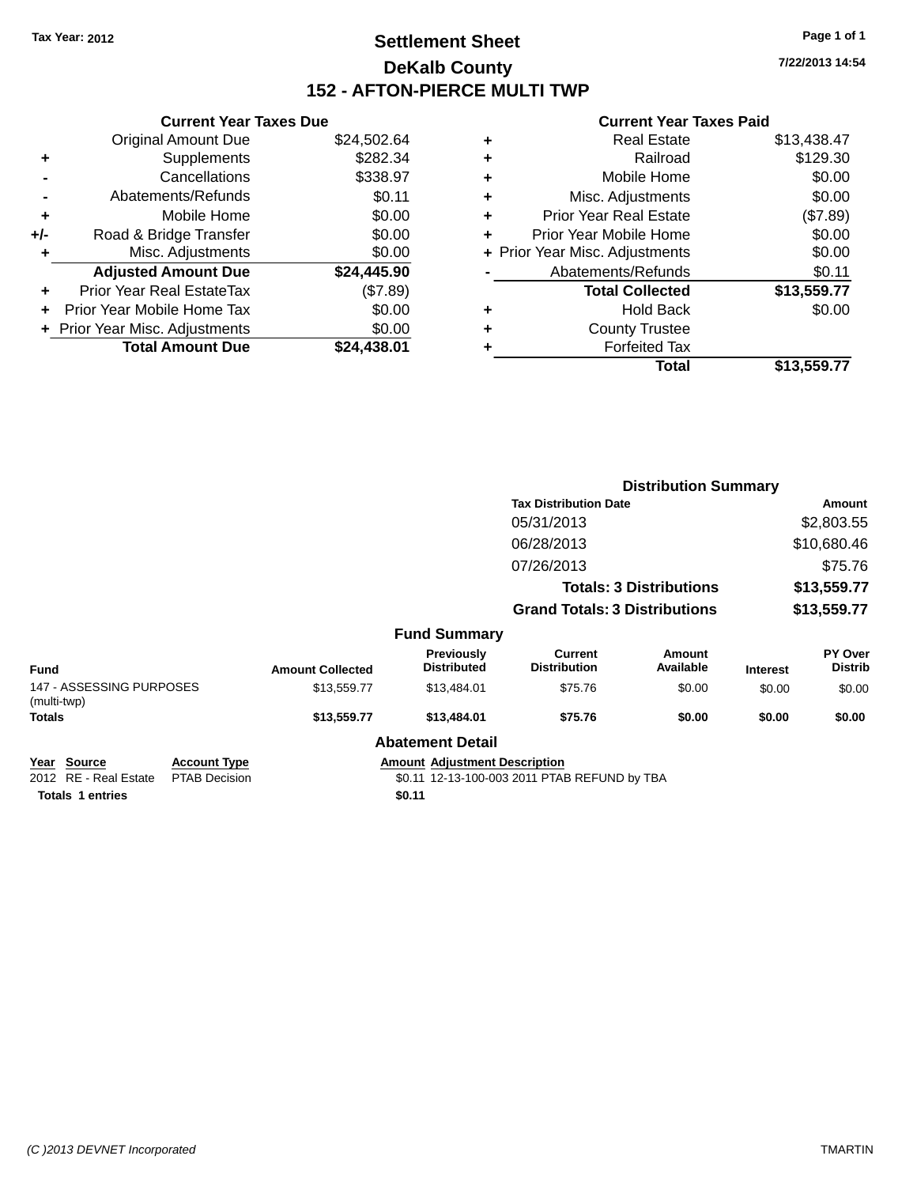Tax Year: 2012

# Settlement Sheet
## DeKalb County
## 152 - AFTON-PIERCE MULTI TWP

7/22/2013 14:54

### Current Year Taxes Due

| | | |
|---|---|---|
| | Original Amount Due | $24,502.64 |
| + | Supplements | $282.34 |
| - | Cancellations | $338.97 |
| - | Abatements/Refunds | $0.11 |
| + | Mobile Home | $0.00 |
| +/- | Road & Bridge Transfer | $0.00 |
| + | Misc. Adjustments | $0.00 |
| | **Adjusted Amount Due** | **$24,445.90** |
| + | Prior Year Real EstateTax | ($7.89) |
| + | Prior Year Mobile Home Tax | $0.00 |
| + | Prior Year Misc. Adjustments | $0.00 |
| | **Total Amount Due** | **$24,438.01** |

### Current Year Taxes Paid

| | | |
|---|---|---|
| + | Real Estate | $13,438.47 |
| + | Railroad | $129.30 |
| + | Mobile Home | $0.00 |
| + | Misc. Adjustments | $0.00 |
| + | Prior Year Real Estate | ($7.89) |
| + | Prior Year Mobile Home | $0.00 |
| + | Prior Year Misc. Adjustments | $0.00 |
| - | Abatements/Refunds | $0.11 |
| | **Total Collected** | **$13,559.77** |
| + | Hold Back | $0.00 |
| + | County Trustee | |
| + | Forfeited Tax | |
| | **Total** | **$13,559.77** |

### Distribution Summary

| Tax Distribution Date | Amount |
|---|---|
| 05/31/2013 | $2,803.55 |
| 06/28/2013 | $10,680.46 |
| 07/26/2013 | $75.76 |
| **Totals: 3 Distributions** | **$13,559.77** |
| **Grand Totals: 3 Distributions** | **$13,559.77** |

### Fund Summary

| Fund | Amount Collected | Previously Distributed | Current Distribution | Amount Available | Interest | PY Over Distrib |
|---|---|---|---|---|---|---|
| 147 - ASSESSING PURPOSES (multi-twp) | $13,559.77 | $13,484.01 | $75.76 | $0.00 | $0.00 | $0.00 |
| **Totals** | **$13,559.77** | **$13,484.01** | **$75.76** | **$0.00** | **$0.00** | **$0.00** |

### Abatement Detail

| Year | Source | Account Type | Amount | Adjustment Description |
|---|---|---|---|---|
| 2012 | RE - Real Estate | PTAB Decision | $0.11 | 12-13-100-003 2011 PTAB REFUND by TBA |
| **Totals 1 entries** | | | **$0.11** | |

(C )2013 DEVNET Incorporated TMARTIN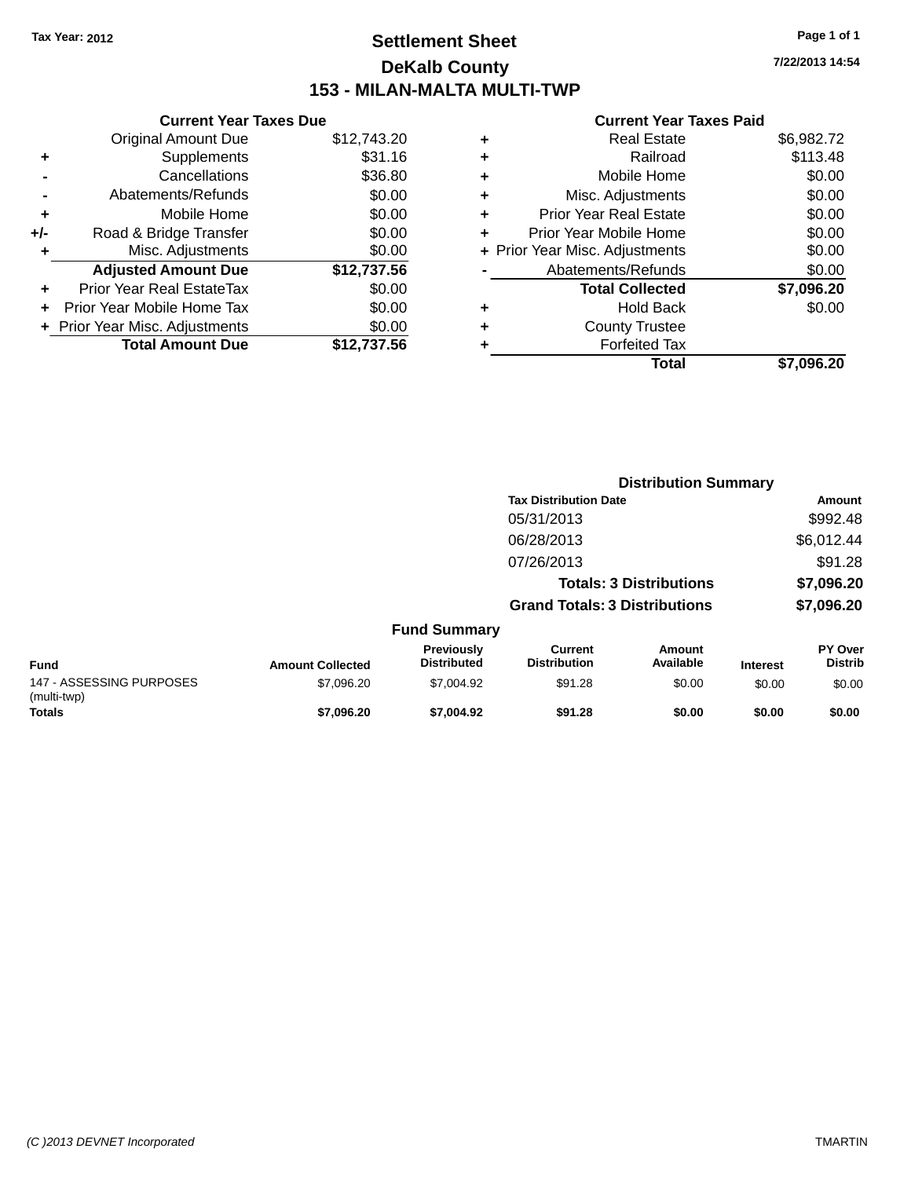Tax Year: 2012

# Settlement Sheet

## DeKalb County

## 153 - MILAN-MALTA MULTI-TWP

7/22/2013 14:54

### Current Year Taxes Due

| | | |
|---|---|---|
| | Original Amount Due | $12,743.20 |
| + | Supplements | $31.16 |
| - | Cancellations | $36.80 |
| - | Abatements/Refunds | $0.00 |
| + | Mobile Home | $0.00 |
| +/- | Road & Bridge Transfer | $0.00 |
| + | Misc. Adjustments | $0.00 |
| | **Adjusted Amount Due** | **$12,737.56** |
| + | Prior Year Real EstateTax | $0.00 |
| + | Prior Year Mobile Home Tax | $0.00 |
| + | Prior Year Misc. Adjustments | $0.00 |
| | **Total Amount Due** | **$12,737.56** |

### Current Year Taxes Paid

| | | |
|---|---|---|
| + | Real Estate | $6,982.72 |
| + | Railroad | $113.48 |
| + | Mobile Home | $0.00 |
| + | Misc. Adjustments | $0.00 |
| + | Prior Year Real Estate | $0.00 |
| + | Prior Year Mobile Home | $0.00 |
| + | Prior Year Misc. Adjustments | $0.00 |
| - | Abatements/Refunds | $0.00 |
| | **Total Collected** | **$7,096.20** |
| + | Hold Back | $0.00 |
| + | County Trustee | |
| + | Forfeited Tax | |
| | **Total** | **$7,096.20** |

### Distribution Summary

| Tax Distribution Date | Amount |
|---|---|
| 05/31/2013 | $992.48 |
| 06/28/2013 | $6,012.44 |
| 07/26/2013 | $91.28 |
| **Totals: 3 Distributions** | **$7,096.20** |
| **Grand Totals: 3 Distributions** | **$7,096.20** |

### Fund Summary

| Fund | Amount Collected | Previously Distributed | Current Distribution | Amount Available | Interest | PY Over Distrib |
|---|---|---|---|---|---|---|
| 147 - ASSESSING PURPOSES (multi-twp) | $7,096.20 | $7,004.92 | $91.28 | $0.00 | $0.00 | $0.00 |
| **Totals** | **$7,096.20** | **$7,004.92** | **$91.28** | **$0.00** | **$0.00** | **$0.00** |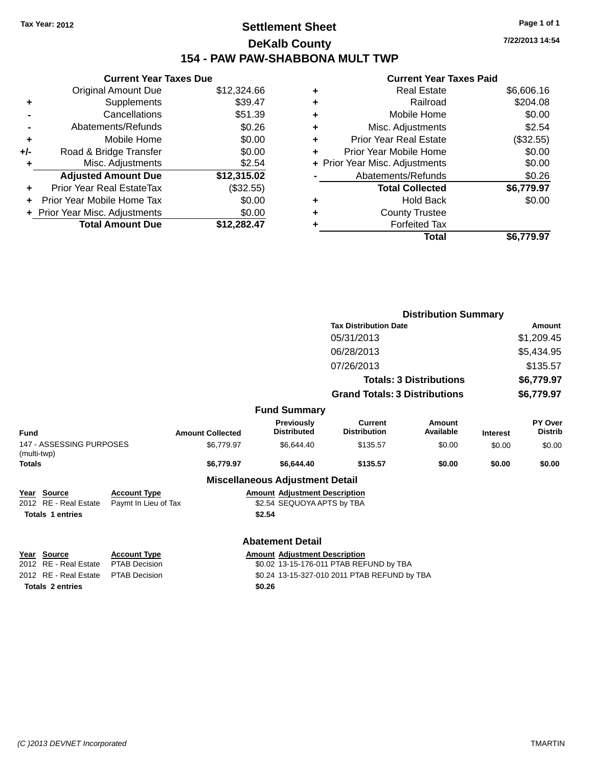**Tax Year: 2012**

# Settlement Sheet

## DeKalb County

## 154 - PAW PAW-SHABBONA MULT TWP

7/22/2013 14:54

### Current Year Taxes Due

| | | |
|---|---|---|
| | Original Amount Due | $12,324.66 |
| + | Supplements | $39.47 |
| - | Cancellations | $51.39 |
| - | Abatements/Refunds | $0.26 |
| + | Mobile Home | $0.00 |
| +/- | Road & Bridge Transfer | $0.00 |
| + | Misc. Adjustments | $2.54 |
| | **Adjusted Amount Due** | **$12,315.02** |
| + | Prior Year Real EstateTax | ($32.55) |
| + | Prior Year Mobile Home Tax | $0.00 |
| + | Prior Year Misc. Adjustments | $0.00 |
| | **Total Amount Due** | **$12,282.47** |

### Current Year Taxes Paid

| | | |
|---|---|---|
| + | Real Estate | $6,606.16 |
| + | Railroad | $204.08 |
| + | Mobile Home | $0.00 |
| + | Misc. Adjustments | $2.54 |
| + | Prior Year Real Estate | ($32.55) |
| + | Prior Year Mobile Home | $0.00 |
| + | Prior Year Misc. Adjustments | $0.00 |
| - | Abatements/Refunds | $0.26 |
| | **Total Collected** | **$6,779.97** |
| + | Hold Back | $0.00 |
| + | County Trustee | |
| + | Forfeited Tax | |
| | **Total** | **$6,779.97** |

### Distribution Summary

| Tax Distribution Date | Amount |
|---|---|
| 05/31/2013 | $1,209.45 |
| 06/28/2013 | $5,434.95 |
| 07/26/2013 | $135.57 |
| **Totals: 3 Distributions** | **$6,779.97** |
| **Grand Totals: 3 Distributions** | **$6,779.97** |

### Fund Summary

| Fund | Amount Collected | Previously Distributed | Current Distribution | Amount Available | Interest | PY Over Distrib |
|---|---|---|---|---|---|---|
| 147 - ASSESSING PURPOSES (multi-twp) | $6,779.97 | $6,644.40 | $135.57 | $0.00 | $0.00 | $0.00 |
| **Totals** | **$6,779.97** | **$6,644.40** | **$135.57** | **$0.00** | **$0.00** | **$0.00** |

### Miscellaneous Adjustment Detail

| Year | Source | Account Type | Amount | Adjustment Description |
|---|---|---|---|---|
| 2012 | RE - Real Estate | Paymt In Lieu of Tax | $2.54 | SEQUOYA APTS by TBA |
| **Totals** | **1 entries** | | **$2.54** | |

### Abatement Detail

| Year | Source | Account Type | Amount | Adjustment Description |
|---|---|---|---|---|
| 2012 | RE - Real Estate | PTAB Decision | $0.02 | 13-15-176-011 PTAB REFUND by TBA |
| 2012 | RE - Real Estate | PTAB Decision | $0.24 | 13-15-327-010 2011 PTAB REFUND by TBA |
| **Totals** | **2 entries** | | **$0.26** | |

(C )2013 DEVNET Incorporated TMARTIN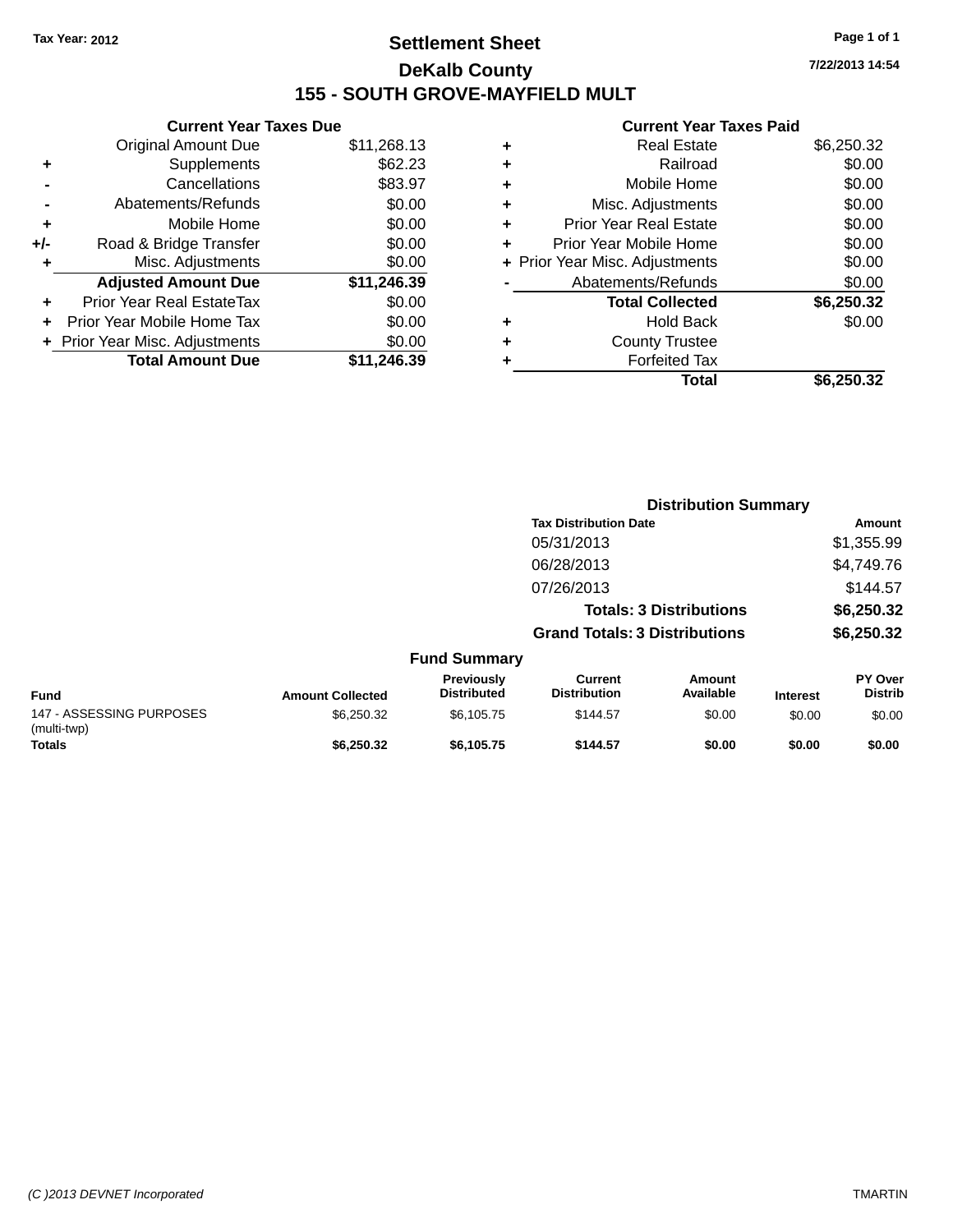Tax Year: 2012

# Settlement Sheet

## DeKalb County

## 155 - SOUTH GROVE-MAYFIELD MULT

7/22/2013 14:54

### Current Year Taxes Due

| | | |
|---|---|---|
| | Original Amount Due | $11,268.13 |
| + | Supplements | $62.23 |
| - | Cancellations | $83.97 |
| - | Abatements/Refunds | $0.00 |
| + | Mobile Home | $0.00 |
| +/- | Road & Bridge Transfer | $0.00 |
| + | Misc. Adjustments | $0.00 |
| | **Adjusted Amount Due** | **$11,246.39** |
| + | Prior Year Real EstateTax | $0.00 |
| + | Prior Year Mobile Home Tax | $0.00 |
| + | Prior Year Misc. Adjustments | $0.00 |
| | **Total Amount Due** | **$11,246.39** |

### Current Year Taxes Paid

| | | |
|---|---|---|
| + | Real Estate | $6,250.32 |
| + | Railroad | $0.00 |
| + | Mobile Home | $0.00 |
| + | Misc. Adjustments | $0.00 |
| + | Prior Year Real Estate | $0.00 |
| + | Prior Year Mobile Home | $0.00 |
| + | Prior Year Misc. Adjustments | $0.00 |
| - | Abatements/Refunds | $0.00 |
| | **Total Collected** | **$6,250.32** |
| + | Hold Back | $0.00 |
| + | County Trustee | |
| + | Forfeited Tax | |
| | **Total** | **$6,250.32** |

### Distribution Summary

| Tax Distribution Date | Amount |
|---|---|
| 05/31/2013 | $1,355.99 |
| 06/28/2013 | $4,749.76 |
| 07/26/2013 | $144.57 |
| **Totals: 3 Distributions** | **$6,250.32** |
| **Grand Totals: 3 Distributions** | **$6,250.32** |

### Fund Summary

| Fund | Amount Collected | Previously Distributed | Current Distribution | Amount Available | Interest | PY Over Distrib |
|---|---|---|---|---|---|---|
| 147 - ASSESSING PURPOSES (multi-twp) | $6,250.32 | $6,105.75 | $144.57 | $0.00 | $0.00 | $0.00 |
| **Totals** | **$6,250.32** | **$6,105.75** | **$144.57** | **$0.00** | **$0.00** | **$0.00** |

(C )2013 DEVNET Incorporated TMARTIN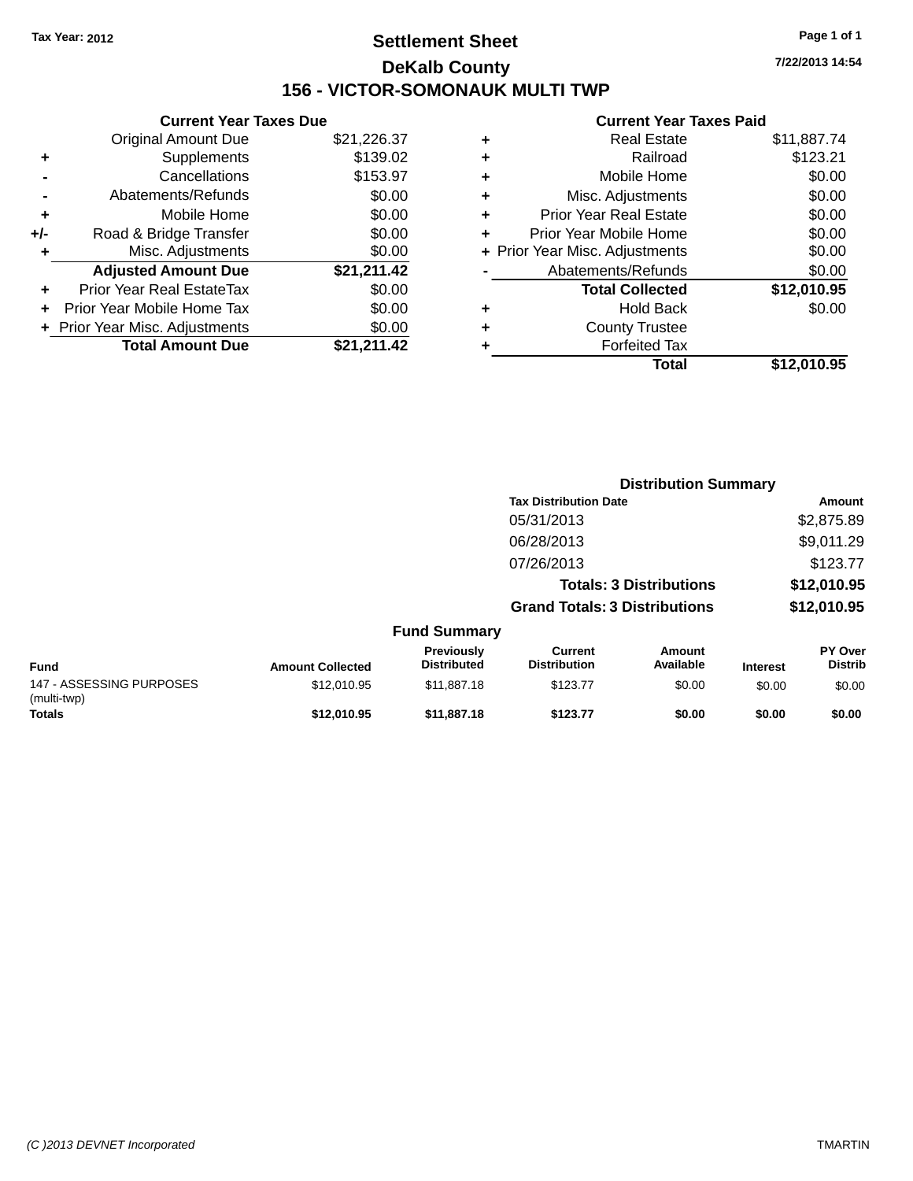Tax Year: 2012

# Settlement Sheet

## DeKalb County

## 156 - VICTOR-SOMONAUK MULTI TWP

7/22/2013 14:54

### Current Year Taxes Due

| | | |
|---|---|---|
| | Original Amount Due | $21,226.37 |
| + | Supplements | $139.02 |
| - | Cancellations | $153.97 |
| - | Abatements/Refunds | $0.00 |
| + | Mobile Home | $0.00 |
| +/- | Road & Bridge Transfer | $0.00 |
| + | Misc. Adjustments | $0.00 |
| | **Adjusted Amount Due** | **$21,211.42** |
| + | Prior Year Real EstateTax | $0.00 |
| + | Prior Year Mobile Home Tax | $0.00 |
| + | Prior Year Misc. Adjustments | $0.00 |
| | **Total Amount Due** | **$21,211.42** |

### Current Year Taxes Paid

| | | |
|---|---|---|
| + | Real Estate | $11,887.74 |
| + | Railroad | $123.21 |
| + | Mobile Home | $0.00 |
| + | Misc. Adjustments | $0.00 |
| + | Prior Year Real Estate | $0.00 |
| + | Prior Year Mobile Home | $0.00 |
| + | Prior Year Misc. Adjustments | $0.00 |
| - | Abatements/Refunds | $0.00 |
| | **Total Collected** | **$12,010.95** |
| + | Hold Back | $0.00 |
| + | County Trustee | |
| + | Forfeited Tax | |
| | **Total** | **$12,010.95** |

### Distribution Summary

| Tax Distribution Date | Amount |
|---|---|
| 05/31/2013 | $2,875.89 |
| 06/28/2013 | $9,011.29 |
| 07/26/2013 | $123.77 |
| **Totals: 3 Distributions** | **$12,010.95** |
| **Grand Totals: 3 Distributions** | **$12,010.95** |

### Fund Summary

| Fund | Amount Collected | Previously Distributed | Current Distribution | Amount Available | Interest | PY Over Distrib |
|---|---|---|---|---|---|---|
| 147 - ASSESSING PURPOSES (multi-twp) | $12,010.95 | $11,887.18 | $123.77 | $0.00 | $0.00 | $0.00 |
| **Totals** | **$12,010.95** | **$11,887.18** | **$123.77** | **$0.00** | **$0.00** | **$0.00** |

(C )2013 DEVNET Incorporated — TMARTIN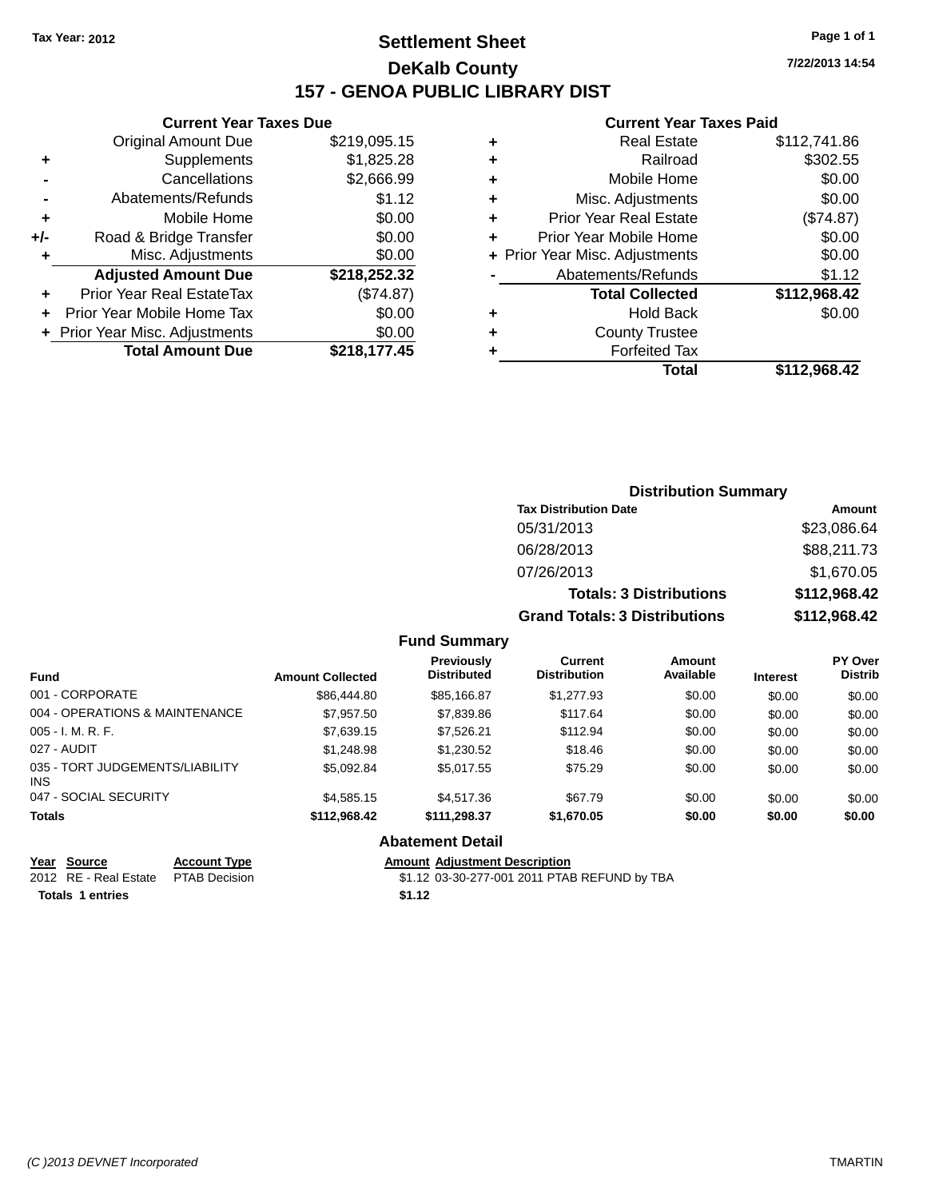Tax Year: 2012

# Settlement Sheet
## DeKalb County
## 157 - GENOA PUBLIC LIBRARY DIST

7/22/2013 14:54

### Current Year Taxes Due

| | | |
|---|---|---|
| | Original Amount Due | $219,095.15 |
| + | Supplements | $1,825.28 |
| - | Cancellations | $2,666.99 |
| - | Abatements/Refunds | $1.12 |
| + | Mobile Home | $0.00 |
| +/- | Road & Bridge Transfer | $0.00 |
| + | Misc. Adjustments | $0.00 |
| | **Adjusted Amount Due** | **$218,252.32** |
| + | Prior Year Real EstateTax | ($74.87) |
| + | Prior Year Mobile Home Tax | $0.00 |
| + | Prior Year Misc. Adjustments | $0.00 |
| | **Total Amount Due** | **$218,177.45** |

### Current Year Taxes Paid

| | | |
|---|---|---|
| + | Real Estate | $112,741.86 |
| + | Railroad | $302.55 |
| + | Mobile Home | $0.00 |
| + | Misc. Adjustments | $0.00 |
| + | Prior Year Real Estate | ($74.87) |
| + | Prior Year Mobile Home | $0.00 |
| + | Prior Year Misc. Adjustments | $0.00 |
| - | Abatements/Refunds | $1.12 |
| | **Total Collected** | **$112,968.42** |
| + | Hold Back | $0.00 |
| + | County Trustee | |
| + | Forfeited Tax | |
| | **Total** | **$112,968.42** |

### Distribution Summary

| Tax Distribution Date | Amount |
|---|---|
| 05/31/2013 | $23,086.64 |
| 06/28/2013 | $88,211.73 |
| 07/26/2013 | $1,670.05 |
| **Totals: 3 Distributions** | **$112,968.42** |
| **Grand Totals: 3 Distributions** | **$112,968.42** |

### Fund Summary

| Fund | Amount Collected | Previously Distributed | Current Distribution | Amount Available | Interest | PY Over Distrib |
|---|---|---|---|---|---|---|
| 001 - CORPORATE | $86,444.80 | $85,166.87 | $1,277.93 | $0.00 | $0.00 | $0.00 |
| 004 - OPERATIONS & MAINTENANCE | $7,957.50 | $7,839.86 | $117.64 | $0.00 | $0.00 | $0.00 |
| 005 - I. M. R. F. | $7,639.15 | $7,526.21 | $112.94 | $0.00 | $0.00 | $0.00 |
| 027 - AUDIT | $1,248.98 | $1,230.52 | $18.46 | $0.00 | $0.00 | $0.00 |
| 035 - TORT JUDGEMENTS/LIABILITY INS | $5,092.84 | $5,017.55 | $75.29 | $0.00 | $0.00 | $0.00 |
| 047 - SOCIAL SECURITY | $4,585.15 | $4,517.36 | $67.79 | $0.00 | $0.00 | $0.00 |
| **Totals** | **$112,968.42** | **$111,298.37** | **$1,670.05** | **$0.00** | **$0.00** | **$0.00** |

### Abatement Detail

| Year | Source | Account Type | Amount | Adjustment Description |
|---|---|---|---|---|
| 2012 | RE - Real Estate | PTAB Decision | $1.12 | 03-30-277-001 2011 PTAB REFUND by TBA |
| **Totals 1 entries** | | | **$1.12** | |

(C )2013 DEVNET Incorporated TMARTIN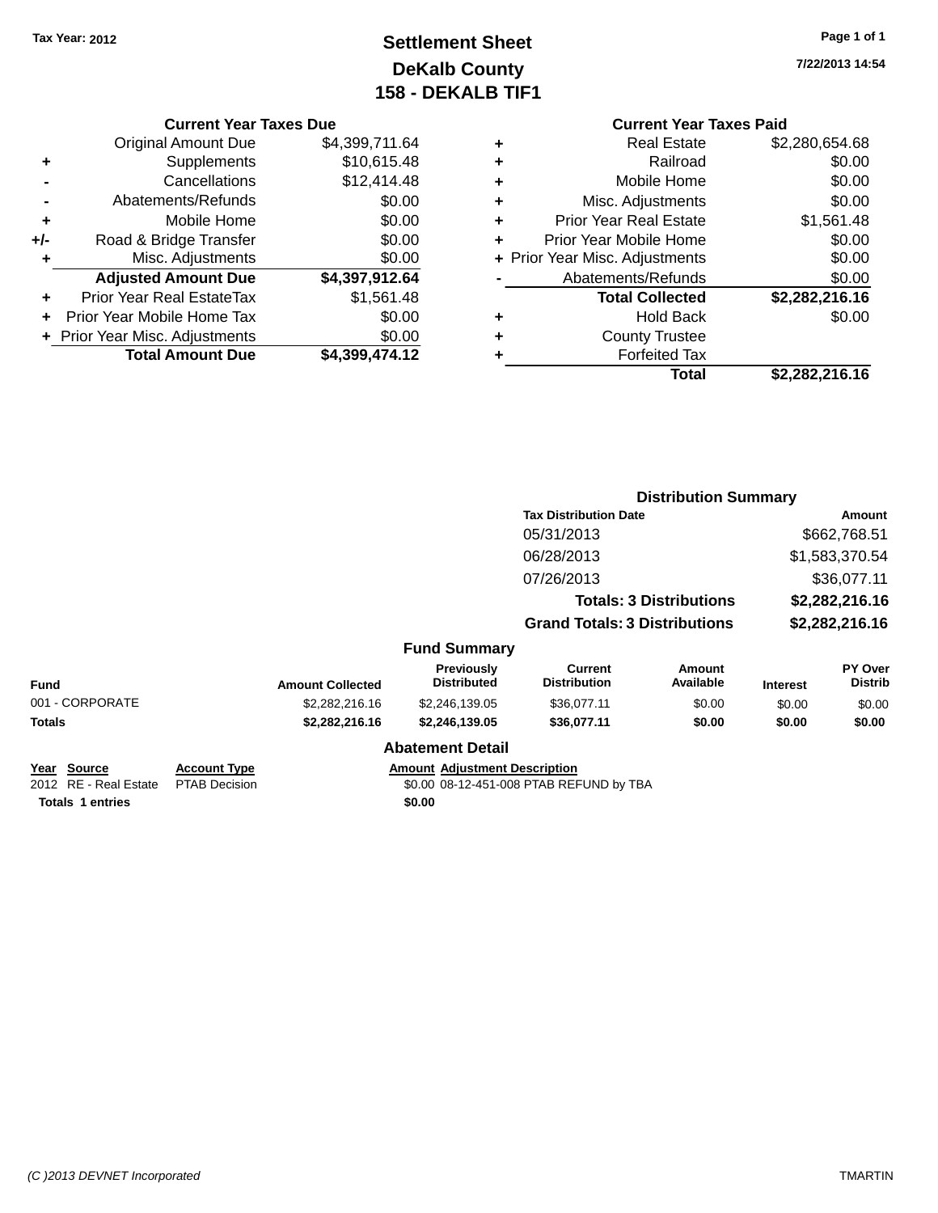Tax Year: 2012

# Settlement Sheet
## DeKalb County
## 158 - DEKALB TIF1

7/22/2013 14:54

### Current Year Taxes Due

| | | |
|---|---|---|
| | Original Amount Due | $4,399,711.64 |
| + | Supplements | $10,615.48 |
| - | Cancellations | $12,414.48 |
| - | Abatements/Refunds | $0.00 |
| + | Mobile Home | $0.00 |
| +/- | Road & Bridge Transfer | $0.00 |
| + | Misc. Adjustments | $0.00 |
| | **Adjusted Amount Due** | **$4,397,912.64** |
| + | Prior Year Real EstateTax | $1,561.48 |
| + | Prior Year Mobile Home Tax | $0.00 |
| + | Prior Year Misc. Adjustments | $0.00 |
| | **Total Amount Due** | **$4,399,474.12** |

### Current Year Taxes Paid

| | | |
|---|---|---|
| + | Real Estate | $2,280,654.68 |
| + | Railroad | $0.00 |
| + | Mobile Home | $0.00 |
| + | Misc. Adjustments | $0.00 |
| + | Prior Year Real Estate | $1,561.48 |
| + | Prior Year Mobile Home | $0.00 |
| + | Prior Year Misc. Adjustments | $0.00 |
| - | Abatements/Refunds | $0.00 |
| | **Total Collected** | **$2,282,216.16** |
| + | Hold Back | $0.00 |
| + | County Trustee | |
| + | Forfeited Tax | |
| | **Total** | **$2,282,216.16** |

### Distribution Summary

| Tax Distribution Date | Amount |
|---|---|
| 05/31/2013 | $662,768.51 |
| 06/28/2013 | $1,583,370.54 |
| 07/26/2013 | $36,077.11 |
| **Totals: 3 Distributions** | **$2,282,216.16** |
| **Grand Totals: 3 Distributions** | **$2,282,216.16** |

### Fund Summary

| Fund | Amount Collected | Previously Distributed | Current Distribution | Amount Available | Interest | PY Over Distrib |
|---|---|---|---|---|---|---|
| 001 - CORPORATE | $2,282,216.16 | $2,246,139.05 | $36,077.11 | $0.00 | $0.00 | $0.00 |
| **Totals** | **$2,282,216.16** | **$2,246,139.05** | **$36,077.11** | **$0.00** | **$0.00** | **$0.00** |

### Abatement Detail

| Year | Source | Account Type | Amount | Adjustment Description |
|---|---|---|---|---|
| 2012 | RE - Real Estate | PTAB Decision | $0.00 | 08-12-451-008 PTAB REFUND by TBA |
| **Totals** | **1 entries** | | **$0.00** | |

(C )2013 DEVNET Incorporated — TMARTIN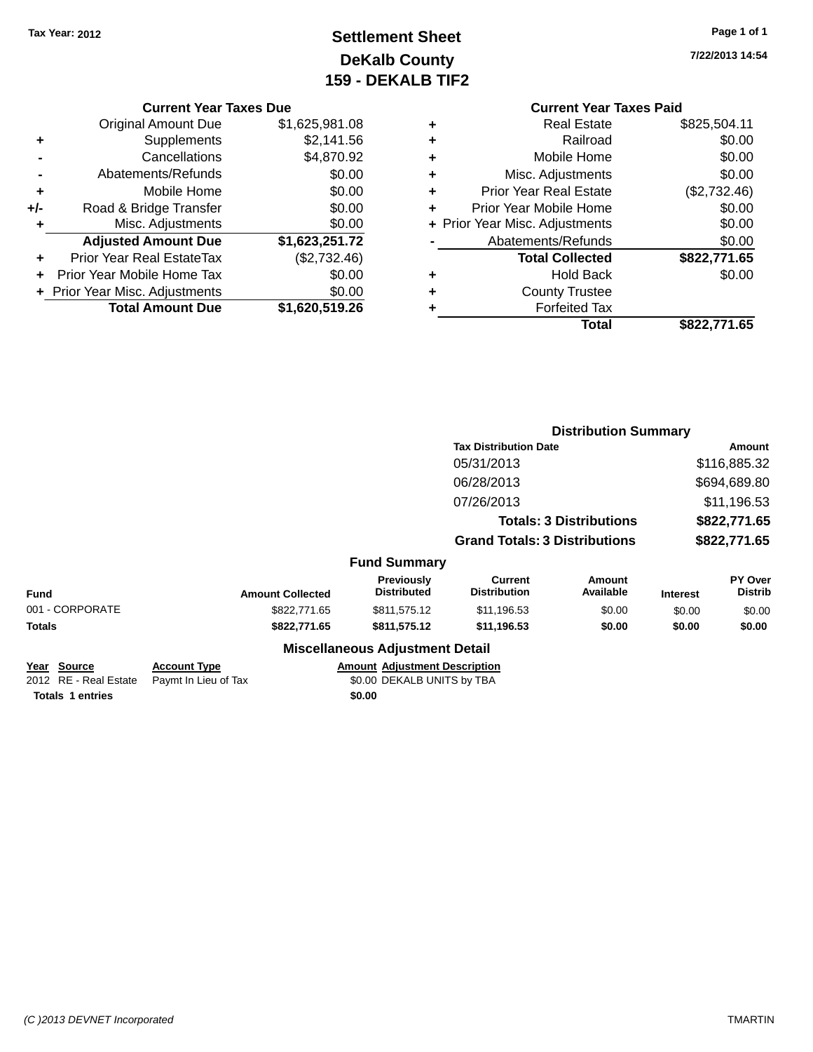Tax Year: 2012

# Settlement Sheet
## DeKalb County
## 159 - DEKALB TIF2

7/22/2013 14:54

### Current Year Taxes Due

| | | |
|---|---|---|
| | Original Amount Due | $1,625,981.08 |
| + | Supplements | $2,141.56 |
| - | Cancellations | $4,870.92 |
| - | Abatements/Refunds | $0.00 |
| + | Mobile Home | $0.00 |
| +/- | Road & Bridge Transfer | $0.00 |
| + | Misc. Adjustments | $0.00 |
| | **Adjusted Amount Due** | **$1,623,251.72** |
| + | Prior Year Real EstateTax | ($2,732.46) |
| + | Prior Year Mobile Home Tax | $0.00 |
| + | Prior Year Misc. Adjustments | $0.00 |
| | **Total Amount Due** | **$1,620,519.26** |

### Current Year Taxes Paid

| | | |
|---|---|---|
| + | Real Estate | $825,504.11 |
| + | Railroad | $0.00 |
| + | Mobile Home | $0.00 |
| + | Misc. Adjustments | $0.00 |
| + | Prior Year Real Estate | ($2,732.46) |
| + | Prior Year Mobile Home | $0.00 |
| + | Prior Year Misc. Adjustments | $0.00 |
| - | Abatements/Refunds | $0.00 |
| | **Total Collected** | **$822,771.65** |
| + | Hold Back | $0.00 |
| + | County Trustee | |
| + | Forfeited Tax | |
| | **Total** | **$822,771.65** |

### Distribution Summary

| Tax Distribution Date | Amount |
|---|---|
| 05/31/2013 | $116,885.32 |
| 06/28/2013 | $694,689.80 |
| 07/26/2013 | $11,196.53 |
| **Totals: 3 Distributions** | **$822,771.65** |
| **Grand Totals: 3 Distributions** | **$822,771.65** |

### Fund Summary

| Fund | Amount Collected | Previously Distributed | Current Distribution | Amount Available | Interest | PY Over Distrib |
|---|---|---|---|---|---|---|
| 001 - CORPORATE | $822,771.65 | $811,575.12 | $11,196.53 | $0.00 | $0.00 | $0.00 |
| **Totals** | **$822,771.65** | **$811,575.12** | **$11,196.53** | **$0.00** | **$0.00** | **$0.00** |

### Miscellaneous Adjustment Detail

| Year | Source | Account Type | Amount | Adjustment Description |
|---|---|---|---|---|
| 2012 | RE - Real Estate | Paymt In Lieu of Tax | $0.00 | DEKALB UNITS by TBA |
| **Totals** | **1 entries** | | **$0.00** | |

(C )2013 DEVNET Incorporated TMARTIN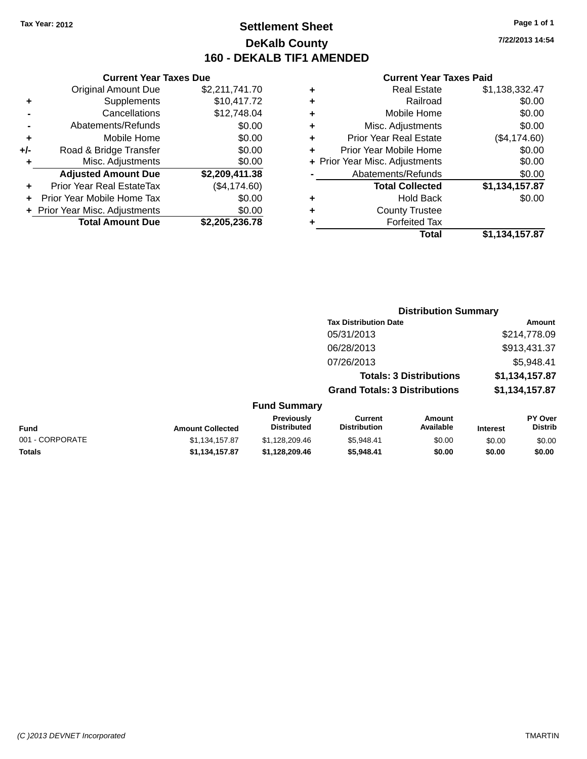Tax Year: 2012

# Settlement Sheet

## DeKalb County

## 160 - DEKALB TIF1 AMENDED

7/22/2013 14:54

### Current Year Taxes Due

| | | |
|---|---|---|
| | Original Amount Due | $2,211,741.70 |
| + | Supplements | $10,417.72 |
| - | Cancellations | $12,748.04 |
| - | Abatements/Refunds | $0.00 |
| + | Mobile Home | $0.00 |
| +/- | Road & Bridge Transfer | $0.00 |
| + | Misc. Adjustments | $0.00 |
| | **Adjusted Amount Due** | **$2,209,411.38** |
| + | Prior Year Real EstateTax | ($4,174.60) |
| + | Prior Year Mobile Home Tax | $0.00 |
| + | Prior Year Misc. Adjustments | $0.00 |
| | **Total Amount Due** | **$2,205,236.78** |

### Current Year Taxes Paid

| | | |
|---|---|---|
| + | Real Estate | $1,138,332.47 |
| + | Railroad | $0.00 |
| + | Mobile Home | $0.00 |
| + | Misc. Adjustments | $0.00 |
| + | Prior Year Real Estate | ($4,174.60) |
| + | Prior Year Mobile Home | $0.00 |
| + | Prior Year Misc. Adjustments | $0.00 |
| - | Abatements/Refunds | $0.00 |
| | **Total Collected** | **$1,134,157.87** |
| + | Hold Back | $0.00 |
| + | County Trustee | |
| + | Forfeited Tax | |
| | **Total** | **$1,134,157.87** |

### Distribution Summary

| Tax Distribution Date | Amount |
|---|---|
| 05/31/2013 | $214,778.09 |
| 06/28/2013 | $913,431.37 |
| 07/26/2013 | $5,948.41 |
| **Totals: 3 Distributions** | **$1,134,157.87** |
| **Grand Totals: 3 Distributions** | **$1,134,157.87** |

### Fund Summary

| Fund | Amount Collected | Previously Distributed | Current Distribution | Amount Available | Interest | PY Over Distrib |
|---|---|---|---|---|---|---|
| 001 - CORPORATE | $1,134,157.87 | $1,128,209.46 | $5,948.41 | $0.00 | $0.00 | $0.00 |
| **Totals** | **$1,134,157.87** | **$1,128,209.46** | **$5,948.41** | **$0.00** | **$0.00** | **$0.00** |

(C )2013 DEVNET Incorporated TMARTIN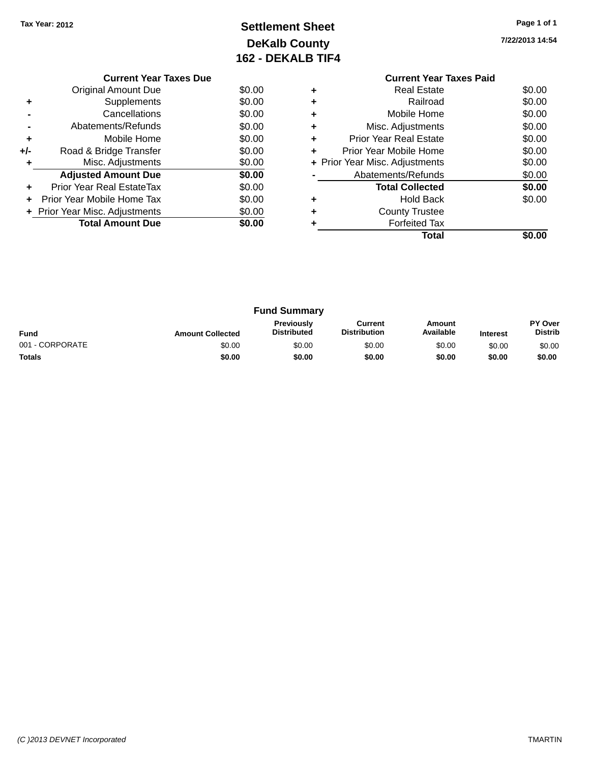Tax Year: 2012

# Settlement Sheet
## DeKalb County
## 162 - DEKALB TIF4

7/22/2013 14:54

### Current Year Taxes Due

| | | |
|---|---|---|
| | Original Amount Due | $0.00 |
| + | Supplements | $0.00 |
| - | Cancellations | $0.00 |
| - | Abatements/Refunds | $0.00 |
| + | Mobile Home | $0.00 |
| +/- | Road & Bridge Transfer | $0.00 |
| + | Misc. Adjustments | $0.00 |
| | **Adjusted Amount Due** | **$0.00** |
| + | Prior Year Real EstateTax | $0.00 |
| + | Prior Year Mobile Home Tax | $0.00 |
| + | Prior Year Misc. Adjustments | $0.00 |
| | **Total Amount Due** | **$0.00** |

### Current Year Taxes Paid

| | | |
|---|---|---|
| + | Real Estate | $0.00 |
| + | Railroad | $0.00 |
| + | Mobile Home | $0.00 |
| + | Misc. Adjustments | $0.00 |
| + | Prior Year Real Estate | $0.00 |
| + | Prior Year Mobile Home | $0.00 |
| + | Prior Year Misc. Adjustments | $0.00 |
| - | Abatements/Refunds | $0.00 |
| | **Total Collected** | **$0.00** |
| + | Hold Back | $0.00 |
| + | County Trustee | |
| + | Forfeited Tax | |
| | **Total** | **$0.00** |

### Fund Summary

| Fund | Amount Collected | Previously Distributed | Current Distribution | Amount Available | Interest | PY Over Distrib |
|---|---|---|---|---|---|---|
| 001 - CORPORATE | $0.00 | $0.00 | $0.00 | $0.00 | $0.00 | $0.00 |
| **Totals** | **$0.00** | **$0.00** | **$0.00** | **$0.00** | **$0.00** | **$0.00** |

(C )2013 DEVNET Incorporated

TMARTIN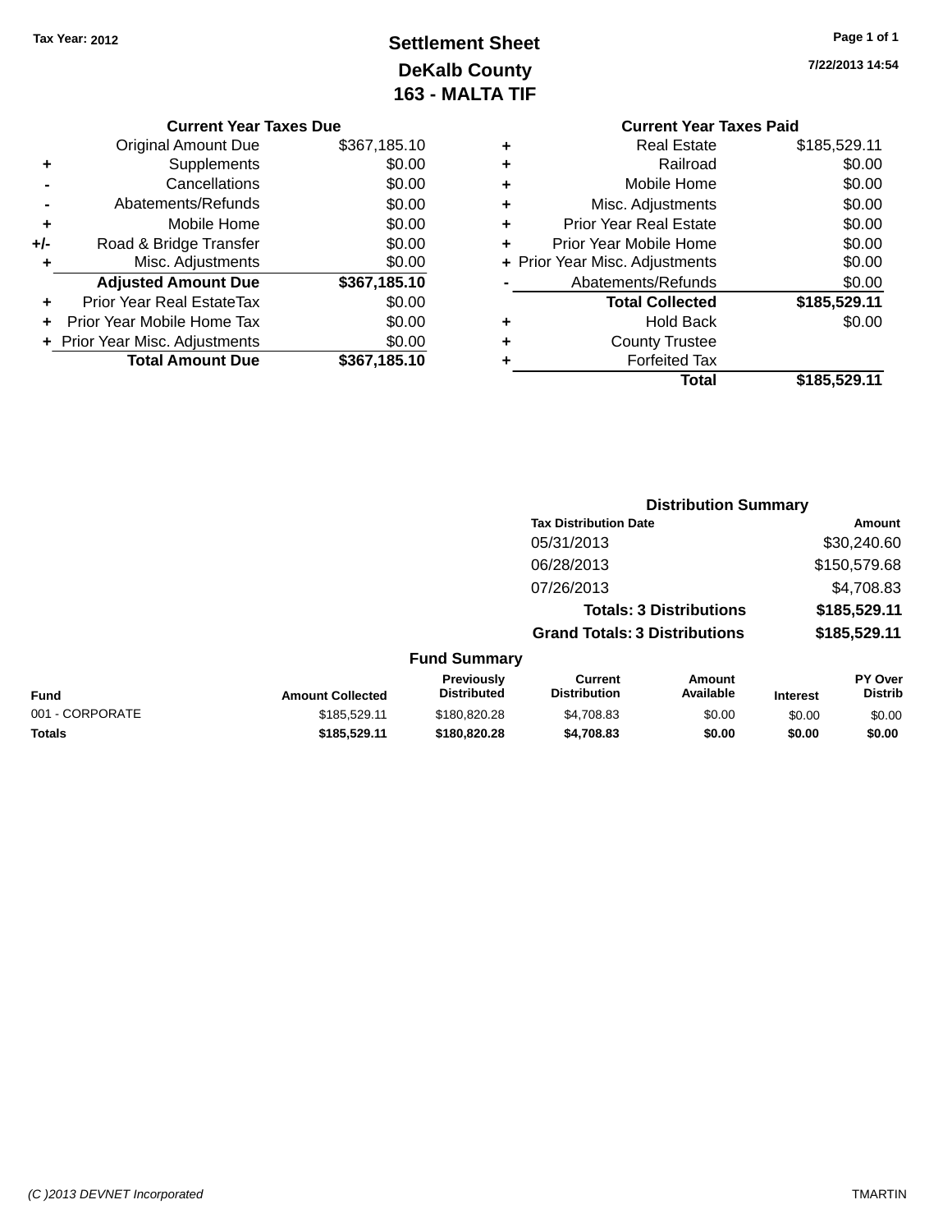Tax Year: 2012

# Settlement Sheet
## DeKalb County
## 163 - MALTA TIF

7/22/2013 14:54

### Current Year Taxes Due

| | | |
|---|---|---|
| | Original Amount Due | $367,185.10 |
| + | Supplements | $0.00 |
| - | Cancellations | $0.00 |
| - | Abatements/Refunds | $0.00 |
| + | Mobile Home | $0.00 |
| +/- | Road & Bridge Transfer | $0.00 |
| + | Misc. Adjustments | $0.00 |
| | **Adjusted Amount Due** | **$367,185.10** |
| + | Prior Year Real EstateTax | $0.00 |
| + | Prior Year Mobile Home Tax | $0.00 |
| + | Prior Year Misc. Adjustments | $0.00 |
| | **Total Amount Due** | **$367,185.10** |

### Current Year Taxes Paid

| | | |
|---|---|---|
| + | Real Estate | $185,529.11 |
| + | Railroad | $0.00 |
| + | Mobile Home | $0.00 |
| + | Misc. Adjustments | $0.00 |
| + | Prior Year Real Estate | $0.00 |
| + | Prior Year Mobile Home | $0.00 |
| + | Prior Year Misc. Adjustments | $0.00 |
| - | Abatements/Refunds | $0.00 |
| | **Total Collected** | **$185,529.11** |
| + | Hold Back | $0.00 |
| + | County Trustee | |
| + | Forfeited Tax | |
| | **Total** | **$185,529.11** |

### Distribution Summary

| Tax Distribution Date | Amount |
|---|---|
| 05/31/2013 | $30,240.60 |
| 06/28/2013 | $150,579.68 |
| 07/26/2013 | $4,708.83 |
| **Totals: 3 Distributions** | **$185,529.11** |
| **Grand Totals: 3 Distributions** | **$185,529.11** |

### Fund Summary

| Fund | Amount Collected | Previously Distributed | Current Distribution | Amount Available | Interest | PY Over Distrib |
|---|---|---|---|---|---|---|
| 001 - CORPORATE | $185,529.11 | $180,820.28 | $4,708.83 | $0.00 | $0.00 | $0.00 |
| **Totals** | **$185,529.11** | **$180,820.28** | **$4,708.83** | **$0.00** | **$0.00** | **$0.00** |

(C )2013 DEVNET Incorporated

TMARTIN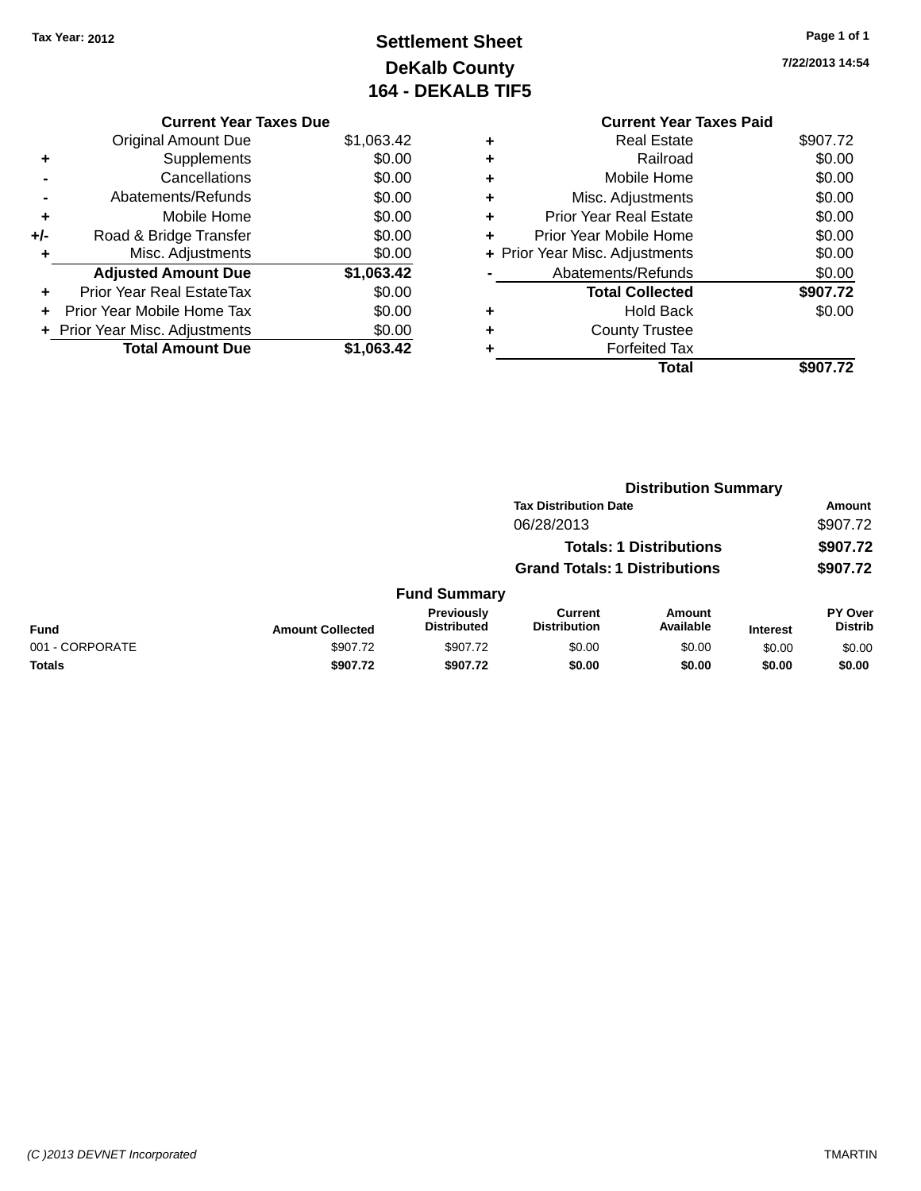Tax Year: 2012

# Settlement Sheet
## DeKalb County
## 164 - DEKALB TIF5

7/22/2013 14:54

| | Current Year Taxes Due | |
|---|---|---|
| | Original Amount Due | $1,063.42 |
| + | Supplements | $0.00 |
| - | Cancellations | $0.00 |
| - | Abatements/Refunds | $0.00 |
| + | Mobile Home | $0.00 |
| +/- | Road & Bridge Transfer | $0.00 |
| + | Misc. Adjustments | $0.00 |
| | **Adjusted Amount Due** | **$1,063.42** |
| + | Prior Year Real EstateTax | $0.00 |
| + | Prior Year Mobile Home Tax | $0.00 |
| + | Prior Year Misc. Adjustments | $0.00 |
| | **Total Amount Due** | **$1,063.42** |

| | Current Year Taxes Paid | |
|---|---|---|
| + | Real Estate | $907.72 |
| + | Railroad | $0.00 |
| + | Mobile Home | $0.00 |
| + | Misc. Adjustments | $0.00 |
| + | Prior Year Real Estate | $0.00 |
| + | Prior Year Mobile Home | $0.00 |
| + | Prior Year Misc. Adjustments | $0.00 |
| - | Abatements/Refunds | $0.00 |
| | **Total Collected** | **$907.72** |
| + | Hold Back | $0.00 |
| + | County Trustee | |
| + | Forfeited Tax | |
| | **Total** | **$907.72** |

### Distribution Summary

| Tax Distribution Date | Amount |
|---|---|
| 06/28/2013 | $907.72 |
| **Totals: 1 Distributions** | **$907.72** |
| **Grand Totals: 1 Distributions** | **$907.72** |

### Fund Summary

| Fund | Amount Collected | Previously Distributed | Current Distribution | Amount Available | Interest | PY Over Distrib |
|---|---|---|---|---|---|---|
| 001 - CORPORATE | $907.72 | $907.72 | $0.00 | $0.00 | $0.00 | $0.00 |
| **Totals** | **$907.72** | **$907.72** | **$0.00** | **$0.00** | **$0.00** | **$0.00** |

(C )2013 DEVNET Incorporated TMARTIN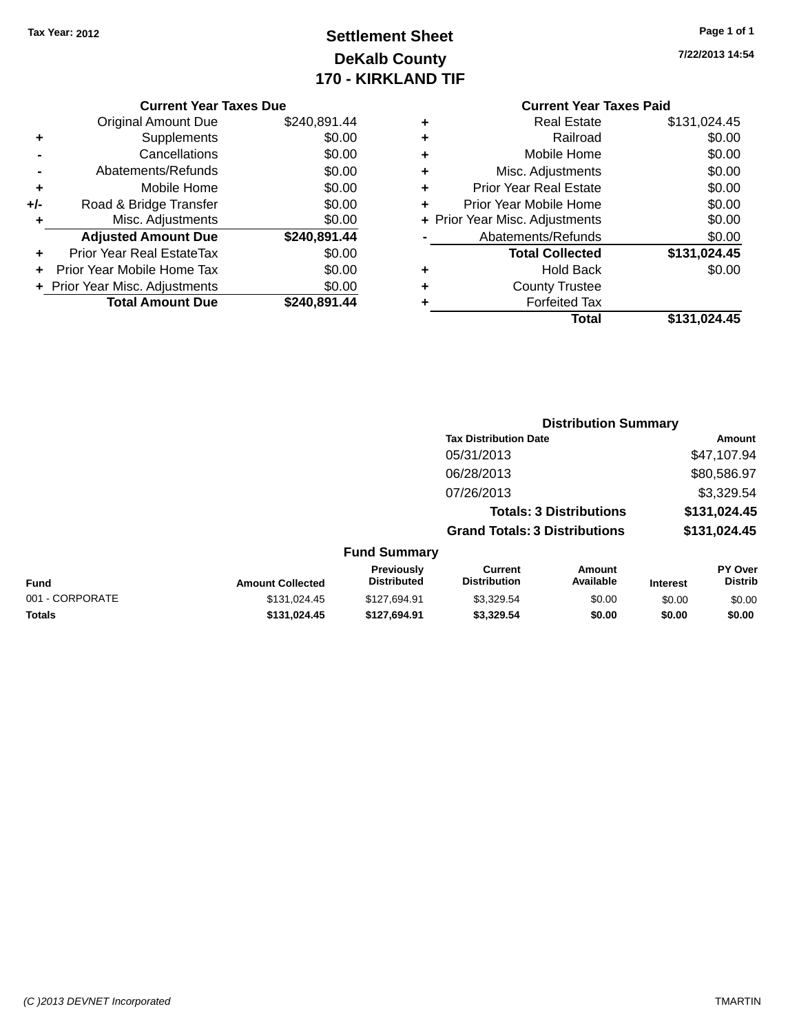Tax Year: 2012

# Settlement Sheet
## DeKalb County
## 170 - KIRKLAND TIF

7/22/2013 14:54

### Current Year Taxes Due

| | | |
|---|---|---|
| | Original Amount Due | $240,891.44 |
| + | Supplements | $0.00 |
| - | Cancellations | $0.00 |
| - | Abatements/Refunds | $0.00 |
| + | Mobile Home | $0.00 |
| +/- | Road & Bridge Transfer | $0.00 |
| + | Misc. Adjustments | $0.00 |
| | **Adjusted Amount Due** | **$240,891.44** |
| + | Prior Year Real EstateTax | $0.00 |
| + | Prior Year Mobile Home Tax | $0.00 |
| + | Prior Year Misc. Adjustments | $0.00 |
| | **Total Amount Due** | **$240,891.44** |

### Current Year Taxes Paid

| | | |
|---|---|---|
| + | Real Estate | $131,024.45 |
| + | Railroad | $0.00 |
| + | Mobile Home | $0.00 |
| + | Misc. Adjustments | $0.00 |
| + | Prior Year Real Estate | $0.00 |
| + | Prior Year Mobile Home | $0.00 |
| + | Prior Year Misc. Adjustments | $0.00 |
| - | Abatements/Refunds | $0.00 |
| | **Total Collected** | **$131,024.45** |
| + | Hold Back | $0.00 |
| + | County Trustee | |
| + | Forfeited Tax | |
| | **Total** | **$131,024.45** |

### Distribution Summary

| Tax Distribution Date | Amount |
|---|---|
| 05/31/2013 | $47,107.94 |
| 06/28/2013 | $80,586.97 |
| 07/26/2013 | $3,329.54 |
| **Totals: 3 Distributions** | **$131,024.45** |
| **Grand Totals: 3 Distributions** | **$131,024.45** |

### Fund Summary

| Fund | Amount Collected | Previously Distributed | Current Distribution | Amount Available | Interest | PY Over Distrib |
|---|---|---|---|---|---|---|
| 001 - CORPORATE | $131,024.45 | $127,694.91 | $3,329.54 | $0.00 | $0.00 | $0.00 |
| **Totals** | **$131,024.45** | **$127,694.91** | **$3,329.54** | **$0.00** | **$0.00** | **$0.00** |

(C )2013 DEVNET Incorporated — TMARTIN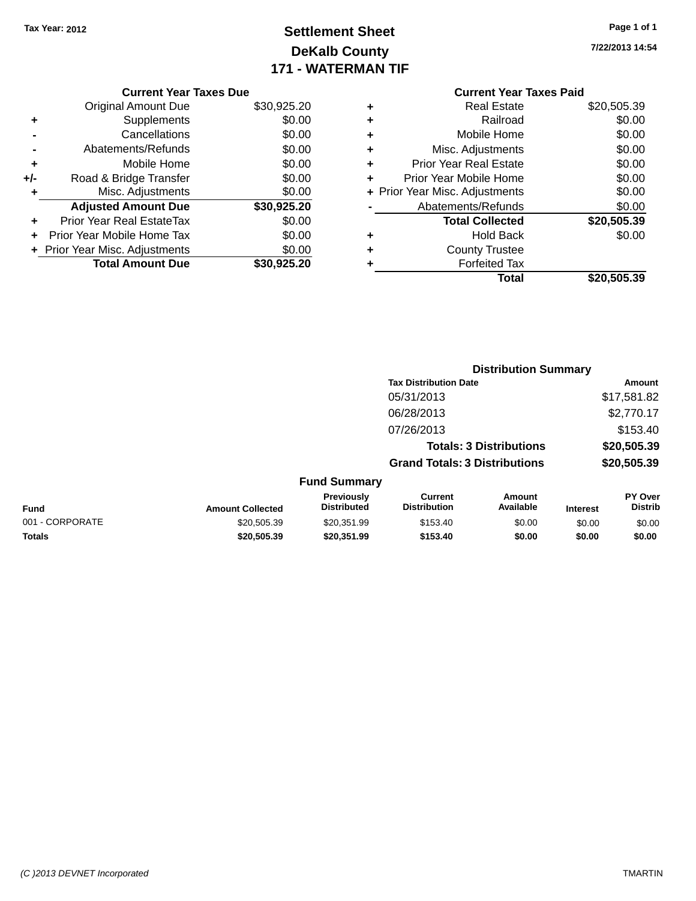Tax Year: 2012

# Settlement Sheet
## DeKalb County
## 171 - WATERMAN TIF

7/22/2013 14:54

### Current Year Taxes Due

| | | |
|---|---|---|
| | Original Amount Due | $30,925.20 |
| + | Supplements | $0.00 |
| - | Cancellations | $0.00 |
| - | Abatements/Refunds | $0.00 |
| + | Mobile Home | $0.00 |
| +/- | Road & Bridge Transfer | $0.00 |
| + | Misc. Adjustments | $0.00 |
| | **Adjusted Amount Due** | **$30,925.20** |
| + | Prior Year Real EstateTax | $0.00 |
| + | Prior Year Mobile Home Tax | $0.00 |
| + | Prior Year Misc. Adjustments | $0.00 |
| | **Total Amount Due** | **$30,925.20** |

### Current Year Taxes Paid

| | | |
|---|---|---|
| + | Real Estate | $20,505.39 |
| + | Railroad | $0.00 |
| + | Mobile Home | $0.00 |
| + | Misc. Adjustments | $0.00 |
| + | Prior Year Real Estate | $0.00 |
| + | Prior Year Mobile Home | $0.00 |
| + | Prior Year Misc. Adjustments | $0.00 |
| - | Abatements/Refunds | $0.00 |
| | **Total Collected** | **$20,505.39** |
| + | Hold Back | $0.00 |
| + | County Trustee | |
| + | Forfeited Tax | |
| | **Total** | **$20,505.39** |

### Distribution Summary

| Tax Distribution Date | Amount |
|---|---|
| 05/31/2013 | $17,581.82 |
| 06/28/2013 | $2,770.17 |
| 07/26/2013 | $153.40 |
| **Totals: 3 Distributions** | **$20,505.39** |
| **Grand Totals: 3 Distributions** | **$20,505.39** |

### Fund Summary

| Fund | Amount Collected | Previously Distributed | Current Distribution | Amount Available | Interest | PY Over Distrib |
|---|---|---|---|---|---|---|
| 001 - CORPORATE | $20,505.39 | $20,351.99 | $153.40 | $0.00 | $0.00 | $0.00 |
| **Totals** | **$20,505.39** | **$20,351.99** | **$153.40** | **$0.00** | **$0.00** | **$0.00** |

(C )2013 DEVNET Incorporated TMARTIN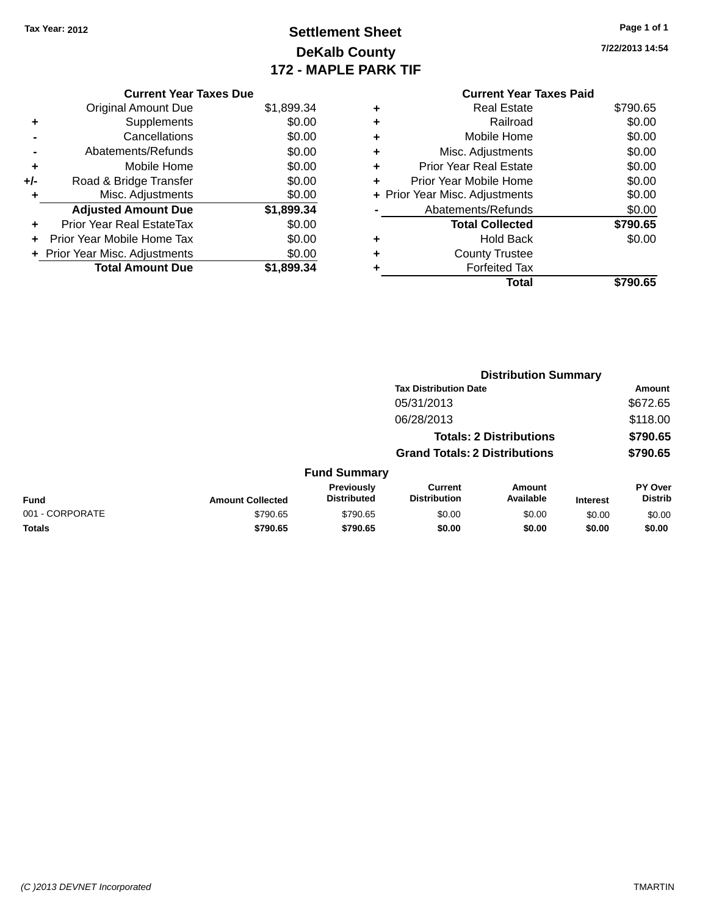Tax Year: 2012

# Settlement Sheet
## DeKalb County
## 172 - MAPLE PARK TIF

7/22/2013 14:54

### Current Year Taxes Due

| | | |
|---|---|---|
| | Original Amount Due | $1,899.34 |
| + | Supplements | $0.00 |
| - | Cancellations | $0.00 |
| - | Abatements/Refunds | $0.00 |
| + | Mobile Home | $0.00 |
| +/- | Road & Bridge Transfer | $0.00 |
| + | Misc. Adjustments | $0.00 |
| | **Adjusted Amount Due** | **$1,899.34** |
| + | Prior Year Real EstateTax | $0.00 |
| + | Prior Year Mobile Home Tax | $0.00 |
| + | Prior Year Misc. Adjustments | $0.00 |
| | **Total Amount Due** | **$1,899.34** |

### Current Year Taxes Paid

| | | |
|---|---|---|
| + | Real Estate | $790.65 |
| + | Railroad | $0.00 |
| + | Mobile Home | $0.00 |
| + | Misc. Adjustments | $0.00 |
| + | Prior Year Real Estate | $0.00 |
| + | Prior Year Mobile Home | $0.00 |
| + | Prior Year Misc. Adjustments | $0.00 |
| - | Abatements/Refunds | $0.00 |
| | **Total Collected** | **$790.65** |
| + | Hold Back | $0.00 |
| + | County Trustee | |
| + | Forfeited Tax | |
| | **Total** | **$790.65** |

### Distribution Summary

| Tax Distribution Date | Amount |
|---|---|
| 05/31/2013 | $672.65 |
| 06/28/2013 | $118.00 |
| **Totals: 2 Distributions** | **$790.65** |
| **Grand Totals: 2 Distributions** | **$790.65** |

### Fund Summary

| Fund | Amount Collected | Previously Distributed | Current Distribution | Amount Available | Interest | PY Over Distrib |
|---|---|---|---|---|---|---|
| 001 - CORPORATE | $790.65 | $790.65 | $0.00 | $0.00 | $0.00 | $0.00 |
| **Totals** | **$790.65** | **$790.65** | **$0.00** | **$0.00** | **$0.00** | **$0.00** |

(C )2013 DEVNET Incorporated TMARTIN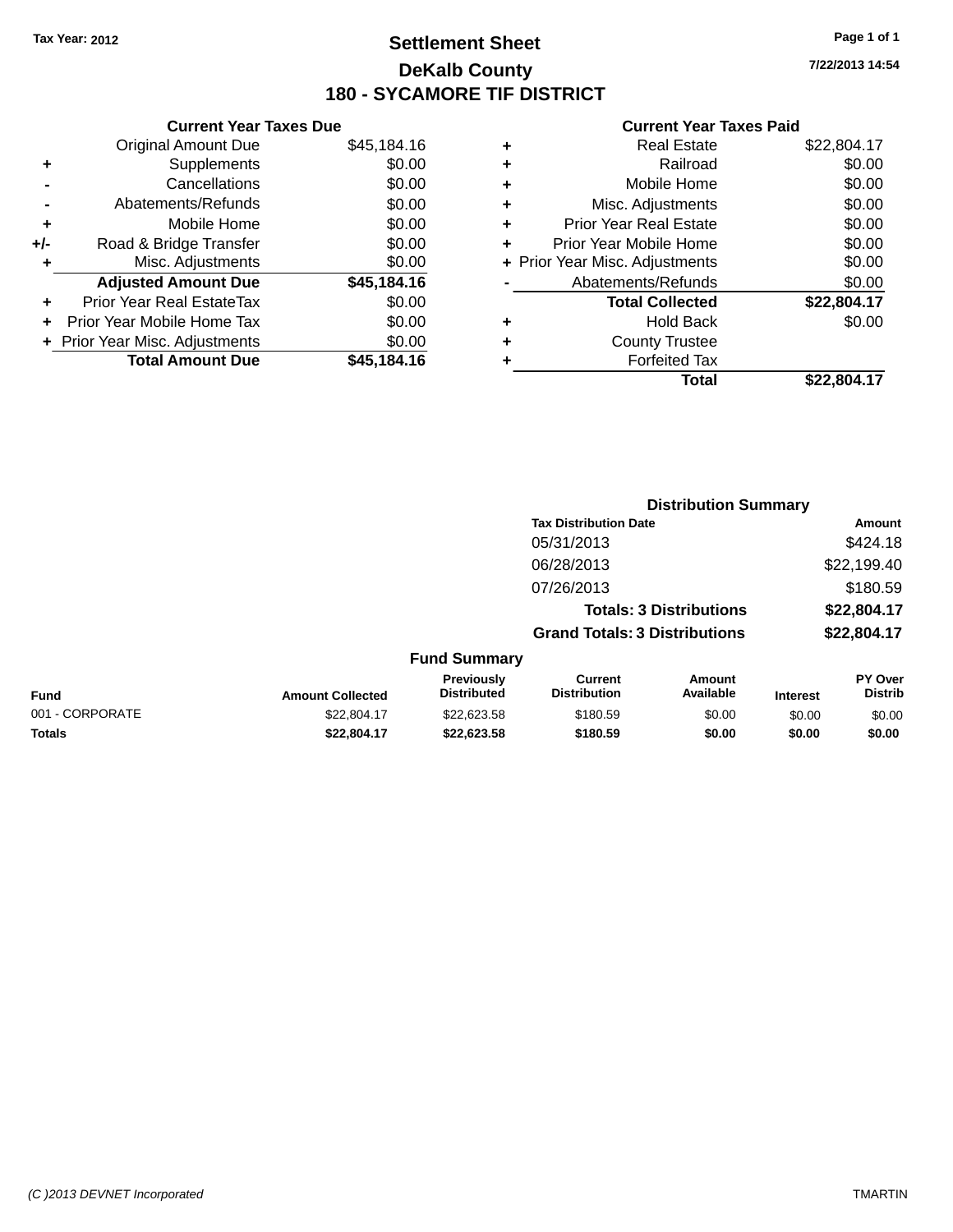Tax Year: 2012

# Settlement Sheet

## DeKalb County

## 180 - SYCAMORE TIF DISTRICT

7/22/2013 14:54

### Current Year Taxes Due

| | | |
|---|---|---|
| | Original Amount Due | $45,184.16 |
| + | Supplements | $0.00 |
| - | Cancellations | $0.00 |
| - | Abatements/Refunds | $0.00 |
| + | Mobile Home | $0.00 |
| +/- | Road & Bridge Transfer | $0.00 |
| + | Misc. Adjustments | $0.00 |
| | **Adjusted Amount Due** | **$45,184.16** |
| + | Prior Year Real EstateTax | $0.00 |
| + | Prior Year Mobile Home Tax | $0.00 |
| + | Prior Year Misc. Adjustments | $0.00 |
| | **Total Amount Due** | **$45,184.16** |

### Current Year Taxes Paid

| | | |
|---|---|---|
| + | Real Estate | $22,804.17 |
| + | Railroad | $0.00 |
| + | Mobile Home | $0.00 |
| + | Misc. Adjustments | $0.00 |
| + | Prior Year Real Estate | $0.00 |
| + | Prior Year Mobile Home | $0.00 |
| + | Prior Year Misc. Adjustments | $0.00 |
| - | Abatements/Refunds | $0.00 |
| | **Total Collected** | **$22,804.17** |
| + | Hold Back | $0.00 |
| + | County Trustee | |
| + | Forfeited Tax | |
| | **Total** | **$22,804.17** |

### Distribution Summary

| Tax Distribution Date | Amount |
|---|---|
| 05/31/2013 | $424.18 |
| 06/28/2013 | $22,199.40 |
| 07/26/2013 | $180.59 |
| **Totals: 3 Distributions** | **$22,804.17** |
| **Grand Totals: 3 Distributions** | **$22,804.17** |

### Fund Summary

| Fund | Amount Collected | Previously Distributed | Current Distribution | Amount Available | Interest | PY Over Distrib |
|---|---|---|---|---|---|---|
| 001 - CORPORATE | $22,804.17 | $22,623.58 | $180.59 | $0.00 | $0.00 | $0.00 |
| **Totals** | **$22,804.17** | **$22,623.58** | **$180.59** | **$0.00** | **$0.00** | **$0.00** |

(C )2013 DEVNET Incorporated — TMARTIN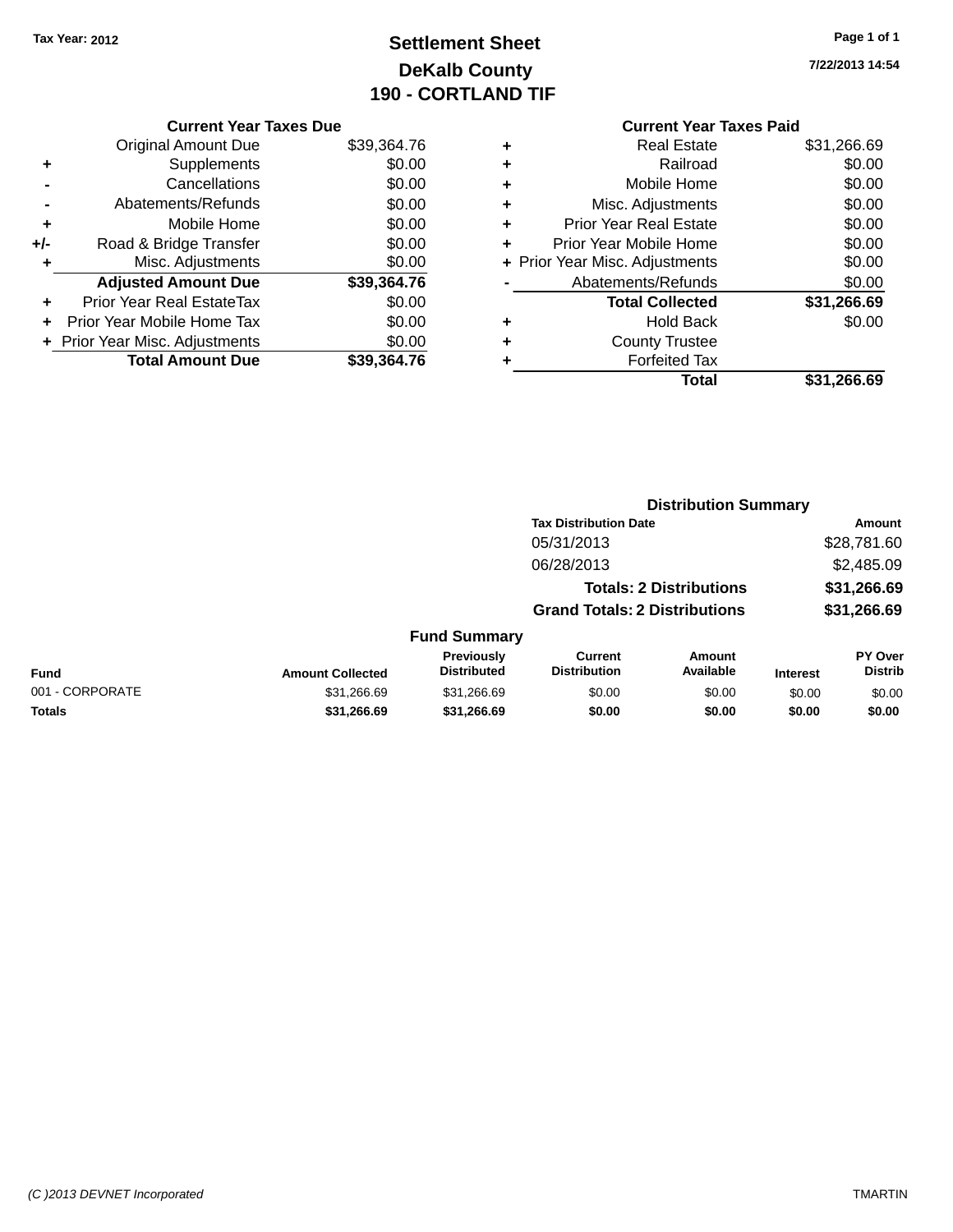Tax Year: 2012

# Settlement Sheet
## DeKalb County
## 190 - CORTLAND TIF

7/22/2013 14:54

**Current Year Taxes Due**

| | | |
|---|---|---|
| | Original Amount Due | $39,364.76 |
| + | Supplements | $0.00 |
| - | Cancellations | $0.00 |
| - | Abatements/Refunds | $0.00 |
| + | Mobile Home | $0.00 |
| +/- | Road & Bridge Transfer | $0.00 |
| + | Misc. Adjustments | $0.00 |
| | **Adjusted Amount Due** | **$39,364.76** |
| + | Prior Year Real EstateTax | $0.00 |
| + | Prior Year Mobile Home Tax | $0.00 |
| + | Prior Year Misc. Adjustments | $0.00 |
| | **Total Amount Due** | **$39,364.76** |

**Current Year Taxes Paid**

| | | |
|---|---|---|
| + | Real Estate | $31,266.69 |
| + | Railroad | $0.00 |
| + | Mobile Home | $0.00 |
| + | Misc. Adjustments | $0.00 |
| + | Prior Year Real Estate | $0.00 |
| + | Prior Year Mobile Home | $0.00 |
| + | Prior Year Misc. Adjustments | $0.00 |
| - | Abatements/Refunds | $0.00 |
| | **Total Collected** | **$31,266.69** |
| + | Hold Back | $0.00 |
| + | County Trustee | |
| + | Forfeited Tax | |
| | **Total** | **$31,266.69** |

**Distribution Summary**

| Tax Distribution Date | Amount |
|---|---|
| 05/31/2013 | $28,781.60 |
| 06/28/2013 | $2,485.09 |
| **Totals: 2 Distributions** | **$31,266.69** |
| **Grand Totals: 2 Distributions** | **$31,266.69** |

**Fund Summary**

| Fund | Amount Collected | Previously Distributed | Current Distribution | Amount Available | Interest | PY Over Distrib |
|---|---|---|---|---|---|---|
| 001 - CORPORATE | $31,266.69 | $31,266.69 | $0.00 | $0.00 | $0.00 | $0.00 |
| **Totals** | **$31,266.69** | **$31,266.69** | **$0.00** | **$0.00** | **$0.00** | **$0.00** |

(C )2013 DEVNET Incorporated TMARTIN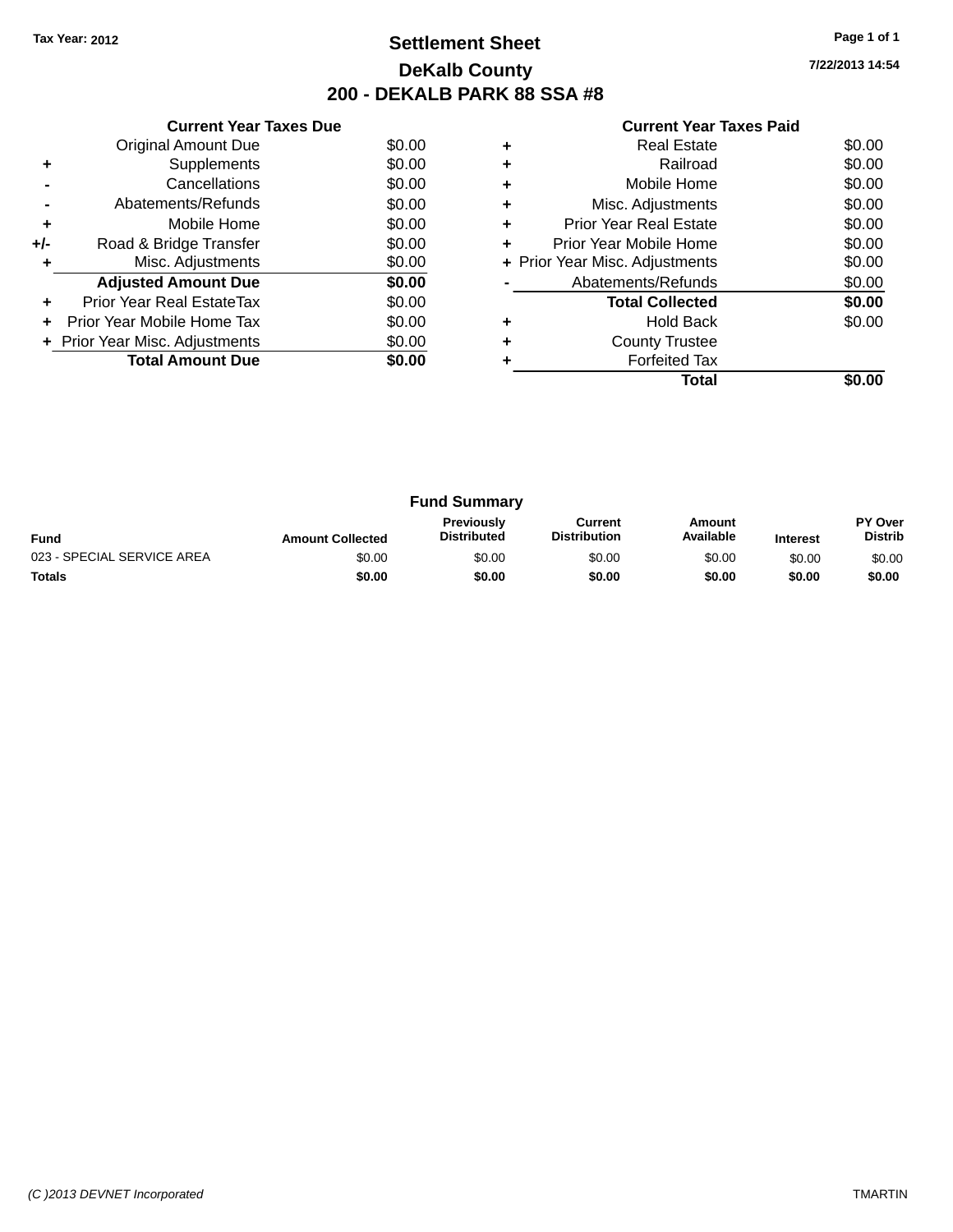Tax Year: 2012

# Settlement Sheet

## DeKalb County

## 200 - DEKALB PARK 88 SSA #8

7/22/2013 14:54

| | Current Year Taxes Due | |
|---|---|---|
| | Original Amount Due | $0.00 |
| + | Supplements | $0.00 |
| - | Cancellations | $0.00 |
| - | Abatements/Refunds | $0.00 |
| + | Mobile Home | $0.00 |
| +/- | Road & Bridge Transfer | $0.00 |
| + | Misc. Adjustments | $0.00 |
| | **Adjusted Amount Due** | **$0.00** |
| + | Prior Year Real EstateTax | $0.00 |
| + | Prior Year Mobile Home Tax | $0.00 |
| + | Prior Year Misc. Adjustments | $0.00 |
| | **Total Amount Due** | **$0.00** |

| | Current Year Taxes Paid | |
|---|---|---|
| + | Real Estate | $0.00 |
| + | Railroad | $0.00 |
| + | Mobile Home | $0.00 |
| + | Misc. Adjustments | $0.00 |
| + | Prior Year Real Estate | $0.00 |
| + | Prior Year Mobile Home | $0.00 |
| + | Prior Year Misc. Adjustments | $0.00 |
| - | Abatements/Refunds | $0.00 |
| | **Total Collected** | **$0.00** |
| + | Hold Back | $0.00 |
| + | County Trustee | |
| + | Forfeited Tax | |
| | **Total** | **$0.00** |

### Fund Summary

| Fund | Amount Collected | Previously Distributed | Current Distribution | Amount Available | Interest | PY Over Distrib |
|---|---|---|---|---|---|---|
| 023 - SPECIAL SERVICE AREA | $0.00 | $0.00 | $0.00 | $0.00 | $0.00 | $0.00 |
| **Totals** | **$0.00** | **$0.00** | **$0.00** | **$0.00** | **$0.00** | **$0.00** |

(C )2013 DEVNET Incorporated TMARTIN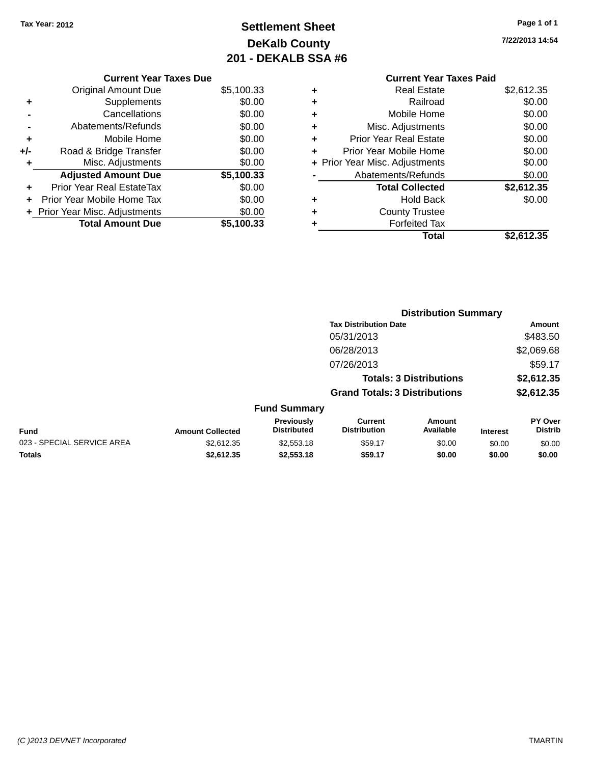Tax Year: 2012

# Settlement Sheet
## DeKalb County
## 201 - DEKALB SSA #6

7/22/2013 14:54

| | Current Year Taxes Due | |
|---|---|---|
| | Original Amount Due | $5,100.33 |
| + | Supplements | $0.00 |
| - | Cancellations | $0.00 |
| - | Abatements/Refunds | $0.00 |
| + | Mobile Home | $0.00 |
| +/- | Road & Bridge Transfer | $0.00 |
| + | Misc. Adjustments | $0.00 |
| | **Adjusted Amount Due** | **$5,100.33** |
| + | Prior Year Real EstateTax | $0.00 |
| + | Prior Year Mobile Home Tax | $0.00 |
| + | Prior Year Misc. Adjustments | $0.00 |
| | **Total Amount Due** | **$5,100.33** |

| | Current Year Taxes Paid | |
|---|---|---|
| + | Real Estate | $2,612.35 |
| + | Railroad | $0.00 |
| + | Mobile Home | $0.00 |
| + | Misc. Adjustments | $0.00 |
| + | Prior Year Real Estate | $0.00 |
| + | Prior Year Mobile Home | $0.00 |
| + | Prior Year Misc. Adjustments | $0.00 |
| - | Abatements/Refunds | $0.00 |
| | **Total Collected** | **$2,612.35** |
| + | Hold Back | $0.00 |
| + | County Trustee | |
| + | Forfeited Tax | |
| | **Total** | **$2,612.35** |

### Distribution Summary

| Tax Distribution Date | Amount |
|---|---|
| 05/31/2013 | $483.50 |
| 06/28/2013 | $2,069.68 |
| 07/26/2013 | $59.17 |
| **Totals: 3 Distributions** | **$2,612.35** |
| **Grand Totals: 3 Distributions** | **$2,612.35** |

### Fund Summary

| Fund | Amount Collected | Previously Distributed | Current Distribution | Amount Available | Interest | PY Over Distrib |
|---|---|---|---|---|---|---|
| 023 - SPECIAL SERVICE AREA | $2,612.35 | $2,553.18 | $59.17 | $0.00 | $0.00 | $0.00 |
| **Totals** | **$2,612.35** | **$2,553.18** | **$59.17** | **$0.00** | **$0.00** | **$0.00** |

(C )2013 DEVNET Incorporated TMARTIN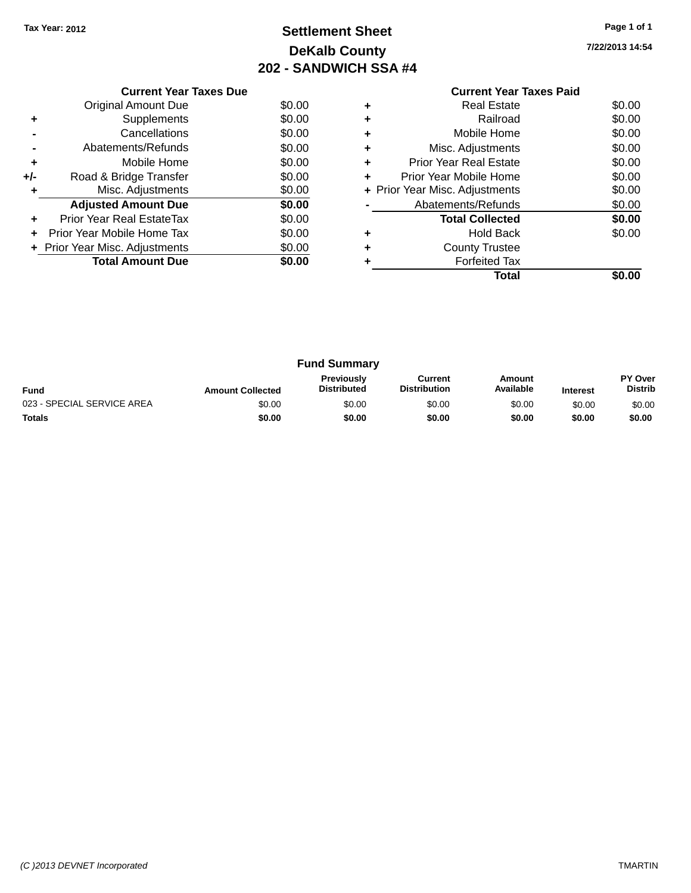Tax Year: 2012

# Settlement Sheet

## DeKalb County

## 202 - SANDWICH SSA #4

7/22/2013 14:54

### Current Year Taxes Due

| | | |
|---|---|---|
| | Original Amount Due | $0.00 |
| + | Supplements | $0.00 |
| - | Cancellations | $0.00 |
| - | Abatements/Refunds | $0.00 |
| + | Mobile Home | $0.00 |
| +/- | Road & Bridge Transfer | $0.00 |
| + | Misc. Adjustments | $0.00 |
| | **Adjusted Amount Due** | **$0.00** |
| + | Prior Year Real EstateTax | $0.00 |
| + | Prior Year Mobile Home Tax | $0.00 |
| + | Prior Year Misc. Adjustments | $0.00 |
| | **Total Amount Due** | **$0.00** |

### Current Year Taxes Paid

| | | |
|---|---|---|
| + | Real Estate | $0.00 |
| + | Railroad | $0.00 |
| + | Mobile Home | $0.00 |
| + | Misc. Adjustments | $0.00 |
| + | Prior Year Real Estate | $0.00 |
| + | Prior Year Mobile Home | $0.00 |
| + | Prior Year Misc. Adjustments | $0.00 |
| - | Abatements/Refunds | $0.00 |
| | **Total Collected** | **$0.00** |
| + | Hold Back | $0.00 |
| + | County Trustee | |
| + | Forfeited Tax | |
| | **Total** | **$0.00** |

### Fund Summary

| Fund | Amount Collected | Previously Distributed | Current Distribution | Amount Available | Interest | PY Over Distrib |
|---|---|---|---|---|---|---|
| 023 - SPECIAL SERVICE AREA | $0.00 | $0.00 | $0.00 | $0.00 | $0.00 | $0.00 |
| **Totals** | **$0.00** | **$0.00** | **$0.00** | **$0.00** | **$0.00** | **$0.00** |

(C )2013 DEVNET Incorporated TMARTIN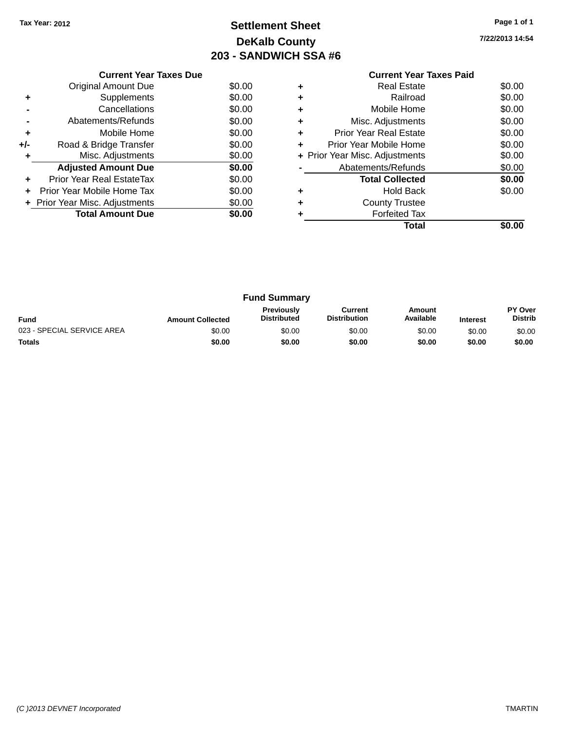Tax Year: 2012

# Settlement Sheet

## DeKalb County

## 203 - SANDWICH SSA #6

7/22/2013 14:54

### Current Year Taxes Due

| | | |
|---|---|---|
| | Original Amount Due | $0.00 |
| + | Supplements | $0.00 |
| - | Cancellations | $0.00 |
| - | Abatements/Refunds | $0.00 |
| + | Mobile Home | $0.00 |
| +/- | Road & Bridge Transfer | $0.00 |
| + | Misc. Adjustments | $0.00 |
| | **Adjusted Amount Due** | **$0.00** |
| + | Prior Year Real EstateTax | $0.00 |
| + | Prior Year Mobile Home Tax | $0.00 |
| + | Prior Year Misc. Adjustments | $0.00 |
| | **Total Amount Due** | **$0.00** |

### Current Year Taxes Paid

| | | |
|---|---|---|
| + | Real Estate | $0.00 |
| + | Railroad | $0.00 |
| + | Mobile Home | $0.00 |
| + | Misc. Adjustments | $0.00 |
| + | Prior Year Real Estate | $0.00 |
| + | Prior Year Mobile Home | $0.00 |
| + | Prior Year Misc. Adjustments | $0.00 |
| - | Abatements/Refunds | $0.00 |
| | **Total Collected** | **$0.00** |
| + | Hold Back | $0.00 |
| + | County Trustee | |
| + | Forfeited Tax | |
| | **Total** | **$0.00** |

### Fund Summary

| Fund | Amount Collected | Previously Distributed | Current Distribution | Amount Available | Interest | PY Over Distrib |
|---|---|---|---|---|---|---|
| 023 - SPECIAL SERVICE AREA | $0.00 | $0.00 | $0.00 | $0.00 | $0.00 | $0.00 |
| **Totals** | **$0.00** | **$0.00** | **$0.00** | **$0.00** | **$0.00** | **$0.00** |

(C )2013 DEVNET Incorporated TMARTIN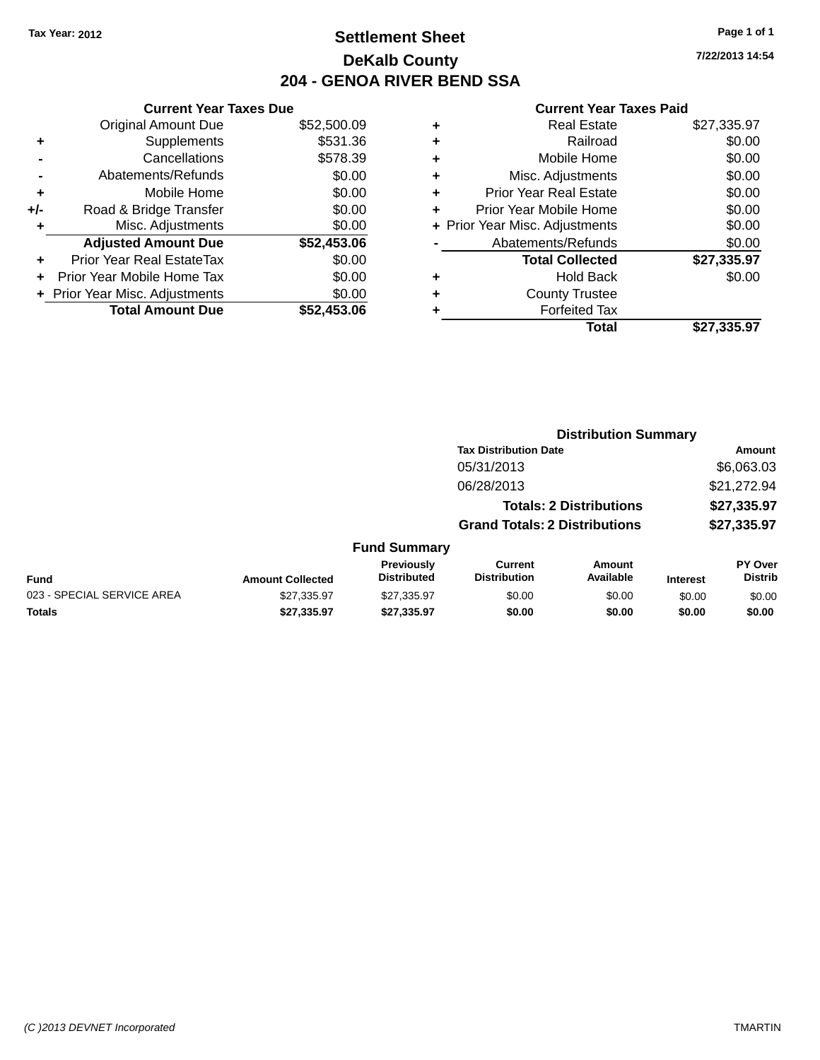Tax Year: 2012

# Settlement Sheet

## DeKalb County

## 204 - GENOA RIVER BEND SSA

7/22/2013 14:54

### Current Year Taxes Due

| | | |
|---|---|---|
| | Original Amount Due | $52,500.09 |
| + | Supplements | $531.36 |
| - | Cancellations | $578.39 |
| - | Abatements/Refunds | $0.00 |
| + | Mobile Home | $0.00 |
| +/- | Road & Bridge Transfer | $0.00 |
| + | Misc. Adjustments | $0.00 |
| | **Adjusted Amount Due** | **$52,453.06** |
| + | Prior Year Real EstateTax | $0.00 |
| + | Prior Year Mobile Home Tax | $0.00 |
| + | Prior Year Misc. Adjustments | $0.00 |
| | **Total Amount Due** | **$52,453.06** |

### Current Year Taxes Paid

| | | |
|---|---|---|
| + | Real Estate | $27,335.97 |
| + | Railroad | $0.00 |
| + | Mobile Home | $0.00 |
| + | Misc. Adjustments | $0.00 |
| + | Prior Year Real Estate | $0.00 |
| + | Prior Year Mobile Home | $0.00 |
| + | Prior Year Misc. Adjustments | $0.00 |
| - | Abatements/Refunds | $0.00 |
| | **Total Collected** | **$27,335.97** |
| + | Hold Back | $0.00 |
| + | County Trustee | |
| + | Forfeited Tax | |
| | **Total** | **$27,335.97** |

### Distribution Summary

| Tax Distribution Date | Amount |
|---|---|
| 05/31/2013 | $6,063.03 |
| 06/28/2013 | $21,272.94 |
| **Totals: 2 Distributions** | **$27,335.97** |
| **Grand Totals: 2 Distributions** | **$27,335.97** |

### Fund Summary

| Fund | Amount Collected | Previously Distributed | Current Distribution | Amount Available | Interest | PY Over Distrib |
|---|---|---|---|---|---|---|
| 023 - SPECIAL SERVICE AREA | $27,335.97 | $27,335.97 | $0.00 | $0.00 | $0.00 | $0.00 |
| **Totals** | **$27,335.97** | **$27,335.97** | **$0.00** | **$0.00** | **$0.00** | **$0.00** |

(C )2013 DEVNET Incorporated TMARTIN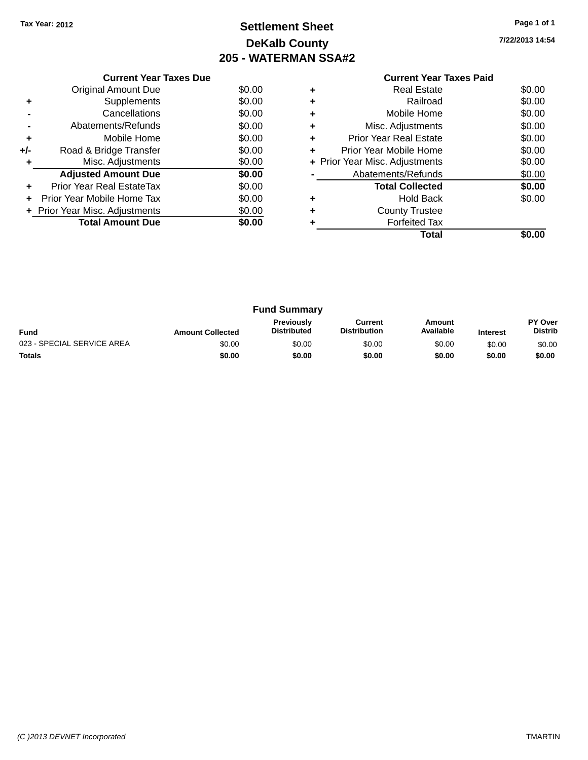Tax Year: 2012

# Settlement Sheet

## DeKalb County

## 205 - WATERMAN SSA#2

7/22/2013 14:54

| | Current Year Taxes Due | |
|---|---|---|
| | Original Amount Due | $0.00 |
| + | Supplements | $0.00 |
| - | Cancellations | $0.00 |
| - | Abatements/Refunds | $0.00 |
| + | Mobile Home | $0.00 |
| +/- | Road & Bridge Transfer | $0.00 |
| + | Misc. Adjustments | $0.00 |
| | **Adjusted Amount Due** | **$0.00** |
| + | Prior Year Real EstateTax | $0.00 |
| + | Prior Year Mobile Home Tax | $0.00 |
| + | Prior Year Misc. Adjustments | $0.00 |
| | **Total Amount Due** | **$0.00** |

| | Current Year Taxes Paid | |
|---|---|---|
| + | Real Estate | $0.00 |
| + | Railroad | $0.00 |
| + | Mobile Home | $0.00 |
| + | Misc. Adjustments | $0.00 |
| + | Prior Year Real Estate | $0.00 |
| + | Prior Year Mobile Home | $0.00 |
| + | Prior Year Misc. Adjustments | $0.00 |
| - | Abatements/Refunds | $0.00 |
| | **Total Collected** | **$0.00** |
| + | Hold Back | $0.00 |
| + | County Trustee | |
| + | Forfeited Tax | |
| | **Total** | **$0.00** |

### Fund Summary

| Fund | Amount Collected | Previously Distributed | Current Distribution | Amount Available | Interest | PY Over Distrib |
|---|---|---|---|---|---|---|
| 023 - SPECIAL SERVICE AREA | $0.00 | $0.00 | $0.00 | $0.00 | $0.00 | $0.00 |
| **Totals** | **$0.00** | **$0.00** | **$0.00** | **$0.00** | **$0.00** | **$0.00** |

(C )2013 DEVNET Incorporated — TMARTIN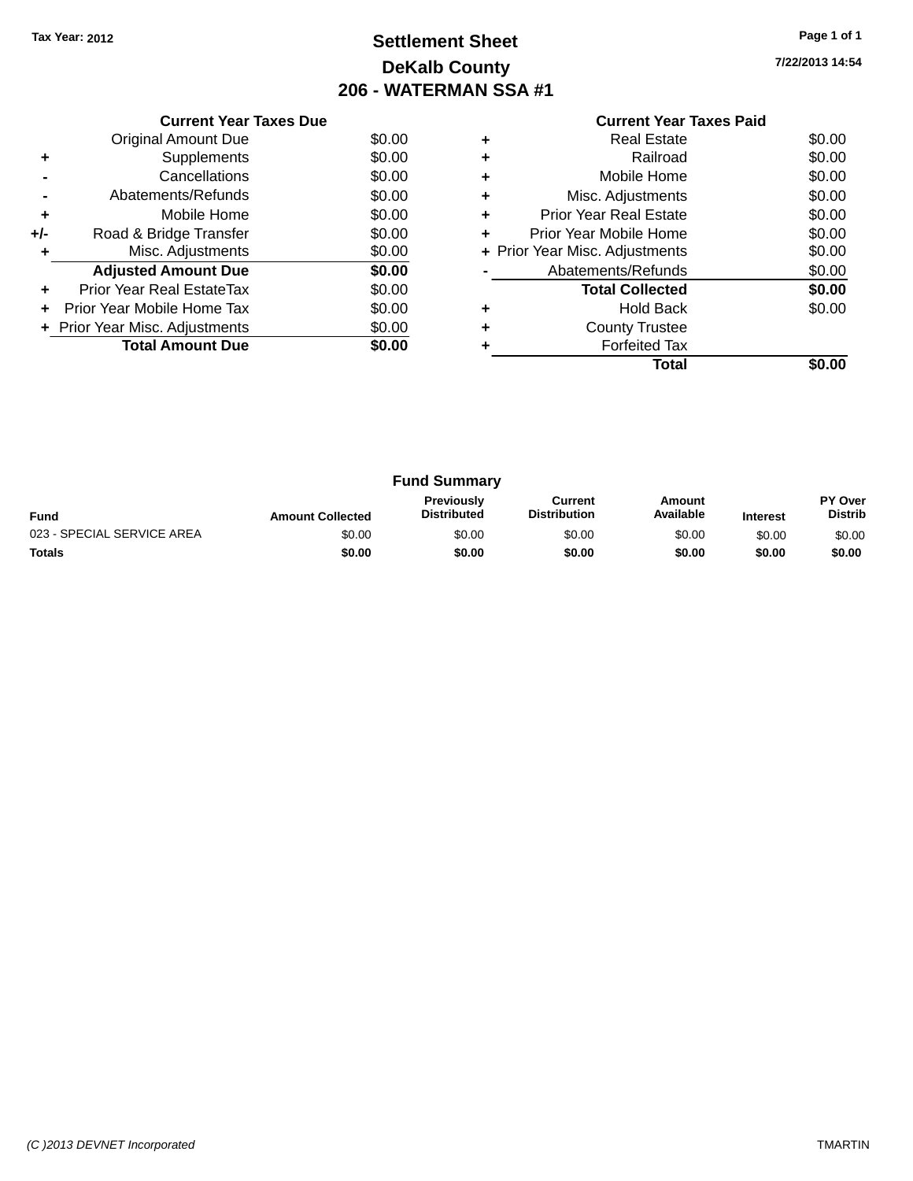Tax Year: 2012

# Settlement Sheet

## DeKalb County

## 206 - WATERMAN SSA #1

7/22/2013 14:54

### Current Year Taxes Due

| | | |
|---|---|---|
| | Original Amount Due | $0.00 |
| + | Supplements | $0.00 |
| - | Cancellations | $0.00 |
| - | Abatements/Refunds | $0.00 |
| + | Mobile Home | $0.00 |
| +/- | Road & Bridge Transfer | $0.00 |
| + | Misc. Adjustments | $0.00 |
| | **Adjusted Amount Due** | **$0.00** |
| + | Prior Year Real EstateTax | $0.00 |
| + | Prior Year Mobile Home Tax | $0.00 |
| + | Prior Year Misc. Adjustments | $0.00 |
| | **Total Amount Due** | **$0.00** |

### Current Year Taxes Paid

| | | |
|---|---|---|
| + | Real Estate | $0.00 |
| + | Railroad | $0.00 |
| + | Mobile Home | $0.00 |
| + | Misc. Adjustments | $0.00 |
| + | Prior Year Real Estate | $0.00 |
| + | Prior Year Mobile Home | $0.00 |
| + | Prior Year Misc. Adjustments | $0.00 |
| - | Abatements/Refunds | $0.00 |
| | **Total Collected** | **$0.00** |
| + | Hold Back | $0.00 |
| + | County Trustee | |
| + | Forfeited Tax | |
| | **Total** | **$0.00** |

### Fund Summary

| Fund | Amount Collected | Previously Distributed | Current Distribution | Amount Available | Interest | PY Over Distrib |
|---|---|---|---|---|---|---|
| 023 - SPECIAL SERVICE AREA | $0.00 | $0.00 | $0.00 | $0.00 | $0.00 | $0.00 |
| **Totals** | **$0.00** | **$0.00** | **$0.00** | **$0.00** | **$0.00** | **$0.00** |

(C )2013 DEVNET Incorporated TMARTIN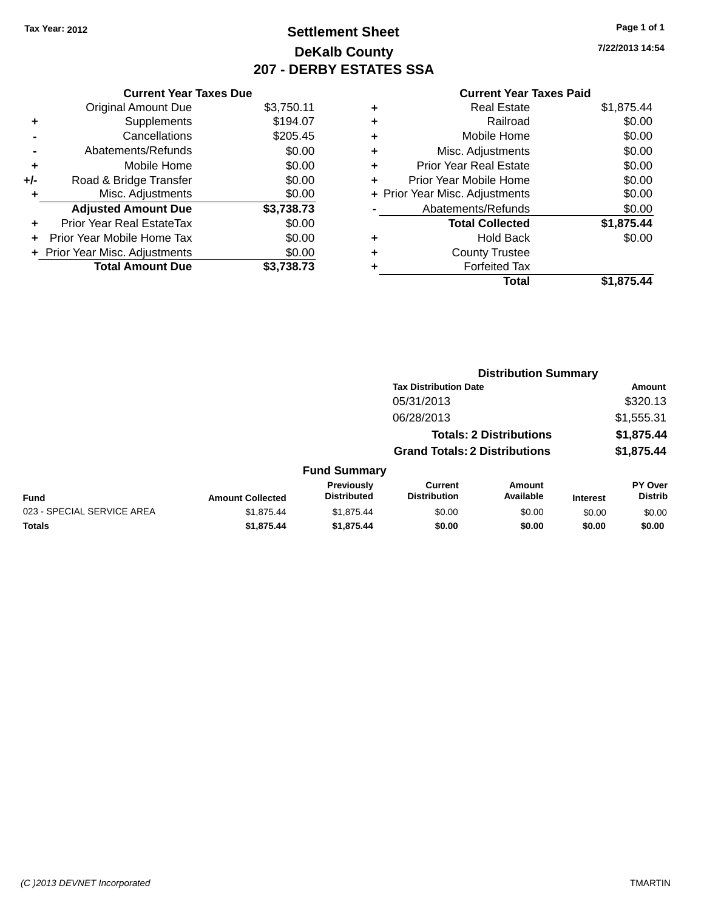Tax Year: 2012

# Settlement Sheet
## DeKalb County
## 207 - DERBY ESTATES SSA

7/22/2013 14:54

### Current Year Taxes Due

| | | |
|---|---|---|
| | Original Amount Due | $3,750.11 |
| + | Supplements | $194.07 |
| - | Cancellations | $205.45 |
| - | Abatements/Refunds | $0.00 |
| + | Mobile Home | $0.00 |
| +/- | Road & Bridge Transfer | $0.00 |
| + | Misc. Adjustments | $0.00 |
| | **Adjusted Amount Due** | **$3,738.73** |
| + | Prior Year Real EstateTax | $0.00 |
| + | Prior Year Mobile Home Tax | $0.00 |
| + | Prior Year Misc. Adjustments | $0.00 |
| | **Total Amount Due** | **$3,738.73** |

### Current Year Taxes Paid

| | | |
|---|---|---|
| + | Real Estate | $1,875.44 |
| + | Railroad | $0.00 |
| + | Mobile Home | $0.00 |
| + | Misc. Adjustments | $0.00 |
| + | Prior Year Real Estate | $0.00 |
| + | Prior Year Mobile Home | $0.00 |
| + | Prior Year Misc. Adjustments | $0.00 |
| - | Abatements/Refunds | $0.00 |
| | **Total Collected** | **$1,875.44** |
| + | Hold Back | $0.00 |
| + | County Trustee | |
| + | Forfeited Tax | |
| | **Total** | **$1,875.44** |

### Distribution Summary

| Tax Distribution Date | Amount |
|---|---|
| 05/31/2013 | $320.13 |
| 06/28/2013 | $1,555.31 |
| **Totals: 2 Distributions** | **$1,875.44** |
| **Grand Totals: 2 Distributions** | **$1,875.44** |

### Fund Summary

| Fund | Amount Collected | Previously Distributed | Current Distribution | Amount Available | Interest | PY Over Distrib |
|---|---|---|---|---|---|---|
| 023 - SPECIAL SERVICE AREA | $1,875.44 | $1,875.44 | $0.00 | $0.00 | $0.00 | $0.00 |
| **Totals** | **$1,875.44** | **$1,875.44** | **$0.00** | **$0.00** | **$0.00** | **$0.00** |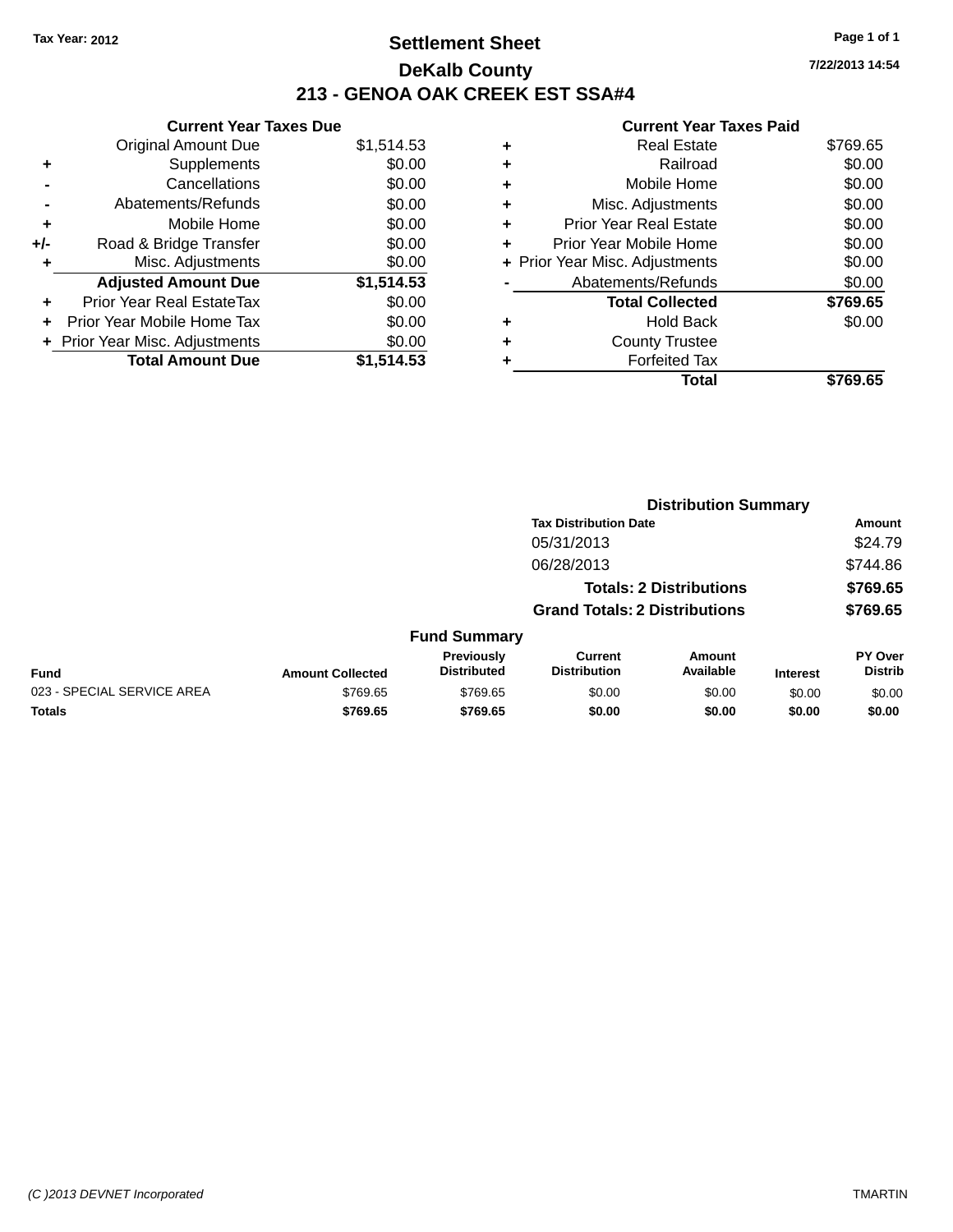Tax Year: 2012

# Settlement Sheet

## DeKalb County

## 213 - GENOA OAK CREEK EST SSA#4

7/22/2013 14:54

### Current Year Taxes Due

| | | |
|---|---|---|
| | Original Amount Due | $1,514.53 |
| + | Supplements | $0.00 |
| - | Cancellations | $0.00 |
| - | Abatements/Refunds | $0.00 |
| + | Mobile Home | $0.00 |
| +/- | Road & Bridge Transfer | $0.00 |
| + | Misc. Adjustments | $0.00 |
| | **Adjusted Amount Due** | **$1,514.53** |
| + | Prior Year Real EstateTax | $0.00 |
| + | Prior Year Mobile Home Tax | $0.00 |
| + | Prior Year Misc. Adjustments | $0.00 |
| | **Total Amount Due** | **$1,514.53** |

### Current Year Taxes Paid

| | | |
|---|---|---|
| + | Real Estate | $769.65 |
| + | Railroad | $0.00 |
| + | Mobile Home | $0.00 |
| + | Misc. Adjustments | $0.00 |
| + | Prior Year Real Estate | $0.00 |
| + | Prior Year Mobile Home | $0.00 |
| + | Prior Year Misc. Adjustments | $0.00 |
| - | Abatements/Refunds | $0.00 |
| | **Total Collected** | **$769.65** |
| + | Hold Back | $0.00 |
| + | County Trustee | |
| + | Forfeited Tax | |
| | **Total** | **$769.65** |

### Distribution Summary

| Tax Distribution Date | Amount |
|---|---|
| 05/31/2013 | $24.79 |
| 06/28/2013 | $744.86 |
| **Totals: 2 Distributions** | **$769.65** |
| **Grand Totals: 2 Distributions** | **$769.65** |

### Fund Summary

| Fund | Amount Collected | Previously Distributed | Current Distribution | Amount Available | Interest | PY Over Distrib |
|---|---|---|---|---|---|---|
| 023 - SPECIAL SERVICE AREA | $769.65 | $769.65 | $0.00 | $0.00 | $0.00 | $0.00 |
| **Totals** | **$769.65** | **$769.65** | **$0.00** | **$0.00** | **$0.00** | **$0.00** |

(C )2013 DEVNET Incorporated TMARTIN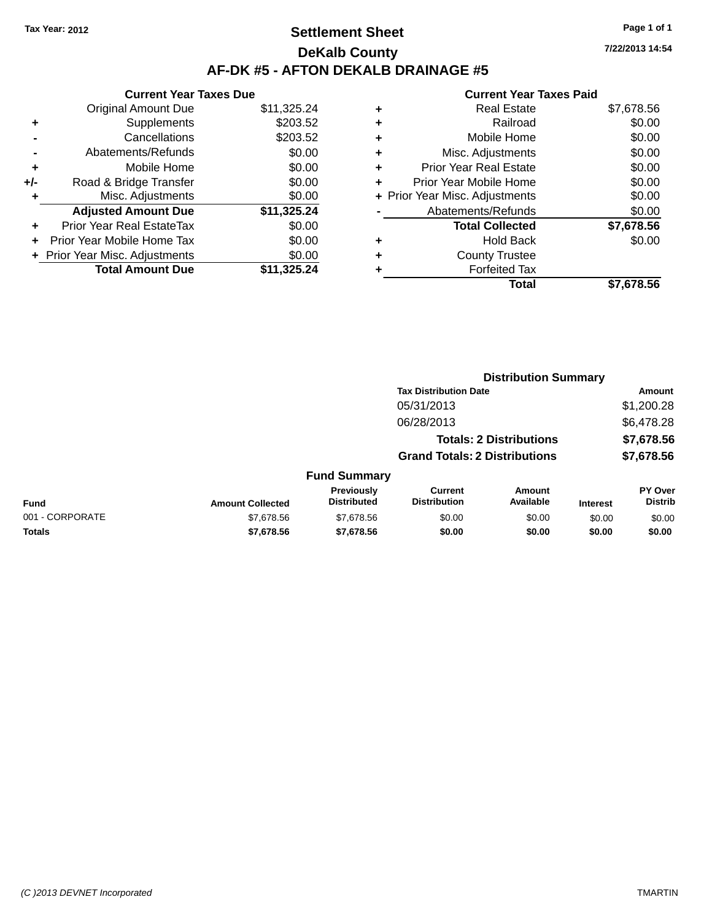Tax Year: 2012

# Settlement Sheet

## DeKalb County

## AF-DK #5 - AFTON DEKALB DRAINAGE #5

7/22/2013 14:54

### Current Year Taxes Due

| | | |
|---|---|---|
| | Original Amount Due | $11,325.24 |
| + | Supplements | $203.52 |
| - | Cancellations | $203.52 |
| - | Abatements/Refunds | $0.00 |
| + | Mobile Home | $0.00 |
| +/- | Road & Bridge Transfer | $0.00 |
| + | Misc. Adjustments | $0.00 |
| | **Adjusted Amount Due** | **$11,325.24** |
| + | Prior Year Real EstateTax | $0.00 |
| + | Prior Year Mobile Home Tax | $0.00 |
| + | Prior Year Misc. Adjustments | $0.00 |
| | **Total Amount Due** | **$11,325.24** |

### Current Year Taxes Paid

| | | |
|---|---|---|
| + | Real Estate | $7,678.56 |
| + | Railroad | $0.00 |
| + | Mobile Home | $0.00 |
| + | Misc. Adjustments | $0.00 |
| + | Prior Year Real Estate | $0.00 |
| + | Prior Year Mobile Home | $0.00 |
| + | Prior Year Misc. Adjustments | $0.00 |
| - | Abatements/Refunds | $0.00 |
| | **Total Collected** | **$7,678.56** |
| + | Hold Back | $0.00 |
| + | County Trustee | |
| + | Forfeited Tax | |
| | **Total** | **$7,678.56** |

### Distribution Summary

| Tax Distribution Date | Amount |
|---|---|
| 05/31/2013 | $1,200.28 |
| 06/28/2013 | $6,478.28 |
| **Totals: 2 Distributions** | **$7,678.56** |
| **Grand Totals: 2 Distributions** | **$7,678.56** |

### Fund Summary

| Fund | Amount Collected | Previously Distributed | Current Distribution | Amount Available | Interest | PY Over Distrib |
|---|---|---|---|---|---|---|
| 001 - CORPORATE | $7,678.56 | $7,678.56 | $0.00 | $0.00 | $0.00 | $0.00 |
| **Totals** | **$7,678.56** | **$7,678.56** | **$0.00** | **$0.00** | **$0.00** | **$0.00** |

(C )2013 DEVNET Incorporated

TMARTIN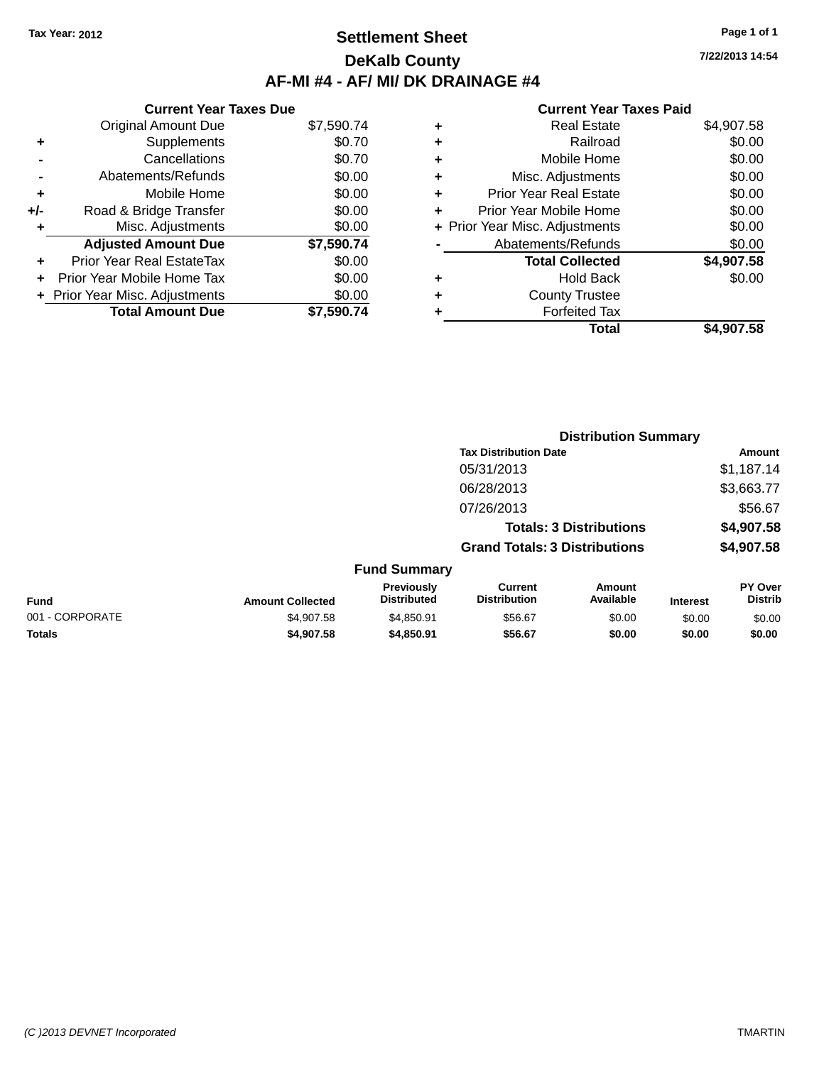Tax Year: 2012

# Settlement Sheet

## DeKalb County

## AF-MI #4 - AF/ MI/ DK DRAINAGE #4

7/22/2013 14:54

### Current Year Taxes Due

| | | |
|---|---|---|
| | Original Amount Due | $7,590.74 |
| + | Supplements | $0.70 |
| - | Cancellations | $0.70 |
| - | Abatements/Refunds | $0.00 |
| + | Mobile Home | $0.00 |
| +/- | Road & Bridge Transfer | $0.00 |
| + | Misc. Adjustments | $0.00 |
| | **Adjusted Amount Due** | **$7,590.74** |
| + | Prior Year Real EstateTax | $0.00 |
| + | Prior Year Mobile Home Tax | $0.00 |
| + | Prior Year Misc. Adjustments | $0.00 |
| | **Total Amount Due** | **$7,590.74** |

### Current Year Taxes Paid

| | | |
|---|---|---|
| + | Real Estate | $4,907.58 |
| + | Railroad | $0.00 |
| + | Mobile Home | $0.00 |
| + | Misc. Adjustments | $0.00 |
| + | Prior Year Real Estate | $0.00 |
| + | Prior Year Mobile Home | $0.00 |
| + | Prior Year Misc. Adjustments | $0.00 |
| - | Abatements/Refunds | $0.00 |
| | **Total Collected** | **$4,907.58** |
| + | Hold Back | $0.00 |
| + | County Trustee | |
| + | Forfeited Tax | |
| | **Total** | **$4,907.58** |

### Distribution Summary

| Tax Distribution Date | Amount |
|---|---|
| 05/31/2013 | $1,187.14 |
| 06/28/2013 | $3,663.77 |
| 07/26/2013 | $56.67 |
| **Totals: 3 Distributions** | **$4,907.58** |
| **Grand Totals: 3 Distributions** | **$4,907.58** |

### Fund Summary

| Fund | Amount Collected | Previously Distributed | Current Distribution | Amount Available | Interest | PY Over Distrib |
|---|---|---|---|---|---|---|
| 001 - CORPORATE | $4,907.58 | $4,850.91 | $56.67 | $0.00 | $0.00 | $0.00 |
| **Totals** | **$4,907.58** | **$4,850.91** | **$56.67** | **$0.00** | **$0.00** | **$0.00** |

(C )2013 DEVNET Incorporated TMARTIN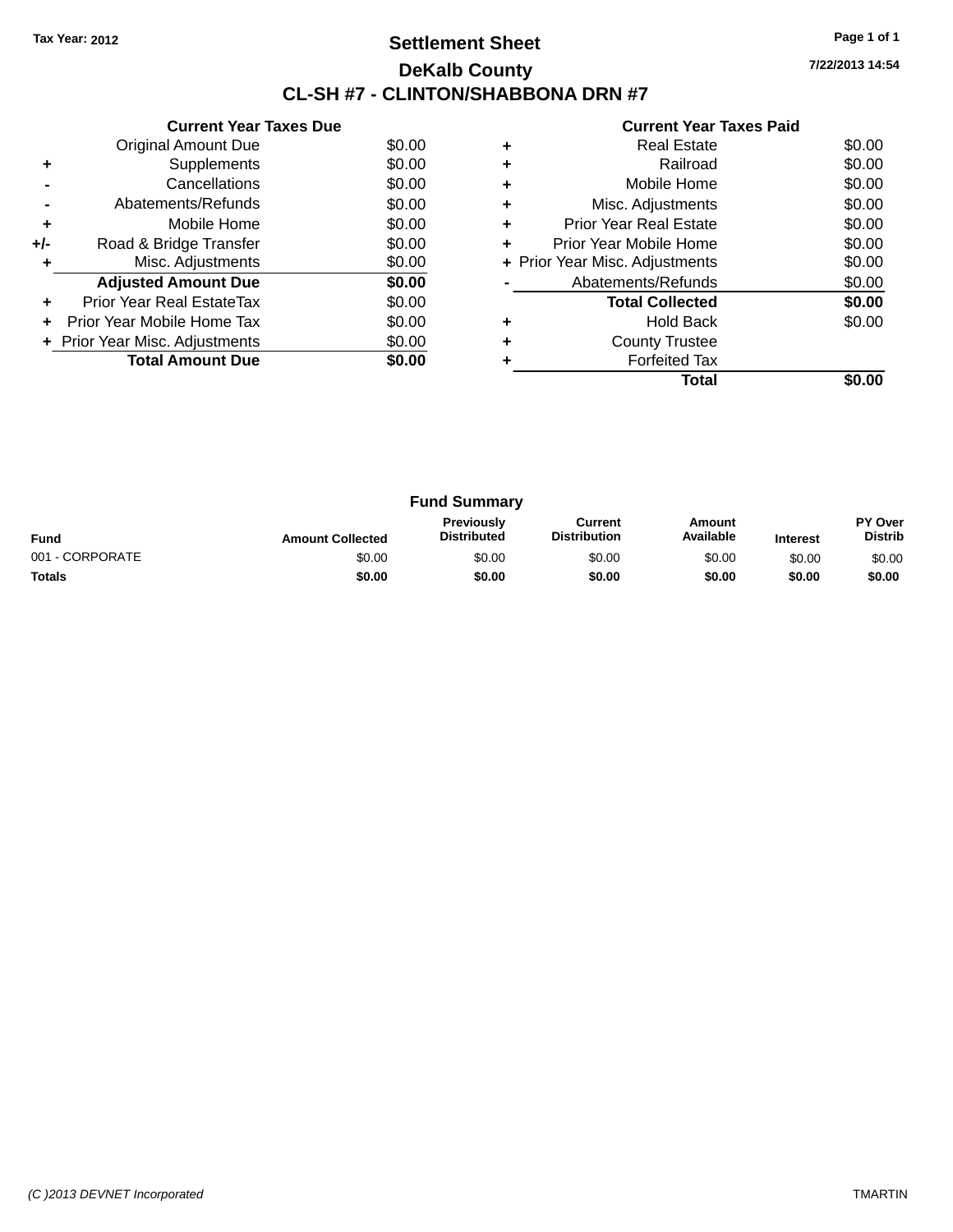Tax Year: 2012

# Settlement Sheet

## DeKalb County

## CL-SH #7 - CLINTON/SHABBONA DRN #7

7/22/2013 14:54

### Current Year Taxes Due

| | | |
|---|---|---|
| | Original Amount Due | $0.00 |
| + | Supplements | $0.00 |
| - | Cancellations | $0.00 |
| - | Abatements/Refunds | $0.00 |
| + | Mobile Home | $0.00 |
| +/- | Road & Bridge Transfer | $0.00 |
| + | Misc. Adjustments | $0.00 |
| | **Adjusted Amount Due** | **$0.00** |
| + | Prior Year Real EstateTax | $0.00 |
| + | Prior Year Mobile Home Tax | $0.00 |
| + | Prior Year Misc. Adjustments | $0.00 |
| | **Total Amount Due** | **$0.00** |

### Current Year Taxes Paid

| | | |
|---|---|---|
| + | Real Estate | $0.00 |
| + | Railroad | $0.00 |
| + | Mobile Home | $0.00 |
| + | Misc. Adjustments | $0.00 |
| + | Prior Year Real Estate | $0.00 |
| + | Prior Year Mobile Home | $0.00 |
| + | Prior Year Misc. Adjustments | $0.00 |
| - | Abatements/Refunds | $0.00 |
| | **Total Collected** | **$0.00** |
| + | Hold Back | $0.00 |
| + | County Trustee | |
| + | Forfeited Tax | |
| | **Total** | **$0.00** |

### Fund Summary

| Fund | Amount Collected | Previously Distributed | Current Distribution | Amount Available | Interest | PY Over Distrib |
|---|---|---|---|---|---|---|
| 001 - CORPORATE | $0.00 | $0.00 | $0.00 | $0.00 | $0.00 | $0.00 |
| **Totals** | **$0.00** | **$0.00** | **$0.00** | **$0.00** | **$0.00** | **$0.00** |

(C )2013 DEVNET Incorporated

TMARTIN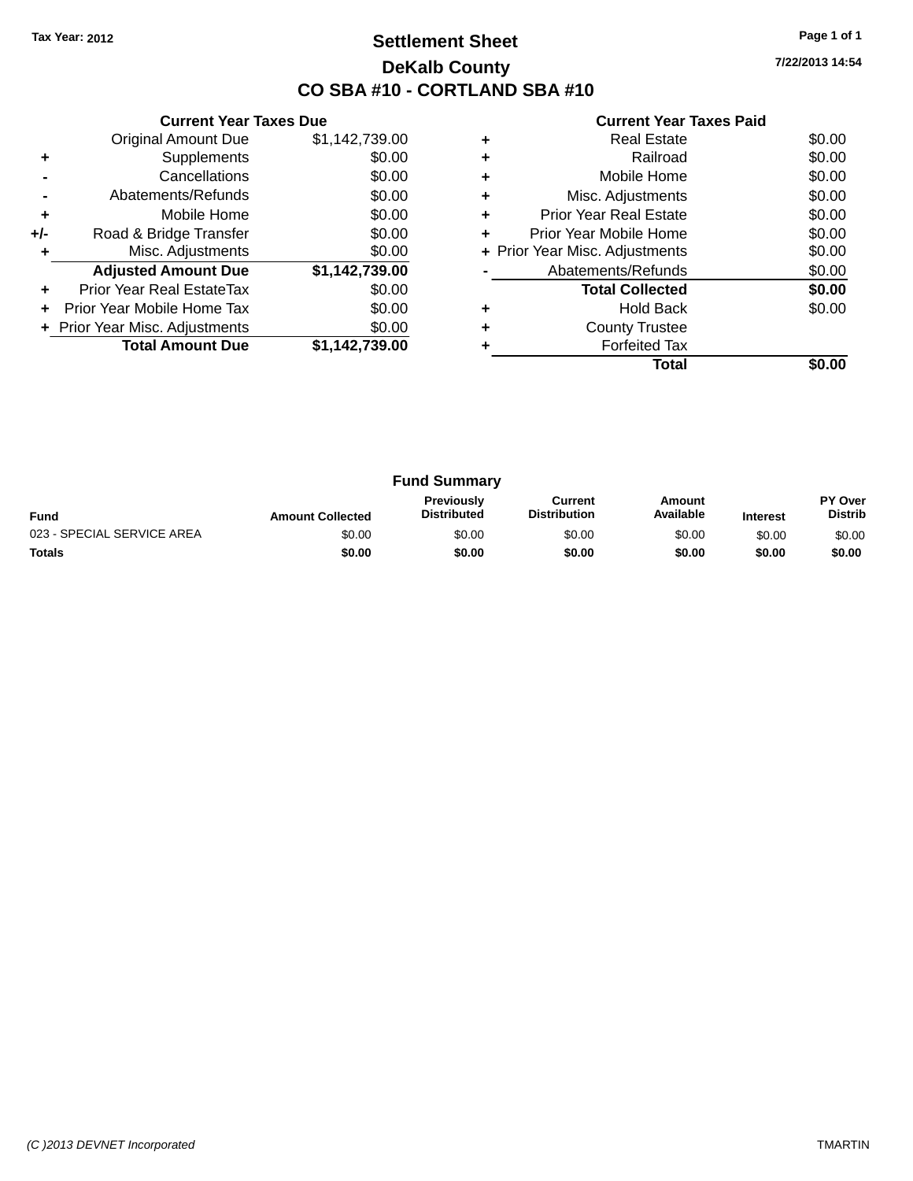Tax Year: 2012

# Settlement Sheet

## DeKalb County

## CO SBA #10 - CORTLAND SBA #10

7/22/2013 14:54

### Current Year Taxes Due

| | | |
|---|---|---|
| | Original Amount Due | $1,142,739.00 |
| + | Supplements | $0.00 |
| - | Cancellations | $0.00 |
| - | Abatements/Refunds | $0.00 |
| + | Mobile Home | $0.00 |
| +/- | Road & Bridge Transfer | $0.00 |
| + | Misc. Adjustments | $0.00 |
| | **Adjusted Amount Due** | **$1,142,739.00** |
| + | Prior Year Real EstateTax | $0.00 |
| + | Prior Year Mobile Home Tax | $0.00 |
| + | Prior Year Misc. Adjustments | $0.00 |
| | **Total Amount Due** | **$1,142,739.00** |

### Current Year Taxes Paid

| | | |
|---|---|---|
| + | Real Estate | $0.00 |
| + | Railroad | $0.00 |
| + | Mobile Home | $0.00 |
| + | Misc. Adjustments | $0.00 |
| + | Prior Year Real Estate | $0.00 |
| + | Prior Year Mobile Home | $0.00 |
| + | Prior Year Misc. Adjustments | $0.00 |
| - | Abatements/Refunds | $0.00 |
| | **Total Collected** | **$0.00** |
| + | Hold Back | $0.00 |
| + | County Trustee | |
| + | Forfeited Tax | |
| | **Total** | **$0.00** |

### Fund Summary

| Fund | Amount Collected | Previously Distributed | Current Distribution | Amount Available | Interest | PY Over Distrib |
|---|---|---|---|---|---|---|
| 023 - SPECIAL SERVICE AREA | $0.00 | $0.00 | $0.00 | $0.00 | $0.00 | $0.00 |
| **Totals** | **$0.00** | **$0.00** | **$0.00** | **$0.00** | **$0.00** | **$0.00** |

(C )2013 DEVNET Incorporated TMARTIN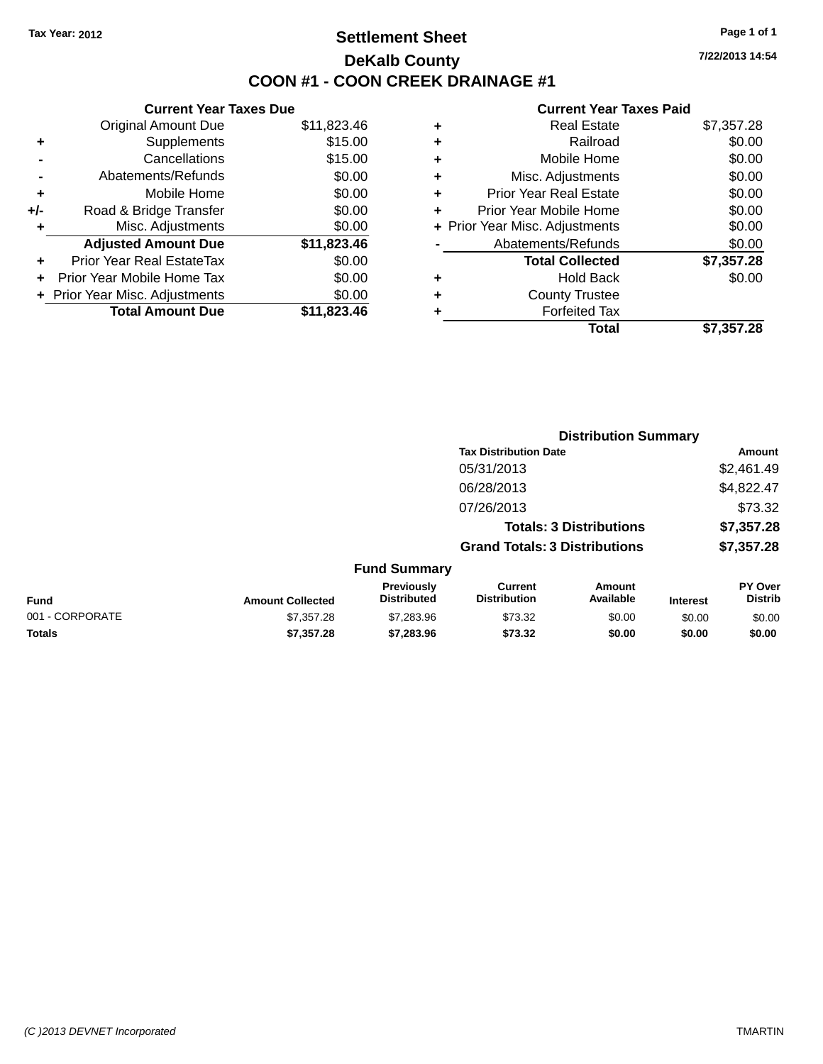Tax Year: 2012

# Settlement Sheet

## DeKalb County

## COON #1 - COON CREEK DRAINAGE #1

7/22/2013 14:54

### Current Year Taxes Due

| | | |
|---|---|---|
| | Original Amount Due | $11,823.46 |
| + | Supplements | $15.00 |
| - | Cancellations | $15.00 |
| - | Abatements/Refunds | $0.00 |
| + | Mobile Home | $0.00 |
| +/- | Road & Bridge Transfer | $0.00 |
| + | Misc. Adjustments | $0.00 |
| | **Adjusted Amount Due** | **$11,823.46** |
| + | Prior Year Real EstateTax | $0.00 |
| + | Prior Year Mobile Home Tax | $0.00 |
| + | Prior Year Misc. Adjustments | $0.00 |
| | **Total Amount Due** | **$11,823.46** |

### Current Year Taxes Paid

| | | |
|---|---|---|
| + | Real Estate | $7,357.28 |
| + | Railroad | $0.00 |
| + | Mobile Home | $0.00 |
| + | Misc. Adjustments | $0.00 |
| + | Prior Year Real Estate | $0.00 |
| + | Prior Year Mobile Home | $0.00 |
| + | Prior Year Misc. Adjustments | $0.00 |
| - | Abatements/Refunds | $0.00 |
| | **Total Collected** | **$7,357.28** |
| + | Hold Back | $0.00 |
| + | County Trustee | |
| + | Forfeited Tax | |
| | **Total** | **$7,357.28** |

### Distribution Summary

| Tax Distribution Date | Amount |
|---|---|
| 05/31/2013 | $2,461.49 |
| 06/28/2013 | $4,822.47 |
| 07/26/2013 | $73.32 |
| **Totals: 3 Distributions** | **$7,357.28** |
| **Grand Totals: 3 Distributions** | **$7,357.28** |

### Fund Summary

| Fund | Amount Collected | Previously Distributed | Current Distribution | Amount Available | Interest | PY Over Distrib |
|---|---|---|---|---|---|---|
| 001 - CORPORATE | $7,357.28 | $7,283.96 | $73.32 | $0.00 | $0.00 | $0.00 |
| **Totals** | **$7,357.28** | **$7,283.96** | **$73.32** | **$0.00** | **$0.00** | **$0.00** |

(C )2013 DEVNET Incorporated TMARTIN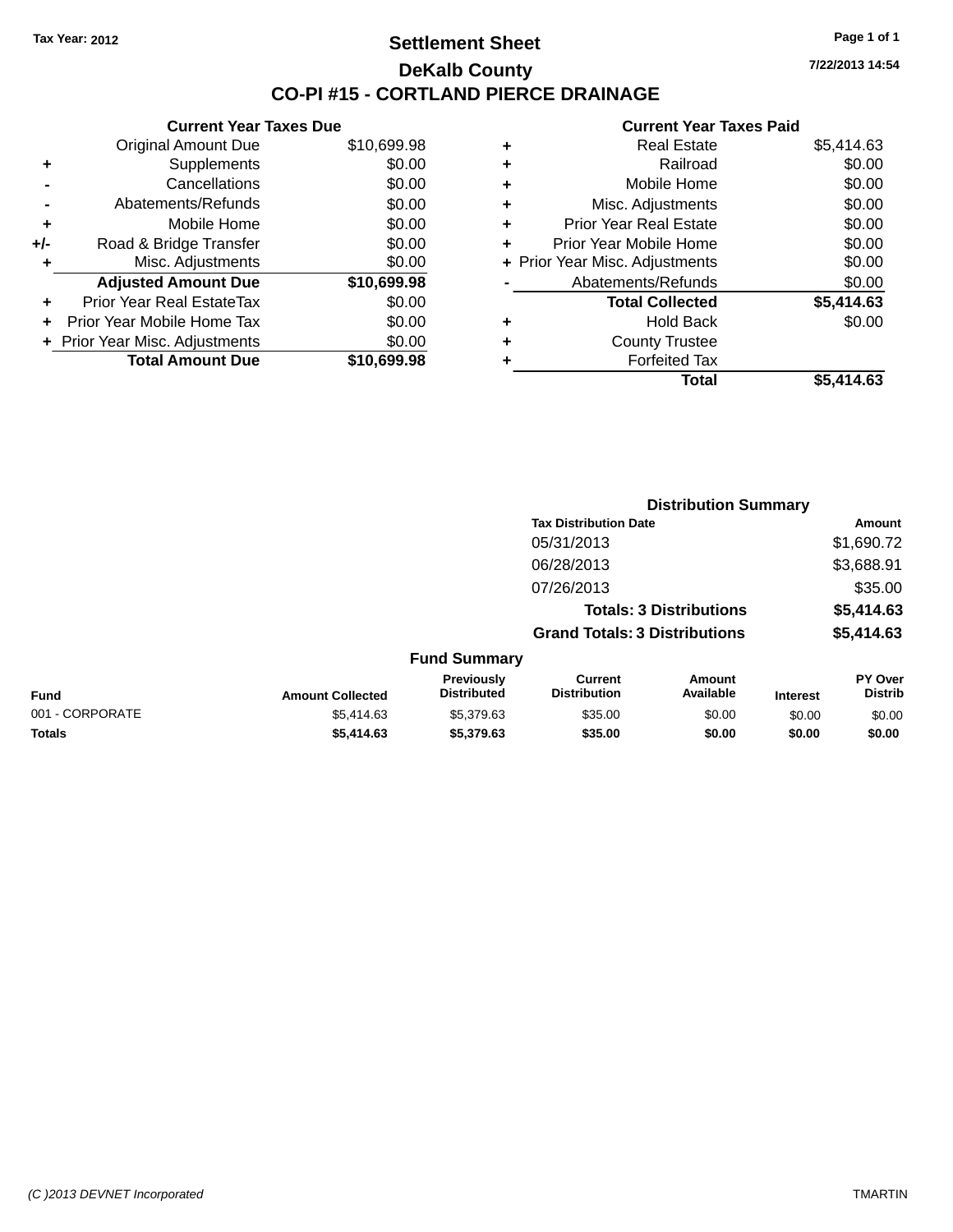Tax Year: 2012

# Settlement Sheet

## DeKalb County

## CO-PI #15 - CORTLAND PIERCE DRAINAGE

7/22/2013 14:54

### Current Year Taxes Due

| | | |
|---|---|---|
| | Original Amount Due | $10,699.98 |
| + | Supplements | $0.00 |
| - | Cancellations | $0.00 |
| - | Abatements/Refunds | $0.00 |
| + | Mobile Home | $0.00 |
| +/- | Road & Bridge Transfer | $0.00 |
| + | Misc. Adjustments | $0.00 |
| | **Adjusted Amount Due** | **$10,699.98** |
| + | Prior Year Real EstateTax | $0.00 |
| + | Prior Year Mobile Home Tax | $0.00 |
| + | Prior Year Misc. Adjustments | $0.00 |
| | **Total Amount Due** | **$10,699.98** |

### Current Year Taxes Paid

| | | |
|---|---|---|
| + | Real Estate | $5,414.63 |
| + | Railroad | $0.00 |
| + | Mobile Home | $0.00 |
| + | Misc. Adjustments | $0.00 |
| + | Prior Year Real Estate | $0.00 |
| + | Prior Year Mobile Home | $0.00 |
| + | Prior Year Misc. Adjustments | $0.00 |
| - | Abatements/Refunds | $0.00 |
| | **Total Collected** | **$5,414.63** |
| + | Hold Back | $0.00 |
| + | County Trustee | |
| + | Forfeited Tax | |
| | **Total** | **$5,414.63** |

### Distribution Summary

| Tax Distribution Date | Amount |
|---|---|
| 05/31/2013 | $1,690.72 |
| 06/28/2013 | $3,688.91 |
| 07/26/2013 | $35.00 |
| **Totals: 3 Distributions** | **$5,414.63** |
| **Grand Totals: 3 Distributions** | **$5,414.63** |

### Fund Summary

| Fund | Amount Collected | Previously Distributed | Current Distribution | Amount Available | Interest | PY Over Distrib |
|---|---|---|---|---|---|---|
| 001 - CORPORATE | $5,414.63 | $5,379.63 | $35.00 | $0.00 | $0.00 | $0.00 |
| **Totals** | **$5,414.63** | **$5,379.63** | **$35.00** | **$0.00** | **$0.00** | **$0.00** |

(C )2013 DEVNET Incorporated TMARTIN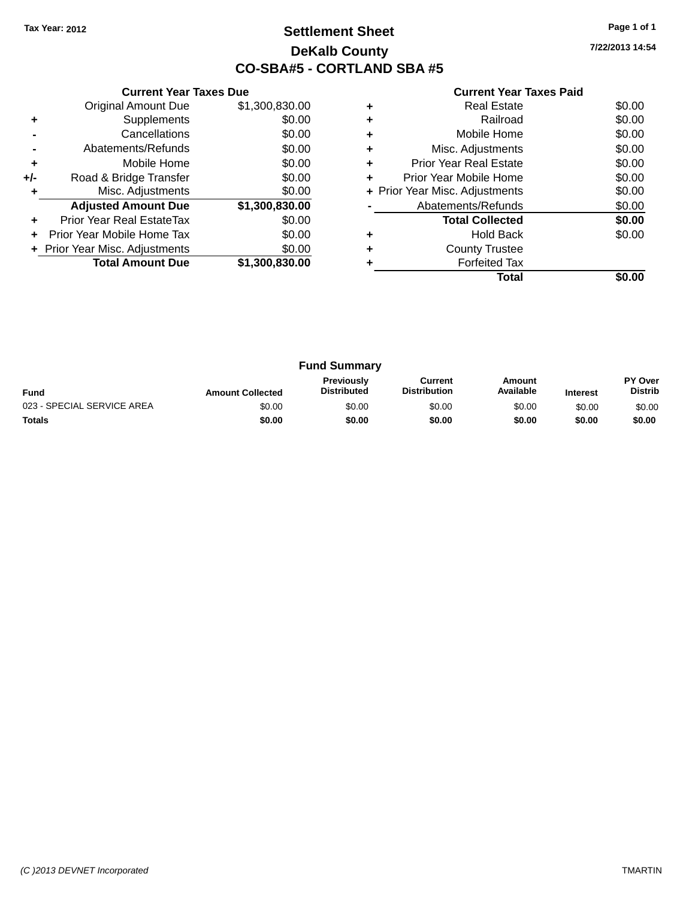Tax Year: 2012

# Settlement Sheet

## DeKalb County

## CO-SBA#5 - CORTLAND SBA #5

7/22/2013 14:54

### Current Year Taxes Due

| | | |
|---|---|---|
| | Original Amount Due | $1,300,830.00 |
| + | Supplements | $0.00 |
| - | Cancellations | $0.00 |
| - | Abatements/Refunds | $0.00 |
| + | Mobile Home | $0.00 |
| +/- | Road & Bridge Transfer | $0.00 |
| + | Misc. Adjustments | $0.00 |
| | **Adjusted Amount Due** | **$1,300,830.00** |
| + | Prior Year Real EstateTax | $0.00 |
| + | Prior Year Mobile Home Tax | $0.00 |
| + | Prior Year Misc. Adjustments | $0.00 |
| | **Total Amount Due** | **$1,300,830.00** |

### Current Year Taxes Paid

| | | |
|---|---|---|
| + | Real Estate | $0.00 |
| + | Railroad | $0.00 |
| + | Mobile Home | $0.00 |
| + | Misc. Adjustments | $0.00 |
| + | Prior Year Real Estate | $0.00 |
| + | Prior Year Mobile Home | $0.00 |
| + | Prior Year Misc. Adjustments | $0.00 |
| - | Abatements/Refunds | $0.00 |
| | **Total Collected** | **$0.00** |
| + | Hold Back | $0.00 |
| + | County Trustee | |
| + | Forfeited Tax | |
| | **Total** | **$0.00** |

### Fund Summary

| Fund | Amount Collected | Previously Distributed | Current Distribution | Amount Available | Interest | PY Over Distrib |
|---|---|---|---|---|---|---|
| 023 - SPECIAL SERVICE AREA | $0.00 | $0.00 | $0.00 | $0.00 | $0.00 | $0.00 |
| **Totals** | **$0.00** | **$0.00** | **$0.00** | **$0.00** | **$0.00** | **$0.00** |

(C )2013 DEVNET Incorporated TMARTIN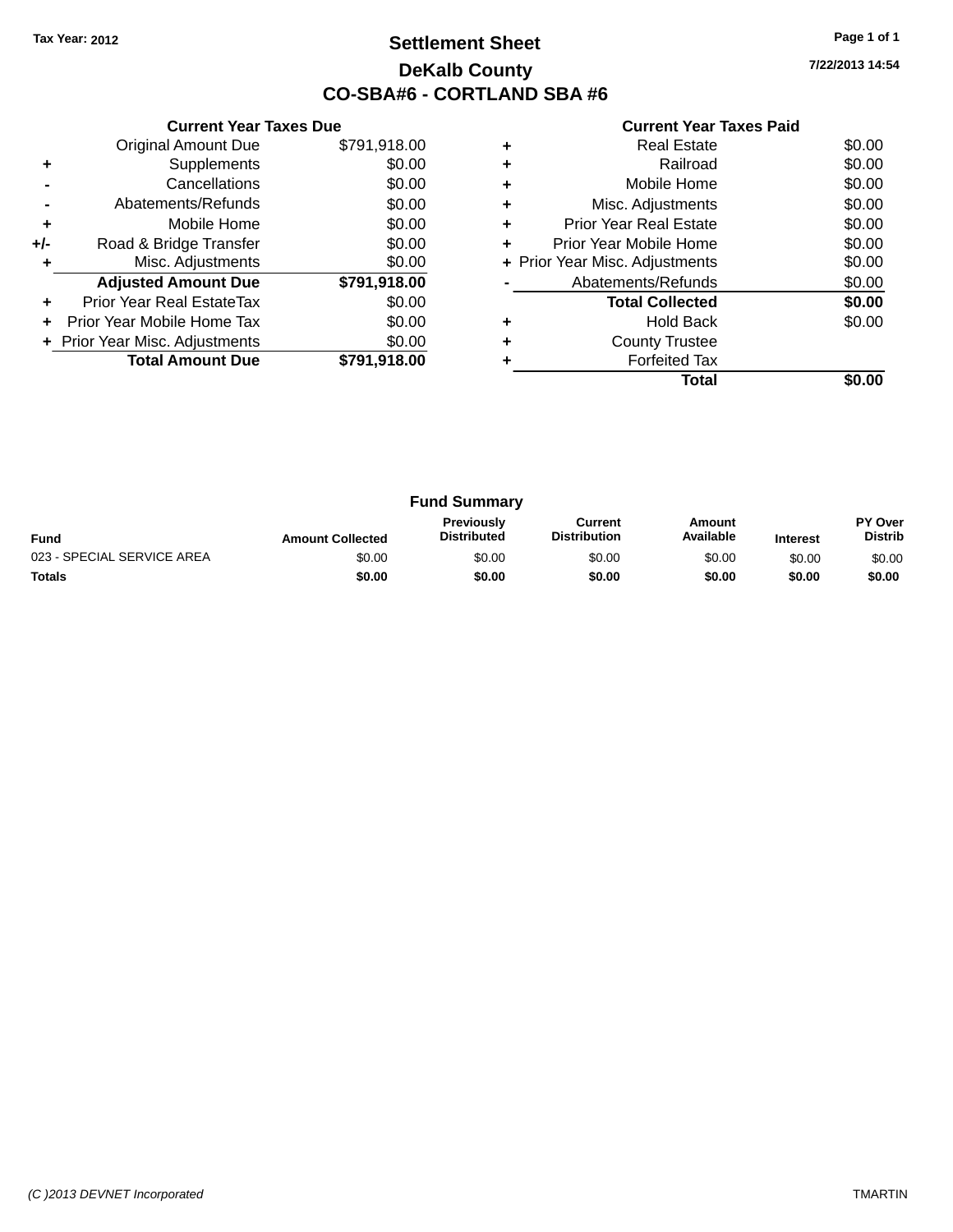Tax Year: 2012

# Settlement Sheet

## DeKalb County

## CO-SBA#6 - CORTLAND SBA #6

7/22/2013 14:54

### Current Year Taxes Due

| | | |
|---|---|---|
| | Original Amount Due | $791,918.00 |
| + | Supplements | $0.00 |
| - | Cancellations | $0.00 |
| - | Abatements/Refunds | $0.00 |
| + | Mobile Home | $0.00 |
| +/- | Road & Bridge Transfer | $0.00 |
| + | Misc. Adjustments | $0.00 |
| | **Adjusted Amount Due** | **$791,918.00** |
| + | Prior Year Real EstateTax | $0.00 |
| + | Prior Year Mobile Home Tax | $0.00 |
| + | Prior Year Misc. Adjustments | $0.00 |
| | **Total Amount Due** | **$791,918.00** |

### Current Year Taxes Paid

| | | |
|---|---|---|
| + | Real Estate | $0.00 |
| + | Railroad | $0.00 |
| + | Mobile Home | $0.00 |
| + | Misc. Adjustments | $0.00 |
| + | Prior Year Real Estate | $0.00 |
| + | Prior Year Mobile Home | $0.00 |
| + | Prior Year Misc. Adjustments | $0.00 |
| - | Abatements/Refunds | $0.00 |
| | **Total Collected** | **$0.00** |
| + | Hold Back | $0.00 |
| + | County Trustee | |
| + | Forfeited Tax | |
| | **Total** | **$0.00** |

### Fund Summary

| Fund | Amount Collected | Previously Distributed | Current Distribution | Amount Available | Interest | PY Over Distrib |
|---|---|---|---|---|---|---|
| 023 - SPECIAL SERVICE AREA | $0.00 | $0.00 | $0.00 | $0.00 | $0.00 | $0.00 |
| **Totals** | **$0.00** | **$0.00** | **$0.00** | **$0.00** | **$0.00** | **$0.00** |

(C )2013 DEVNET Incorporated

TMARTIN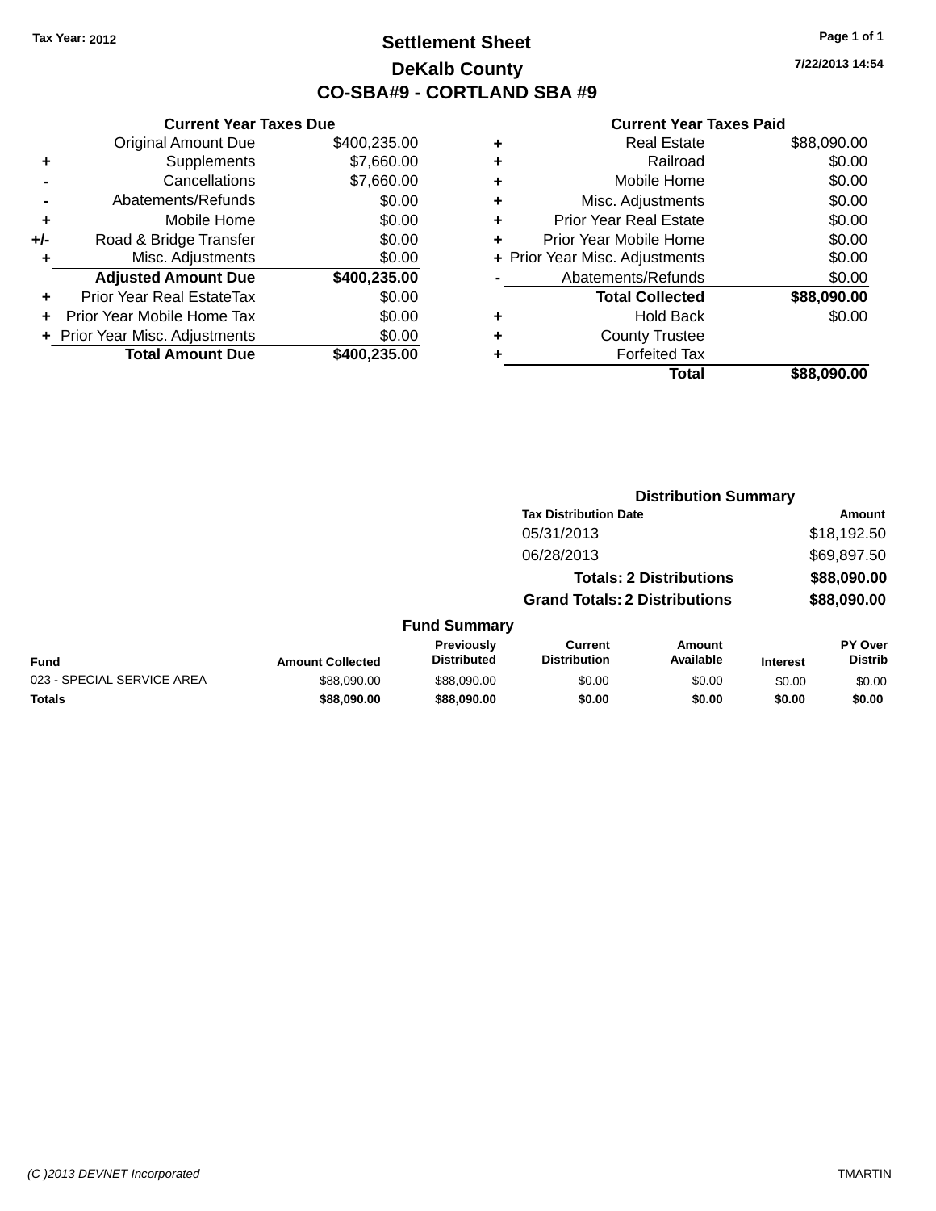Tax Year: 2012

# Settlement Sheet

## DeKalb County

## CO-SBA#9 - CORTLAND SBA #9

7/22/2013 14:54

### Current Year Taxes Due

| | | |
|---|---|---|
| | Original Amount Due | $400,235.00 |
| + | Supplements | $7,660.00 |
| - | Cancellations | $7,660.00 |
| - | Abatements/Refunds | $0.00 |
| + | Mobile Home | $0.00 |
| +/- | Road & Bridge Transfer | $0.00 |
| + | Misc. Adjustments | $0.00 |
| | **Adjusted Amount Due** | **$400,235.00** |
| + | Prior Year Real EstateTax | $0.00 |
| + | Prior Year Mobile Home Tax | $0.00 |
| + | Prior Year Misc. Adjustments | $0.00 |
| | **Total Amount Due** | **$400,235.00** |

### Current Year Taxes Paid

| | | |
|---|---|---|
| + | Real Estate | $88,090.00 |
| + | Railroad | $0.00 |
| + | Mobile Home | $0.00 |
| + | Misc. Adjustments | $0.00 |
| + | Prior Year Real Estate | $0.00 |
| + | Prior Year Mobile Home | $0.00 |
| + | Prior Year Misc. Adjustments | $0.00 |
| - | Abatements/Refunds | $0.00 |
| | **Total Collected** | **$88,090.00** |
| + | Hold Back | $0.00 |
| + | County Trustee | |
| + | Forfeited Tax | |
| | **Total** | **$88,090.00** |

### Distribution Summary

| Tax Distribution Date | Amount |
|---|---|
| 05/31/2013 | $18,192.50 |
| 06/28/2013 | $69,897.50 |
| **Totals: 2 Distributions** | **$88,090.00** |
| **Grand Totals: 2 Distributions** | **$88,090.00** |

### Fund Summary

| Fund | Amount Collected | Previously Distributed | Current Distribution | Amount Available | Interest | PY Over Distrib |
|---|---|---|---|---|---|---|
| 023 - SPECIAL SERVICE AREA | $88,090.00 | $88,090.00 | $0.00 | $0.00 | $0.00 | $0.00 |
| **Totals** | **$88,090.00** | **$88,090.00** | **$0.00** | **$0.00** | **$0.00** | **$0.00** |

(C )2013 DEVNET Incorporated TMARTIN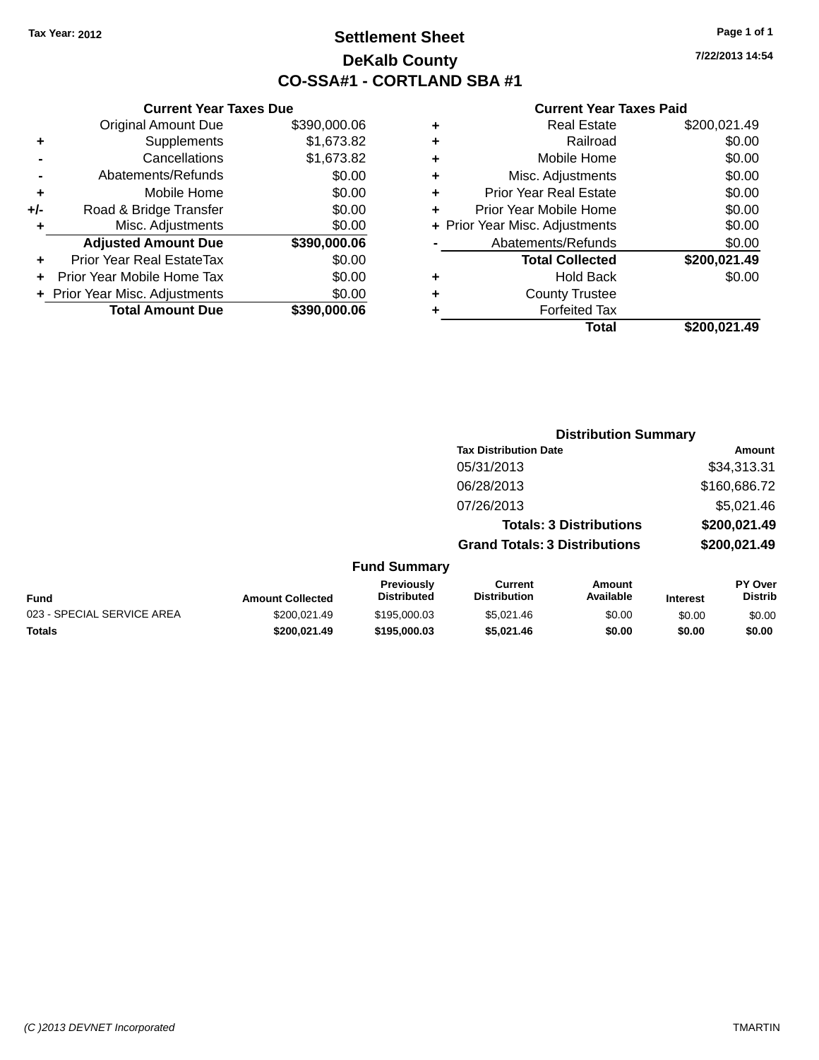Tax Year: 2012

# Settlement Sheet
## DeKalb County
## CO-SSA#1 - CORTLAND SBA #1

7/22/2013 14:54

### Current Year Taxes Due

| | | |
|---|---|---|
| | Original Amount Due | $390,000.06 |
| + | Supplements | $1,673.82 |
| - | Cancellations | $1,673.82 |
| - | Abatements/Refunds | $0.00 |
| + | Mobile Home | $0.00 |
| +/- | Road & Bridge Transfer | $0.00 |
| + | Misc. Adjustments | $0.00 |
| | **Adjusted Amount Due** | **$390,000.06** |
| + | Prior Year Real EstateTax | $0.00 |
| + | Prior Year Mobile Home Tax | $0.00 |
| + | Prior Year Misc. Adjustments | $0.00 |
| | **Total Amount Due** | **$390,000.06** |

### Current Year Taxes Paid

| | | |
|---|---|---|
| + | Real Estate | $200,021.49 |
| + | Railroad | $0.00 |
| + | Mobile Home | $0.00 |
| + | Misc. Adjustments | $0.00 |
| + | Prior Year Real Estate | $0.00 |
| + | Prior Year Mobile Home | $0.00 |
| + | Prior Year Misc. Adjustments | $0.00 |
| - | Abatements/Refunds | $0.00 |
| | **Total Collected** | **$200,021.49** |
| + | Hold Back | $0.00 |
| + | County Trustee | |
| + | Forfeited Tax | |
| | **Total** | **$200,021.49** |

### Distribution Summary

| Tax Distribution Date | Amount |
|---|---|
| 05/31/2013 | $34,313.31 |
| 06/28/2013 | $160,686.72 |
| 07/26/2013 | $5,021.46 |
| **Totals: 3 Distributions** | **$200,021.49** |
| **Grand Totals: 3 Distributions** | **$200,021.49** |

### Fund Summary

| Fund | Amount Collected | Previously Distributed | Current Distribution | Amount Available | Interest | PY Over Distrib |
|---|---|---|---|---|---|---|
| 023 - SPECIAL SERVICE AREA | $200,021.49 | $195,000.03 | $5,021.46 | $0.00 | $0.00 | $0.00 |
| **Totals** | **$200,021.49** | **$195,000.03** | **$5,021.46** | **$0.00** | **$0.00** | **$0.00** |

(C )2013 DEVNET Incorporated — TMARTIN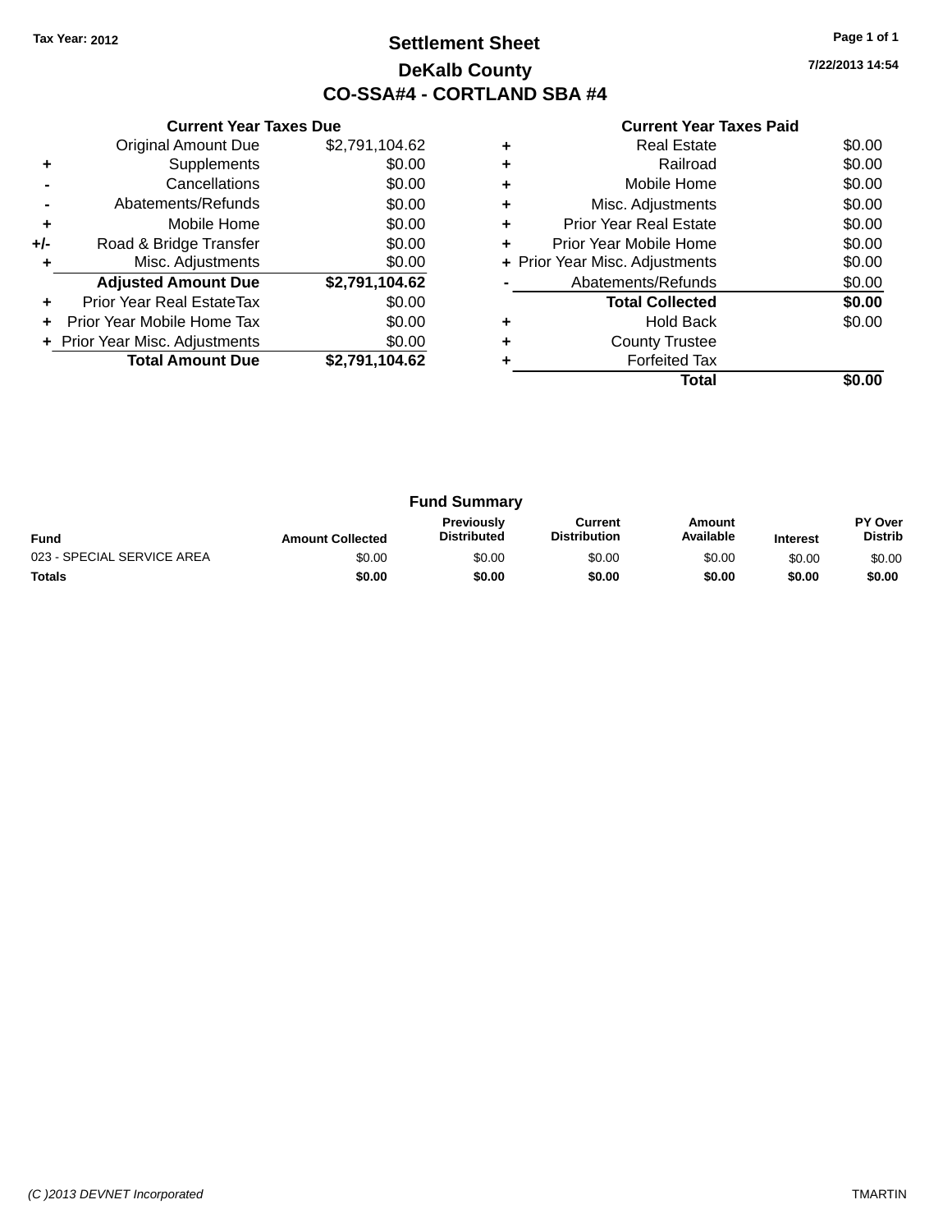Tax Year: 2012

# Settlement Sheet

## DeKalb County

## CO-SSA#4 - CORTLAND SBA #4

7/22/2013 14:54

### Current Year Taxes Due

| | | |
|---|---|---|
| | Original Amount Due | $2,791,104.62 |
| + | Supplements | $0.00 |
| - | Cancellations | $0.00 |
| - | Abatements/Refunds | $0.00 |
| + | Mobile Home | $0.00 |
| +/- | Road & Bridge Transfer | $0.00 |
| + | Misc. Adjustments | $0.00 |
| | **Adjusted Amount Due** | **$2,791,104.62** |
| + | Prior Year Real EstateTax | $0.00 |
| + | Prior Year Mobile Home Tax | $0.00 |
| + | Prior Year Misc. Adjustments | $0.00 |
| | **Total Amount Due** | **$2,791,104.62** |

### Current Year Taxes Paid

| | | |
|---|---|---|
| + | Real Estate | $0.00 |
| + | Railroad | $0.00 |
| + | Mobile Home | $0.00 |
| + | Misc. Adjustments | $0.00 |
| + | Prior Year Real Estate | $0.00 |
| + | Prior Year Mobile Home | $0.00 |
| + | Prior Year Misc. Adjustments | $0.00 |
| - | Abatements/Refunds | $0.00 |
| | **Total Collected** | **$0.00** |
| + | Hold Back | $0.00 |
| + | County Trustee | |
| + | Forfeited Tax | |
| | **Total** | **$0.00** |

### Fund Summary

| Fund | Amount Collected | Previously Distributed | Current Distribution | Amount Available | Interest | PY Over Distrib |
|---|---|---|---|---|---|---|
| 023 - SPECIAL SERVICE AREA | $0.00 | $0.00 | $0.00 | $0.00 | $0.00 | $0.00 |
| **Totals** | **$0.00** | **$0.00** | **$0.00** | **$0.00** | **$0.00** | **$0.00** |

(C )2013 DEVNET Incorporated — TMARTIN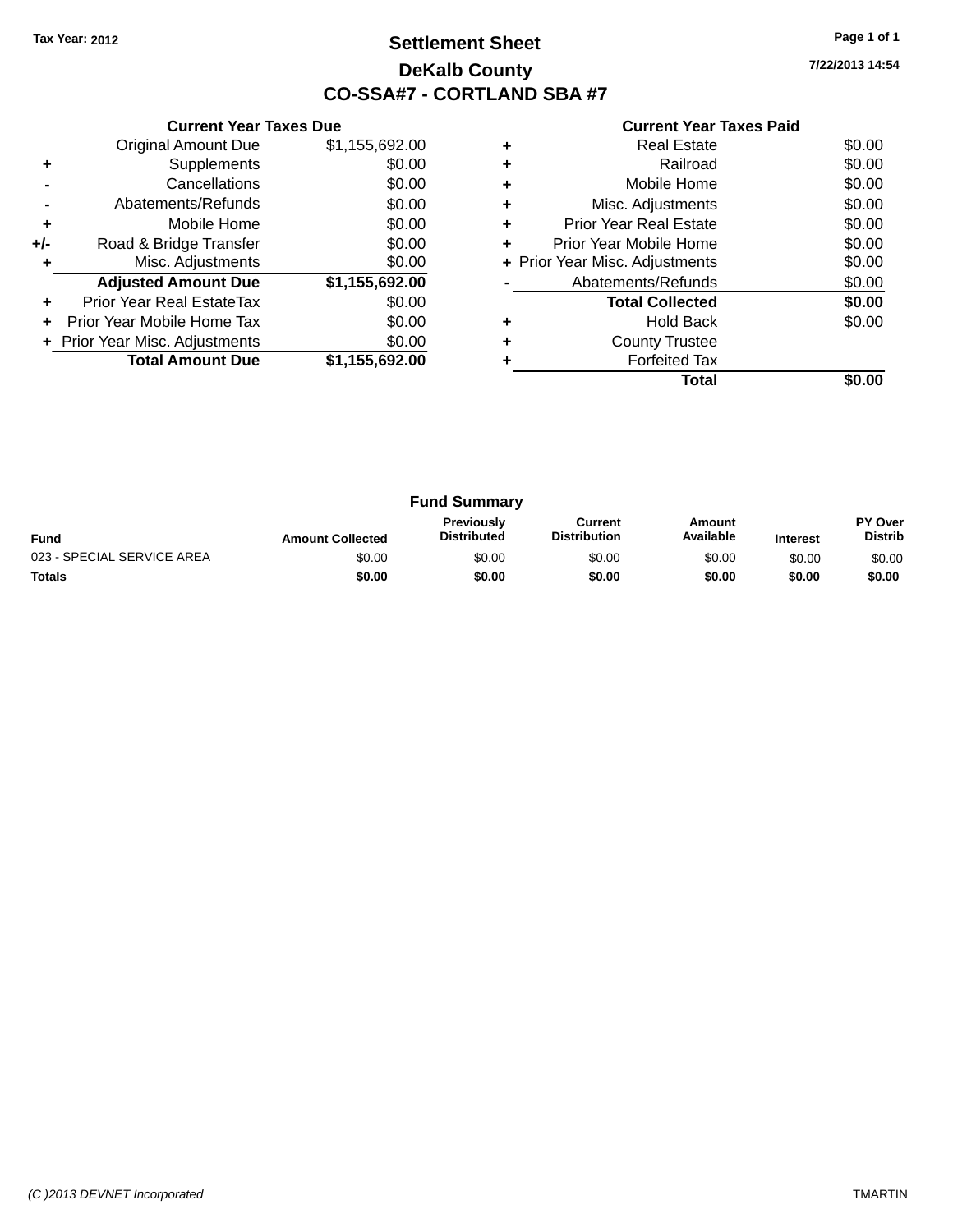Tax Year: 2012

# Settlement Sheet

## DeKalb County

## CO-SSA#7 - CORTLAND SBA #7

7/22/2013 14:54

### Current Year Taxes Due

| | | |
|---|---|---|
| | Original Amount Due | $1,155,692.00 |
| + | Supplements | $0.00 |
| - | Cancellations | $0.00 |
| - | Abatements/Refunds | $0.00 |
| + | Mobile Home | $0.00 |
| +/- | Road & Bridge Transfer | $0.00 |
| + | Misc. Adjustments | $0.00 |
| | **Adjusted Amount Due** | **$1,155,692.00** |
| + | Prior Year Real EstateTax | $0.00 |
| + | Prior Year Mobile Home Tax | $0.00 |
| + | Prior Year Misc. Adjustments | $0.00 |
| | **Total Amount Due** | **$1,155,692.00** |

### Current Year Taxes Paid

| | | |
|---|---|---|
| + | Real Estate | $0.00 |
| + | Railroad | $0.00 |
| + | Mobile Home | $0.00 |
| + | Misc. Adjustments | $0.00 |
| + | Prior Year Real Estate | $0.00 |
| + | Prior Year Mobile Home | $0.00 |
| + | Prior Year Misc. Adjustments | $0.00 |
| - | Abatements/Refunds | $0.00 |
| | **Total Collected** | **$0.00** |
| + | Hold Back | $0.00 |
| + | County Trustee | |
| + | Forfeited Tax | |
| | **Total** | **$0.00** |

### Fund Summary

| Fund | Amount Collected | Previously Distributed | Current Distribution | Amount Available | Interest | PY Over Distrib |
|---|---|---|---|---|---|---|
| 023 - SPECIAL SERVICE AREA | $0.00 | $0.00 | $0.00 | $0.00 | $0.00 | $0.00 |
| **Totals** | **$0.00** | **$0.00** | **$0.00** | **$0.00** | **$0.00** | **$0.00** |

(C )2013 DEVNET Incorporated TMARTIN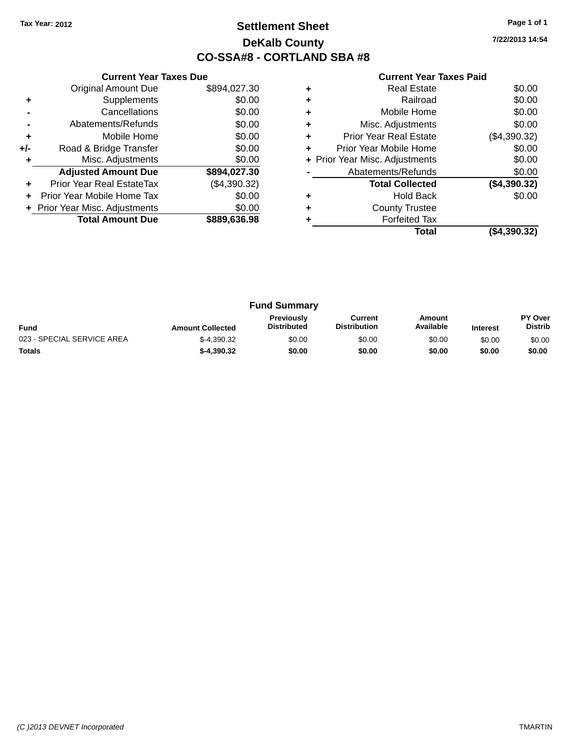Tax Year: 2012

# Settlement Sheet

## DeKalb County

## CO-SSA#8 - CORTLAND SBA #8

7/22/2013 14:54

### Current Year Taxes Due

| | | |
|---|---|---|
| | Original Amount Due | $894,027.30 |
| + | Supplements | $0.00 |
| - | Cancellations | $0.00 |
| - | Abatements/Refunds | $0.00 |
| + | Mobile Home | $0.00 |
| +/- | Road & Bridge Transfer | $0.00 |
| + | Misc. Adjustments | $0.00 |
| | **Adjusted Amount Due** | **$894,027.30** |
| + | Prior Year Real EstateTax | ($4,390.32) |
| + | Prior Year Mobile Home Tax | $0.00 |
| + | Prior Year Misc. Adjustments | $0.00 |
| | **Total Amount Due** | **$889,636.98** |

### Current Year Taxes Paid

| | | |
|---|---|---|
| + | Real Estate | $0.00 |
| + | Railroad | $0.00 |
| + | Mobile Home | $0.00 |
| + | Misc. Adjustments | $0.00 |
| + | Prior Year Real Estate | ($4,390.32) |
| + | Prior Year Mobile Home | $0.00 |
| + | Prior Year Misc. Adjustments | $0.00 |
| - | Abatements/Refunds | $0.00 |
| | **Total Collected** | **($4,390.32)** |
| + | Hold Back | $0.00 |
| + | County Trustee | |
| + | Forfeited Tax | |
| | **Total** | **($4,390.32)** |

### Fund Summary

| Fund | Amount Collected | Previously Distributed | Current Distribution | Amount Available | Interest | PY Over Distrib |
|---|---|---|---|---|---|---|
| 023 - SPECIAL SERVICE AREA | $-4,390.32 | $0.00 | $0.00 | $0.00 | $0.00 | $0.00 |
| **Totals** | **$-4,390.32** | **$0.00** | **$0.00** | **$0.00** | **$0.00** | **$0.00** |

(C )2013 DEVNET Incorporated

TMARTIN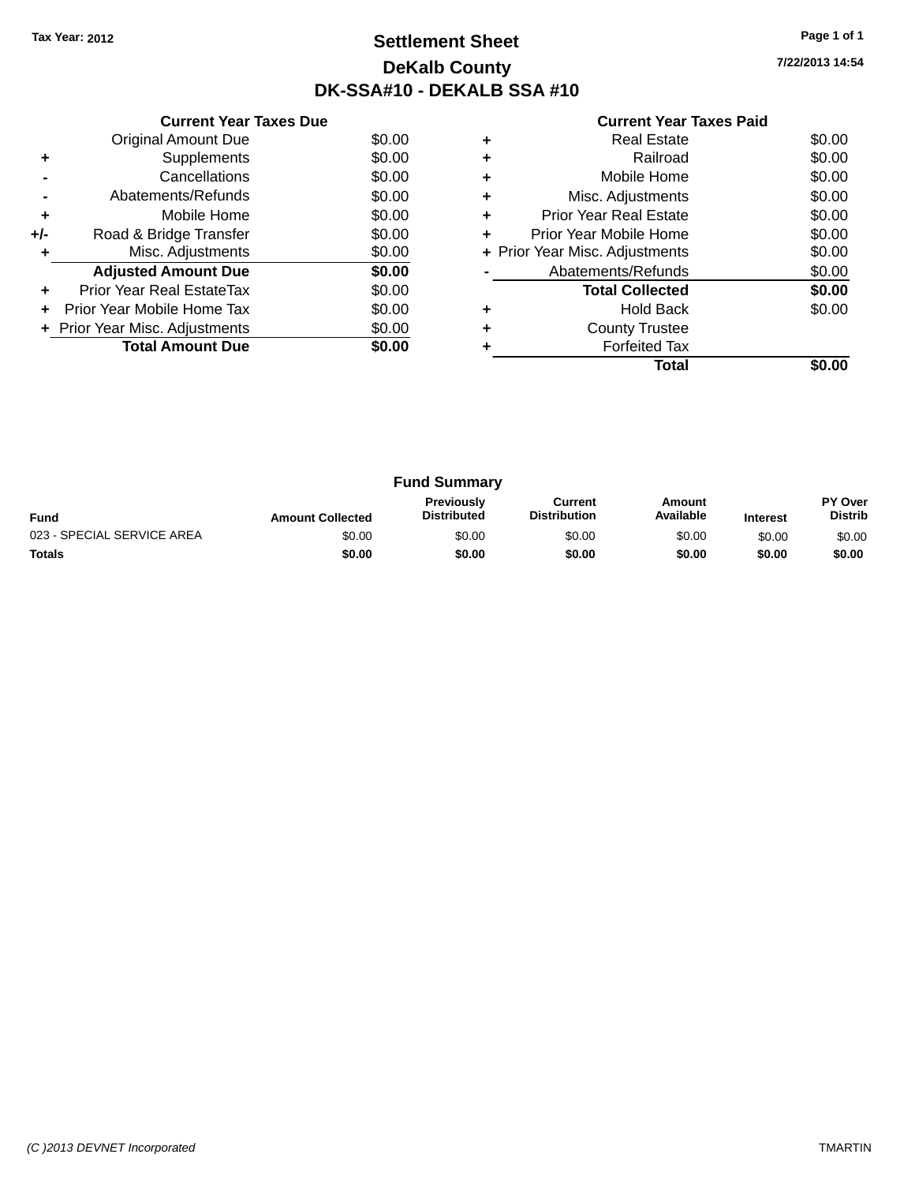Tax Year: 2012

# Settlement Sheet

## DeKalb County

## DK-SSA#10 - DEKALB SSA #10

7/22/2013 14:54

### Current Year Taxes Due

| | | |
|---|---|---|
| | Original Amount Due | $0.00 |
| + | Supplements | $0.00 |
| - | Cancellations | $0.00 |
| - | Abatements/Refunds | $0.00 |
| + | Mobile Home | $0.00 |
| +/- | Road & Bridge Transfer | $0.00 |
| + | Misc. Adjustments | $0.00 |
| | **Adjusted Amount Due** | **$0.00** |
| + | Prior Year Real EstateTax | $0.00 |
| + | Prior Year Mobile Home Tax | $0.00 |
| + | Prior Year Misc. Adjustments | $0.00 |
| | **Total Amount Due** | **$0.00** |

### Current Year Taxes Paid

| | | |
|---|---|---|
| + | Real Estate | $0.00 |
| + | Railroad | $0.00 |
| + | Mobile Home | $0.00 |
| + | Misc. Adjustments | $0.00 |
| + | Prior Year Real Estate | $0.00 |
| + | Prior Year Mobile Home | $0.00 |
| + | Prior Year Misc. Adjustments | $0.00 |
| - | Abatements/Refunds | $0.00 |
| | **Total Collected** | **$0.00** |
| + | Hold Back | $0.00 |
| + | County Trustee | |
| + | Forfeited Tax | |
| | **Total** | **$0.00** |

### Fund Summary

| Fund | Amount Collected | Previously Distributed | Current Distribution | Amount Available | Interest | PY Over Distrib |
|---|---|---|---|---|---|---|
| 023 - SPECIAL SERVICE AREA | $0.00 | $0.00 | $0.00 | $0.00 | $0.00 | $0.00 |
| **Totals** | **$0.00** | **$0.00** | **$0.00** | **$0.00** | **$0.00** | **$0.00** |

(C )2013 DEVNET Incorporated

TMARTIN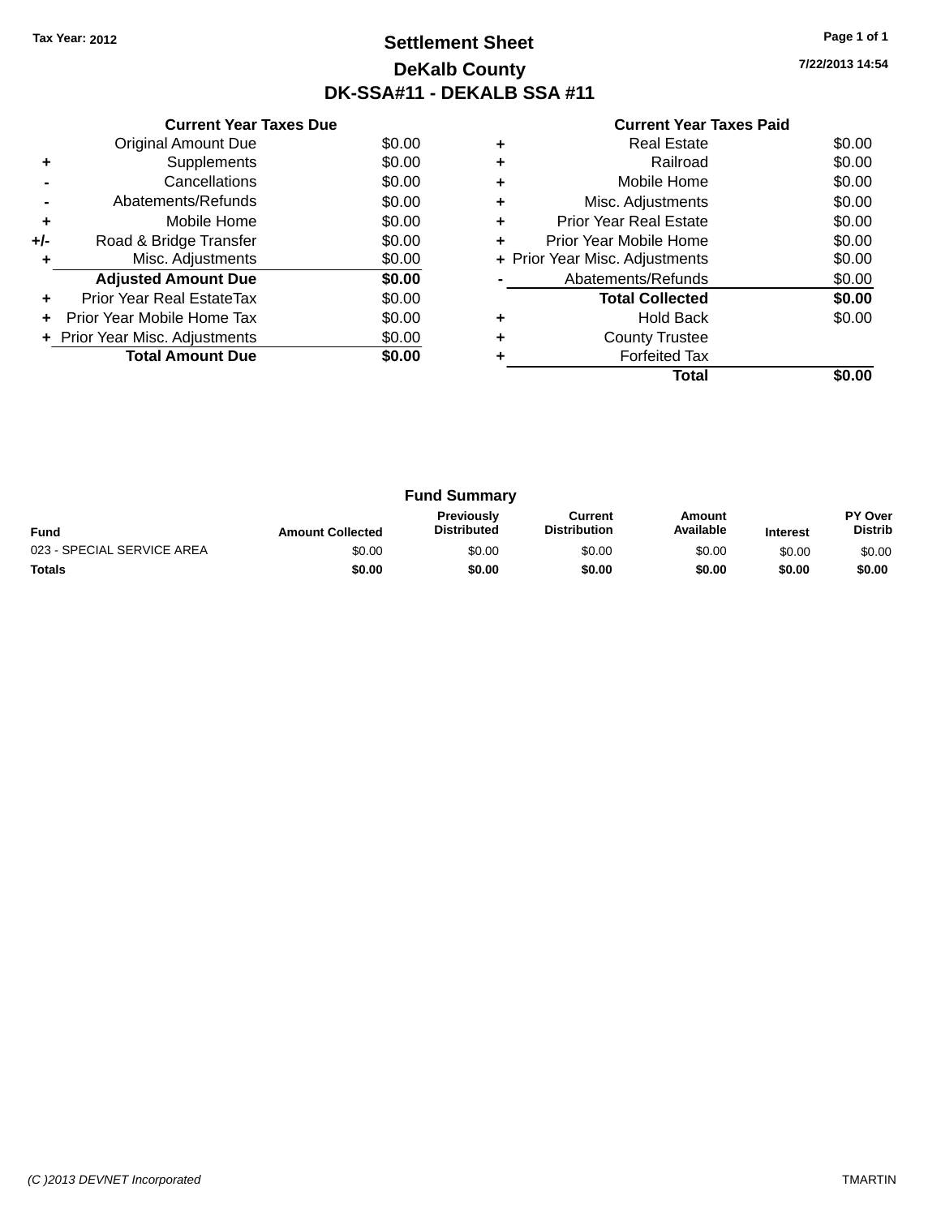**Tax Year: 2012**

# Settlement Sheet

## DeKalb County

## DK-SSA#11 - DEKALB SSA #11

**7/22/2013 14:54**

### Current Year Taxes Due

| | | |
|---|---|---|
| | Original Amount Due | $0.00 |
| + | Supplements | $0.00 |
| - | Cancellations | $0.00 |
| - | Abatements/Refunds | $0.00 |
| + | Mobile Home | $0.00 |
| +/- | Road & Bridge Transfer | $0.00 |
| + | Misc. Adjustments | $0.00 |
| | **Adjusted Amount Due** | **$0.00** |
| + | Prior Year Real EstateTax | $0.00 |
| + | Prior Year Mobile Home Tax | $0.00 |
| + | Prior Year Misc. Adjustments | $0.00 |
| | **Total Amount Due** | **$0.00** |

### Current Year Taxes Paid

| | | |
|---|---|---|
| + | Real Estate | $0.00 |
| + | Railroad | $0.00 |
| + | Mobile Home | $0.00 |
| + | Misc. Adjustments | $0.00 |
| + | Prior Year Real Estate | $0.00 |
| + | Prior Year Mobile Home | $0.00 |
| + | Prior Year Misc. Adjustments | $0.00 |
| - | Abatements/Refunds | $0.00 |
| | **Total Collected** | **$0.00** |
| + | Hold Back | $0.00 |
| + | County Trustee | |
| + | Forfeited Tax | |
| | **Total** | **$0.00** |

### Fund Summary

| Fund | Amount Collected | Previously Distributed | Current Distribution | Amount Available | Interest | PY Over Distrib |
|---|---|---|---|---|---|---|
| 023 - SPECIAL SERVICE AREA | $0.00 | $0.00 | $0.00 | $0.00 | $0.00 | $0.00 |
| **Totals** | **$0.00** | **$0.00** | **$0.00** | **$0.00** | **$0.00** | **$0.00** |

*(C )2013 DEVNET Incorporated* TMARTIN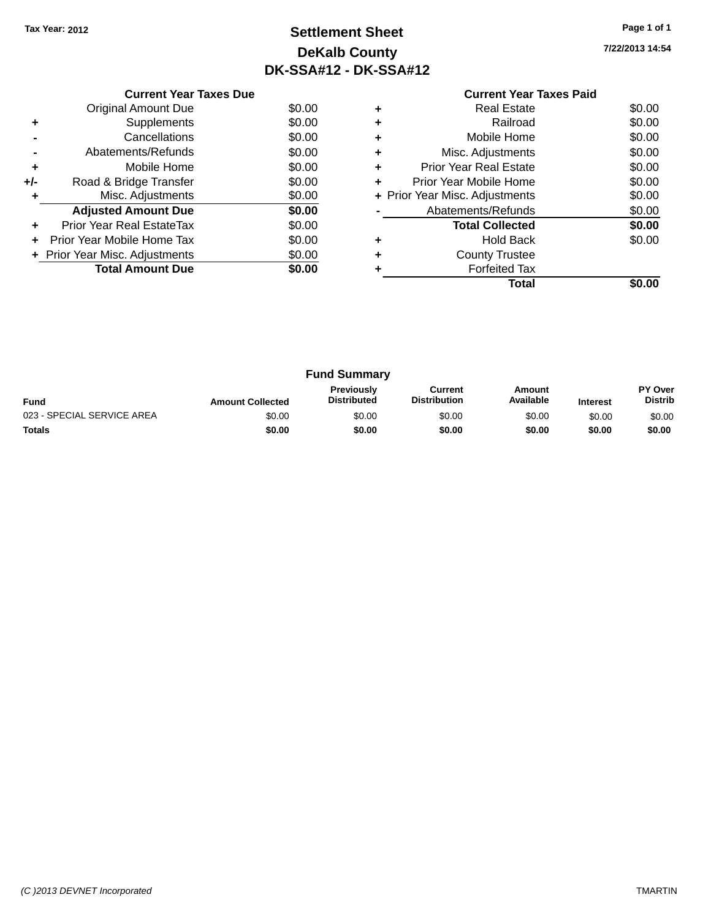Tax Year: 2012

# Settlement Sheet

## DeKalb County

## DK-SSA#12 - DK-SSA#12

7/22/2013 14:54

| | Current Year Taxes Due | |
|---|---|---|
| | Original Amount Due | $0.00 |
| + | Supplements | $0.00 |
| - | Cancellations | $0.00 |
| - | Abatements/Refunds | $0.00 |
| + | Mobile Home | $0.00 |
| +/- | Road & Bridge Transfer | $0.00 |
| + | Misc. Adjustments | $0.00 |
| | **Adjusted Amount Due** | **$0.00** |
| + | Prior Year Real EstateTax | $0.00 |
| + | Prior Year Mobile Home Tax | $0.00 |
| + | Prior Year Misc. Adjustments | $0.00 |
| | **Total Amount Due** | **$0.00** |

| | Current Year Taxes Paid | |
|---|---|---|
| + | Real Estate | $0.00 |
| + | Railroad | $0.00 |
| + | Mobile Home | $0.00 |
| + | Misc. Adjustments | $0.00 |
| + | Prior Year Real Estate | $0.00 |
| + | Prior Year Mobile Home | $0.00 |
| + | Prior Year Misc. Adjustments | $0.00 |
| - | Abatements/Refunds | $0.00 |
| | **Total Collected** | **$0.00** |
| + | Hold Back | $0.00 |
| + | County Trustee | |
| + | Forfeited Tax | |
| | **Total** | **$0.00** |

### Fund Summary

| Fund | Amount Collected | Previously Distributed | Current Distribution | Amount Available | Interest | PY Over Distrib |
|---|---|---|---|---|---|---|
| 023 - SPECIAL SERVICE AREA | $0.00 | $0.00 | $0.00 | $0.00 | $0.00 | $0.00 |
| **Totals** | **$0.00** | **$0.00** | **$0.00** | **$0.00** | **$0.00** | **$0.00** |

(C )2013 DEVNET Incorporated — TMARTIN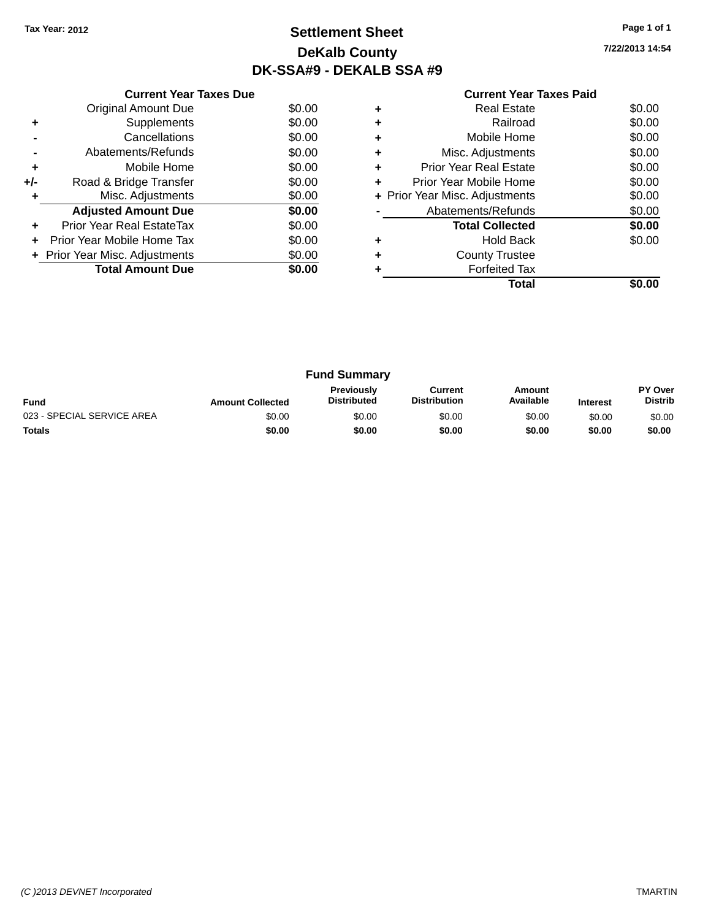Tax Year: 2012

# Settlement Sheet

## DeKalb County

## DK-SSA#9 - DEKALB SSA #9

7/22/2013 14:54

### Current Year Taxes Due

| | | |
|---|---|---|
| | Original Amount Due | $0.00 |
| + | Supplements | $0.00 |
| - | Cancellations | $0.00 |
| - | Abatements/Refunds | $0.00 |
| + | Mobile Home | $0.00 |
| +/- | Road & Bridge Transfer | $0.00 |
| + | Misc. Adjustments | $0.00 |
| | **Adjusted Amount Due** | **$0.00** |
| + | Prior Year Real EstateTax | $0.00 |
| + | Prior Year Mobile Home Tax | $0.00 |
| + | Prior Year Misc. Adjustments | $0.00 |
| | **Total Amount Due** | **$0.00** |

### Current Year Taxes Paid

| | | |
|---|---|---|
| + | Real Estate | $0.00 |
| + | Railroad | $0.00 |
| + | Mobile Home | $0.00 |
| + | Misc. Adjustments | $0.00 |
| + | Prior Year Real Estate | $0.00 |
| + | Prior Year Mobile Home | $0.00 |
| + | Prior Year Misc. Adjustments | $0.00 |
| - | Abatements/Refunds | $0.00 |
| | **Total Collected** | **$0.00** |
| + | Hold Back | $0.00 |
| + | County Trustee | |
| + | Forfeited Tax | |
| | **Total** | **$0.00** |

### Fund Summary

| Fund | Amount Collected | Previously Distributed | Current Distribution | Amount Available | Interest | PY Over Distrib |
|---|---|---|---|---|---|---|
| 023 - SPECIAL SERVICE AREA | $0.00 | $0.00 | $0.00 | $0.00 | $0.00 | $0.00 |
| **Totals** | **$0.00** | **$0.00** | **$0.00** | **$0.00** | **$0.00** | **$0.00** |

(C )2013 DEVNET Incorporated TMARTIN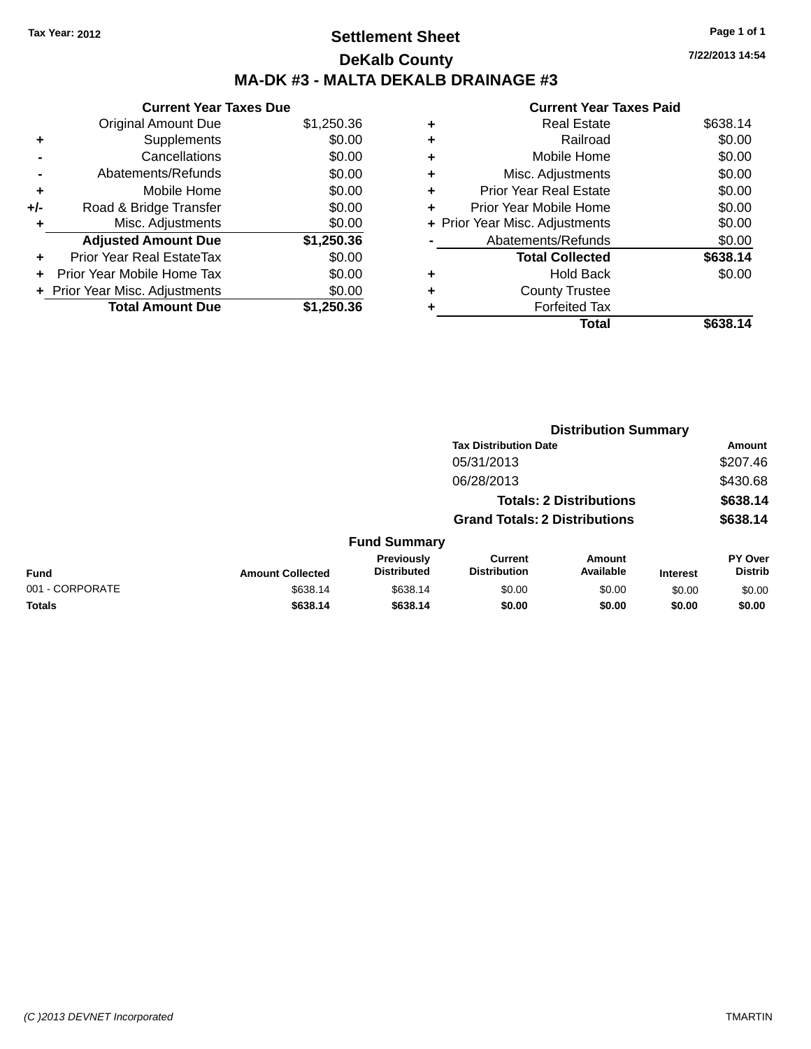Tax Year: 2012

# Settlement Sheet

## DeKalb County

## MA-DK #3 - MALTA DEKALB DRAINAGE #3

7/22/2013 14:54

### Current Year Taxes Due

| | | |
|---|---|---|
| | Original Amount Due | $1,250.36 |
| + | Supplements | $0.00 |
| - | Cancellations | $0.00 |
| - | Abatements/Refunds | $0.00 |
| + | Mobile Home | $0.00 |
| +/- | Road & Bridge Transfer | $0.00 |
| + | Misc. Adjustments | $0.00 |
| | **Adjusted Amount Due** | **$1,250.36** |
| + | Prior Year Real EstateTax | $0.00 |
| + | Prior Year Mobile Home Tax | $0.00 |
| + | Prior Year Misc. Adjustments | $0.00 |
| | **Total Amount Due** | **$1,250.36** |

### Current Year Taxes Paid

| | | |
|---|---|---|
| + | Real Estate | $638.14 |
| + | Railroad | $0.00 |
| + | Mobile Home | $0.00 |
| + | Misc. Adjustments | $0.00 |
| + | Prior Year Real Estate | $0.00 |
| + | Prior Year Mobile Home | $0.00 |
| + | Prior Year Misc. Adjustments | $0.00 |
| - | Abatements/Refunds | $0.00 |
| | **Total Collected** | **$638.14** |
| + | Hold Back | $0.00 |
| + | County Trustee | |
| + | Forfeited Tax | |
| | **Total** | **$638.14** |

### Distribution Summary

| Tax Distribution Date | Amount |
|---|---|
| 05/31/2013 | $207.46 |
| 06/28/2013 | $430.68 |
| **Totals: 2 Distributions** | **$638.14** |
| **Grand Totals: 2 Distributions** | **$638.14** |

### Fund Summary

| Fund | Amount Collected | Previously Distributed | Current Distribution | Amount Available | Interest | PY Over Distrib |
|---|---|---|---|---|---|---|
| 001 - CORPORATE | $638.14 | $638.14 | $0.00 | $0.00 | $0.00 | $0.00 |
| **Totals** | **$638.14** | **$638.14** | **$0.00** | **$0.00** | **$0.00** | **$0.00** |

(C )2013 DEVNET Incorporated TMARTIN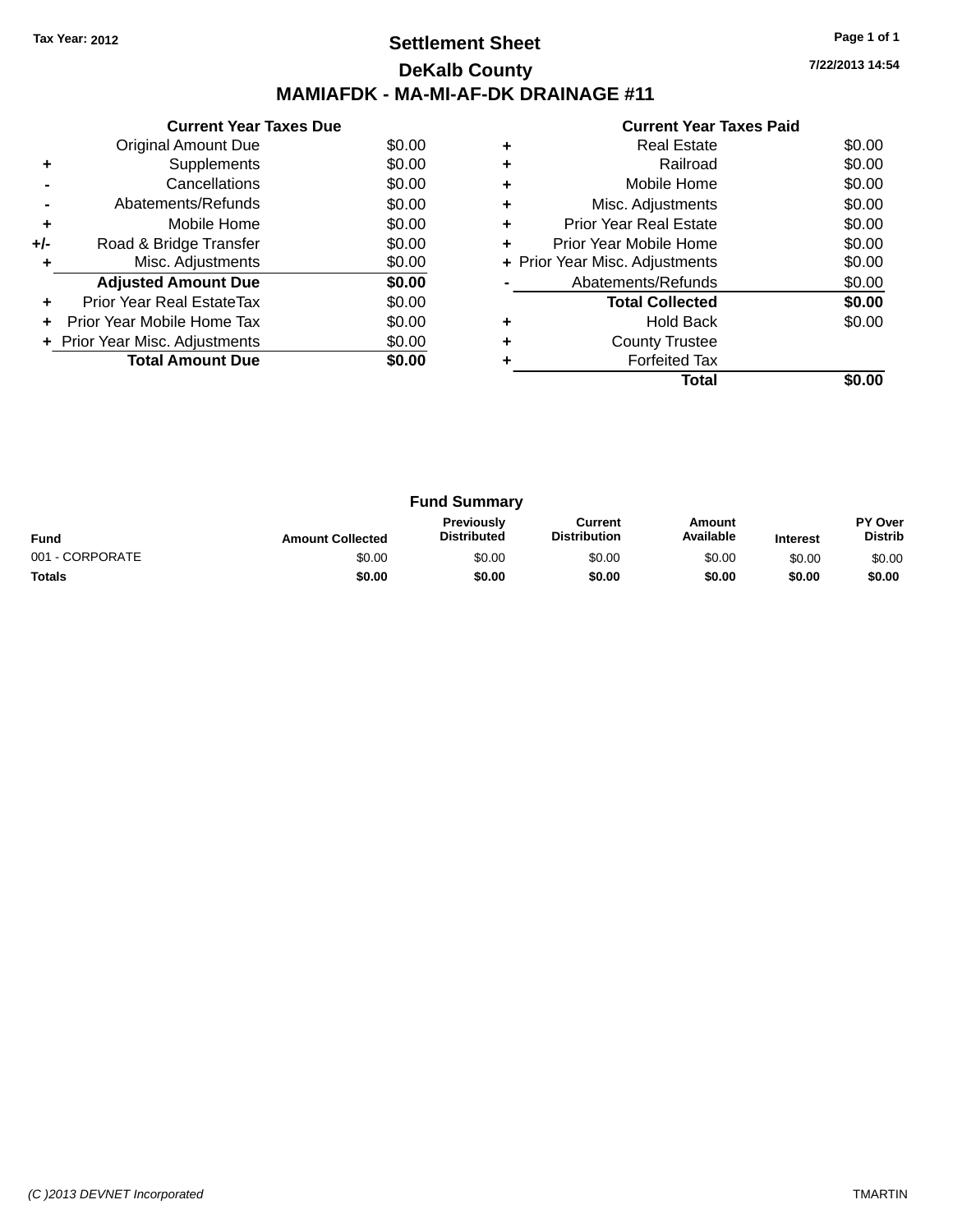Tax Year: 2012

# Settlement Sheet

## DeKalb County

## MAMIAFDK - MA-MI-AF-DK DRAINAGE #11

7/22/2013 14:54

### Current Year Taxes Due

| | | |
|---|---|---|
| | Original Amount Due | $0.00 |
| + | Supplements | $0.00 |
| - | Cancellations | $0.00 |
| - | Abatements/Refunds | $0.00 |
| + | Mobile Home | $0.00 |
| +/- | Road & Bridge Transfer | $0.00 |
| + | Misc. Adjustments | $0.00 |
| | **Adjusted Amount Due** | **$0.00** |
| + | Prior Year Real EstateTax | $0.00 |
| + | Prior Year Mobile Home Tax | $0.00 |
| + | Prior Year Misc. Adjustments | $0.00 |
| | **Total Amount Due** | **$0.00** |

### Current Year Taxes Paid

| | | |
|---|---|---|
| + | Real Estate | $0.00 |
| + | Railroad | $0.00 |
| + | Mobile Home | $0.00 |
| + | Misc. Adjustments | $0.00 |
| + | Prior Year Real Estate | $0.00 |
| + | Prior Year Mobile Home | $0.00 |
| + | Prior Year Misc. Adjustments | $0.00 |
| - | Abatements/Refunds | $0.00 |
| | **Total Collected** | **$0.00** |
| + | Hold Back | $0.00 |
| + | County Trustee | |
| + | Forfeited Tax | |
| | **Total** | **$0.00** |

### Fund Summary

| Fund | Amount Collected | Previously Distributed | Current Distribution | Amount Available | Interest | PY Over Distrib |
|---|---|---|---|---|---|---|
| 001 - CORPORATE | $0.00 | $0.00 | $0.00 | $0.00 | $0.00 | $0.00 |
| **Totals** | **$0.00** | **$0.00** | **$0.00** | **$0.00** | **$0.00** | **$0.00** |

(C )2013 DEVNET Incorporated TMARTIN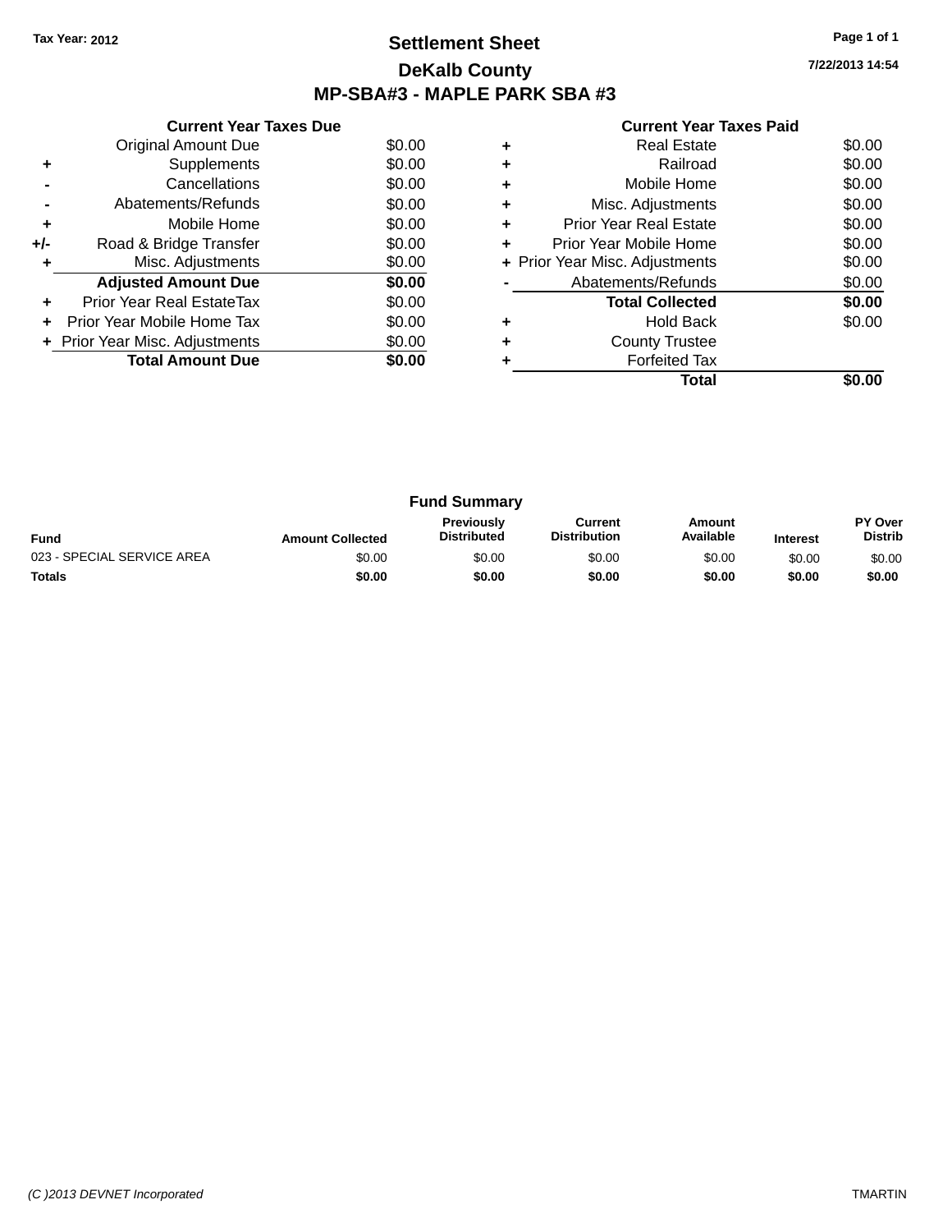Tax Year: 2012

# Settlement Sheet

## DeKalb County

## MP-SBA#3 - MAPLE PARK SBA #3

7/22/2013 14:54

### Current Year Taxes Due

| | | |
|---|---|---|
| | Original Amount Due | $0.00 |
| + | Supplements | $0.00 |
| - | Cancellations | $0.00 |
| - | Abatements/Refunds | $0.00 |
| + | Mobile Home | $0.00 |
| +/- | Road & Bridge Transfer | $0.00 |
| + | Misc. Adjustments | $0.00 |
| | **Adjusted Amount Due** | **$0.00** |
| + | Prior Year Real EstateTax | $0.00 |
| + | Prior Year Mobile Home Tax | $0.00 |
| + | Prior Year Misc. Adjustments | $0.00 |
| | **Total Amount Due** | **$0.00** |

### Current Year Taxes Paid

| | | |
|---|---|---|
| + | Real Estate | $0.00 |
| + | Railroad | $0.00 |
| + | Mobile Home | $0.00 |
| + | Misc. Adjustments | $0.00 |
| + | Prior Year Real Estate | $0.00 |
| + | Prior Year Mobile Home | $0.00 |
| + | Prior Year Misc. Adjustments | $0.00 |
| - | Abatements/Refunds | $0.00 |
| | **Total Collected** | **$0.00** |
| + | Hold Back | $0.00 |
| + | County Trustee | |
| + | Forfeited Tax | |
| | **Total** | **$0.00** |

### Fund Summary

| Fund | Amount Collected | Previously Distributed | Current Distribution | Amount Available | Interest | PY Over Distrib |
|---|---|---|---|---|---|---|
| 023 - SPECIAL SERVICE AREA | $0.00 | $0.00 | $0.00 | $0.00 | $0.00 | $0.00 |
| **Totals** | **$0.00** | **$0.00** | **$0.00** | **$0.00** | **$0.00** | **$0.00** |

(C )2013 DEVNET Incorporated TMARTIN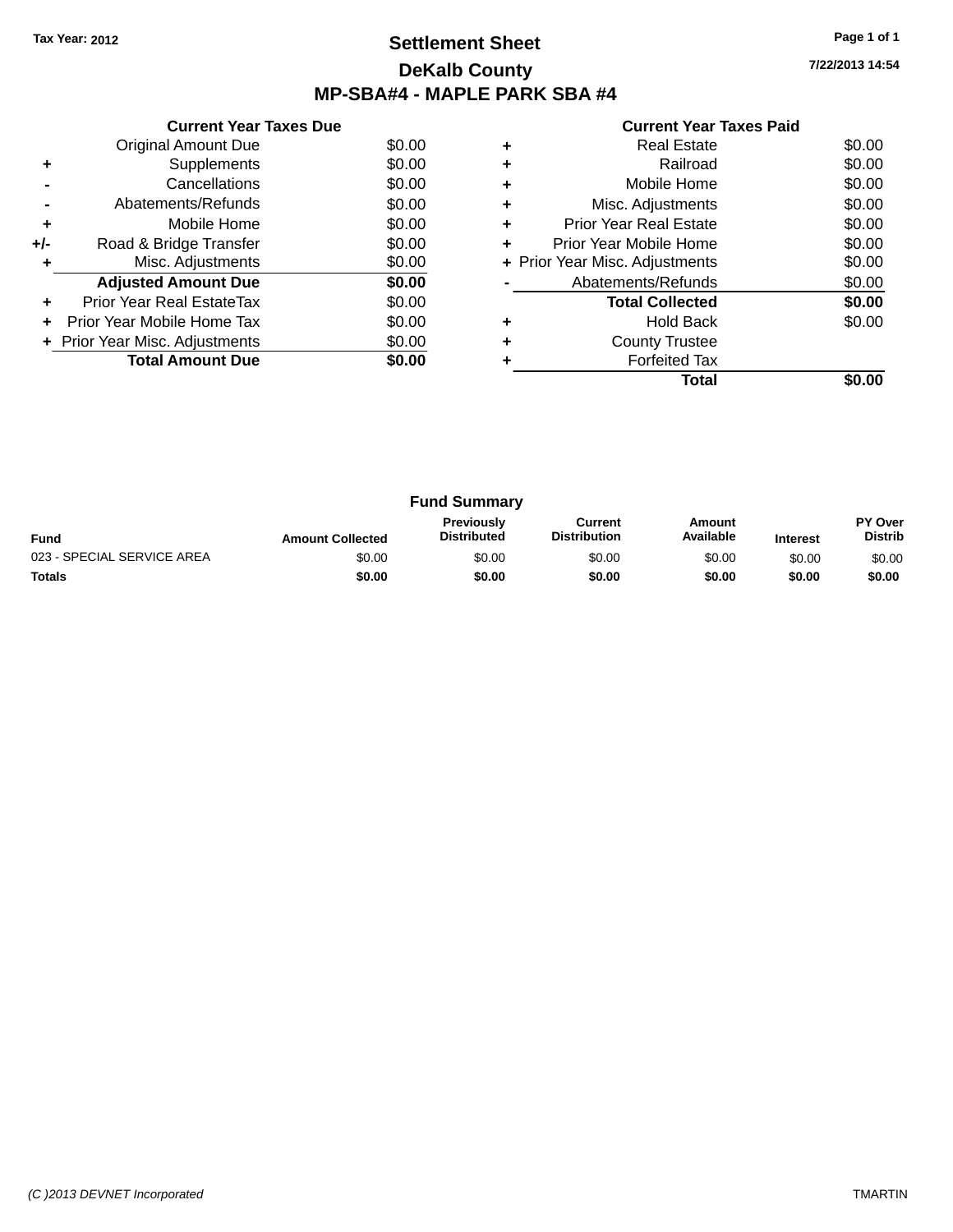Tax Year: 2012

# Settlement Sheet

## DeKalb County

## MP-SBA#4 - MAPLE PARK SBA #4

7/22/2013 14:54

### Current Year Taxes Due

| | | |
|---|---|---|
| | Original Amount Due | $0.00 |
| + | Supplements | $0.00 |
| - | Cancellations | $0.00 |
| - | Abatements/Refunds | $0.00 |
| + | Mobile Home | $0.00 |
| +/- | Road & Bridge Transfer | $0.00 |
| + | Misc. Adjustments | $0.00 |
| | **Adjusted Amount Due** | **$0.00** |
| + | Prior Year Real EstateTax | $0.00 |
| + | Prior Year Mobile Home Tax | $0.00 |
| + | Prior Year Misc. Adjustments | $0.00 |
| | **Total Amount Due** | **$0.00** |

### Current Year Taxes Paid

| | | |
|---|---|---|
| + | Real Estate | $0.00 |
| + | Railroad | $0.00 |
| + | Mobile Home | $0.00 |
| + | Misc. Adjustments | $0.00 |
| + | Prior Year Real Estate | $0.00 |
| + | Prior Year Mobile Home | $0.00 |
| + | Prior Year Misc. Adjustments | $0.00 |
| - | Abatements/Refunds | $0.00 |
| | **Total Collected** | **$0.00** |
| + | Hold Back | $0.00 |
| + | County Trustee | |
| + | Forfeited Tax | |
| | **Total** | **$0.00** |

### Fund Summary

| Fund | Amount Collected | Previously Distributed | Current Distribution | Amount Available | Interest | PY Over Distrib |
|---|---|---|---|---|---|---|
| 023 - SPECIAL SERVICE AREA | $0.00 | $0.00 | $0.00 | $0.00 | $0.00 | $0.00 |
| **Totals** | **$0.00** | **$0.00** | **$0.00** | **$0.00** | **$0.00** | **$0.00** |

(C )2013 DEVNET Incorporated TMARTIN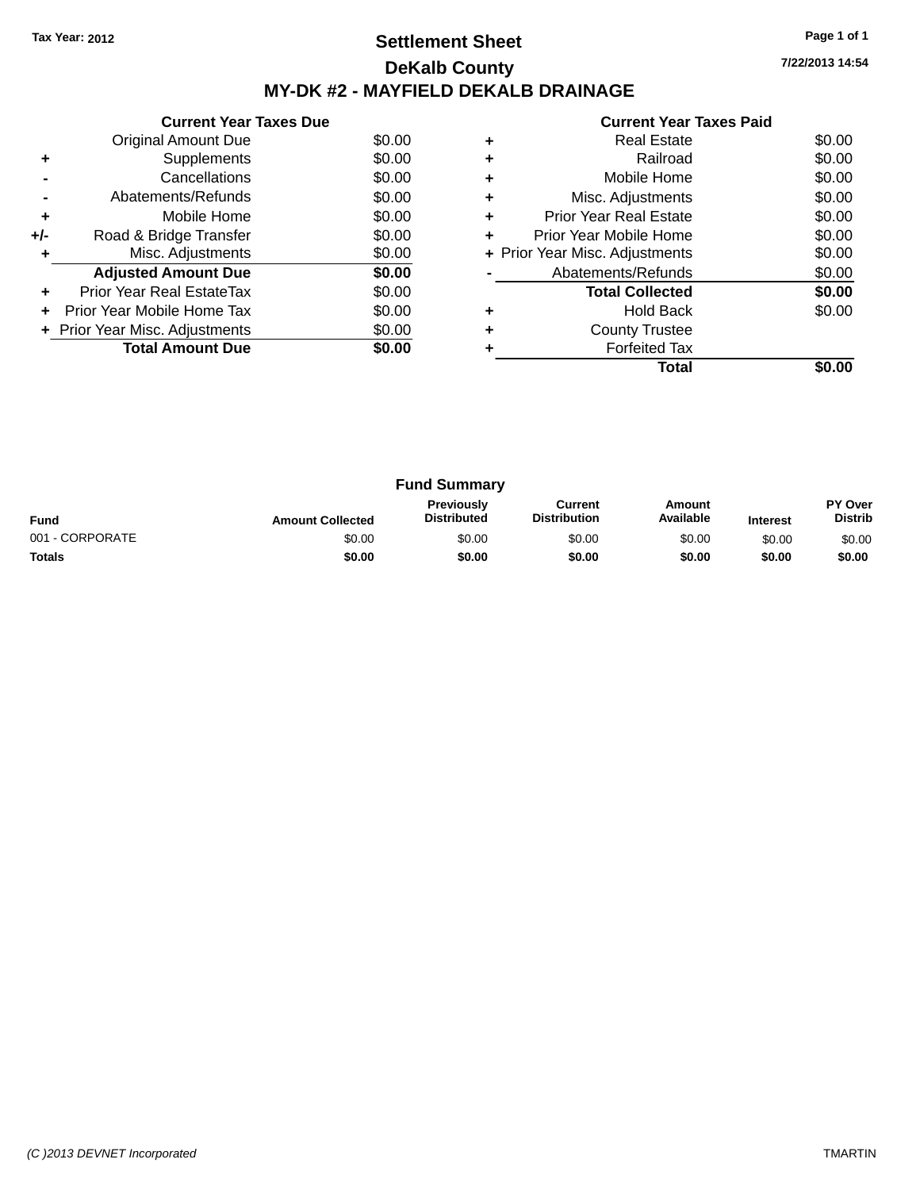Tax Year: 2012

# Settlement Sheet

## DeKalb County

## MY-DK #2 - MAYFIELD DEKALB DRAINAGE

7/22/2013 14:54

| | Current Year Taxes Due | |
|---|---|---|
| | Original Amount Due | $0.00 |
| + | Supplements | $0.00 |
| - | Cancellations | $0.00 |
| - | Abatements/Refunds | $0.00 |
| + | Mobile Home | $0.00 |
| +/- | Road & Bridge Transfer | $0.00 |
| + | Misc. Adjustments | $0.00 |
| | **Adjusted Amount Due** | **$0.00** |
| + | Prior Year Real EstateTax | $0.00 |
| + | Prior Year Mobile Home Tax | $0.00 |
| + | Prior Year Misc. Adjustments | $0.00 |
| | **Total Amount Due** | **$0.00** |

| | Current Year Taxes Paid | |
|---|---|---|
| + | Real Estate | $0.00 |
| + | Railroad | $0.00 |
| + | Mobile Home | $0.00 |
| + | Misc. Adjustments | $0.00 |
| + | Prior Year Real Estate | $0.00 |
| + | Prior Year Mobile Home | $0.00 |
| + | Prior Year Misc. Adjustments | $0.00 |
| - | Abatements/Refunds | $0.00 |
| | **Total Collected** | **$0.00** |
| + | Hold Back | $0.00 |
| + | County Trustee | |
| + | Forfeited Tax | |
| | **Total** | **$0.00** |

### Fund Summary

| Fund | Amount Collected | Previously Distributed | Current Distribution | Amount Available | Interest | PY Over Distrib |
|---|---|---|---|---|---|---|
| 001 - CORPORATE | $0.00 | $0.00 | $0.00 | $0.00 | $0.00 | $0.00 |
| **Totals** | **$0.00** | **$0.00** | **$0.00** | **$0.00** | **$0.00** | **$0.00** |

(C )2013 DEVNET Incorporated

TMARTIN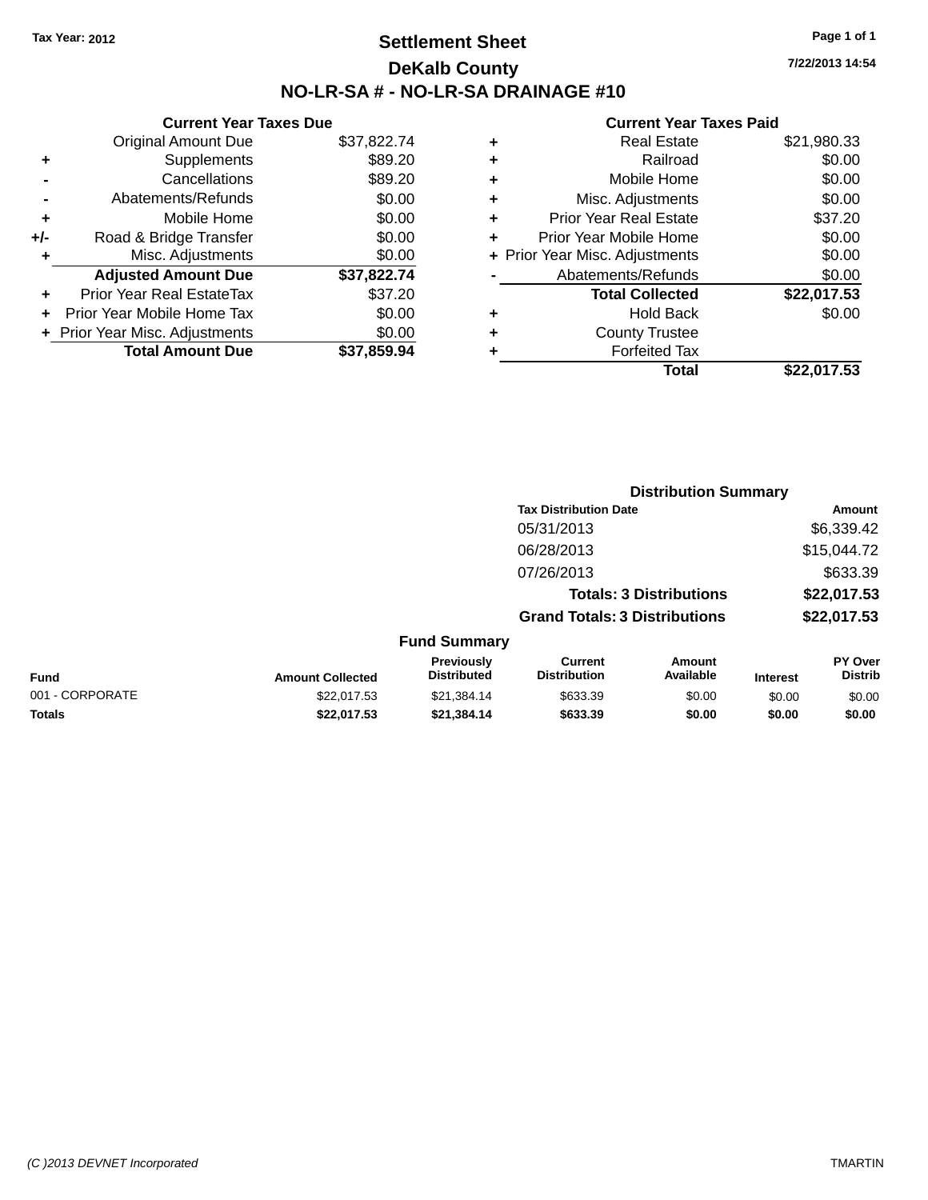Tax Year: 2012

# Settlement Sheet
## DeKalb County
## NO-LR-SA # - NO-LR-SA DRAINAGE #10

7/22/2013 14:54

**Current Year Taxes Due**

| | | |
|---|---|---|
| | Original Amount Due | $37,822.74 |
| + | Supplements | $89.20 |
| - | Cancellations | $89.20 |
| - | Abatements/Refunds | $0.00 |
| + | Mobile Home | $0.00 |
| +/- | Road & Bridge Transfer | $0.00 |
| + | Misc. Adjustments | $0.00 |
| | **Adjusted Amount Due** | **$37,822.74** |
| + | Prior Year Real EstateTax | $37.20 |
| + | Prior Year Mobile Home Tax | $0.00 |
| + | Prior Year Misc. Adjustments | $0.00 |
| | **Total Amount Due** | **$37,859.94** |

**Current Year Taxes Paid**

| | | |
|---|---|---|
| + | Real Estate | $21,980.33 |
| + | Railroad | $0.00 |
| + | Mobile Home | $0.00 |
| + | Misc. Adjustments | $0.00 |
| + | Prior Year Real Estate | $37.20 |
| + | Prior Year Mobile Home | $0.00 |
| + | Prior Year Misc. Adjustments | $0.00 |
| - | Abatements/Refunds | $0.00 |
| | **Total Collected** | **$22,017.53** |
| + | Hold Back | $0.00 |
| + | County Trustee | |
| + | Forfeited Tax | |
| | **Total** | **$22,017.53** |

**Distribution Summary**

| Tax Distribution Date | Amount |
|---|---|
| 05/31/2013 | $6,339.42 |
| 06/28/2013 | $15,044.72 |
| 07/26/2013 | $633.39 |
| **Totals: 3 Distributions** | **$22,017.53** |
| **Grand Totals: 3 Distributions** | **$22,017.53** |

**Fund Summary**

| Fund | Amount Collected | Previously Distributed | Current Distribution | Amount Available | Interest | PY Over Distrib |
|---|---|---|---|---|---|---|
| 001 - CORPORATE | $22,017.53 | $21,384.14 | $633.39 | $0.00 | $0.00 | $0.00 |
| **Totals** | **$22,017.53** | **$21,384.14** | **$633.39** | **$0.00** | **$0.00** | **$0.00** |

(C )2013 DEVNET Incorporated TMARTIN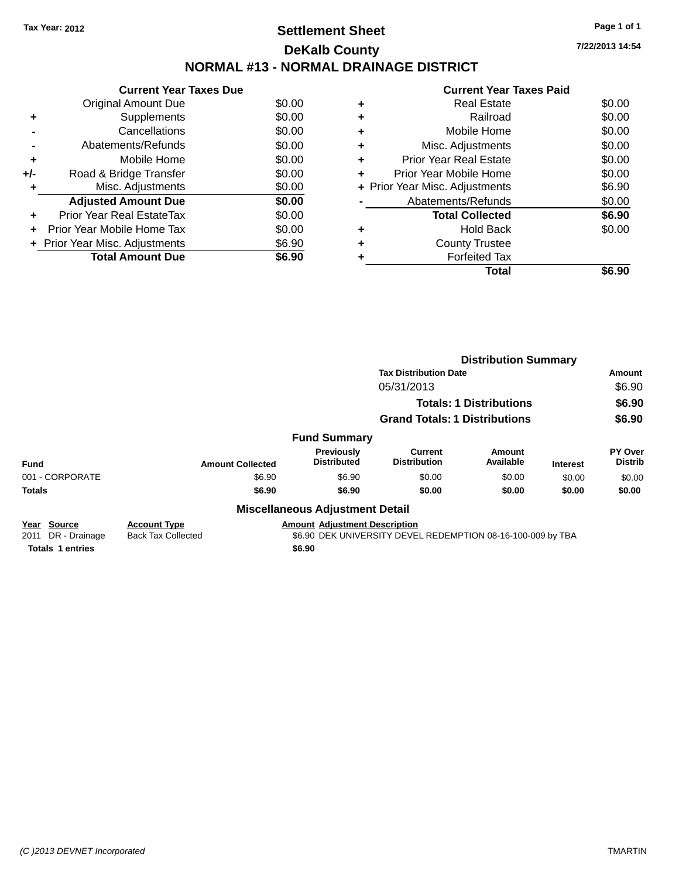Tax Year: 2012

# Settlement Sheet

## DeKalb County

## NORMAL #13 - NORMAL DRAINAGE DISTRICT

7/22/2013 14:54

| | Current Year Taxes Due | |
|---|---|---|
| | Original Amount Due | $0.00 |
| + | Supplements | $0.00 |
| - | Cancellations | $0.00 |
| - | Abatements/Refunds | $0.00 |
| + | Mobile Home | $0.00 |
| +/- | Road & Bridge Transfer | $0.00 |
| + | Misc. Adjustments | $0.00 |
| | **Adjusted Amount Due** | **$0.00** |
| + | Prior Year Real EstateTax | $0.00 |
| + | Prior Year Mobile Home Tax | $0.00 |
| + | Prior Year Misc. Adjustments | $6.90 |
| | **Total Amount Due** | **$6.90** |

| | Current Year Taxes Paid | |
|---|---|---|
| + | Real Estate | $0.00 |
| + | Railroad | $0.00 |
| + | Mobile Home | $0.00 |
| + | Misc. Adjustments | $0.00 |
| + | Prior Year Real Estate | $0.00 |
| + | Prior Year Mobile Home | $0.00 |
| + | Prior Year Misc. Adjustments | $6.90 |
| - | Abatements/Refunds | $0.00 |
| | **Total Collected** | **$6.90** |
| + | Hold Back | $0.00 |
| + | County Trustee | |
| + | Forfeited Tax | |
| | **Total** | **$6.90** |

### Distribution Summary

| Tax Distribution Date | Amount |
|---|---|
| 05/31/2013 | $6.90 |
| **Totals: 1 Distributions** | **$6.90** |
| **Grand Totals: 1 Distributions** | **$6.90** |

### Fund Summary

| Fund | Amount Collected | Previously Distributed | Current Distribution | Amount Available | Interest | PY Over Distrib |
|---|---|---|---|---|---|---|
| 001 - CORPORATE | $6.90 | $6.90 | $0.00 | $0.00 | $0.00 | $0.00 |
| **Totals** | **$6.90** | **$6.90** | **$0.00** | **$0.00** | **$0.00** | **$0.00** |

### Miscellaneous Adjustment Detail

| Year | Source | Account Type | Amount | Adjustment Description |
|---|---|---|---|---|
| 2011 | DR - Drainage | Back Tax Collected | $6.90 | DEK UNIVERSITY DEVEL REDEMPTION 08-16-100-009 by TBA |
| **Totals** | **1 entries** | | **$6.90** | |

(C )2013 DEVNET Incorporated TMARTIN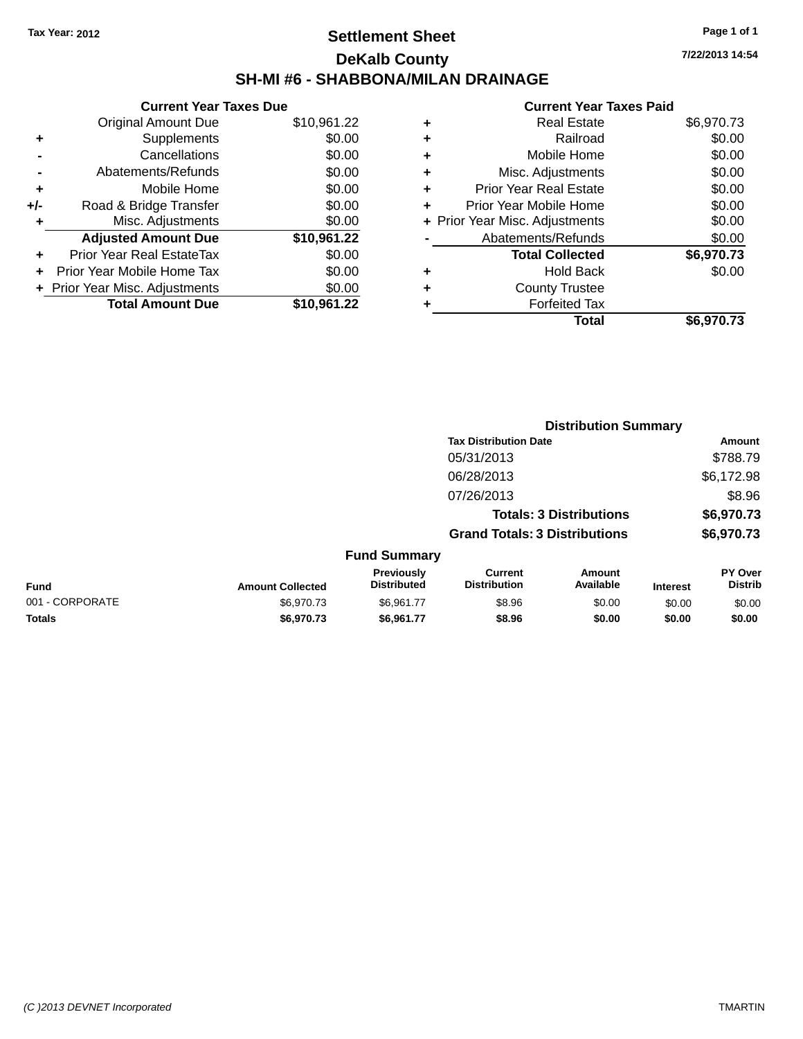Tax Year: 2012

# Settlement Sheet

## DeKalb County

## SH-MI #6 - SHABBONA/MILAN DRAINAGE

7/22/2013 14:54

### Current Year Taxes Due

| | | |
|---|---|---|
| | Original Amount Due | $10,961.22 |
| + | Supplements | $0.00 |
| - | Cancellations | $0.00 |
| - | Abatements/Refunds | $0.00 |
| + | Mobile Home | $0.00 |
| +/- | Road & Bridge Transfer | $0.00 |
| + | Misc. Adjustments | $0.00 |
| | **Adjusted Amount Due** | **$10,961.22** |
| + | Prior Year Real EstateTax | $0.00 |
| + | Prior Year Mobile Home Tax | $0.00 |
| + | Prior Year Misc. Adjustments | $0.00 |
| | **Total Amount Due** | **$10,961.22** |

### Current Year Taxes Paid

| | | |
|---|---|---|
| + | Real Estate | $6,970.73 |
| + | Railroad | $0.00 |
| + | Mobile Home | $0.00 |
| + | Misc. Adjustments | $0.00 |
| + | Prior Year Real Estate | $0.00 |
| + | Prior Year Mobile Home | $0.00 |
| + | Prior Year Misc. Adjustments | $0.00 |
| - | Abatements/Refunds | $0.00 |
| | **Total Collected** | **$6,970.73** |
| + | Hold Back | $0.00 |
| + | County Trustee | |
| + | Forfeited Tax | |
| | **Total** | **$6,970.73** |

### Distribution Summary

| Tax Distribution Date | Amount |
|---|---|
| 05/31/2013 | $788.79 |
| 06/28/2013 | $6,172.98 |
| 07/26/2013 | $8.96 |
| **Totals: 3 Distributions** | **$6,970.73** |
| **Grand Totals: 3 Distributions** | **$6,970.73** |

### Fund Summary

| Fund | Amount Collected | Previously Distributed | Current Distribution | Amount Available | Interest | PY Over Distrib |
|---|---|---|---|---|---|---|
| 001 - CORPORATE | $6,970.73 | $6,961.77 | $8.96 | $0.00 | $0.00 | $0.00 |
| **Totals** | **$6,970.73** | **$6,961.77** | **$8.96** | **$0.00** | **$0.00** | **$0.00** |

(C )2013 DEVNET Incorporated TMARTIN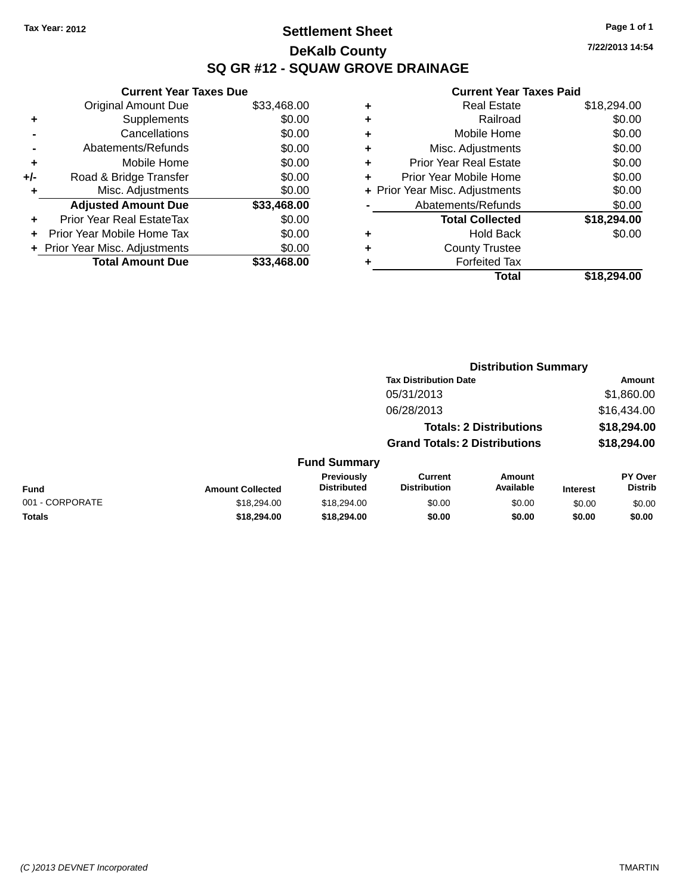Tax Year: 2012

# Settlement Sheet

## DeKalb County

## SQ GR #12 - SQUAW GROVE DRAINAGE

7/22/2013 14:54

### Current Year Taxes Due

| | | |
|---|---|---|
| | Original Amount Due | $33,468.00 |
| + | Supplements | $0.00 |
| - | Cancellations | $0.00 |
| - | Abatements/Refunds | $0.00 |
| + | Mobile Home | $0.00 |
| +/- | Road & Bridge Transfer | $0.00 |
| + | Misc. Adjustments | $0.00 |
| | **Adjusted Amount Due** | **$33,468.00** |
| + | Prior Year Real EstateTax | $0.00 |
| + | Prior Year Mobile Home Tax | $0.00 |
| + | Prior Year Misc. Adjustments | $0.00 |
| | **Total Amount Due** | **$33,468.00** |

### Current Year Taxes Paid

| | | |
|---|---|---|
| + | Real Estate | $18,294.00 |
| + | Railroad | $0.00 |
| + | Mobile Home | $0.00 |
| + | Misc. Adjustments | $0.00 |
| + | Prior Year Real Estate | $0.00 |
| + | Prior Year Mobile Home | $0.00 |
| + | Prior Year Misc. Adjustments | $0.00 |
| - | Abatements/Refunds | $0.00 |
| | **Total Collected** | **$18,294.00** |
| + | Hold Back | $0.00 |
| + | County Trustee | |
| + | Forfeited Tax | |
| | **Total** | **$18,294.00** |

### Distribution Summary

| Tax Distribution Date | Amount |
|---|---|
| 05/31/2013 | $1,860.00 |
| 06/28/2013 | $16,434.00 |
| **Totals: 2 Distributions** | **$18,294.00** |
| **Grand Totals: 2 Distributions** | **$18,294.00** |

### Fund Summary

| Fund | Amount Collected | Previously Distributed | Current Distribution | Amount Available | Interest | PY Over Distrib |
|---|---|---|---|---|---|---|
| 001 - CORPORATE | $18,294.00 | $18,294.00 | $0.00 | $0.00 | $0.00 | $0.00 |
| **Totals** | **$18,294.00** | **$18,294.00** | **$0.00** | **$0.00** | **$0.00** | **$0.00** |

(C )2013 DEVNET Incorporated TMARTIN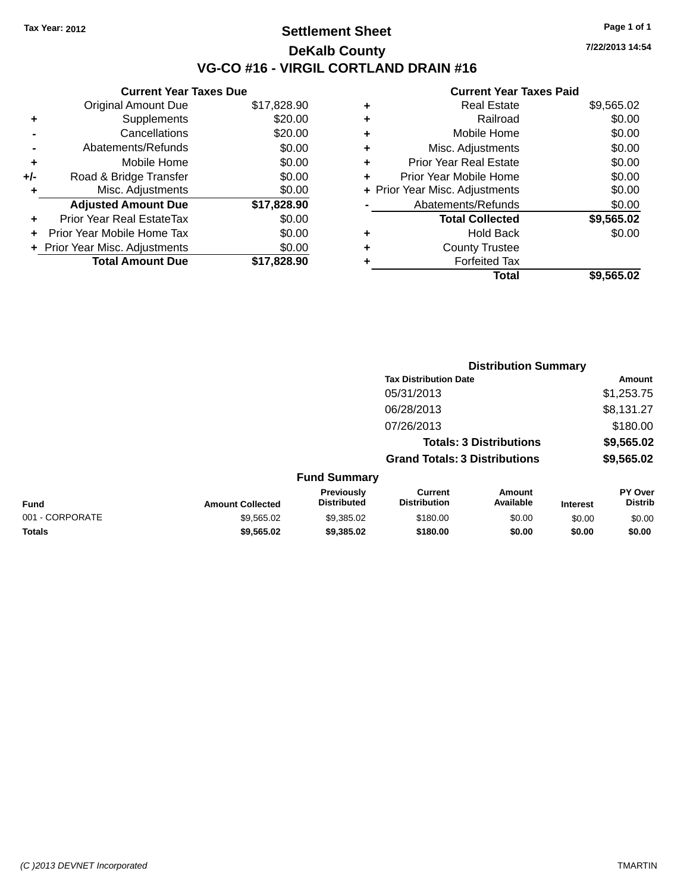Tax Year: 2012

# Settlement Sheet

## DeKalb County

## VG-CO #16 - VIRGIL CORTLAND DRAIN #16

7/22/2013 14:54

### Current Year Taxes Due

| | | |
|---|---|---|
| | Original Amount Due | $17,828.90 |
| + | Supplements | $20.00 |
| - | Cancellations | $20.00 |
| - | Abatements/Refunds | $0.00 |
| + | Mobile Home | $0.00 |
| +/- | Road & Bridge Transfer | $0.00 |
| + | Misc. Adjustments | $0.00 |
| | **Adjusted Amount Due** | **$17,828.90** |
| + | Prior Year Real EstateTax | $0.00 |
| + | Prior Year Mobile Home Tax | $0.00 |
| + | Prior Year Misc. Adjustments | $0.00 |
| | **Total Amount Due** | **$17,828.90** |

### Current Year Taxes Paid

| | | |
|---|---|---|
| + | Real Estate | $9,565.02 |
| + | Railroad | $0.00 |
| + | Mobile Home | $0.00 |
| + | Misc. Adjustments | $0.00 |
| + | Prior Year Real Estate | $0.00 |
| + | Prior Year Mobile Home | $0.00 |
| + | Prior Year Misc. Adjustments | $0.00 |
| - | Abatements/Refunds | $0.00 |
| | **Total Collected** | **$9,565.02** |
| + | Hold Back | $0.00 |
| + | County Trustee | |
| + | Forfeited Tax | |
| | **Total** | **$9,565.02** |

### Distribution Summary

| Tax Distribution Date | Amount |
|---|---|
| 05/31/2013 | $1,253.75 |
| 06/28/2013 | $8,131.27 |
| 07/26/2013 | $180.00 |
| **Totals: 3 Distributions** | **$9,565.02** |
| **Grand Totals: 3 Distributions** | **$9,565.02** |

### Fund Summary

| Fund | Amount Collected | Previously Distributed | Current Distribution | Amount Available | Interest | PY Over Distrib |
|---|---|---|---|---|---|---|
| 001 - CORPORATE | $9,565.02 | $9,385.02 | $180.00 | $0.00 | $0.00 | $0.00 |
| **Totals** | **$9,565.02** | **$9,385.02** | **$180.00** | **$0.00** | **$0.00** | **$0.00** |

(C )2013 DEVNET Incorporated TMARTIN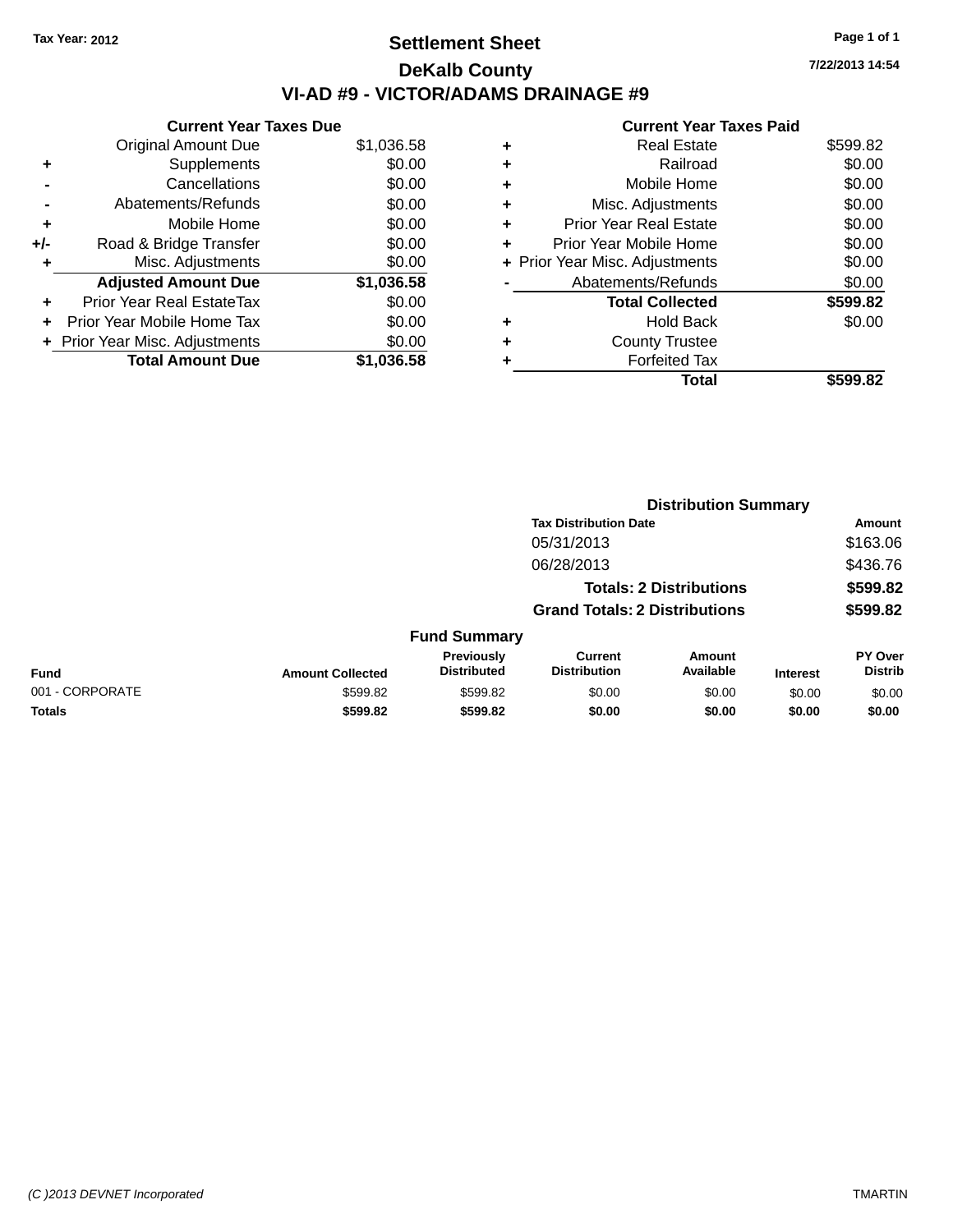Tax Year: 2012

# Settlement Sheet

## DeKalb County

## VI-AD #9 - VICTOR/ADAMS DRAINAGE #9

7/22/2013 14:54

### Current Year Taxes Due

| | | |
|---|---|---|
| | Original Amount Due | $1,036.58 |
| + | Supplements | $0.00 |
| - | Cancellations | $0.00 |
| - | Abatements/Refunds | $0.00 |
| + | Mobile Home | $0.00 |
| +/- | Road & Bridge Transfer | $0.00 |
| + | Misc. Adjustments | $0.00 |
| | **Adjusted Amount Due** | **$1,036.58** |
| + | Prior Year Real EstateTax | $0.00 |
| + | Prior Year Mobile Home Tax | $0.00 |
| + | Prior Year Misc. Adjustments | $0.00 |
| | **Total Amount Due** | **$1,036.58** |

### Current Year Taxes Paid

| | | |
|---|---|---|
| + | Real Estate | $599.82 |
| + | Railroad | $0.00 |
| + | Mobile Home | $0.00 |
| + | Misc. Adjustments | $0.00 |
| + | Prior Year Real Estate | $0.00 |
| + | Prior Year Mobile Home | $0.00 |
| + | Prior Year Misc. Adjustments | $0.00 |
| - | Abatements/Refunds | $0.00 |
| | **Total Collected** | **$599.82** |
| + | Hold Back | $0.00 |
| + | County Trustee | |
| + | Forfeited Tax | |
| | **Total** | **$599.82** |

### Distribution Summary

| Tax Distribution Date | Amount |
|---|---|
| 05/31/2013 | $163.06 |
| 06/28/2013 | $436.76 |
| **Totals: 2 Distributions** | **$599.82** |
| **Grand Totals: 2 Distributions** | **$599.82** |

### Fund Summary

| Fund | Amount Collected | Previously Distributed | Current Distribution | Amount Available | Interest | PY Over Distrib |
|---|---|---|---|---|---|---|
| 001 - CORPORATE | $599.82 | $599.82 | $0.00 | $0.00 | $0.00 | $0.00 |
| **Totals** | **$599.82** | **$599.82** | **$0.00** | **$0.00** | **$0.00** | **$0.00** |

(C )2013 DEVNET Incorporated TMARTIN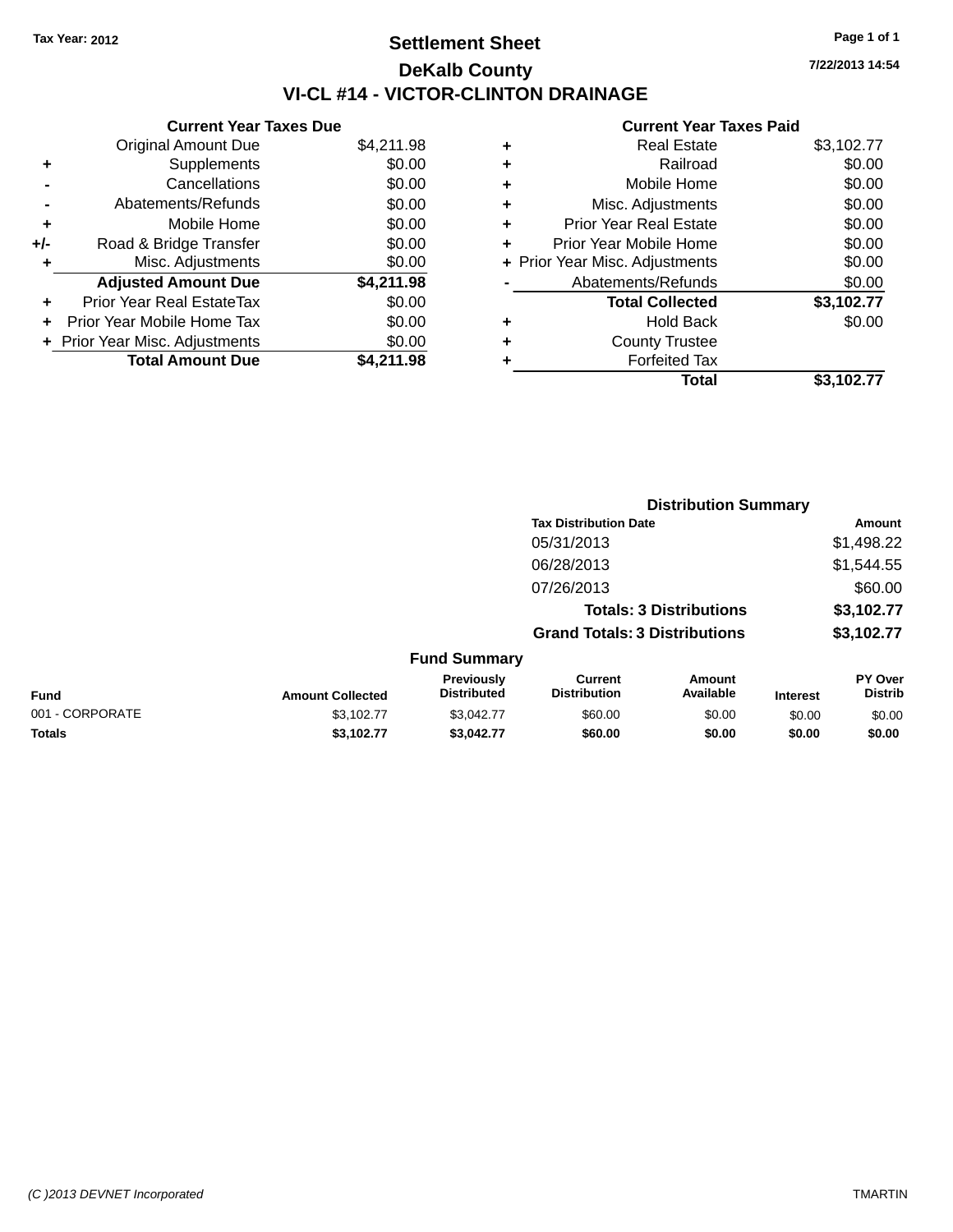Tax Year: 2012

# Settlement Sheet

## DeKalb County

## VI-CL #14 - VICTOR-CLINTON DRAINAGE

7/22/2013 14:54

### Current Year Taxes Due

| | | |
|---|---|---|
| | Original Amount Due | $4,211.98 |
| + | Supplements | $0.00 |
| - | Cancellations | $0.00 |
| - | Abatements/Refunds | $0.00 |
| + | Mobile Home | $0.00 |
| +/- | Road & Bridge Transfer | $0.00 |
| + | Misc. Adjustments | $0.00 |
| | **Adjusted Amount Due** | **$4,211.98** |
| + | Prior Year Real EstateTax | $0.00 |
| + | Prior Year Mobile Home Tax | $0.00 |
| + | Prior Year Misc. Adjustments | $0.00 |
| | **Total Amount Due** | **$4,211.98** |

### Current Year Taxes Paid

| | | |
|---|---|---|
| + | Real Estate | $3,102.77 |
| + | Railroad | $0.00 |
| + | Mobile Home | $0.00 |
| + | Misc. Adjustments | $0.00 |
| + | Prior Year Real Estate | $0.00 |
| + | Prior Year Mobile Home | $0.00 |
| + | Prior Year Misc. Adjustments | $0.00 |
| - | Abatements/Refunds | $0.00 |
| | **Total Collected** | **$3,102.77** |
| + | Hold Back | $0.00 |
| + | County Trustee | |
| + | Forfeited Tax | |
| | **Total** | **$3,102.77** |

### Distribution Summary

| Tax Distribution Date | Amount |
|---|---|
| 05/31/2013 | $1,498.22 |
| 06/28/2013 | $1,544.55 |
| 07/26/2013 | $60.00 |
| **Totals: 3 Distributions** | **$3,102.77** |
| **Grand Totals: 3 Distributions** | **$3,102.77** |

### Fund Summary

| Fund | Amount Collected | Previously Distributed | Current Distribution | Amount Available | Interest | PY Over Distrib |
|---|---|---|---|---|---|---|
| 001 - CORPORATE | $3,102.77 | $3,042.77 | $60.00 | $0.00 | $0.00 | $0.00 |
| **Totals** | **$3,102.77** | **$3,042.77** | **$60.00** | **$0.00** | **$0.00** | **$0.00** |

(C )2013 DEVNET Incorporated TMARTIN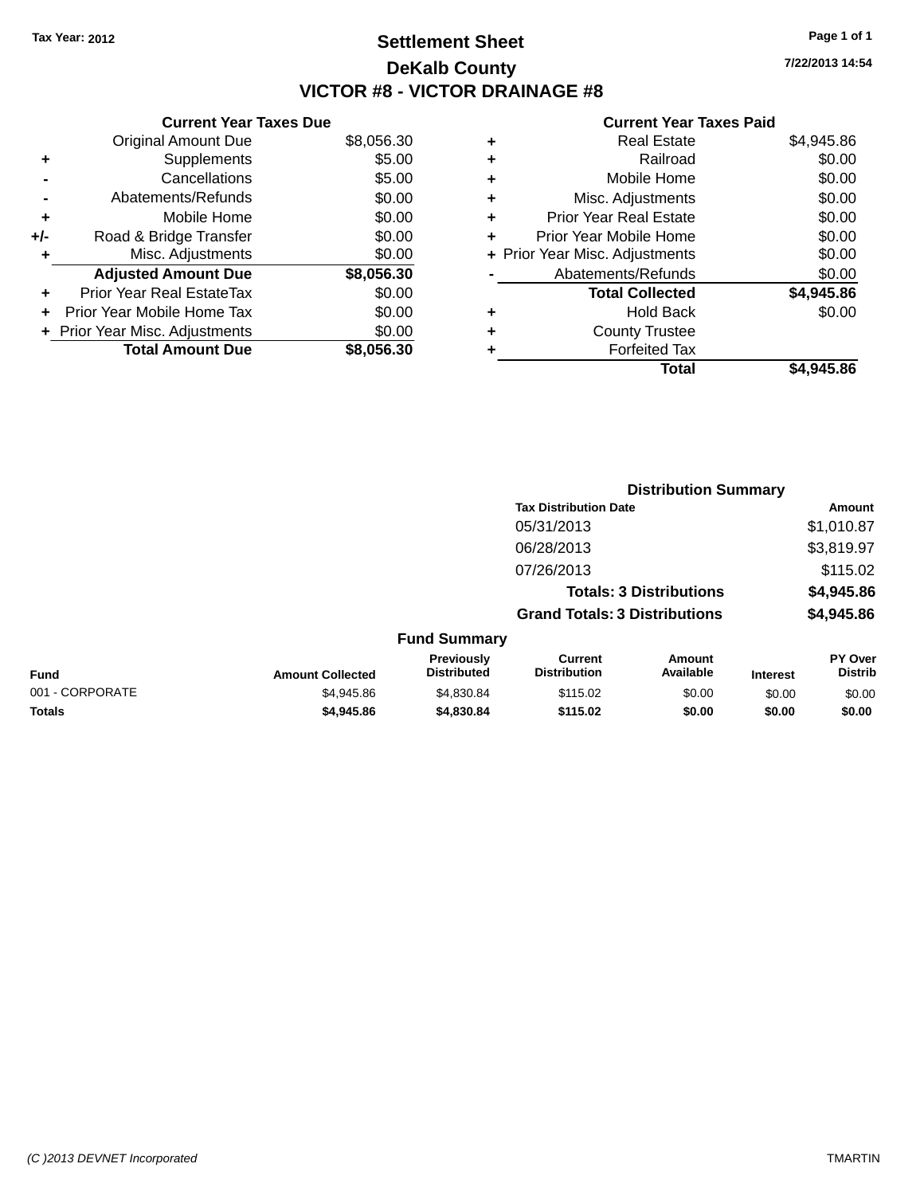Tax Year: 2012

# Settlement Sheet

## DeKalb County

## VICTOR #8 - VICTOR DRAINAGE #8

7/22/2013 14:54

**Current Year Taxes Due**

| | | |
|---|---|---|
| | Original Amount Due | $8,056.30 |
| + | Supplements | $5.00 |
| - | Cancellations | $5.00 |
| - | Abatements/Refunds | $0.00 |
| + | Mobile Home | $0.00 |
| +/- | Road & Bridge Transfer | $0.00 |
| + | Misc. Adjustments | $0.00 |
| | **Adjusted Amount Due** | **$8,056.30** |
| + | Prior Year Real EstateTax | $0.00 |
| + | Prior Year Mobile Home Tax | $0.00 |
| + | Prior Year Misc. Adjustments | $0.00 |
| | **Total Amount Due** | **$8,056.30** |

**Current Year Taxes Paid**

| | | |
|---|---|---|
| + | Real Estate | $4,945.86 |
| + | Railroad | $0.00 |
| + | Mobile Home | $0.00 |
| + | Misc. Adjustments | $0.00 |
| + | Prior Year Real Estate | $0.00 |
| + | Prior Year Mobile Home | $0.00 |
| + | Prior Year Misc. Adjustments | $0.00 |
| - | Abatements/Refunds | $0.00 |
| | **Total Collected** | **$4,945.86** |
| + | Hold Back | $0.00 |
| + | County Trustee | |
| + | Forfeited Tax | |
| | **Total** | **$4,945.86** |

**Distribution Summary**

| Tax Distribution Date | Amount |
|---|---|
| 05/31/2013 | $1,010.87 |
| 06/28/2013 | $3,819.97 |
| 07/26/2013 | $115.02 |
| **Totals: 3 Distributions** | **$4,945.86** |
| **Grand Totals: 3 Distributions** | **$4,945.86** |

**Fund Summary**

| Fund | Amount Collected | Previously Distributed | Current Distribution | Amount Available | Interest | PY Over Distrib |
|---|---|---|---|---|---|---|
| 001 - CORPORATE | $4,945.86 | $4,830.84 | $115.02 | $0.00 | $0.00 | $0.00 |
| **Totals** | **$4,945.86** | **$4,830.84** | **$115.02** | **$0.00** | **$0.00** | **$0.00** |

(C )2013 DEVNET Incorporated TMARTIN